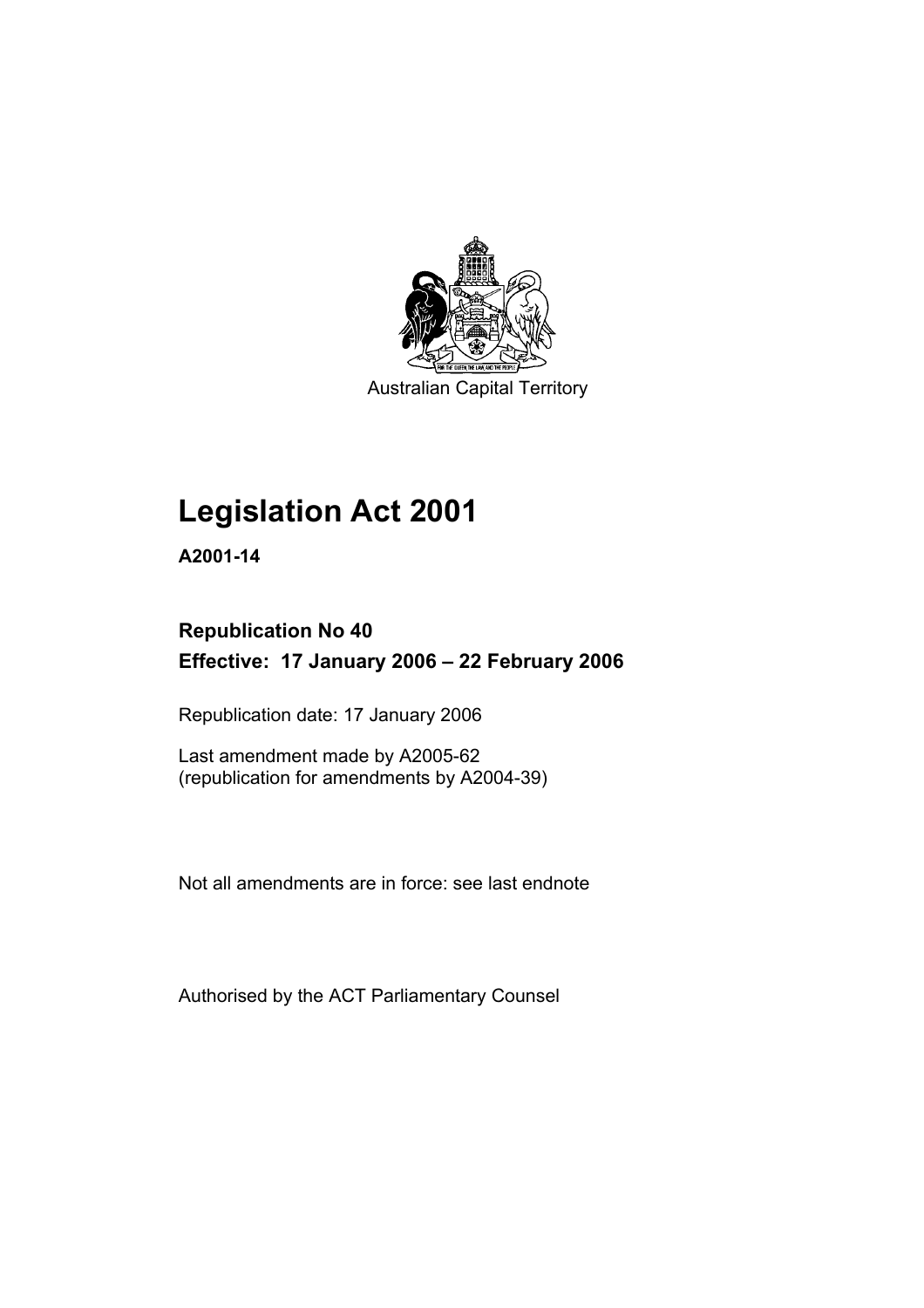Australian Capital Territory

# Legislation Act 2001

**A2001-14**

## Republication No 40

## Effective: 17 January 2006 – 22 February 2006

Republication date: 17 January 2006

Last amendment made by A2005-62
(republication for amendments by A2004-39)

Not all amendments are in force: see last endnote

Authorised by the ACT Parliamentary Counsel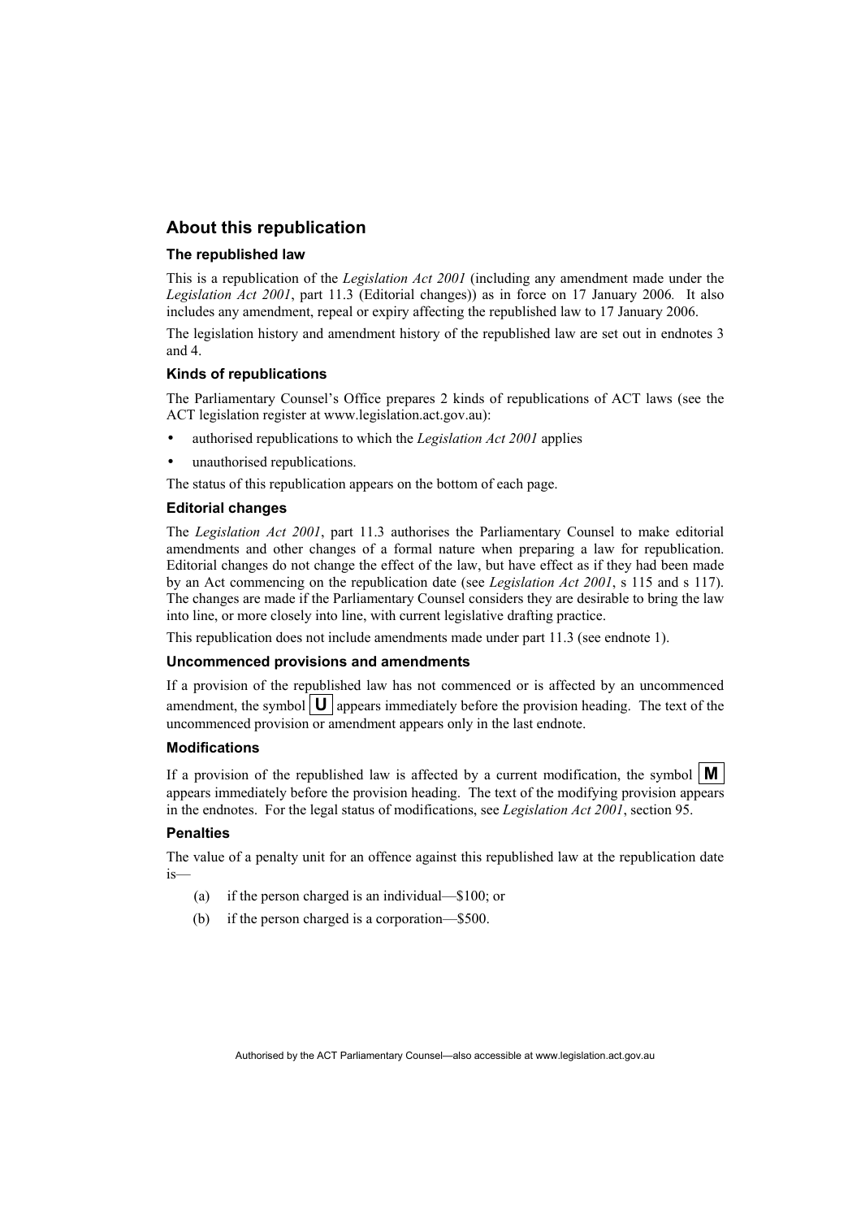## About this republication

### The republished law

This is a republication of the *Legislation Act 2001* (including any amendment made under the *Legislation Act 2001*, part 11.3 (Editorial changes)) as in force on 17 January 2006*.* It also includes any amendment, repeal or expiry affecting the republished law to 17 January 2006.

The legislation history and amendment history of the republished law are set out in endnotes 3 and 4.

### Kinds of republications

The Parliamentary Counsel's Office prepares 2 kinds of republications of ACT laws (see the ACT legislation register at www.legislation.act.gov.au):

- authorised republications to which the *Legislation Act 2001* applies
- unauthorised republications.

The status of this republication appears on the bottom of each page.

### Editorial changes

The *Legislation Act 2001*, part 11.3 authorises the Parliamentary Counsel to make editorial amendments and other changes of a formal nature when preparing a law for republication. Editorial changes do not change the effect of the law, but have effect as if they had been made by an Act commencing on the republication date (see *Legislation Act 2001*, s 115 and s 117). The changes are made if the Parliamentary Counsel considers they are desirable to bring the law into line, or more closely into line, with current legislative drafting practice.

This republication does not include amendments made under part 11.3 (see endnote 1).

### Uncommenced provisions and amendments

If a provision of the republished law has not commenced or is affected by an uncommenced amendment, the symbol **U** appears immediately before the provision heading. The text of the uncommenced provision or amendment appears only in the last endnote.

### Modifications

If a provision of the republished law is affected by a current modification, the symbol **M** appears immediately before the provision heading. The text of the modifying provision appears in the endnotes. For the legal status of modifications, see *Legislation Act 2001*, section 95.

### Penalties

The value of a penalty unit for an offence against this republished law at the republication date is—

(a) if the person charged is an individual—$100; or

(b) if the person charged is a corporation—$500.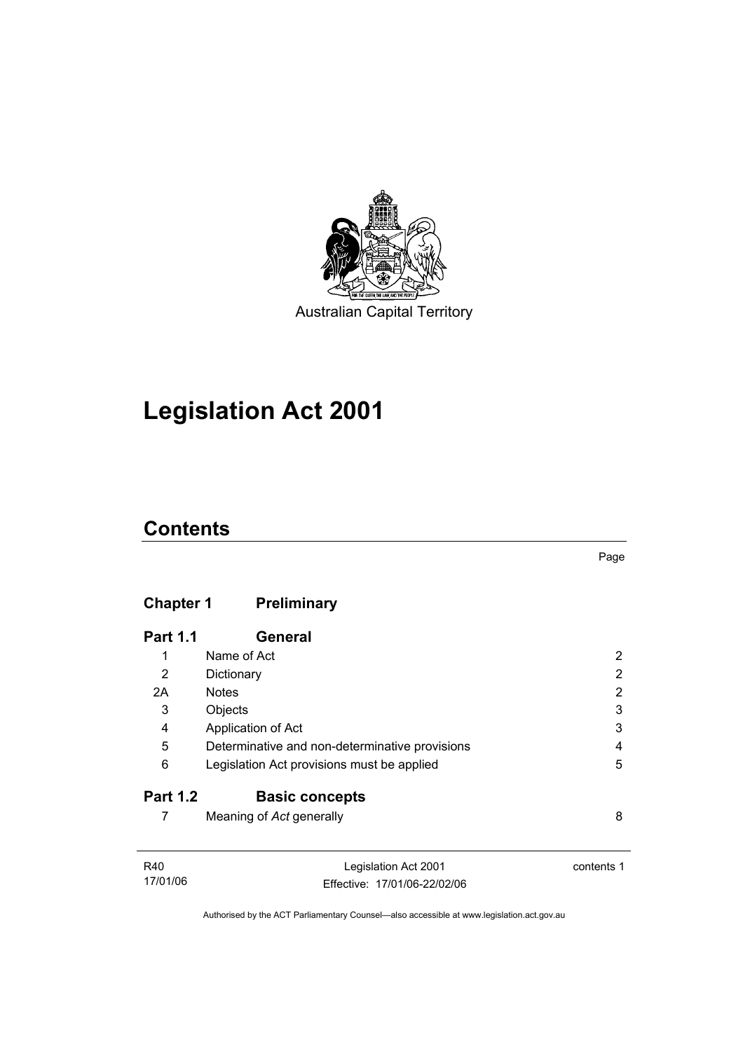Australian Capital Territory

# Legislation Act 2001

## Contents

Page

| | | |
|---|---|---|
| **Chapter 1** | **Preliminary** | |
| **Part 1.1** | **General** | |
| 1 | Name of Act | 2 |
| 2 | Dictionary | 2 |
| 2A | Notes | 2 |
| 3 | Objects | 3 |
| 4 | Application of Act | 3 |
| 5 | Determinative and non-determinative provisions | 4 |
| 6 | Legislation Act provisions must be applied | 5 |
| **Part 1.2** | **Basic concepts** | |
| 7 | Meaning of *Act* generally | 8 |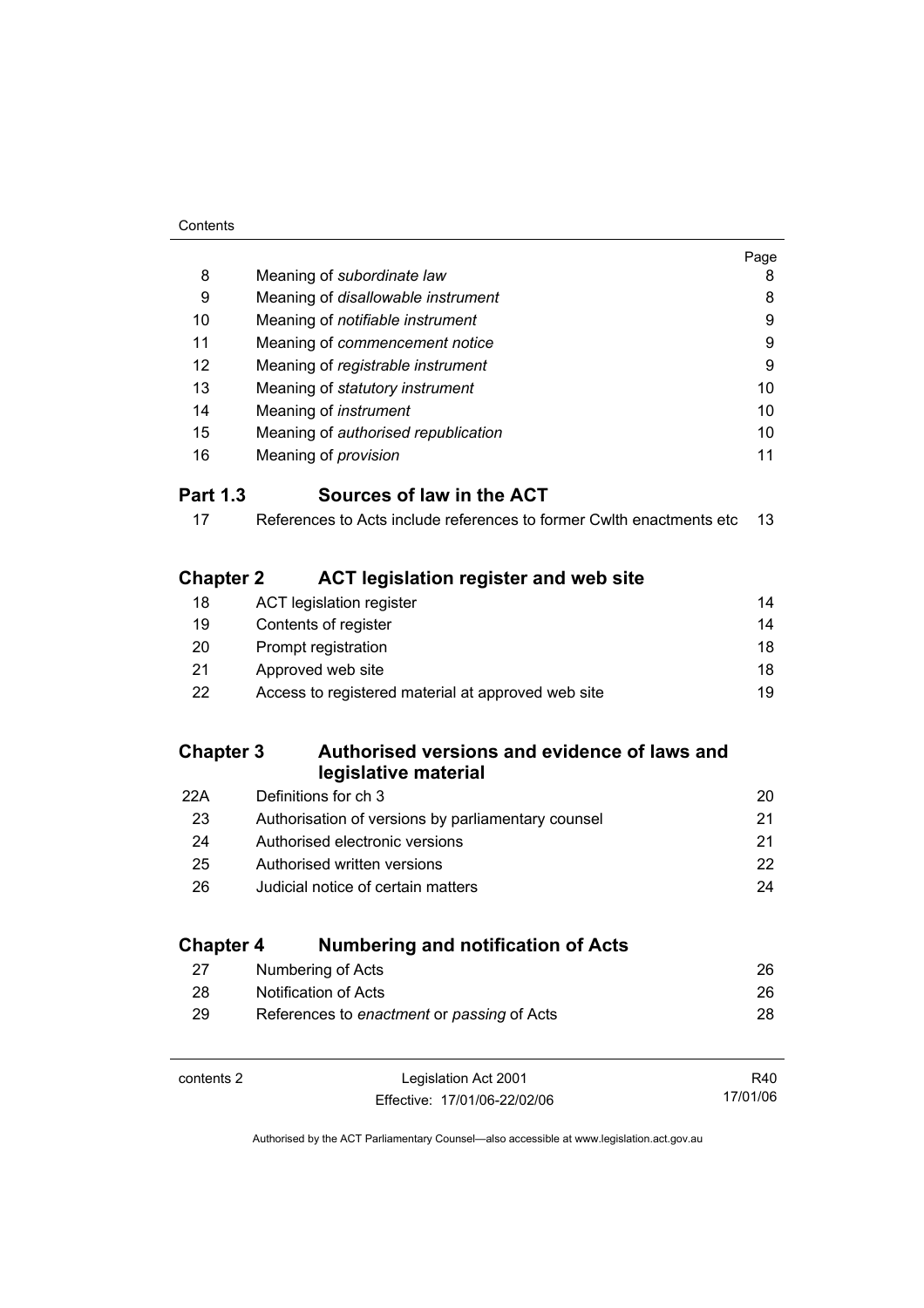| | | Page |
|---|---|---|
| 8 | Meaning of *subordinate law* | 8 |
| 9 | Meaning of *disallowable instrument* | 8 |
| 10 | Meaning of *notifiable instrument* | 9 |
| 11 | Meaning of *commencement notice* | 9 |
| 12 | Meaning of *registrable instrument* | 9 |
| 13 | Meaning of *statutory instrument* | 10 |
| 14 | Meaning of *instrument* | 10 |
| 15 | Meaning of *authorised republication* | 10 |
| 16 | Meaning of *provision* | 11 |

## Part 1.3 Sources of law in the ACT

| | | |
|---|---|---|
| 17 | References to Acts include references to former Cwlth enactments etc | 13 |

## Chapter 2 ACT legislation register and web site

| | | |
|---|---|---|
| 18 | ACT legislation register | 14 |
| 19 | Contents of register | 14 |
| 20 | Prompt registration | 18 |
| 21 | Approved web site | 18 |
| 22 | Access to registered material at approved web site | 19 |

## Chapter 3 Authorised versions and evidence of laws and legislative material

| | | |
|---|---|---|
| 22A | Definitions for ch 3 | 20 |
| 23 | Authorisation of versions by parliamentary counsel | 21 |
| 24 | Authorised electronic versions | 21 |
| 25 | Authorised written versions | 22 |
| 26 | Judicial notice of certain matters | 24 |

## Chapter 4 Numbering and notification of Acts

| | | |
|---|---|---|
| 27 | Numbering of Acts | 26 |
| 28 | Notification of Acts | 26 |
| 29 | References to *enactment* or *passing* of Acts | 28 |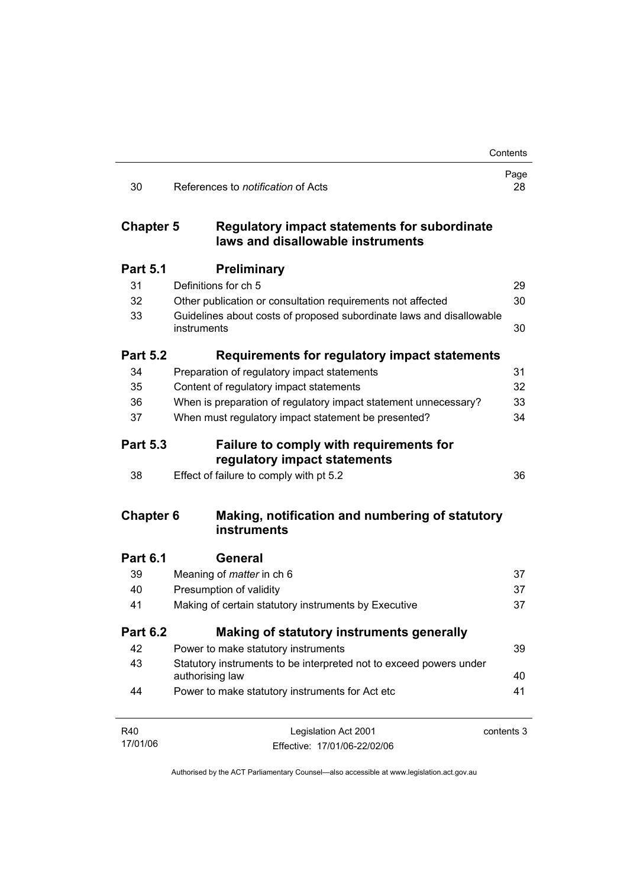| | | Page |
|---|---|---|
| 30 | References to *notification* of Acts | 28 |

## Chapter 5 Regulatory impact statements for subordinate laws and disallowable instruments

### Part 5.1 Preliminary

| | | |
|---|---|---|
| 31 | Definitions for ch 5 | 29 |
| 32 | Other publication or consultation requirements not affected | 30 |
| 33 | Guidelines about costs of proposed subordinate laws and disallowable instruments | 30 |

### Part 5.2 Requirements for regulatory impact statements

| | | |
|---|---|---|
| 34 | Preparation of regulatory impact statements | 31 |
| 35 | Content of regulatory impact statements | 32 |
| 36 | When is preparation of regulatory impact statement unnecessary? | 33 |
| 37 | When must regulatory impact statement be presented? | 34 |

### Part 5.3 Failure to comply with requirements for regulatory impact statements

| | | |
|---|---|---|
| 38 | Effect of failure to comply with pt 5.2 | 36 |

## Chapter 6 Making, notification and numbering of statutory instruments

### Part 6.1 General

| | | |
|---|---|---|
| 39 | Meaning of *matter* in ch 6 | 37 |
| 40 | Presumption of validity | 37 |
| 41 | Making of certain statutory instruments by Executive | 37 |

### Part 6.2 Making of statutory instruments generally

| | | |
|---|---|---|
| 42 | Power to make statutory instruments | 39 |
| 43 | Statutory instruments to be interpreted not to exceed powers under authorising law | 40 |
| 44 | Power to make statutory instruments for Act etc | 41 |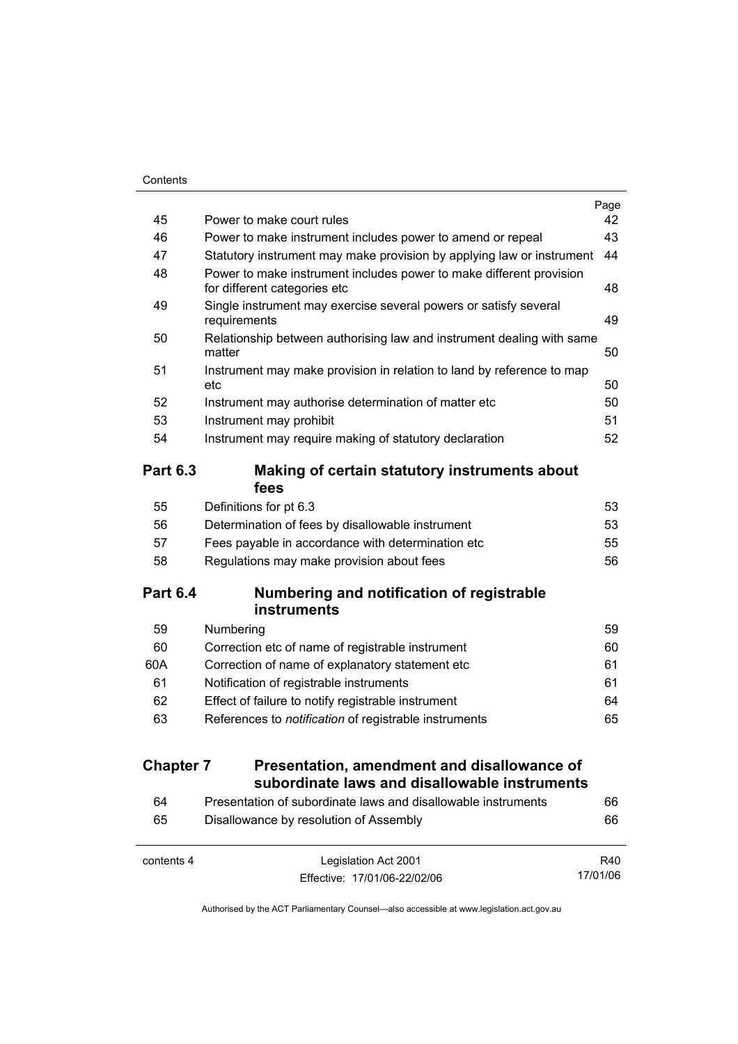| | | Page |
|---|---|---|
| 45 | Power to make court rules | 42 |
| 46 | Power to make instrument includes power to amend or repeal | 43 |
| 47 | Statutory instrument may make provision by applying law or instrument | 44 |
| 48 | Power to make instrument includes power to make different provision for different categories etc | 48 |
| 49 | Single instrument may exercise several powers or satisfy several requirements | 49 |
| 50 | Relationship between authorising law and instrument dealing with same matter | 50 |
| 51 | Instrument may make provision in relation to land by reference to map etc | 50 |
| 52 | Instrument may authorise determination of matter etc | 50 |
| 53 | Instrument may prohibit | 51 |
| 54 | Instrument may require making of statutory declaration | 52 |

## Part 6.3 Making of certain statutory instruments about fees

| | | |
|---|---|---|
| 55 | Definitions for pt 6.3 | 53 |
| 56 | Determination of fees by disallowable instrument | 53 |
| 57 | Fees payable in accordance with determination etc | 55 |
| 58 | Regulations may make provision about fees | 56 |

## Part 6.4 Numbering and notification of registrable instruments

| | | |
|---|---|---|
| 59 | Numbering | 59 |
| 60 | Correction etc of name of registrable instrument | 60 |
| 60A | Correction of name of explanatory statement etc | 61 |
| 61 | Notification of registrable instruments | 61 |
| 62 | Effect of failure to notify registrable instrument | 64 |
| 63 | References to *notification* of registrable instruments | 65 |

## Chapter 7 Presentation, amendment and disallowance of subordinate laws and disallowable instruments

| | | |
|---|---|---|
| 64 | Presentation of subordinate laws and disallowable instruments | 66 |
| 65 | Disallowance by resolution of Assembly | 66 |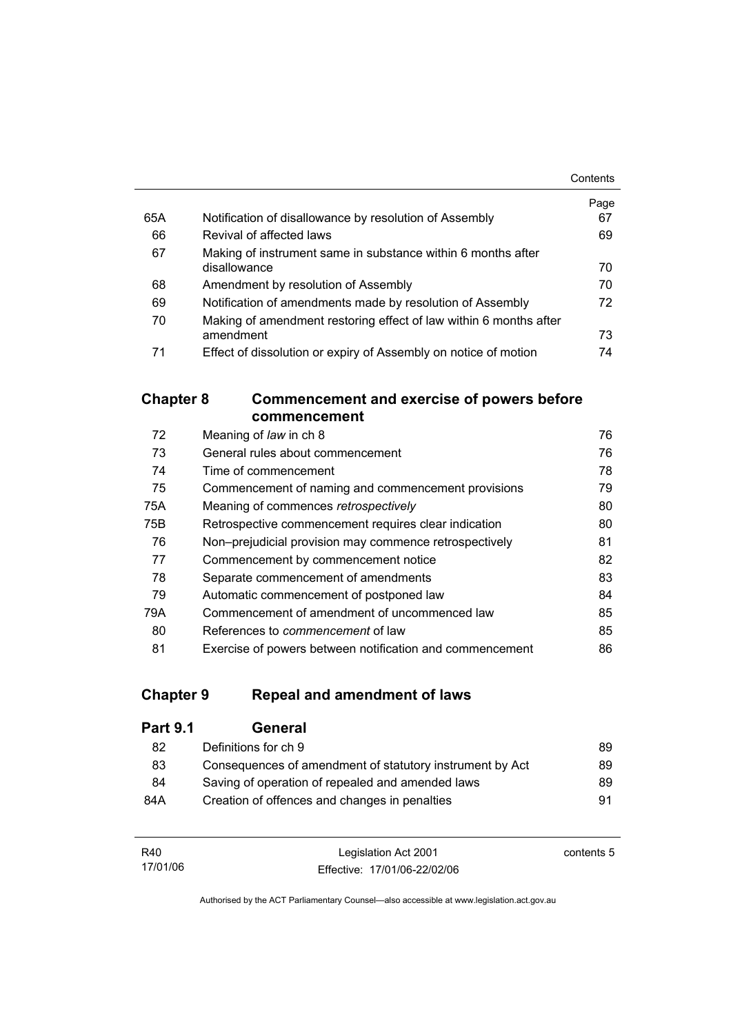| | | Page |
|---|---|---|
| 65A | Notification of disallowance by resolution of Assembly | 67 |
| 66 | Revival of affected laws | 69 |
| 67 | Making of instrument same in substance within 6 months after disallowance | 70 |
| 68 | Amendment by resolution of Assembly | 70 |
| 69 | Notification of amendments made by resolution of Assembly | 72 |
| 70 | Making of amendment restoring effect of law within 6 months after amendment | 73 |
| 71 | Effect of dissolution or expiry of Assembly on notice of motion | 74 |

## Chapter 8 Commencement and exercise of powers before commencement

| | | |
|---|---|---|
| 72 | Meaning of *law* in ch 8 | 76 |
| 73 | General rules about commencement | 76 |
| 74 | Time of commencement | 78 |
| 75 | Commencement of naming and commencement provisions | 79 |
| 75A | Meaning of commences *retrospectively* | 80 |
| 75B | Retrospective commencement requires clear indication | 80 |
| 76 | Non–prejudicial provision may commence retrospectively | 81 |
| 77 | Commencement by commencement notice | 82 |
| 78 | Separate commencement of amendments | 83 |
| 79 | Automatic commencement of postponed law | 84 |
| 79A | Commencement of amendment of uncommenced law | 85 |
| 80 | References to *commencement* of law | 85 |
| 81 | Exercise of powers between notification and commencement | 86 |

## Chapter 9 Repeal and amendment of laws

### Part 9.1 General

| | | |
|---|---|---|
| 82 | Definitions for ch 9 | 89 |
| 83 | Consequences of amendment of statutory instrument by Act | 89 |
| 84 | Saving of operation of repealed and amended laws | 89 |
| 84A | Creation of offences and changes in penalties | 91 |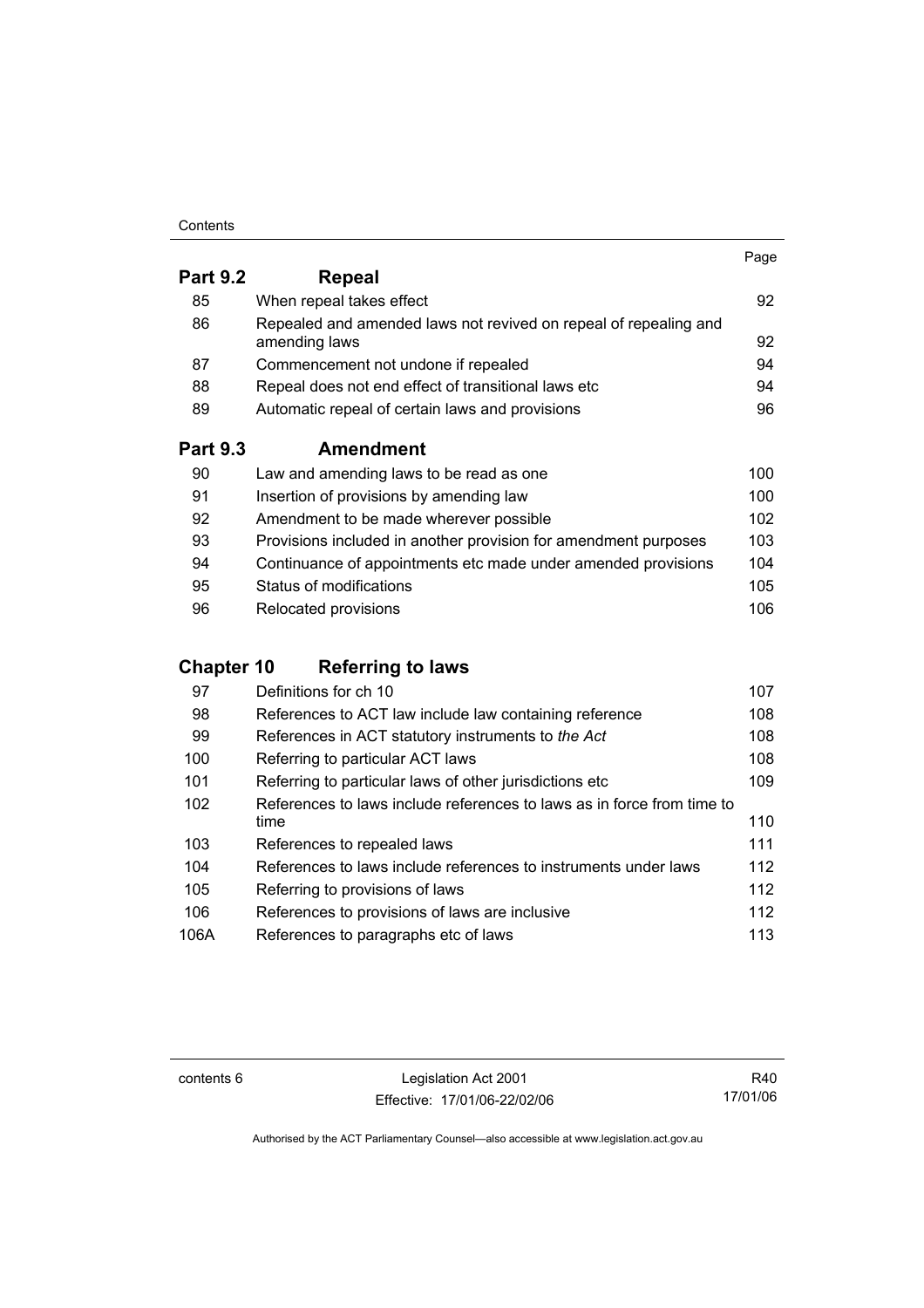| | | Page |
|---|---|---|
| **Part 9.2** | **Repeal** | |
| 85 | When repeal takes effect | 92 |
| 86 | Repealed and amended laws not revived on repeal of repealing and amending laws | 92 |
| 87 | Commencement not undone if repealed | 94 |
| 88 | Repeal does not end effect of transitional laws etc | 94 |
| 89 | Automatic repeal of certain laws and provisions | 96 |
| **Part 9.3** | **Amendment** | |
| 90 | Law and amending laws to be read as one | 100 |
| 91 | Insertion of provisions by amending law | 100 |
| 92 | Amendment to be made wherever possible | 102 |
| 93 | Provisions included in another provision for amendment purposes | 103 |
| 94 | Continuance of appointments etc made under amended provisions | 104 |
| 95 | Status of modifications | 105 |
| 96 | Relocated provisions | 106 |
| **Chapter 10** | **Referring to laws** | |
| 97 | Definitions for ch 10 | 107 |
| 98 | References to ACT law include law containing reference | 108 |
| 99 | References in ACT statutory instruments to *the Act* | 108 |
| 100 | Referring to particular ACT laws | 108 |
| 101 | Referring to particular laws of other jurisdictions etc | 109 |
| 102 | References to laws include references to laws as in force from time to time | 110 |
| 103 | References to repealed laws | 111 |
| 104 | References to laws include references to instruments under laws | 112 |
| 105 | Referring to provisions of laws | 112 |
| 106 | References to provisions of laws are inclusive | 112 |
| 106A | References to paragraphs etc of laws | 113 |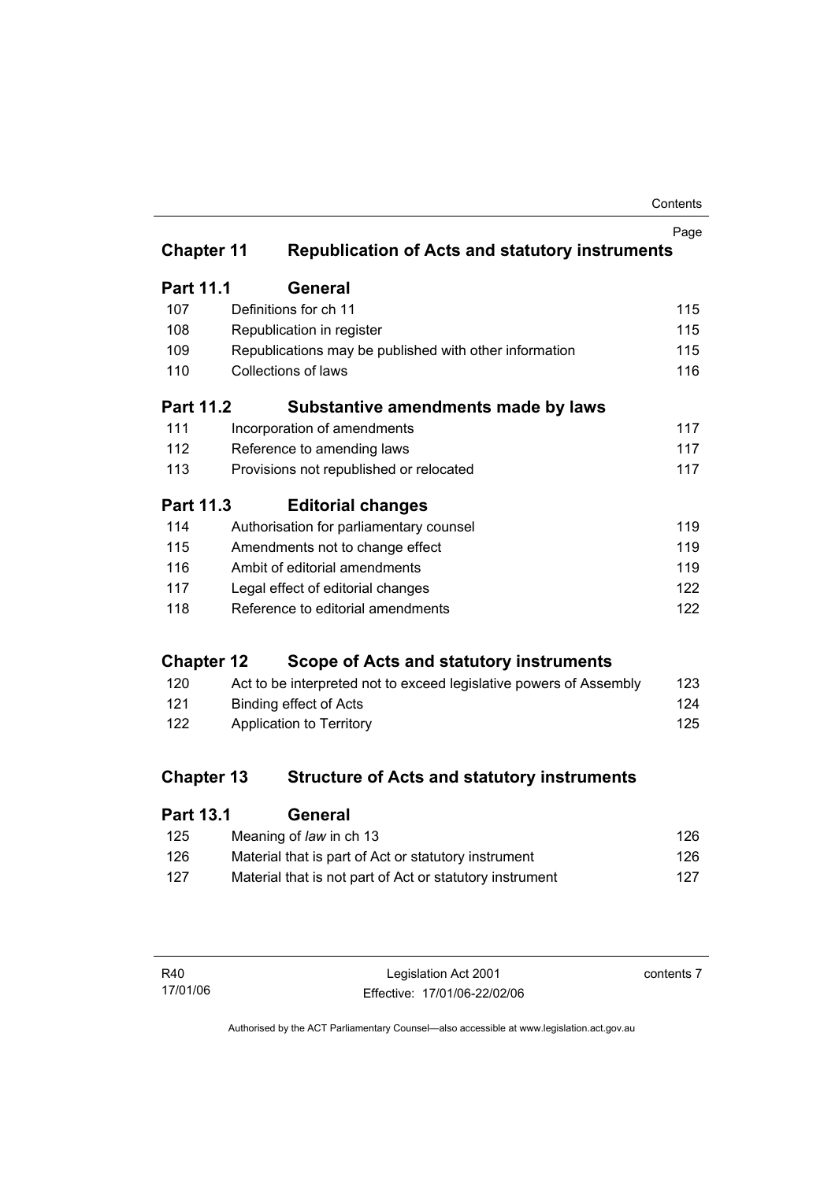## Chapter 11 Republication of Acts and statutory instruments

| | | Page |
|---|---|---|
| **Part 11.1** | **General** | |
| 107 | Definitions for ch 11 | 115 |
| 108 | Republication in register | 115 |
| 109 | Republications may be published with other information | 115 |
| 110 | Collections of laws | 116 |
| **Part 11.2** | **Substantive amendments made by laws** | |
| 111 | Incorporation of amendments | 117 |
| 112 | Reference to amending laws | 117 |
| 113 | Provisions not republished or relocated | 117 |
| **Part 11.3** | **Editorial changes** | |
| 114 | Authorisation for parliamentary counsel | 119 |
| 115 | Amendments not to change effect | 119 |
| 116 | Ambit of editorial amendments | 119 |
| 117 | Legal effect of editorial changes | 122 |
| 118 | Reference to editorial amendments | 122 |

## Chapter 12 Scope of Acts and statutory instruments

| | | |
|---|---|---|
| 120 | Act to be interpreted not to exceed legislative powers of Assembly | 123 |
| 121 | Binding effect of Acts | 124 |
| 122 | Application to Territory | 125 |

## Chapter 13 Structure of Acts and statutory instruments

| | | |
|---|---|---|
| **Part 13.1** | **General** | |
| 125 | Meaning of *law* in ch 13 | 126 |
| 126 | Material that is part of Act or statutory instrument | 126 |
| 127 | Material that is not part of Act or statutory instrument | 127 |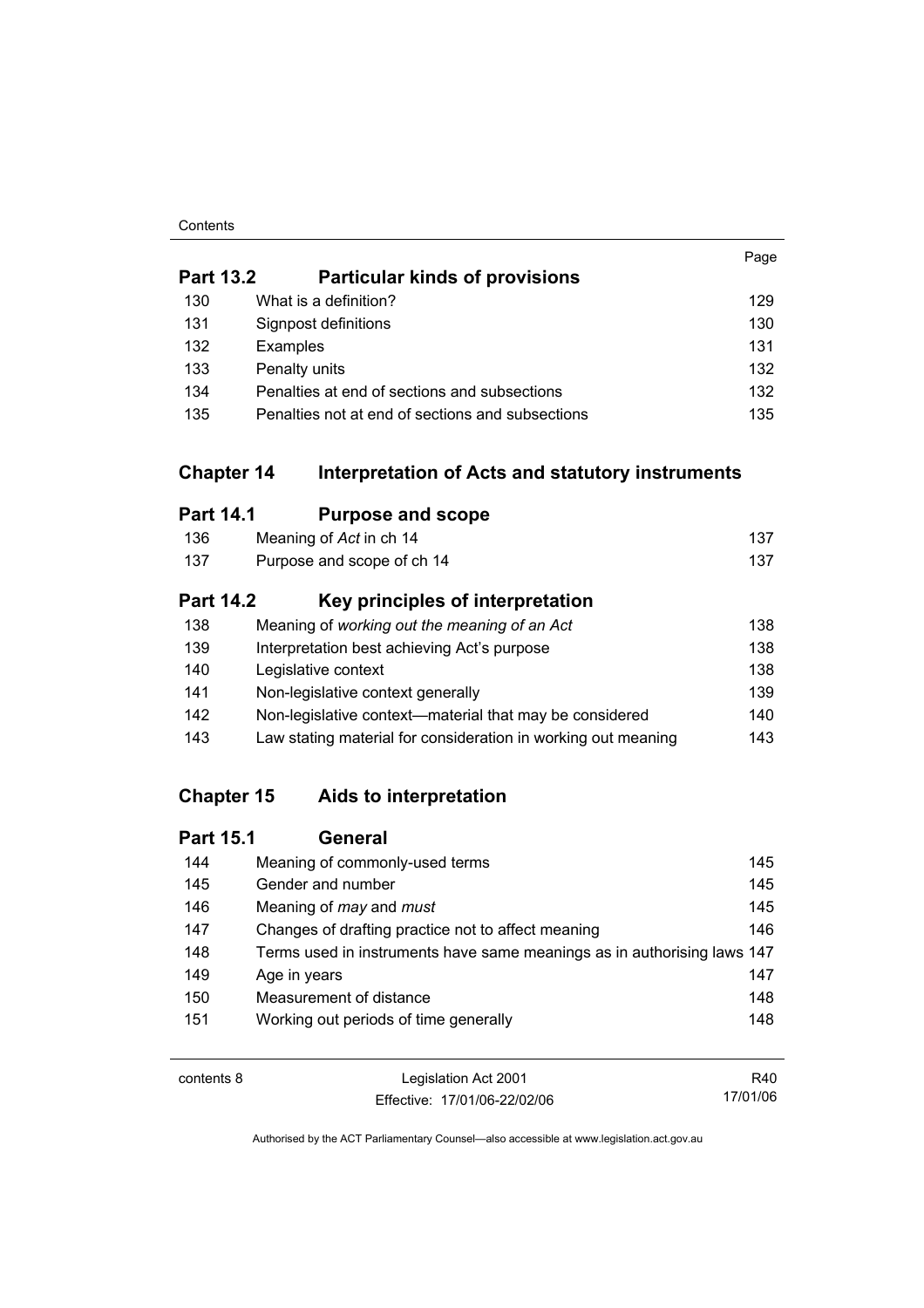| | | Page |
|---|---|---|
| **Part 13.2** | **Particular kinds of provisions** | |
| 130 | What is a definition? | 129 |
| 131 | Signpost definitions | 130 |
| 132 | Examples | 131 |
| 133 | Penalty units | 132 |
| 134 | Penalties at end of sections and subsections | 132 |
| 135 | Penalties not at end of sections and subsections | 135 |
| **Chapter 14** | **Interpretation of Acts and statutory instruments** | |
| **Part 14.1** | **Purpose and scope** | |
| 136 | Meaning of *Act* in ch 14 | 137 |
| 137 | Purpose and scope of ch 14 | 137 |
| **Part 14.2** | **Key principles of interpretation** | |
| 138 | Meaning of *working out the meaning of an Act* | 138 |
| 139 | Interpretation best achieving Act's purpose | 138 |
| 140 | Legislative context | 138 |
| 141 | Non-legislative context generally | 139 |
| 142 | Non-legislative context—material that may be considered | 140 |
| 143 | Law stating material for consideration in working out meaning | 143 |
| **Chapter 15** | **Aids to interpretation** | |
| **Part 15.1** | **General** | |
| 144 | Meaning of commonly-used terms | 145 |
| 145 | Gender and number | 145 |
| 146 | Meaning of *may* and *must* | 145 |
| 147 | Changes of drafting practice not to affect meaning | 146 |
| 148 | Terms used in instruments have same meanings as in authorising laws | 147 |
| 149 | Age in years | 147 |
| 150 | Measurement of distance | 148 |
| 151 | Working out periods of time generally | 148 |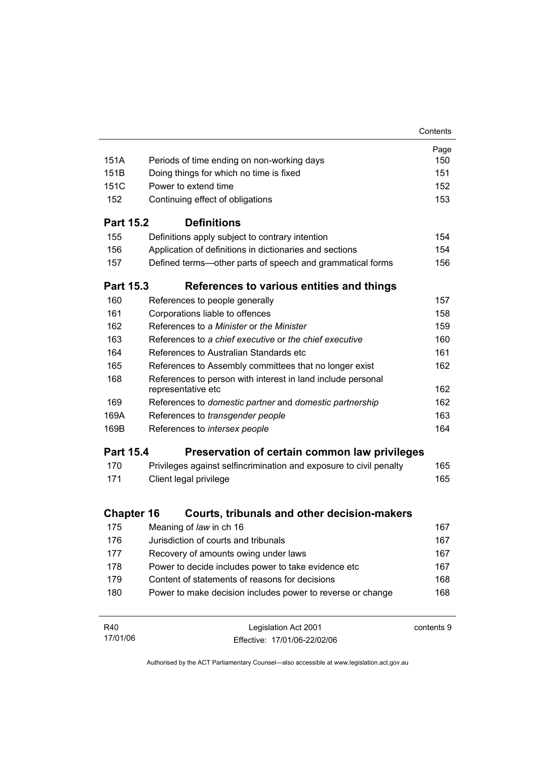| | | Page |
|---|---|---|
| 151A | Periods of time ending on non-working days | 150 |
| 151B | Doing things for which no time is fixed | 151 |
| 151C | Power to extend time | 152 |
| 152 | Continuing effect of obligations | 153 |

## Part 15.2 Definitions

| | | |
|---|---|---|
| 155 | Definitions apply subject to contrary intention | 154 |
| 156 | Application of definitions in dictionaries and sections | 154 |
| 157 | Defined terms—other parts of speech and grammatical forms | 156 |

## Part 15.3 References to various entities and things

| | | |
|---|---|---|
| 160 | References to people generally | 157 |
| 161 | Corporations liable to offences | 158 |
| 162 | References to *a Minister* or *the Minister* | 159 |
| 163 | References to *a chief executive* or *the chief executive* | 160 |
| 164 | References to Australian Standards etc | 161 |
| 165 | References to Assembly committees that no longer exist | 162 |
| 168 | References to person with interest in land include personal representative etc | 162 |
| 169 | References to *domestic partner* and *domestic partnership* | 162 |
| 169A | References to *transgender people* | 163 |
| 169B | References to *intersex people* | 164 |

## Part 15.4 Preservation of certain common law privileges

| | | |
|---|---|---|
| 170 | Privileges against selfincrimination and exposure to civil penalty | 165 |
| 171 | Client legal privilege | 165 |

## Chapter 16 Courts, tribunals and other decision-makers

| | | |
|---|---|---|
| 175 | Meaning of *law* in ch 16 | 167 |
| 176 | Jurisdiction of courts and tribunals | 167 |
| 177 | Recovery of amounts owing under laws | 167 |
| 178 | Power to decide includes power to take evidence etc | 167 |
| 179 | Content of statements of reasons for decisions | 168 |
| 180 | Power to make decision includes power to reverse or change | 168 |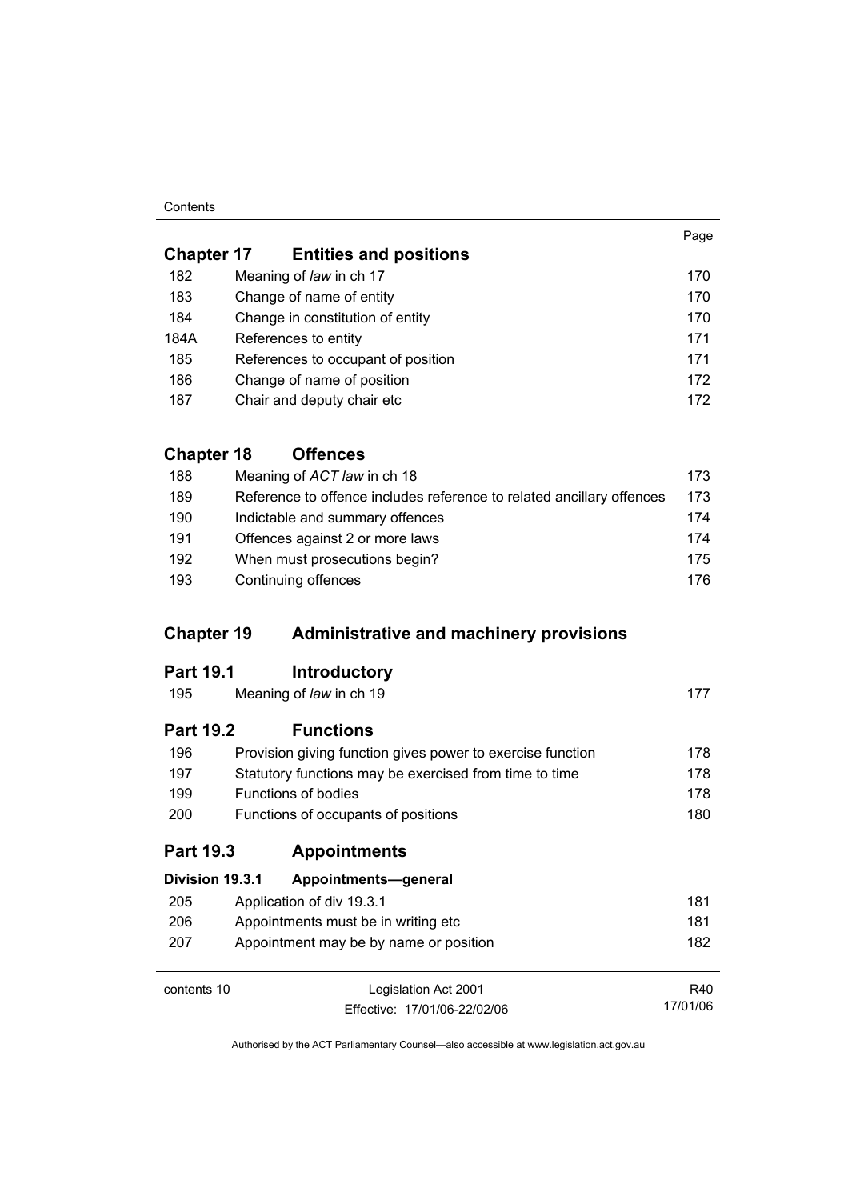| | | Page |
|---|---|---|
| **Chapter 17** | **Entities and positions** | |
| 182 | Meaning of *law* in ch 17 | 170 |
| 183 | Change of name of entity | 170 |
| 184 | Change in constitution of entity | 170 |
| 184A | References to entity | 171 |
| 185 | References to occupant of position | 171 |
| 186 | Change of name of position | 172 |
| 187 | Chair and deputy chair etc | 172 |
| **Chapter 18** | **Offences** | |
| 188 | Meaning of *ACT law* in ch 18 | 173 |
| 189 | Reference to offence includes reference to related ancillary offences | 173 |
| 190 | Indictable and summary offences | 174 |
| 191 | Offences against 2 or more laws | 174 |
| 192 | When must prosecutions begin? | 175 |
| 193 | Continuing offences | 176 |
| **Chapter 19** | **Administrative and machinery provisions** | |
| **Part 19.1** | **Introductory** | |
| 195 | Meaning of *law* in ch 19 | 177 |
| **Part 19.2** | **Functions** | |
| 196 | Provision giving function gives power to exercise function | 178 |
| 197 | Statutory functions may be exercised from time to time | 178 |
| 199 | Functions of bodies | 178 |
| 200 | Functions of occupants of positions | 180 |
| **Part 19.3** | **Appointments** | |
| **Division 19.3.1** | **Appointments—general** | |
| 205 | Application of div 19.3.1 | 181 |
| 206 | Appointments must be in writing etc | 181 |
| 207 | Appointment may be by name or position | 182 |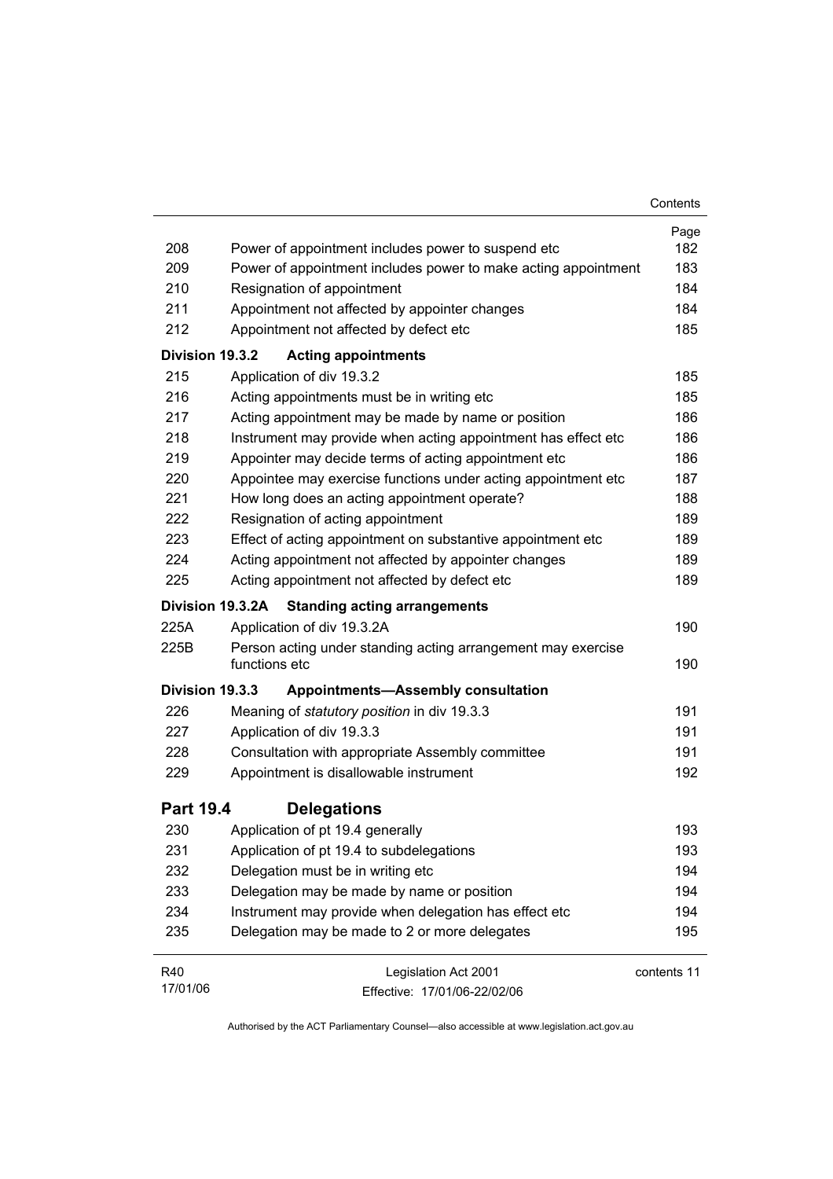| | | Page |
|---|---|---|
| 208 | Power of appointment includes power to suspend etc | 182 |
| 209 | Power of appointment includes power to make acting appointment | 183 |
| 210 | Resignation of appointment | 184 |
| 211 | Appointment not affected by appointer changes | 184 |
| 212 | Appointment not affected by defect etc | 185 |
| **Division 19.3.2** | **Acting appointments** | |
| 215 | Application of div 19.3.2 | 185 |
| 216 | Acting appointments must be in writing etc | 185 |
| 217 | Acting appointment may be made by name or position | 186 |
| 218 | Instrument may provide when acting appointment has effect etc | 186 |
| 219 | Appointer may decide terms of acting appointment etc | 186 |
| 220 | Appointee may exercise functions under acting appointment etc | 187 |
| 221 | How long does an acting appointment operate? | 188 |
| 222 | Resignation of acting appointment | 189 |
| 223 | Effect of acting appointment on substantive appointment etc | 189 |
| 224 | Acting appointment not affected by appointer changes | 189 |
| 225 | Acting appointment not affected by defect etc | 189 |
| **Division 19.3.2A** | **Standing acting arrangements** | |
| 225A | Application of div 19.3.2A | 190 |
| 225B | Person acting under standing acting arrangement may exercise functions etc | 190 |
| **Division 19.3.3** | **Appointments—Assembly consultation** | |
| 226 | Meaning of *statutory position* in div 19.3.3 | 191 |
| 227 | Application of div 19.3.3 | 191 |
| 228 | Consultation with appropriate Assembly committee | 191 |
| 229 | Appointment is disallowable instrument | 192 |
| **Part 19.4** | **Delegations** | |
| 230 | Application of pt 19.4 generally | 193 |
| 231 | Application of pt 19.4 to subdelegations | 193 |
| 232 | Delegation must be in writing etc | 194 |
| 233 | Delegation may be made by name or position | 194 |
| 234 | Instrument may provide when delegation has effect etc | 194 |
| 235 | Delegation may be made to 2 or more delegates | 195 |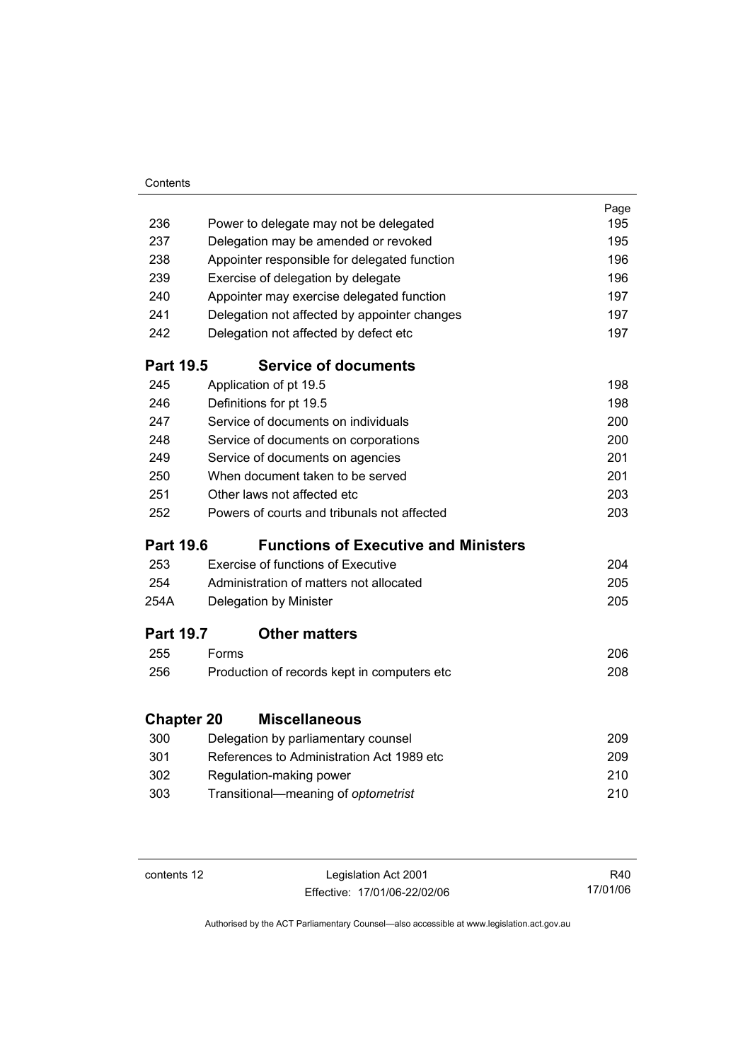| | | Page |
|---|---|---|
| 236 | Power to delegate may not be delegated | 195 |
| 237 | Delegation may be amended or revoked | 195 |
| 238 | Appointer responsible for delegated function | 196 |
| 239 | Exercise of delegation by delegate | 196 |
| 240 | Appointer may exercise delegated function | 197 |
| 241 | Delegation not affected by appointer changes | 197 |
| 242 | Delegation not affected by defect etc | 197 |
| **Part 19.5** | **Service of documents** | |
| 245 | Application of pt 19.5 | 198 |
| 246 | Definitions for pt 19.5 | 198 |
| 247 | Service of documents on individuals | 200 |
| 248 | Service of documents on corporations | 200 |
| 249 | Service of documents on agencies | 201 |
| 250 | When document taken to be served | 201 |
| 251 | Other laws not affected etc | 203 |
| 252 | Powers of courts and tribunals not affected | 203 |
| **Part 19.6** | **Functions of Executive and Ministers** | |
| 253 | Exercise of functions of Executive | 204 |
| 254 | Administration of matters not allocated | 205 |
| 254A | Delegation by Minister | 205 |
| **Part 19.7** | **Other matters** | |
| 255 | Forms | 206 |
| 256 | Production of records kept in computers etc | 208 |
| **Chapter 20** | **Miscellaneous** | |
| 300 | Delegation by parliamentary counsel | 209 |
| 301 | References to Administration Act 1989 etc | 209 |
| 302 | Regulation-making power | 210 |
| 303 | Transitional—meaning of *optometrist* | 210 |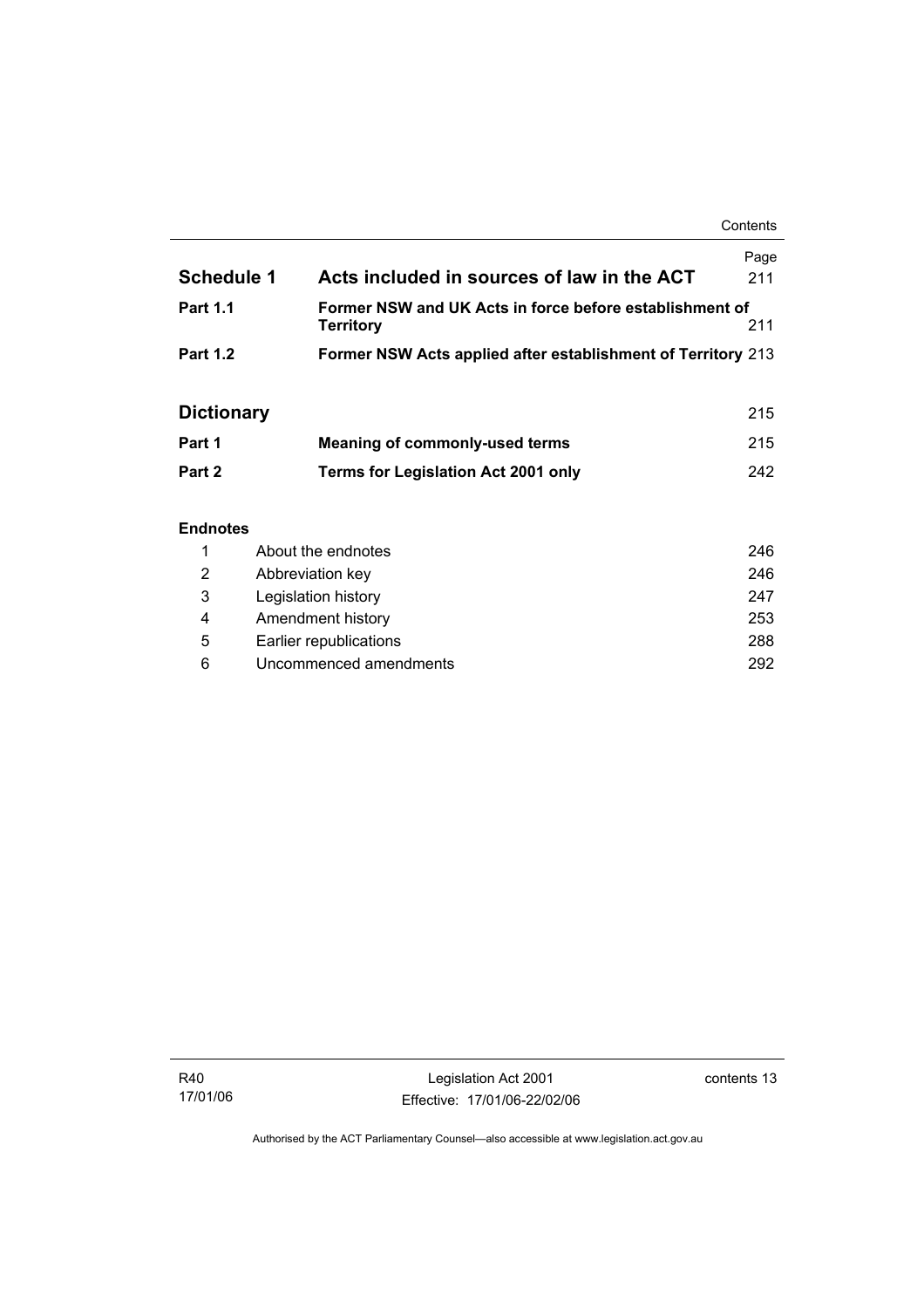| | | Page |
|---|---|---|
| **Schedule 1** | **Acts included in sources of law in the ACT** | 211 |
| **Part 1.1** | **Former NSW and UK Acts in force before establishment of Territory** | 211 |
| **Part 1.2** | **Former NSW Acts applied after establishment of Territory** | 213 |
| | | |
| **Dictionary** | | 215 |
| **Part 1** | **Meaning of commonly-used terms** | 215 |
| **Part 2** | **Terms for Legislation Act 2001 only** | 242 |

**Endnotes**

| | | |
|---|---|---|
| 1 | About the endnotes | 246 |
| 2 | Abbreviation key | 246 |
| 3 | Legislation history | 247 |
| 4 | Amendment history | 253 |
| 5 | Earlier republications | 288 |
| 6 | Uncommenced amendments | 292 |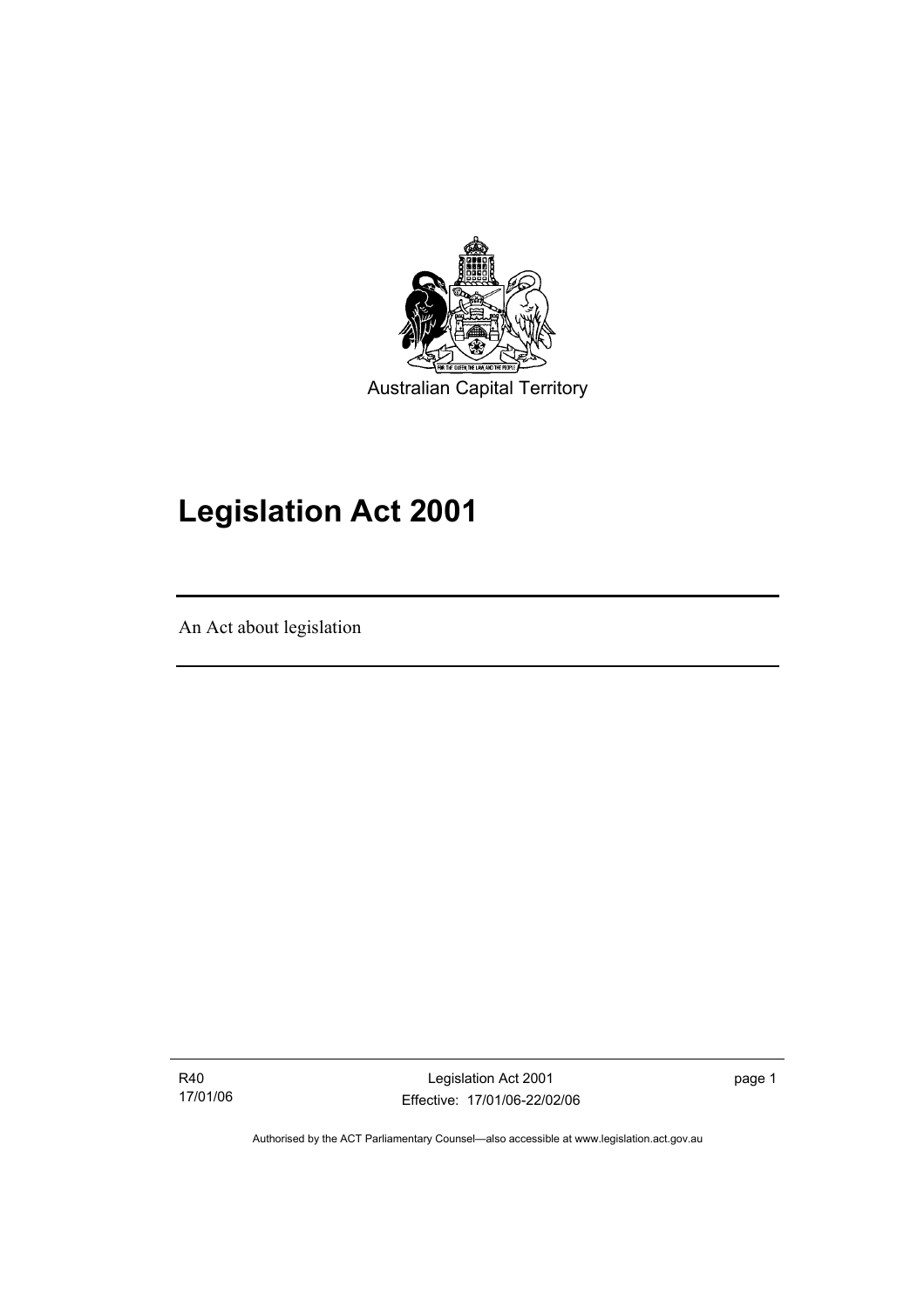Australian Capital Territory

# Legislation Act 2001

An Act about legislation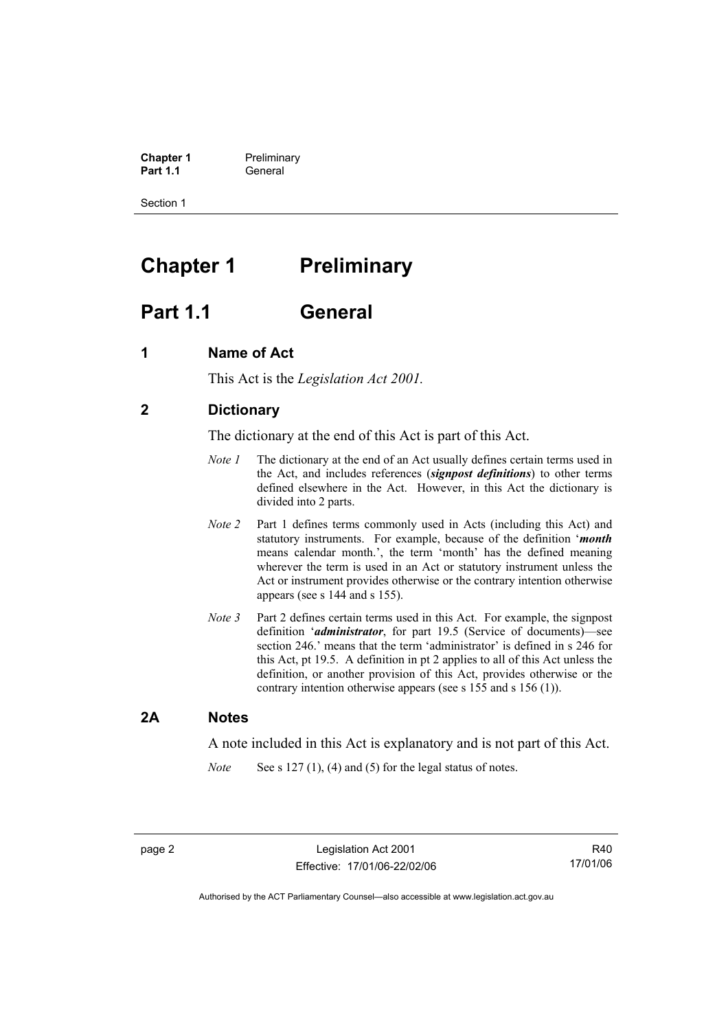# Chapter 1 Preliminary

## Part 1.1 General

### 1 Name of Act

This Act is the *Legislation Act 2001*.

### 2 Dictionary

The dictionary at the end of this Act is part of this Act.

*Note 1* The dictionary at the end of an Act usually defines certain terms used in the Act, and includes references (***signpost definitions***) to other terms defined elsewhere in the Act. However, in this Act the dictionary is divided into 2 parts.

*Note 2* Part 1 defines terms commonly used in Acts (including this Act) and statutory instruments. For example, because of the definition '***month*** means calendar month.', the term 'month' has the defined meaning wherever the term is used in an Act or statutory instrument unless the Act or instrument provides otherwise or the contrary intention otherwise appears (see s 144 and s 155).

*Note 3* Part 2 defines certain terms used in this Act. For example, the signpost definition '***administrator***, for part 19.5 (Service of documents)—see section 246.' means that the term 'administrator' is defined in s 246 for this Act, pt 19.5. A definition in pt 2 applies to all of this Act unless the definition, or another provision of this Act, provides otherwise or the contrary intention otherwise appears (see s 155 and s 156 (1)).

### 2A Notes

A note included in this Act is explanatory and is not part of this Act.

*Note* See s 127 (1), (4) and (5) for the legal status of notes.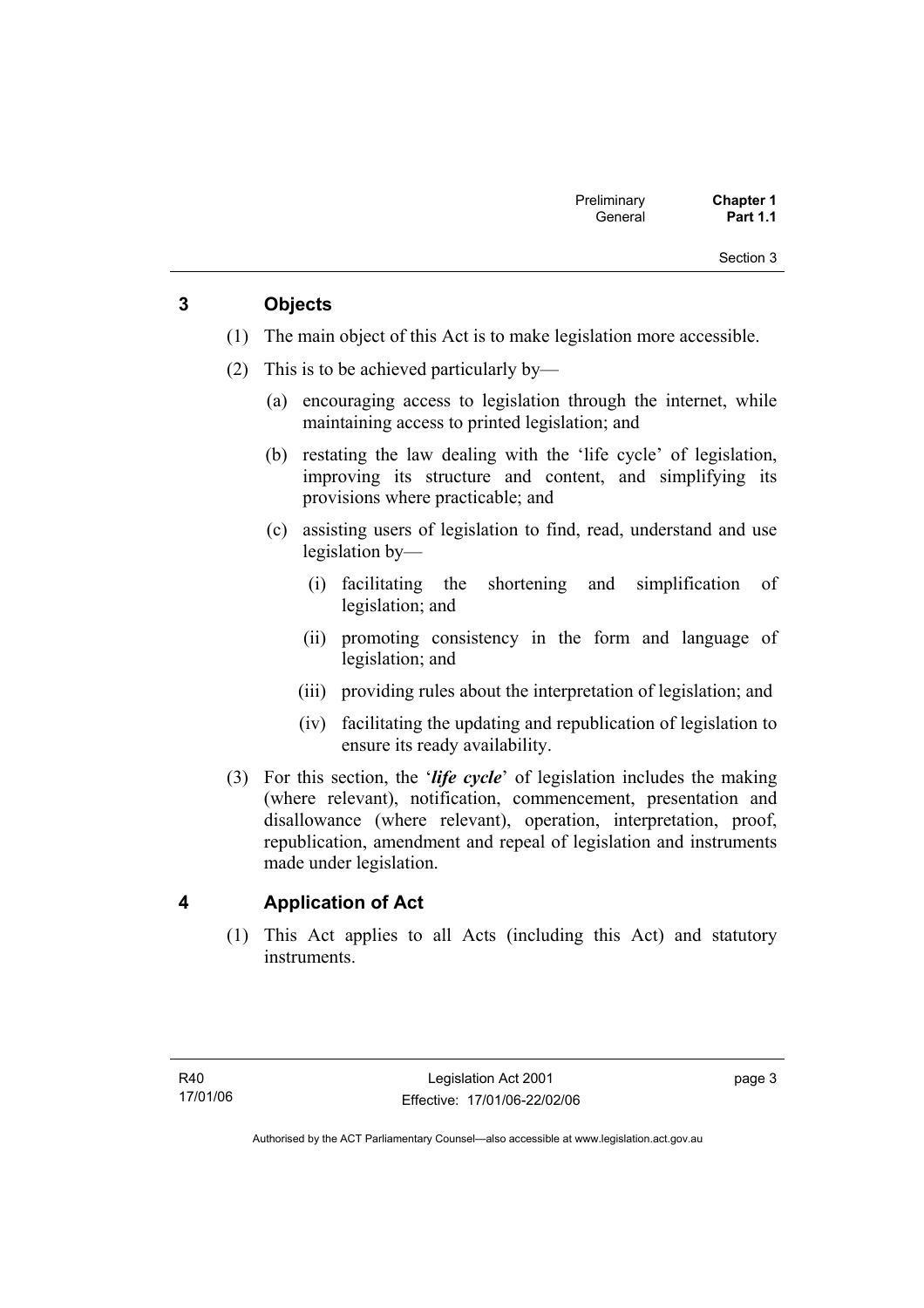## 3 Objects

(1) The main object of this Act is to make legislation more accessible.

(2) This is to be achieved particularly by—

(a) encouraging access to legislation through the internet, while maintaining access to printed legislation; and

(b) restating the law dealing with the 'life cycle' of legislation, improving its structure and content, and simplifying its provisions where practicable; and

(c) assisting users of legislation to find, read, understand and use legislation by—

(i) facilitating the shortening and simplification of legislation; and

(ii) promoting consistency in the form and language of legislation; and

(iii) providing rules about the interpretation of legislation; and

(iv) facilitating the updating and republication of legislation to ensure its ready availability.

(3) For this section, the '***life cycle***' of legislation includes the making (where relevant), notification, commencement, presentation and disallowance (where relevant), operation, interpretation, proof, republication, amendment and repeal of legislation and instruments made under legislation.

## 4 Application of Act

(1) This Act applies to all Acts (including this Act) and statutory instruments.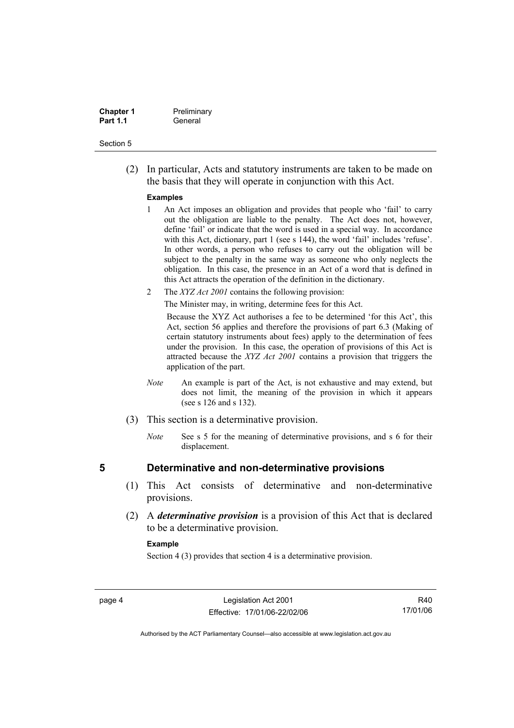(2) In particular, Acts and statutory instruments are taken to be made on the basis that they will operate in conjunction with this Act.

**Examples**

1 An Act imposes an obligation and provides that people who 'fail' to carry out the obligation are liable to the penalty. The Act does not, however, define 'fail' or indicate that the word is used in a special way. In accordance with this Act, dictionary, part 1 (see s 144), the word 'fail' includes 'refuse'. In other words, a person who refuses to carry out the obligation will be subject to the penalty in the same way as someone who only neglects the obligation. In this case, the presence in an Act of a word that is defined in this Act attracts the operation of the definition in the dictionary.

2 The *XYZ Act 2001* contains the following provision:

The Minister may, in writing, determine fees for this Act.

Because the XYZ Act authorises a fee to be determined 'for this Act', this Act, section 56 applies and therefore the provisions of part 6.3 (Making of certain statutory instruments about fees) apply to the determination of fees under the provision. In this case, the operation of provisions of this Act is attracted because the *XYZ Act 2001* contains a provision that triggers the application of the part.

*Note* An example is part of the Act, is not exhaustive and may extend, but does not limit, the meaning of the provision in which it appears (see s 126 and s 132).

(3) This section is a determinative provision.

*Note* See s 5 for the meaning of determinative provisions, and s 6 for their displacement.

## 5 Determinative and non-determinative provisions

(1) This Act consists of determinative and non-determinative provisions.

(2) A ***determinative provision*** is a provision of this Act that is declared to be a determinative provision.

**Example**

Section 4 (3) provides that section 4 is a determinative provision.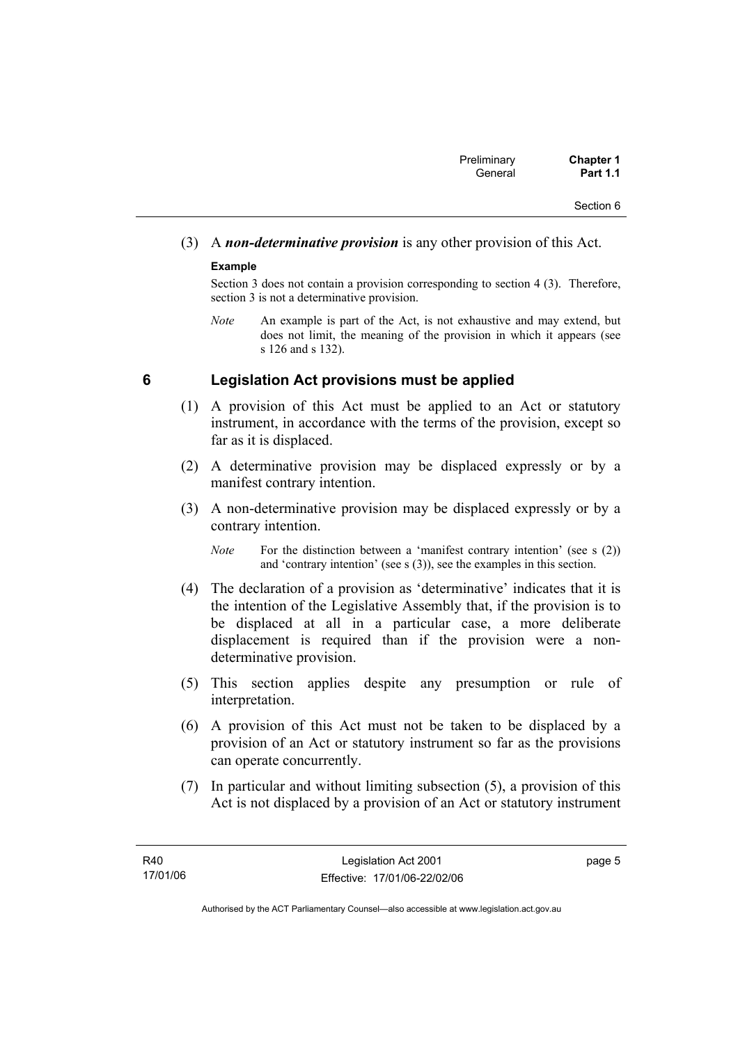(3) A ***non-determinative provision*** is any other provision of this Act.

**Example**

Section 3 does not contain a provision corresponding to section 4 (3). Therefore, section 3 is not a determinative provision.

*Note* An example is part of the Act, is not exhaustive and may extend, but does not limit, the meaning of the provision in which it appears (see s 126 and s 132).

## 6 Legislation Act provisions must be applied

(1) A provision of this Act must be applied to an Act or statutory instrument, in accordance with the terms of the provision, except so far as it is displaced.

(2) A determinative provision may be displaced expressly or by a manifest contrary intention.

(3) A non-determinative provision may be displaced expressly or by a contrary intention.

*Note* For the distinction between a 'manifest contrary intention' (see s (2)) and 'contrary intention' (see s (3)), see the examples in this section.

(4) The declaration of a provision as 'determinative' indicates that it is the intention of the Legislative Assembly that, if the provision is to be displaced at all in a particular case, a more deliberate displacement is required than if the provision were a non-determinative provision.

(5) This section applies despite any presumption or rule of interpretation.

(6) A provision of this Act must not be taken to be displaced by a provision of an Act or statutory instrument so far as the provisions can operate concurrently.

(7) In particular and without limiting subsection (5), a provision of this Act is not displaced by a provision of an Act or statutory instrument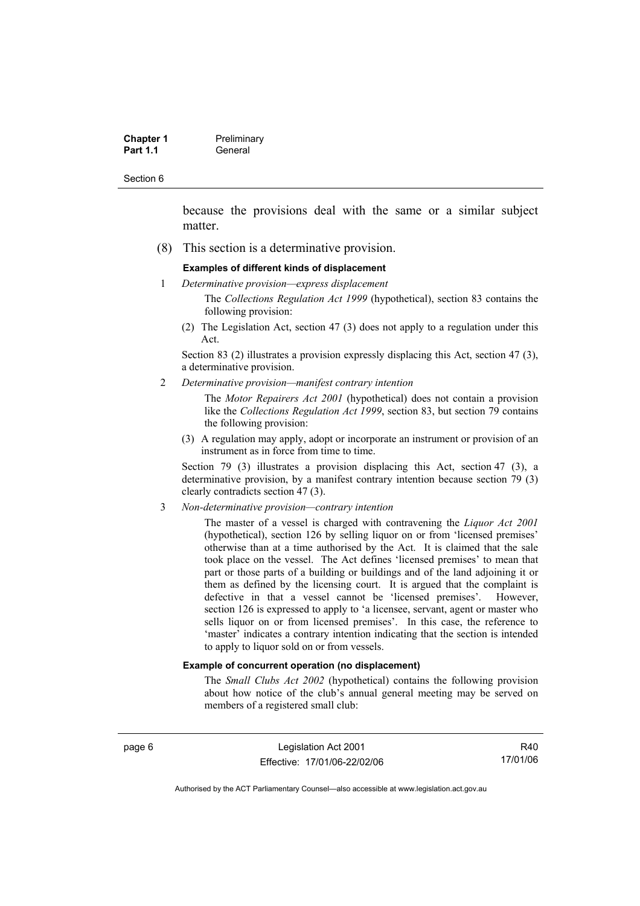because the provisions deal with the same or a similar subject matter.

(8) This section is a determinative provision.

**Examples of different kinds of displacement**

1 *Determinative provision—express displacement*

The *Collections Regulation Act 1999* (hypothetical), section 83 contains the following provision:

(2) The Legislation Act, section 47 (3) does not apply to a regulation under this Act.

Section 83 (2) illustrates a provision expressly displacing this Act, section 47 (3), a determinative provision.

2 *Determinative provision—manifest contrary intention*

The *Motor Repairers Act 2001* (hypothetical) does not contain a provision like the *Collections Regulation Act 1999*, section 83, but section 79 contains the following provision:

(3) A regulation may apply, adopt or incorporate an instrument or provision of an instrument as in force from time to time.

Section 79 (3) illustrates a provision displacing this Act, section 47 (3), a determinative provision, by a manifest contrary intention because section 79 (3) clearly contradicts section 47 (3).

3 *Non-determinative provision—contrary intention*

The master of a vessel is charged with contravening the *Liquor Act 2001* (hypothetical), section 126 by selling liquor on or from 'licensed premises' otherwise than at a time authorised by the Act. It is claimed that the sale took place on the vessel. The Act defines 'licensed premises' to mean that part or those parts of a building or buildings and of the land adjoining it or them as defined by the licensing court. It is argued that the complaint is defective in that a vessel cannot be 'licensed premises'. However, section 126 is expressed to apply to 'a licensee, servant, agent or master who sells liquor on or from licensed premises'. In this case, the reference to 'master' indicates a contrary intention indicating that the section is intended to apply to liquor sold on or from vessels.

**Example of concurrent operation (no displacement)**

The *Small Clubs Act 2002* (hypothetical) contains the following provision about how notice of the club's annual general meeting may be served on members of a registered small club: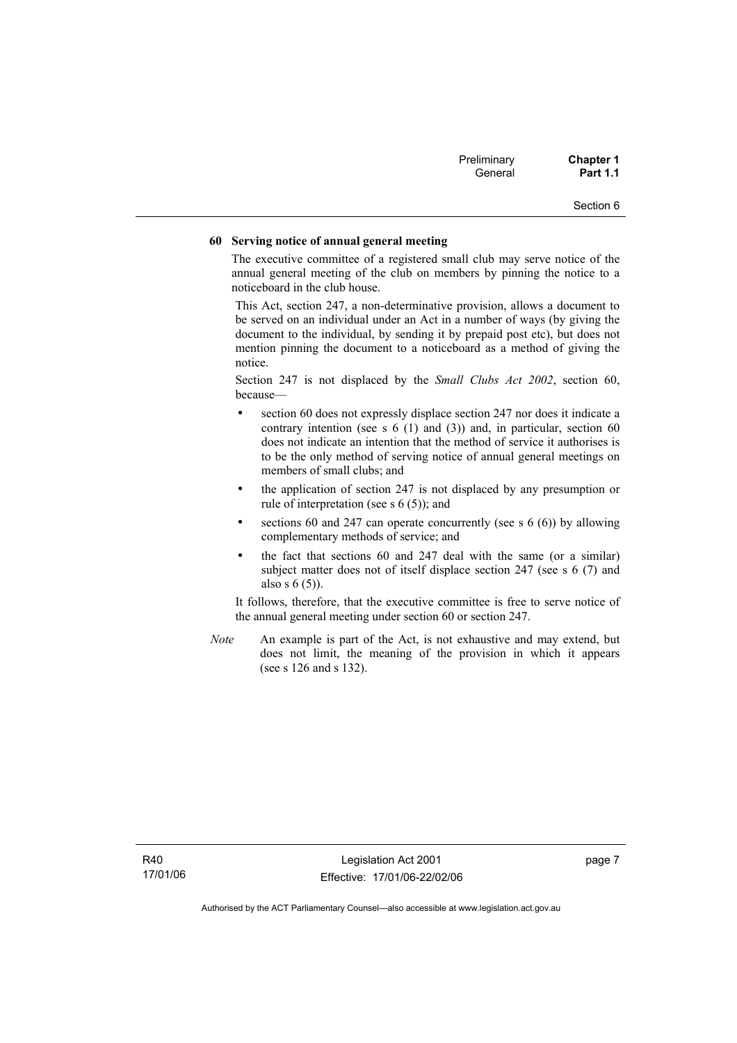**60 Serving notice of annual general meeting**

The executive committee of a registered small club may serve notice of the annual general meeting of the club on members by pinning the notice to a noticeboard in the club house.

This Act, section 247, a non-determinative provision, allows a document to be served on an individual under an Act in a number of ways (by giving the document to the individual, by sending it by prepaid post etc), but does not mention pinning the document to a noticeboard as a method of giving the notice.

Section 247 is not displaced by the *Small Clubs Act 2002*, section 60, because—

- section 60 does not expressly displace section 247 nor does it indicate a contrary intention (see s 6 (1) and (3)) and, in particular, section 60 does not indicate an intention that the method of service it authorises is to be the only method of serving notice of annual general meetings on members of small clubs; and
- the application of section 247 is not displaced by any presumption or rule of interpretation (see s 6 (5)); and
- sections 60 and 247 can operate concurrently (see s 6 (6)) by allowing complementary methods of service; and
- the fact that sections 60 and 247 deal with the same (or a similar) subject matter does not of itself displace section 247 (see s 6 (7) and also s 6 (5)).

It follows, therefore, that the executive committee is free to serve notice of the annual general meeting under section 60 or section 247.

*Note* An example is part of the Act, is not exhaustive and may extend, but does not limit, the meaning of the provision in which it appears (see s 126 and s 132).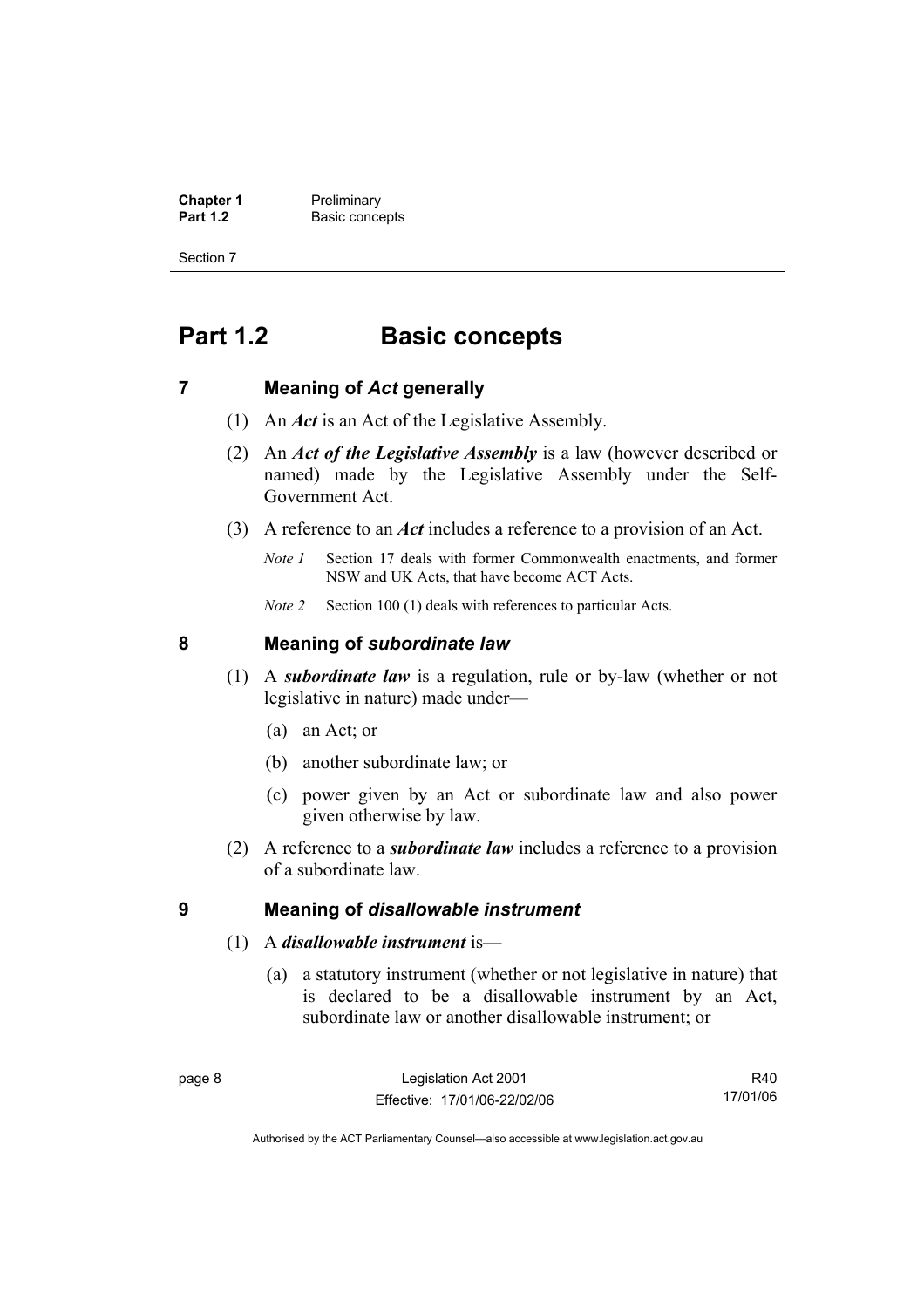# Part 1.2 Basic concepts

## 7 Meaning of *Act* generally

(1) An ***Act*** is an Act of the Legislative Assembly.

(2) An ***Act of the Legislative Assembly*** is a law (however described or named) made by the Legislative Assembly under the Self-Government Act.

(3) A reference to an ***Act*** includes a reference to a provision of an Act.

*Note 1* Section 17 deals with former Commonwealth enactments, and former NSW and UK Acts, that have become ACT Acts.

*Note 2* Section 100 (1) deals with references to particular Acts.

## 8 Meaning of *subordinate law*

(1) A ***subordinate law*** is a regulation, rule or by-law (whether or not legislative in nature) made under—

(a) an Act; or

(b) another subordinate law; or

(c) power given by an Act or subordinate law and also power given otherwise by law.

(2) A reference to a ***subordinate law*** includes a reference to a provision of a subordinate law.

## 9 Meaning of *disallowable instrument*

(1) A ***disallowable instrument*** is—

(a) a statutory instrument (whether or not legislative in nature) that is declared to be a disallowable instrument by an Act, subordinate law or another disallowable instrument; or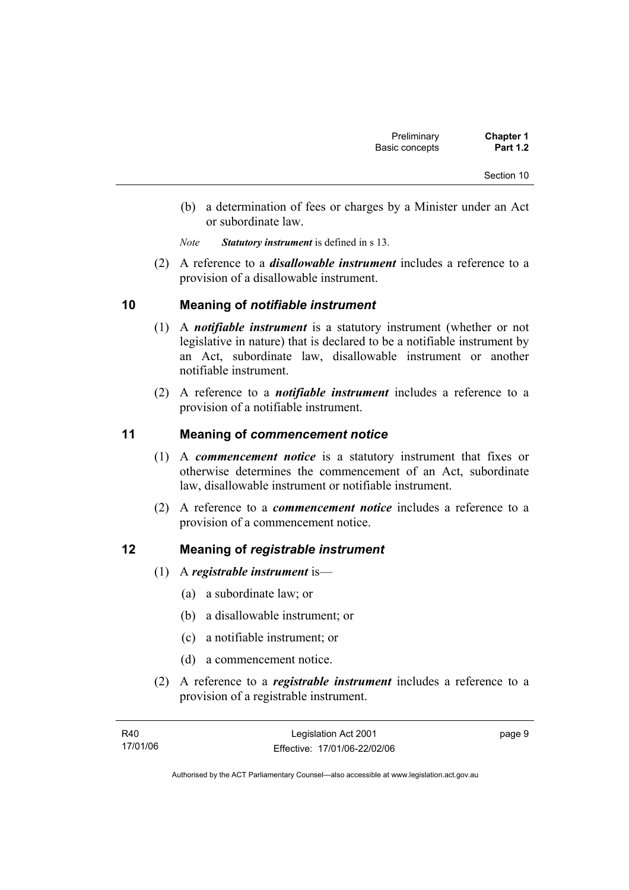(b) a determination of fees or charges by a Minister under an Act or subordinate law.

*Note* ***Statutory instrument*** is defined in s 13.

(2) A reference to a ***disallowable instrument*** includes a reference to a provision of a disallowable instrument.

## 10 Meaning of *notifiable instrument*

(1) A ***notifiable instrument*** is a statutory instrument (whether or not legislative in nature) that is declared to be a notifiable instrument by an Act, subordinate law, disallowable instrument or another notifiable instrument.

(2) A reference to a ***notifiable instrument*** includes a reference to a provision of a notifiable instrument.

## 11 Meaning of *commencement notice*

(1) A ***commencement notice*** is a statutory instrument that fixes or otherwise determines the commencement of an Act, subordinate law, disallowable instrument or notifiable instrument.

(2) A reference to a ***commencement notice*** includes a reference to a provision of a commencement notice.

## 12 Meaning of *registrable instrument*

(1) A ***registrable instrument*** is—

(a) a subordinate law; or

(b) a disallowable instrument; or

(c) a notifiable instrument; or

(d) a commencement notice.

(2) A reference to a ***registrable instrument*** includes a reference to a provision of a registrable instrument.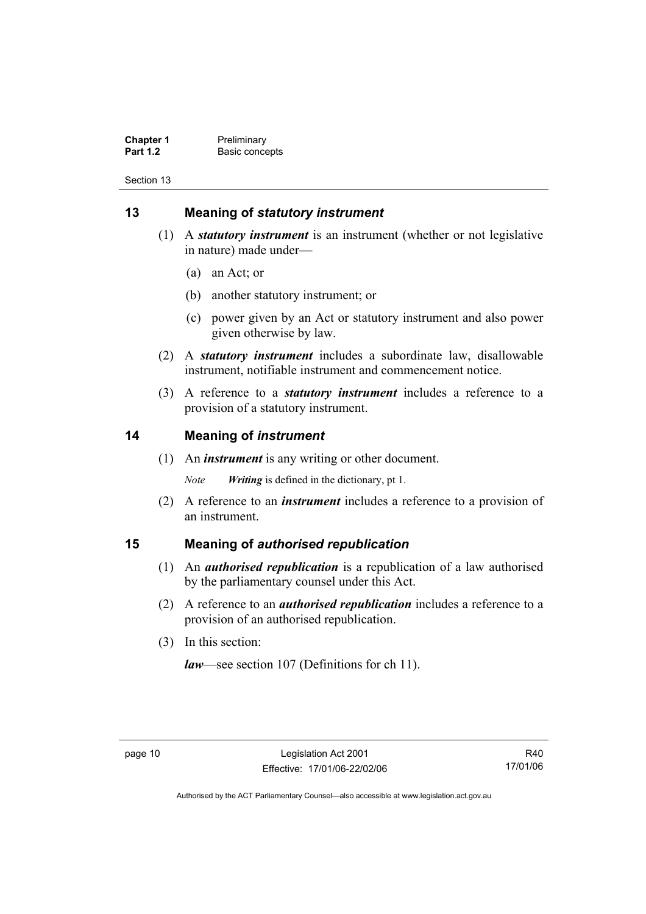## 13 Meaning of *statutory instrument*

(1) A ***statutory instrument*** is an instrument (whether or not legislative in nature) made under—

(a) an Act; or

(b) another statutory instrument; or

(c) power given by an Act or statutory instrument and also power given otherwise by law.

(2) A ***statutory instrument*** includes a subordinate law, disallowable instrument, notifiable instrument and commencement notice.

(3) A reference to a ***statutory instrument*** includes a reference to a provision of a statutory instrument.

## 14 Meaning of *instrument*

(1) An ***instrument*** is any writing or other document.

*Note* ***Writing*** is defined in the dictionary, pt 1.

(2) A reference to an ***instrument*** includes a reference to a provision of an instrument.

## 15 Meaning of *authorised republication*

(1) An ***authorised republication*** is a republication of a law authorised by the parliamentary counsel under this Act.

(2) A reference to an ***authorised republication*** includes a reference to a provision of an authorised republication.

(3) In this section:

***law***—see section 107 (Definitions for ch 11).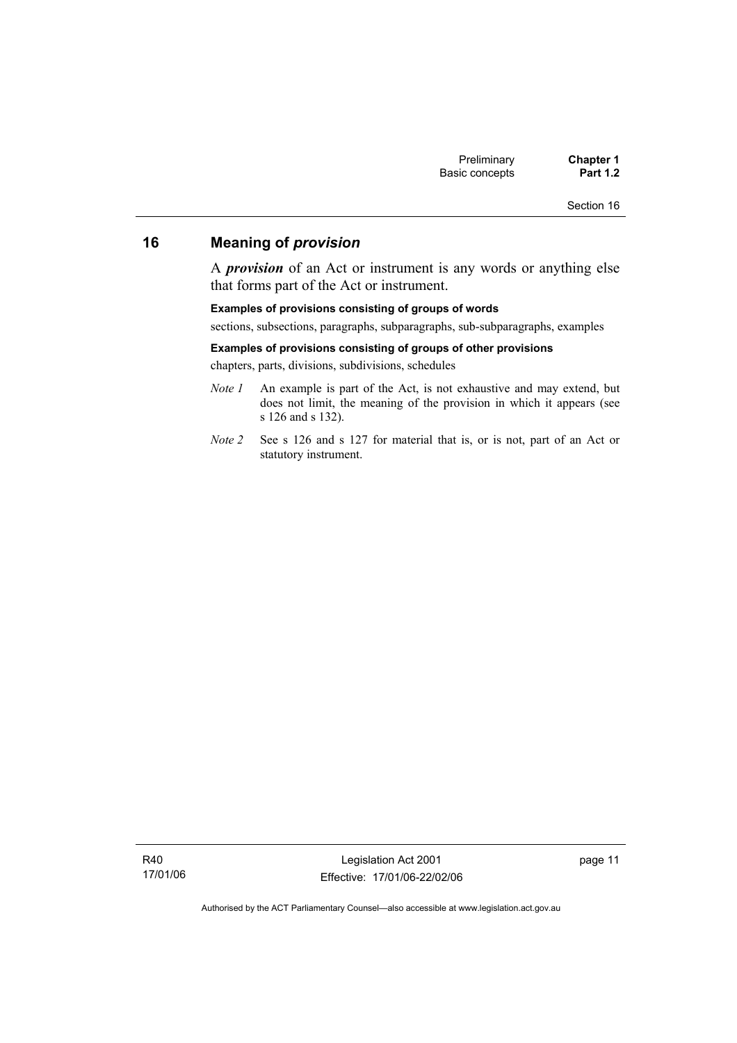## 16 Meaning of *provision*

A ***provision*** of an Act or instrument is any words or anything else that forms part of the Act or instrument.

**Examples of provisions consisting of groups of words**

sections, subsections, paragraphs, subparagraphs, sub-subparagraphs, examples

**Examples of provisions consisting of groups of other provisions**

chapters, parts, divisions, subdivisions, schedules

*Note 1* An example is part of the Act, is not exhaustive and may extend, but does not limit, the meaning of the provision in which it appears (see s 126 and s 132).

*Note 2* See s 126 and s 127 for material that is, or is not, part of an Act or statutory instrument.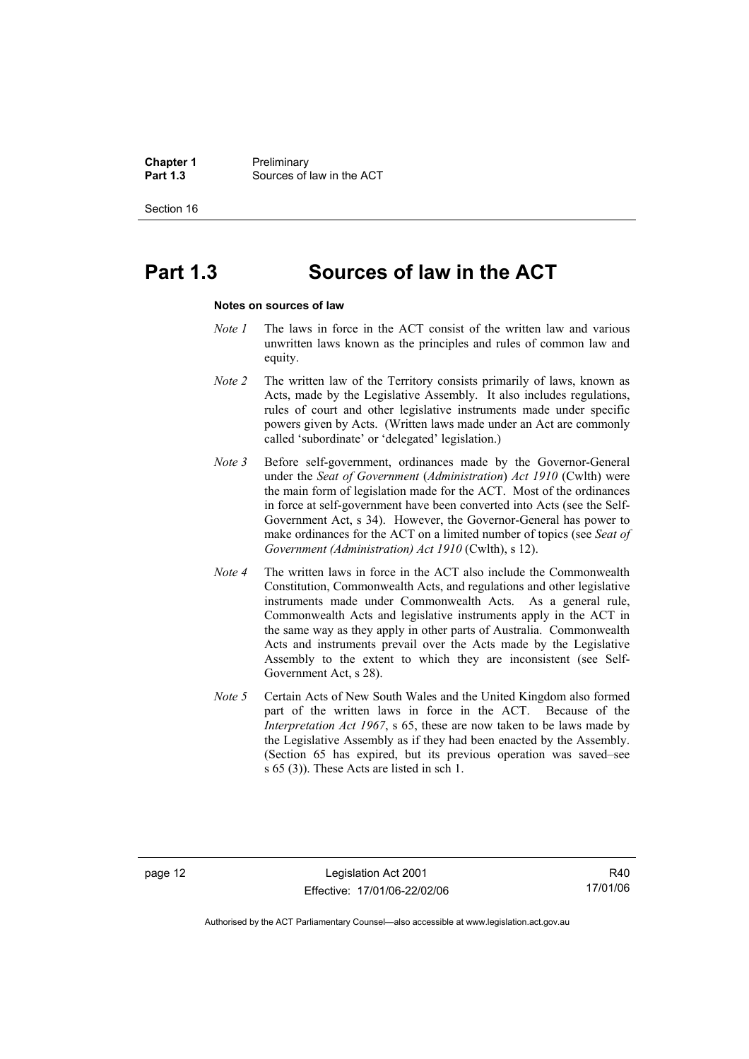# Part 1.3 Sources of law in the ACT

**Notes on sources of law**

*Note 1* The laws in force in the ACT consist of the written law and various unwritten laws known as the principles and rules of common law and equity.

*Note 2* The written law of the Territory consists primarily of laws, known as Acts, made by the Legislative Assembly. It also includes regulations, rules of court and other legislative instruments made under specific powers given by Acts. (Written laws made under an Act are commonly called 'subordinate' or 'delegated' legislation.)

*Note 3* Before self-government, ordinances made by the Governor-General under the *Seat of Government* (*Administration*) *Act 1910* (Cwlth) were the main form of legislation made for the ACT. Most of the ordinances in force at self-government have been converted into Acts (see the Self-Government Act, s 34). However, the Governor-General has power to make ordinances for the ACT on a limited number of topics (see *Seat of Government (Administration) Act 1910* (Cwlth), s 12).

*Note 4* The written laws in force in the ACT also include the Commonwealth Constitution, Commonwealth Acts, and regulations and other legislative instruments made under Commonwealth Acts. As a general rule, Commonwealth Acts and legislative instruments apply in the ACT in the same way as they apply in other parts of Australia. Commonwealth Acts and instruments prevail over the Acts made by the Legislative Assembly to the extent to which they are inconsistent (see Self-Government Act, s 28).

*Note 5* Certain Acts of New South Wales and the United Kingdom also formed part of the written laws in force in the ACT. Because of the *Interpretation Act 1967*, s 65, these are now taken to be laws made by the Legislative Assembly as if they had been enacted by the Assembly. (Section 65 has expired, but its previous operation was saved–see s 65 (3)). These Acts are listed in sch 1.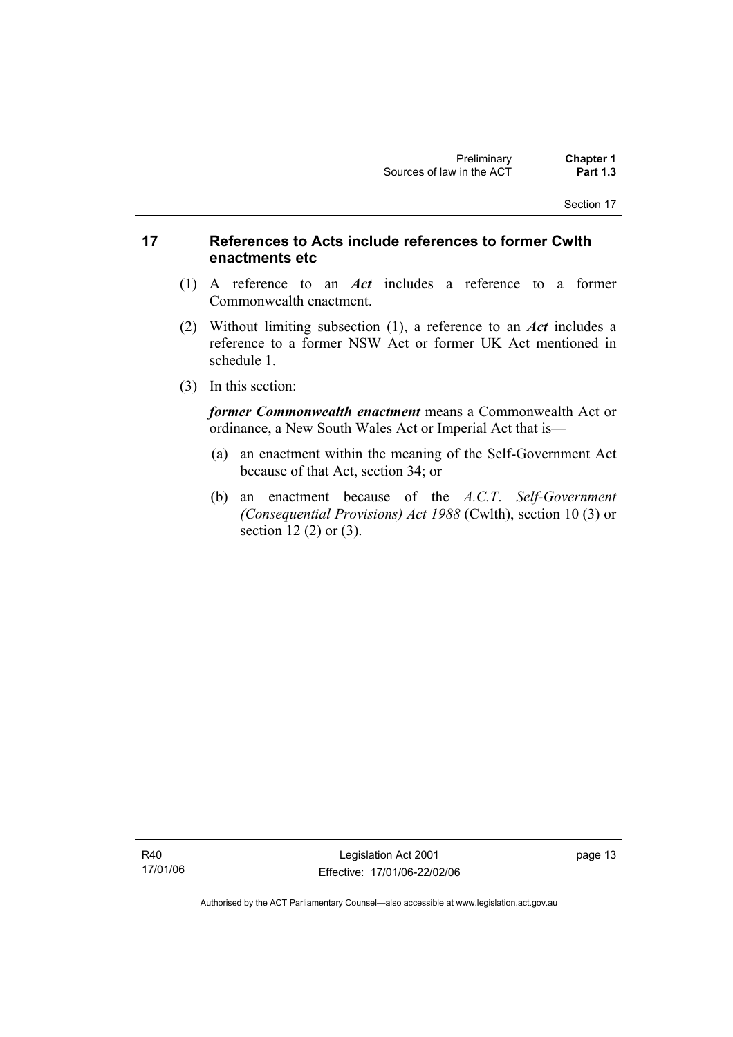## 17 References to Acts include references to former Cwlth enactments etc

(1) A reference to an ***Act*** includes a reference to a former Commonwealth enactment.

(2) Without limiting subsection (1), a reference to an ***Act*** includes a reference to a former NSW Act or former UK Act mentioned in schedule 1.

(3) In this section:

***former Commonwealth enactment*** means a Commonwealth Act or ordinance, a New South Wales Act or Imperial Act that is—

(a) an enactment within the meaning of the Self-Government Act because of that Act, section 34; or

(b) an enactment because of the *A.C.T. Self-Government (Consequential Provisions) Act 1988* (Cwlth), section 10 (3) or section 12 (2) or (3).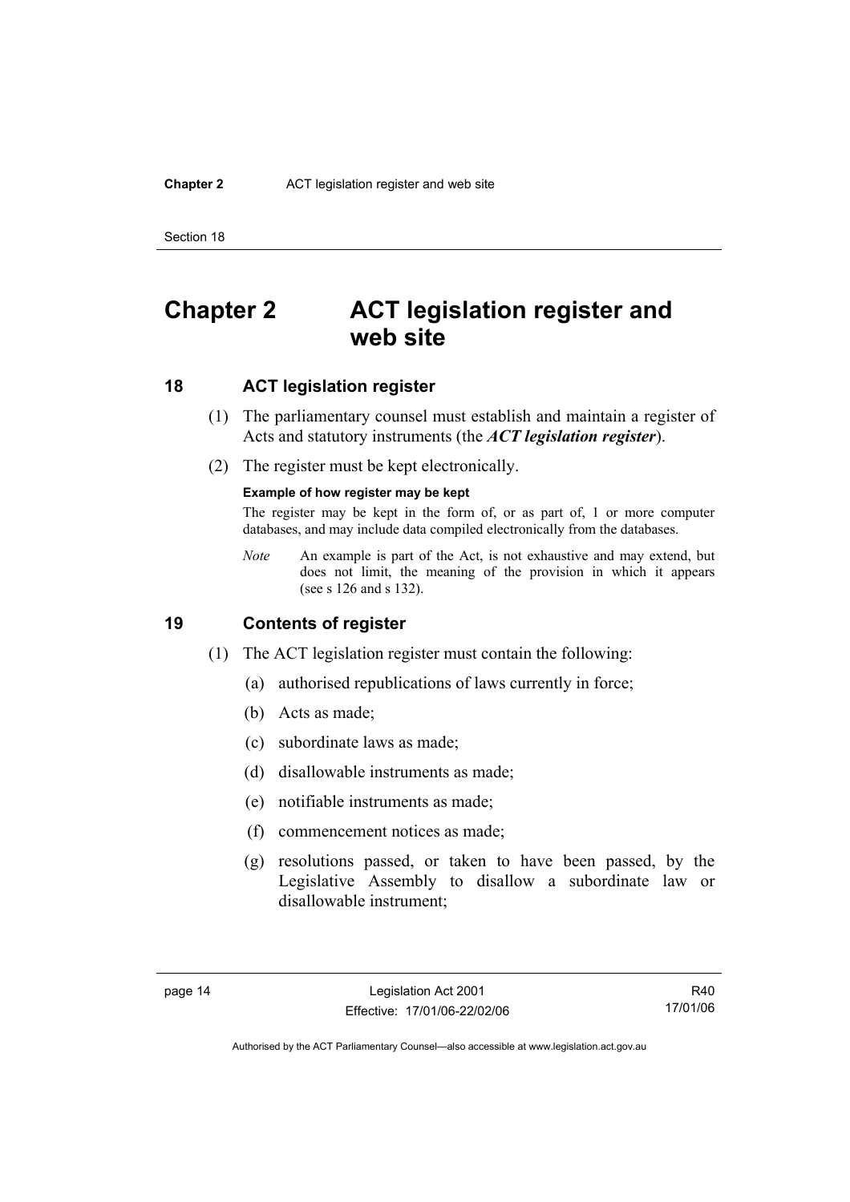# Chapter 2 ACT legislation register and web site

## 18 ACT legislation register

(1) The parliamentary counsel must establish and maintain a register of Acts and statutory instruments (the ***ACT legislation register***).

(2) The register must be kept electronically.

**Example of how register may be kept**

The register may be kept in the form of, or as part of, 1 or more computer databases, and may include data compiled electronically from the databases.

*Note* An example is part of the Act, is not exhaustive and may extend, but does not limit, the meaning of the provision in which it appears (see s 126 and s 132).

## 19 Contents of register

(1) The ACT legislation register must contain the following:

(a) authorised republications of laws currently in force;

(b) Acts as made;

(c) subordinate laws as made;

(d) disallowable instruments as made;

(e) notifiable instruments as made;

(f) commencement notices as made;

(g) resolutions passed, or taken to have been passed, by the Legislative Assembly to disallow a subordinate law or disallowable instrument;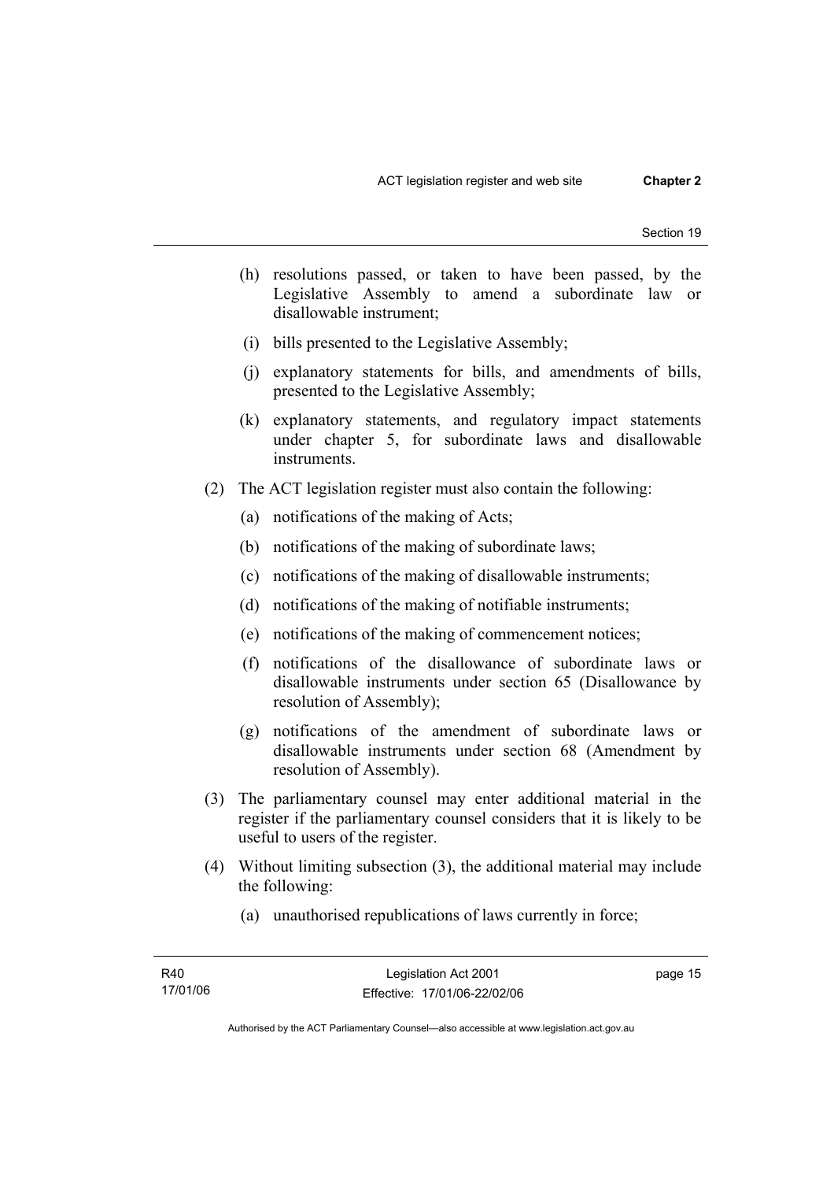(h) resolutions passed, or taken to have been passed, by the Legislative Assembly to amend a subordinate law or disallowable instrument;

(i) bills presented to the Legislative Assembly;

(j) explanatory statements for bills, and amendments of bills, presented to the Legislative Assembly;

(k) explanatory statements, and regulatory impact statements under chapter 5, for subordinate laws and disallowable instruments.

(2) The ACT legislation register must also contain the following:

(a) notifications of the making of Acts;

(b) notifications of the making of subordinate laws;

(c) notifications of the making of disallowable instruments;

(d) notifications of the making of notifiable instruments;

(e) notifications of the making of commencement notices;

(f) notifications of the disallowance of subordinate laws or disallowable instruments under section 65 (Disallowance by resolution of Assembly);

(g) notifications of the amendment of subordinate laws or disallowable instruments under section 68 (Amendment by resolution of Assembly).

(3) The parliamentary counsel may enter additional material in the register if the parliamentary counsel considers that it is likely to be useful to users of the register.

(4) Without limiting subsection (3), the additional material may include the following:

(a) unauthorised republications of laws currently in force;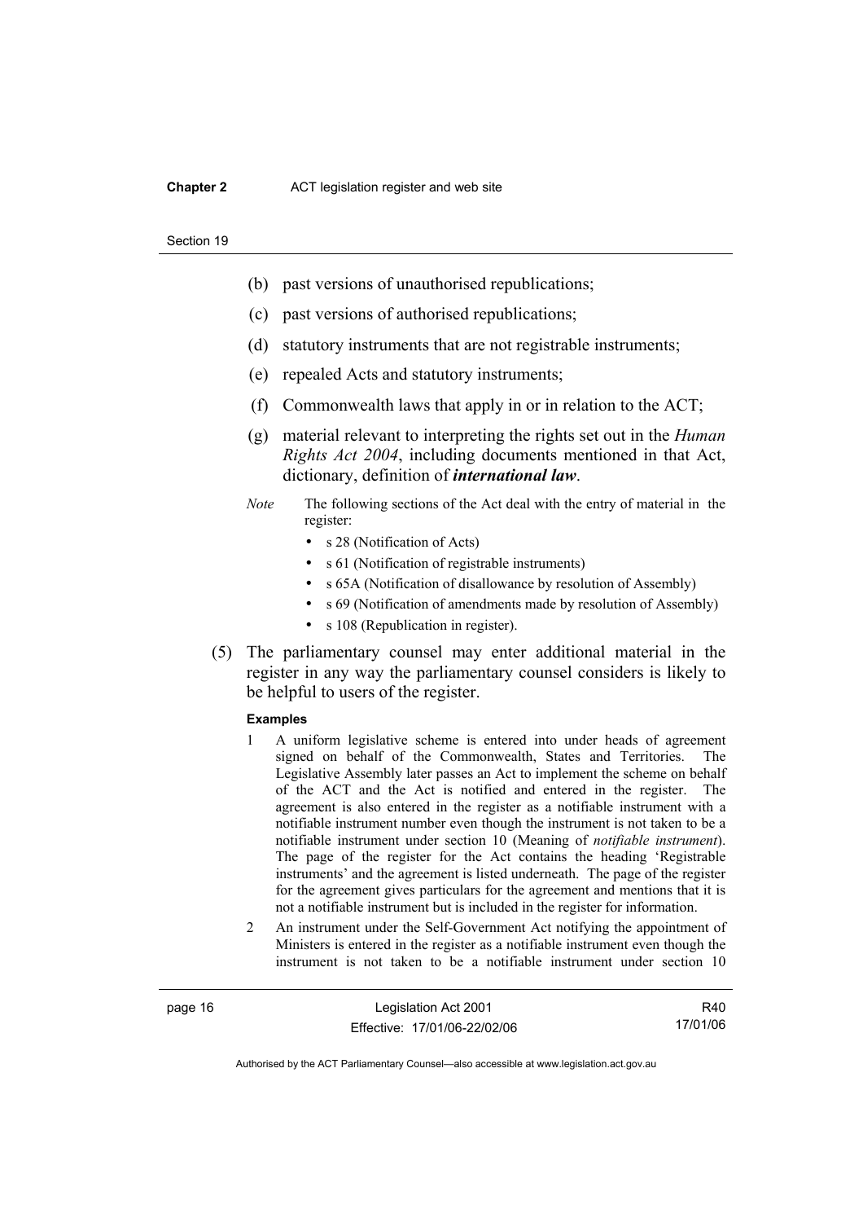(b) past versions of unauthorised republications;

(c) past versions of authorised republications;

(d) statutory instruments that are not registrable instruments;

(e) repealed Acts and statutory instruments;

(f) Commonwealth laws that apply in or in relation to the ACT;

(g) material relevant to interpreting the rights set out in the *Human Rights Act 2004*, including documents mentioned in that Act, dictionary, definition of ***international law***.

*Note* The following sections of the Act deal with the entry of material in the register:

- s 28 (Notification of Acts)
- s 61 (Notification of registrable instruments)
- s 65A (Notification of disallowance by resolution of Assembly)
- s 69 (Notification of amendments made by resolution of Assembly)
- s 108 (Republication in register).

(5) The parliamentary counsel may enter additional material in the register in any way the parliamentary counsel considers is likely to be helpful to users of the register.

**Examples**

1 A uniform legislative scheme is entered into under heads of agreement signed on behalf of the Commonwealth, States and Territories. The Legislative Assembly later passes an Act to implement the scheme on behalf of the ACT and the Act is notified and entered in the register. The agreement is also entered in the register as a notifiable instrument with a notifiable instrument number even though the instrument is not taken to be a notifiable instrument under section 10 (Meaning of *notifiable instrument*). The page of the register for the Act contains the heading 'Registrable instruments' and the agreement is listed underneath. The page of the register for the agreement gives particulars for the agreement and mentions that it is not a notifiable instrument but is included in the register for information.

2 An instrument under the Self-Government Act notifying the appointment of Ministers is entered in the register as a notifiable instrument even though the instrument is not taken to be a notifiable instrument under section 10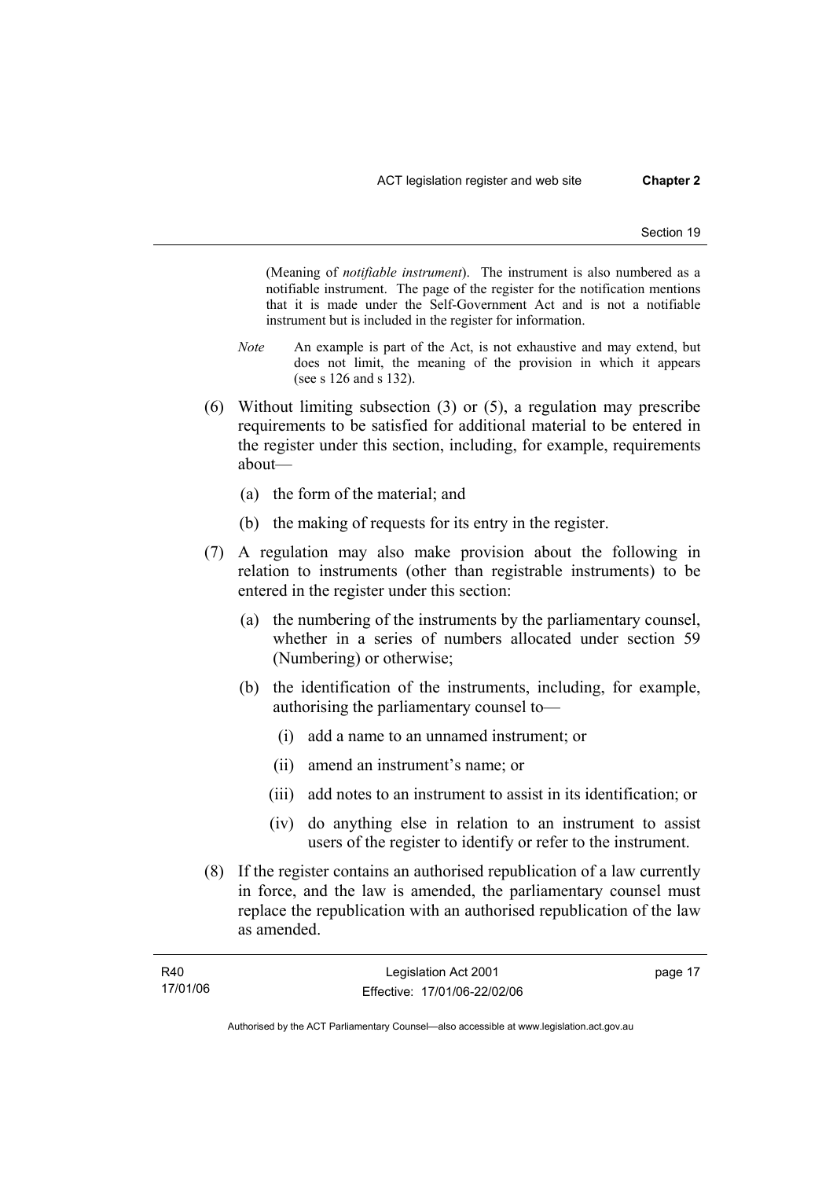(Meaning of *notifiable instrument*). The instrument is also numbered as a notifiable instrument. The page of the register for the notification mentions that it is made under the Self-Government Act and is not a notifiable instrument but is included in the register for information.

*Note* An example is part of the Act, is not exhaustive and may extend, but does not limit, the meaning of the provision in which it appears (see s 126 and s 132).

(6) Without limiting subsection (3) or (5), a regulation may prescribe requirements to be satisfied for additional material to be entered in the register under this section, including, for example, requirements about—

(a) the form of the material; and

(b) the making of requests for its entry in the register.

(7) A regulation may also make provision about the following in relation to instruments (other than registrable instruments) to be entered in the register under this section:

(a) the numbering of the instruments by the parliamentary counsel, whether in a series of numbers allocated under section 59 (Numbering) or otherwise;

(b) the identification of the instruments, including, for example, authorising the parliamentary counsel to—

(i) add a name to an unnamed instrument; or

(ii) amend an instrument's name; or

(iii) add notes to an instrument to assist in its identification; or

(iv) do anything else in relation to an instrument to assist users of the register to identify or refer to the instrument.

(8) If the register contains an authorised republication of a law currently in force, and the law is amended, the parliamentary counsel must replace the republication with an authorised republication of the law as amended.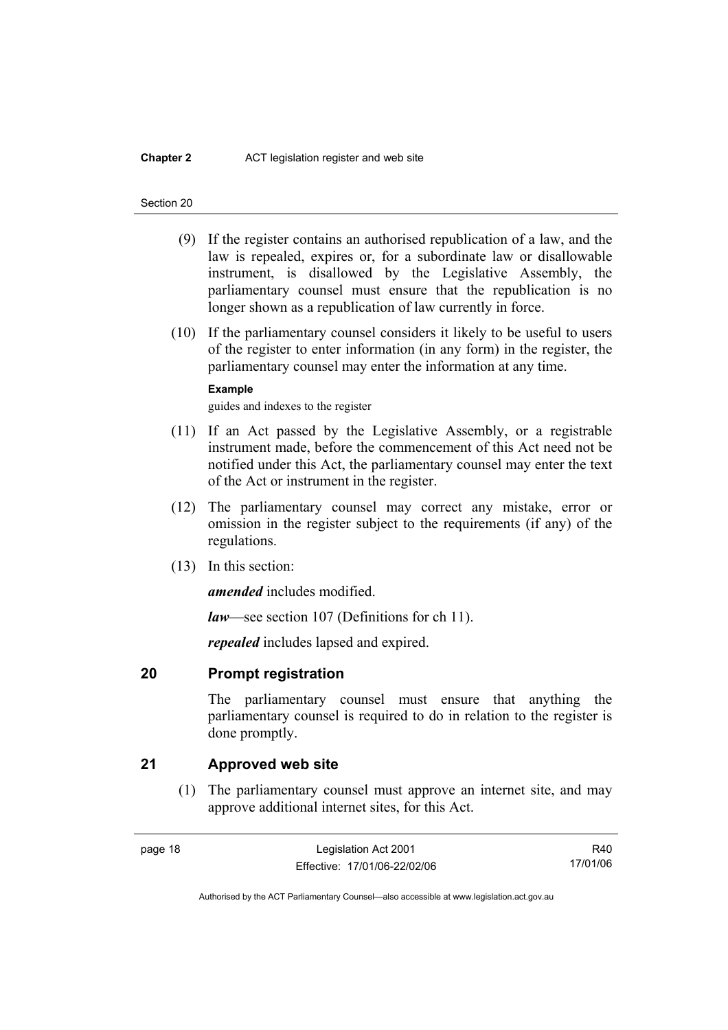(9) If the register contains an authorised republication of a law, and the law is repealed, expires or, for a subordinate law or disallowable instrument, is disallowed by the Legislative Assembly, the parliamentary counsel must ensure that the republication is no longer shown as a republication of law currently in force.

(10) If the parliamentary counsel considers it likely to be useful to users of the register to enter information (in any form) in the register, the parliamentary counsel may enter the information at any time.

**Example**

guides and indexes to the register

(11) If an Act passed by the Legislative Assembly, or a registrable instrument made, before the commencement of this Act need not be notified under this Act, the parliamentary counsel may enter the text of the Act or instrument in the register.

(12) The parliamentary counsel may correct any mistake, error or omission in the register subject to the requirements (if any) of the regulations.

(13) In this section:

***amended*** includes modified.

***law***—see section 107 (Definitions for ch 11).

***repealed*** includes lapsed and expired.

## 20 Prompt registration

The parliamentary counsel must ensure that anything the parliamentary counsel is required to do in relation to the register is done promptly.

## 21 Approved web site

(1) The parliamentary counsel must approve an internet site, and may approve additional internet sites, for this Act.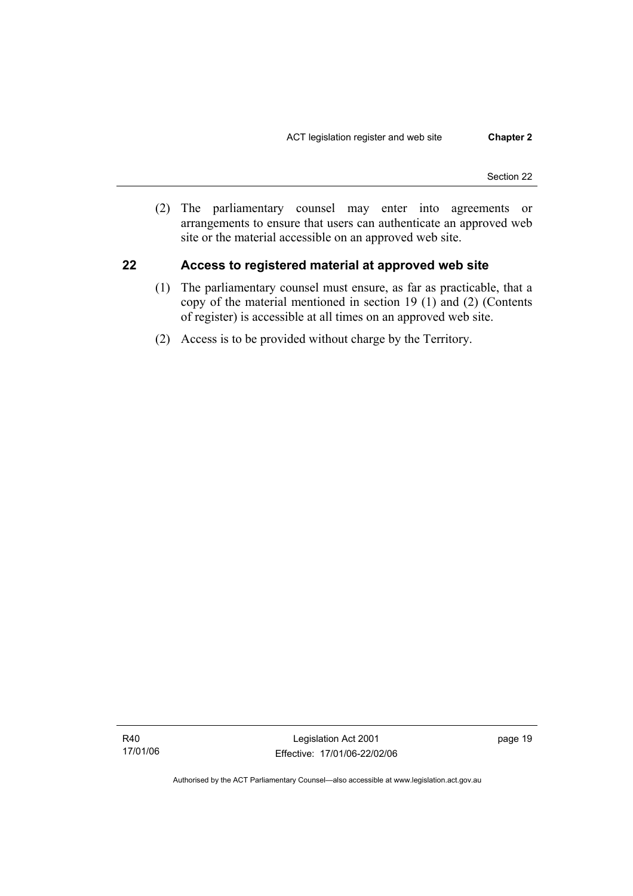(2) The parliamentary counsel may enter into agreements or arrangements to ensure that users can authenticate an approved web site or the material accessible on an approved web site.

## 22 Access to registered material at approved web site

(1) The parliamentary counsel must ensure, as far as practicable, that a copy of the material mentioned in section 19 (1) and (2) (Contents of register) is accessible at all times on an approved web site.

(2) Access is to be provided without charge by the Territory.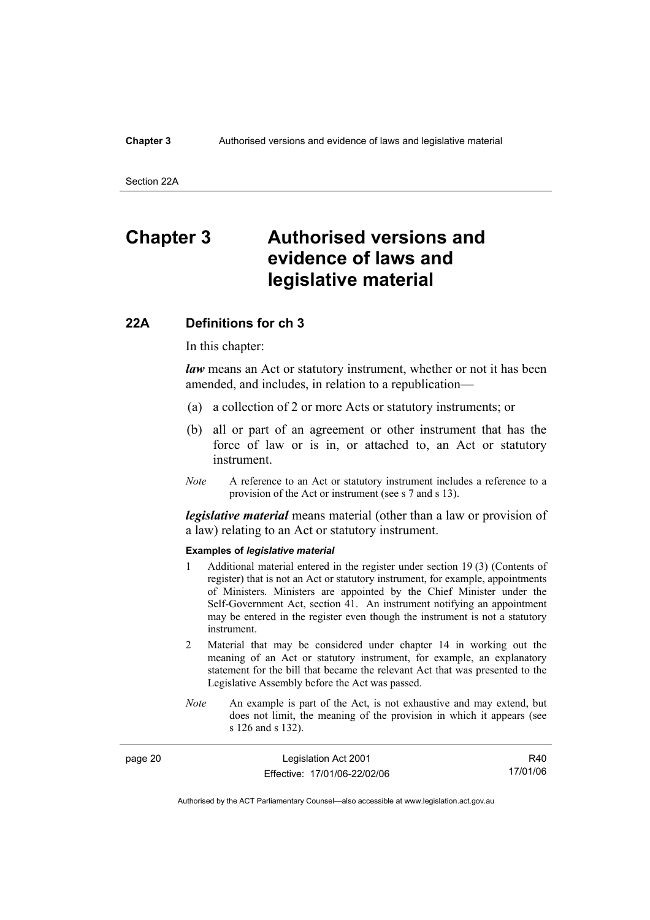# Chapter 3 Authorised versions and evidence of laws and legislative material

## 22A Definitions for ch 3

In this chapter:

***law*** means an Act or statutory instrument, whether or not it has been amended, and includes, in relation to a republication—

(a) a collection of 2 or more Acts or statutory instruments; or

(b) all or part of an agreement or other instrument that has the force of law or is in, or attached to, an Act or statutory instrument.

*Note* A reference to an Act or statutory instrument includes a reference to a provision of the Act or instrument (see s 7 and s 13).

***legislative material*** means material (other than a law or provision of a law) relating to an Act or statutory instrument.

**Examples of *legislative material***

1 Additional material entered in the register under section 19 (3) (Contents of register) that is not an Act or statutory instrument, for example, appointments of Ministers. Ministers are appointed by the Chief Minister under the Self-Government Act, section 41. An instrument notifying an appointment may be entered in the register even though the instrument is not a statutory instrument.

2 Material that may be considered under chapter 14 in working out the meaning of an Act or statutory instrument, for example, an explanatory statement for the bill that became the relevant Act that was presented to the Legislative Assembly before the Act was passed.

*Note* An example is part of the Act, is not exhaustive and may extend, but does not limit, the meaning of the provision in which it appears (see s 126 and s 132).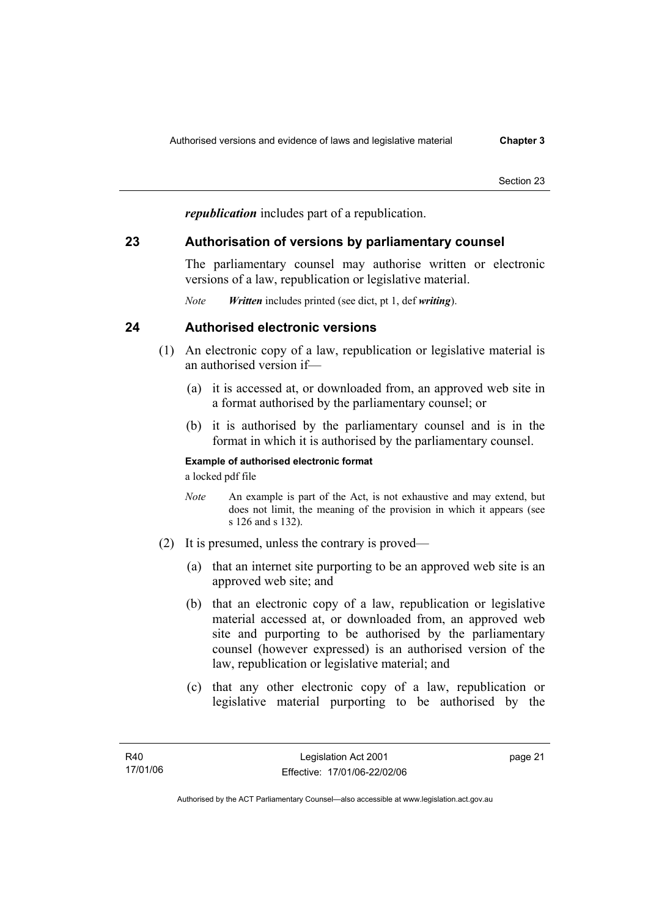***republication*** includes part of a republication.

## 23 Authorisation of versions by parliamentary counsel

The parliamentary counsel may authorise written or electronic versions of a law, republication or legislative material.

*Note* ***Written*** includes printed (see dict, pt 1, def ***writing***).

## 24 Authorised electronic versions

(1) An electronic copy of a law, republication or legislative material is an authorised version if—

(a) it is accessed at, or downloaded from, an approved web site in a format authorised by the parliamentary counsel; or

(b) it is authorised by the parliamentary counsel and is in the format in which it is authorised by the parliamentary counsel.

**Example of authorised electronic format**

a locked pdf file

*Note* An example is part of the Act, is not exhaustive and may extend, but does not limit, the meaning of the provision in which it appears (see s 126 and s 132).

(2) It is presumed, unless the contrary is proved—

(a) that an internet site purporting to be an approved web site is an approved web site; and

(b) that an electronic copy of a law, republication or legislative material accessed at, or downloaded from, an approved web site and purporting to be authorised by the parliamentary counsel (however expressed) is an authorised version of the law, republication or legislative material; and

(c) that any other electronic copy of a law, republication or legislative material purporting to be authorised by the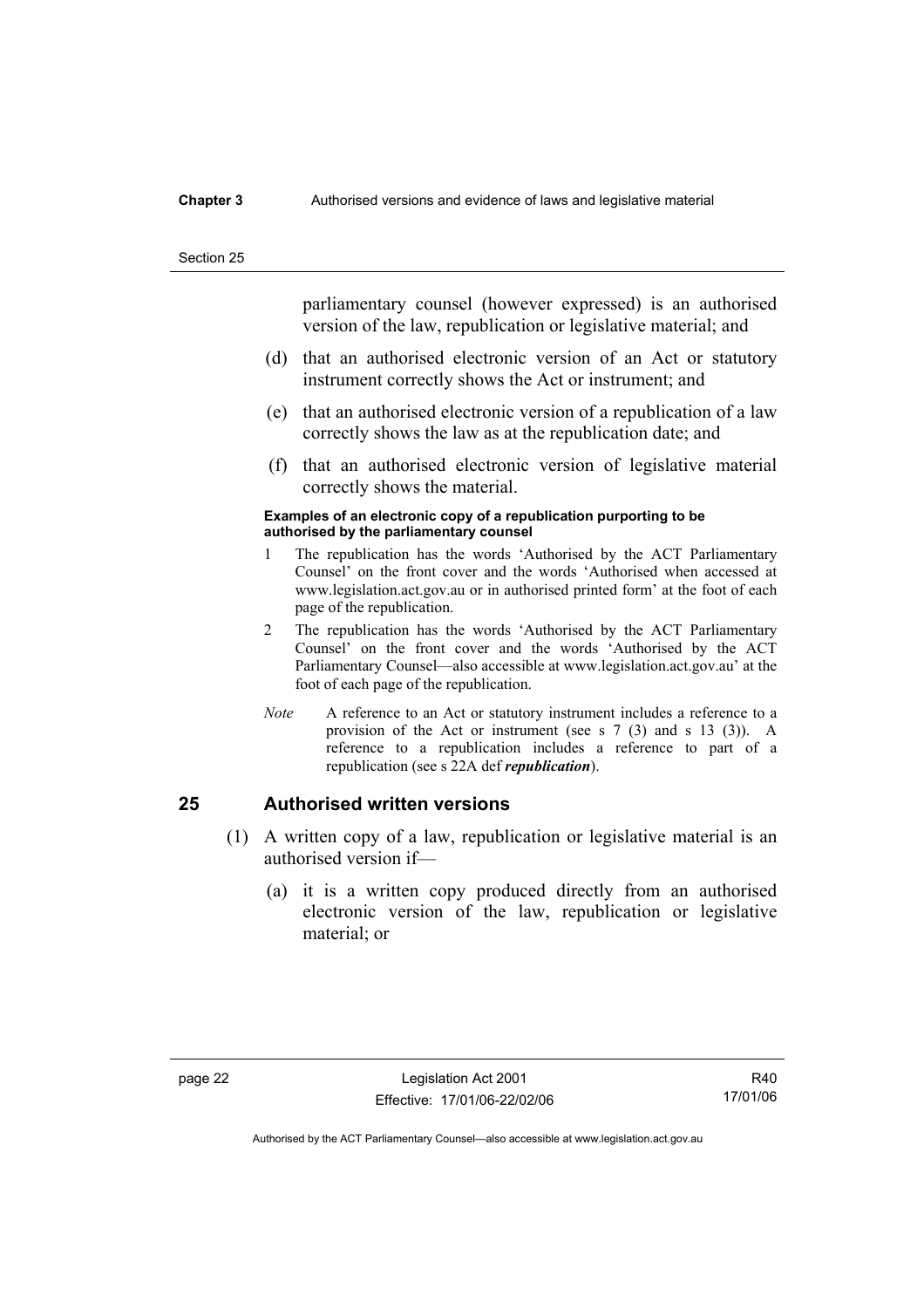parliamentary counsel (however expressed) is an authorised version of the law, republication or legislative material; and

(d) that an authorised electronic version of an Act or statutory instrument correctly shows the Act or instrument; and

(e) that an authorised electronic version of a republication of a law correctly shows the law as at the republication date; and

(f) that an authorised electronic version of legislative material correctly shows the material.

**Examples of an electronic copy of a republication purporting to be authorised by the parliamentary counsel**

1 The republication has the words 'Authorised by the ACT Parliamentary Counsel' on the front cover and the words 'Authorised when accessed at www.legislation.act.gov.au or in authorised printed form' at the foot of each page of the republication.

2 The republication has the words 'Authorised by the ACT Parliamentary Counsel' on the front cover and the words 'Authorised by the ACT Parliamentary Counsel—also accessible at www.legislation.act.gov.au' at the foot of each page of the republication.

*Note* A reference to an Act or statutory instrument includes a reference to a provision of the Act or instrument (see s 7 (3) and s 13 (3)). A reference to a republication includes a reference to part of a republication (see s 22A def ***republication***).

## 25 Authorised written versions

(1) A written copy of a law, republication or legislative material is an authorised version if—

(a) it is a written copy produced directly from an authorised electronic version of the law, republication or legislative material; or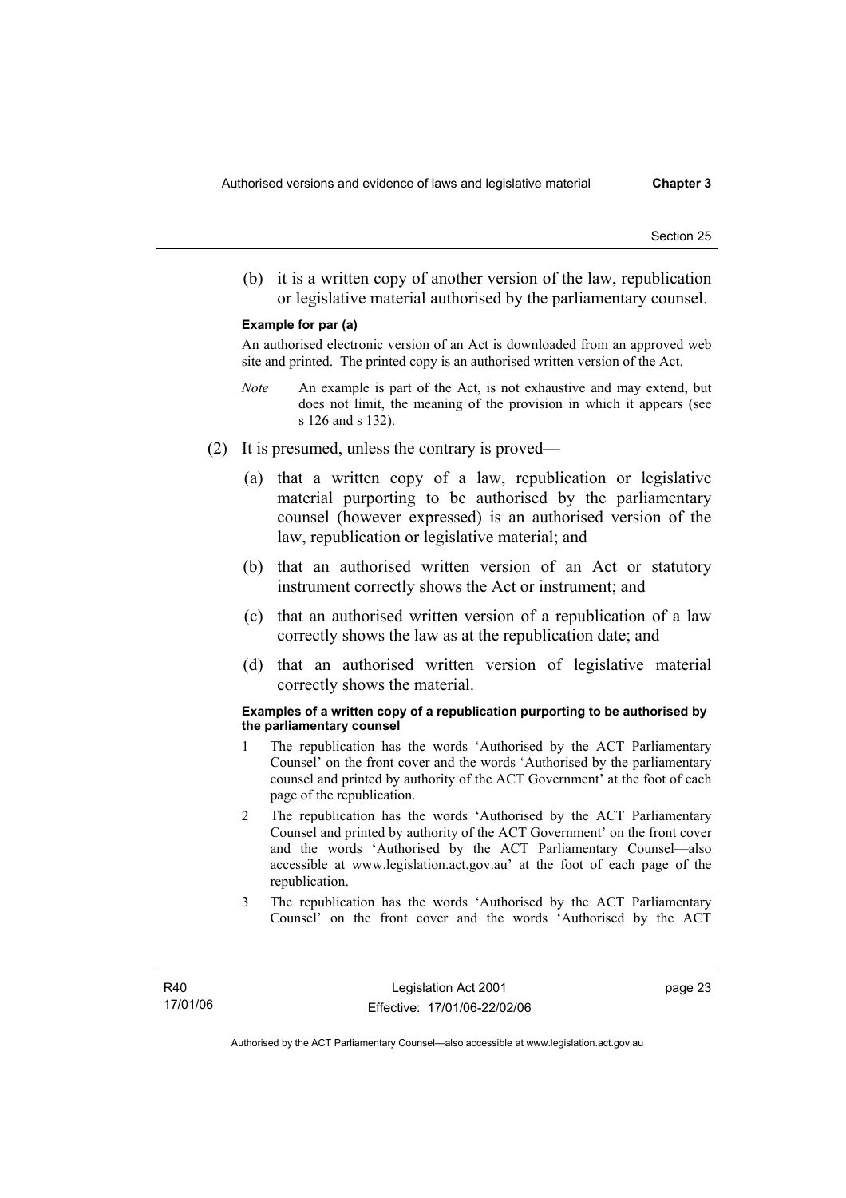(b) it is a written copy of another version of the law, republication or legislative material authorised by the parliamentary counsel.

**Example for par (a)**

An authorised electronic version of an Act is downloaded from an approved web site and printed. The printed copy is an authorised written version of the Act.

*Note* An example is part of the Act, is not exhaustive and may extend, but does not limit, the meaning of the provision in which it appears (see s 126 and s 132).

(2) It is presumed, unless the contrary is proved—

(a) that a written copy of a law, republication or legislative material purporting to be authorised by the parliamentary counsel (however expressed) is an authorised version of the law, republication or legislative material; and

(b) that an authorised written version of an Act or statutory instrument correctly shows the Act or instrument; and

(c) that an authorised written version of a republication of a law correctly shows the law as at the republication date; and

(d) that an authorised written version of legislative material correctly shows the material.

**Examples of a written copy of a republication purporting to be authorised by the parliamentary counsel**

1 The republication has the words 'Authorised by the ACT Parliamentary Counsel' on the front cover and the words 'Authorised by the parliamentary counsel and printed by authority of the ACT Government' at the foot of each page of the republication.

2 The republication has the words 'Authorised by the ACT Parliamentary Counsel and printed by authority of the ACT Government' on the front cover and the words 'Authorised by the ACT Parliamentary Counsel—also accessible at www.legislation.act.gov.au' at the foot of each page of the republication.

3 The republication has the words 'Authorised by the ACT Parliamentary Counsel' on the front cover and the words 'Authorised by the ACT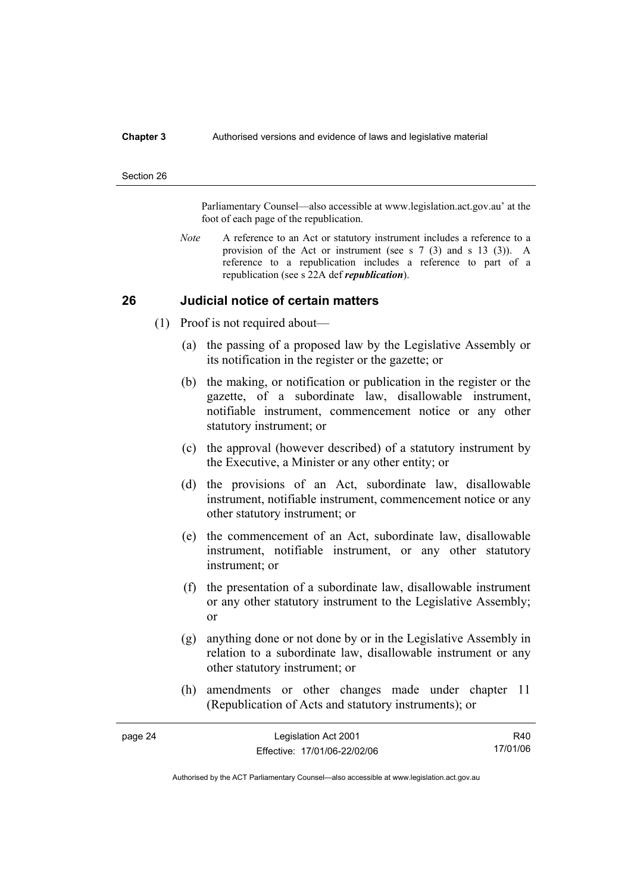Parliamentary Counsel—also accessible at www.legislation.act.gov.au' at the foot of each page of the republication.

*Note* A reference to an Act or statutory instrument includes a reference to a provision of the Act or instrument (see s 7 (3) and s 13 (3)). A reference to a republication includes a reference to part of a republication (see s 22A def ***republication***).

## 26 Judicial notice of certain matters

(1) Proof is not required about—

(a) the passing of a proposed law by the Legislative Assembly or its notification in the register or the gazette; or

(b) the making, or notification or publication in the register or the gazette, of a subordinate law, disallowable instrument, notifiable instrument, commencement notice or any other statutory instrument; or

(c) the approval (however described) of a statutory instrument by the Executive, a Minister or any other entity; or

(d) the provisions of an Act, subordinate law, disallowable instrument, notifiable instrument, commencement notice or any other statutory instrument; or

(e) the commencement of an Act, subordinate law, disallowable instrument, notifiable instrument, or any other statutory instrument; or

(f) the presentation of a subordinate law, disallowable instrument or any other statutory instrument to the Legislative Assembly; or

(g) anything done or not done by or in the Legislative Assembly in relation to a subordinate law, disallowable instrument or any other statutory instrument; or

(h) amendments or other changes made under chapter 11 (Republication of Acts and statutory instruments); or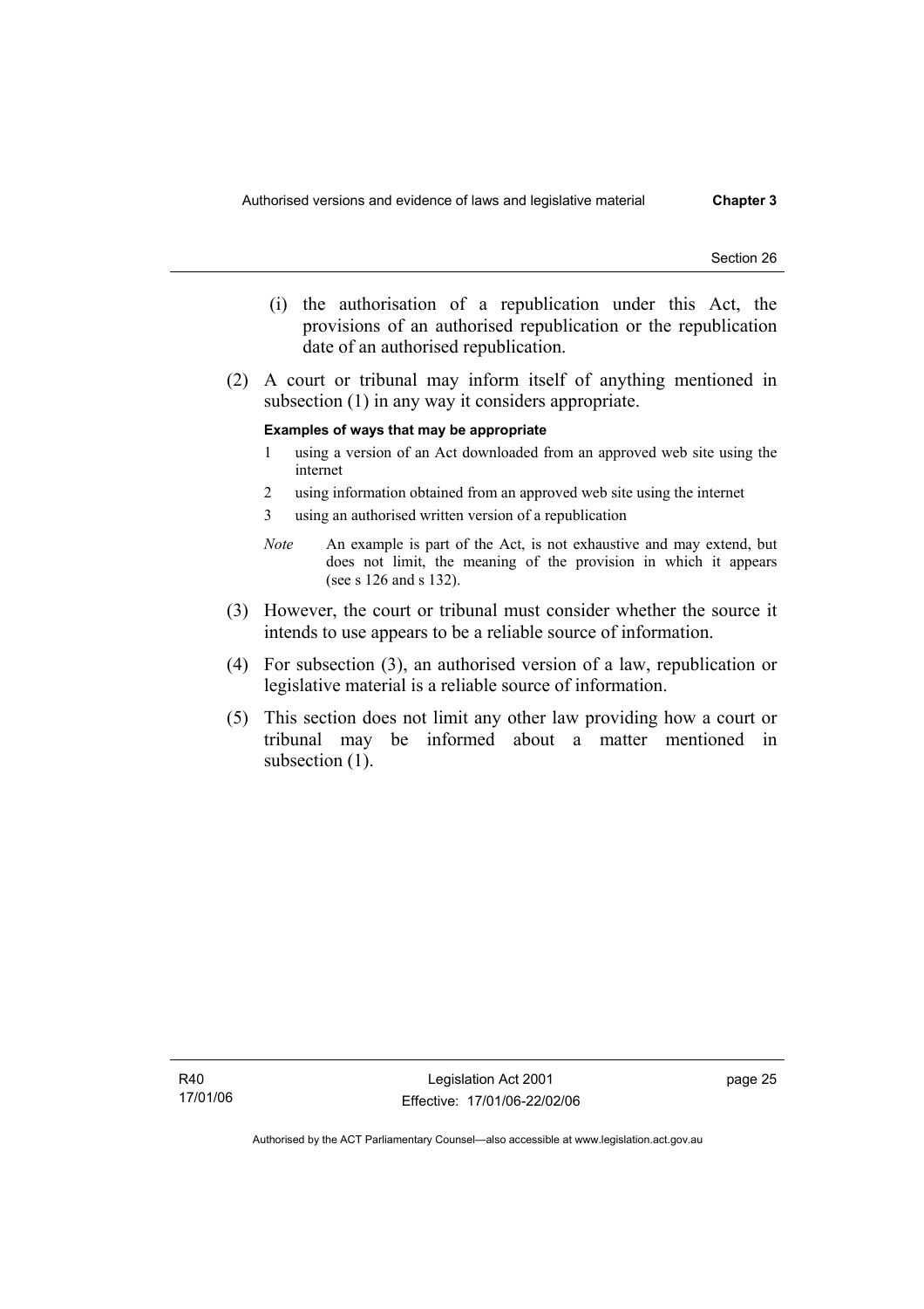(i) the authorisation of a republication under this Act, the provisions of an authorised republication or the republication date of an authorised republication.

(2) A court or tribunal may inform itself of anything mentioned in subsection (1) in any way it considers appropriate.

**Examples of ways that may be appropriate**

1 using a version of an Act downloaded from an approved web site using the internet

2 using information obtained from an approved web site using the internet

3 using an authorised written version of a republication

*Note* An example is part of the Act, is not exhaustive and may extend, but does not limit, the meaning of the provision in which it appears (see s 126 and s 132).

(3) However, the court or tribunal must consider whether the source it intends to use appears to be a reliable source of information.

(4) For subsection (3), an authorised version of a law, republication or legislative material is a reliable source of information.

(5) This section does not limit any other law providing how a court or tribunal may be informed about a matter mentioned in subsection (1).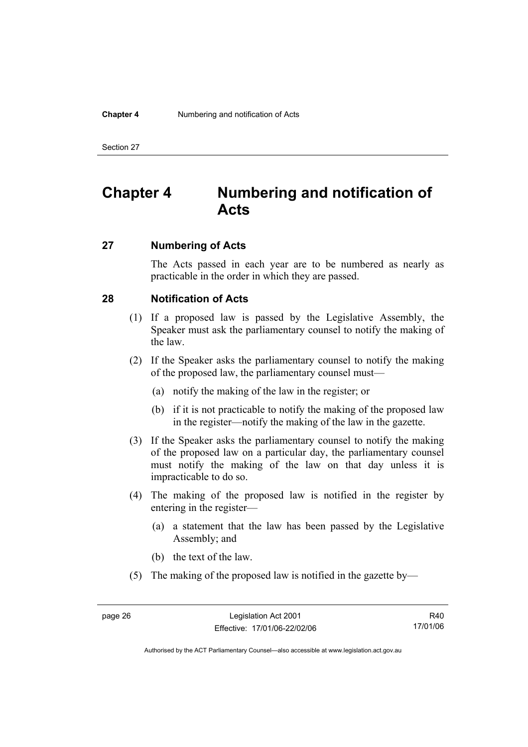# Chapter 4 Numbering and notification of Acts

## 27 Numbering of Acts

The Acts passed in each year are to be numbered as nearly as practicable in the order in which they are passed.

## 28 Notification of Acts

(1) If a proposed law is passed by the Legislative Assembly, the Speaker must ask the parliamentary counsel to notify the making of the law.

(2) If the Speaker asks the parliamentary counsel to notify the making of the proposed law, the parliamentary counsel must—

(a) notify the making of the law in the register; or

(b) if it is not practicable to notify the making of the proposed law in the register—notify the making of the law in the gazette.

(3) If the Speaker asks the parliamentary counsel to notify the making of the proposed law on a particular day, the parliamentary counsel must notify the making of the law on that day unless it is impracticable to do so.

(4) The making of the proposed law is notified in the register by entering in the register—

(a) a statement that the law has been passed by the Legislative Assembly; and

(b) the text of the law.

(5) The making of the proposed law is notified in the gazette by—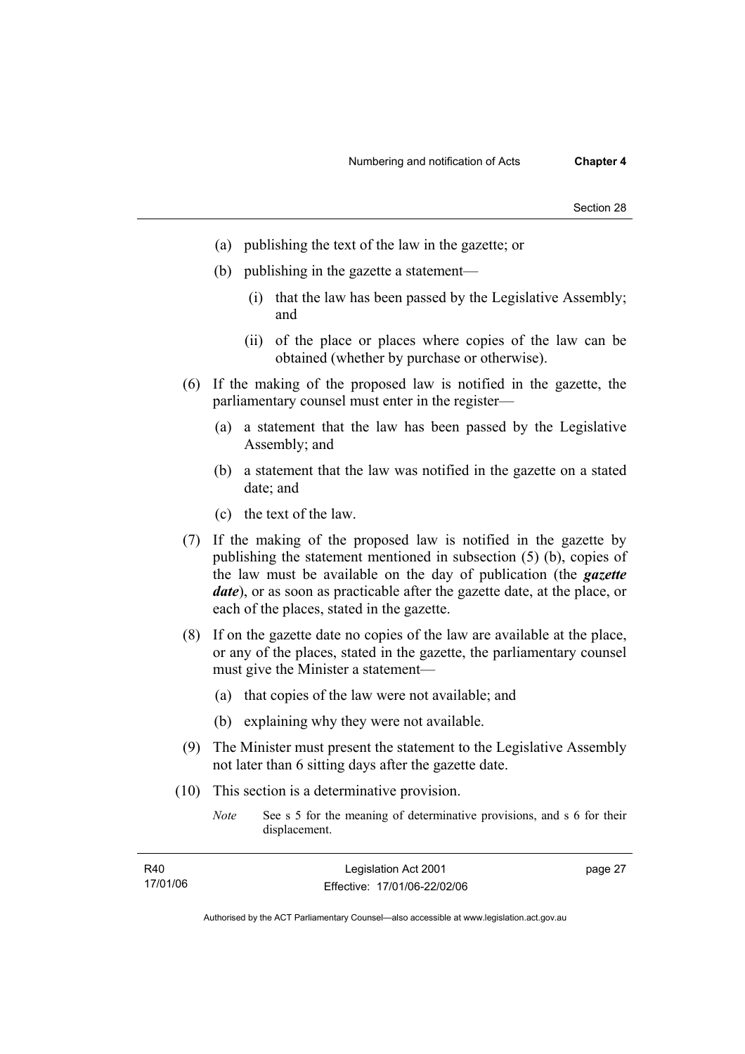(a) publishing the text of the law in the gazette; or

(b) publishing in the gazette a statement—

   (i) that the law has been passed by the Legislative Assembly; and

   (ii) of the place or places where copies of the law can be obtained (whether by purchase or otherwise).

(6) If the making of the proposed law is notified in the gazette, the parliamentary counsel must enter in the register—

(a) a statement that the law has been passed by the Legislative Assembly; and

(b) a statement that the law was notified in the gazette on a stated date; and

(c) the text of the law.

(7) If the making of the proposed law is notified in the gazette by publishing the statement mentioned in subsection (5) (b), copies of the law must be available on the day of publication (the ***gazette date***), or as soon as practicable after the gazette date, at the place, or each of the places, stated in the gazette.

(8) If on the gazette date no copies of the law are available at the place, or any of the places, stated in the gazette, the parliamentary counsel must give the Minister a statement—

(a) that copies of the law were not available; and

(b) explaining why they were not available.

(9) The Minister must present the statement to the Legislative Assembly not later than 6 sitting days after the gazette date.

(10) This section is a determinative provision.

*Note* See s 5 for the meaning of determinative provisions, and s 6 for their displacement.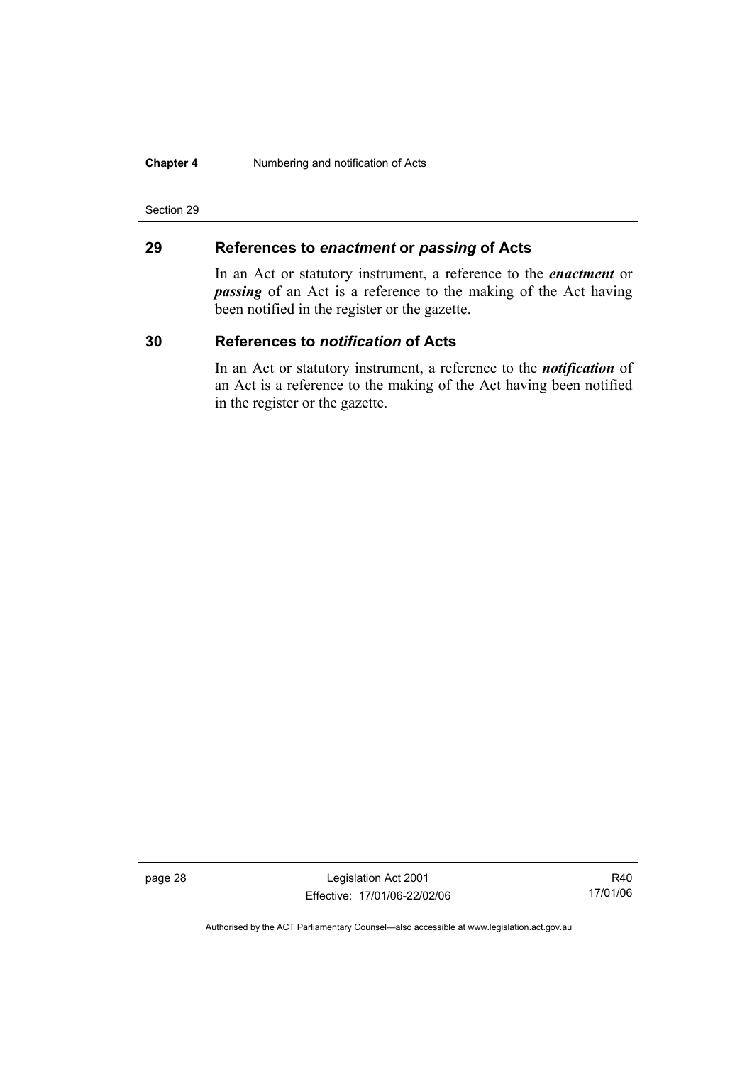## 29 References to *enactment* or *passing* of Acts

In an Act or statutory instrument, a reference to the ***enactment*** or ***passing*** of an Act is a reference to the making of the Act having been notified in the register or the gazette.

## 30 References to *notification* of Acts

In an Act or statutory instrument, a reference to the ***notification*** of an Act is a reference to the making of the Act having been notified in the register or the gazette.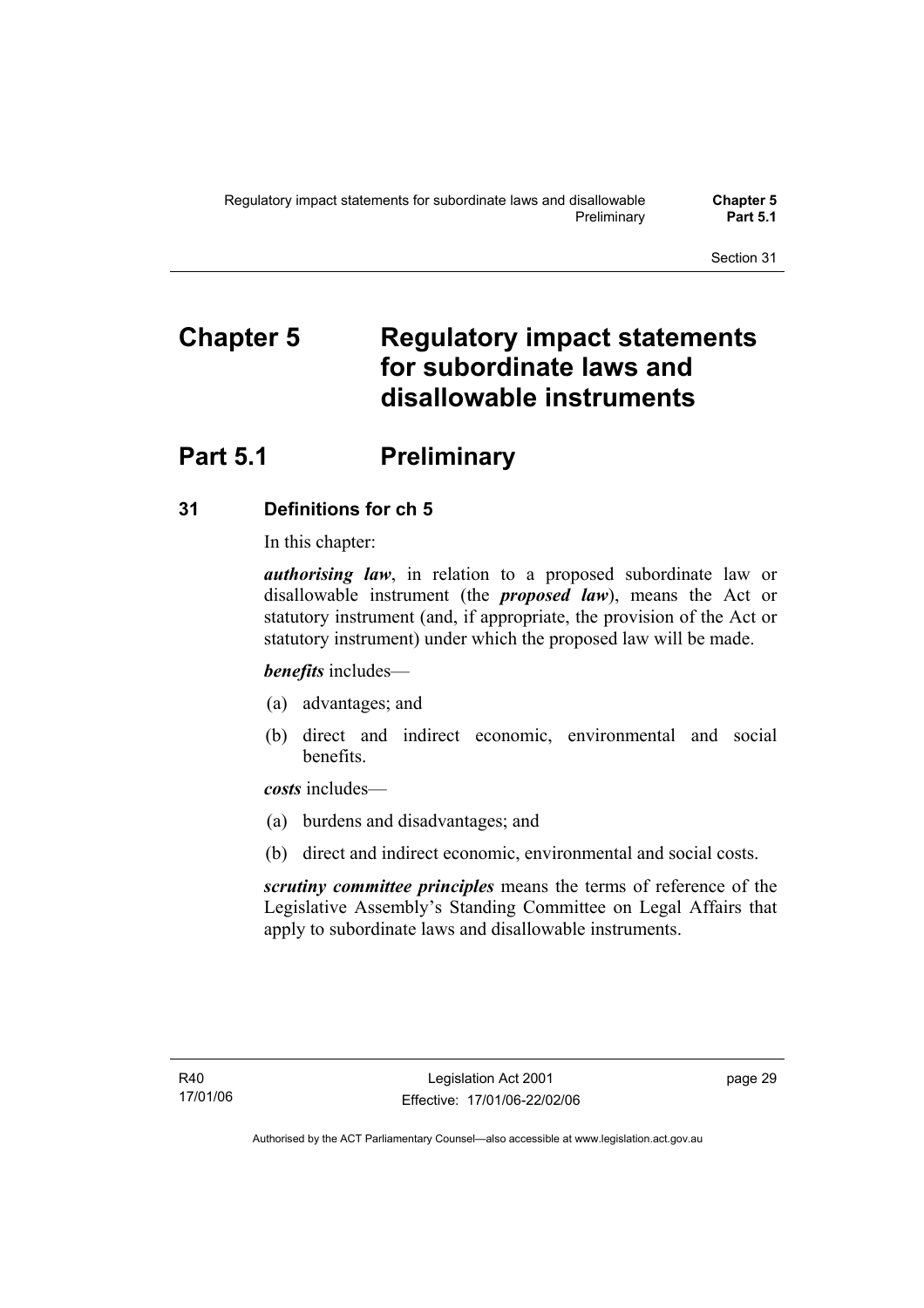# Chapter 5 Regulatory impact statements for subordinate laws and disallowable instruments

## Part 5.1 Preliminary

### 31 Definitions for ch 5

In this chapter:

***authorising law***, in relation to a proposed subordinate law or disallowable instrument (the ***proposed law***), means the Act or statutory instrument (and, if appropriate, the provision of the Act or statutory instrument) under which the proposed law will be made.

***benefits*** includes—

(a) advantages; and

(b) direct and indirect economic, environmental and social benefits.

***costs*** includes—

(a) burdens and disadvantages; and

(b) direct and indirect economic, environmental and social costs.

***scrutiny committee principles*** means the terms of reference of the Legislative Assembly's Standing Committee on Legal Affairs that apply to subordinate laws and disallowable instruments.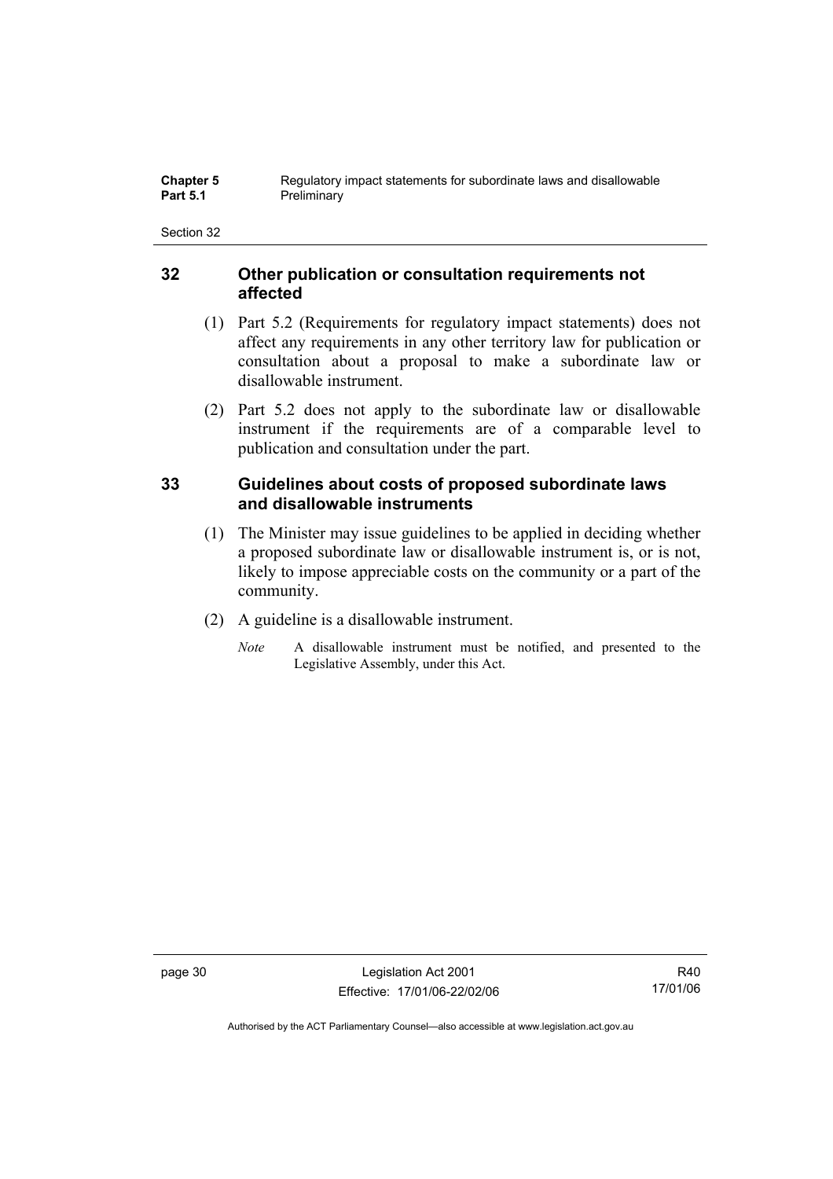## 32 Other publication or consultation requirements not affected

(1) Part 5.2 (Requirements for regulatory impact statements) does not affect any requirements in any other territory law for publication or consultation about a proposal to make a subordinate law or disallowable instrument.

(2) Part 5.2 does not apply to the subordinate law or disallowable instrument if the requirements are of a comparable level to publication and consultation under the part.

## 33 Guidelines about costs of proposed subordinate laws and disallowable instruments

(1) The Minister may issue guidelines to be applied in deciding whether a proposed subordinate law or disallowable instrument is, or is not, likely to impose appreciable costs on the community or a part of the community.

(2) A guideline is a disallowable instrument.

*Note* A disallowable instrument must be notified, and presented to the Legislative Assembly, under this Act.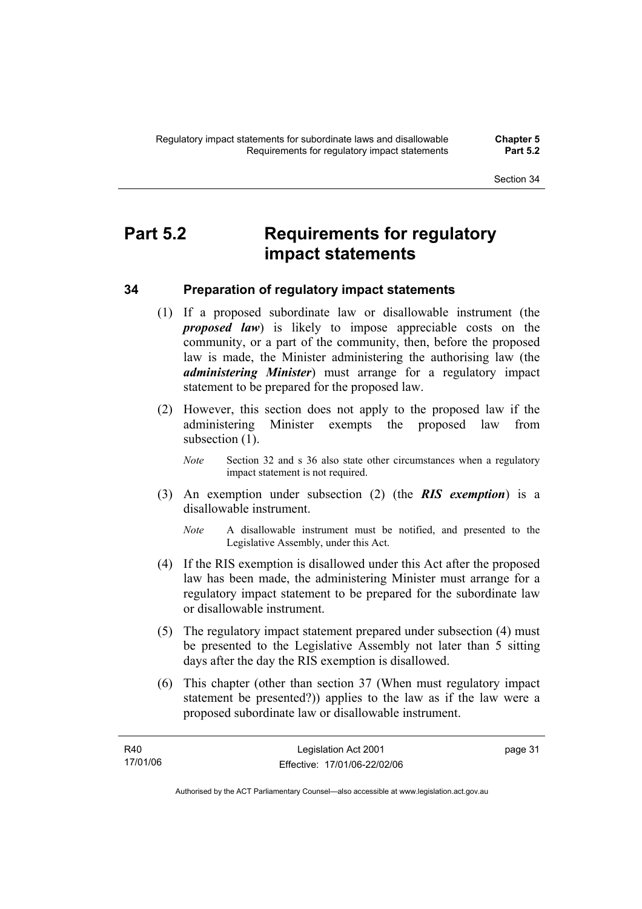# Part 5.2 Requirements for regulatory impact statements

## 34 Preparation of regulatory impact statements

(1) If a proposed subordinate law or disallowable instrument (the ***proposed law***) is likely to impose appreciable costs on the community, or a part of the community, then, before the proposed law is made, the Minister administering the authorising law (the ***administering Minister***) must arrange for a regulatory impact statement to be prepared for the proposed law.

(2) However, this section does not apply to the proposed law if the administering Minister exempts the proposed law from subsection (1).

*Note* Section 32 and s 36 also state other circumstances when a regulatory impact statement is not required.

(3) An exemption under subsection (2) (the ***RIS exemption***) is a disallowable instrument.

*Note* A disallowable instrument must be notified, and presented to the Legislative Assembly, under this Act.

(4) If the RIS exemption is disallowed under this Act after the proposed law has been made, the administering Minister must arrange for a regulatory impact statement to be prepared for the subordinate law or disallowable instrument.

(5) The regulatory impact statement prepared under subsection (4) must be presented to the Legislative Assembly not later than 5 sitting days after the day the RIS exemption is disallowed.

(6) This chapter (other than section 37 (When must regulatory impact statement be presented?)) applies to the law as if the law were a proposed subordinate law or disallowable instrument.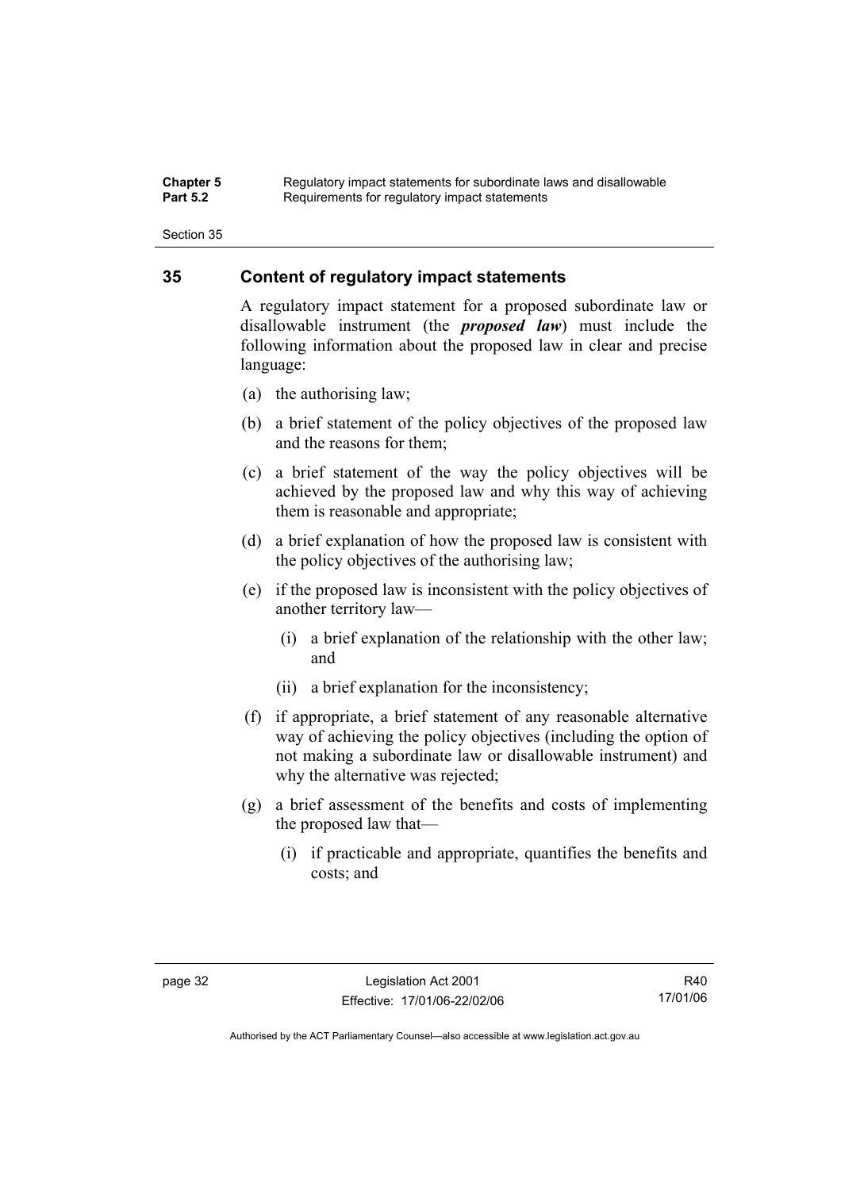## 35 Content of regulatory impact statements

A regulatory impact statement for a proposed subordinate law or disallowable instrument (the ***proposed law***) must include the following information about the proposed law in clear and precise language:

(a) the authorising law;

(b) a brief statement of the policy objectives of the proposed law and the reasons for them;

(c) a brief statement of the way the policy objectives will be achieved by the proposed law and why this way of achieving them is reasonable and appropriate;

(d) a brief explanation of how the proposed law is consistent with the policy objectives of the authorising law;

(e) if the proposed law is inconsistent with the policy objectives of another territory law—

(i) a brief explanation of the relationship with the other law; and

(ii) a brief explanation for the inconsistency;

(f) if appropriate, a brief statement of any reasonable alternative way of achieving the policy objectives (including the option of not making a subordinate law or disallowable instrument) and why the alternative was rejected;

(g) a brief assessment of the benefits and costs of implementing the proposed law that—

(i) if practicable and appropriate, quantifies the benefits and costs; and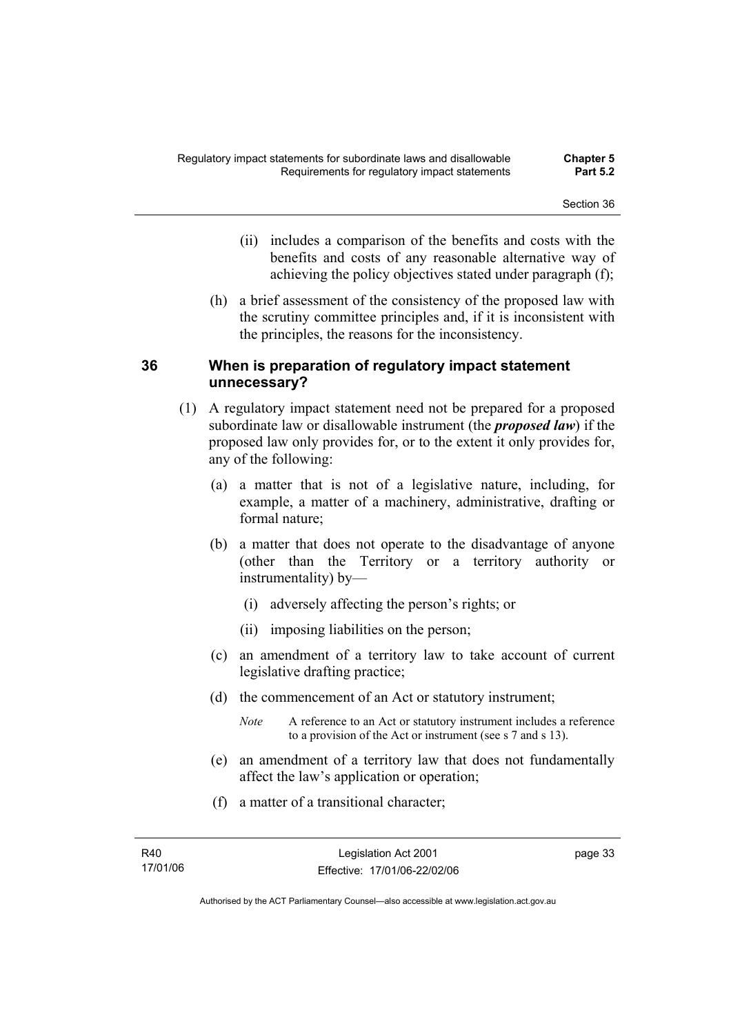(ii) includes a comparison of the benefits and costs with the benefits and costs of any reasonable alternative way of achieving the policy objectives stated under paragraph (f);

(h) a brief assessment of the consistency of the proposed law with the scrutiny committee principles and, if it is inconsistent with the principles, the reasons for the inconsistency.

## 36 When is preparation of regulatory impact statement unnecessary?

(1) A regulatory impact statement need not be prepared for a proposed subordinate law or disallowable instrument (the ***proposed law***) if the proposed law only provides for, or to the extent it only provides for, any of the following:

(a) a matter that is not of a legislative nature, including, for example, a matter of a machinery, administrative, drafting or formal nature;

(b) a matter that does not operate to the disadvantage of anyone (other than the Territory or a territory authority or instrumentality) by—

(i) adversely affecting the person's rights; or

(ii) imposing liabilities on the person;

(c) an amendment of a territory law to take account of current legislative drafting practice;

(d) the commencement of an Act or statutory instrument;

*Note* A reference to an Act or statutory instrument includes a reference to a provision of the Act or instrument (see s 7 and s 13).

(e) an amendment of a territory law that does not fundamentally affect the law's application or operation;

(f) a matter of a transitional character;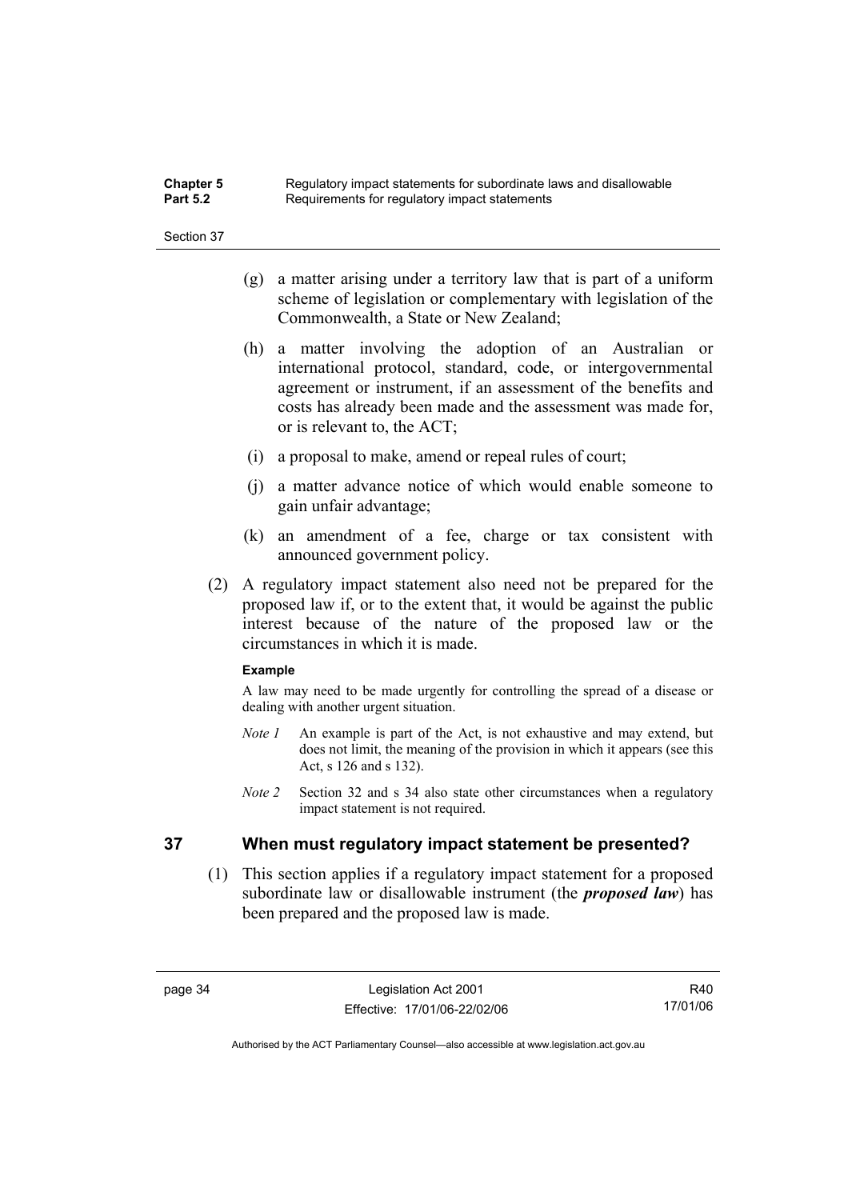(g) a matter arising under a territory law that is part of a uniform scheme of legislation or complementary with legislation of the Commonwealth, a State or New Zealand;

(h) a matter involving the adoption of an Australian or international protocol, standard, code, or intergovernmental agreement or instrument, if an assessment of the benefits and costs has already been made and the assessment was made for, or is relevant to, the ACT;

(i) a proposal to make, amend or repeal rules of court;

(j) a matter advance notice of which would enable someone to gain unfair advantage;

(k) an amendment of a fee, charge or tax consistent with announced government policy.

(2) A regulatory impact statement also need not be prepared for the proposed law if, or to the extent that, it would be against the public interest because of the nature of the proposed law or the circumstances in which it is made.

**Example**

A law may need to be made urgently for controlling the spread of a disease or dealing with another urgent situation.

*Note 1* An example is part of the Act, is not exhaustive and may extend, but does not limit, the meaning of the provision in which it appears (see this Act, s 126 and s 132).

*Note 2* Section 32 and s 34 also state other circumstances when a regulatory impact statement is not required.

## 37 When must regulatory impact statement be presented?

(1) This section applies if a regulatory impact statement for a proposed subordinate law or disallowable instrument (the ***proposed law***) has been prepared and the proposed law is made.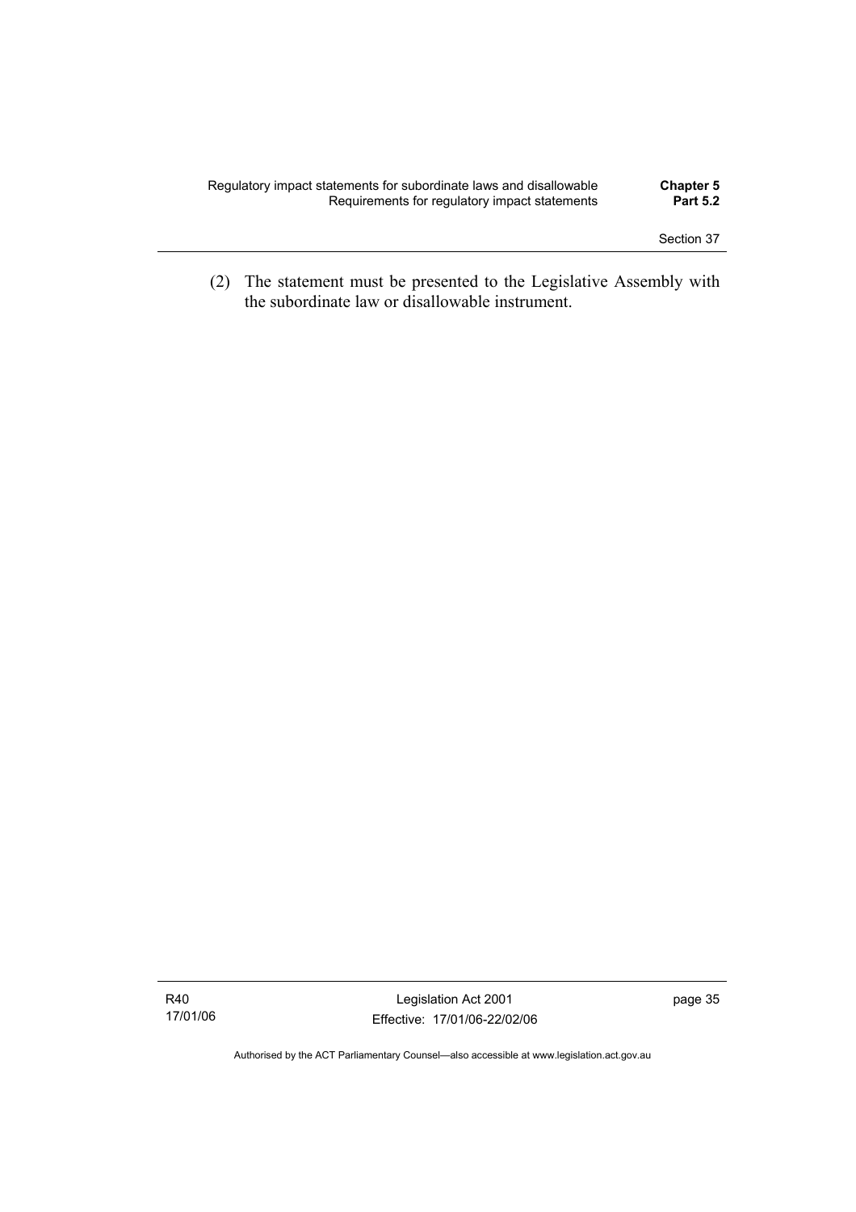(2) The statement must be presented to the Legislative Assembly with the subordinate law or disallowable instrument.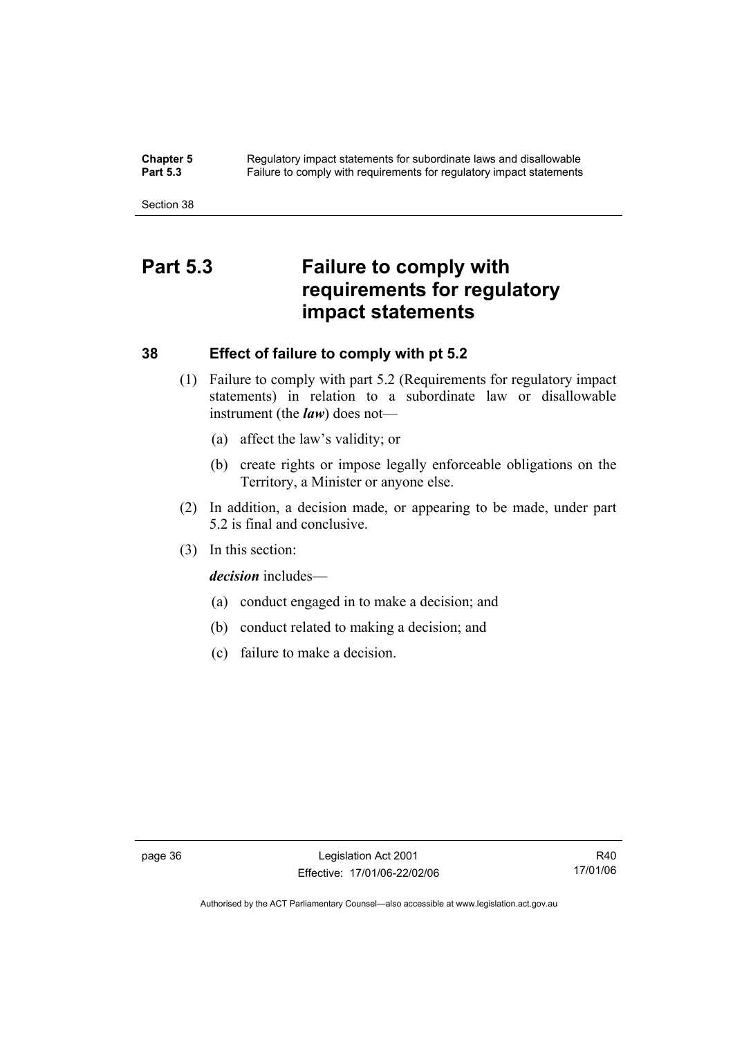# Part 5.3 Failure to comply with requirements for regulatory impact statements

## 38 Effect of failure to comply with pt 5.2

(1) Failure to comply with part 5.2 (Requirements for regulatory impact statements) in relation to a subordinate law or disallowable instrument (the ***law***) does not—

(a) affect the law's validity; or

(b) create rights or impose legally enforceable obligations on the Territory, a Minister or anyone else.

(2) In addition, a decision made, or appearing to be made, under part 5.2 is final and conclusive.

(3) In this section:

***decision*** includes—

(a) conduct engaged in to make a decision; and

(b) conduct related to making a decision; and

(c) failure to make a decision.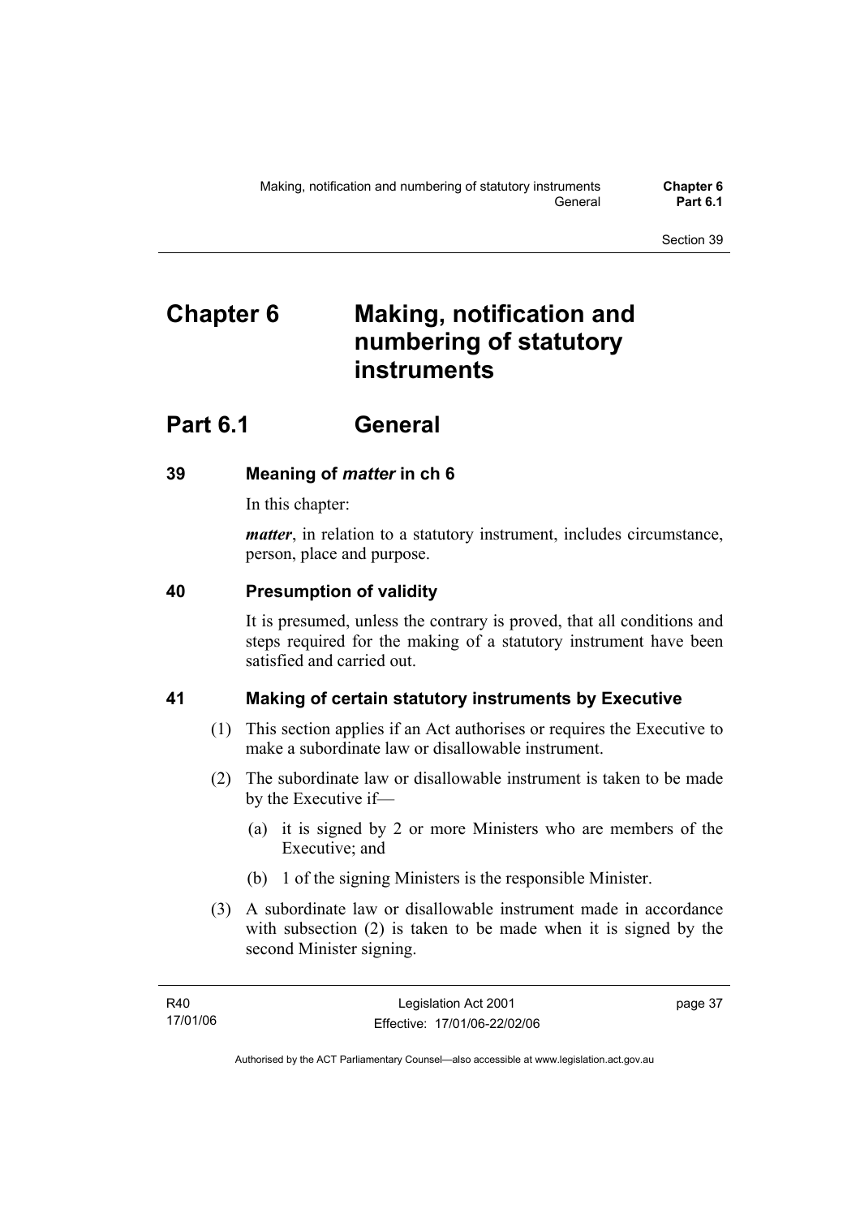# Chapter 6 Making, notification and numbering of statutory instruments

## Part 6.1 General

### 39 Meaning of *matter* in ch 6

In this chapter:

***matter***, in relation to a statutory instrument, includes circumstance, person, place and purpose.

### 40 Presumption of validity

It is presumed, unless the contrary is proved, that all conditions and steps required for the making of a statutory instrument have been satisfied and carried out.

### 41 Making of certain statutory instruments by Executive

(1) This section applies if an Act authorises or requires the Executive to make a subordinate law or disallowable instrument.

(2) The subordinate law or disallowable instrument is taken to be made by the Executive if—

(a) it is signed by 2 or more Ministers who are members of the Executive; and

(b) 1 of the signing Ministers is the responsible Minister.

(3) A subordinate law or disallowable instrument made in accordance with subsection (2) is taken to be made when it is signed by the second Minister signing.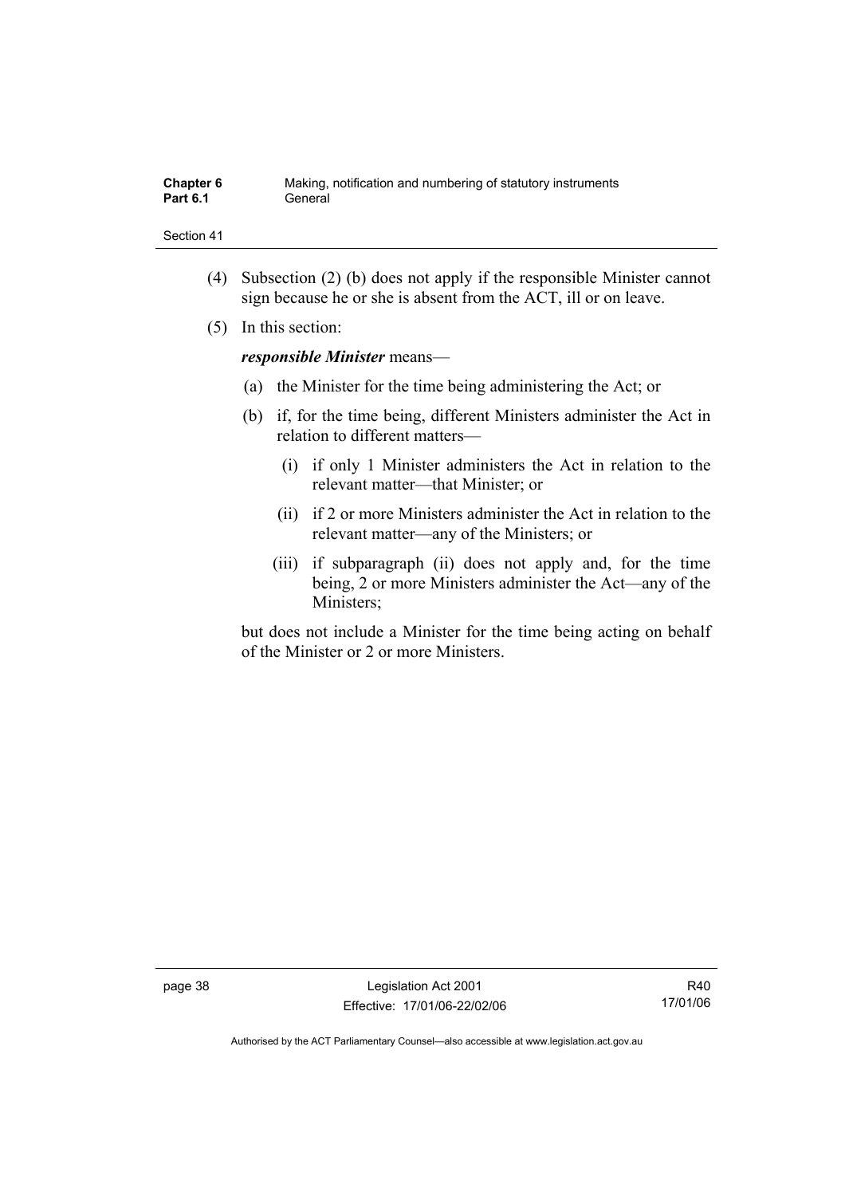(4) Subsection (2) (b) does not apply if the responsible Minister cannot sign because he or she is absent from the ACT, ill or on leave.

(5) In this section:

***responsible Minister*** means—

(a) the Minister for the time being administering the Act; or

(b) if, for the time being, different Ministers administer the Act in relation to different matters—

(i) if only 1 Minister administers the Act in relation to the relevant matter—that Minister; or

(ii) if 2 or more Ministers administer the Act in relation to the relevant matter—any of the Ministers; or

(iii) if subparagraph (ii) does not apply and, for the time being, 2 or more Ministers administer the Act—any of the Ministers;

but does not include a Minister for the time being acting on behalf of the Minister or 2 or more Ministers.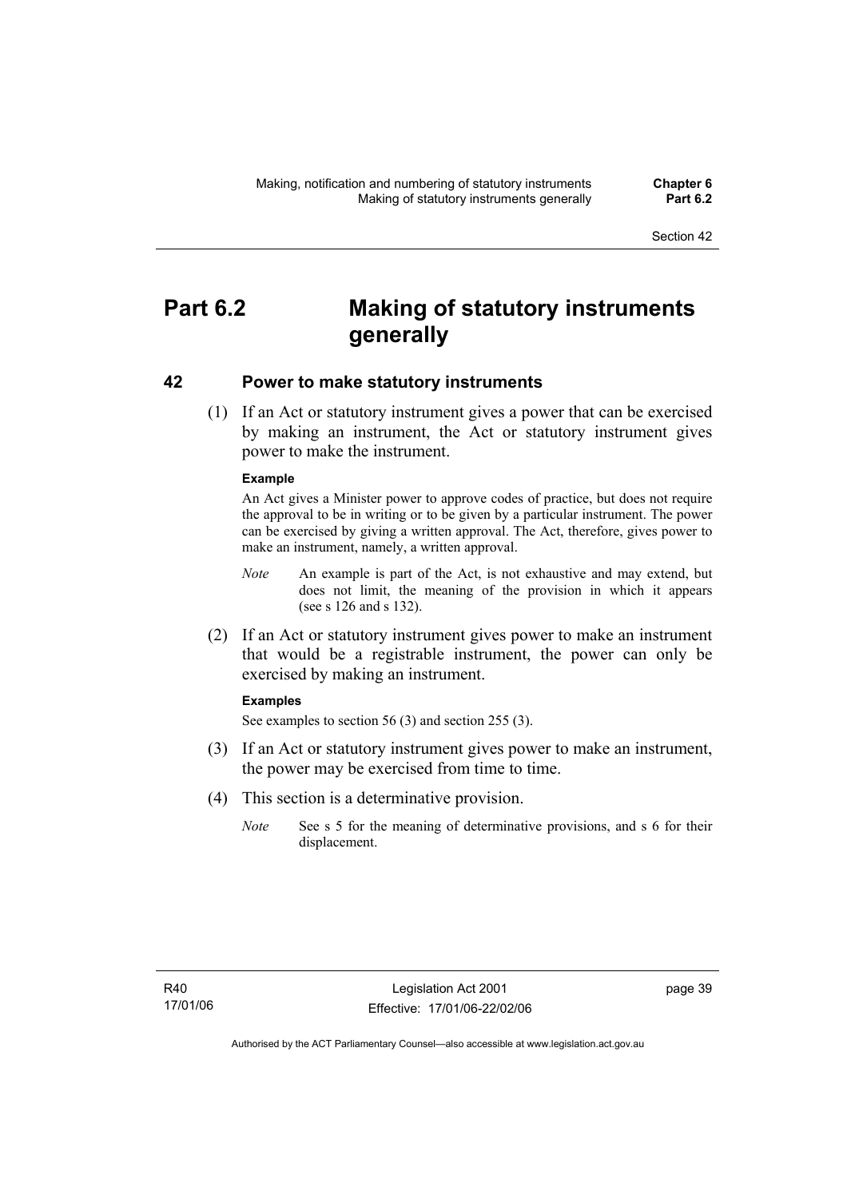# Part 6.2 Making of statutory instruments generally

## 42 Power to make statutory instruments

(1) If an Act or statutory instrument gives a power that can be exercised by making an instrument, the Act or statutory instrument gives power to make the instrument.

**Example**

An Act gives a Minister power to approve codes of practice, but does not require the approval to be in writing or to be given by a particular instrument. The power can be exercised by giving a written approval. The Act, therefore, gives power to make an instrument, namely, a written approval.

*Note* An example is part of the Act, is not exhaustive and may extend, but does not limit, the meaning of the provision in which it appears (see s 126 and s 132).

(2) If an Act or statutory instrument gives power to make an instrument that would be a registrable instrument, the power can only be exercised by making an instrument.

**Examples**

See examples to section 56 (3) and section 255 (3).

(3) If an Act or statutory instrument gives power to make an instrument, the power may be exercised from time to time.

(4) This section is a determinative provision.

*Note* See s 5 for the meaning of determinative provisions, and s 6 for their displacement.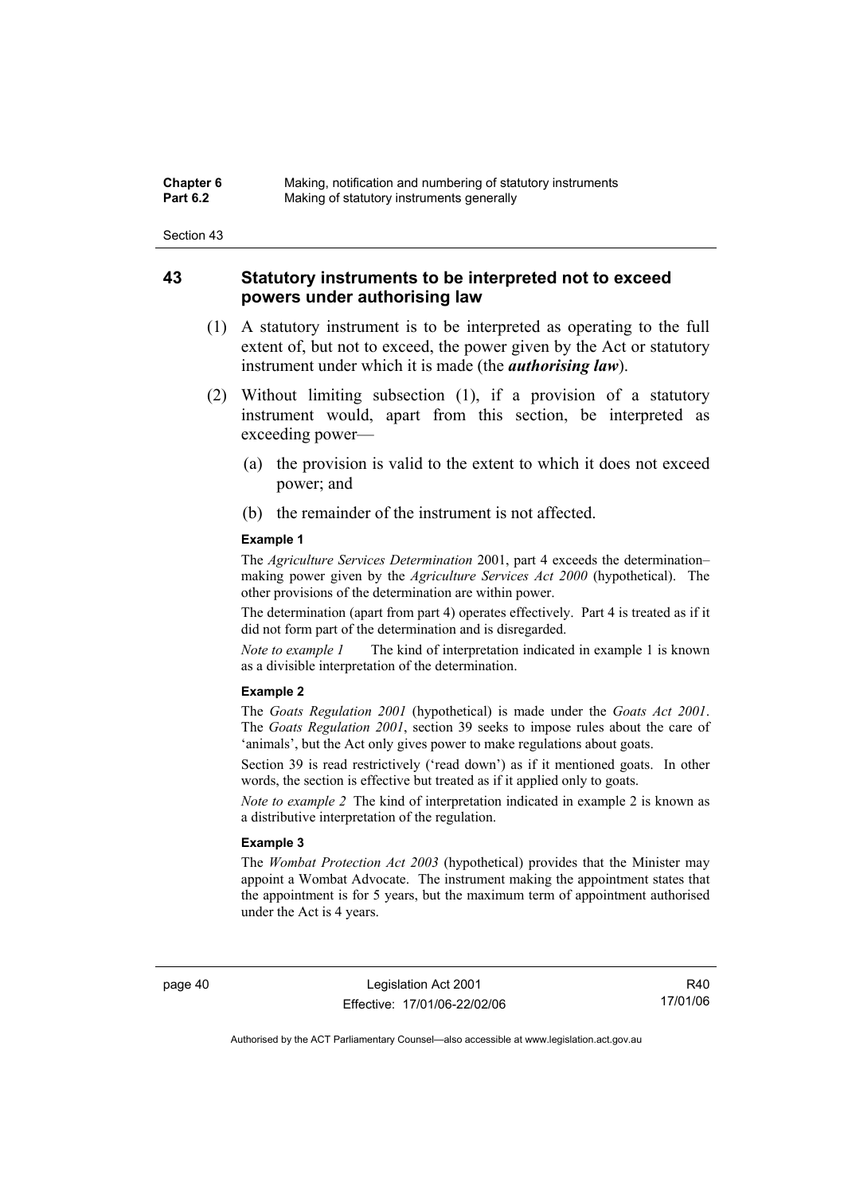## 43 Statutory instruments to be interpreted not to exceed powers under authorising law

(1) A statutory instrument is to be interpreted as operating to the full extent of, but not to exceed, the power given by the Act or statutory instrument under which it is made (the ***authorising law***).

(2) Without limiting subsection (1), if a provision of a statutory instrument would, apart from this section, be interpreted as exceeding power—

(a) the provision is valid to the extent to which it does not exceed power; and

(b) the remainder of the instrument is not affected.

**Example 1**

The *Agriculture Services Determination* 2001, part 4 exceeds the determination–making power given by the *Agriculture Services Act 2000* (hypothetical). The other provisions of the determination are within power.

The determination (apart from part 4) operates effectively. Part 4 is treated as if it did not form part of the determination and is disregarded.

*Note to example 1* The kind of interpretation indicated in example 1 is known as a divisible interpretation of the determination.

**Example 2**

The *Goats Regulation 2001* (hypothetical) is made under the *Goats Act 2001*. The *Goats Regulation 2001*, section 39 seeks to impose rules about the care of 'animals', but the Act only gives power to make regulations about goats.

Section 39 is read restrictively ('read down') as if it mentioned goats. In other words, the section is effective but treated as if it applied only to goats.

*Note to example 2* The kind of interpretation indicated in example 2 is known as a distributive interpretation of the regulation.

**Example 3**

The *Wombat Protection Act 2003* (hypothetical) provides that the Minister may appoint a Wombat Advocate. The instrument making the appointment states that the appointment is for 5 years, but the maximum term of appointment authorised under the Act is 4 years.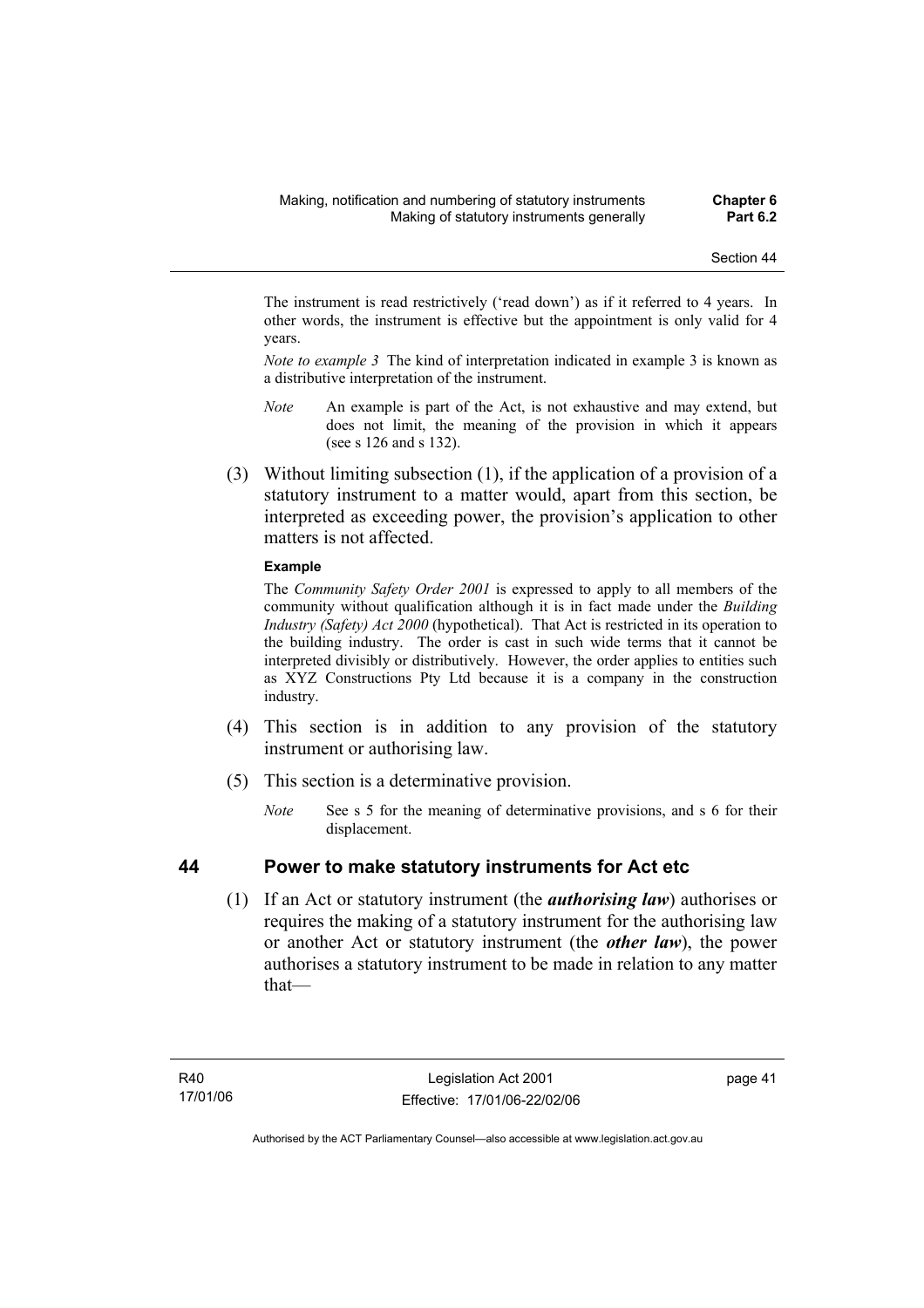The instrument is read restrictively ('read down') as if it referred to 4 years. In other words, the instrument is effective but the appointment is only valid for 4 years.

*Note to example 3* The kind of interpretation indicated in example 3 is known as a distributive interpretation of the instrument.

*Note* An example is part of the Act, is not exhaustive and may extend, but does not limit, the meaning of the provision in which it appears (see s 126 and s 132).

(3) Without limiting subsection (1), if the application of a provision of a statutory instrument to a matter would, apart from this section, be interpreted as exceeding power, the provision's application to other matters is not affected.

**Example**

The *Community Safety Order 2001* is expressed to apply to all members of the community without qualification although it is in fact made under the *Building Industry (Safety) Act 2000* (hypothetical). That Act is restricted in its operation to the building industry. The order is cast in such wide terms that it cannot be interpreted divisibly or distributively. However, the order applies to entities such as XYZ Constructions Pty Ltd because it is a company in the construction industry.

(4) This section is in addition to any provision of the statutory instrument or authorising law.

(5) This section is a determinative provision.

*Note* See s 5 for the meaning of determinative provisions, and s 6 for their displacement.

## 44 Power to make statutory instruments for Act etc

(1) If an Act or statutory instrument (the ***authorising law***) authorises or requires the making of a statutory instrument for the authorising law or another Act or statutory instrument (the ***other law***), the power authorises a statutory instrument to be made in relation to any matter that—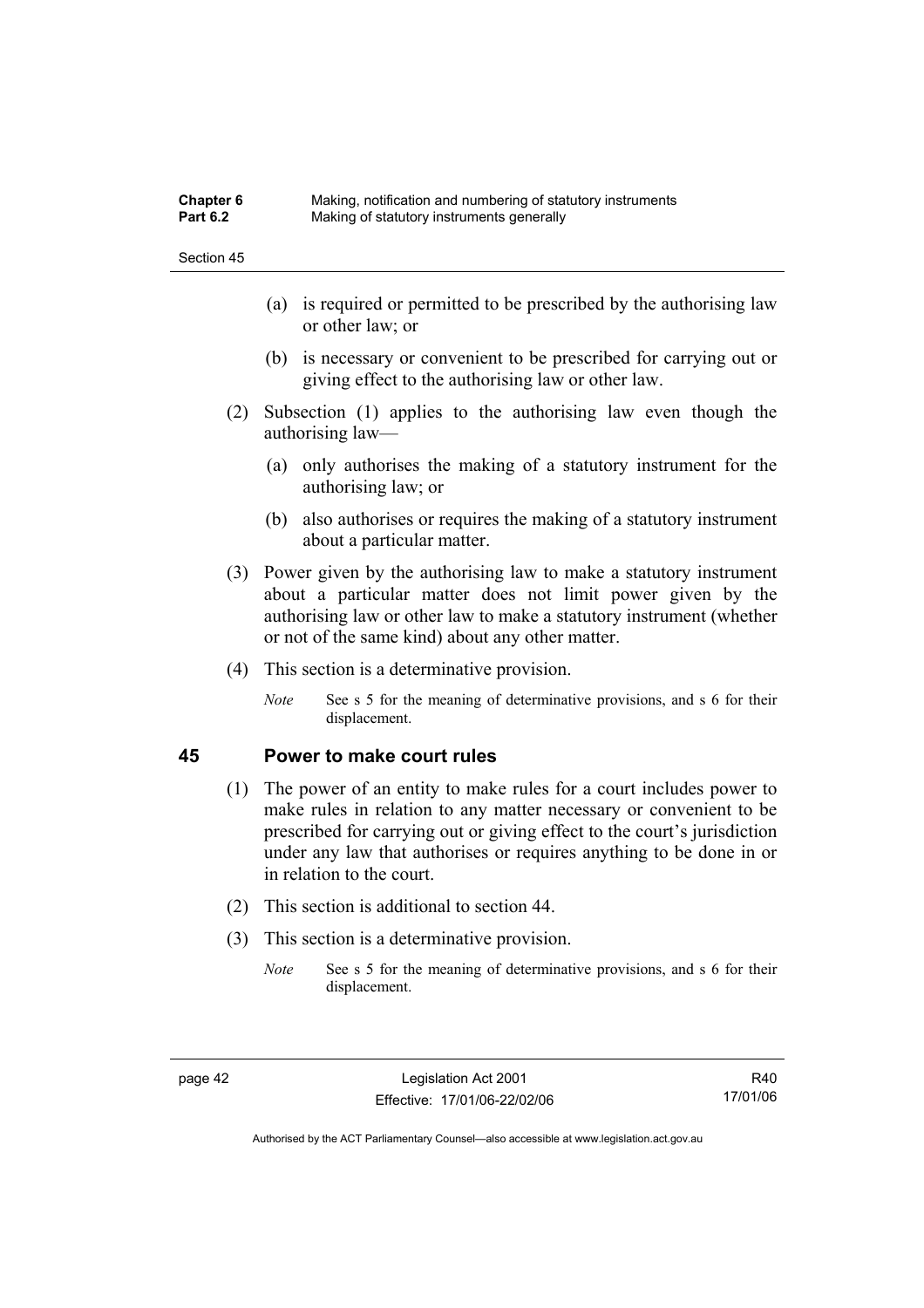(a) is required or permitted to be prescribed by the authorising law or other law; or

(b) is necessary or convenient to be prescribed for carrying out or giving effect to the authorising law or other law.

(2) Subsection (1) applies to the authorising law even though the authorising law—

(a) only authorises the making of a statutory instrument for the authorising law; or

(b) also authorises or requires the making of a statutory instrument about a particular matter.

(3) Power given by the authorising law to make a statutory instrument about a particular matter does not limit power given by the authorising law or other law to make a statutory instrument (whether or not of the same kind) about any other matter.

(4) This section is a determinative provision.

*Note* See s 5 for the meaning of determinative provisions, and s 6 for their displacement.

## 45 Power to make court rules

(1) The power of an entity to make rules for a court includes power to make rules in relation to any matter necessary or convenient to be prescribed for carrying out or giving effect to the court's jurisdiction under any law that authorises or requires anything to be done in or in relation to the court.

(2) This section is additional to section 44.

(3) This section is a determinative provision.

*Note* See s 5 for the meaning of determinative provisions, and s 6 for their displacement.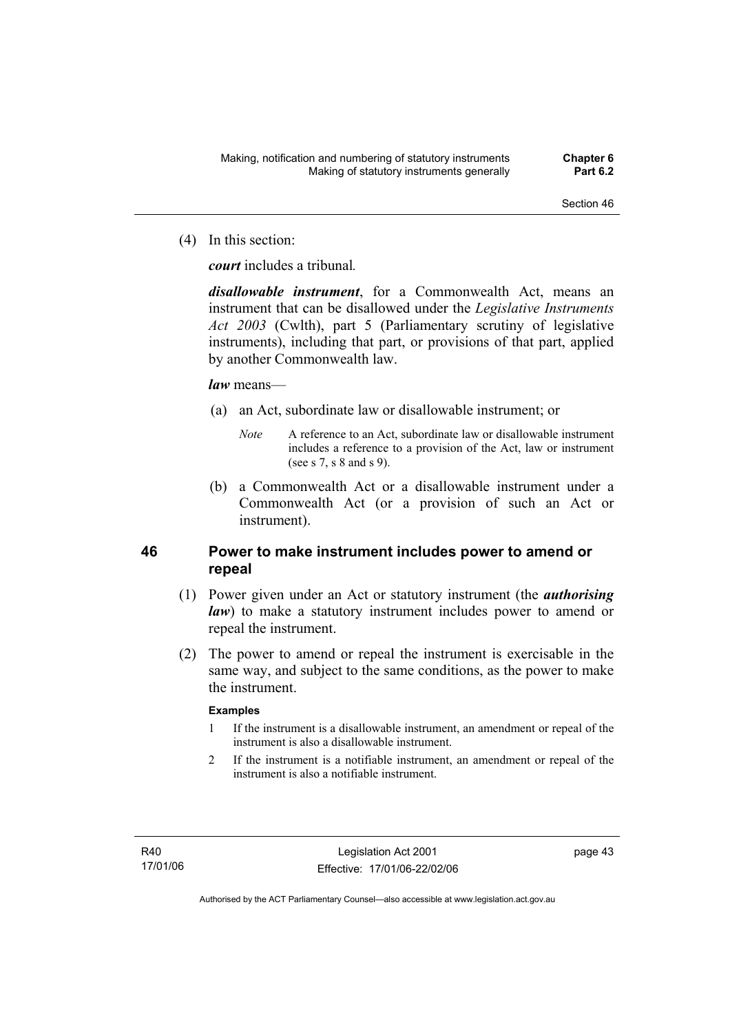(4) In this section:

***court*** includes a tribunal.

***disallowable instrument***, for a Commonwealth Act, means an instrument that can be disallowed under the *Legislative Instruments Act 2003* (Cwlth), part 5 (Parliamentary scrutiny of legislative instruments), including that part, or provisions of that part, applied by another Commonwealth law.

***law*** means—

(a) an Act, subordinate law or disallowable instrument; or

*Note* A reference to an Act, subordinate law or disallowable instrument includes a reference to a provision of the Act, law or instrument (see s 7, s 8 and s 9).

(b) a Commonwealth Act or a disallowable instrument under a Commonwealth Act (or a provision of such an Act or instrument).

## 46 Power to make instrument includes power to amend or repeal

(1) Power given under an Act or statutory instrument (the ***authorising law***) to make a statutory instrument includes power to amend or repeal the instrument.

(2) The power to amend or repeal the instrument is exercisable in the same way, and subject to the same conditions, as the power to make the instrument.

**Examples**

1 If the instrument is a disallowable instrument, an amendment or repeal of the instrument is also a disallowable instrument.

2 If the instrument is a notifiable instrument, an amendment or repeal of the instrument is also a notifiable instrument.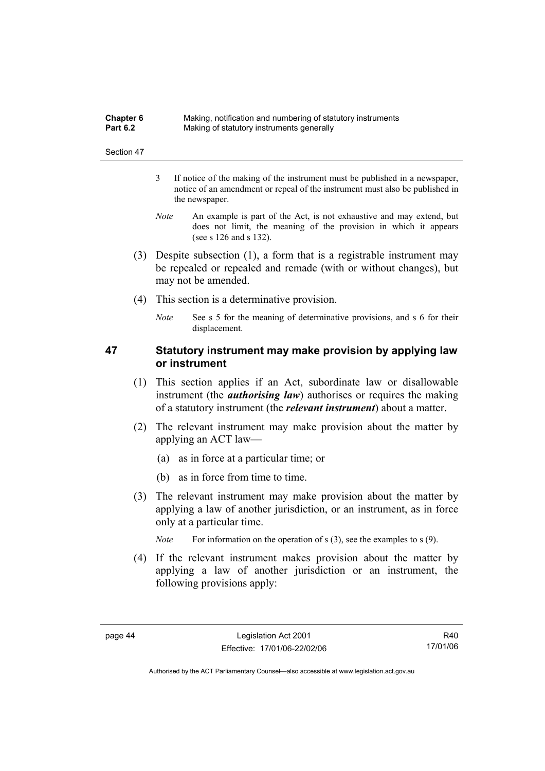3 If notice of the making of the instrument must be published in a newspaper, notice of an amendment or repeal of the instrument must also be published in the newspaper.

*Note* An example is part of the Act, is not exhaustive and may extend, but does not limit, the meaning of the provision in which it appears (see s 126 and s 132).

(3) Despite subsection (1), a form that is a registrable instrument may be repealed or repealed and remade (with or without changes), but may not be amended.

(4) This section is a determinative provision.

*Note* See s 5 for the meaning of determinative provisions, and s 6 for their displacement.

## 47 Statutory instrument may make provision by applying law or instrument

(1) This section applies if an Act, subordinate law or disallowable instrument (the ***authorising law***) authorises or requires the making of a statutory instrument (the ***relevant instrument***) about a matter.

(2) The relevant instrument may make provision about the matter by applying an ACT law—

(a) as in force at a particular time; or

(b) as in force from time to time.

(3) The relevant instrument may make provision about the matter by applying a law of another jurisdiction, or an instrument, as in force only at a particular time.

*Note* For information on the operation of s (3), see the examples to s (9).

(4) If the relevant instrument makes provision about the matter by applying a law of another jurisdiction or an instrument, the following provisions apply: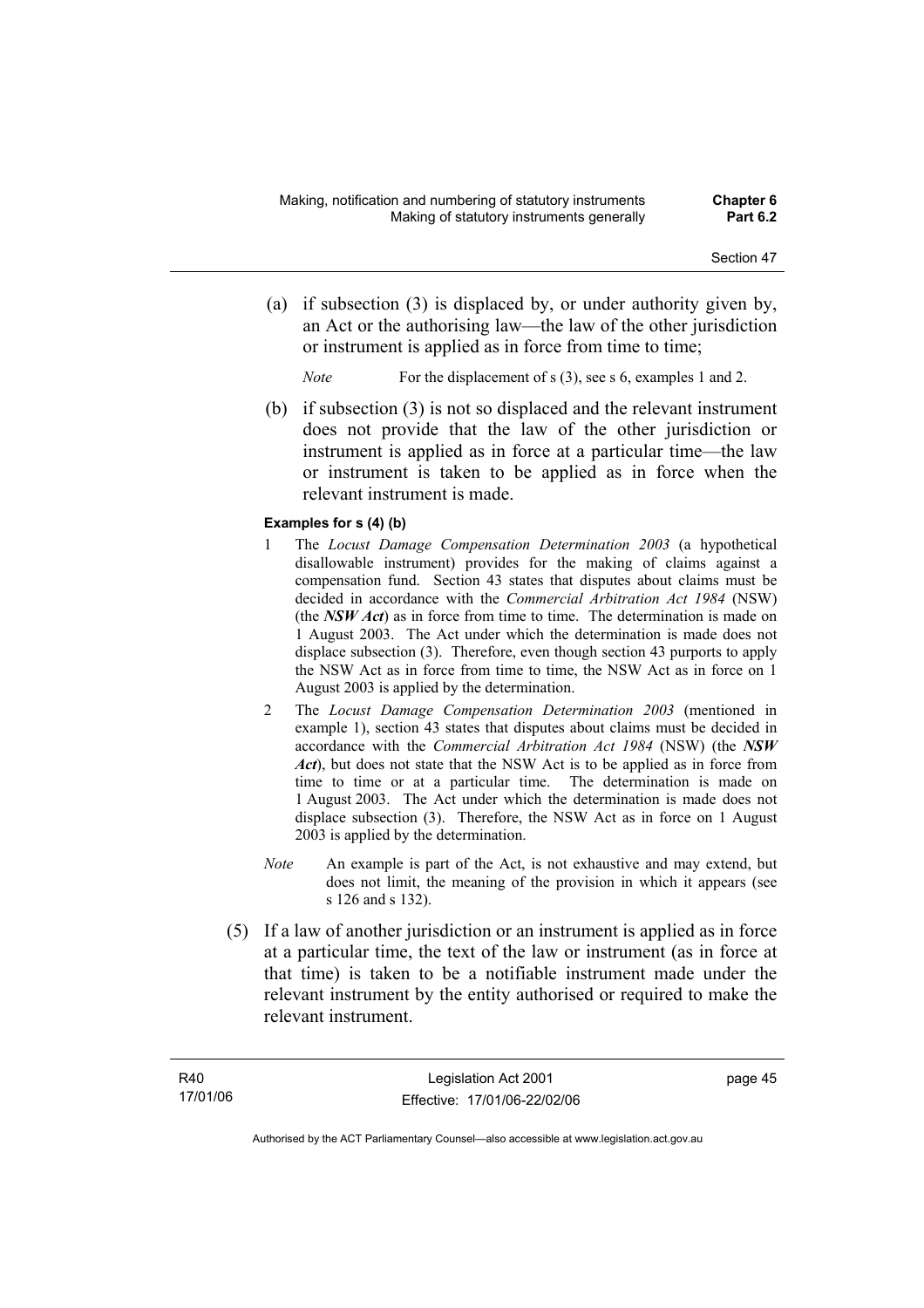(a) if subsection (3) is displaced by, or under authority given by, an Act or the authorising law—the law of the other jurisdiction or instrument is applied as in force from time to time;

*Note* For the displacement of s (3), see s 6, examples 1 and 2.

(b) if subsection (3) is not so displaced and the relevant instrument does not provide that the law of the other jurisdiction or instrument is applied as in force at a particular time—the law or instrument is taken to be applied as in force when the relevant instrument is made.

**Examples for s (4) (b)**

1 The *Locust Damage Compensation Determination 2003* (a hypothetical disallowable instrument) provides for the making of claims against a compensation fund. Section 43 states that disputes about claims must be decided in accordance with the *Commercial Arbitration Act 1984* (NSW) (the ***NSW Act***) as in force from time to time. The determination is made on 1 August 2003. The Act under which the determination is made does not displace subsection (3). Therefore, even though section 43 purports to apply the NSW Act as in force from time to time, the NSW Act as in force on 1 August 2003 is applied by the determination.

2 The *Locust Damage Compensation Determination 2003* (mentioned in example 1), section 43 states that disputes about claims must be decided in accordance with the *Commercial Arbitration Act 1984* (NSW) (the ***NSW Act***), but does not state that the NSW Act is to be applied as in force from time to time or at a particular time. The determination is made on 1 August 2003. The Act under which the determination is made does not displace subsection (3). Therefore, the NSW Act as in force on 1 August 2003 is applied by the determination.

*Note* An example is part of the Act, is not exhaustive and may extend, but does not limit, the meaning of the provision in which it appears (see s 126 and s 132).

(5) If a law of another jurisdiction or an instrument is applied as in force at a particular time, the text of the law or instrument (as in force at that time) is taken to be a notifiable instrument made under the relevant instrument by the entity authorised or required to make the relevant instrument.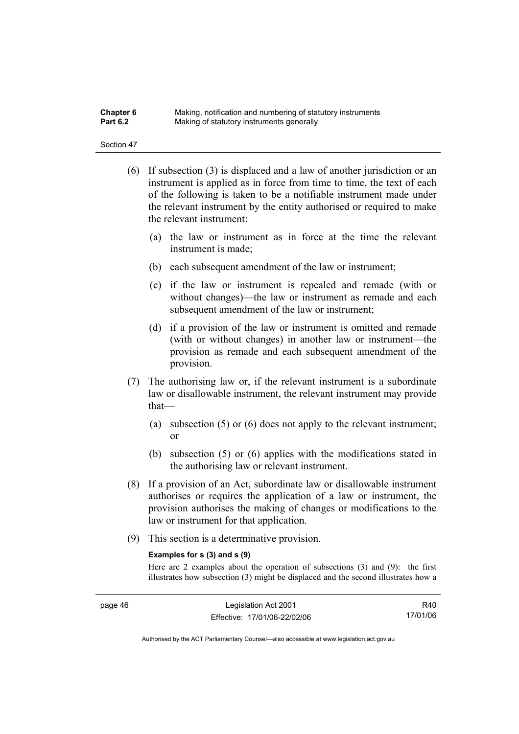(6) If subsection (3) is displaced and a law of another jurisdiction or an instrument is applied as in force from time to time, the text of each of the following is taken to be a notifiable instrument made under the relevant instrument by the entity authorised or required to make the relevant instrument:

(a) the law or instrument as in force at the time the relevant instrument is made;

(b) each subsequent amendment of the law or instrument;

(c) if the law or instrument is repealed and remade (with or without changes)—the law or instrument as remade and each subsequent amendment of the law or instrument;

(d) if a provision of the law or instrument is omitted and remade (with or without changes) in another law or instrument—the provision as remade and each subsequent amendment of the provision.

(7) The authorising law or, if the relevant instrument is a subordinate law or disallowable instrument, the relevant instrument may provide that—

(a) subsection (5) or (6) does not apply to the relevant instrument; or

(b) subsection (5) or (6) applies with the modifications stated in the authorising law or relevant instrument.

(8) If a provision of an Act, subordinate law or disallowable instrument authorises or requires the application of a law or instrument, the provision authorises the making of changes or modifications to the law or instrument for that application.

(9) This section is a determinative provision.

**Examples for s (3) and s (9)**

Here are 2 examples about the operation of subsections (3) and (9): the first illustrates how subsection (3) might be displaced and the second illustrates how a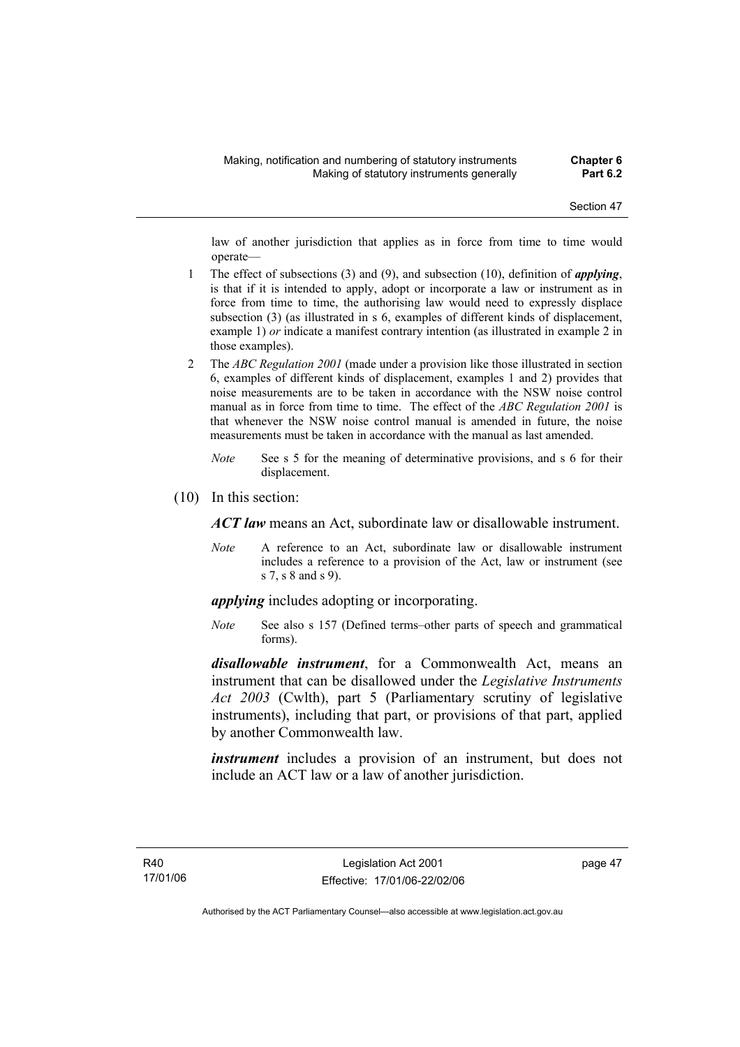law of another jurisdiction that applies as in force from time to time would operate—

1 The effect of subsections (3) and (9), and subsection (10), definition of ***applying***, is that if it is intended to apply, adopt or incorporate a law or instrument as in force from time to time, the authorising law would need to expressly displace subsection (3) (as illustrated in s 6, examples of different kinds of displacement, example 1) *or* indicate a manifest contrary intention (as illustrated in example 2 in those examples).

2 The *ABC Regulation 2001* (made under a provision like those illustrated in section 6, examples of different kinds of displacement, examples 1 and 2) provides that noise measurements are to be taken in accordance with the NSW noise control manual as in force from time to time. The effect of the *ABC Regulation 2001* is that whenever the NSW noise control manual is amended in future, the noise measurements must be taken in accordance with the manual as last amended.

*Note* See s 5 for the meaning of determinative provisions, and s 6 for their displacement.

(10) In this section:

***ACT law*** means an Act, subordinate law or disallowable instrument.

*Note* A reference to an Act, subordinate law or disallowable instrument includes a reference to a provision of the Act, law or instrument (see s 7, s 8 and s 9).

***applying*** includes adopting or incorporating.

*Note* See also s 157 (Defined terms–other parts of speech and grammatical forms).

***disallowable instrument***, for a Commonwealth Act, means an instrument that can be disallowed under the *Legislative Instruments Act 2003* (Cwlth), part 5 (Parliamentary scrutiny of legislative instruments), including that part, or provisions of that part, applied by another Commonwealth law.

***instrument*** includes a provision of an instrument, but does not include an ACT law or a law of another jurisdiction.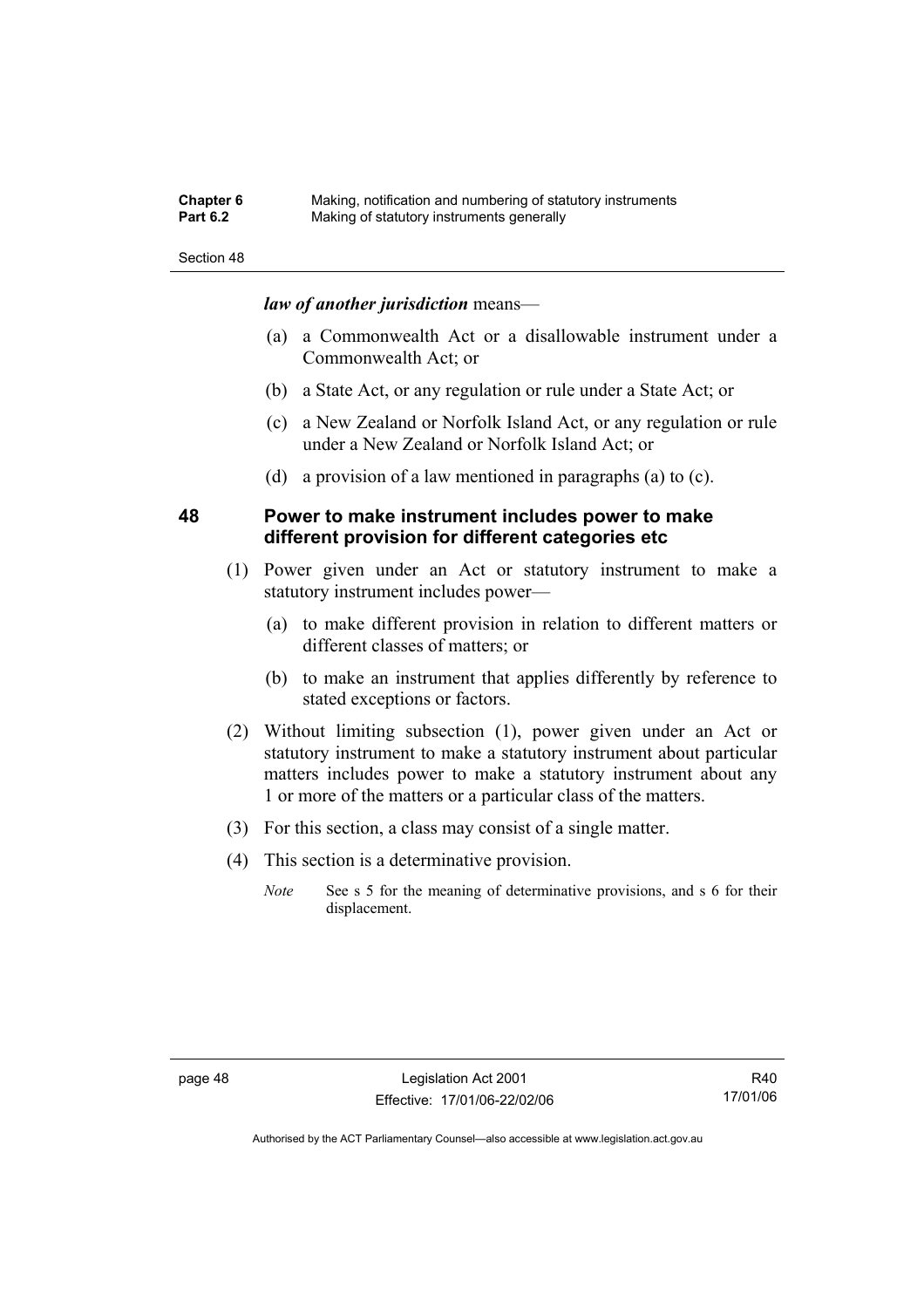***law of another jurisdiction*** means—

(a) a Commonwealth Act or a disallowable instrument under a Commonwealth Act; or

(b) a State Act, or any regulation or rule under a State Act; or

(c) a New Zealand or Norfolk Island Act, or any regulation or rule under a New Zealand or Norfolk Island Act; or

(d) a provision of a law mentioned in paragraphs (a) to (c).

## 48 Power to make instrument includes power to make different provision for different categories etc

(1) Power given under an Act or statutory instrument to make a statutory instrument includes power—

(a) to make different provision in relation to different matters or different classes of matters; or

(b) to make an instrument that applies differently by reference to stated exceptions or factors.

(2) Without limiting subsection (1), power given under an Act or statutory instrument to make a statutory instrument about particular matters includes power to make a statutory instrument about any 1 or more of the matters or a particular class of the matters.

(3) For this section, a class may consist of a single matter.

(4) This section is a determinative provision.

*Note* See s 5 for the meaning of determinative provisions, and s 6 for their displacement.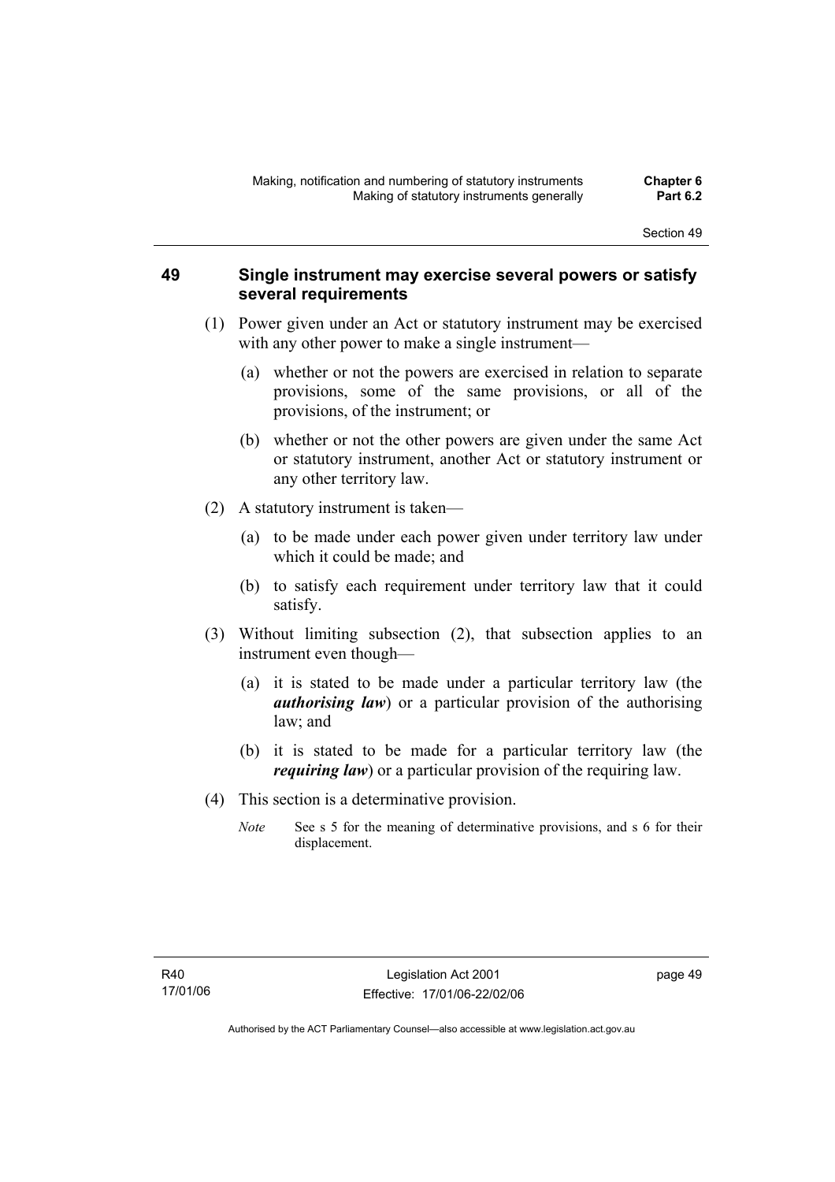## 49 Single instrument may exercise several powers or satisfy several requirements

(1) Power given under an Act or statutory instrument may be exercised with any other power to make a single instrument—

(a) whether or not the powers are exercised in relation to separate provisions, some of the same provisions, or all of the provisions, of the instrument; or

(b) whether or not the other powers are given under the same Act or statutory instrument, another Act or statutory instrument or any other territory law.

(2) A statutory instrument is taken—

(a) to be made under each power given under territory law under which it could be made; and

(b) to satisfy each requirement under territory law that it could satisfy.

(3) Without limiting subsection (2), that subsection applies to an instrument even though—

(a) it is stated to be made under a particular territory law (the ***authorising law***) or a particular provision of the authorising law; and

(b) it is stated to be made for a particular territory law (the ***requiring law***) or a particular provision of the requiring law.

(4) This section is a determinative provision.

*Note* See s 5 for the meaning of determinative provisions, and s 6 for their displacement.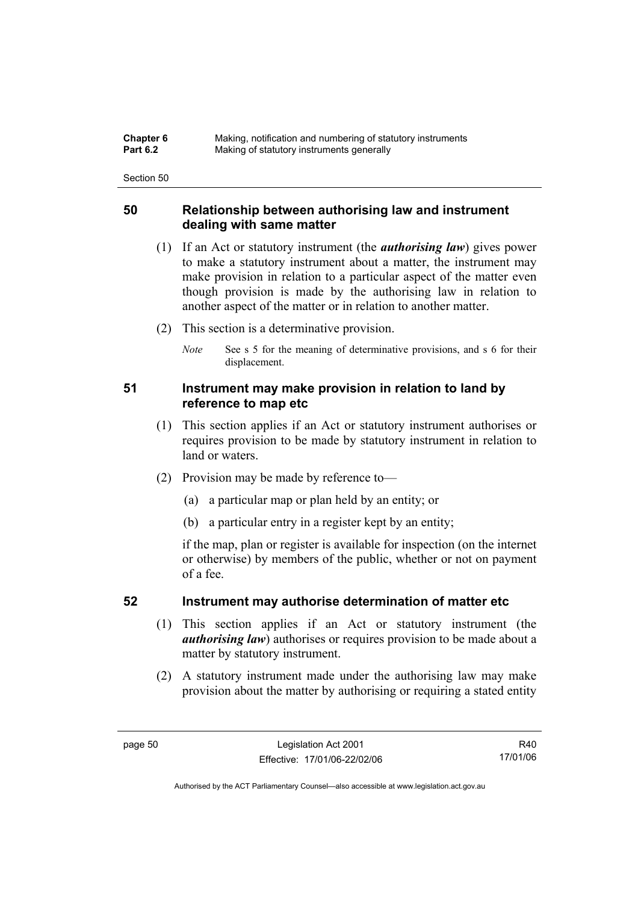## 50 Relationship between authorising law and instrument dealing with same matter

(1) If an Act or statutory instrument (the ***authorising law***) gives power to make a statutory instrument about a matter, the instrument may make provision in relation to a particular aspect of the matter even though provision is made by the authorising law in relation to another aspect of the matter or in relation to another matter.

(2) This section is a determinative provision.

*Note* See s 5 for the meaning of determinative provisions, and s 6 for their displacement.

## 51 Instrument may make provision in relation to land by reference to map etc

(1) This section applies if an Act or statutory instrument authorises or requires provision to be made by statutory instrument in relation to land or waters.

(2) Provision may be made by reference to—

(a) a particular map or plan held by an entity; or

(b) a particular entry in a register kept by an entity;

if the map, plan or register is available for inspection (on the internet or otherwise) by members of the public, whether or not on payment of a fee.

## 52 Instrument may authorise determination of matter etc

(1) This section applies if an Act or statutory instrument (the ***authorising law***) authorises or requires provision to be made about a matter by statutory instrument.

(2) A statutory instrument made under the authorising law may make provision about the matter by authorising or requiring a stated entity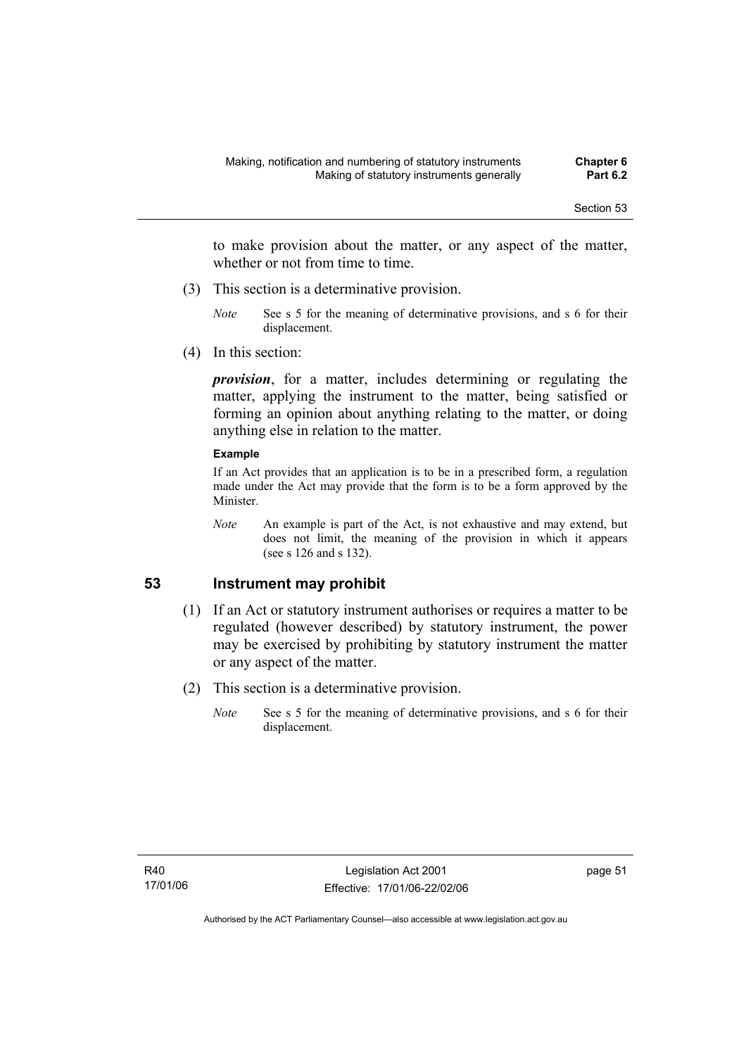to make provision about the matter, or any aspect of the matter, whether or not from time to time.

(3) This section is a determinative provision.

*Note* See s 5 for the meaning of determinative provisions, and s 6 for their displacement.

(4) In this section:

***provision***, for a matter, includes determining or regulating the matter, applying the instrument to the matter, being satisfied or forming an opinion about anything relating to the matter, or doing anything else in relation to the matter.

**Example**

If an Act provides that an application is to be in a prescribed form, a regulation made under the Act may provide that the form is to be a form approved by the Minister.

*Note* An example is part of the Act, is not exhaustive and may extend, but does not limit, the meaning of the provision in which it appears (see s 126 and s 132).

## 53 Instrument may prohibit

(1) If an Act or statutory instrument authorises or requires a matter to be regulated (however described) by statutory instrument, the power may be exercised by prohibiting by statutory instrument the matter or any aspect of the matter.

(2) This section is a determinative provision.

*Note* See s 5 for the meaning of determinative provisions, and s 6 for their displacement.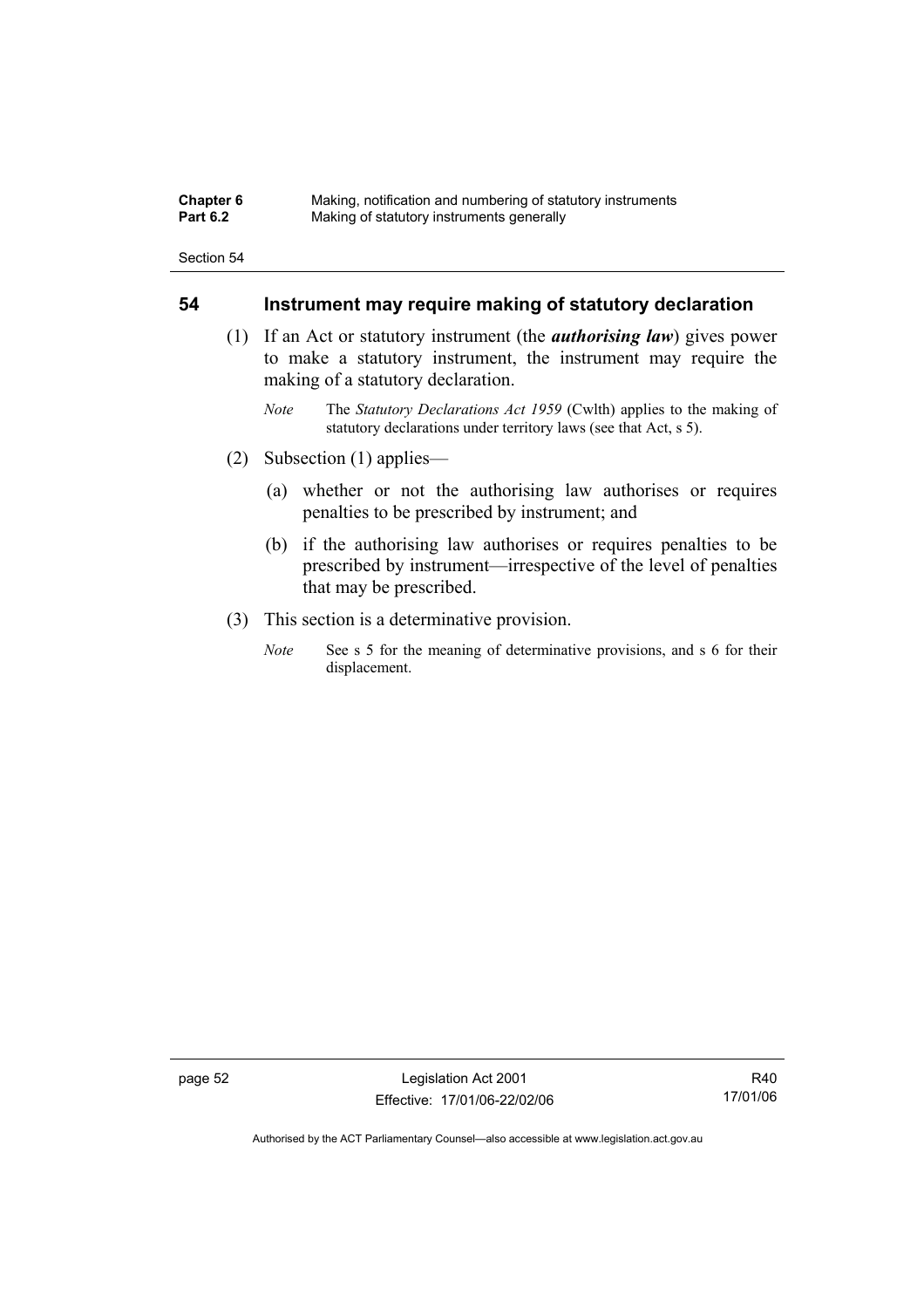## 54 Instrument may require making of statutory declaration

(1) If an Act or statutory instrument (the ***authorising law***) gives power to make a statutory instrument, the instrument may require the making of a statutory declaration.

*Note* The *Statutory Declarations Act 1959* (Cwlth) applies to the making of statutory declarations under territory laws (see that Act, s 5).

(2) Subsection (1) applies—

(a) whether or not the authorising law authorises or requires penalties to be prescribed by instrument; and

(b) if the authorising law authorises or requires penalties to be prescribed by instrument—irrespective of the level of penalties that may be prescribed.

(3) This section is a determinative provision.

*Note* See s 5 for the meaning of determinative provisions, and s 6 for their displacement.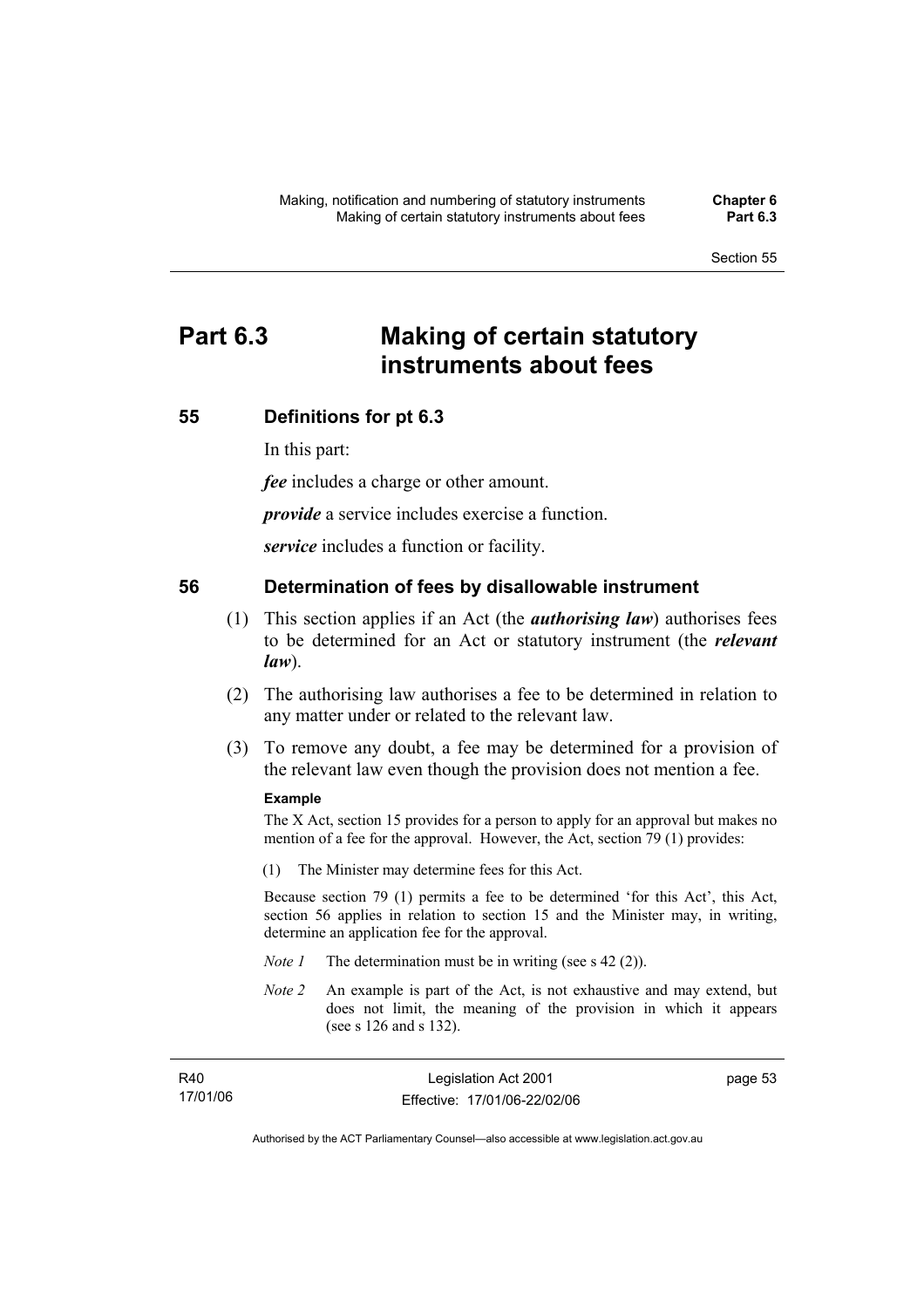# Part 6.3 Making of certain statutory instruments about fees

## 55 Definitions for pt 6.3

In this part:

***fee*** includes a charge or other amount.

***provide*** a service includes exercise a function.

***service*** includes a function or facility.

## 56 Determination of fees by disallowable instrument

(1) This section applies if an Act (the ***authorising law***) authorises fees to be determined for an Act or statutory instrument (the ***relevant law***).

(2) The authorising law authorises a fee to be determined in relation to any matter under or related to the relevant law.

(3) To remove any doubt, a fee may be determined for a provision of the relevant law even though the provision does not mention a fee.

**Example**

The X Act, section 15 provides for a person to apply for an approval but makes no mention of a fee for the approval. However, the Act, section 79 (1) provides:

(1) The Minister may determine fees for this Act.

Because section 79 (1) permits a fee to be determined 'for this Act', this Act, section 56 applies in relation to section 15 and the Minister may, in writing, determine an application fee for the approval.

*Note 1* The determination must be in writing (see s 42 (2)).

*Note 2* An example is part of the Act, is not exhaustive and may extend, but does not limit, the meaning of the provision in which it appears (see s 126 and s 132).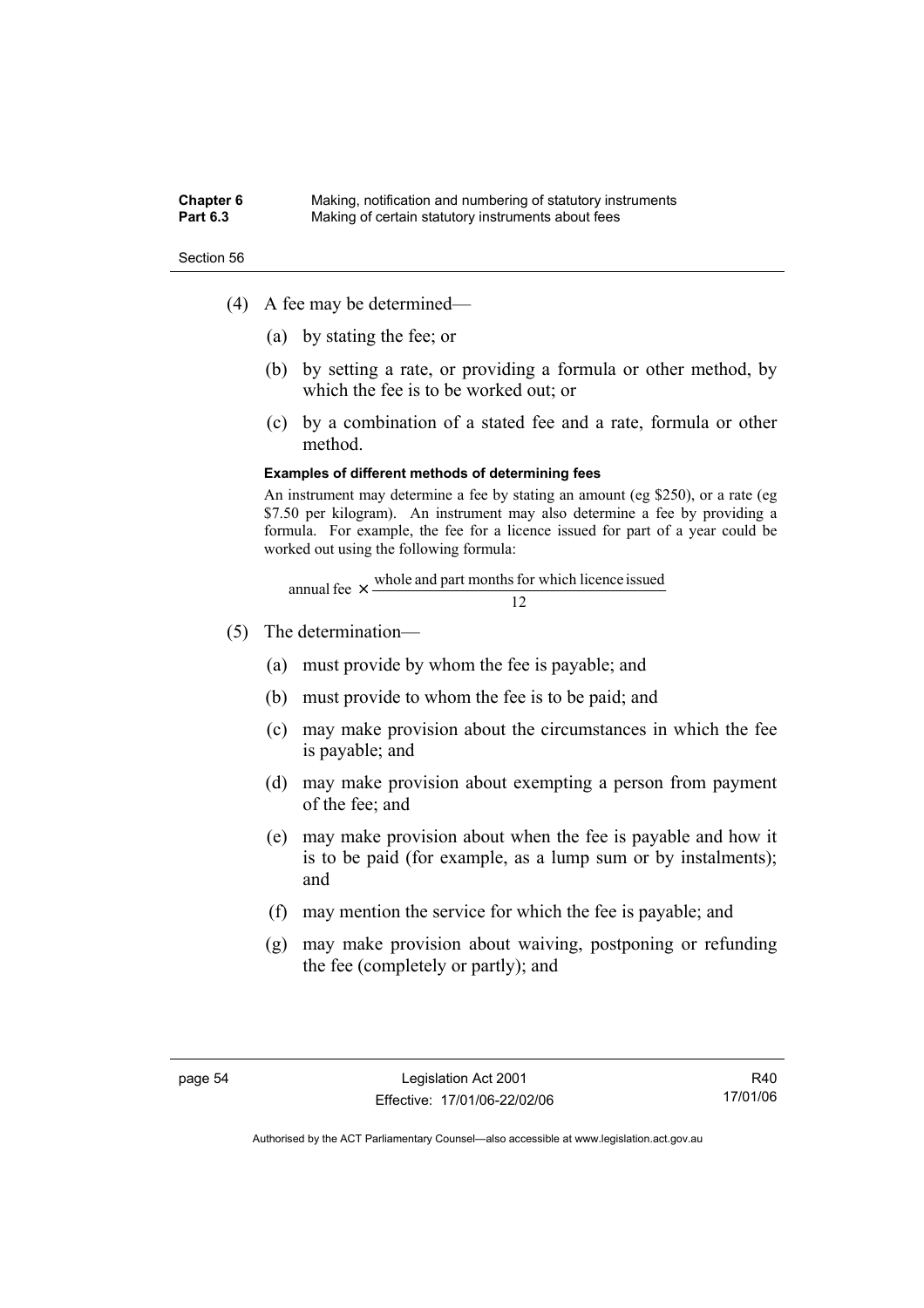(4) A fee may be determined—

(a) by stating the fee; or

(b) by setting a rate, or providing a formula or other method, by which the fee is to be worked out; or

(c) by a combination of a stated fee and a rate, formula or other method.

**Examples of different methods of determining fees**

An instrument may determine a fee by stating an amount (eg $250), or a rate (eg $7.50 per kilogram). An instrument may also determine a fee by providing a formula. For example, the fee for a licence issued for part of a year could be worked out using the following formula:

$$\text{annual fee} \times \frac{\text{whole and part months for which licence issued}}{12}$$

(5) The determination—

(a) must provide by whom the fee is payable; and

(b) must provide to whom the fee is to be paid; and

(c) may make provision about the circumstances in which the fee is payable; and

(d) may make provision about exempting a person from payment of the fee; and

(e) may make provision about when the fee is payable and how it is to be paid (for example, as a lump sum or by instalments); and

(f) may mention the service for which the fee is payable; and

(g) may make provision about waiving, postponing or refunding the fee (completely or partly); and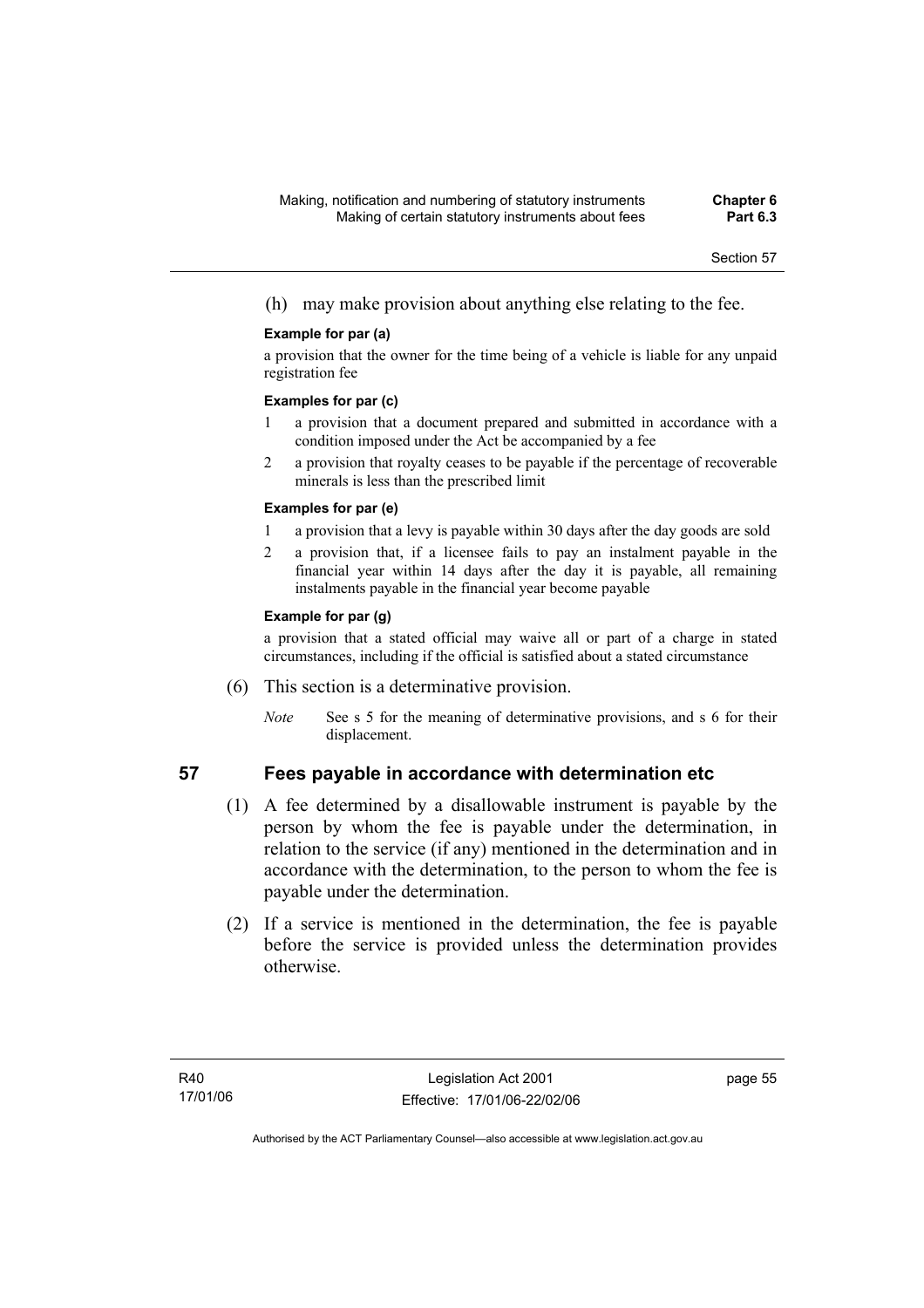(h) may make provision about anything else relating to the fee.

**Example for par (a)**

a provision that the owner for the time being of a vehicle is liable for any unpaid registration fee

**Examples for par (c)**

1 a provision that a document prepared and submitted in accordance with a condition imposed under the Act be accompanied by a fee

2 a provision that royalty ceases to be payable if the percentage of recoverable minerals is less than the prescribed limit

**Examples for par (e)**

1 a provision that a levy is payable within 30 days after the day goods are sold

2 a provision that, if a licensee fails to pay an instalment payable in the financial year within 14 days after the day it is payable, all remaining instalments payable in the financial year become payable

**Example for par (g)**

a provision that a stated official may waive all or part of a charge in stated circumstances, including if the official is satisfied about a stated circumstance

(6) This section is a determinative provision.

*Note* See s 5 for the meaning of determinative provisions, and s 6 for their displacement.

## 57 Fees payable in accordance with determination etc

(1) A fee determined by a disallowable instrument is payable by the person by whom the fee is payable under the determination, in relation to the service (if any) mentioned in the determination and in accordance with the determination, to the person to whom the fee is payable under the determination.

(2) If a service is mentioned in the determination, the fee is payable before the service is provided unless the determination provides otherwise.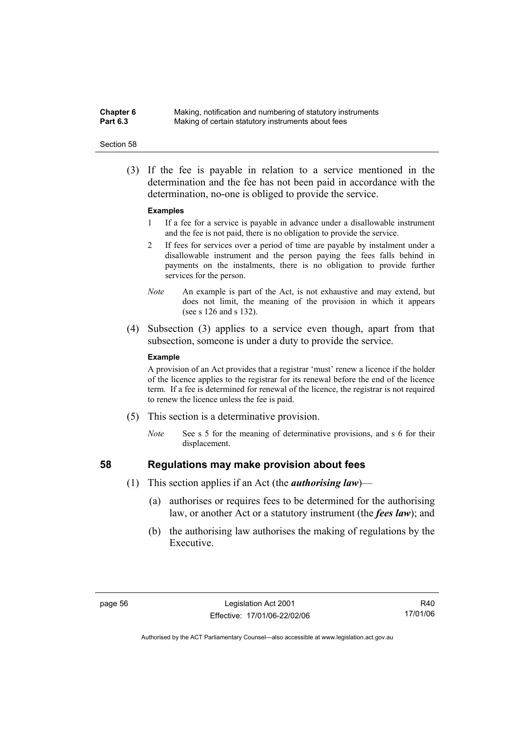(3) If the fee is payable in relation to a service mentioned in the determination and the fee has not been paid in accordance with the determination, no-one is obliged to provide the service.

**Examples**

1 If a fee for a service is payable in advance under a disallowable instrument and the fee is not paid, there is no obligation to provide the service.

2 If fees for services over a period of time are payable by instalment under a disallowable instrument and the person paying the fees falls behind in payments on the instalments, there is no obligation to provide further services for the person.

*Note* An example is part of the Act, is not exhaustive and may extend, but does not limit, the meaning of the provision in which it appears (see s 126 and s 132).

(4) Subsection (3) applies to a service even though, apart from that subsection, someone is under a duty to provide the service.

**Example**

A provision of an Act provides that a registrar 'must' renew a licence if the holder of the licence applies to the registrar for its renewal before the end of the licence term. If a fee is determined for renewal of the licence, the registrar is not required to renew the licence unless the fee is paid.

(5) This section is a determinative provision.

*Note* See s 5 for the meaning of determinative provisions, and s 6 for their displacement.

## 58 Regulations may make provision about fees

(1) This section applies if an Act (the ***authorising law***)—

(a) authorises or requires fees to be determined for the authorising law, or another Act or a statutory instrument (the ***fees law***); and

(b) the authorising law authorises the making of regulations by the Executive.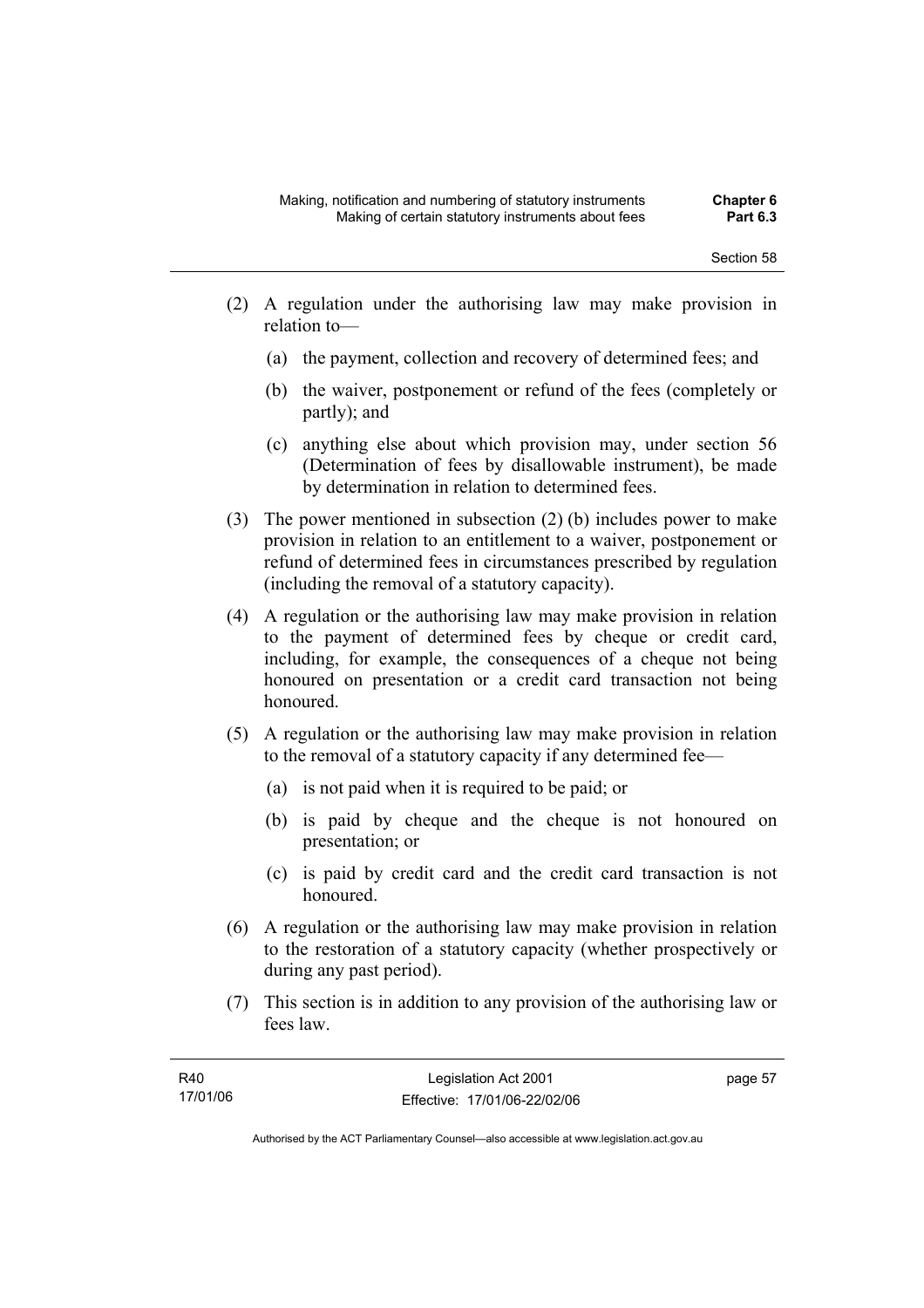(2) A regulation under the authorising law may make provision in relation to—

   (a) the payment, collection and recovery of determined fees; and

   (b) the waiver, postponement or refund of the fees (completely or partly); and

   (c) anything else about which provision may, under section 56 (Determination of fees by disallowable instrument), be made by determination in relation to determined fees.

(3) The power mentioned in subsection (2) (b) includes power to make provision in relation to an entitlement to a waiver, postponement or refund of determined fees in circumstances prescribed by regulation (including the removal of a statutory capacity).

(4) A regulation or the authorising law may make provision in relation to the payment of determined fees by cheque or credit card, including, for example, the consequences of a cheque not being honoured on presentation or a credit card transaction not being honoured.

(5) A regulation or the authorising law may make provision in relation to the removal of a statutory capacity if any determined fee—

   (a) is not paid when it is required to be paid; or

   (b) is paid by cheque and the cheque is not honoured on presentation; or

   (c) is paid by credit card and the credit card transaction is not honoured.

(6) A regulation or the authorising law may make provision in relation to the restoration of a statutory capacity (whether prospectively or during any past period).

(7) This section is in addition to any provision of the authorising law or fees law.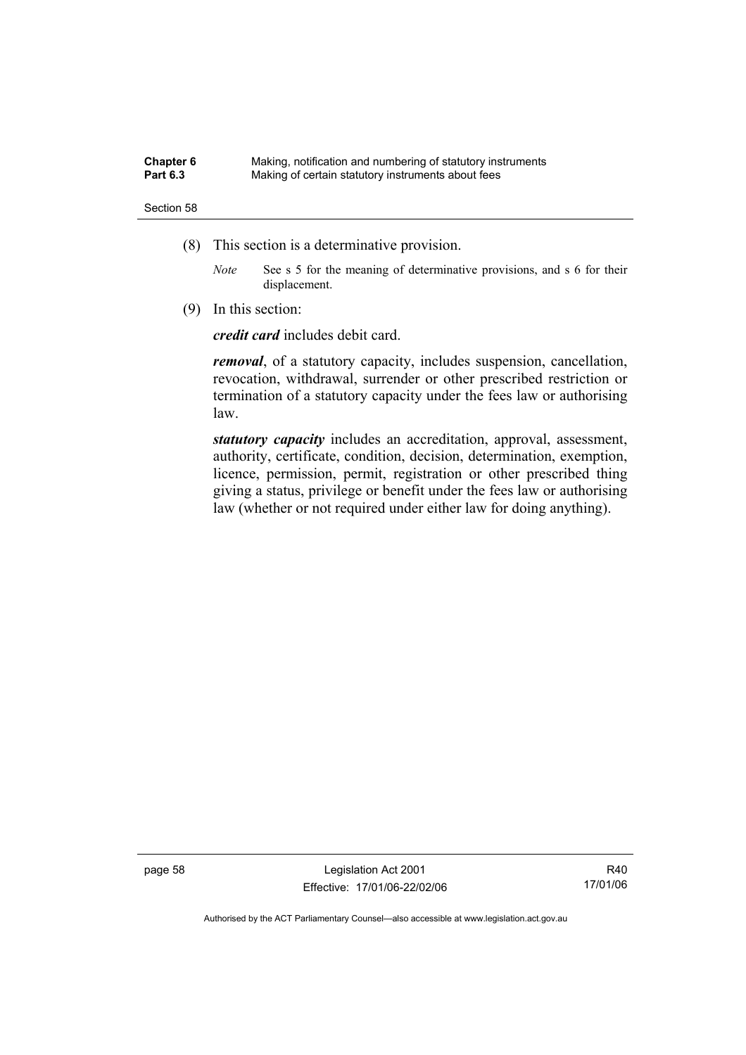(8) This section is a determinative provision.

*Note* See s 5 for the meaning of determinative provisions, and s 6 for their displacement.

(9) In this section:

***credit card*** includes debit card.

***removal***, of a statutory capacity, includes suspension, cancellation, revocation, withdrawal, surrender or other prescribed restriction or termination of a statutory capacity under the fees law or authorising law.

***statutory capacity*** includes an accreditation, approval, assessment, authority, certificate, condition, decision, determination, exemption, licence, permission, permit, registration or other prescribed thing giving a status, privilege or benefit under the fees law or authorising law (whether or not required under either law for doing anything).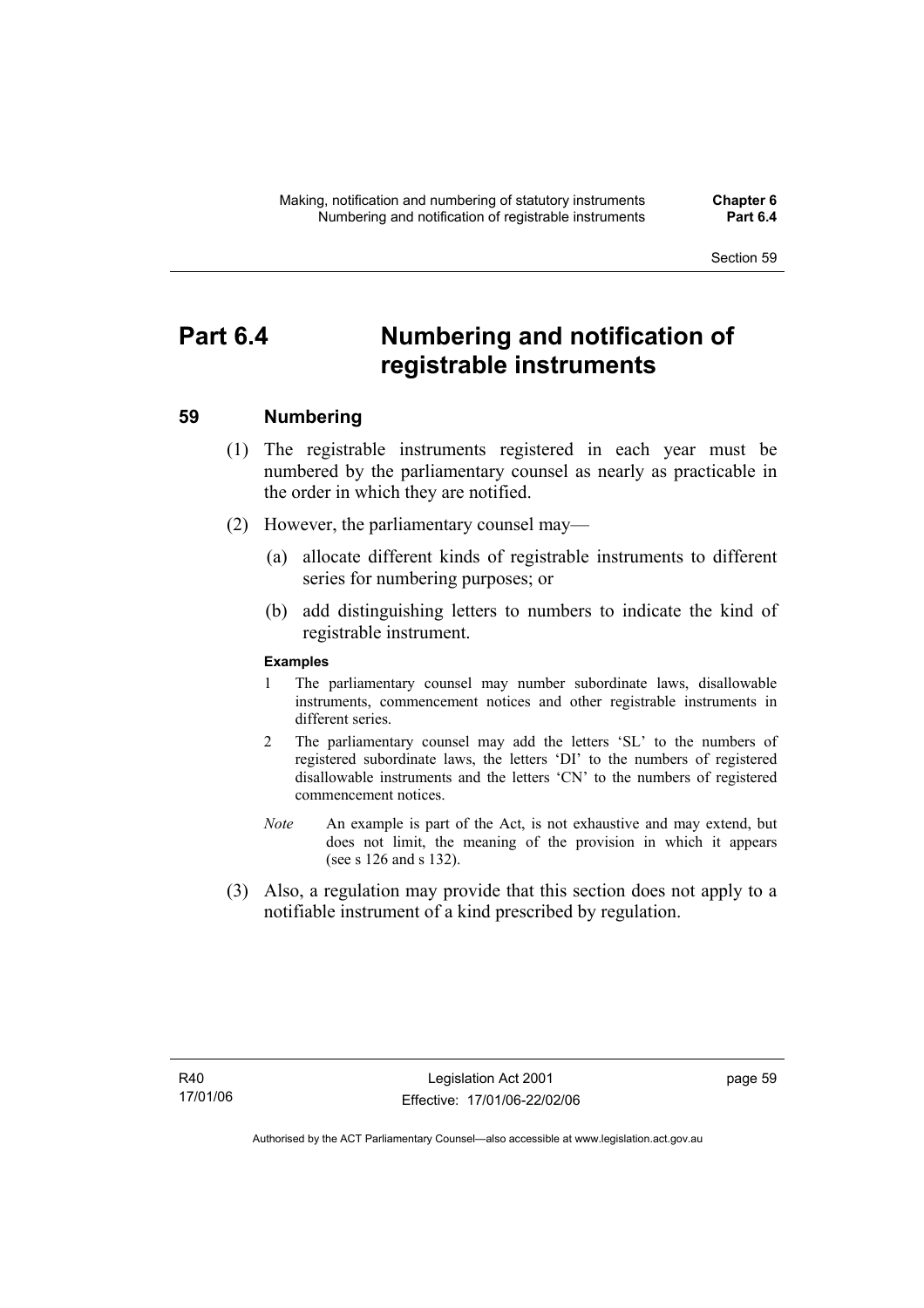# Part 6.4 Numbering and notification of registrable instruments

## 59 Numbering

(1) The registrable instruments registered in each year must be numbered by the parliamentary counsel as nearly as practicable in the order in which they are notified.

(2) However, the parliamentary counsel may—

(a) allocate different kinds of registrable instruments to different series for numbering purposes; or

(b) add distinguishing letters to numbers to indicate the kind of registrable instrument.

**Examples**

1 The parliamentary counsel may number subordinate laws, disallowable instruments, commencement notices and other registrable instruments in different series.

2 The parliamentary counsel may add the letters 'SL' to the numbers of registered subordinate laws, the letters 'DI' to the numbers of registered disallowable instruments and the letters 'CN' to the numbers of registered commencement notices.

*Note* An example is part of the Act, is not exhaustive and may extend, but does not limit, the meaning of the provision in which it appears (see s 126 and s 132).

(3) Also, a regulation may provide that this section does not apply to a notifiable instrument of a kind prescribed by regulation.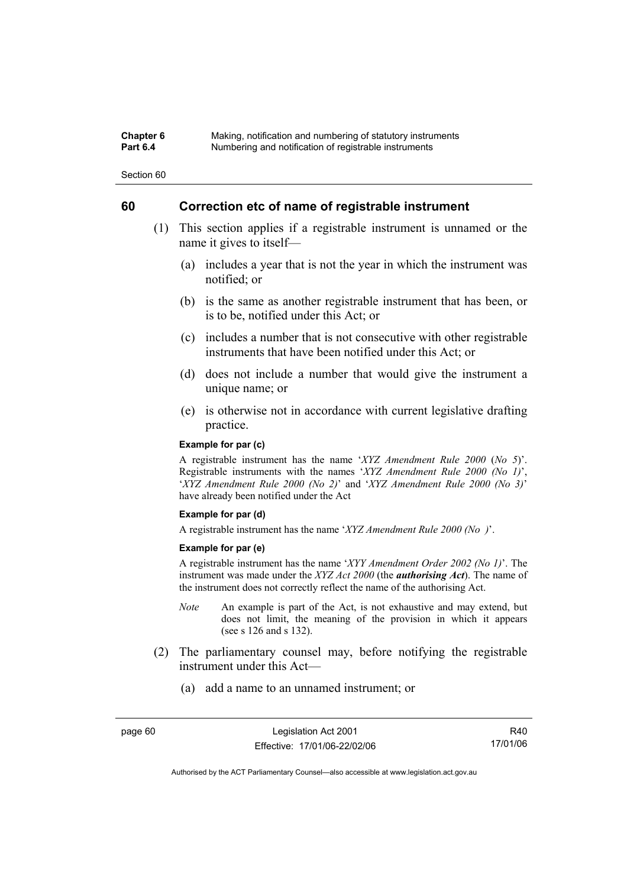## 60 Correction etc of name of registrable instrument

(1) This section applies if a registrable instrument is unnamed or the name it gives to itself—

(a) includes a year that is not the year in which the instrument was notified; or

(b) is the same as another registrable instrument that has been, or is to be, notified under this Act; or

(c) includes a number that is not consecutive with other registrable instruments that have been notified under this Act; or

(d) does not include a number that would give the instrument a unique name; or

(e) is otherwise not in accordance with current legislative drafting practice.

**Example for par (c)**

A registrable instrument has the name '*XYZ Amendment Rule 2000* (*No 5*)'. Registrable instruments with the names '*XYZ Amendment Rule 2000 (No 1)*', '*XYZ Amendment Rule 2000 (No 2)*' and '*XYZ Amendment Rule 2000 (No 3)*' have already been notified under the Act

**Example for par (d)**

A registrable instrument has the name '*XYZ Amendment Rule 2000 (No )*'.

**Example for par (e)**

A registrable instrument has the name '*XYY Amendment Order 2002 (No 1)*'. The instrument was made under the *XYZ Act 2000* (the ***authorising Act***). The name of the instrument does not correctly reflect the name of the authorising Act.

*Note* An example is part of the Act, is not exhaustive and may extend, but does not limit, the meaning of the provision in which it appears (see s 126 and s 132).

(2) The parliamentary counsel may, before notifying the registrable instrument under this Act—

(a) add a name to an unnamed instrument; or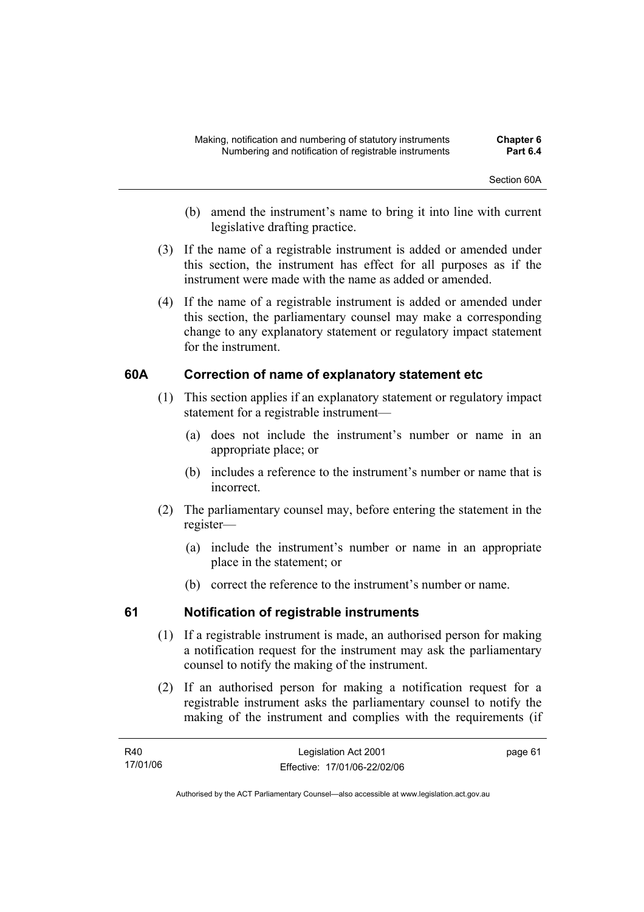(b) amend the instrument's name to bring it into line with current legislative drafting practice.

(3) If the name of a registrable instrument is added or amended under this section, the instrument has effect for all purposes as if the instrument were made with the name as added or amended.

(4) If the name of a registrable instrument is added or amended under this section, the parliamentary counsel may make a corresponding change to any explanatory statement or regulatory impact statement for the instrument.

## 60A Correction of name of explanatory statement etc

(1) This section applies if an explanatory statement or regulatory impact statement for a registrable instrument—

(a) does not include the instrument's number or name in an appropriate place; or

(b) includes a reference to the instrument's number or name that is incorrect.

(2) The parliamentary counsel may, before entering the statement in the register—

(a) include the instrument's number or name in an appropriate place in the statement; or

(b) correct the reference to the instrument's number or name.

## 61 Notification of registrable instruments

(1) If a registrable instrument is made, an authorised person for making a notification request for the instrument may ask the parliamentary counsel to notify the making of the instrument.

(2) If an authorised person for making a notification request for a registrable instrument asks the parliamentary counsel to notify the making of the instrument and complies with the requirements (if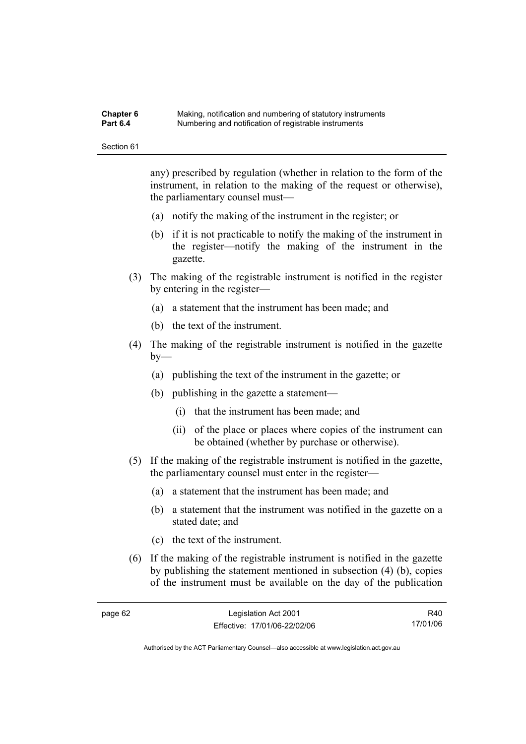any) prescribed by regulation (whether in relation to the form of the instrument, in relation to the making of the request or otherwise), the parliamentary counsel must—

(a) notify the making of the instrument in the register; or

(b) if it is not practicable to notify the making of the instrument in the register—notify the making of the instrument in the gazette.

(3) The making of the registrable instrument is notified in the register by entering in the register—

(a) a statement that the instrument has been made; and

(b) the text of the instrument.

(4) The making of the registrable instrument is notified in the gazette by—

(a) publishing the text of the instrument in the gazette; or

(b) publishing in the gazette a statement—

(i) that the instrument has been made; and

(ii) of the place or places where copies of the instrument can be obtained (whether by purchase or otherwise).

(5) If the making of the registrable instrument is notified in the gazette, the parliamentary counsel must enter in the register—

(a) a statement that the instrument has been made; and

(b) a statement that the instrument was notified in the gazette on a stated date; and

(c) the text of the instrument.

(6) If the making of the registrable instrument is notified in the gazette by publishing the statement mentioned in subsection (4) (b), copies of the instrument must be available on the day of the publication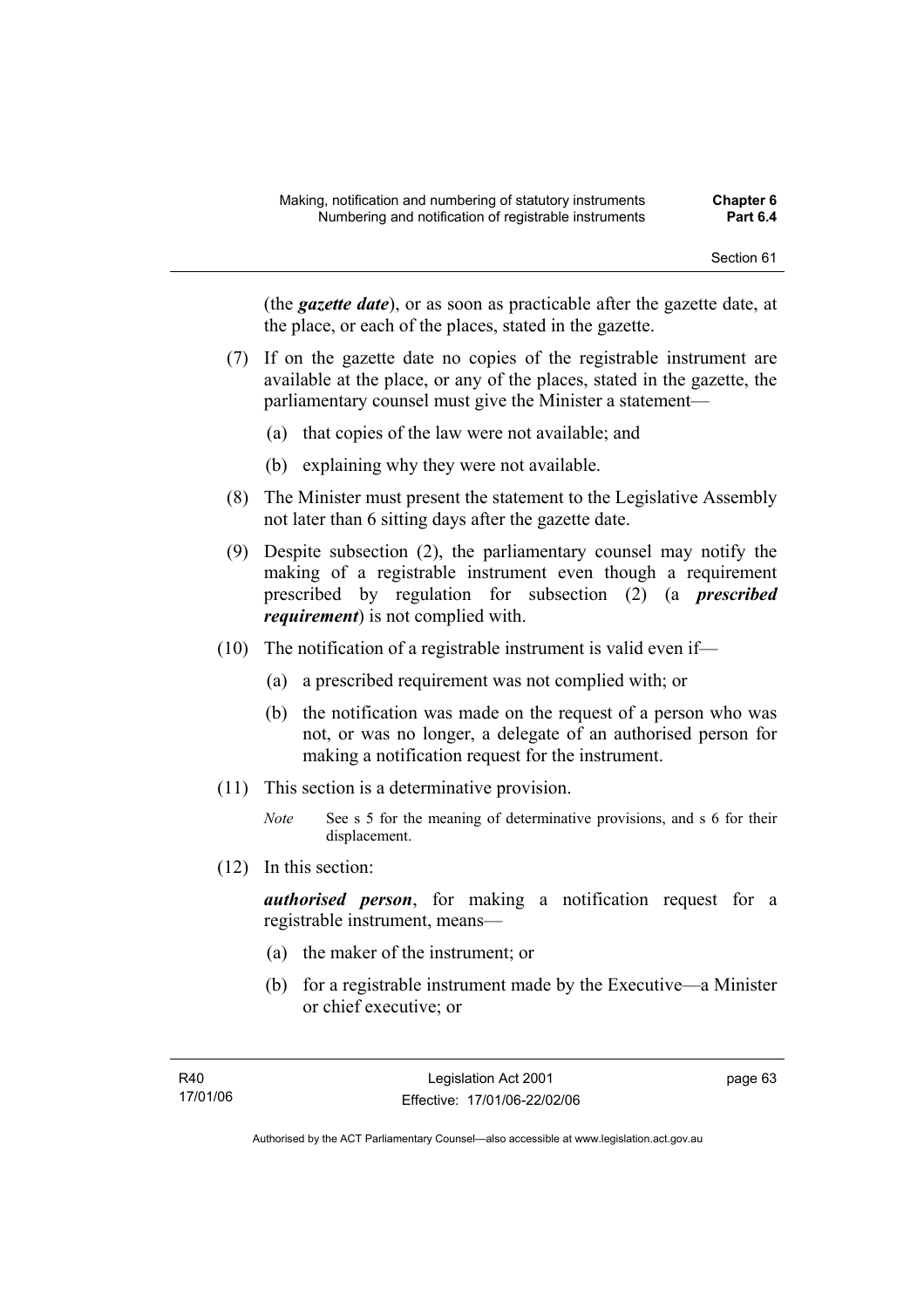(the ***gazette date***), or as soon as practicable after the gazette date, at the place, or each of the places, stated in the gazette.

(7) If on the gazette date no copies of the registrable instrument are available at the place, or any of the places, stated in the gazette, the parliamentary counsel must give the Minister a statement—

(a) that copies of the law were not available; and

(b) explaining why they were not available.

(8) The Minister must present the statement to the Legislative Assembly not later than 6 sitting days after the gazette date.

(9) Despite subsection (2), the parliamentary counsel may notify the making of a registrable instrument even though a requirement prescribed by regulation for subsection (2) (a ***prescribed requirement***) is not complied with.

(10) The notification of a registrable instrument is valid even if—

(a) a prescribed requirement was not complied with; or

(b) the notification was made on the request of a person who was not, or was no longer, a delegate of an authorised person for making a notification request for the instrument.

(11) This section is a determinative provision.

*Note* See s 5 for the meaning of determinative provisions, and s 6 for their displacement.

(12) In this section:

***authorised person***, for making a notification request for a registrable instrument, means—

(a) the maker of the instrument; or

(b) for a registrable instrument made by the Executive—a Minister or chief executive; or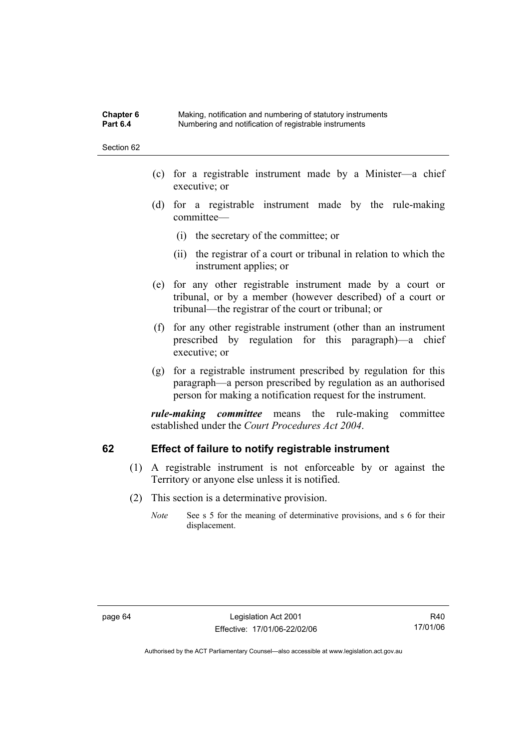(c) for a registrable instrument made by a Minister—a chief executive; or

(d) for a registrable instrument made by the rule-making committee—

  (i) the secretary of the committee; or

  (ii) the registrar of a court or tribunal in relation to which the instrument applies; or

(e) for any other registrable instrument made by a court or tribunal, or by a member (however described) of a court or tribunal—the registrar of the court or tribunal; or

(f) for any other registrable instrument (other than an instrument prescribed by regulation for this paragraph)—a chief executive; or

(g) for a registrable instrument prescribed by regulation for this paragraph—a person prescribed by regulation as an authorised person for making a notification request for the instrument.

***rule-making committee*** means the rule-making committee established under the *Court Procedures Act 2004*.

## 62 Effect of failure to notify registrable instrument

(1) A registrable instrument is not enforceable by or against the Territory or anyone else unless it is notified.

(2) This section is a determinative provision.

*Note* See s 5 for the meaning of determinative provisions, and s 6 for their displacement.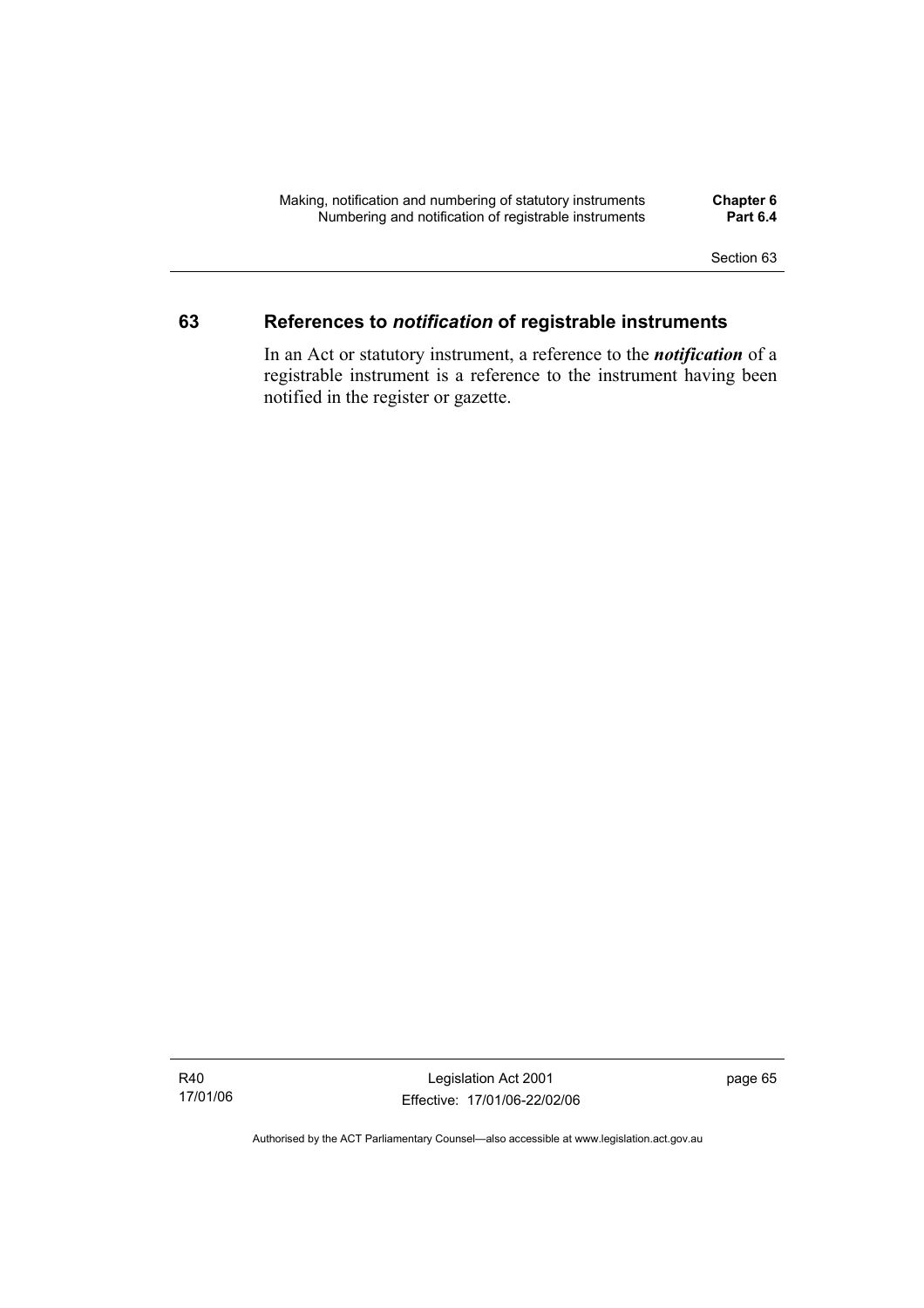## 63 References to *notification* of registrable instruments

In an Act or statutory instrument, a reference to the ***notification*** of a registrable instrument is a reference to the instrument having been notified in the register or gazette.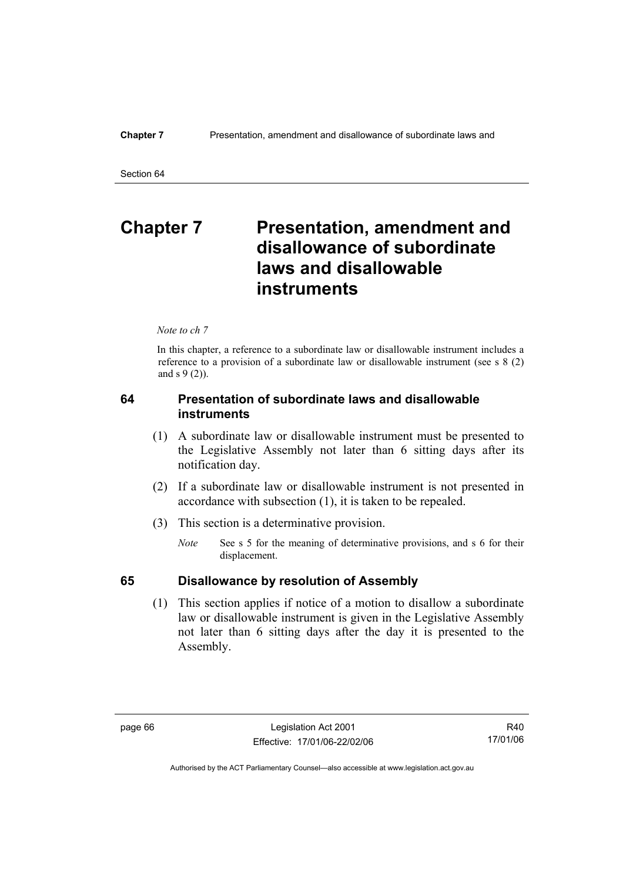# Chapter 7 Presentation, amendment and disallowance of subordinate laws and disallowable instruments

*Note to ch 7*

In this chapter, a reference to a subordinate law or disallowable instrument includes a reference to a provision of a subordinate law or disallowable instrument (see s 8 (2) and s 9 (2)).

## 64 Presentation of subordinate laws and disallowable instruments

(1) A subordinate law or disallowable instrument must be presented to the Legislative Assembly not later than 6 sitting days after its notification day.

(2) If a subordinate law or disallowable instrument is not presented in accordance with subsection (1), it is taken to be repealed.

(3) This section is a determinative provision.

*Note* See s 5 for the meaning of determinative provisions, and s 6 for their displacement.

## 65 Disallowance by resolution of Assembly

(1) This section applies if notice of a motion to disallow a subordinate law or disallowable instrument is given in the Legislative Assembly not later than 6 sitting days after the day it is presented to the Assembly.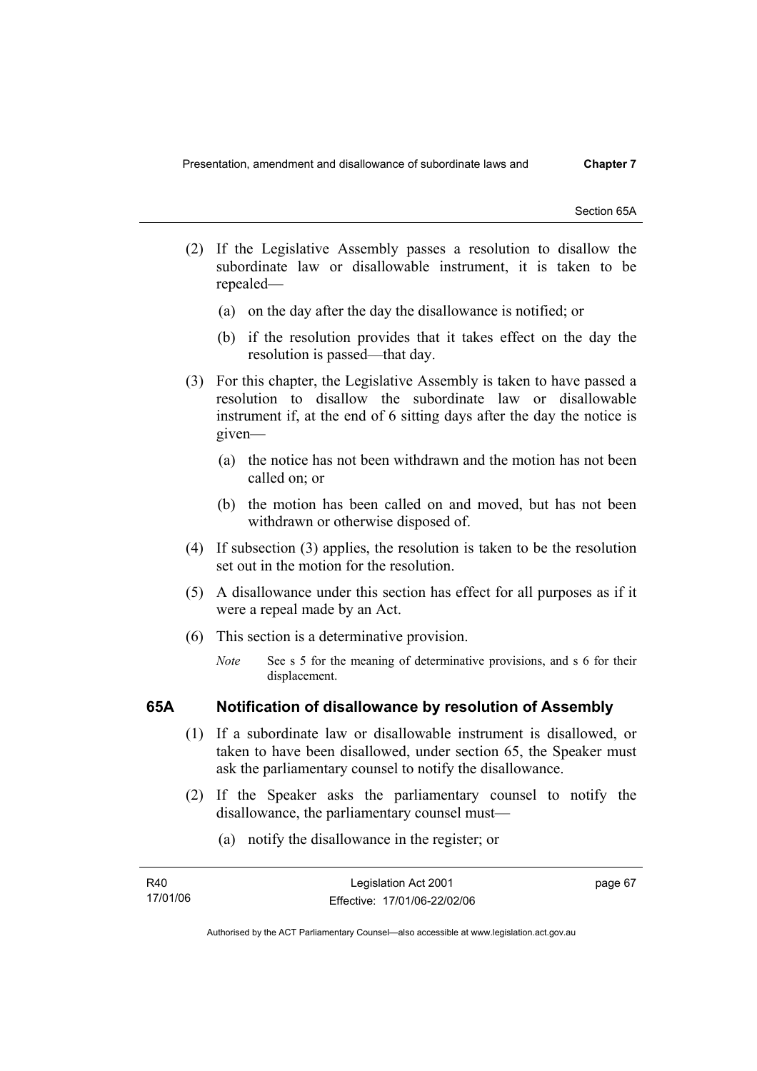(2) If the Legislative Assembly passes a resolution to disallow the subordinate law or disallowable instrument, it is taken to be repealed—

(a) on the day after the day the disallowance is notified; or

(b) if the resolution provides that it takes effect on the day the resolution is passed—that day.

(3) For this chapter, the Legislative Assembly is taken to have passed a resolution to disallow the subordinate law or disallowable instrument if, at the end of 6 sitting days after the day the notice is given—

(a) the notice has not been withdrawn and the motion has not been called on; or

(b) the motion has been called on and moved, but has not been withdrawn or otherwise disposed of.

(4) If subsection (3) applies, the resolution is taken to be the resolution set out in the motion for the resolution.

(5) A disallowance under this section has effect for all purposes as if it were a repeal made by an Act.

(6) This section is a determinative provision.

*Note* See s 5 for the meaning of determinative provisions, and s 6 for their displacement.

### 65A Notification of disallowance by resolution of Assembly

(1) If a subordinate law or disallowable instrument is disallowed, or taken to have been disallowed, under section 65, the Speaker must ask the parliamentary counsel to notify the disallowance.

(2) If the Speaker asks the parliamentary counsel to notify the disallowance, the parliamentary counsel must—

(a) notify the disallowance in the register; or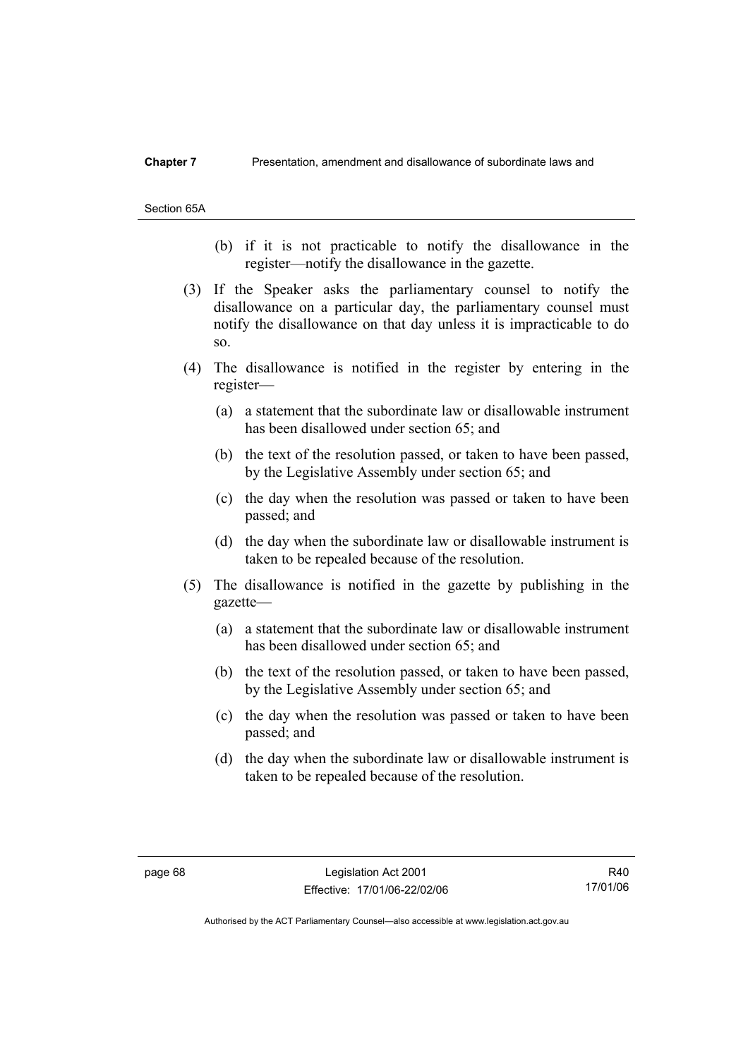(b) if it is not practicable to notify the disallowance in the register—notify the disallowance in the gazette.

(3) If the Speaker asks the parliamentary counsel to notify the disallowance on a particular day, the parliamentary counsel must notify the disallowance on that day unless it is impracticable to do so.

(4) The disallowance is notified in the register by entering in the register—

(a) a statement that the subordinate law or disallowable instrument has been disallowed under section 65; and

(b) the text of the resolution passed, or taken to have been passed, by the Legislative Assembly under section 65; and

(c) the day when the resolution was passed or taken to have been passed; and

(d) the day when the subordinate law or disallowable instrument is taken to be repealed because of the resolution.

(5) The disallowance is notified in the gazette by publishing in the gazette—

(a) a statement that the subordinate law or disallowable instrument has been disallowed under section 65; and

(b) the text of the resolution passed, or taken to have been passed, by the Legislative Assembly under section 65; and

(c) the day when the resolution was passed or taken to have been passed; and

(d) the day when the subordinate law or disallowable instrument is taken to be repealed because of the resolution.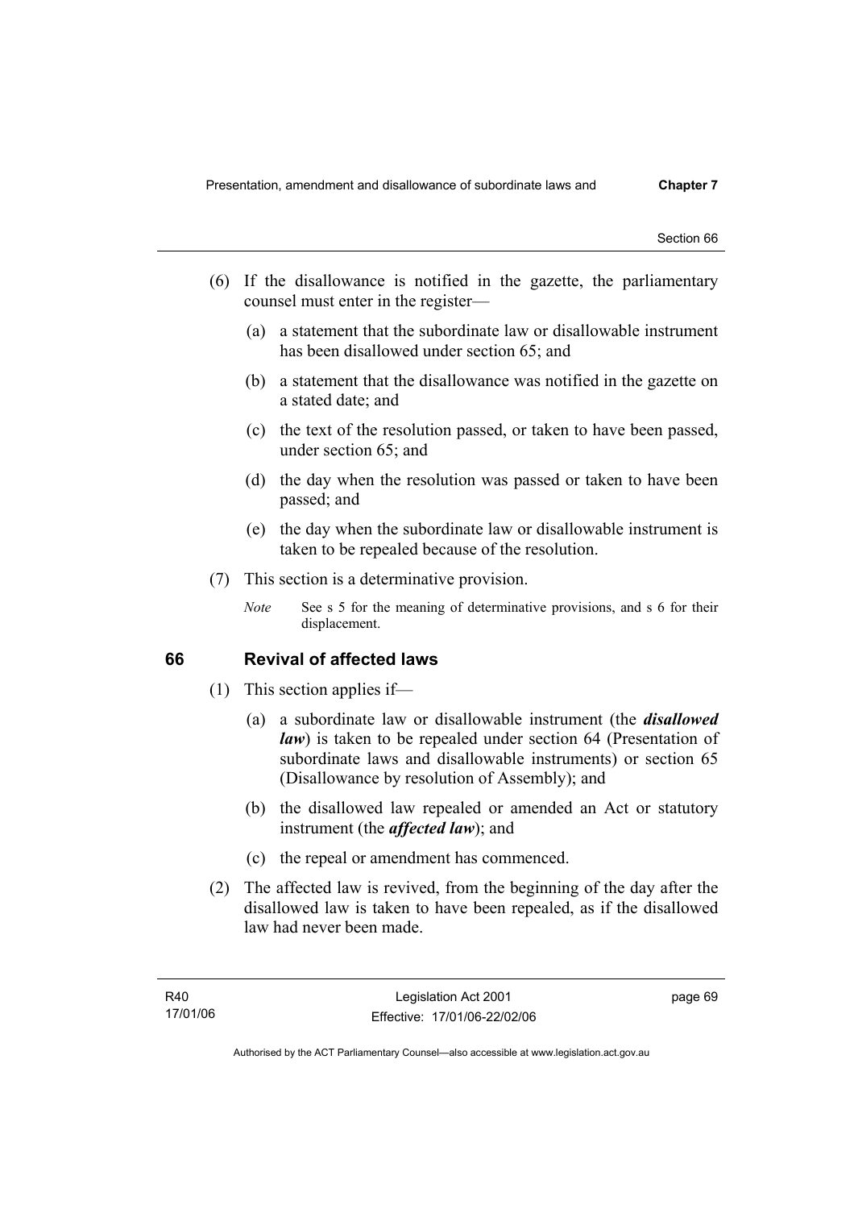(6) If the disallowance is notified in the gazette, the parliamentary counsel must enter in the register—

(a) a statement that the subordinate law or disallowable instrument has been disallowed under section 65; and

(b) a statement that the disallowance was notified in the gazette on a stated date; and

(c) the text of the resolution passed, or taken to have been passed, under section 65; and

(d) the day when the resolution was passed or taken to have been passed; and

(e) the day when the subordinate law or disallowable instrument is taken to be repealed because of the resolution.

(7) This section is a determinative provision.

*Note* See s 5 for the meaning of determinative provisions, and s 6 for their displacement.

## 66 Revival of affected laws

(1) This section applies if—

(a) a subordinate law or disallowable instrument (the ***disallowed law***) is taken to be repealed under section 64 (Presentation of subordinate laws and disallowable instruments) or section 65 (Disallowance by resolution of Assembly); and

(b) the disallowed law repealed or amended an Act or statutory instrument (the ***affected law***); and

(c) the repeal or amendment has commenced.

(2) The affected law is revived, from the beginning of the day after the disallowed law is taken to have been repealed, as if the disallowed law had never been made.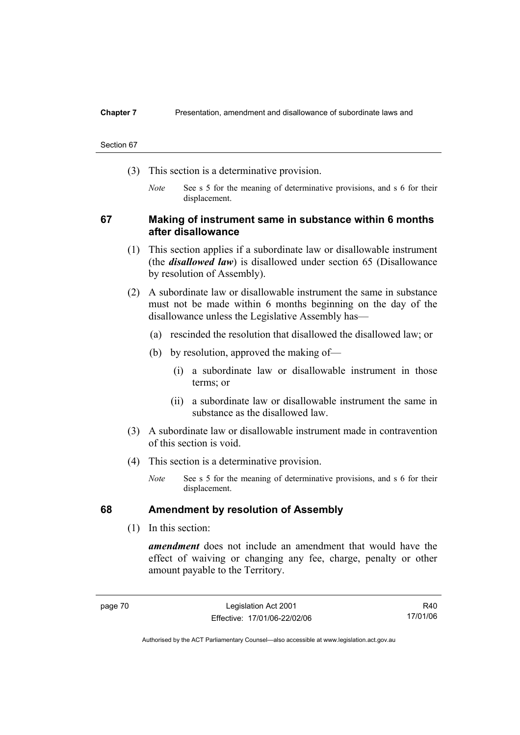(3) This section is a determinative provision.

*Note* See s 5 for the meaning of determinative provisions, and s 6 for their displacement.

## 67 Making of instrument same in substance within 6 months after disallowance

(1) This section applies if a subordinate law or disallowable instrument (the ***disallowed law***) is disallowed under section 65 (Disallowance by resolution of Assembly).

(2) A subordinate law or disallowable instrument the same in substance must not be made within 6 months beginning on the day of the disallowance unless the Legislative Assembly has—

(a) rescinded the resolution that disallowed the disallowed law; or

(b) by resolution, approved the making of—

(i) a subordinate law or disallowable instrument in those terms; or

(ii) a subordinate law or disallowable instrument the same in substance as the disallowed law.

(3) A subordinate law or disallowable instrument made in contravention of this section is void.

(4) This section is a determinative provision.

*Note* See s 5 for the meaning of determinative provisions, and s 6 for their displacement.

## 68 Amendment by resolution of Assembly

(1) In this section:

***amendment*** does not include an amendment that would have the effect of waiving or changing any fee, charge, penalty or other amount payable to the Territory.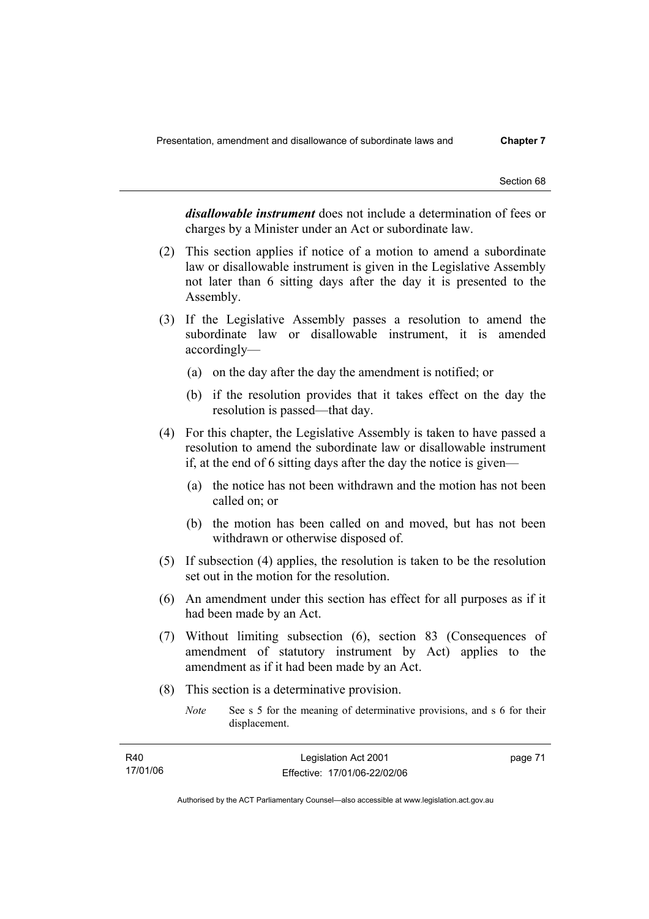***disallowable instrument*** does not include a determination of fees or charges by a Minister under an Act or subordinate law.

(2) This section applies if notice of a motion to amend a subordinate law or disallowable instrument is given in the Legislative Assembly not later than 6 sitting days after the day it is presented to the Assembly.

(3) If the Legislative Assembly passes a resolution to amend the subordinate law or disallowable instrument, it is amended accordingly—

(a) on the day after the day the amendment is notified; or

(b) if the resolution provides that it takes effect on the day the resolution is passed—that day.

(4) For this chapter, the Legislative Assembly is taken to have passed a resolution to amend the subordinate law or disallowable instrument if, at the end of 6 sitting days after the day the notice is given—

(a) the notice has not been withdrawn and the motion has not been called on; or

(b) the motion has been called on and moved, but has not been withdrawn or otherwise disposed of.

(5) If subsection (4) applies, the resolution is taken to be the resolution set out in the motion for the resolution.

(6) An amendment under this section has effect for all purposes as if it had been made by an Act.

(7) Without limiting subsection (6), section 83 (Consequences of amendment of statutory instrument by Act) applies to the amendment as if it had been made by an Act.

(8) This section is a determinative provision.

*Note* See s 5 for the meaning of determinative provisions, and s 6 for their displacement.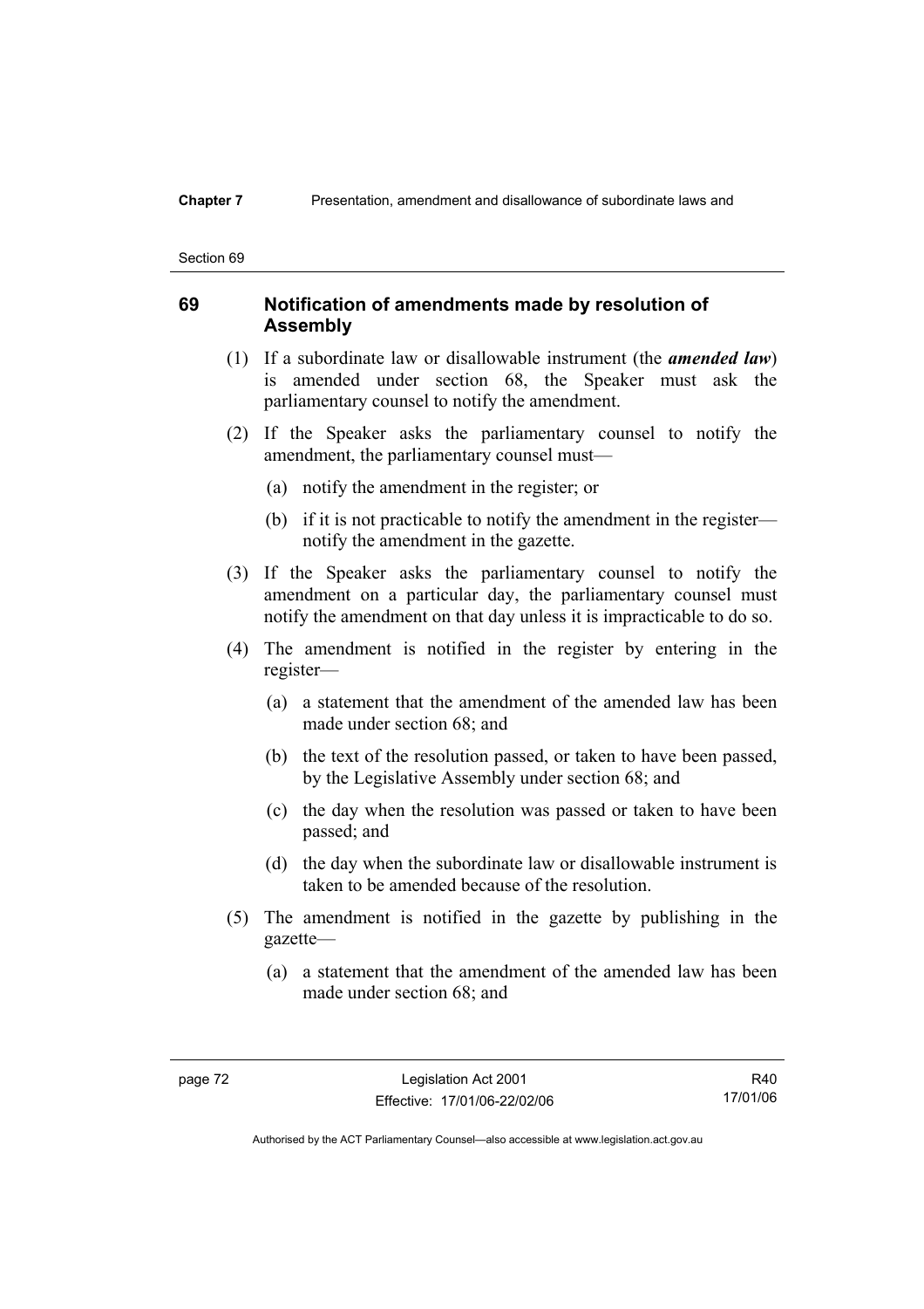## 69 Notification of amendments made by resolution of Assembly

(1) If a subordinate law or disallowable instrument (the ***amended law***) is amended under section 68, the Speaker must ask the parliamentary counsel to notify the amendment.

(2) If the Speaker asks the parliamentary counsel to notify the amendment, the parliamentary counsel must—

(a) notify the amendment in the register; or

(b) if it is not practicable to notify the amendment in the register—notify the amendment in the gazette.

(3) If the Speaker asks the parliamentary counsel to notify the amendment on a particular day, the parliamentary counsel must notify the amendment on that day unless it is impracticable to do so.

(4) The amendment is notified in the register by entering in the register—

(a) a statement that the amendment of the amended law has been made under section 68; and

(b) the text of the resolution passed, or taken to have been passed, by the Legislative Assembly under section 68; and

(c) the day when the resolution was passed or taken to have been passed; and

(d) the day when the subordinate law or disallowable instrument is taken to be amended because of the resolution.

(5) The amendment is notified in the gazette by publishing in the gazette—

(a) a statement that the amendment of the amended law has been made under section 68; and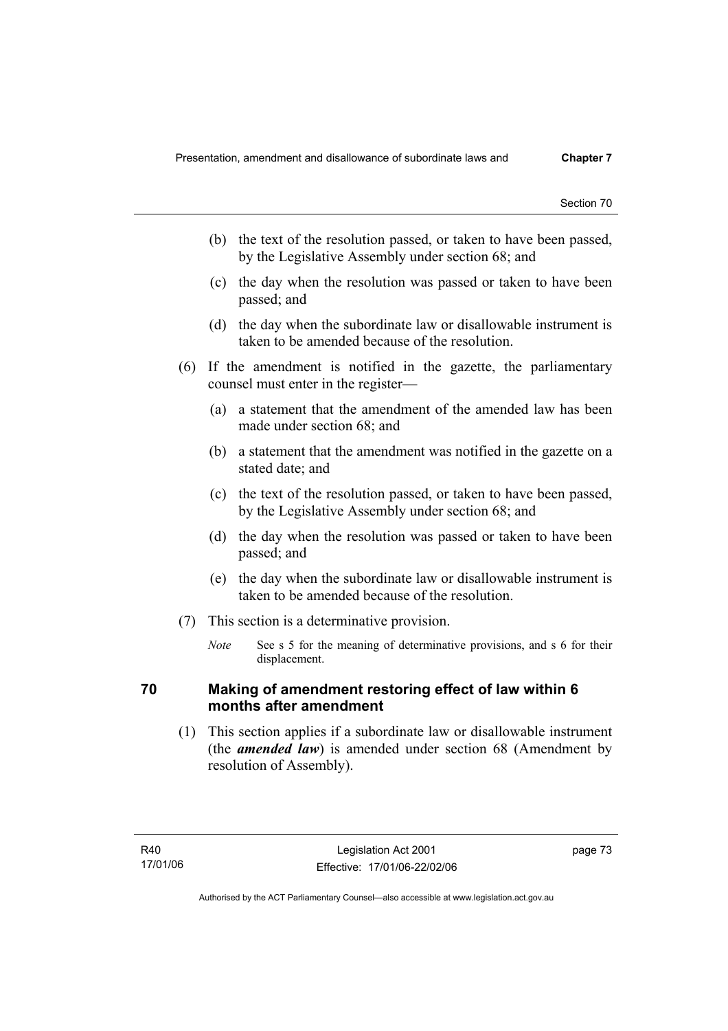(b) the text of the resolution passed, or taken to have been passed, by the Legislative Assembly under section 68; and

(c) the day when the resolution was passed or taken to have been passed; and

(d) the day when the subordinate law or disallowable instrument is taken to be amended because of the resolution.

(6) If the amendment is notified in the gazette, the parliamentary counsel must enter in the register—

(a) a statement that the amendment of the amended law has been made under section 68; and

(b) a statement that the amendment was notified in the gazette on a stated date; and

(c) the text of the resolution passed, or taken to have been passed, by the Legislative Assembly under section 68; and

(d) the day when the resolution was passed or taken to have been passed; and

(e) the day when the subordinate law or disallowable instrument is taken to be amended because of the resolution.

(7) This section is a determinative provision.

*Note* See s 5 for the meaning of determinative provisions, and s 6 for their displacement.

### 70 Making of amendment restoring effect of law within 6 months after amendment

(1) This section applies if a subordinate law or disallowable instrument (the ***amended law***) is amended under section 68 (Amendment by resolution of Assembly).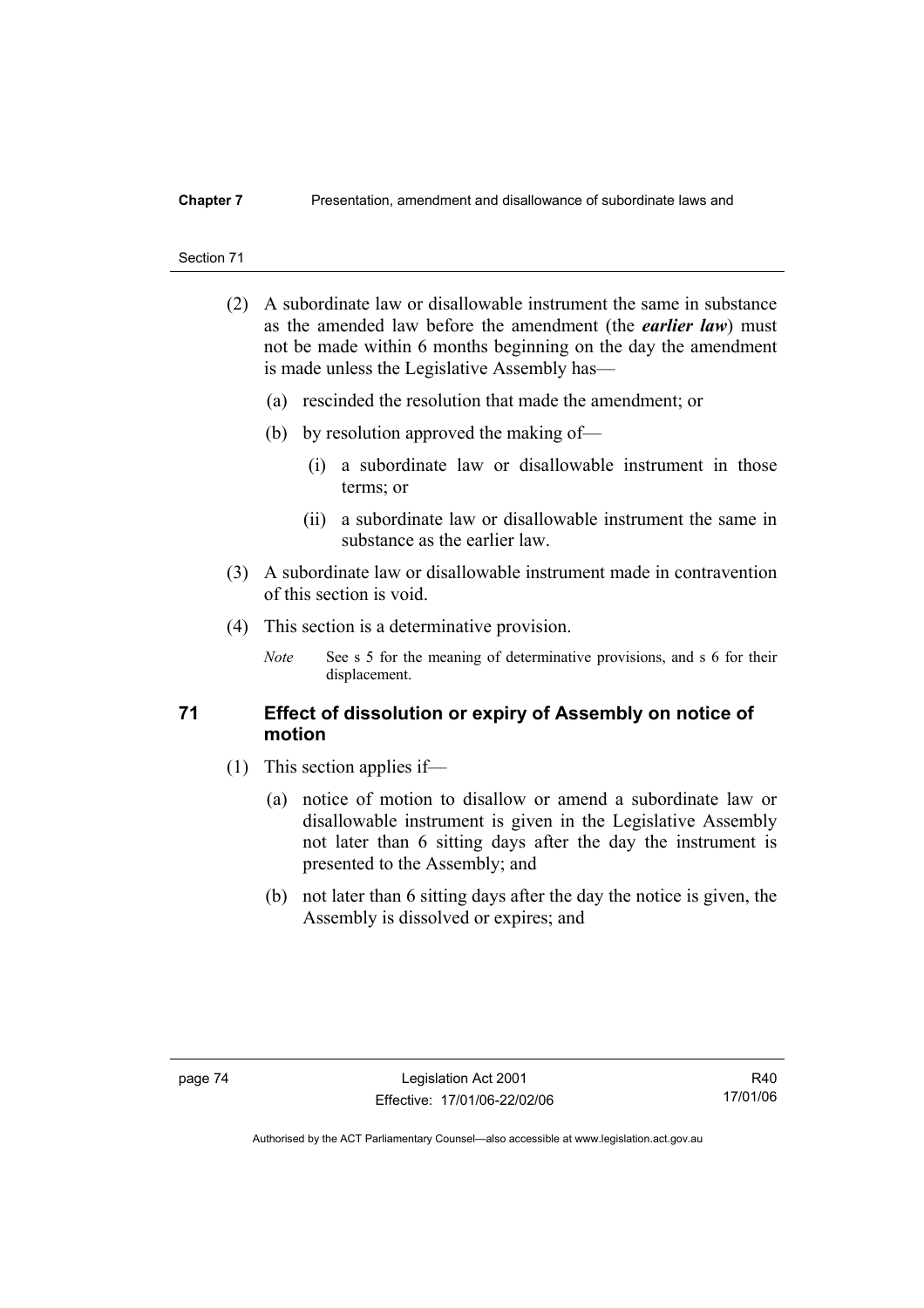(2) A subordinate law or disallowable instrument the same in substance as the amended law before the amendment (the ***earlier law***) must not be made within 6 months beginning on the day the amendment is made unless the Legislative Assembly has—

(a) rescinded the resolution that made the amendment; or

(b) by resolution approved the making of—

(i) a subordinate law or disallowable instrument in those terms; or

(ii) a subordinate law or disallowable instrument the same in substance as the earlier law.

(3) A subordinate law or disallowable instrument made in contravention of this section is void.

(4) This section is a determinative provision.

*Note* See s 5 for the meaning of determinative provisions, and s 6 for their displacement.

## 71 Effect of dissolution or expiry of Assembly on notice of motion

(1) This section applies if—

(a) notice of motion to disallow or amend a subordinate law or disallowable instrument is given in the Legislative Assembly not later than 6 sitting days after the day the instrument is presented to the Assembly; and

(b) not later than 6 sitting days after the day the notice is given, the Assembly is dissolved or expires; and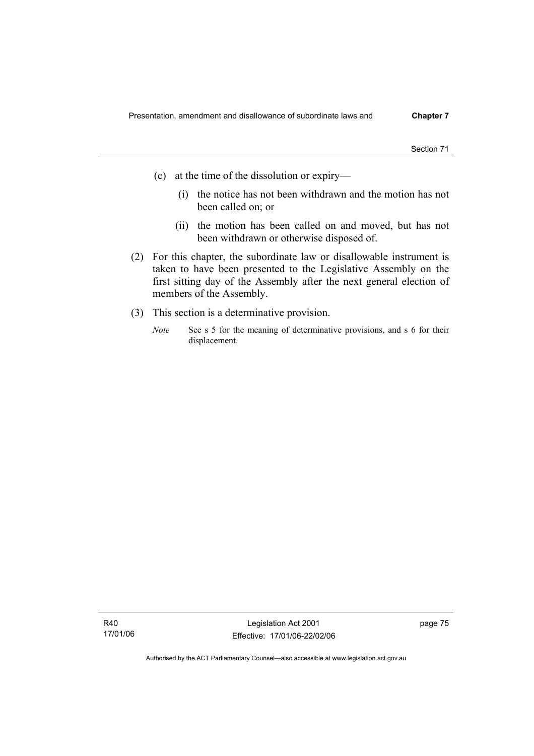(c) at the time of the dissolution or expiry—

(i) the notice has not been withdrawn and the motion has not been called on; or

(ii) the motion has been called on and moved, but has not been withdrawn or otherwise disposed of.

(2) For this chapter, the subordinate law or disallowable instrument is taken to have been presented to the Legislative Assembly on the first sitting day of the Assembly after the next general election of members of the Assembly.

(3) This section is a determinative provision.

*Note* See s 5 for the meaning of determinative provisions, and s 6 for their displacement.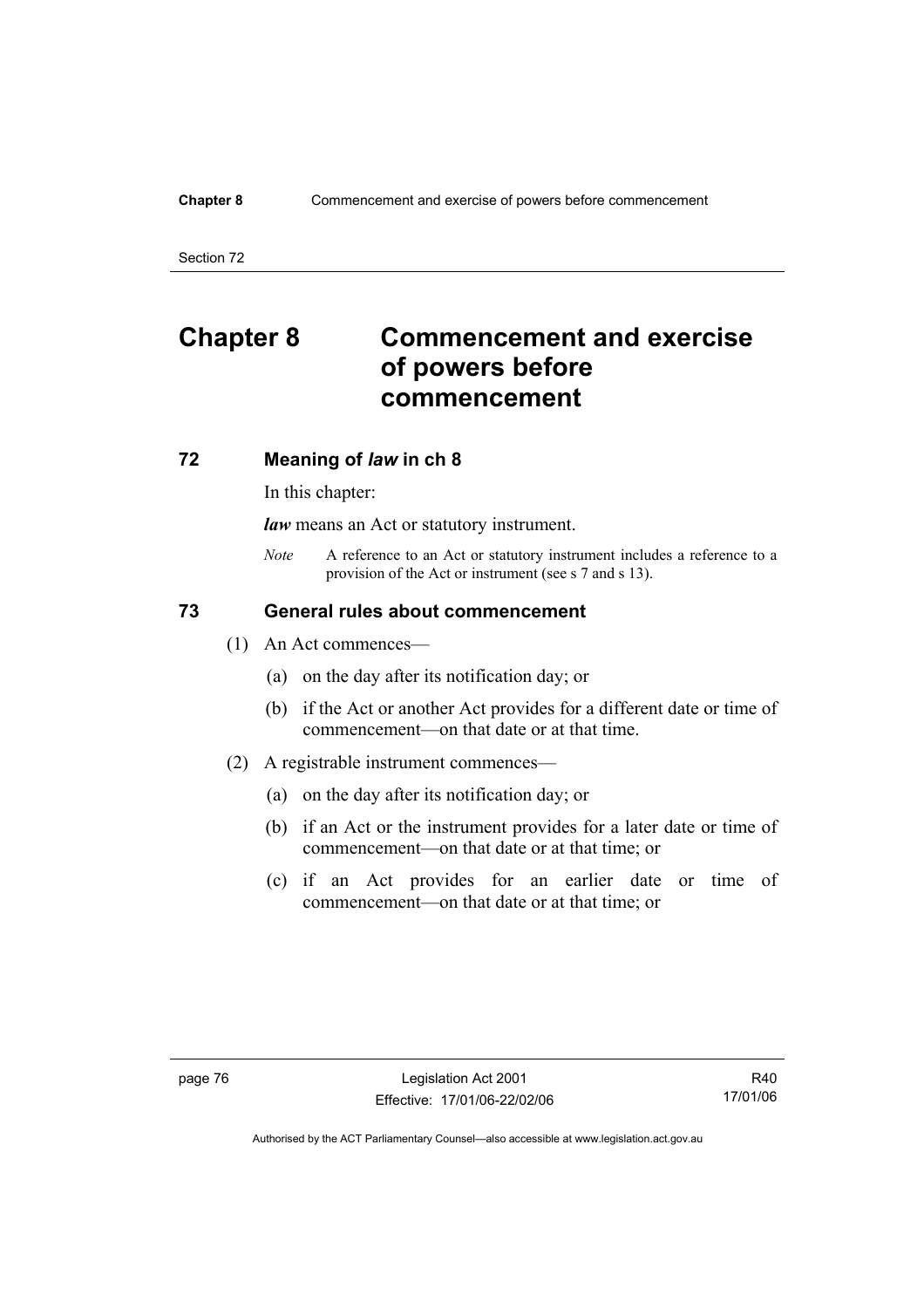# Chapter 8 Commencement and exercise of powers before commencement

## 72 Meaning of *law* in ch 8

In this chapter:

***law*** means an Act or statutory instrument.

*Note* A reference to an Act or statutory instrument includes a reference to a provision of the Act or instrument (see s 7 and s 13).

## 73 General rules about commencement

(1) An Act commences—

(a) on the day after its notification day; or

(b) if the Act or another Act provides for a different date or time of commencement—on that date or at that time.

(2) A registrable instrument commences—

(a) on the day after its notification day; or

(b) if an Act or the instrument provides for a later date or time of commencement—on that date or at that time; or

(c) if an Act provides for an earlier date or time of commencement—on that date or at that time; or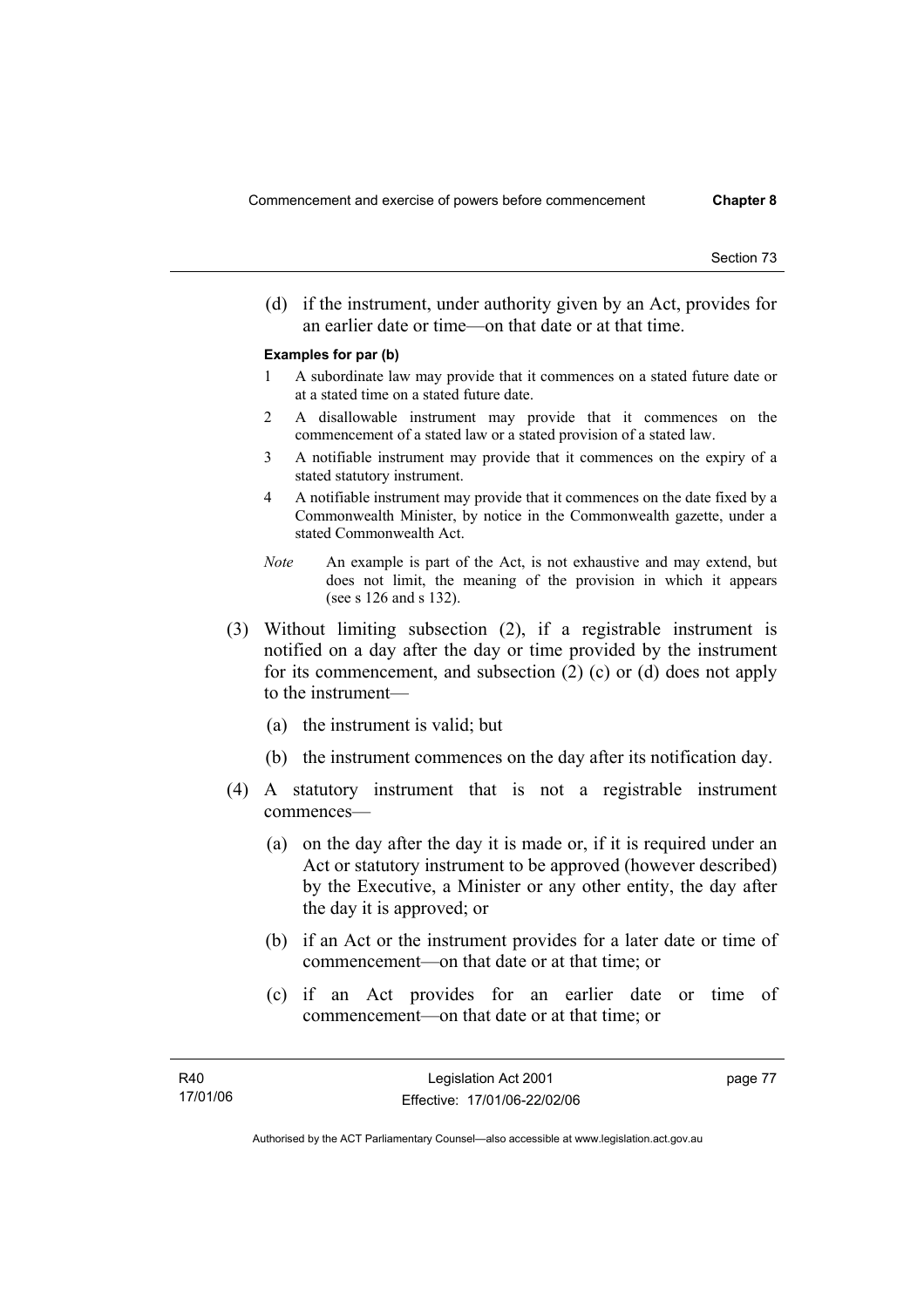(d) if the instrument, under authority given by an Act, provides for an earlier date or time—on that date or at that time.

**Examples for par (b)**

1 A subordinate law may provide that it commences on a stated future date or at a stated time on a stated future date.

2 A disallowable instrument may provide that it commences on the commencement of a stated law or a stated provision of a stated law.

3 A notifiable instrument may provide that it commences on the expiry of a stated statutory instrument.

4 A notifiable instrument may provide that it commences on the date fixed by a Commonwealth Minister, by notice in the Commonwealth gazette, under a stated Commonwealth Act.

*Note* An example is part of the Act, is not exhaustive and may extend, but does not limit, the meaning of the provision in which it appears (see s 126 and s 132).

(3) Without limiting subsection (2), if a registrable instrument is notified on a day after the day or time provided by the instrument for its commencement, and subsection (2) (c) or (d) does not apply to the instrument—

(a) the instrument is valid; but

(b) the instrument commences on the day after its notification day.

(4) A statutory instrument that is not a registrable instrument commences—

(a) on the day after the day it is made or, if it is required under an Act or statutory instrument to be approved (however described) by the Executive, a Minister or any other entity, the day after the day it is approved; or

(b) if an Act or the instrument provides for a later date or time of commencement—on that date or at that time; or

(c) if an Act provides for an earlier date or time of commencement—on that date or at that time; or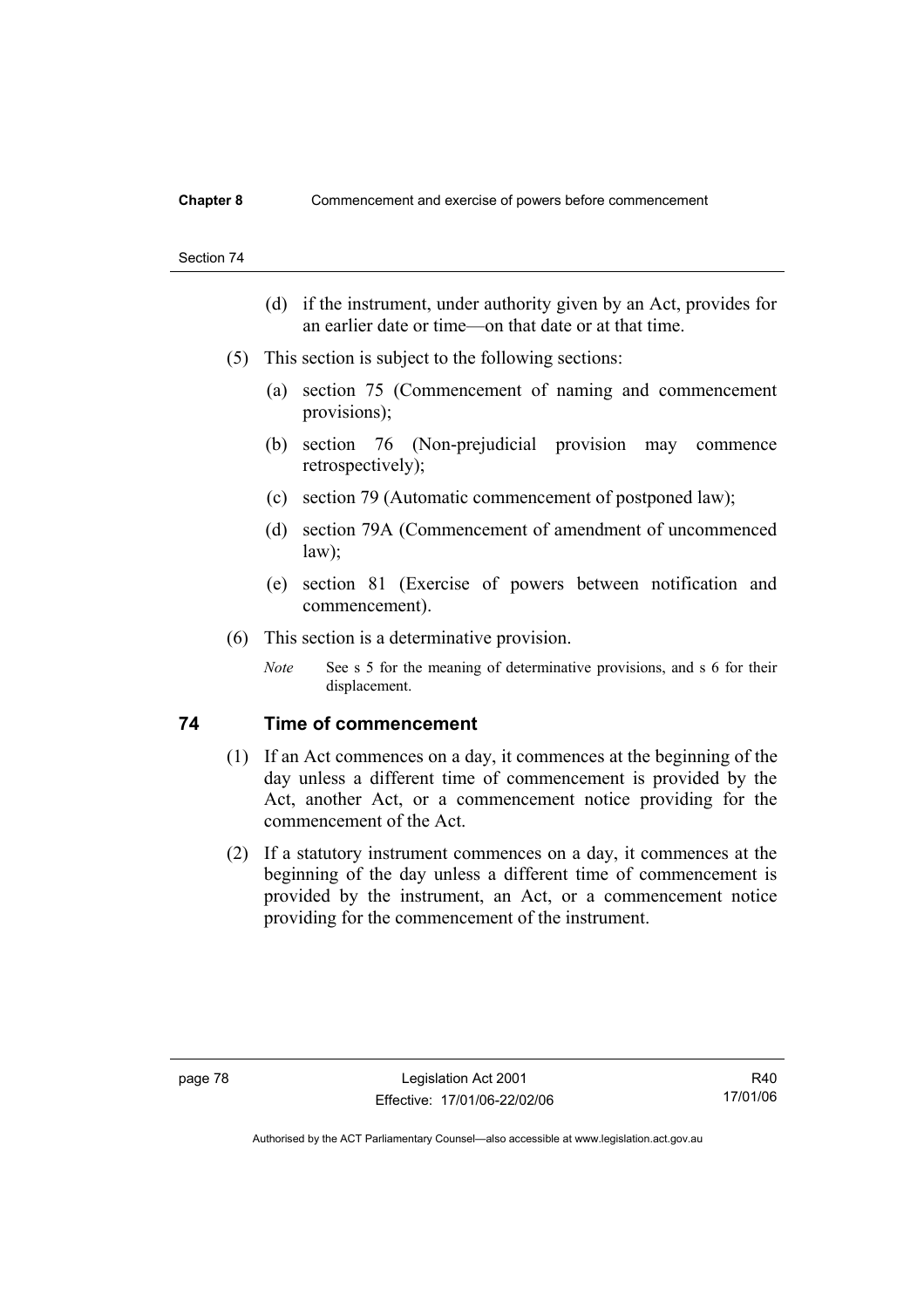(d) if the instrument, under authority given by an Act, provides for an earlier date or time—on that date or at that time.

(5) This section is subject to the following sections:

(a) section 75 (Commencement of naming and commencement provisions);

(b) section 76 (Non-prejudicial provision may commence retrospectively);

(c) section 79 (Automatic commencement of postponed law);

(d) section 79A (Commencement of amendment of uncommenced law);

(e) section 81 (Exercise of powers between notification and commencement).

(6) This section is a determinative provision.

*Note* See s 5 for the meaning of determinative provisions, and s 6 for their displacement.

## 74 Time of commencement

(1) If an Act commences on a day, it commences at the beginning of the day unless a different time of commencement is provided by the Act, another Act, or a commencement notice providing for the commencement of the Act.

(2) If a statutory instrument commences on a day, it commences at the beginning of the day unless a different time of commencement is provided by the instrument, an Act, or a commencement notice providing for the commencement of the instrument.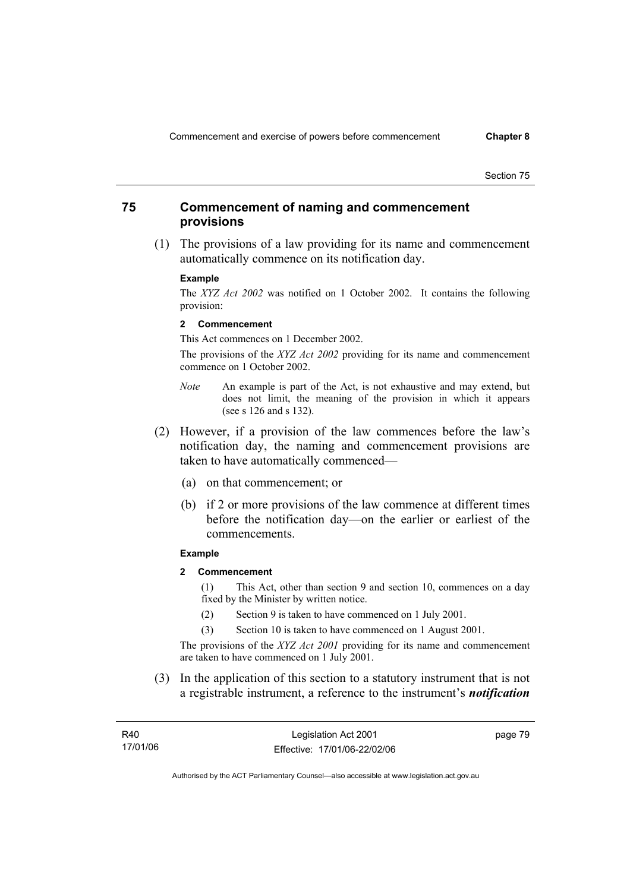## 75 Commencement of naming and commencement provisions

(1) The provisions of a law providing for its name and commencement automatically commence on its notification day.

**Example**

The *XYZ Act 2002* was notified on 1 October 2002. It contains the following provision:

**2 Commencement**

This Act commences on 1 December 2002.

The provisions of the *XYZ Act 2002* providing for its name and commencement commence on 1 October 2002.

*Note* An example is part of the Act, is not exhaustive and may extend, but does not limit, the meaning of the provision in which it appears (see s 126 and s 132).

(2) However, if a provision of the law commences before the law's notification day, the naming and commencement provisions are taken to have automatically commenced—

(a) on that commencement; or

(b) if 2 or more provisions of the law commence at different times before the notification day—on the earlier or earliest of the commencements.

**Example**

**2 Commencement**

(1) This Act, other than section 9 and section 10, commences on a day fixed by the Minister by written notice.

(2) Section 9 is taken to have commenced on 1 July 2001.

(3) Section 10 is taken to have commenced on 1 August 2001.

The provisions of the *XYZ Act 2001* providing for its name and commencement are taken to have commenced on 1 July 2001.

(3) In the application of this section to a statutory instrument that is not a registrable instrument, a reference to the instrument's ***notification***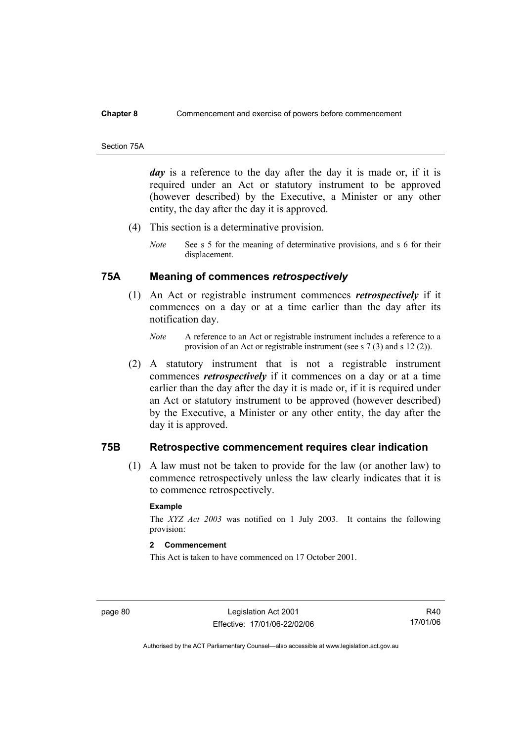***day*** is a reference to the day after the day it is made or, if it is required under an Act or statutory instrument to be approved (however described) by the Executive, a Minister or any other entity, the day after the day it is approved.

(4) This section is a determinative provision.

*Note* See s 5 for the meaning of determinative provisions, and s 6 for their displacement.

## 75A Meaning of commences *retrospectively*

(1) An Act or registrable instrument commences ***retrospectively*** if it commences on a day or at a time earlier than the day after its notification day.

*Note* A reference to an Act or registrable instrument includes a reference to a provision of an Act or registrable instrument (see s 7 (3) and s 12 (2)).

(2) A statutory instrument that is not a registrable instrument commences ***retrospectively*** if it commences on a day or at a time earlier than the day after the day it is made or, if it is required under an Act or statutory instrument to be approved (however described) by the Executive, a Minister or any other entity, the day after the day it is approved.

## 75B Retrospective commencement requires clear indication

(1) A law must not be taken to provide for the law (or another law) to commence retrospectively unless the law clearly indicates that it is to commence retrospectively.

**Example**

The *XYZ Act 2003* was notified on 1 July 2003. It contains the following provision:

**2 Commencement**

This Act is taken to have commenced on 17 October 2001.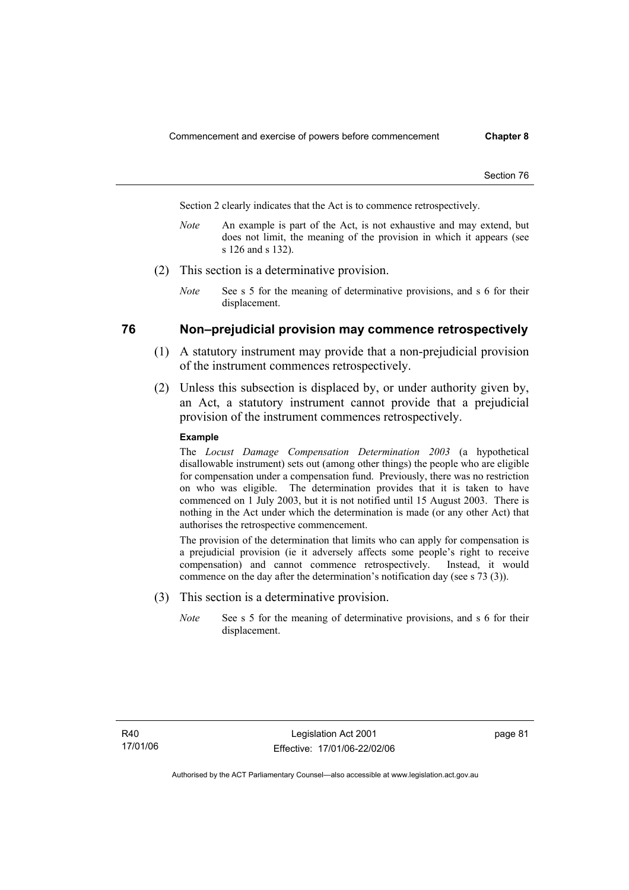Section 2 clearly indicates that the Act is to commence retrospectively.

*Note* An example is part of the Act, is not exhaustive and may extend, but does not limit, the meaning of the provision in which it appears (see s 126 and s 132).

(2) This section is a determinative provision.

*Note* See s 5 for the meaning of determinative provisions, and s 6 for their displacement.

## 76 Non–prejudicial provision may commence retrospectively

(1) A statutory instrument may provide that a non-prejudicial provision of the instrument commences retrospectively.

(2) Unless this subsection is displaced by, or under authority given by, an Act, a statutory instrument cannot provide that a prejudicial provision of the instrument commences retrospectively.

**Example**

The *Locust Damage Compensation Determination 2003* (a hypothetical disallowable instrument) sets out (among other things) the people who are eligible for compensation under a compensation fund. Previously, there was no restriction on who was eligible. The determination provides that it is taken to have commenced on 1 July 2003, but it is not notified until 15 August 2003. There is nothing in the Act under which the determination is made (or any other Act) that authorises the retrospective commencement.

The provision of the determination that limits who can apply for compensation is a prejudicial provision (ie it adversely affects some people's right to receive compensation) and cannot commence retrospectively. Instead, it would commence on the day after the determination's notification day (see s 73 (3)).

(3) This section is a determinative provision.

*Note* See s 5 for the meaning of determinative provisions, and s 6 for their displacement.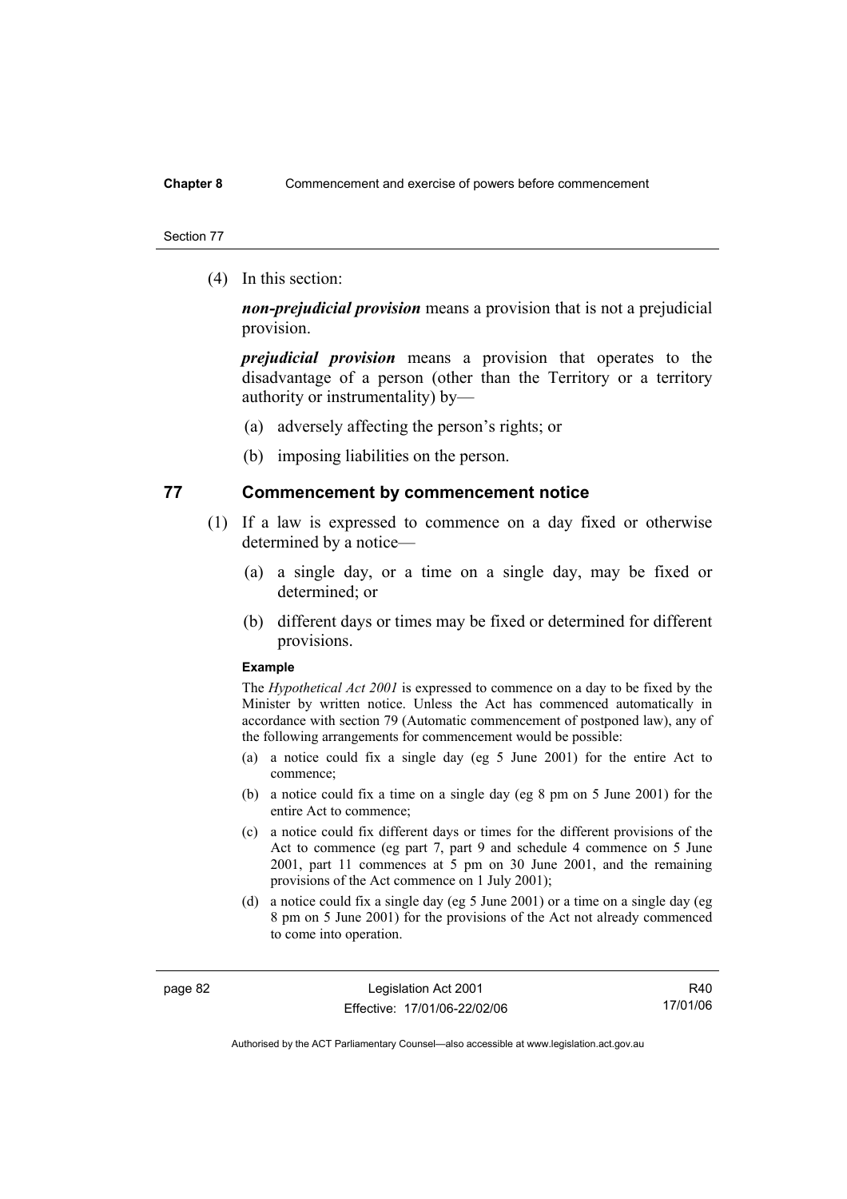(4) In this section:

***non-prejudicial provision*** means a provision that is not a prejudicial provision.

***prejudicial provision*** means a provision that operates to the disadvantage of a person (other than the Territory or a territory authority or instrumentality) by—

(a) adversely affecting the person's rights; or

(b) imposing liabilities on the person.

## 77 Commencement by commencement notice

(1) If a law is expressed to commence on a day fixed or otherwise determined by a notice—

(a) a single day, or a time on a single day, may be fixed or determined; or

(b) different days or times may be fixed or determined for different provisions.

**Example**

The *Hypothetical Act 2001* is expressed to commence on a day to be fixed by the Minister by written notice. Unless the Act has commenced automatically in accordance with section 79 (Automatic commencement of postponed law), any of the following arrangements for commencement would be possible:

(a) a notice could fix a single day (eg 5 June 2001) for the entire Act to commence;

(b) a notice could fix a time on a single day (eg 8 pm on 5 June 2001) for the entire Act to commence;

(c) a notice could fix different days or times for the different provisions of the Act to commence (eg part 7, part 9 and schedule 4 commence on 5 June 2001, part 11 commences at 5 pm on 30 June 2001, and the remaining provisions of the Act commence on 1 July 2001);

(d) a notice could fix a single day (eg 5 June 2001) or a time on a single day (eg 8 pm on 5 June 2001) for the provisions of the Act not already commenced to come into operation.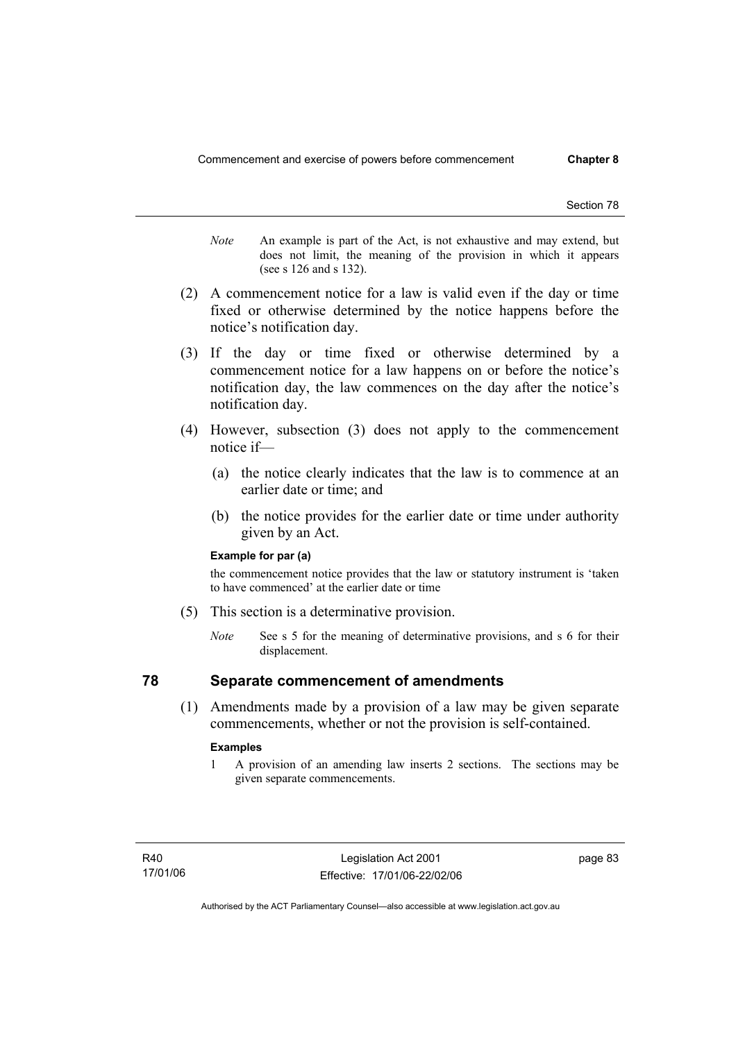*Note* An example is part of the Act, is not exhaustive and may extend, but does not limit, the meaning of the provision in which it appears (see s 126 and s 132).

(2) A commencement notice for a law is valid even if the day or time fixed or otherwise determined by the notice happens before the notice's notification day.

(3) If the day or time fixed or otherwise determined by a commencement notice for a law happens on or before the notice's notification day, the law commences on the day after the notice's notification day.

(4) However, subsection (3) does not apply to the commencement notice if—

(a) the notice clearly indicates that the law is to commence at an earlier date or time; and

(b) the notice provides for the earlier date or time under authority given by an Act.

**Example for par (a)**

the commencement notice provides that the law or statutory instrument is 'taken to have commenced' at the earlier date or time

(5) This section is a determinative provision.

*Note* See s 5 for the meaning of determinative provisions, and s 6 for their displacement.

## 78 Separate commencement of amendments

(1) Amendments made by a provision of a law may be given separate commencements, whether or not the provision is self-contained.

**Examples**

1 A provision of an amending law inserts 2 sections. The sections may be given separate commencements.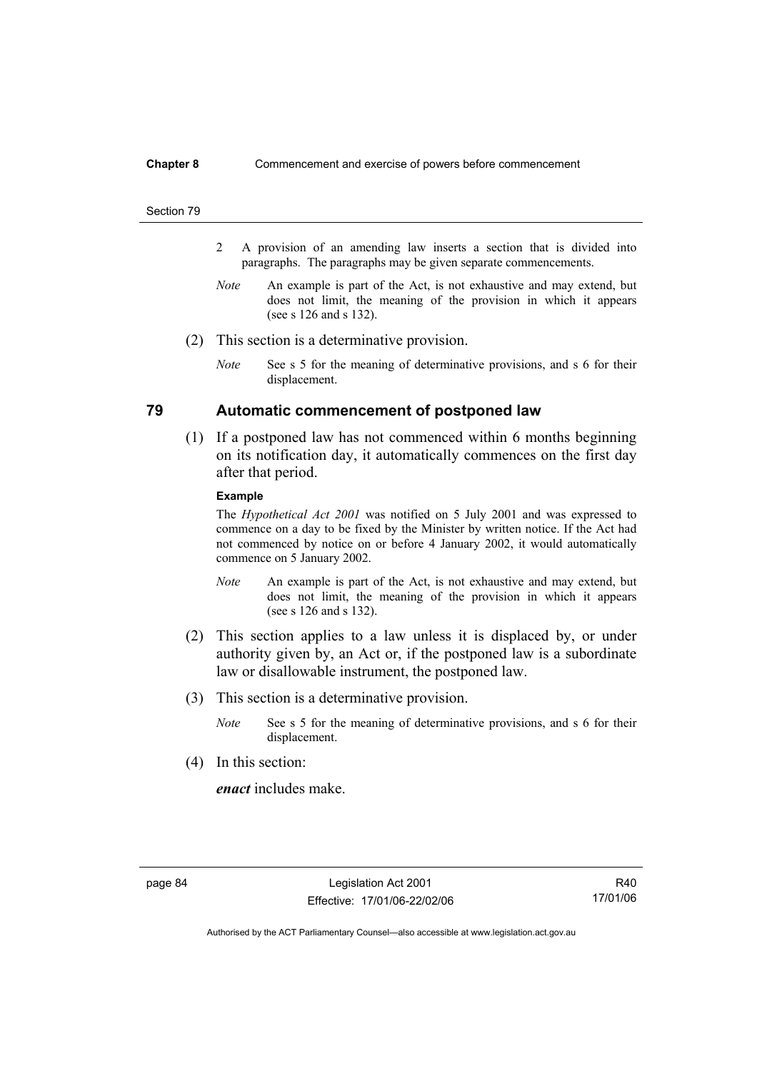2 A provision of an amending law inserts a section that is divided into paragraphs. The paragraphs may be given separate commencements.

*Note* An example is part of the Act, is not exhaustive and may extend, but does not limit, the meaning of the provision in which it appears (see s 126 and s 132).

(2) This section is a determinative provision.

*Note* See s 5 for the meaning of determinative provisions, and s 6 for their displacement.

## 79 Automatic commencement of postponed law

(1) If a postponed law has not commenced within 6 months beginning on its notification day, it automatically commences on the first day after that period.

**Example**

The *Hypothetical Act 2001* was notified on 5 July 2001 and was expressed to commence on a day to be fixed by the Minister by written notice. If the Act had not commenced by notice on or before 4 January 2002, it would automatically commence on 5 January 2002.

*Note* An example is part of the Act, is not exhaustive and may extend, but does not limit, the meaning of the provision in which it appears (see s 126 and s 132).

(2) This section applies to a law unless it is displaced by, or under authority given by, an Act or, if the postponed law is a subordinate law or disallowable instrument, the postponed law.

(3) This section is a determinative provision.

*Note* See s 5 for the meaning of determinative provisions, and s 6 for their displacement.

(4) In this section:

***enact*** includes make.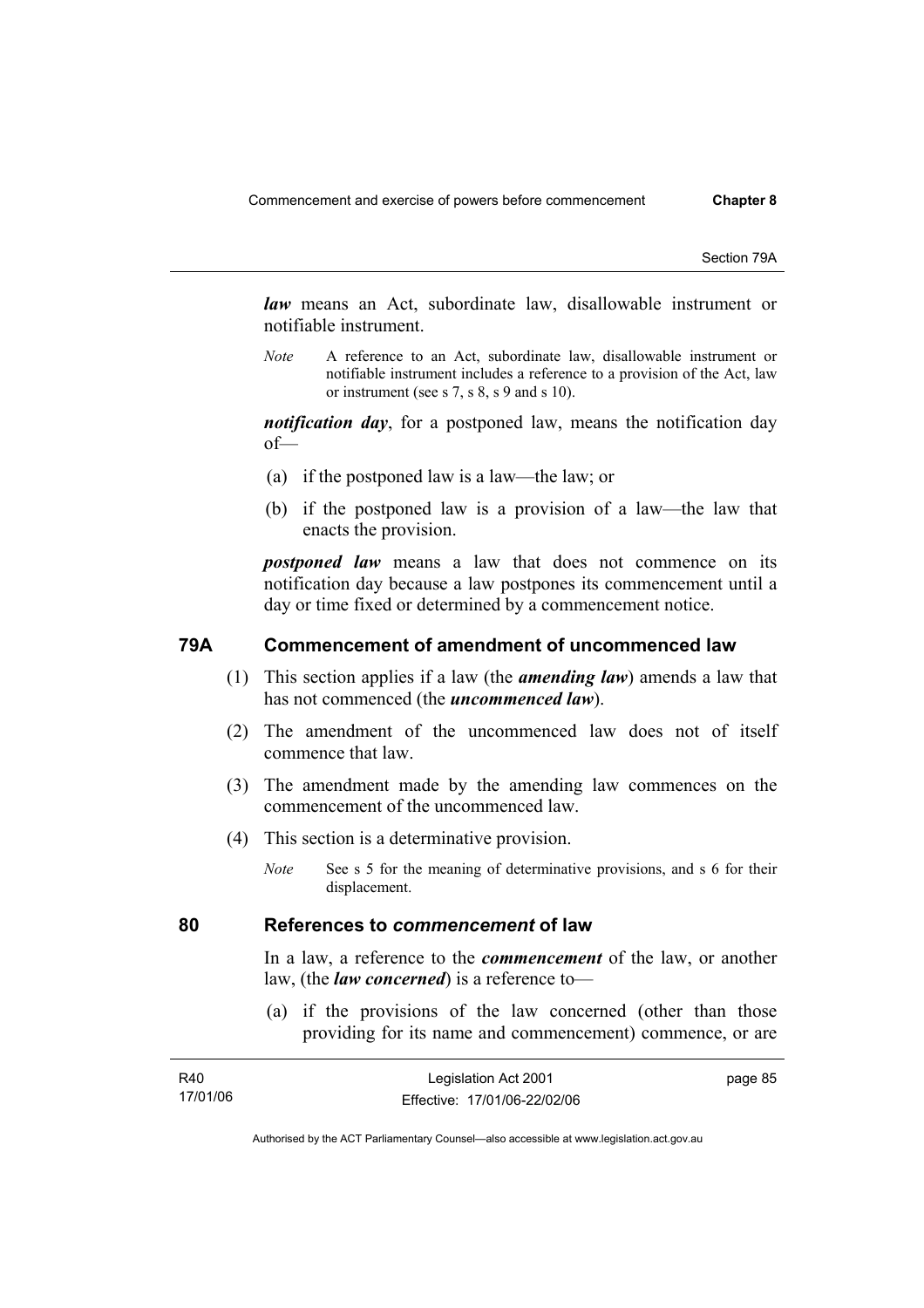***law*** means an Act, subordinate law, disallowable instrument or notifiable instrument.

*Note* A reference to an Act, subordinate law, disallowable instrument or notifiable instrument includes a reference to a provision of the Act, law or instrument (see s 7, s 8, s 9 and s 10).

***notification day***, for a postponed law, means the notification day of—

(a) if the postponed law is a law—the law; or

(b) if the postponed law is a provision of a law—the law that enacts the provision.

***postponed law*** means a law that does not commence on its notification day because a law postpones its commencement until a day or time fixed or determined by a commencement notice.

## 79A Commencement of amendment of uncommenced law

(1) This section applies if a law (the ***amending law***) amends a law that has not commenced (the ***uncommenced law***).

(2) The amendment of the uncommenced law does not of itself commence that law.

(3) The amendment made by the amending law commences on the commencement of the uncommenced law.

(4) This section is a determinative provision.

*Note* See s 5 for the meaning of determinative provisions, and s 6 for their displacement.

## 80 References to *commencement* of law

In a law, a reference to the ***commencement*** of the law, or another law, (the ***law concerned***) is a reference to—

(a) if the provisions of the law concerned (other than those providing for its name and commencement) commence, or are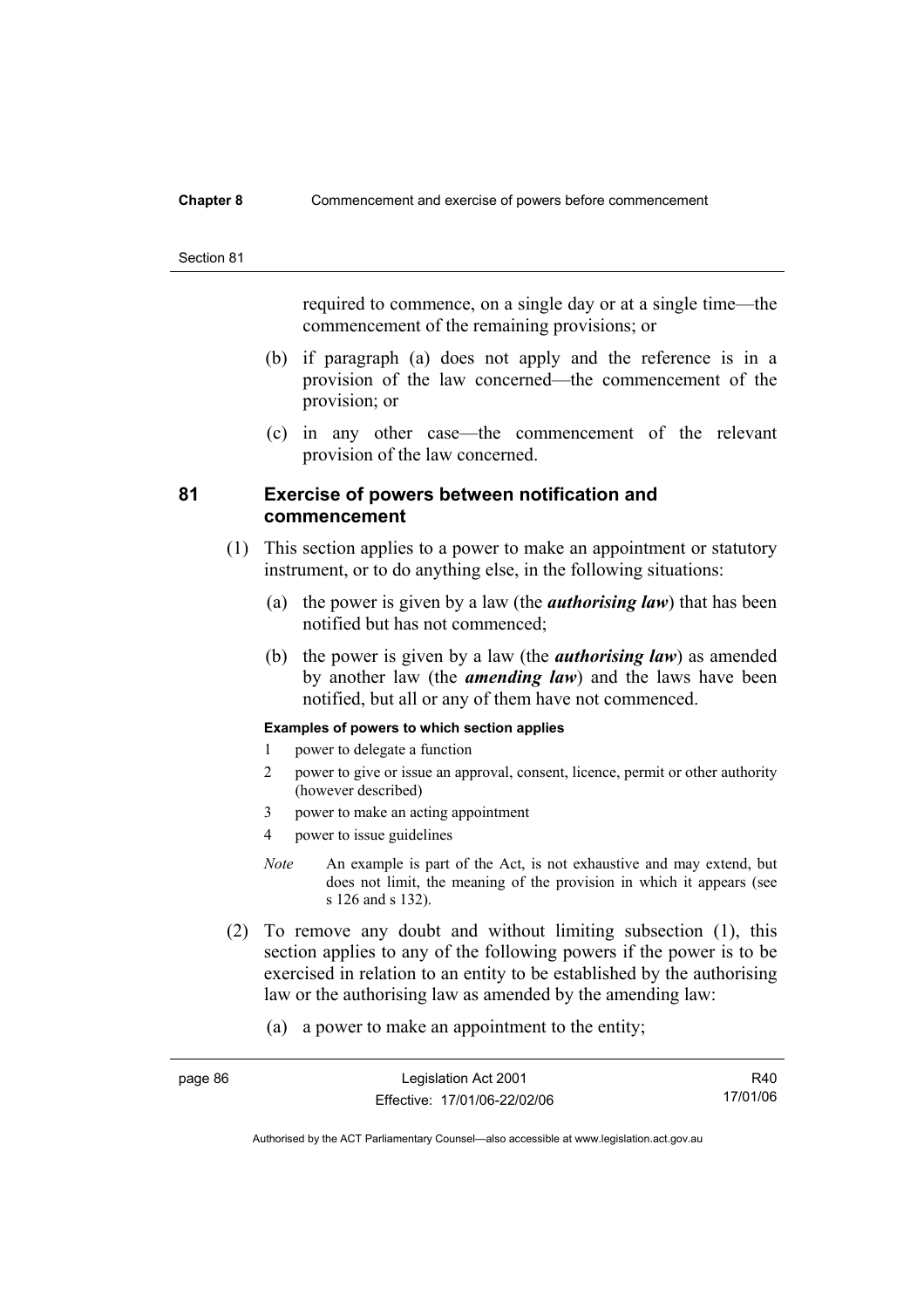required to commence, on a single day or at a single time—the commencement of the remaining provisions; or

(b) if paragraph (a) does not apply and the reference is in a provision of the law concerned—the commencement of the provision; or

(c) in any other case—the commencement of the relevant provision of the law concerned.

## 81 Exercise of powers between notification and commencement

(1) This section applies to a power to make an appointment or statutory instrument, or to do anything else, in the following situations:

(a) the power is given by a law (the ***authorising law***) that has been notified but has not commenced;

(b) the power is given by a law (the ***authorising law***) as amended by another law (the ***amending law***) and the laws have been notified, but all or any of them have not commenced.

**Examples of powers to which section applies**

1 power to delegate a function

2 power to give or issue an approval, consent, licence, permit or other authority (however described)

3 power to make an acting appointment

4 power to issue guidelines

*Note* An example is part of the Act, is not exhaustive and may extend, but does not limit, the meaning of the provision in which it appears (see s 126 and s 132).

(2) To remove any doubt and without limiting subsection (1), this section applies to any of the following powers if the power is to be exercised in relation to an entity to be established by the authorising law or the authorising law as amended by the amending law:

(a) a power to make an appointment to the entity;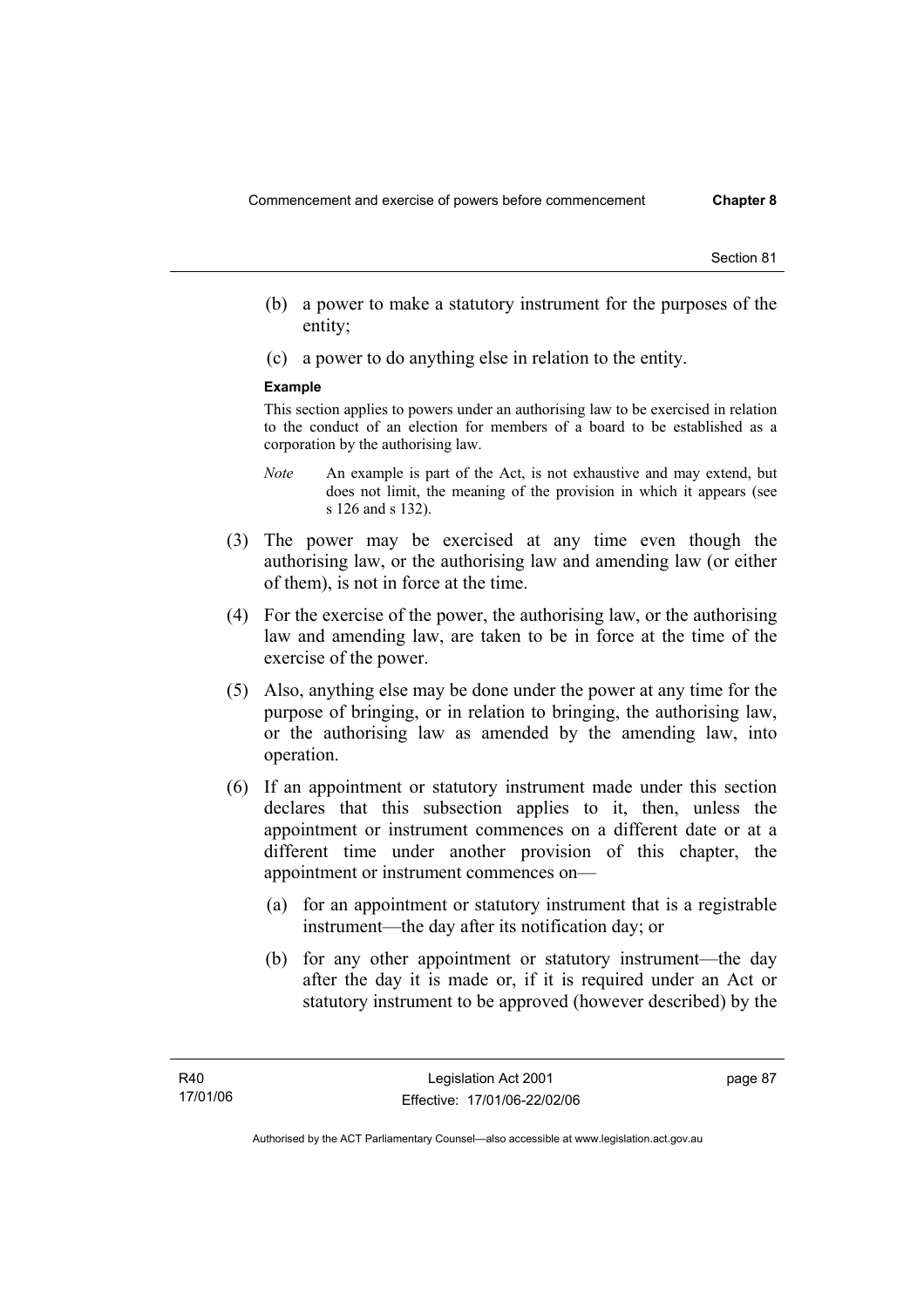(b) a power to make a statutory instrument for the purposes of the entity;

(c) a power to do anything else in relation to the entity.

**Example**

This section applies to powers under an authorising law to be exercised in relation to the conduct of an election for members of a board to be established as a corporation by the authorising law.

*Note* An example is part of the Act, is not exhaustive and may extend, but does not limit, the meaning of the provision in which it appears (see s 126 and s 132).

(3) The power may be exercised at any time even though the authorising law, or the authorising law and amending law (or either of them), is not in force at the time.

(4) For the exercise of the power, the authorising law, or the authorising law and amending law, are taken to be in force at the time of the exercise of the power.

(5) Also, anything else may be done under the power at any time for the purpose of bringing, or in relation to bringing, the authorising law, or the authorising law as amended by the amending law, into operation.

(6) If an appointment or statutory instrument made under this section declares that this subsection applies to it, then, unless the appointment or instrument commences on a different date or at a different time under another provision of this chapter, the appointment or instrument commences on—

(a) for an appointment or statutory instrument that is a registrable instrument—the day after its notification day; or

(b) for any other appointment or statutory instrument—the day after the day it is made or, if it is required under an Act or statutory instrument to be approved (however described) by the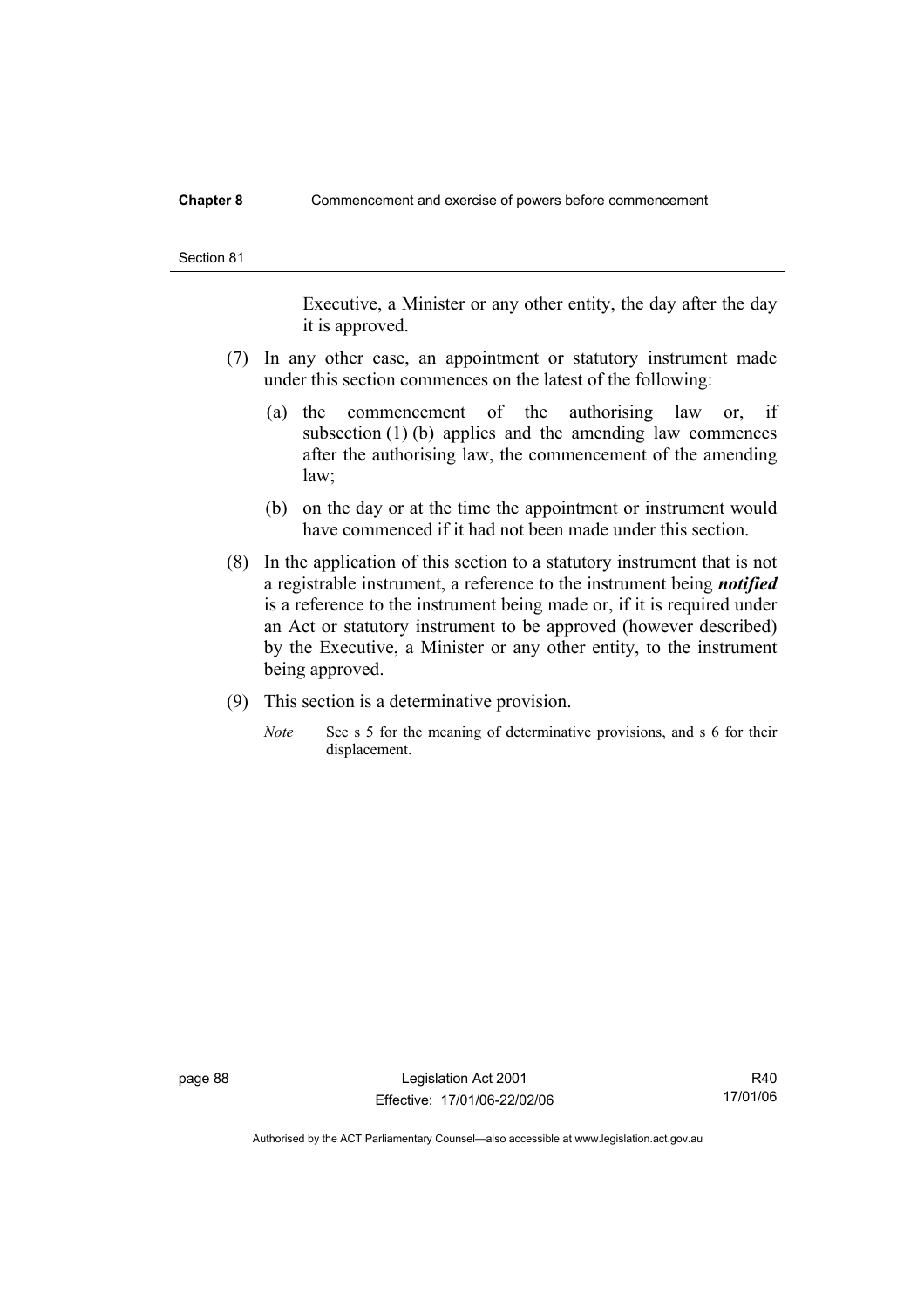Executive, a Minister or any other entity, the day after the day it is approved.

(7) In any other case, an appointment or statutory instrument made under this section commences on the latest of the following:

(a) the commencement of the authorising law or, if subsection (1) (b) applies and the amending law commences after the authorising law, the commencement of the amending law;

(b) on the day or at the time the appointment or instrument would have commenced if it had not been made under this section.

(8) In the application of this section to a statutory instrument that is not a registrable instrument, a reference to the instrument being ***notified*** is a reference to the instrument being made or, if it is required under an Act or statutory instrument to be approved (however described) by the Executive, a Minister or any other entity, to the instrument being approved.

(9) This section is a determinative provision.

*Note* See s 5 for the meaning of determinative provisions, and s 6 for their displacement.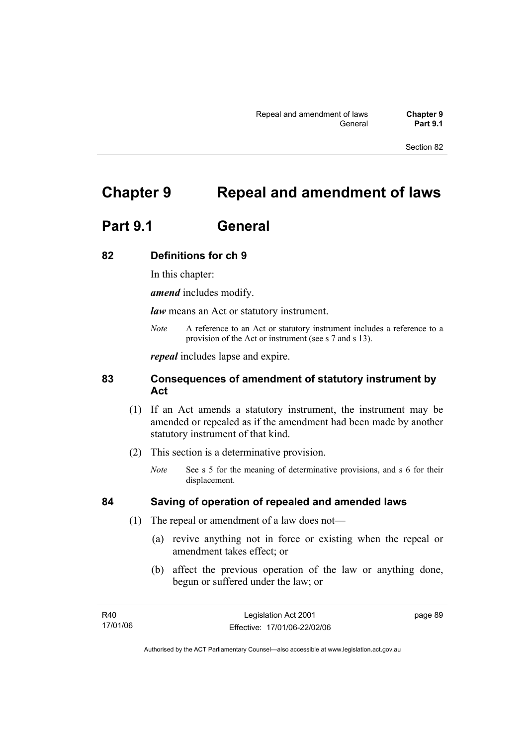# Chapter 9 Repeal and amendment of laws

## Part 9.1 General

### 82 Definitions for ch 9

In this chapter:

***amend*** includes modify.

***law*** means an Act or statutory instrument.

*Note* A reference to an Act or statutory instrument includes a reference to a provision of the Act or instrument (see s 7 and s 13).

***repeal*** includes lapse and expire.

### 83 Consequences of amendment of statutory instrument by Act

(1) If an Act amends a statutory instrument, the instrument may be amended or repealed as if the amendment had been made by another statutory instrument of that kind.

(2) This section is a determinative provision.

*Note* See s 5 for the meaning of determinative provisions, and s 6 for their displacement.

### 84 Saving of operation of repealed and amended laws

(1) The repeal or amendment of a law does not—

(a) revive anything not in force or existing when the repeal or amendment takes effect; or

(b) affect the previous operation of the law or anything done, begun or suffered under the law; or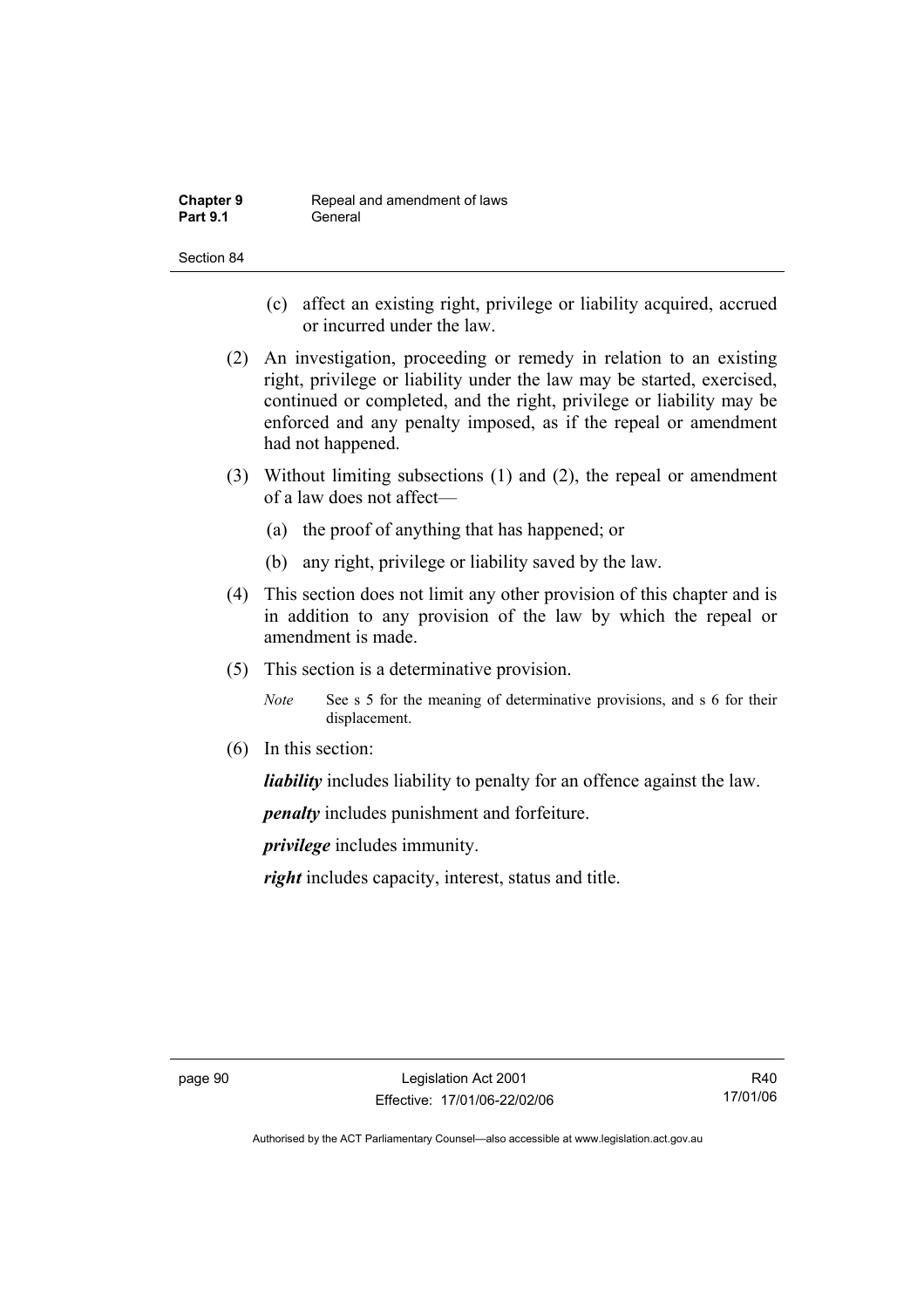(c) affect an existing right, privilege or liability acquired, accrued or incurred under the law.

(2) An investigation, proceeding or remedy in relation to an existing right, privilege or liability under the law may be started, exercised, continued or completed, and the right, privilege or liability may be enforced and any penalty imposed, as if the repeal or amendment had not happened.

(3) Without limiting subsections (1) and (2), the repeal or amendment of a law does not affect—

(a) the proof of anything that has happened; or

(b) any right, privilege or liability saved by the law.

(4) This section does not limit any other provision of this chapter and is in addition to any provision of the law by which the repeal or amendment is made.

(5) This section is a determinative provision.

*Note* See s 5 for the meaning of determinative provisions, and s 6 for their displacement.

(6) In this section:

***liability*** includes liability to penalty for an offence against the law.

***penalty*** includes punishment and forfeiture.

***privilege*** includes immunity.

***right*** includes capacity, interest, status and title.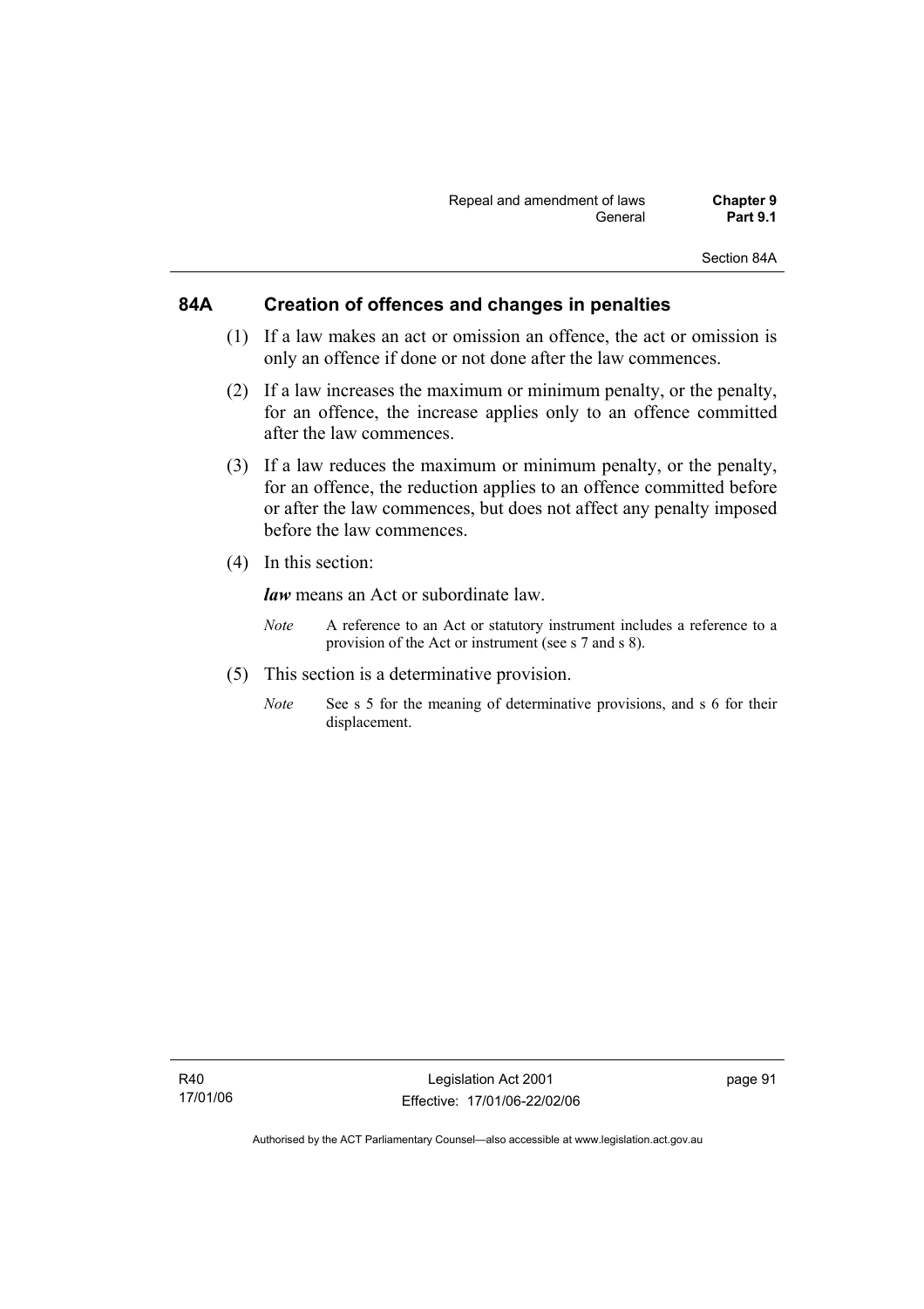## 84A Creation of offences and changes in penalties

(1) If a law makes an act or omission an offence, the act or omission is only an offence if done or not done after the law commences.

(2) If a law increases the maximum or minimum penalty, or the penalty, for an offence, the increase applies only to an offence committed after the law commences.

(3) If a law reduces the maximum or minimum penalty, or the penalty, for an offence, the reduction applies to an offence committed before or after the law commences, but does not affect any penalty imposed before the law commences.

(4) In this section:

***law*** means an Act or subordinate law.

*Note* A reference to an Act or statutory instrument includes a reference to a provision of the Act or instrument (see s 7 and s 8).

(5) This section is a determinative provision.

*Note* See s 5 for the meaning of determinative provisions, and s 6 for their displacement.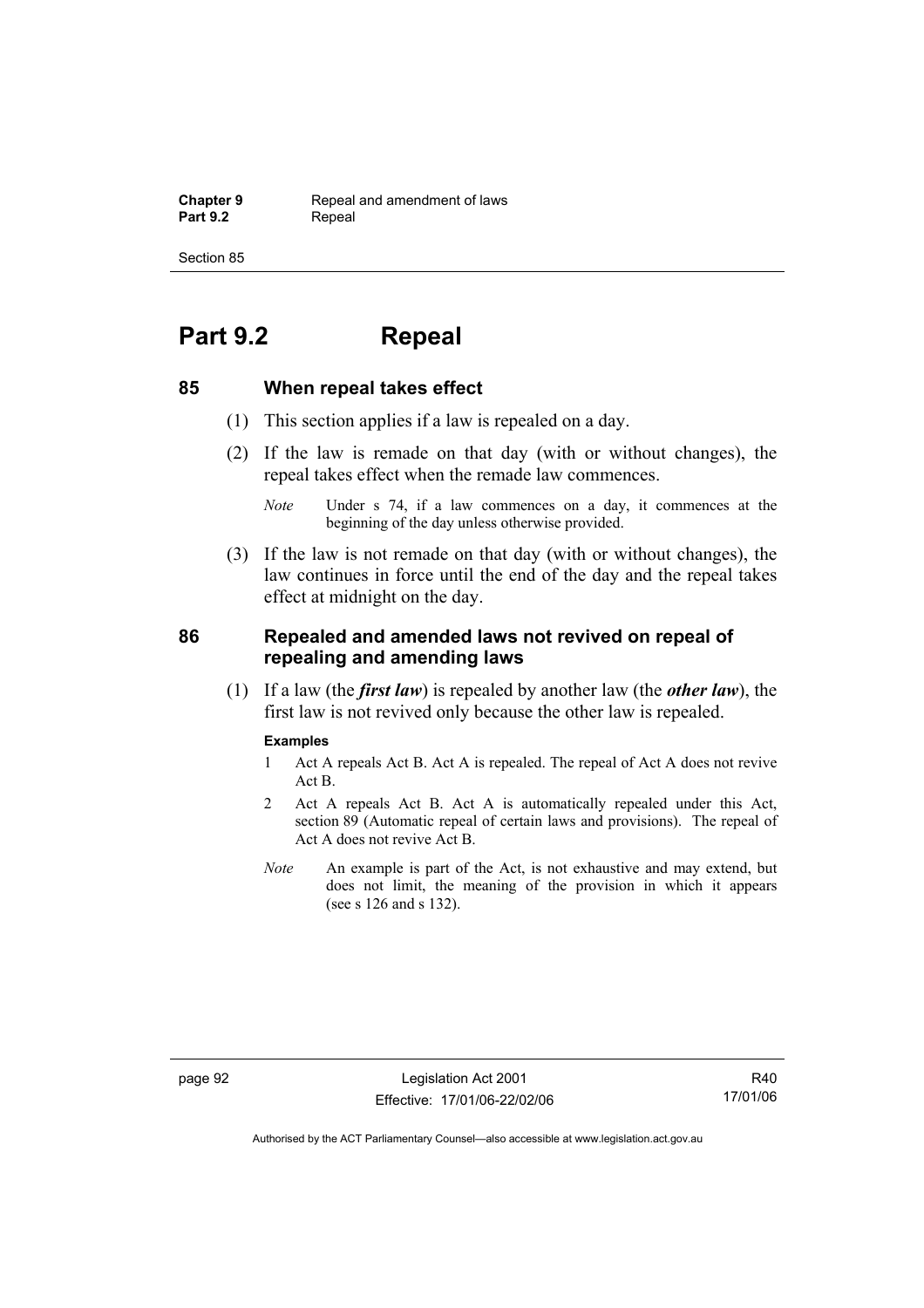# Part 9.2 Repeal

## 85 When repeal takes effect

(1) This section applies if a law is repealed on a day.

(2) If the law is remade on that day (with or without changes), the repeal takes effect when the remade law commences.

*Note* Under s 74, if a law commences on a day, it commences at the beginning of the day unless otherwise provided.

(3) If the law is not remade on that day (with or without changes), the law continues in force until the end of the day and the repeal takes effect at midnight on the day.

## 86 Repealed and amended laws not revived on repeal of repealing and amending laws

(1) If a law (the ***first law***) is repealed by another law (the ***other law***), the first law is not revived only because the other law is repealed.

**Examples**

1. Act A repeals Act B. Act A is repealed. The repeal of Act A does not revive Act B.
2. Act A repeals Act B. Act A is automatically repealed under this Act, section 89 (Automatic repeal of certain laws and provisions). The repeal of Act A does not revive Act B.

*Note* An example is part of the Act, is not exhaustive and may extend, but does not limit, the meaning of the provision in which it appears (see s 126 and s 132).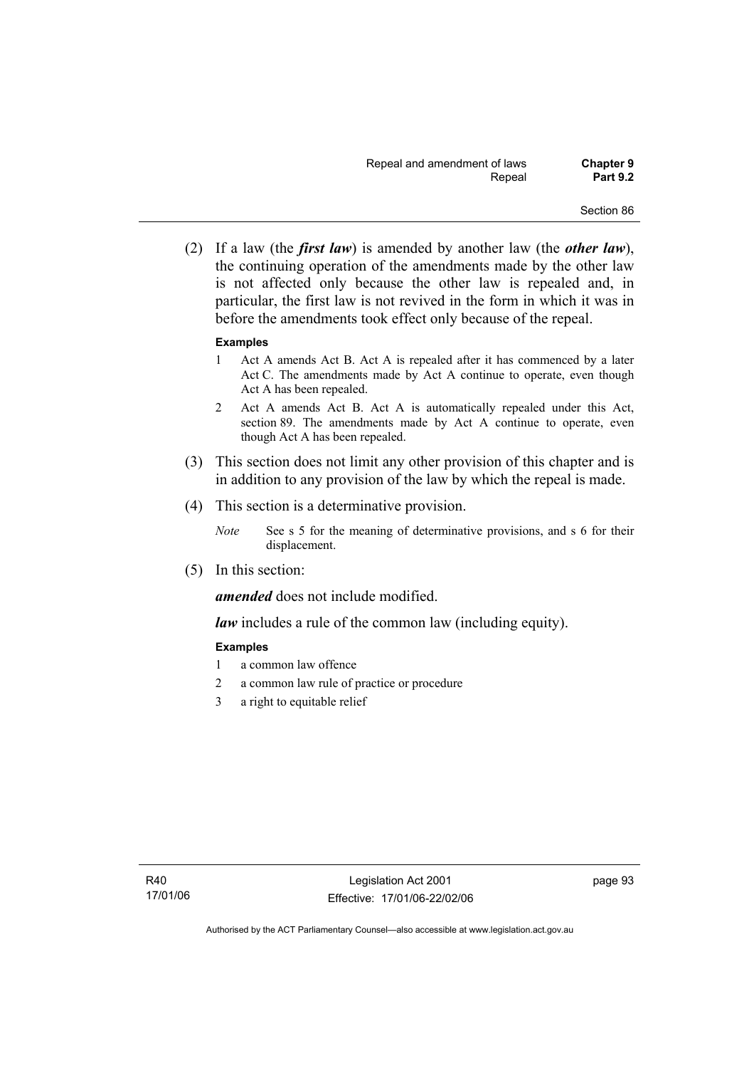(2) If a law (the ***first law***) is amended by another law (the ***other law***), the continuing operation of the amendments made by the other law is not affected only because the other law is repealed and, in particular, the first law is not revived in the form in which it was in before the amendments took effect only because of the repeal.

**Examples**

1 Act A amends Act B. Act A is repealed after it has commenced by a later Act C. The amendments made by Act A continue to operate, even though Act A has been repealed.

2 Act A amends Act B. Act A is automatically repealed under this Act, section 89. The amendments made by Act A continue to operate, even though Act A has been repealed.

(3) This section does not limit any other provision of this chapter and is in addition to any provision of the law by which the repeal is made.

(4) This section is a determinative provision.

*Note* See s 5 for the meaning of determinative provisions, and s 6 for their displacement.

(5) In this section:

***amended*** does not include modified.

***law*** includes a rule of the common law (including equity).

**Examples**

1 a common law offence

2 a common law rule of practice or procedure

3 a right to equitable relief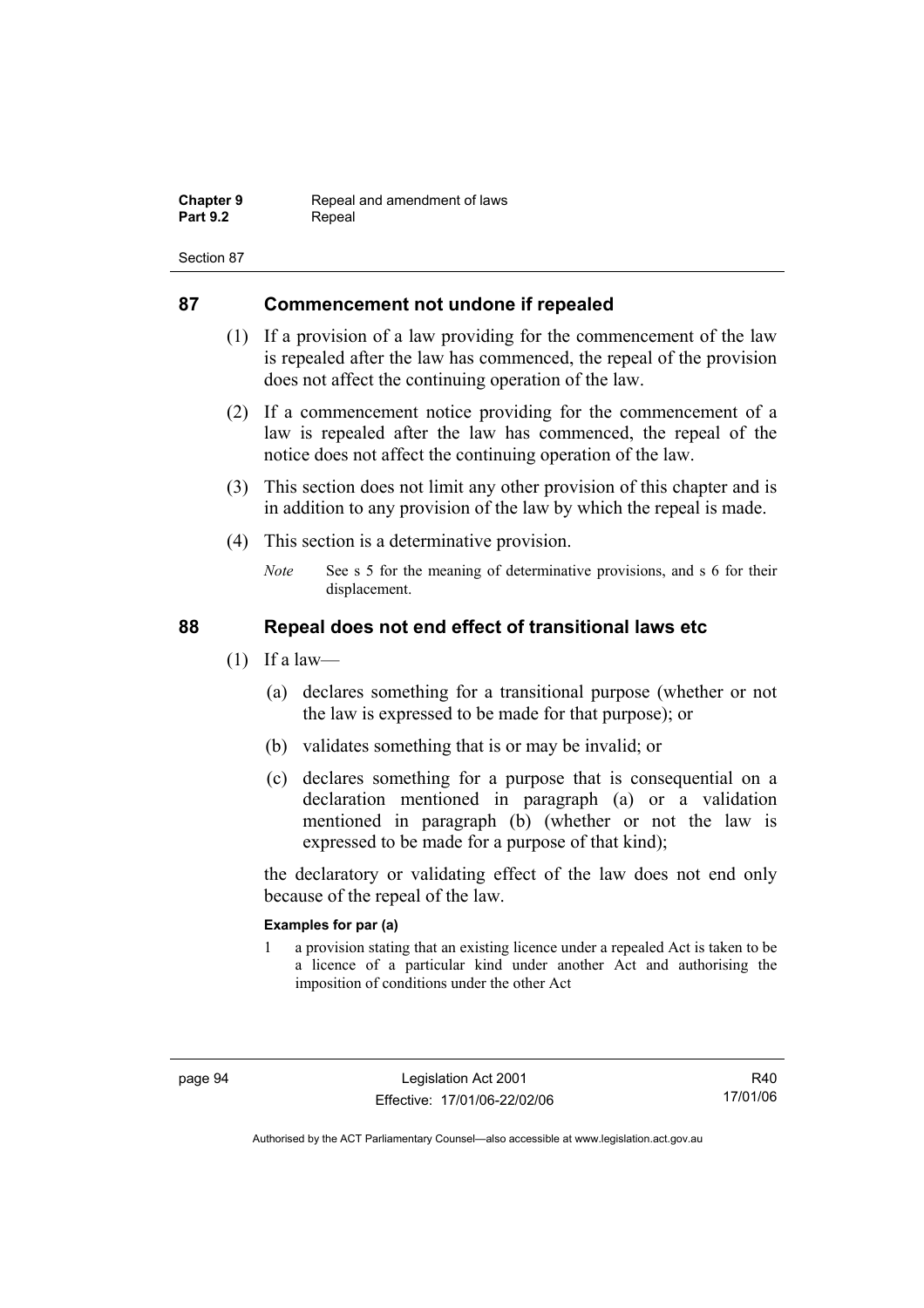## 87 Commencement not undone if repealed

(1) If a provision of a law providing for the commencement of the law is repealed after the law has commenced, the repeal of the provision does not affect the continuing operation of the law.

(2) If a commencement notice providing for the commencement of a law is repealed after the law has commenced, the repeal of the notice does not affect the continuing operation of the law.

(3) This section does not limit any other provision of this chapter and is in addition to any provision of the law by which the repeal is made.

(4) This section is a determinative provision.

*Note* See s 5 for the meaning of determinative provisions, and s 6 for their displacement.

## 88 Repeal does not end effect of transitional laws etc

(1) If a law—

(a) declares something for a transitional purpose (whether or not the law is expressed to be made for that purpose); or

(b) validates something that is or may be invalid; or

(c) declares something for a purpose that is consequential on a declaration mentioned in paragraph (a) or a validation mentioned in paragraph (b) (whether or not the law is expressed to be made for a purpose of that kind);

the declaratory or validating effect of the law does not end only because of the repeal of the law.

**Examples for par (a)**

1 a provision stating that an existing licence under a repealed Act is taken to be a licence of a particular kind under another Act and authorising the imposition of conditions under the other Act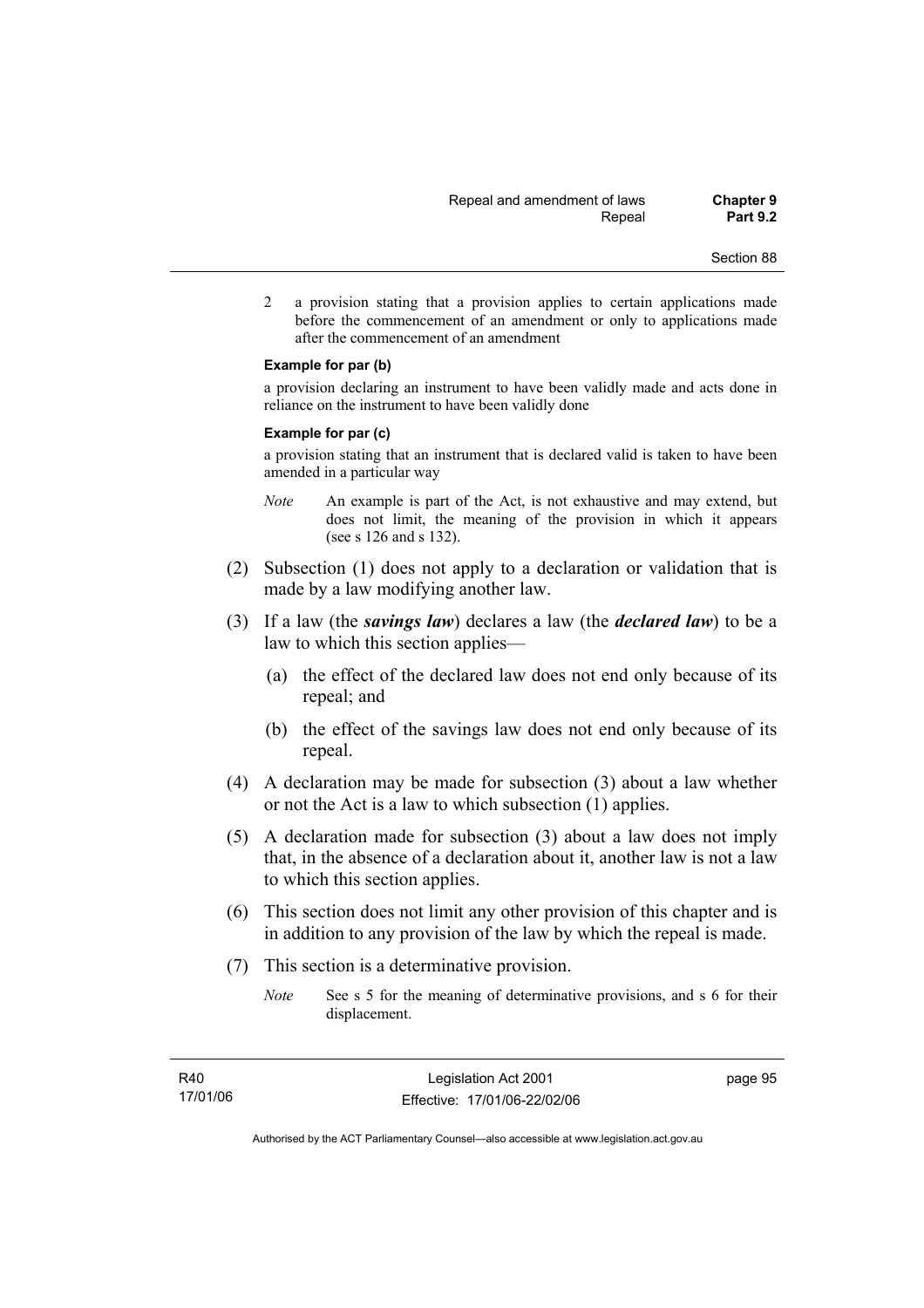2 a provision stating that a provision applies to certain applications made before the commencement of an amendment or only to applications made after the commencement of an amendment

**Example for par (b)**

a provision declaring an instrument to have been validly made and acts done in reliance on the instrument to have been validly done

**Example for par (c)**

a provision stating that an instrument that is declared valid is taken to have been amended in a particular way

*Note* An example is part of the Act, is not exhaustive and may extend, but does not limit, the meaning of the provision in which it appears (see s 126 and s 132).

(2) Subsection (1) does not apply to a declaration or validation that is made by a law modifying another law.

(3) If a law (the ***savings law***) declares a law (the ***declared law***) to be a law to which this section applies—

(a) the effect of the declared law does not end only because of its repeal; and

(b) the effect of the savings law does not end only because of its repeal.

(4) A declaration may be made for subsection (3) about a law whether or not the Act is a law to which subsection (1) applies.

(5) A declaration made for subsection (3) about a law does not imply that, in the absence of a declaration about it, another law is not a law to which this section applies.

(6) This section does not limit any other provision of this chapter and is in addition to any provision of the law by which the repeal is made.

(7) This section is a determinative provision.

*Note* See s 5 for the meaning of determinative provisions, and s 6 for their displacement.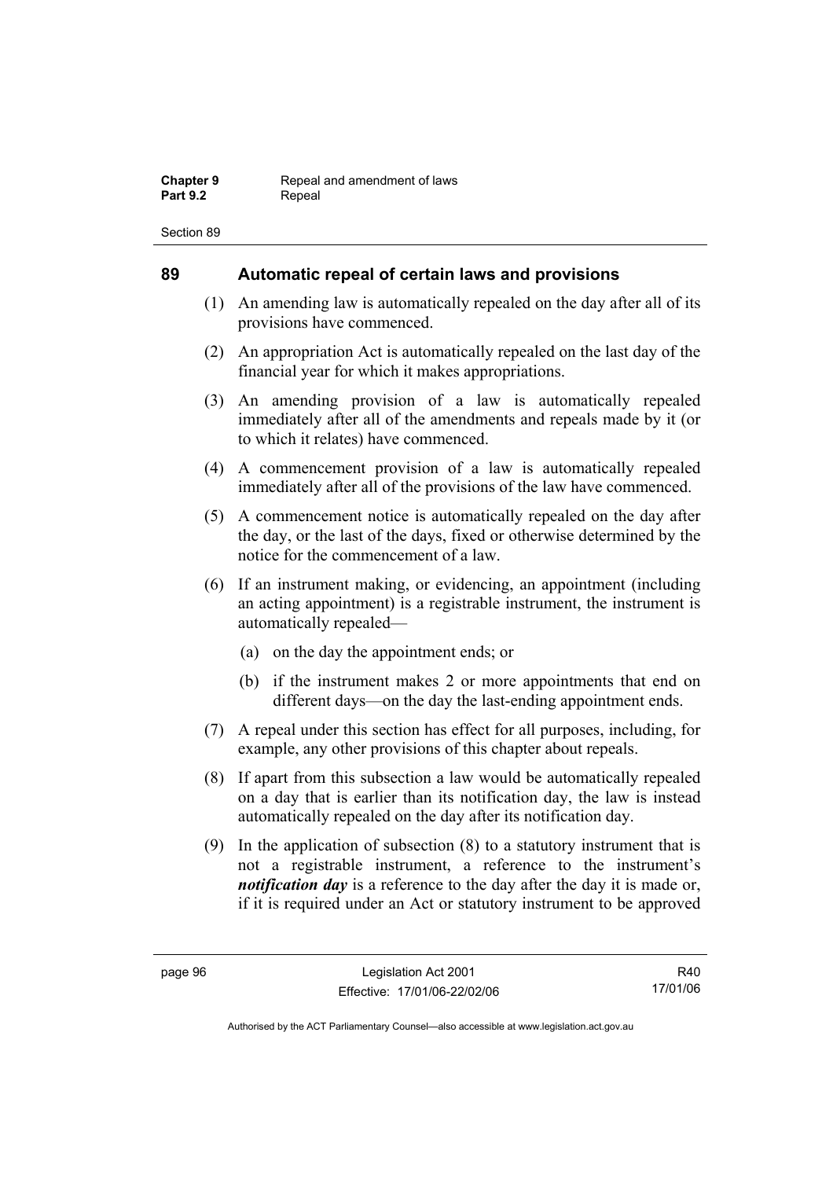## 89 Automatic repeal of certain laws and provisions

(1) An amending law is automatically repealed on the day after all of its provisions have commenced.

(2) An appropriation Act is automatically repealed on the last day of the financial year for which it makes appropriations.

(3) An amending provision of a law is automatically repealed immediately after all of the amendments and repeals made by it (or to which it relates) have commenced.

(4) A commencement provision of a law is automatically repealed immediately after all of the provisions of the law have commenced.

(5) A commencement notice is automatically repealed on the day after the day, or the last of the days, fixed or otherwise determined by the notice for the commencement of a law.

(6) If an instrument making, or evidencing, an appointment (including an acting appointment) is a registrable instrument, the instrument is automatically repealed—

- (a) on the day the appointment ends; or
- (b) if the instrument makes 2 or more appointments that end on different days—on the day the last-ending appointment ends.

(7) A repeal under this section has effect for all purposes, including, for example, any other provisions of this chapter about repeals.

(8) If apart from this subsection a law would be automatically repealed on a day that is earlier than its notification day, the law is instead automatically repealed on the day after its notification day.

(9) In the application of subsection (8) to a statutory instrument that is not a registrable instrument, a reference to the instrument's ***notification day*** is a reference to the day after the day it is made or, if it is required under an Act or statutory instrument to be approved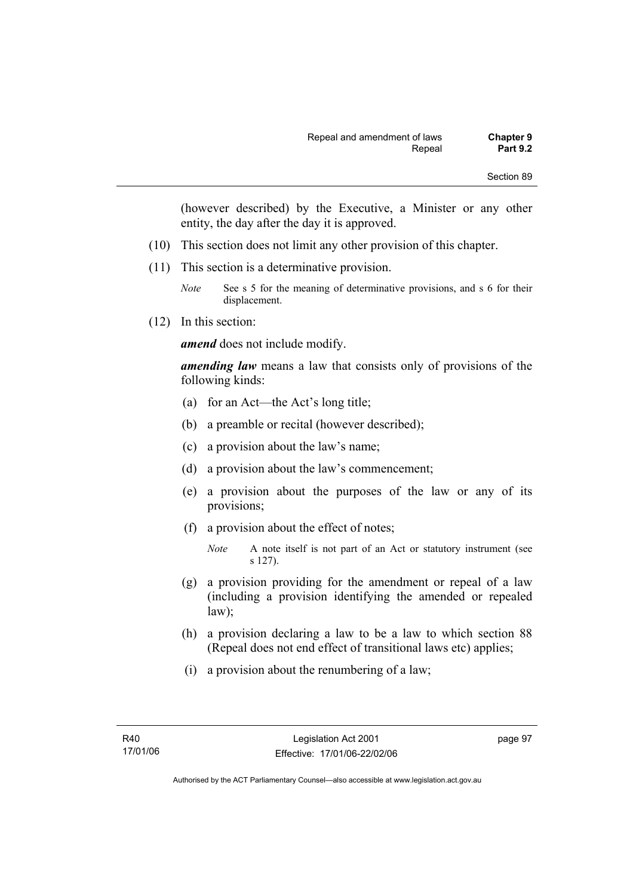(however described) by the Executive, a Minister or any other entity, the day after the day it is approved.

(10) This section does not limit any other provision of this chapter.

(11) This section is a determinative provision.

*Note* See s 5 for the meaning of determinative provisions, and s 6 for their displacement.

(12) In this section:

***amend*** does not include modify.

***amending law*** means a law that consists only of provisions of the following kinds:

(a) for an Act—the Act's long title;

(b) a preamble or recital (however described);

(c) a provision about the law's name;

(d) a provision about the law's commencement;

(e) a provision about the purposes of the law or any of its provisions;

(f) a provision about the effect of notes;

*Note* A note itself is not part of an Act or statutory instrument (see s 127).

(g) a provision providing for the amendment or repeal of a law (including a provision identifying the amended or repealed law);

(h) a provision declaring a law to be a law to which section 88 (Repeal does not end effect of transitional laws etc) applies;

(i) a provision about the renumbering of a law;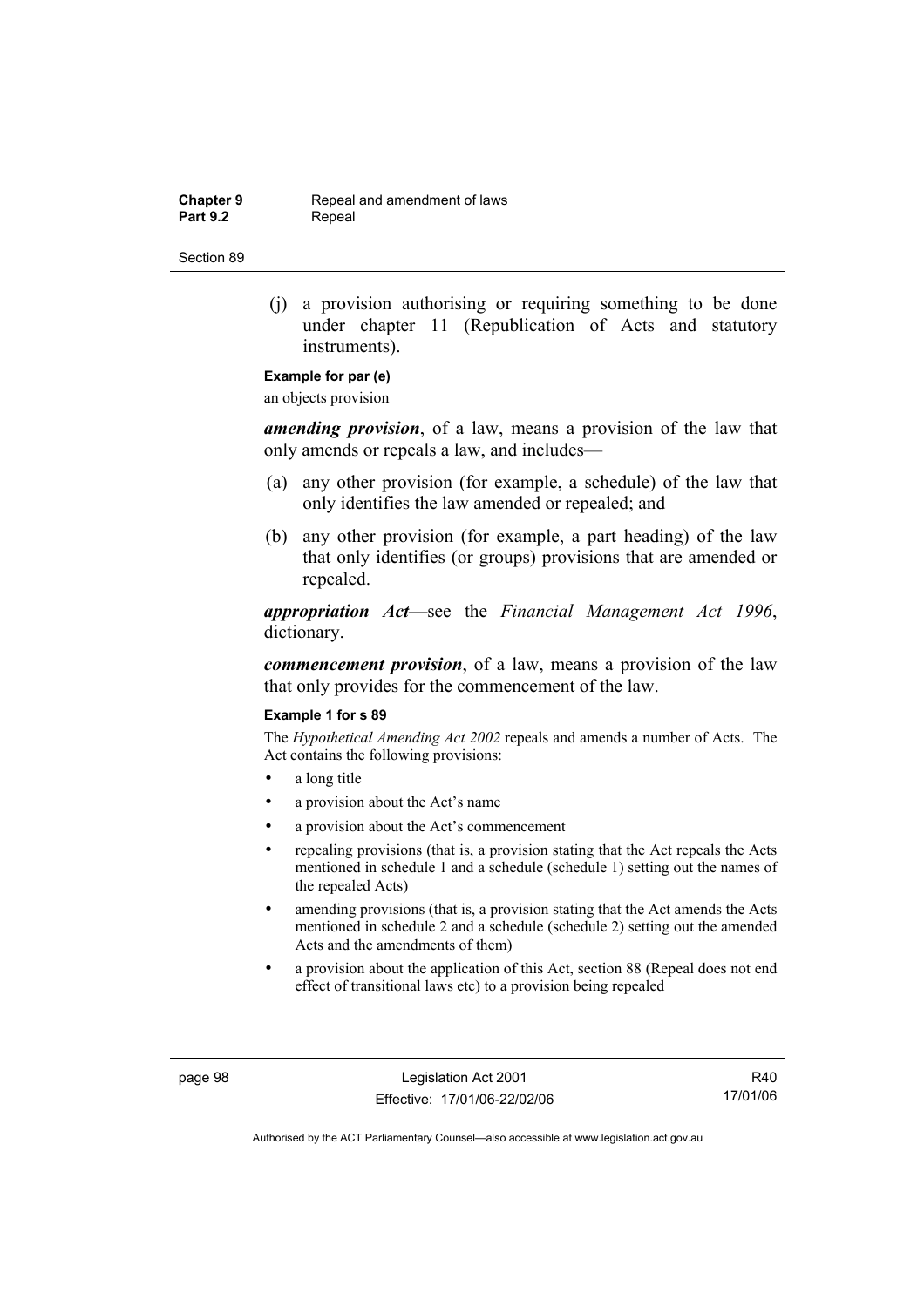(j) a provision authorising or requiring something to be done under chapter 11 (Republication of Acts and statutory instruments).

**Example for par (e)**

an objects provision

***amending provision***, of a law, means a provision of the law that only amends or repeals a law, and includes—

(a) any other provision (for example, a schedule) of the law that only identifies the law amended or repealed; and

(b) any other provision (for example, a part heading) of the law that only identifies (or groups) provisions that are amended or repealed.

***appropriation Act***—see the *Financial Management Act 1996*, dictionary.

***commencement provision***, of a law, means a provision of the law that only provides for the commencement of the law.

**Example 1 for s 89**

The *Hypothetical Amending Act 2002* repeals and amends a number of Acts. The Act contains the following provisions:

- a long title
- a provision about the Act's name
- a provision about the Act's commencement
- repealing provisions (that is, a provision stating that the Act repeals the Acts mentioned in schedule 1 and a schedule (schedule 1) setting out the names of the repealed Acts)
- amending provisions (that is, a provision stating that the Act amends the Acts mentioned in schedule 2 and a schedule (schedule 2) setting out the amended Acts and the amendments of them)
- a provision about the application of this Act, section 88 (Repeal does not end effect of transitional laws etc) to a provision being repealed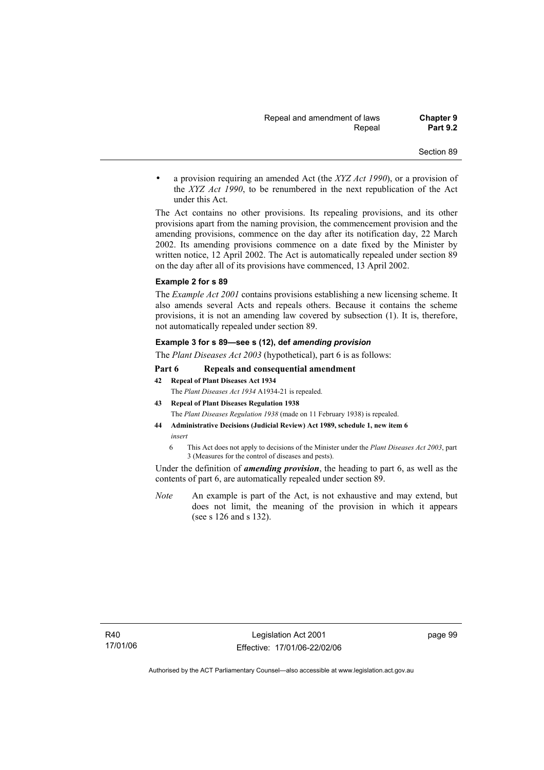- a provision requiring an amended Act (the *XYZ Act 1990*), or a provision of the *XYZ Act 1990*, to be renumbered in the next republication of the Act under this Act.

The Act contains no other provisions. Its repealing provisions, and its other provisions apart from the naming provision, the commencement provision and the amending provisions, commence on the day after its notification day, 22 March 2002. Its amending provisions commence on a date fixed by the Minister by written notice, 12 April 2002. The Act is automatically repealed under section 89 on the day after all of its provisions have commenced, 13 April 2002.

**Example 2 for s 89**

The *Example Act 2001* contains provisions establishing a new licensing scheme. It also amends several Acts and repeals others. Because it contains the scheme provisions, it is not an amending law covered by subsection (1). It is, therefore, not automatically repealed under section 89.

**Example 3 for s 89—see s (12), def *amending provision***

The *Plant Diseases Act 2003* (hypothetical), part 6 is as follows:

**Part 6 Repeals and consequential amendment**

**42 Repeal of Plant Diseases Act 1934**

The *Plant Diseases Act 1934* A1934-21 is repealed.

**43 Repeal of Plant Diseases Regulation 1938**

The *Plant Diseases Regulation 1938* (made on 11 February 1938) is repealed.

**44 Administrative Decisions (Judicial Review) Act 1989, schedule 1, new item 6**

*insert*

6 This Act does not apply to decisions of the Minister under the *Plant Diseases Act 2003*, part 3 (Measures for the control of diseases and pests).

Under the definition of ***amending provision***, the heading to part 6, as well as the contents of part 6, are automatically repealed under section 89.

*Note* An example is part of the Act, is not exhaustive and may extend, but does not limit, the meaning of the provision in which it appears (see s 126 and s 132).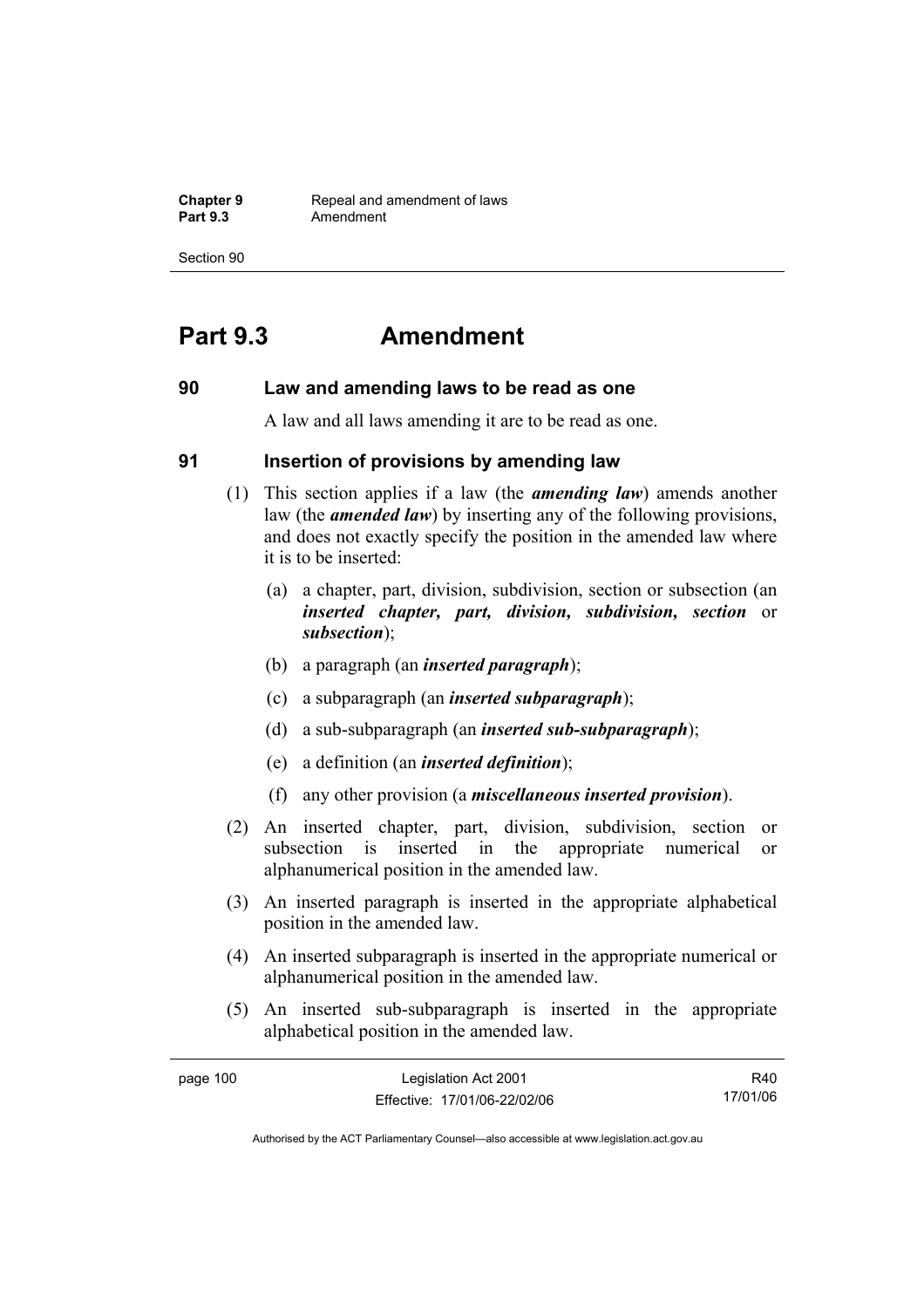# Part 9.3 Amendment

## 90 Law and amending laws to be read as one

A law and all laws amending it are to be read as one.

## 91 Insertion of provisions by amending law

(1) This section applies if a law (the ***amending law***) amends another law (the ***amended law***) by inserting any of the following provisions, and does not exactly specify the position in the amended law where it is to be inserted:

(a) a chapter, part, division, subdivision, section or subsection (an ***inserted chapter, part, division, subdivision, section*** or ***subsection***);

(b) a paragraph (an ***inserted paragraph***);

(c) a subparagraph (an ***inserted subparagraph***);

(d) a sub-subparagraph (an ***inserted sub-subparagraph***);

(e) a definition (an ***inserted definition***);

(f) any other provision (a ***miscellaneous inserted provision***).

(2) An inserted chapter, part, division, subdivision, section or subsection is inserted in the appropriate numerical or alphanumerical position in the amended law.

(3) An inserted paragraph is inserted in the appropriate alphabetical position in the amended law.

(4) An inserted subparagraph is inserted in the appropriate numerical or alphanumerical position in the amended law.

(5) An inserted sub-subparagraph is inserted in the appropriate alphabetical position in the amended law.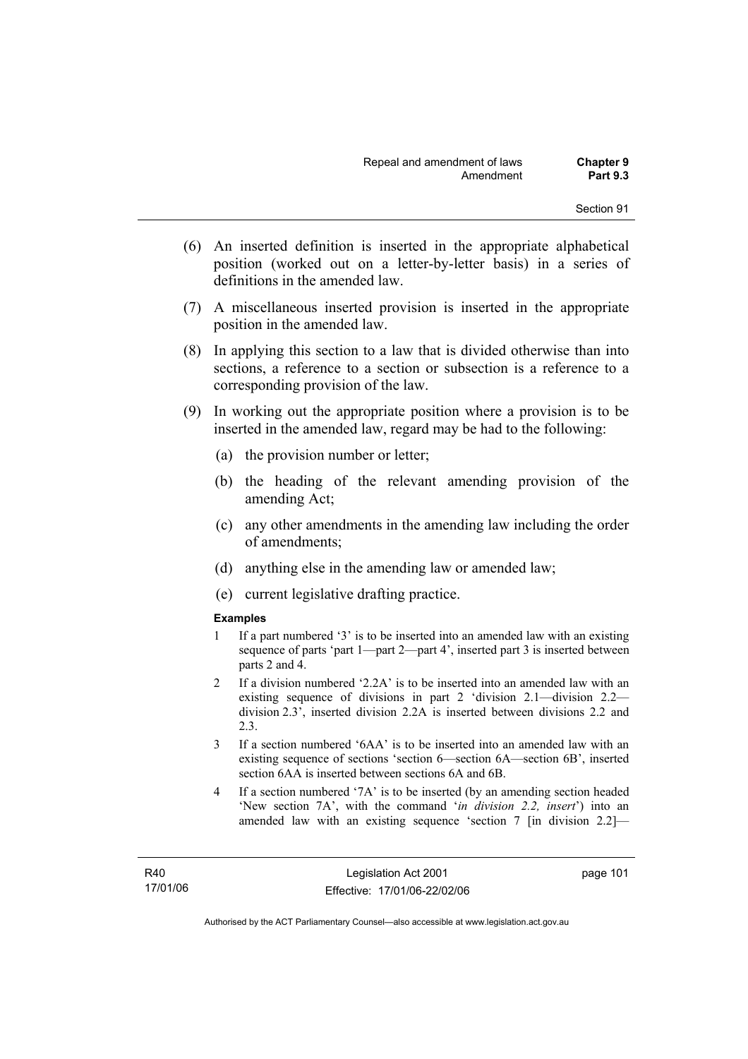(6) An inserted definition is inserted in the appropriate alphabetical position (worked out on a letter-by-letter basis) in a series of definitions in the amended law.

(7) A miscellaneous inserted provision is inserted in the appropriate position in the amended law.

(8) In applying this section to a law that is divided otherwise than into sections, a reference to a section or subsection is a reference to a corresponding provision of the law.

(9) In working out the appropriate position where a provision is to be inserted in the amended law, regard may be had to the following:

(a) the provision number or letter;

(b) the heading of the relevant amending provision of the amending Act;

(c) any other amendments in the amending law including the order of amendments;

(d) anything else in the amending law or amended law;

(e) current legislative drafting practice.

**Examples**

1 If a part numbered '3' is to be inserted into an amended law with an existing sequence of parts 'part 1—part 2—part 4', inserted part 3 is inserted between parts 2 and 4.

2 If a division numbered '2.2A' is to be inserted into an amended law with an existing sequence of divisions in part 2 'division 2.1—division 2.2—division 2.3', inserted division 2.2A is inserted between divisions 2.2 and 2.3.

3 If a section numbered '6AA' is to be inserted into an amended law with an existing sequence of sections 'section 6—section 6A—section 6B', inserted section 6AA is inserted between sections 6A and 6B.

4 If a section numbered '7A' is to be inserted (by an amending section headed 'New section 7A', with the command '*in division 2.2, insert*') into an amended law with an existing sequence 'section 7 [in division 2.2]—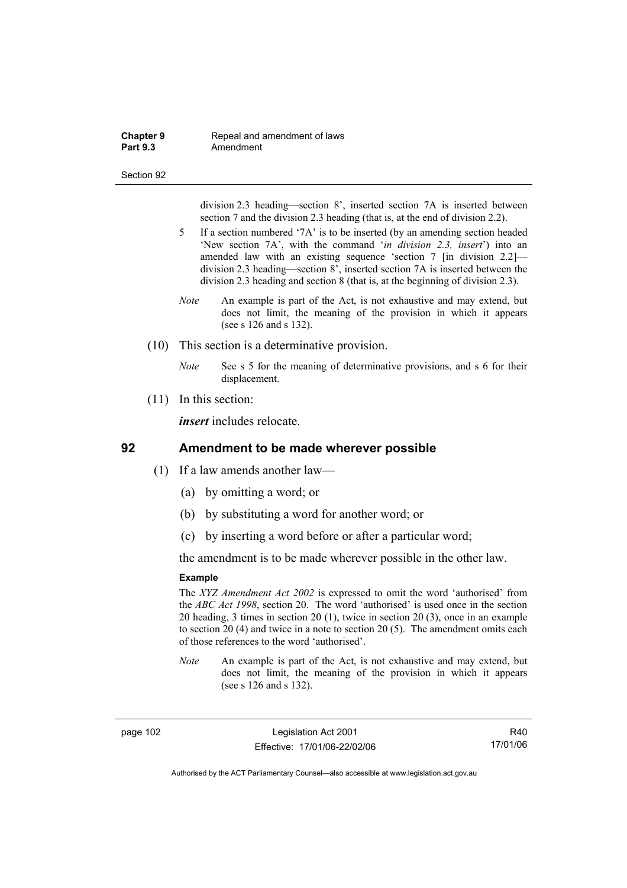division 2.3 heading—section 8', inserted section 7A is inserted between section 7 and the division 2.3 heading (that is, at the end of division 2.2).

5 If a section numbered '7A' is to be inserted (by an amending section headed 'New section 7A', with the command '*in division 2.3, insert*') into an amended law with an existing sequence 'section 7 [in division 2.2]—division 2.3 heading—section 8', inserted section 7A is inserted between the division 2.3 heading and section 8 (that is, at the beginning of division 2.3).

*Note* An example is part of the Act, is not exhaustive and may extend, but does not limit, the meaning of the provision in which it appears (see s 126 and s 132).

(10) This section is a determinative provision.

*Note* See s 5 for the meaning of determinative provisions, and s 6 for their displacement.

(11) In this section:

***insert*** includes relocate.

## 92 Amendment to be made wherever possible

(1) If a law amends another law—

(a) by omitting a word; or

(b) by substituting a word for another word; or

(c) by inserting a word before or after a particular word;

the amendment is to be made wherever possible in the other law.

**Example**

The *XYZ Amendment Act 2002* is expressed to omit the word 'authorised' from the *ABC Act 1998*, section 20. The word 'authorised' is used once in the section 20 heading, 3 times in section 20 (1), twice in section 20 (3), once in an example to section 20 (4) and twice in a note to section 20 (5). The amendment omits each of those references to the word 'authorised'.

*Note* An example is part of the Act, is not exhaustive and may extend, but does not limit, the meaning of the provision in which it appears (see s 126 and s 132).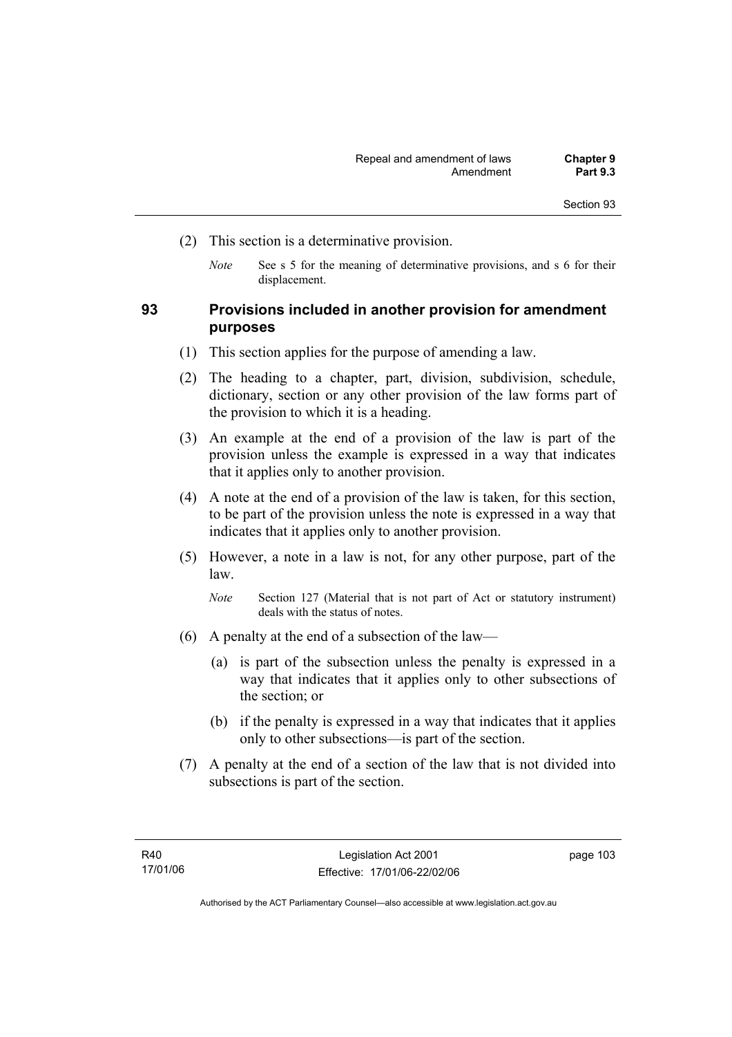(2) This section is a determinative provision.

*Note* See s 5 for the meaning of determinative provisions, and s 6 for their displacement.

## 93 Provisions included in another provision for amendment purposes

(1) This section applies for the purpose of amending a law.

(2) The heading to a chapter, part, division, subdivision, schedule, dictionary, section or any other provision of the law forms part of the provision to which it is a heading.

(3) An example at the end of a provision of the law is part of the provision unless the example is expressed in a way that indicates that it applies only to another provision.

(4) A note at the end of a provision of the law is taken, for this section, to be part of the provision unless the note is expressed in a way that indicates that it applies only to another provision.

(5) However, a note in a law is not, for any other purpose, part of the law.

*Note* Section 127 (Material that is not part of Act or statutory instrument) deals with the status of notes.

(6) A penalty at the end of a subsection of the law—

(a) is part of the subsection unless the penalty is expressed in a way that indicates that it applies only to other subsections of the section; or

(b) if the penalty is expressed in a way that indicates that it applies only to other subsections—is part of the section.

(7) A penalty at the end of a section of the law that is not divided into subsections is part of the section.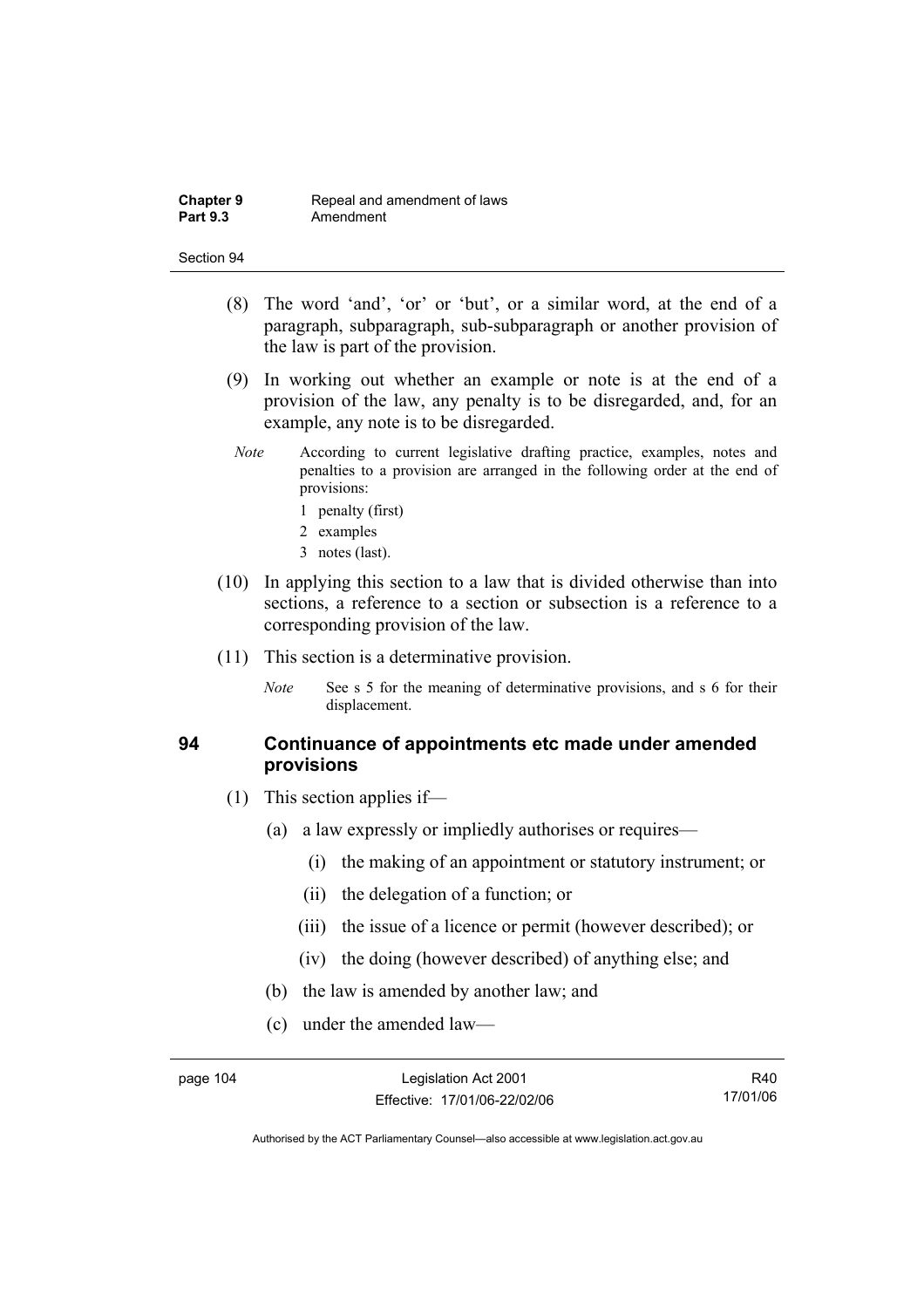(8) The word 'and', 'or' or 'but', or a similar word, at the end of a paragraph, subparagraph, sub-subparagraph or another provision of the law is part of the provision.

(9) In working out whether an example or note is at the end of a provision of the law, any penalty is to be disregarded, and, for an example, any note is to be disregarded.

*Note* According to current legislative drafting practice, examples, notes and penalties to a provision are arranged in the following order at the end of provisions:

1 penalty (first)
2 examples
3 notes (last).

(10) In applying this section to a law that is divided otherwise than into sections, a reference to a section or subsection is a reference to a corresponding provision of the law.

(11) This section is a determinative provision.

*Note* See s 5 for the meaning of determinative provisions, and s 6 for their displacement.

## 94 Continuance of appointments etc made under amended provisions

(1) This section applies if—

(a) a law expressly or impliedly authorises or requires—

(i) the making of an appointment or statutory instrument; or

(ii) the delegation of a function; or

(iii) the issue of a licence or permit (however described); or

(iv) the doing (however described) of anything else; and

(b) the law is amended by another law; and

(c) under the amended law—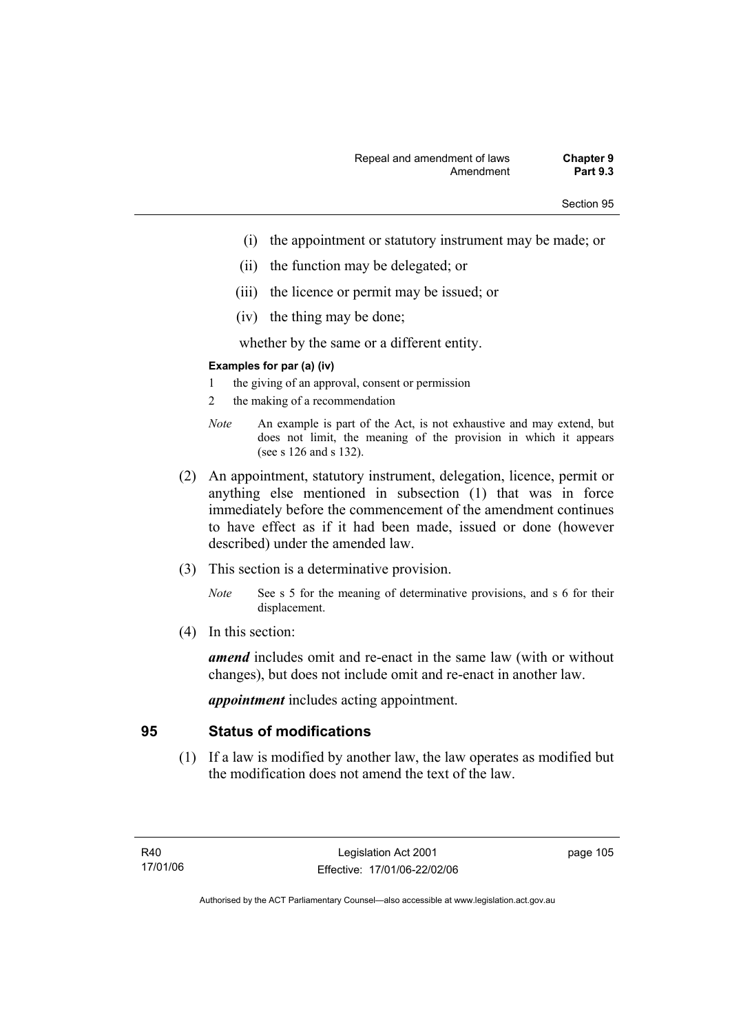(i) the appointment or statutory instrument may be made; or

(ii) the function may be delegated; or

(iii) the licence or permit may be issued; or

(iv) the thing may be done;

whether by the same or a different entity.

**Examples for par (a) (iv)**

1 the giving of an approval, consent or permission

2 the making of a recommendation

*Note* An example is part of the Act, is not exhaustive and may extend, but does not limit, the meaning of the provision in which it appears (see s 126 and s 132).

(2) An appointment, statutory instrument, delegation, licence, permit or anything else mentioned in subsection (1) that was in force immediately before the commencement of the amendment continues to have effect as if it had been made, issued or done (however described) under the amended law.

(3) This section is a determinative provision.

*Note* See s 5 for the meaning of determinative provisions, and s 6 for their displacement.

(4) In this section:

***amend*** includes omit and re-enact in the same law (with or without changes), but does not include omit and re-enact in another law.

***appointment*** includes acting appointment.

## 95 Status of modifications

(1) If a law is modified by another law, the law operates as modified but the modification does not amend the text of the law.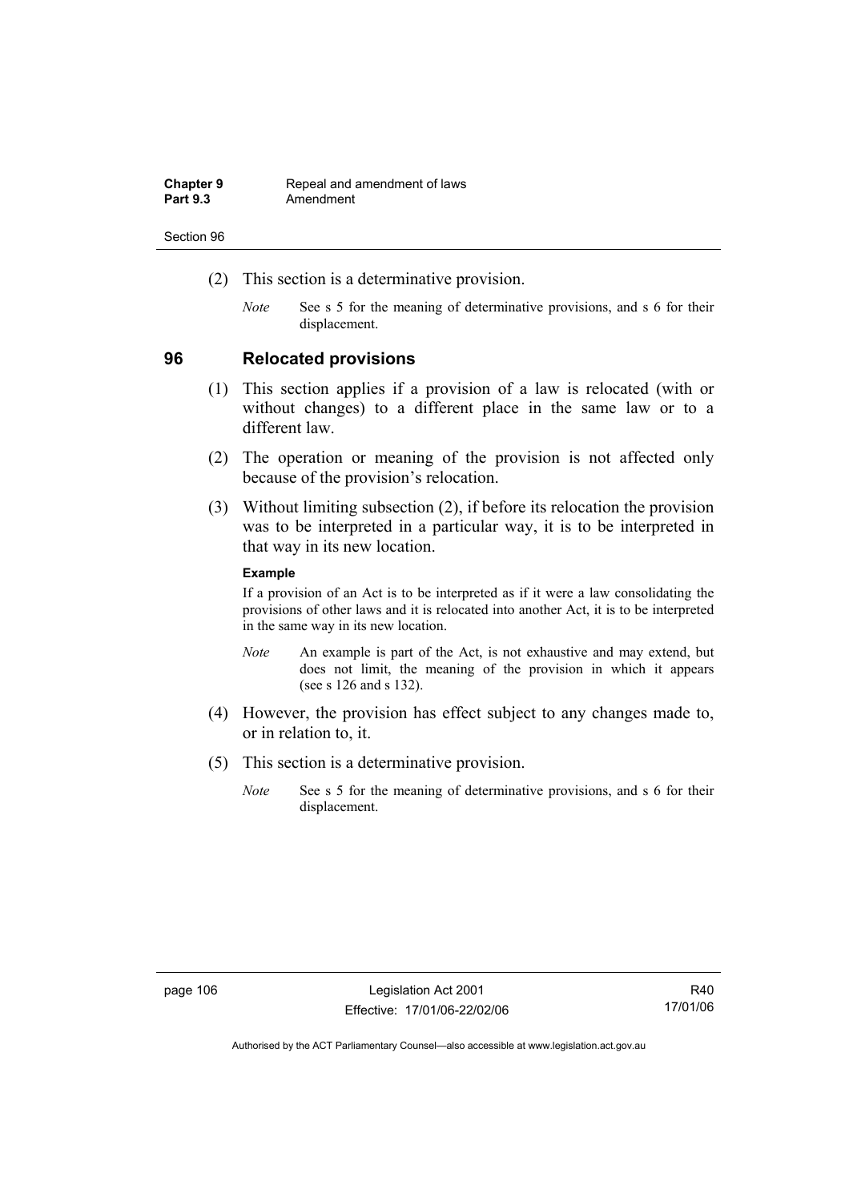(2) This section is a determinative provision.

*Note* See s 5 for the meaning of determinative provisions, and s 6 for their displacement.

## 96 Relocated provisions

(1) This section applies if a provision of a law is relocated (with or without changes) to a different place in the same law or to a different law.

(2) The operation or meaning of the provision is not affected only because of the provision's relocation.

(3) Without limiting subsection (2), if before its relocation the provision was to be interpreted in a particular way, it is to be interpreted in that way in its new location.

**Example**

If a provision of an Act is to be interpreted as if it were a law consolidating the provisions of other laws and it is relocated into another Act, it is to be interpreted in the same way in its new location.

*Note* An example is part of the Act, is not exhaustive and may extend, but does not limit, the meaning of the provision in which it appears (see s 126 and s 132).

(4) However, the provision has effect subject to any changes made to, or in relation to, it.

(5) This section is a determinative provision.

*Note* See s 5 for the meaning of determinative provisions, and s 6 for their displacement.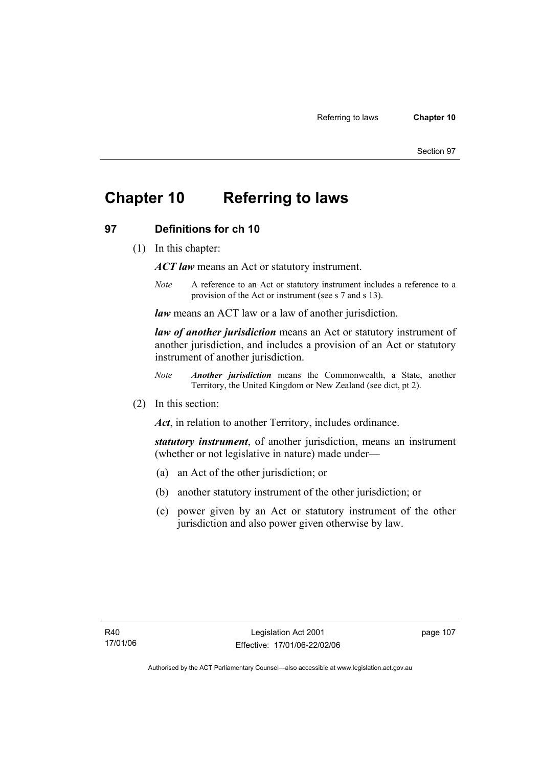# Chapter 10 Referring to laws

## 97 Definitions for ch 10

(1) In this chapter:

***ACT law*** means an Act or statutory instrument.

*Note* A reference to an Act or statutory instrument includes a reference to a provision of the Act or instrument (see s 7 and s 13).

***law*** means an ACT law or a law of another jurisdiction.

***law of another jurisdiction*** means an Act or statutory instrument of another jurisdiction, and includes a provision of an Act or statutory instrument of another jurisdiction.

*Note* ***Another jurisdiction*** means the Commonwealth, a State, another Territory, the United Kingdom or New Zealand (see dict, pt 2).

(2) In this section:

***Act***, in relation to another Territory, includes ordinance.

***statutory instrument***, of another jurisdiction, means an instrument (whether or not legislative in nature) made under—

(a) an Act of the other jurisdiction; or

(b) another statutory instrument of the other jurisdiction; or

(c) power given by an Act or statutory instrument of the other jurisdiction and also power given otherwise by law.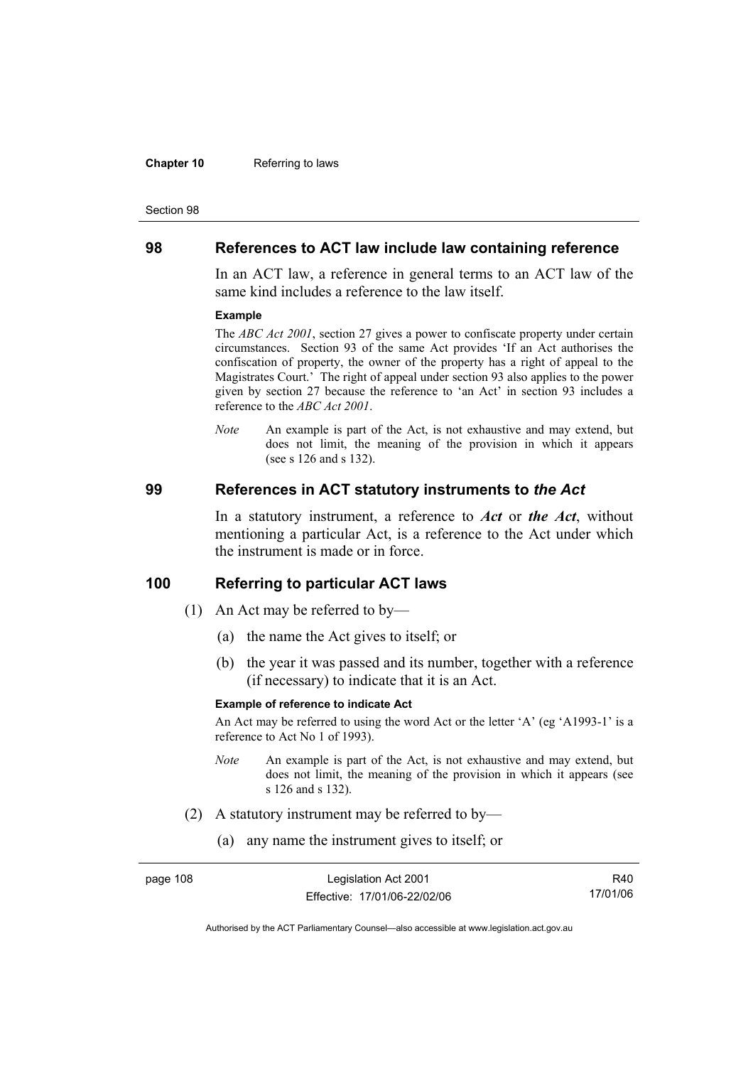## 98 References to ACT law include law containing reference

In an ACT law, a reference in general terms to an ACT law of the same kind includes a reference to the law itself.

**Example**

The *ABC Act 2001*, section 27 gives a power to confiscate property under certain circumstances. Section 93 of the same Act provides 'If an Act authorises the confiscation of property, the owner of the property has a right of appeal to the Magistrates Court.' The right of appeal under section 93 also applies to the power given by section 27 because the reference to 'an Act' in section 93 includes a reference to the *ABC Act 2001*.

*Note* An example is part of the Act, is not exhaustive and may extend, but does not limit, the meaning of the provision in which it appears (see s 126 and s 132).

## 99 References in ACT statutory instruments to *the Act*

In a statutory instrument, a reference to ***Act*** or ***the Act***, without mentioning a particular Act, is a reference to the Act under which the instrument is made or in force.

## 100 Referring to particular ACT laws

(1) An Act may be referred to by—

(a) the name the Act gives to itself; or

(b) the year it was passed and its number, together with a reference (if necessary) to indicate that it is an Act.

**Example of reference to indicate Act**

An Act may be referred to using the word Act or the letter 'A' (eg 'A1993-1' is a reference to Act No 1 of 1993).

*Note* An example is part of the Act, is not exhaustive and may extend, but does not limit, the meaning of the provision in which it appears (see s 126 and s 132).

(2) A statutory instrument may be referred to by—

(a) any name the instrument gives to itself; or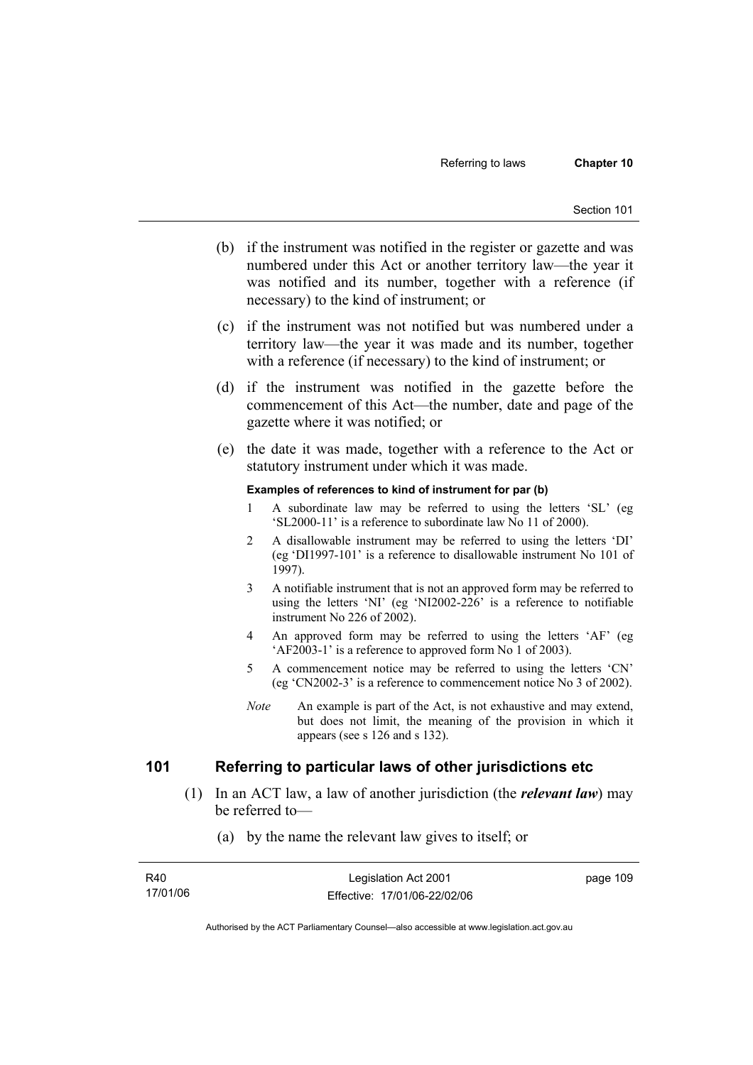(b) if the instrument was notified in the register or gazette and was numbered under this Act or another territory law—the year it was notified and its number, together with a reference (if necessary) to the kind of instrument; or

(c) if the instrument was not notified but was numbered under a territory law—the year it was made and its number, together with a reference (if necessary) to the kind of instrument; or

(d) if the instrument was notified in the gazette before the commencement of this Act—the number, date and page of the gazette where it was notified; or

(e) the date it was made, together with a reference to the Act or statutory instrument under which it was made.

**Examples of references to kind of instrument for par (b)**

1 A subordinate law may be referred to using the letters 'SL' (eg 'SL2000-11' is a reference to subordinate law No 11 of 2000).

2 A disallowable instrument may be referred to using the letters 'DI' (eg 'DI1997-101' is a reference to disallowable instrument No 101 of 1997).

3 A notifiable instrument that is not an approved form may be referred to using the letters 'NI' (eg 'NI2002-226' is a reference to notifiable instrument No 226 of 2002).

4 An approved form may be referred to using the letters 'AF' (eg 'AF2003-1' is a reference to approved form No 1 of 2003).

5 A commencement notice may be referred to using the letters 'CN' (eg 'CN2002-3' is a reference to commencement notice No 3 of 2002).

*Note* An example is part of the Act, is not exhaustive and may extend, but does not limit, the meaning of the provision in which it appears (see s 126 and s 132).

## 101 Referring to particular laws of other jurisdictions etc

(1) In an ACT law, a law of another jurisdiction (the ***relevant law***) may be referred to—

(a) by the name the relevant law gives to itself; or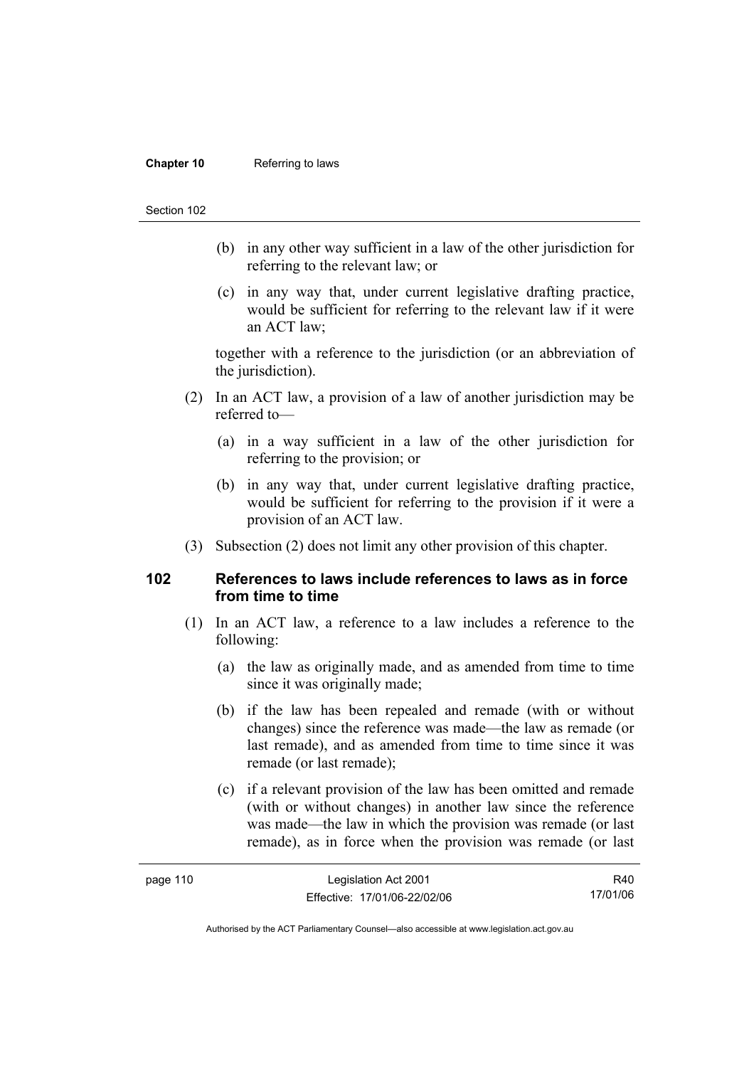(b) in any other way sufficient in a law of the other jurisdiction for referring to the relevant law; or

(c) in any way that, under current legislative drafting practice, would be sufficient for referring to the relevant law if it were an ACT law;

together with a reference to the jurisdiction (or an abbreviation of the jurisdiction).

(2) In an ACT law, a provision of a law of another jurisdiction may be referred to—

(a) in a way sufficient in a law of the other jurisdiction for referring to the provision; or

(b) in any way that, under current legislative drafting practice, would be sufficient for referring to the provision if it were a provision of an ACT law.

(3) Subsection (2) does not limit any other provision of this chapter.

## 102 References to laws include references to laws as in force from time to time

(1) In an ACT law, a reference to a law includes a reference to the following:

(a) the law as originally made, and as amended from time to time since it was originally made;

(b) if the law has been repealed and remade (with or without changes) since the reference was made—the law as remade (or last remade), and as amended from time to time since it was remade (or last remade);

(c) if a relevant provision of the law has been omitted and remade (with or without changes) in another law since the reference was made—the law in which the provision was remade (or last remade), as in force when the provision was remade (or last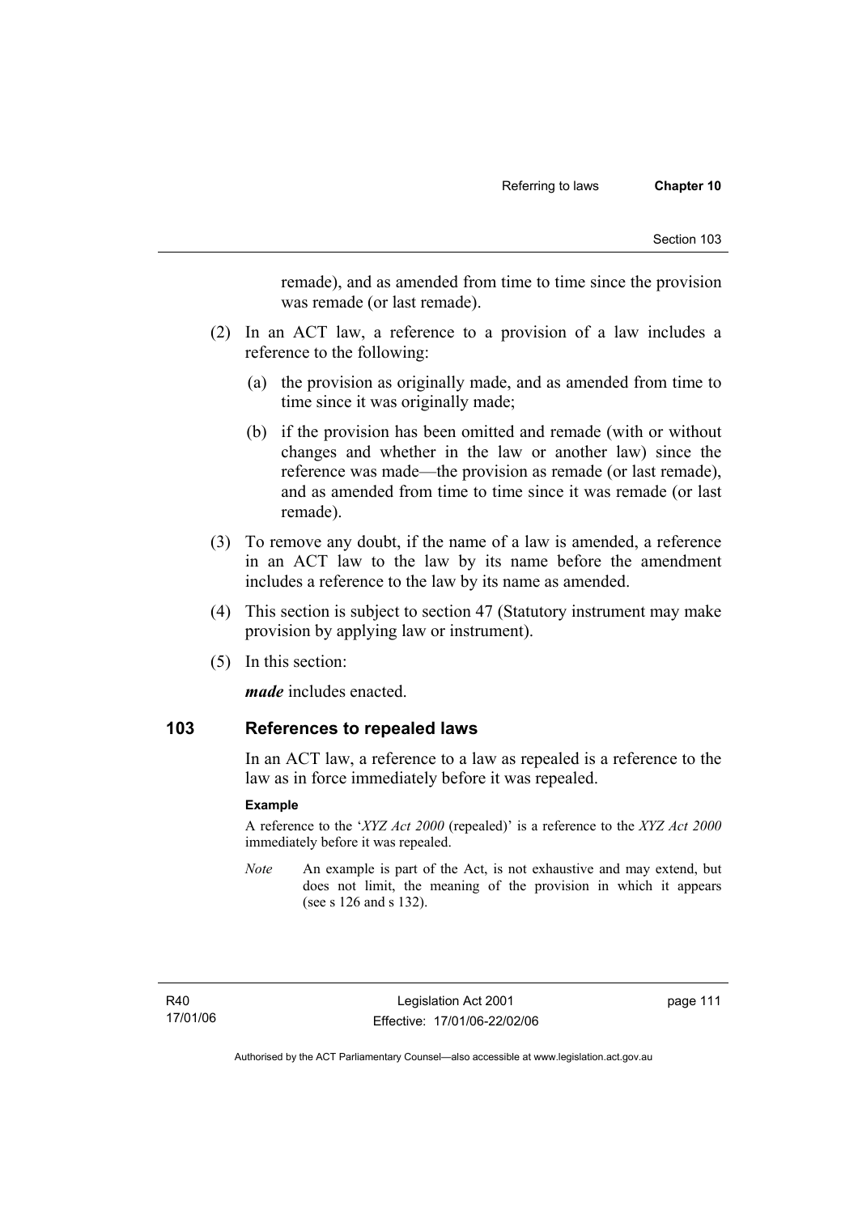remade), and as amended from time to time since the provision was remade (or last remade).

(2) In an ACT law, a reference to a provision of a law includes a reference to the following:

(a) the provision as originally made, and as amended from time to time since it was originally made;

(b) if the provision has been omitted and remade (with or without changes and whether in the law or another law) since the reference was made—the provision as remade (or last remade), and as amended from time to time since it was remade (or last remade).

(3) To remove any doubt, if the name of a law is amended, a reference in an ACT law to the law by its name before the amendment includes a reference to the law by its name as amended.

(4) This section is subject to section 47 (Statutory instrument may make provision by applying law or instrument).

(5) In this section:

***made*** includes enacted.

## 103 References to repealed laws

In an ACT law, a reference to a law as repealed is a reference to the law as in force immediately before it was repealed.

**Example**

A reference to the '*XYZ Act 2000* (repealed)' is a reference to the *XYZ Act 2000* immediately before it was repealed.

*Note* An example is part of the Act, is not exhaustive and may extend, but does not limit, the meaning of the provision in which it appears (see s 126 and s 132).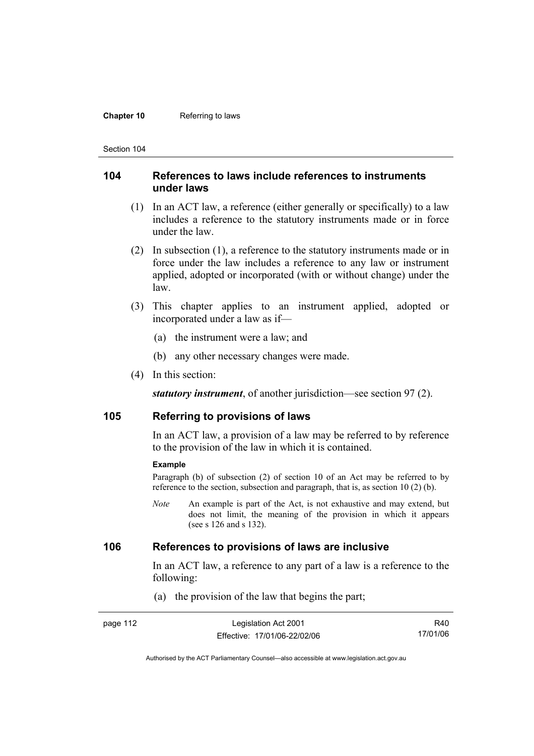## 104 References to laws include references to instruments under laws

(1) In an ACT law, a reference (either generally or specifically) to a law includes a reference to the statutory instruments made or in force under the law.

(2) In subsection (1), a reference to the statutory instruments made or in force under the law includes a reference to any law or instrument applied, adopted or incorporated (with or without change) under the law.

(3) This chapter applies to an instrument applied, adopted or incorporated under a law as if—

(a) the instrument were a law; and

(b) any other necessary changes were made.

(4) In this section:

***statutory instrument***, of another jurisdiction—see section 97 (2).

## 105 Referring to provisions of laws

In an ACT law, a provision of a law may be referred to by reference to the provision of the law in which it is contained.

**Example**

Paragraph (b) of subsection (2) of section 10 of an Act may be referred to by reference to the section, subsection and paragraph, that is, as section 10 (2) (b).

*Note* An example is part of the Act, is not exhaustive and may extend, but does not limit, the meaning of the provision in which it appears (see s 126 and s 132).

## 106 References to provisions of laws are inclusive

In an ACT law, a reference to any part of a law is a reference to the following:

(a) the provision of the law that begins the part;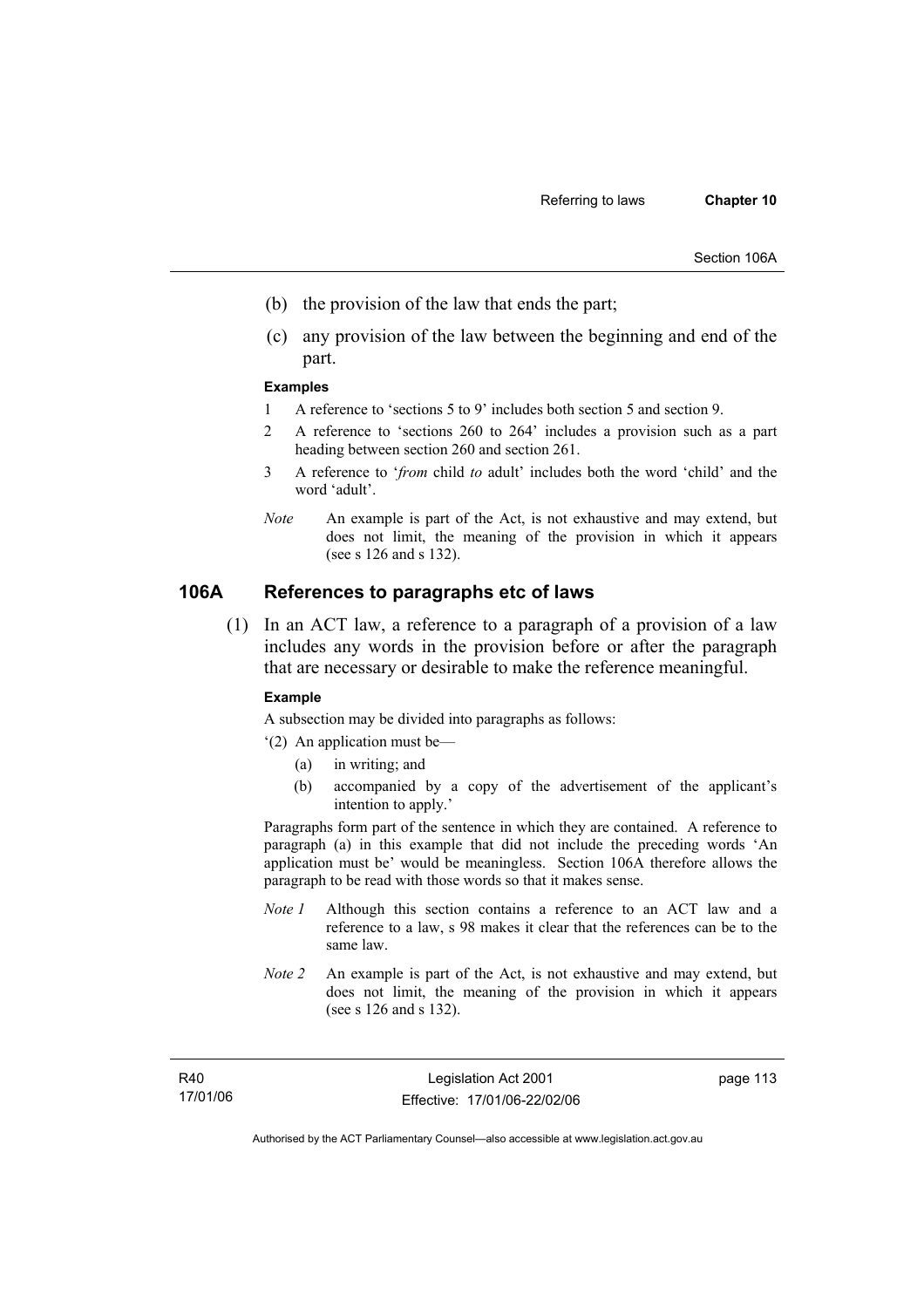(b) the provision of the law that ends the part;

(c) any provision of the law between the beginning and end of the part.

**Examples**

1 A reference to 'sections 5 to 9' includes both section 5 and section 9.

2 A reference to 'sections 260 to 264' includes a provision such as a part heading between section 260 and section 261.

3 A reference to '*from* child *to* adult' includes both the word 'child' and the word 'adult'.

*Note* An example is part of the Act, is not exhaustive and may extend, but does not limit, the meaning of the provision in which it appears (see s 126 and s 132).

## 106A References to paragraphs etc of laws

(1) In an ACT law, a reference to a paragraph of a provision of a law includes any words in the provision before or after the paragraph that are necessary or desirable to make the reference meaningful.

**Example**

A subsection may be divided into paragraphs as follows:

'(2) An application must be—

(a) in writing; and

(b) accompanied by a copy of the advertisement of the applicant's intention to apply.'

Paragraphs form part of the sentence in which they are contained. A reference to paragraph (a) in this example that did not include the preceding words 'An application must be' would be meaningless. Section 106A therefore allows the paragraph to be read with those words so that it makes sense.

*Note 1* Although this section contains a reference to an ACT law and a reference to a law, s 98 makes it clear that the references can be to the same law.

*Note 2* An example is part of the Act, is not exhaustive and may extend, but does not limit, the meaning of the provision in which it appears (see s 126 and s 132).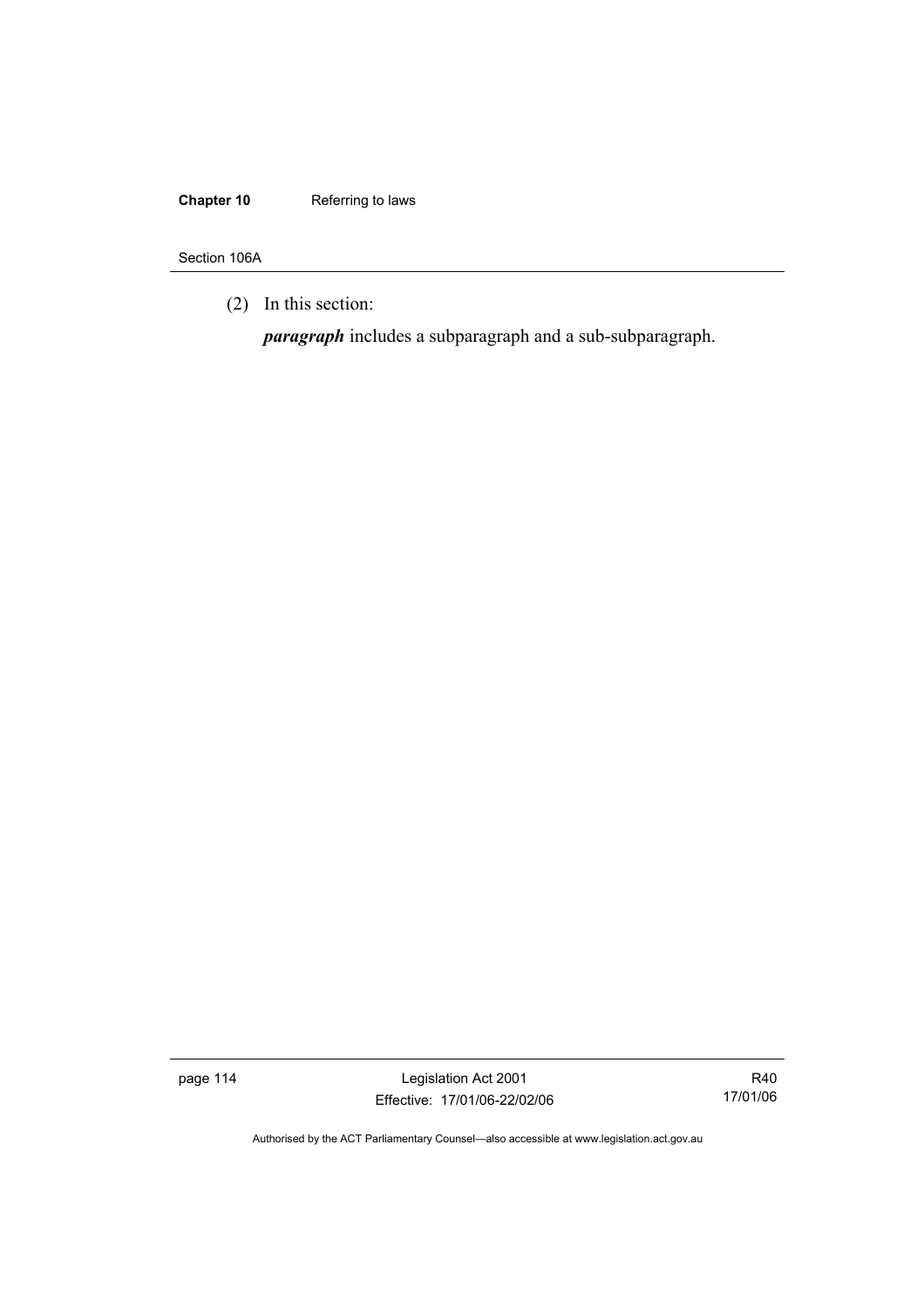(2) In this section:

***paragraph*** includes a subparagraph and a sub-subparagraph.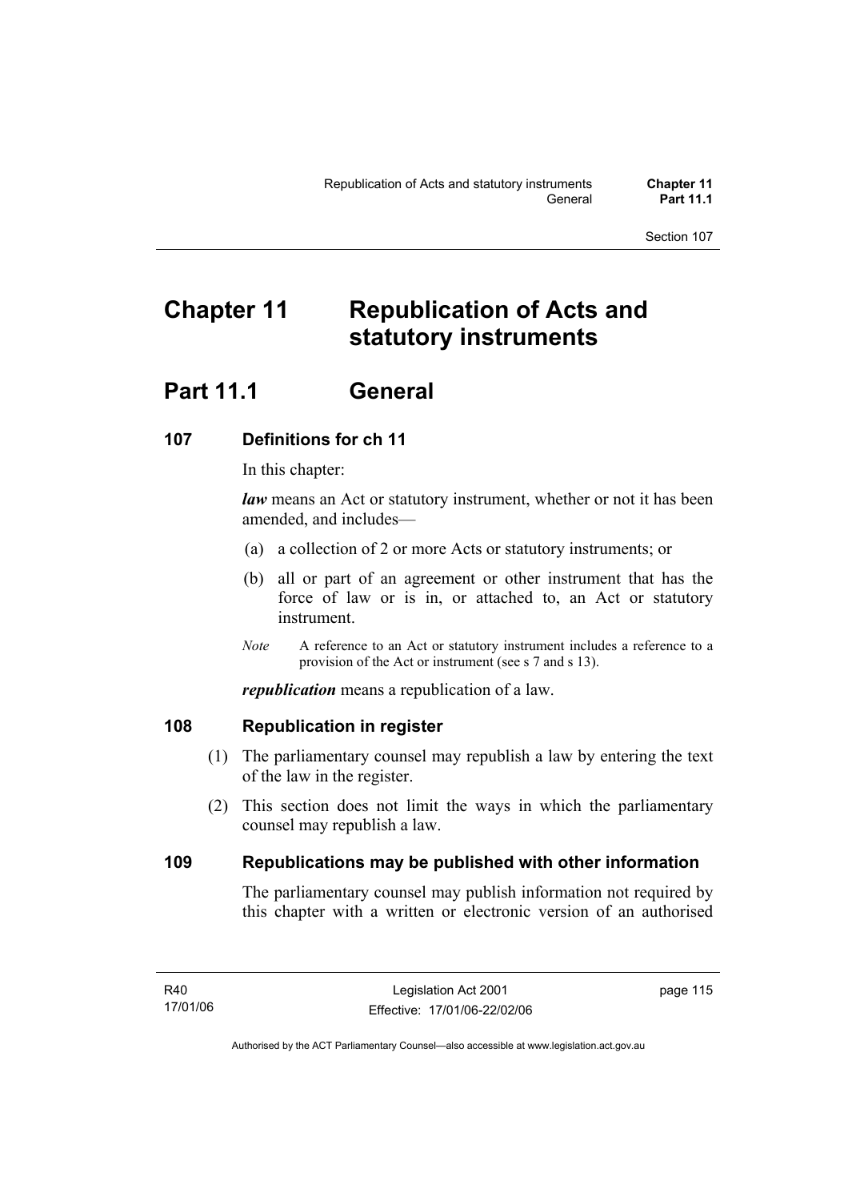# Chapter 11 Republication of Acts and statutory instruments

## Part 11.1 General

### 107 Definitions for ch 11

In this chapter:

***law*** means an Act or statutory instrument, whether or not it has been amended, and includes—

(a) a collection of 2 or more Acts or statutory instruments; or

(b) all or part of an agreement or other instrument that has the force of law or is in, or attached to, an Act or statutory instrument.

*Note* A reference to an Act or statutory instrument includes a reference to a provision of the Act or instrument (see s 7 and s 13).

***republication*** means a republication of a law.

### 108 Republication in register

(1) The parliamentary counsel may republish a law by entering the text of the law in the register.

(2) This section does not limit the ways in which the parliamentary counsel may republish a law.

### 109 Republications may be published with other information

The parliamentary counsel may publish information not required by this chapter with a written or electronic version of an authorised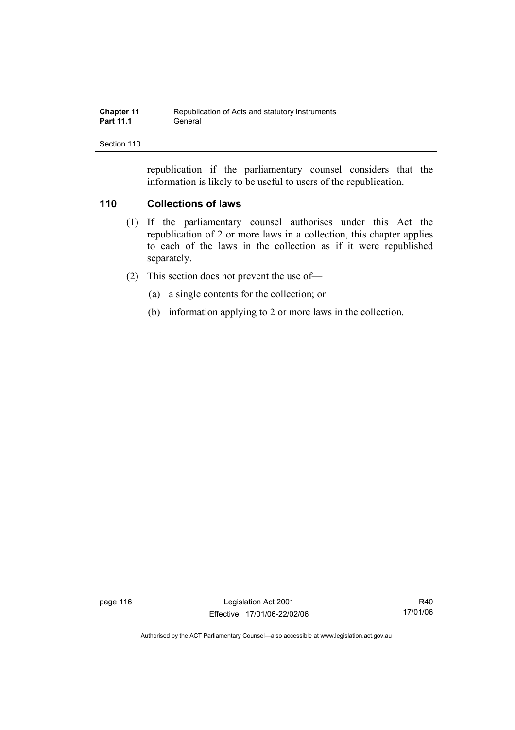republication if the parliamentary counsel considers that the information is likely to be useful to users of the republication.

## 110 Collections of laws

(1) If the parliamentary counsel authorises under this Act the republication of 2 or more laws in a collection, this chapter applies to each of the laws in the collection as if it were republished separately.

(2) This section does not prevent the use of—

(a) a single contents for the collection; or

(b) information applying to 2 or more laws in the collection.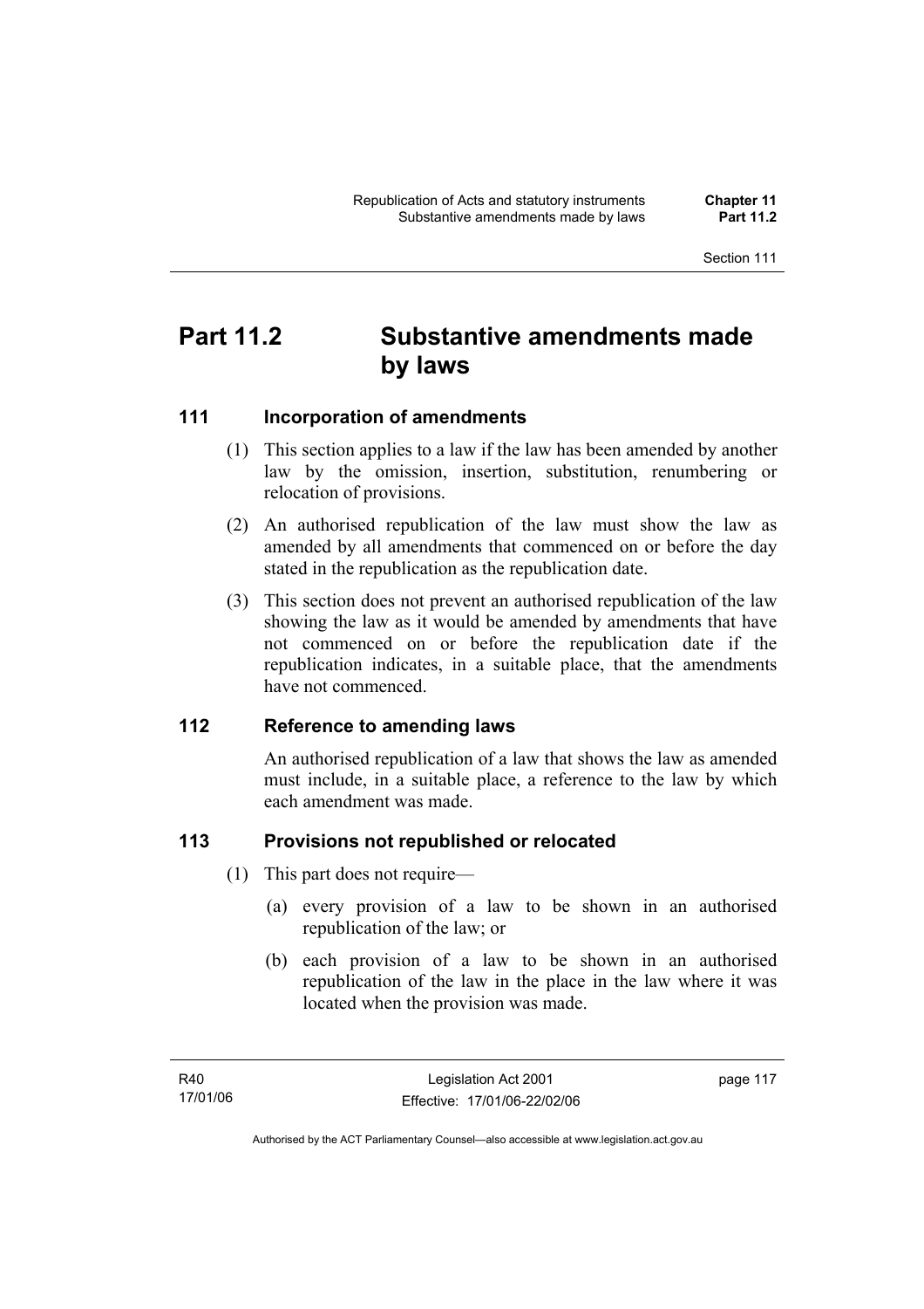# Part 11.2 Substantive amendments made by laws

## 111 Incorporation of amendments

(1) This section applies to a law if the law has been amended by another law by the omission, insertion, substitution, renumbering or relocation of provisions.

(2) An authorised republication of the law must show the law as amended by all amendments that commenced on or before the day stated in the republication as the republication date.

(3) This section does not prevent an authorised republication of the law showing the law as it would be amended by amendments that have not commenced on or before the republication date if the republication indicates, in a suitable place, that the amendments have not commenced.

## 112 Reference to amending laws

An authorised republication of a law that shows the law as amended must include, in a suitable place, a reference to the law by which each amendment was made.

## 113 Provisions not republished or relocated

(1) This part does not require—

(a) every provision of a law to be shown in an authorised republication of the law; or

(b) each provision of a law to be shown in an authorised republication of the law in the place in the law where it was located when the provision was made.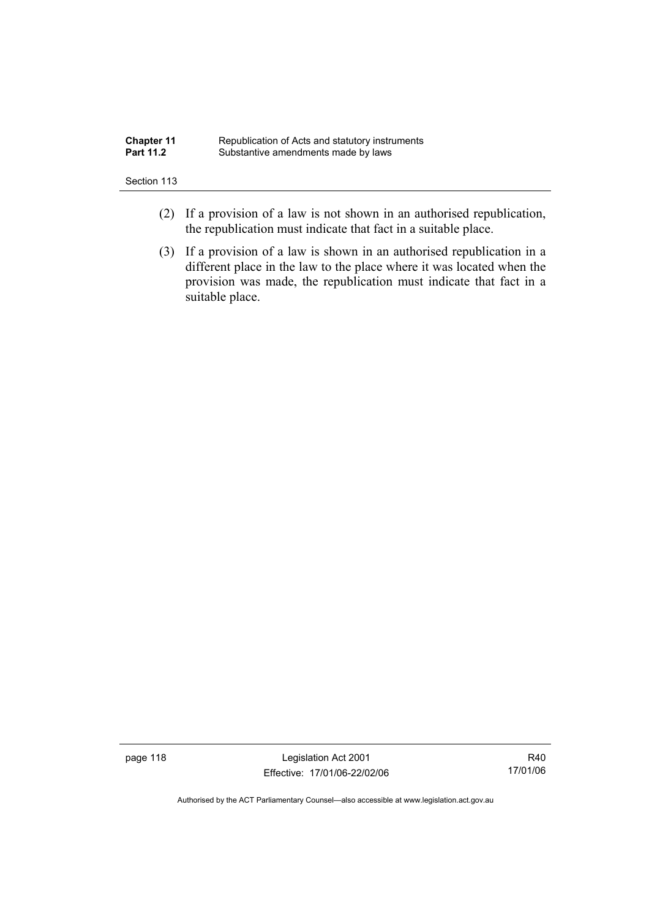(2) If a provision of a law is not shown in an authorised republication, the republication must indicate that fact in a suitable place.

(3) If a provision of a law is shown in an authorised republication in a different place in the law to the place where it was located when the provision was made, the republication must indicate that fact in a suitable place.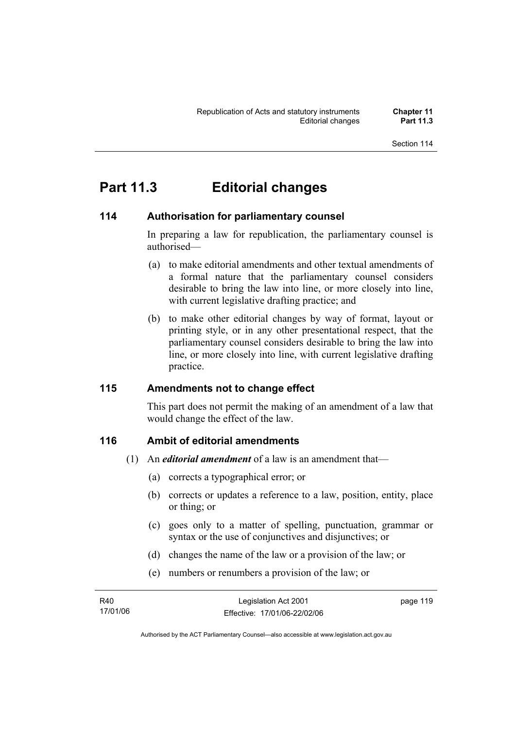# Part 11.3 Editorial changes

## 114 Authorisation for parliamentary counsel

In preparing a law for republication, the parliamentary counsel is authorised—

(a) to make editorial amendments and other textual amendments of a formal nature that the parliamentary counsel considers desirable to bring the law into line, or more closely into line, with current legislative drafting practice; and

(b) to make other editorial changes by way of format, layout or printing style, or in any other presentational respect, that the parliamentary counsel considers desirable to bring the law into line, or more closely into line, with current legislative drafting practice.

## 115 Amendments not to change effect

This part does not permit the making of an amendment of a law that would change the effect of the law.

## 116 Ambit of editorial amendments

(1) An ***editorial amendment*** of a law is an amendment that—

(a) corrects a typographical error; or

(b) corrects or updates a reference to a law, position, entity, place or thing; or

(c) goes only to a matter of spelling, punctuation, grammar or syntax or the use of conjunctives and disjunctives; or

(d) changes the name of the law or a provision of the law; or

(e) numbers or renumbers a provision of the law; or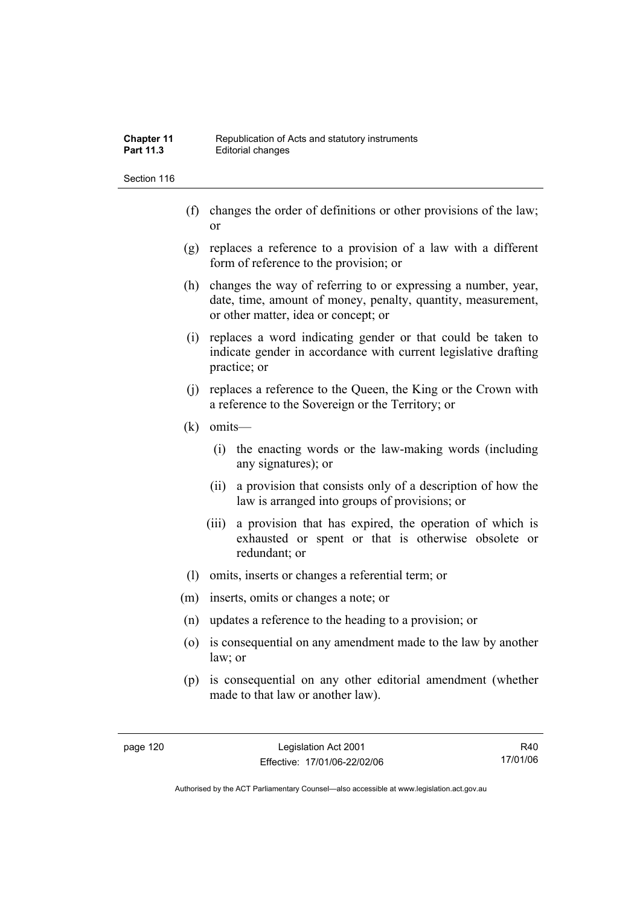(f) changes the order of definitions or other provisions of the law; or

(g) replaces a reference to a provision of a law with a different form of reference to the provision; or

(h) changes the way of referring to or expressing a number, year, date, time, amount of money, penalty, quantity, measurement, or other matter, idea or concept; or

(i) replaces a word indicating gender or that could be taken to indicate gender in accordance with current legislative drafting practice; or

(j) replaces a reference to the Queen, the King or the Crown with a reference to the Sovereign or the Territory; or

(k) omits—

  (i) the enacting words or the law-making words (including any signatures); or

  (ii) a provision that consists only of a description of how the law is arranged into groups of provisions; or

  (iii) a provision that has expired, the operation of which is exhausted or spent or that is otherwise obsolete or redundant; or

(l) omits, inserts or changes a referential term; or

(m) inserts, omits or changes a note; or

(n) updates a reference to the heading to a provision; or

(o) is consequential on any amendment made to the law by another law; or

(p) is consequential on any other editorial amendment (whether made to that law or another law).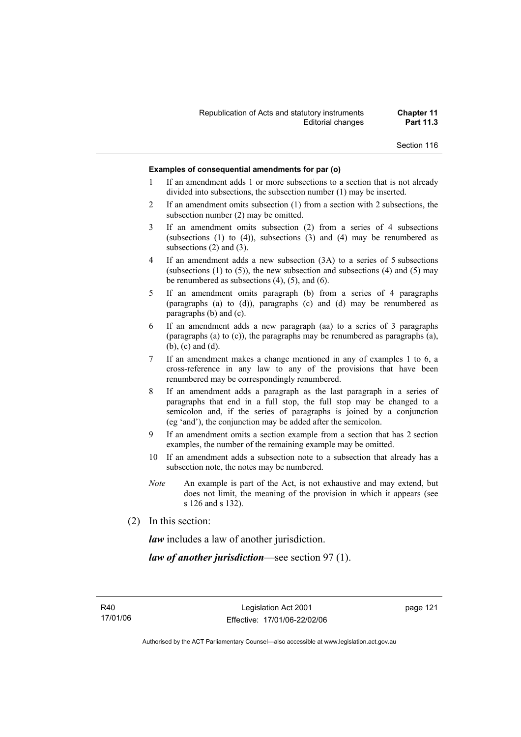**Examples of consequential amendments for par (o)**

1. If an amendment adds 1 or more subsections to a section that is not already divided into subsections, the subsection number (1) may be inserted.
2. If an amendment omits subsection (1) from a section with 2 subsections, the subsection number (2) may be omitted.
3. If an amendment omits subsection (2) from a series of 4 subsections (subsections (1) to (4)), subsections (3) and (4) may be renumbered as subsections (2) and (3).
4. If an amendment adds a new subsection (3A) to a series of 5 subsections (subsections (1) to (5)), the new subsection and subsections (4) and (5) may be renumbered as subsections (4), (5), and (6).
5. If an amendment omits paragraph (b) from a series of 4 paragraphs (paragraphs (a) to (d)), paragraphs (c) and (d) may be renumbered as paragraphs (b) and (c).
6. If an amendment adds a new paragraph (aa) to a series of 3 paragraphs (paragraphs (a) to (c)), the paragraphs may be renumbered as paragraphs (a), (b), (c) and (d).
7. If an amendment makes a change mentioned in any of examples 1 to 6, a cross-reference in any law to any of the provisions that have been renumbered may be correspondingly renumbered.
8. If an amendment adds a paragraph as the last paragraph in a series of paragraphs that end in a full stop, the full stop may be changed to a semicolon and, if the series of paragraphs is joined by a conjunction (eg 'and'), the conjunction may be added after the semicolon.
9. If an amendment omits a section example from a section that has 2 section examples, the number of the remaining example may be omitted.
10. If an amendment adds a subsection note to a subsection that already has a subsection note, the notes may be numbered.

*Note* An example is part of the Act, is not exhaustive and may extend, but does not limit, the meaning of the provision in which it appears (see s 126 and s 132).

(2) In this section:

***law*** includes a law of another jurisdiction.

***law of another jurisdiction***—see section 97 (1).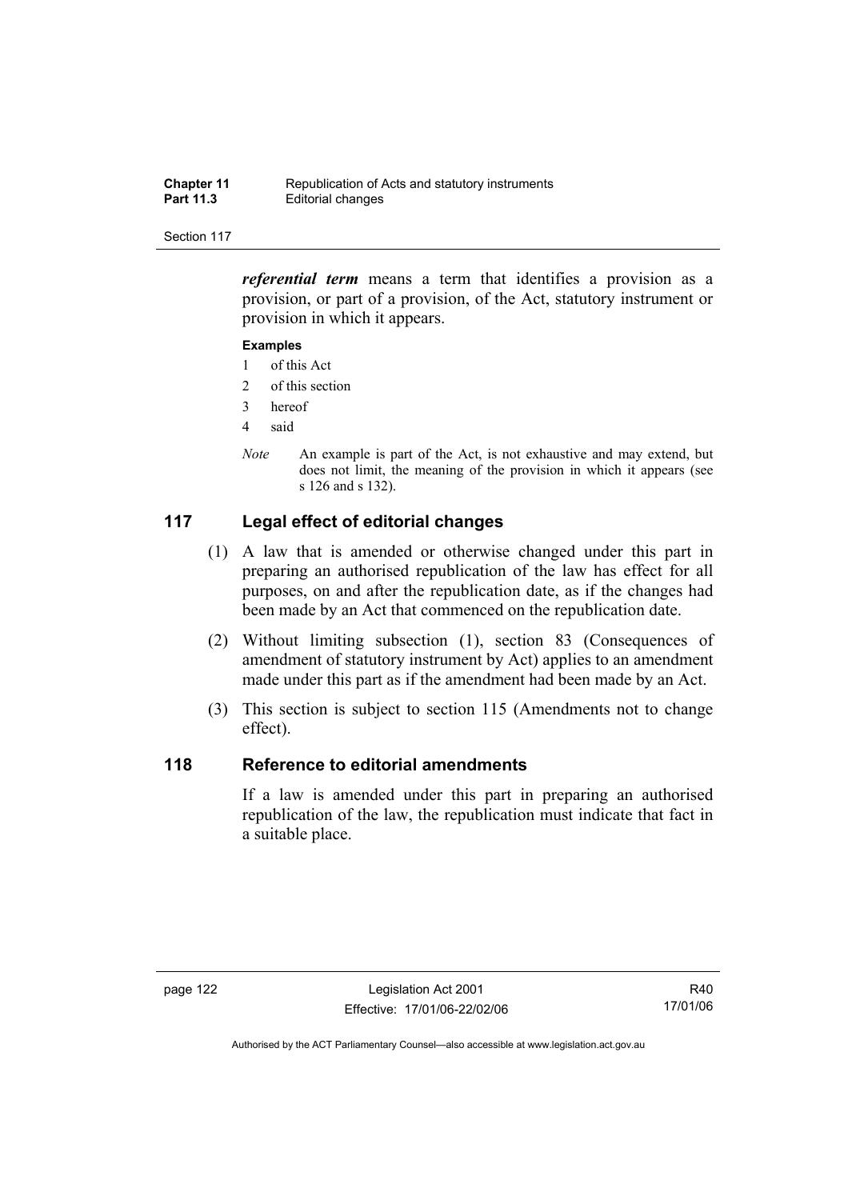***referential term*** means a term that identifies a provision as a provision, or part of a provision, of the Act, statutory instrument or provision in which it appears.

**Examples**

1 of this Act
2 of this section
3 hereof
4 said

*Note* An example is part of the Act, is not exhaustive and may extend, but does not limit, the meaning of the provision in which it appears (see s 126 and s 132).

## 117 Legal effect of editorial changes

(1) A law that is amended or otherwise changed under this part in preparing an authorised republication of the law has effect for all purposes, on and after the republication date, as if the changes had been made by an Act that commenced on the republication date.

(2) Without limiting subsection (1), section 83 (Consequences of amendment of statutory instrument by Act) applies to an amendment made under this part as if the amendment had been made by an Act.

(3) This section is subject to section 115 (Amendments not to change effect).

## 118 Reference to editorial amendments

If a law is amended under this part in preparing an authorised republication of the law, the republication must indicate that fact in a suitable place.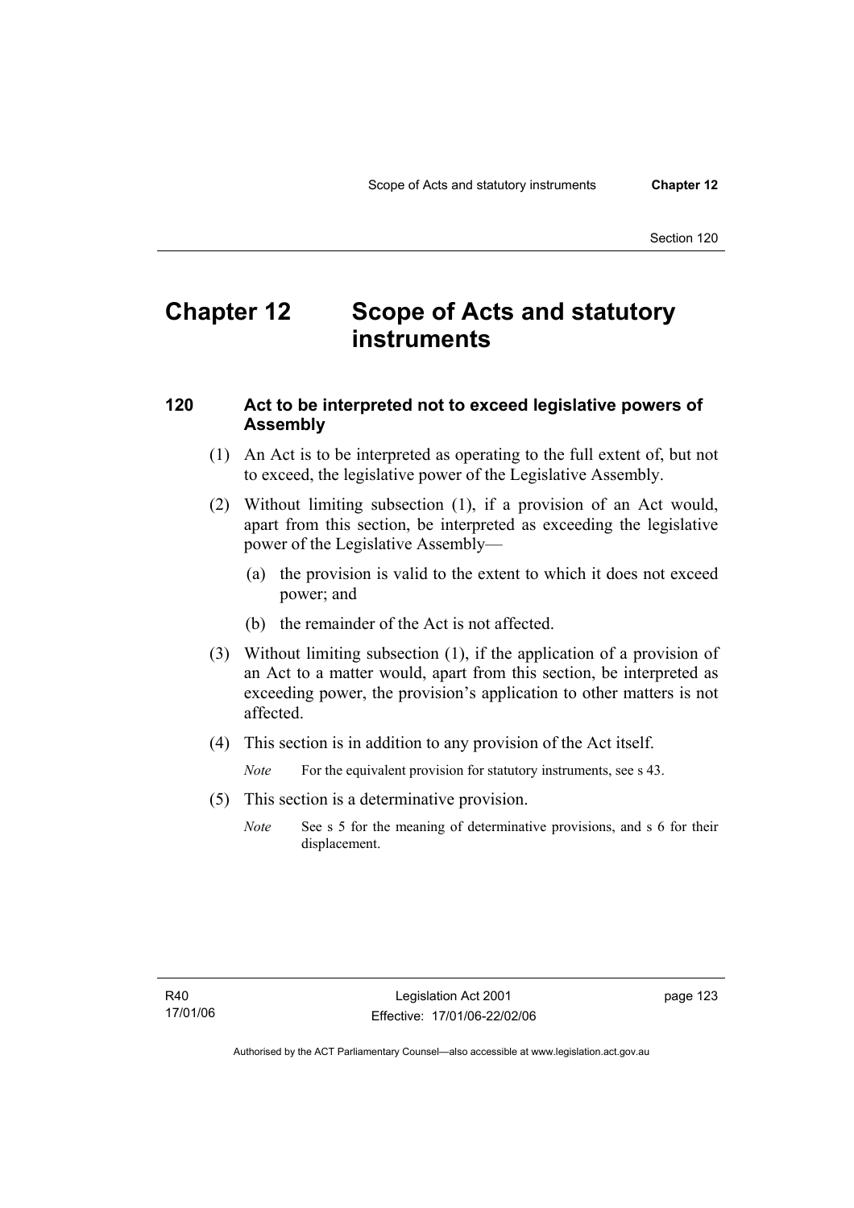# Chapter 12 Scope of Acts and statutory instruments

## 120 Act to be interpreted not to exceed legislative powers of Assembly

(1) An Act is to be interpreted as operating to the full extent of, but not to exceed, the legislative power of the Legislative Assembly.

(2) Without limiting subsection (1), if a provision of an Act would, apart from this section, be interpreted as exceeding the legislative power of the Legislative Assembly—

(a) the provision is valid to the extent to which it does not exceed power; and

(b) the remainder of the Act is not affected.

(3) Without limiting subsection (1), if the application of a provision of an Act to a matter would, apart from this section, be interpreted as exceeding power, the provision's application to other matters is not affected.

(4) This section is in addition to any provision of the Act itself.

*Note* For the equivalent provision for statutory instruments, see s 43.

(5) This section is a determinative provision.

*Note* See s 5 for the meaning of determinative provisions, and s 6 for their displacement.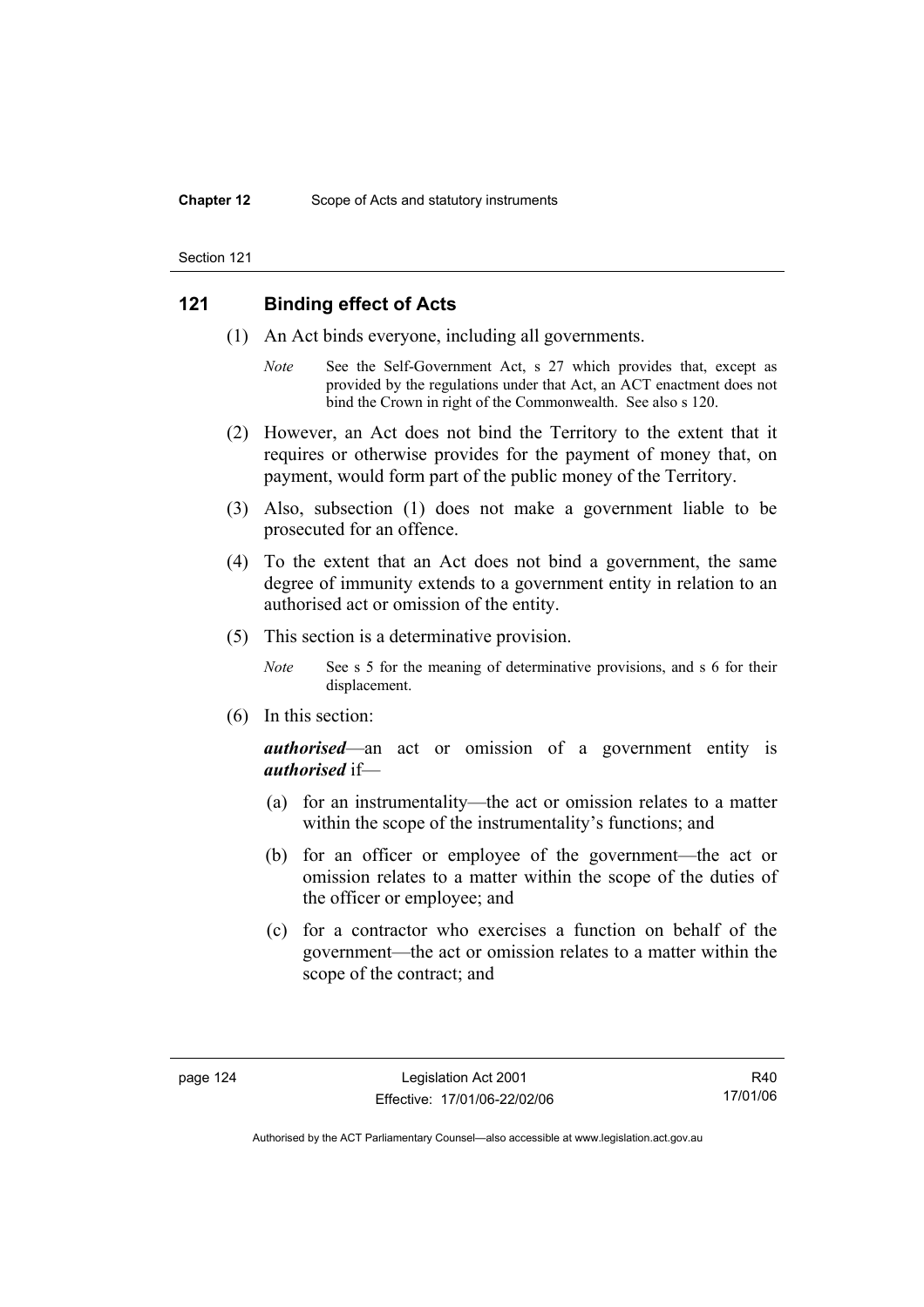## 121 Binding effect of Acts

(1) An Act binds everyone, including all governments.

*Note* See the Self-Government Act, s 27 which provides that, except as provided by the regulations under that Act, an ACT enactment does not bind the Crown in right of the Commonwealth. See also s 120.

(2) However, an Act does not bind the Territory to the extent that it requires or otherwise provides for the payment of money that, on payment, would form part of the public money of the Territory.

(3) Also, subsection (1) does not make a government liable to be prosecuted for an offence.

(4) To the extent that an Act does not bind a government, the same degree of immunity extends to a government entity in relation to an authorised act or omission of the entity.

(5) This section is a determinative provision.

*Note* See s 5 for the meaning of determinative provisions, and s 6 for their displacement.

(6) In this section:

***authorised***—an act or omission of a government entity is ***authorised*** if—

(a) for an instrumentality—the act or omission relates to a matter within the scope of the instrumentality's functions; and

(b) for an officer or employee of the government—the act or omission relates to a matter within the scope of the duties of the officer or employee; and

(c) for a contractor who exercises a function on behalf of the government—the act or omission relates to a matter within the scope of the contract; and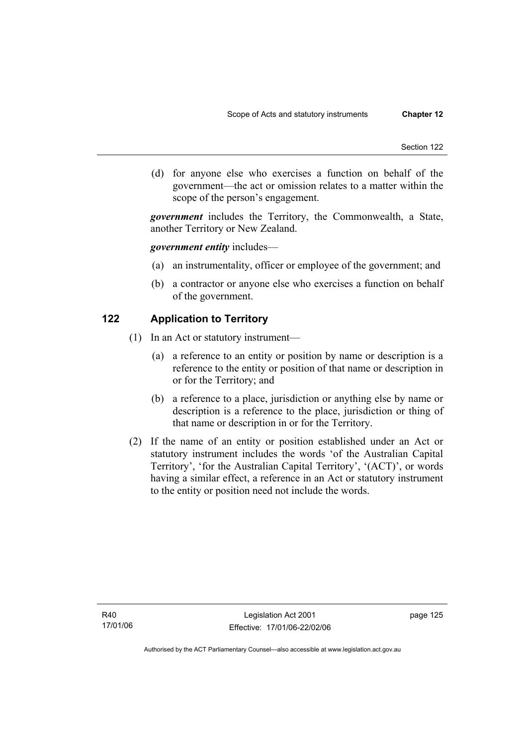(d) for anyone else who exercises a function on behalf of the government—the act or omission relates to a matter within the scope of the person's engagement.

***government*** includes the Territory, the Commonwealth, a State, another Territory or New Zealand.

***government entity*** includes—

(a) an instrumentality, officer or employee of the government; and

(b) a contractor or anyone else who exercises a function on behalf of the government.

## 122 Application to Territory

(1) In an Act or statutory instrument—

(a) a reference to an entity or position by name or description is a reference to the entity or position of that name or description in or for the Territory; and

(b) a reference to a place, jurisdiction or anything else by name or description is a reference to the place, jurisdiction or thing of that name or description in or for the Territory.

(2) If the name of an entity or position established under an Act or statutory instrument includes the words 'of the Australian Capital Territory', 'for the Australian Capital Territory', '(ACT)', or words having a similar effect, a reference in an Act or statutory instrument to the entity or position need not include the words.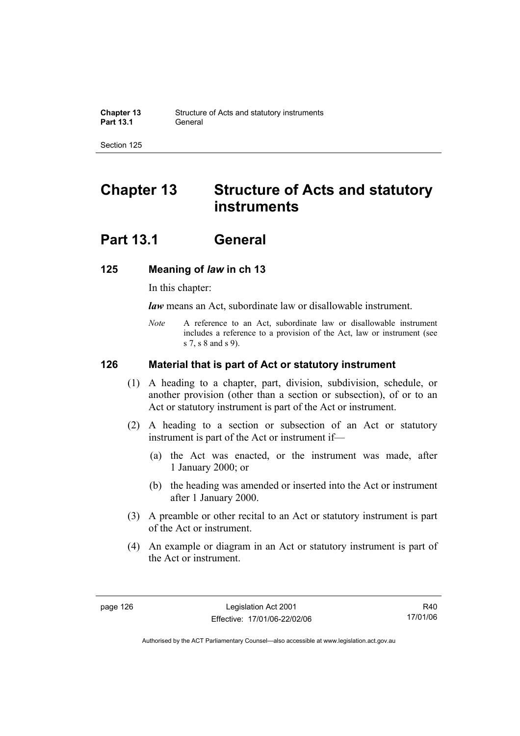# Chapter 13 Structure of Acts and statutory instruments

## Part 13.1 General

### 125 Meaning of *law* in ch 13

In this chapter:

***law*** means an Act, subordinate law or disallowable instrument.

*Note* A reference to an Act, subordinate law or disallowable instrument includes a reference to a provision of the Act, law or instrument (see s 7, s 8 and s 9).

### 126 Material that is part of Act or statutory instrument

(1) A heading to a chapter, part, division, subdivision, schedule, or another provision (other than a section or subsection), of or to an Act or statutory instrument is part of the Act or instrument.

(2) A heading to a section or subsection of an Act or statutory instrument is part of the Act or instrument if—

(a) the Act was enacted, or the instrument was made, after 1 January 2000; or

(b) the heading was amended or inserted into the Act or instrument after 1 January 2000.

(3) A preamble or other recital to an Act or statutory instrument is part of the Act or instrument.

(4) An example or diagram in an Act or statutory instrument is part of the Act or instrument.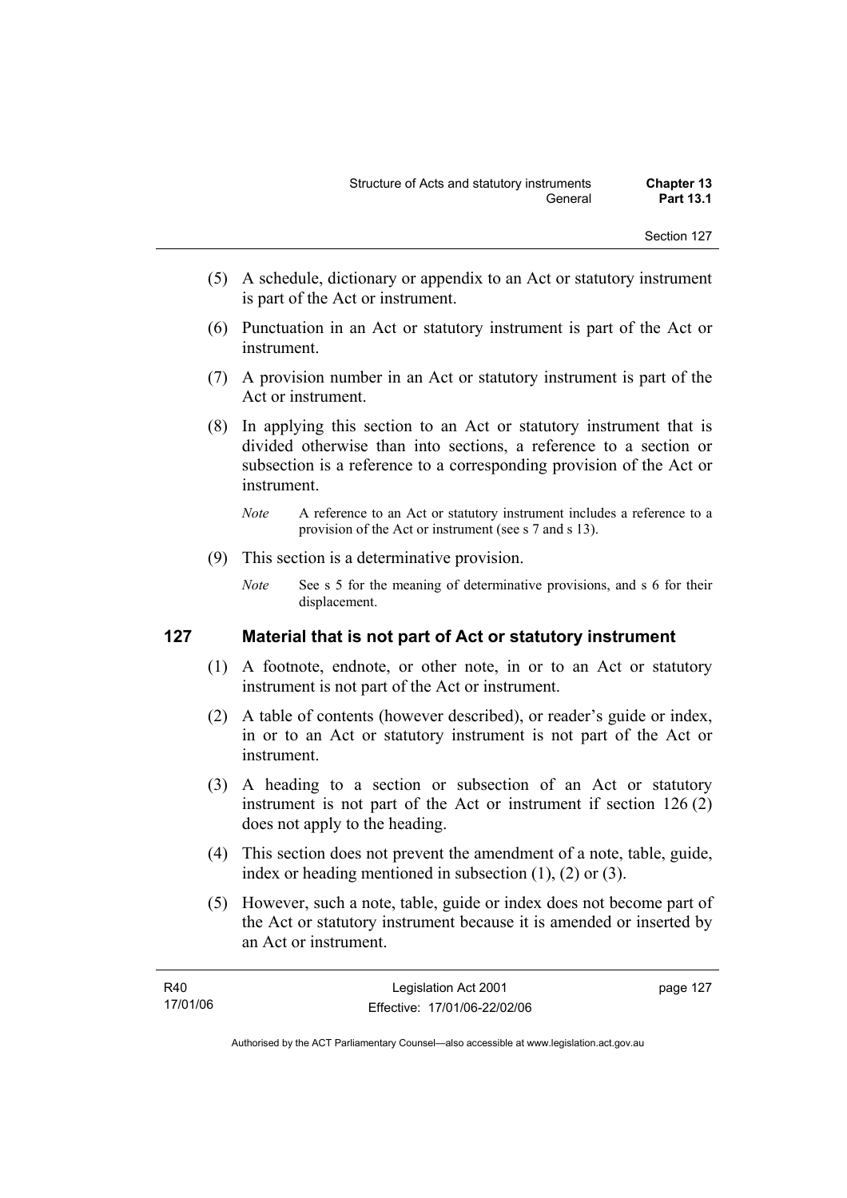(5) A schedule, dictionary or appendix to an Act or statutory instrument is part of the Act or instrument.

(6) Punctuation in an Act or statutory instrument is part of the Act or instrument.

(7) A provision number in an Act or statutory instrument is part of the Act or instrument.

(8) In applying this section to an Act or statutory instrument that is divided otherwise than into sections, a reference to a section or subsection is a reference to a corresponding provision of the Act or instrument.

*Note* A reference to an Act or statutory instrument includes a reference to a provision of the Act or instrument (see s 7 and s 13).

(9) This section is a determinative provision.

*Note* See s 5 for the meaning of determinative provisions, and s 6 for their displacement.

## 127 Material that is not part of Act or statutory instrument

(1) A footnote, endnote, or other note, in or to an Act or statutory instrument is not part of the Act or instrument.

(2) A table of contents (however described), or reader's guide or index, in or to an Act or statutory instrument is not part of the Act or instrument.

(3) A heading to a section or subsection of an Act or statutory instrument is not part of the Act or instrument if section 126 (2) does not apply to the heading.

(4) This section does not prevent the amendment of a note, table, guide, index or heading mentioned in subsection (1), (2) or (3).

(5) However, such a note, table, guide or index does not become part of the Act or statutory instrument because it is amended or inserted by an Act or instrument.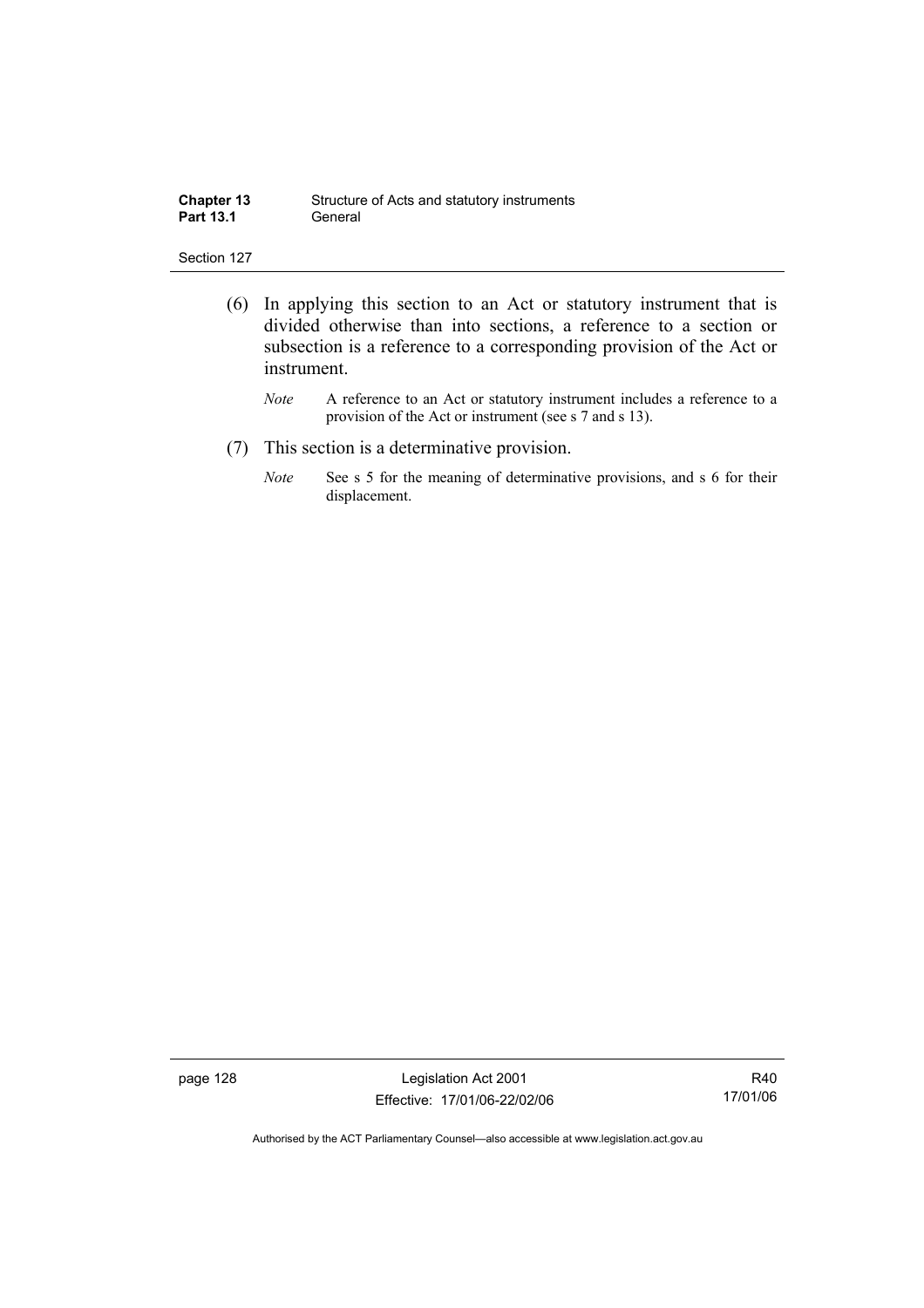(6) In applying this section to an Act or statutory instrument that is divided otherwise than into sections, a reference to a section or subsection is a reference to a corresponding provision of the Act or instrument.

*Note* A reference to an Act or statutory instrument includes a reference to a provision of the Act or instrument (see s 7 and s 13).

(7) This section is a determinative provision.

*Note* See s 5 for the meaning of determinative provisions, and s 6 for their displacement.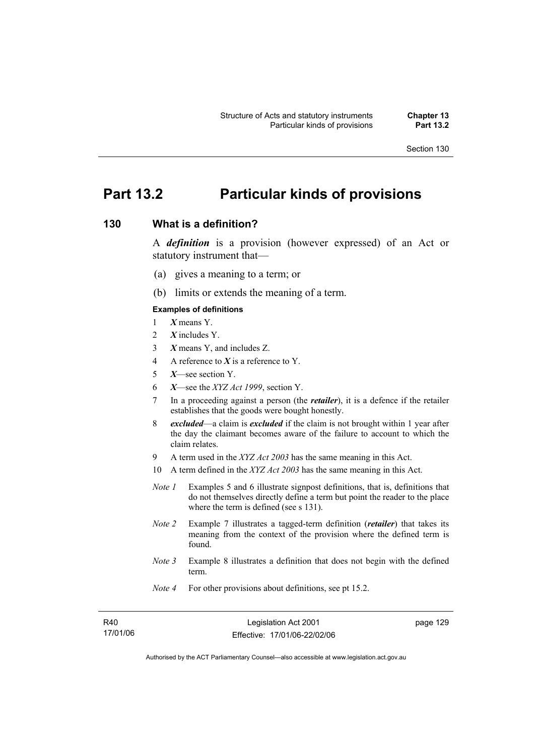# Part 13.2 Particular kinds of provisions

## 130 What is a definition?

A ***definition*** is a provision (however expressed) of an Act or statutory instrument that—

(a) gives a meaning to a term; or

(b) limits or extends the meaning of a term.

**Examples of definitions**

1 ***X*** means Y.

2 ***X*** includes Y.

3 ***X*** means Y, and includes Z.

4 A reference to ***X*** is a reference to Y.

5 ***X***—see section Y.

6 ***X***—see the *XYZ Act 1999*, section Y.

7 In a proceeding against a person (the ***retailer***), it is a defence if the retailer establishes that the goods were bought honestly.

8 ***excluded***—a claim is ***excluded*** if the claim is not brought within 1 year after the day the claimant becomes aware of the failure to account to which the claim relates.

9 A term used in the *XYZ Act 2003* has the same meaning in this Act.

10 A term defined in the *XYZ Act 2003* has the same meaning in this Act.

*Note 1* Examples 5 and 6 illustrate signpost definitions, that is, definitions that do not themselves directly define a term but point the reader to the place where the term is defined (see s 131).

*Note 2* Example 7 illustrates a tagged-term definition (***retailer***) that takes its meaning from the context of the provision where the defined term is found.

*Note 3* Example 8 illustrates a definition that does not begin with the defined term.

*Note 4* For other provisions about definitions, see pt 15.2.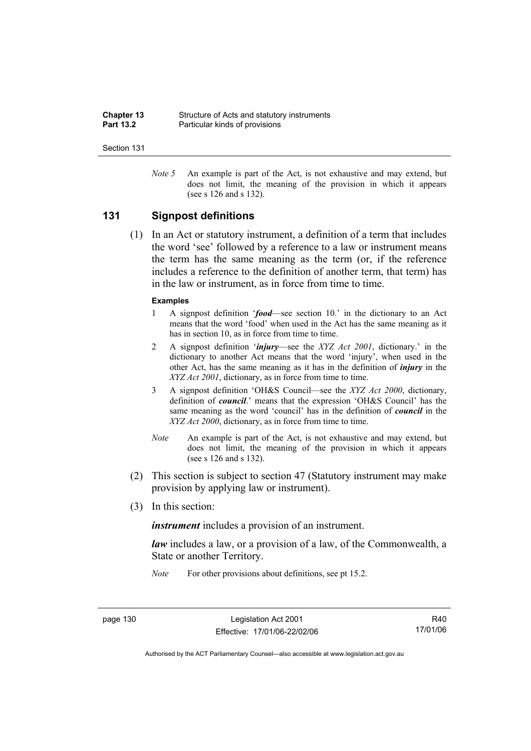*Note 5* An example is part of the Act, is not exhaustive and may extend, but does not limit, the meaning of the provision in which it appears (see s 126 and s 132).

## 131 Signpost definitions

(1) In an Act or statutory instrument, a definition of a term that includes the word 'see' followed by a reference to a law or instrument means the term has the same meaning as the term (or, if the reference includes a reference to the definition of another term, that term) has in the law or instrument, as in force from time to time.

**Examples**

1 A signpost definition '***food***—see section 10.' in the dictionary to an Act means that the word 'food' when used in the Act has the same meaning as it has in section 10, as in force from time to time.

2 A signpost definition '***injury***—see the *XYZ Act 2001*, dictionary.' in the dictionary to another Act means that the word 'injury', when used in the other Act, has the same meaning as it has in the definition of ***injury*** in the *XYZ Act 2001*, dictionary, as in force from time to time.

3 A signpost definition 'OH&S Council—see the *XYZ Act 2000*, dictionary, definition of ***council***.' means that the expression 'OH&S Council' has the same meaning as the word 'council' has in the definition of ***council*** in the *XYZ Act 2000*, dictionary, as in force from time to time.

*Note* An example is part of the Act, is not exhaustive and may extend, but does not limit, the meaning of the provision in which it appears (see s 126 and s 132).

(2) This section is subject to section 47 (Statutory instrument may make provision by applying law or instrument).

(3) In this section:

***instrument*** includes a provision of an instrument.

***law*** includes a law, or a provision of a law, of the Commonwealth, a State or another Territory.

*Note* For other provisions about definitions, see pt 15.2.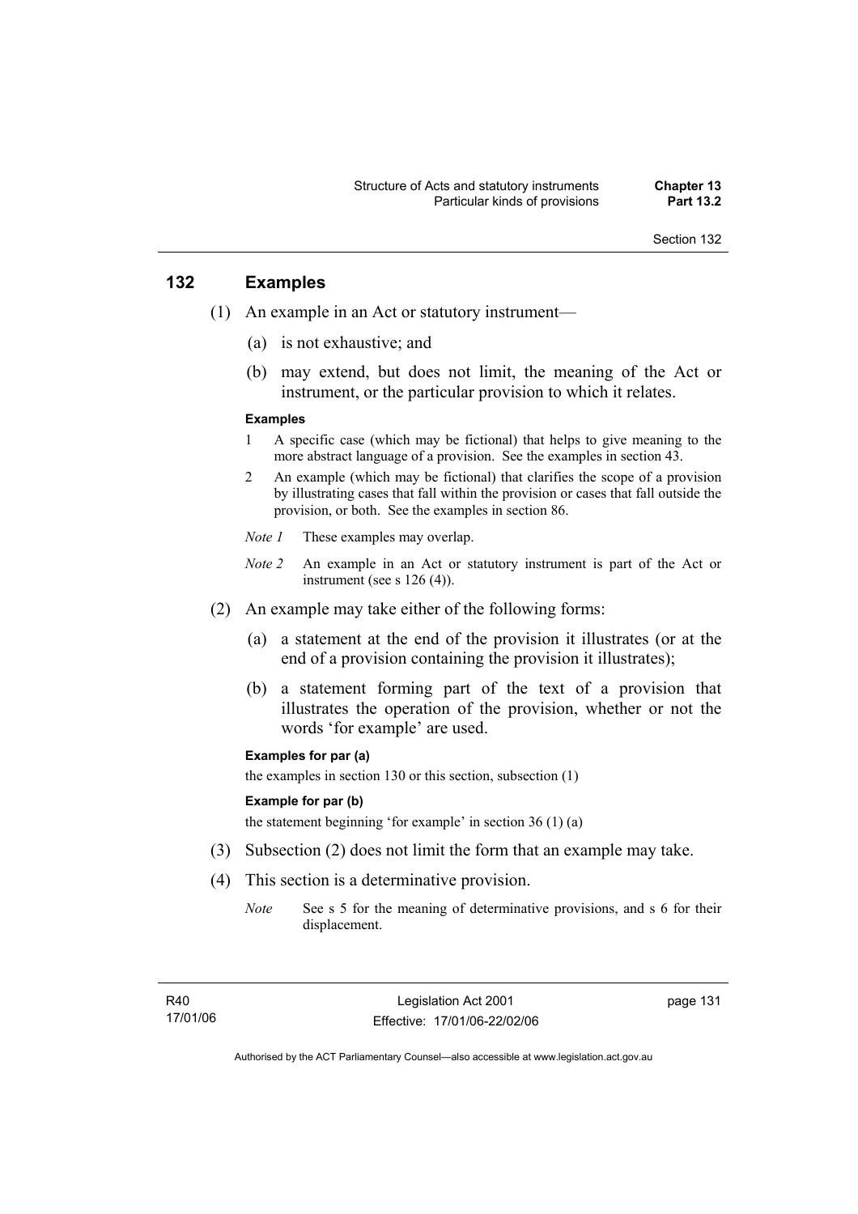## 132 Examples

(1) An example in an Act or statutory instrument—

(a) is not exhaustive; and

(b) may extend, but does not limit, the meaning of the Act or instrument, or the particular provision to which it relates.

**Examples**

1 A specific case (which may be fictional) that helps to give meaning to the more abstract language of a provision. See the examples in section 43.

2 An example (which may be fictional) that clarifies the scope of a provision by illustrating cases that fall within the provision or cases that fall outside the provision, or both. See the examples in section 86.

*Note 1* These examples may overlap.

*Note 2* An example in an Act or statutory instrument is part of the Act or instrument (see s 126 (4)).

(2) An example may take either of the following forms:

(a) a statement at the end of the provision it illustrates (or at the end of a provision containing the provision it illustrates);

(b) a statement forming part of the text of a provision that illustrates the operation of the provision, whether or not the words 'for example' are used.

**Examples for par (a)**

the examples in section 130 or this section, subsection (1)

**Example for par (b)**

the statement beginning 'for example' in section 36 (1) (a)

(3) Subsection (2) does not limit the form that an example may take.

(4) This section is a determinative provision.

*Note* See s 5 for the meaning of determinative provisions, and s 6 for their displacement.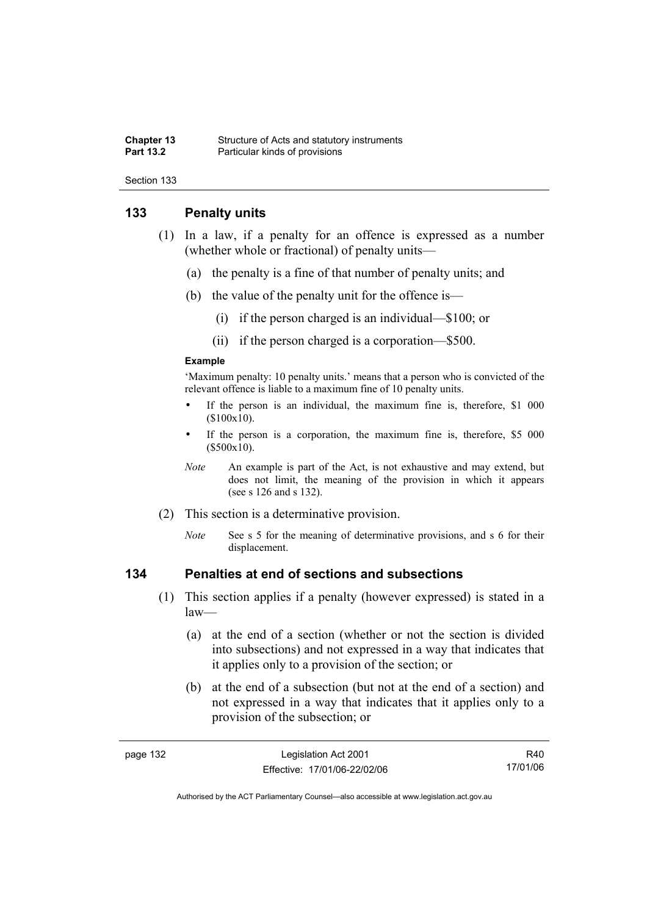## 133 Penalty units

(1) In a law, if a penalty for an offence is expressed as a number (whether whole or fractional) of penalty units—

(a) the penalty is a fine of that number of penalty units; and

(b) the value of the penalty unit for the offence is—

(i) if the person charged is an individual—$100; or

(ii) if the person charged is a corporation—$500.

**Example**

'Maximum penalty: 10 penalty units.' means that a person who is convicted of the relevant offence is liable to a maximum fine of 10 penalty units.

- If the person is an individual, the maximum fine is, therefore, $1 000 ($100x10).
- If the person is a corporation, the maximum fine is, therefore, $5 000 ($500x10).

*Note* An example is part of the Act, is not exhaustive and may extend, but does not limit, the meaning of the provision in which it appears (see s 126 and s 132).

(2) This section is a determinative provision.

*Note* See s 5 for the meaning of determinative provisions, and s 6 for their displacement.

## 134 Penalties at end of sections and subsections

(1) This section applies if a penalty (however expressed) is stated in a law—

(a) at the end of a section (whether or not the section is divided into subsections) and not expressed in a way that indicates that it applies only to a provision of the section; or

(b) at the end of a subsection (but not at the end of a section) and not expressed in a way that indicates that it applies only to a provision of the subsection; or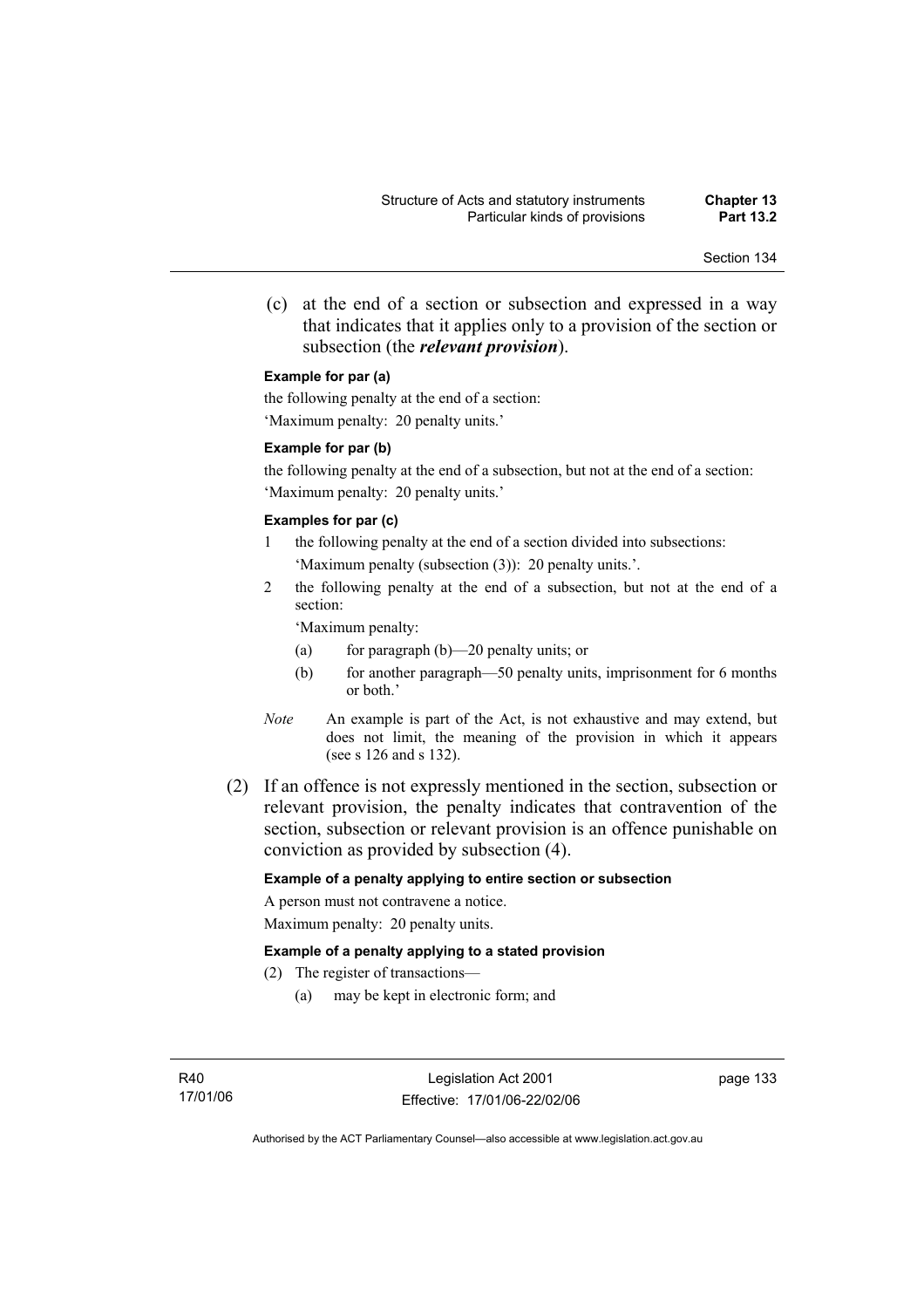(c) at the end of a section or subsection and expressed in a way that indicates that it applies only to a provision of the section or subsection (the ***relevant provision***).

**Example for par (a)**

the following penalty at the end of a section:

'Maximum penalty: 20 penalty units.'

**Example for par (b)**

the following penalty at the end of a subsection, but not at the end of a section:

'Maximum penalty: 20 penalty units.'

**Examples for par (c)**

1 the following penalty at the end of a section divided into subsections:

'Maximum penalty (subsection (3)): 20 penalty units.'.

2 the following penalty at the end of a subsection, but not at the end of a section:

'Maximum penalty:

(a) for paragraph (b)—20 penalty units; or

(b) for another paragraph—50 penalty units, imprisonment for 6 months or both.'

*Note* An example is part of the Act, is not exhaustive and may extend, but does not limit, the meaning of the provision in which it appears (see s 126 and s 132).

(2) If an offence is not expressly mentioned in the section, subsection or relevant provision, the penalty indicates that contravention of the section, subsection or relevant provision is an offence punishable on conviction as provided by subsection (4).

**Example of a penalty applying to entire section or subsection**

A person must not contravene a notice.

Maximum penalty: 20 penalty units.

**Example of a penalty applying to a stated provision**

(2) The register of transactions—

(a) may be kept in electronic form; and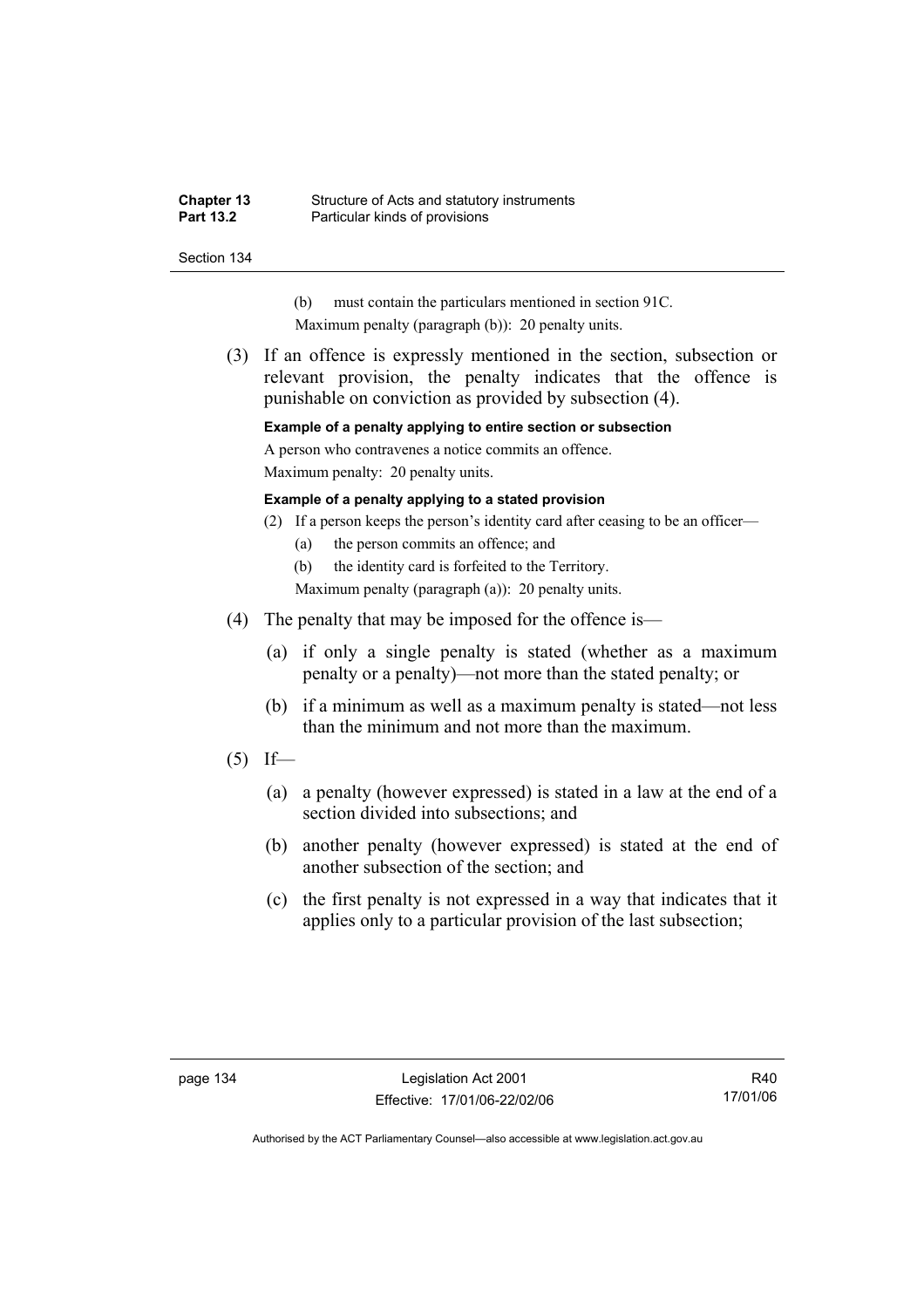(b) must contain the particulars mentioned in section 91C.

Maximum penalty (paragraph (b)): 20 penalty units.

(3) If an offence is expressly mentioned in the section, subsection or relevant provision, the penalty indicates that the offence is punishable on conviction as provided by subsection (4).

**Example of a penalty applying to entire section or subsection**

A person who contravenes a notice commits an offence.

Maximum penalty: 20 penalty units.

**Example of a penalty applying to a stated provision**

(2) If a person keeps the person's identity card after ceasing to be an officer—

(a) the person commits an offence; and

(b) the identity card is forfeited to the Territory.

Maximum penalty (paragraph (a)): 20 penalty units.

(4) The penalty that may be imposed for the offence is—

(a) if only a single penalty is stated (whether as a maximum penalty or a penalty)—not more than the stated penalty; or

(b) if a minimum as well as a maximum penalty is stated—not less than the minimum and not more than the maximum.

(5) If—

(a) a penalty (however expressed) is stated in a law at the end of a section divided into subsections; and

(b) another penalty (however expressed) is stated at the end of another subsection of the section; and

(c) the first penalty is not expressed in a way that indicates that it applies only to a particular provision of the last subsection;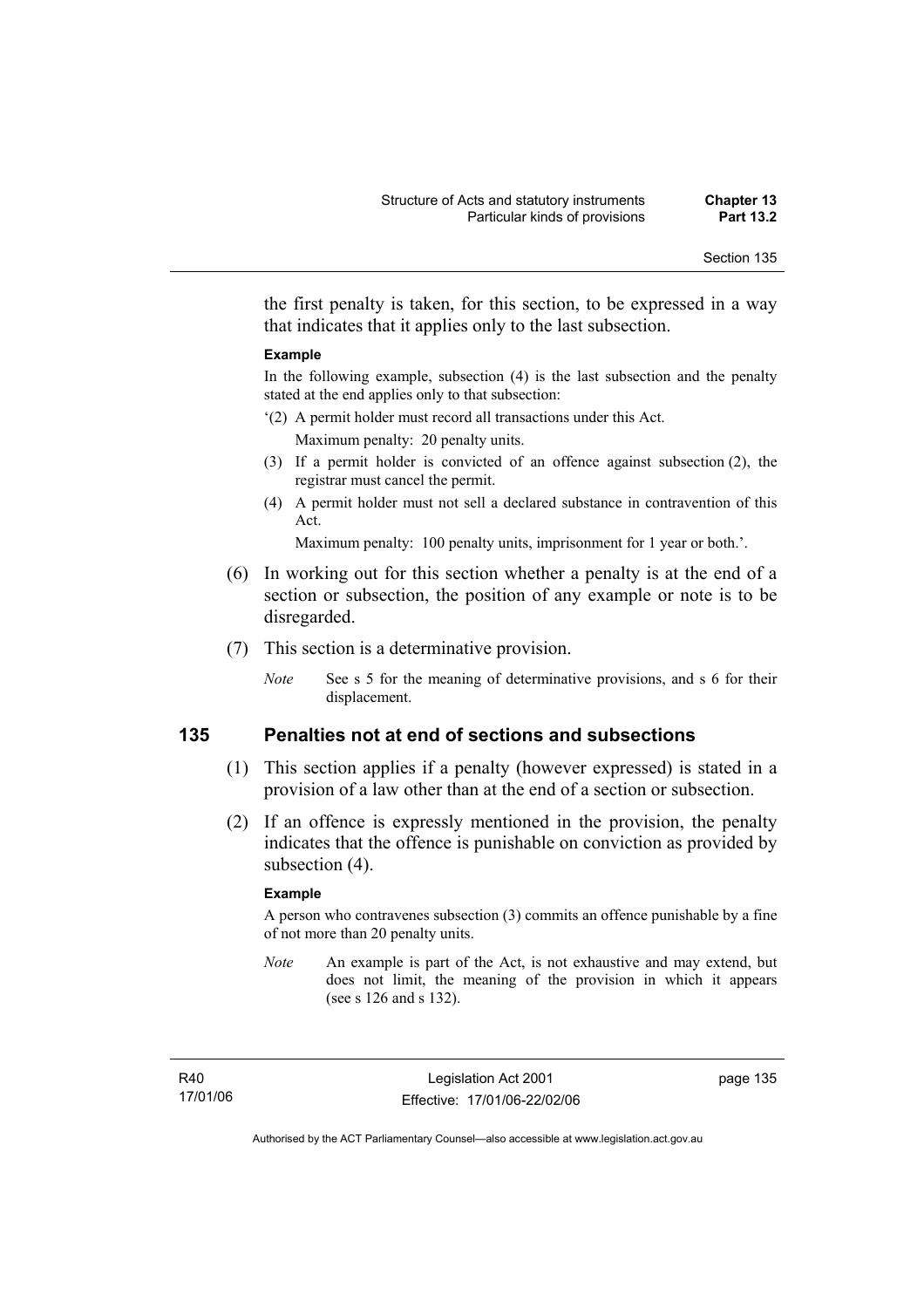the first penalty is taken, for this section, to be expressed in a way that indicates that it applies only to the last subsection.

**Example**

In the following example, subsection (4) is the last subsection and the penalty stated at the end applies only to that subsection:

'(2) A permit holder must record all transactions under this Act.

Maximum penalty: 20 penalty units.

(3) If a permit holder is convicted of an offence against subsection (2), the registrar must cancel the permit.

(4) A permit holder must not sell a declared substance in contravention of this Act.

Maximum penalty: 100 penalty units, imprisonment for 1 year or both.'.

(6) In working out for this section whether a penalty is at the end of a section or subsection, the position of any example or note is to be disregarded.

(7) This section is a determinative provision.

*Note* See s 5 for the meaning of determinative provisions, and s 6 for their displacement.

## 135 Penalties not at end of sections and subsections

(1) This section applies if a penalty (however expressed) is stated in a provision of a law other than at the end of a section or subsection.

(2) If an offence is expressly mentioned in the provision, the penalty indicates that the offence is punishable on conviction as provided by subsection (4).

**Example**

A person who contravenes subsection (3) commits an offence punishable by a fine of not more than 20 penalty units.

*Note* An example is part of the Act, is not exhaustive and may extend, but does not limit, the meaning of the provision in which it appears (see s 126 and s 132).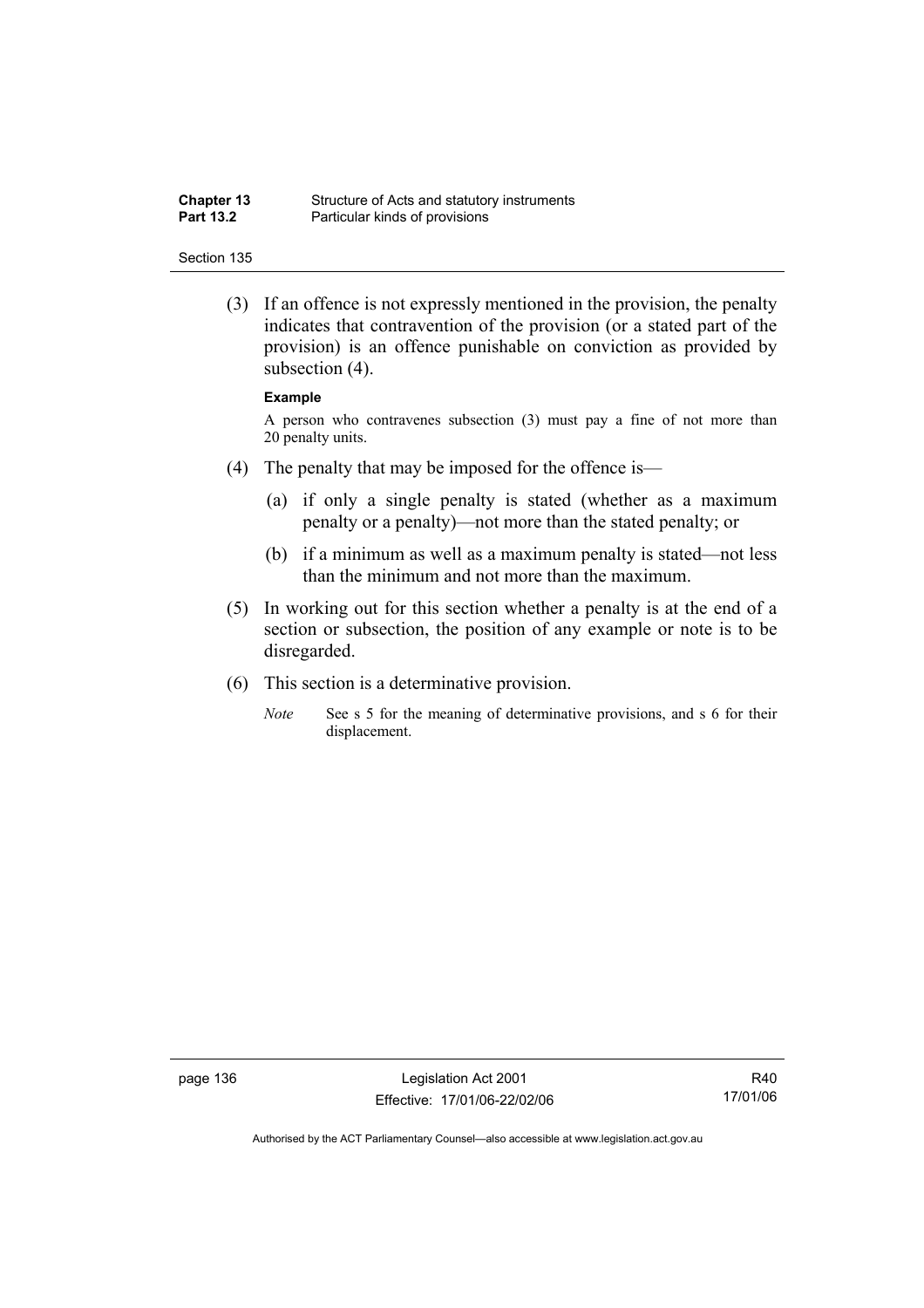(3) If an offence is not expressly mentioned in the provision, the penalty indicates that contravention of the provision (or a stated part of the provision) is an offence punishable on conviction as provided by subsection (4).

**Example**

A person who contravenes subsection (3) must pay a fine of not more than 20 penalty units.

(4) The penalty that may be imposed for the offence is—

(a) if only a single penalty is stated (whether as a maximum penalty or a penalty)—not more than the stated penalty; or

(b) if a minimum as well as a maximum penalty is stated—not less than the minimum and not more than the maximum.

(5) In working out for this section whether a penalty is at the end of a section or subsection, the position of any example or note is to be disregarded.

(6) This section is a determinative provision.

*Note* See s 5 for the meaning of determinative provisions, and s 6 for their displacement.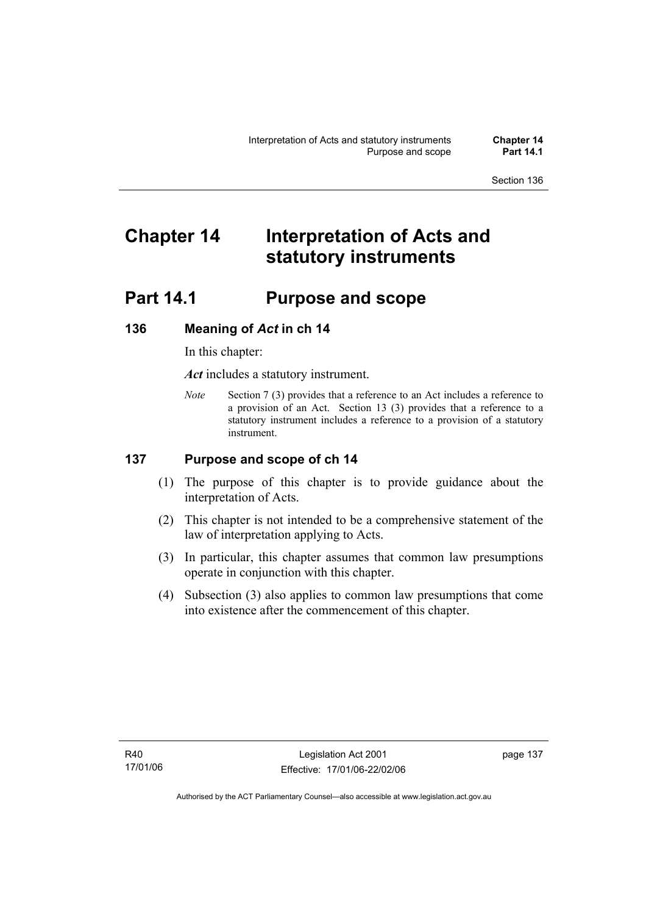# Chapter 14 Interpretation of Acts and statutory instruments

## Part 14.1 Purpose and scope

### 136 Meaning of *Act* in ch 14

In this chapter:

***Act*** includes a statutory instrument.

*Note* Section 7 (3) provides that a reference to an Act includes a reference to a provision of an Act. Section 13 (3) provides that a reference to a statutory instrument includes a reference to a provision of a statutory instrument.

### 137 Purpose and scope of ch 14

(1) The purpose of this chapter is to provide guidance about the interpretation of Acts.

(2) This chapter is not intended to be a comprehensive statement of the law of interpretation applying to Acts.

(3) In particular, this chapter assumes that common law presumptions operate in conjunction with this chapter.

(4) Subsection (3) also applies to common law presumptions that come into existence after the commencement of this chapter.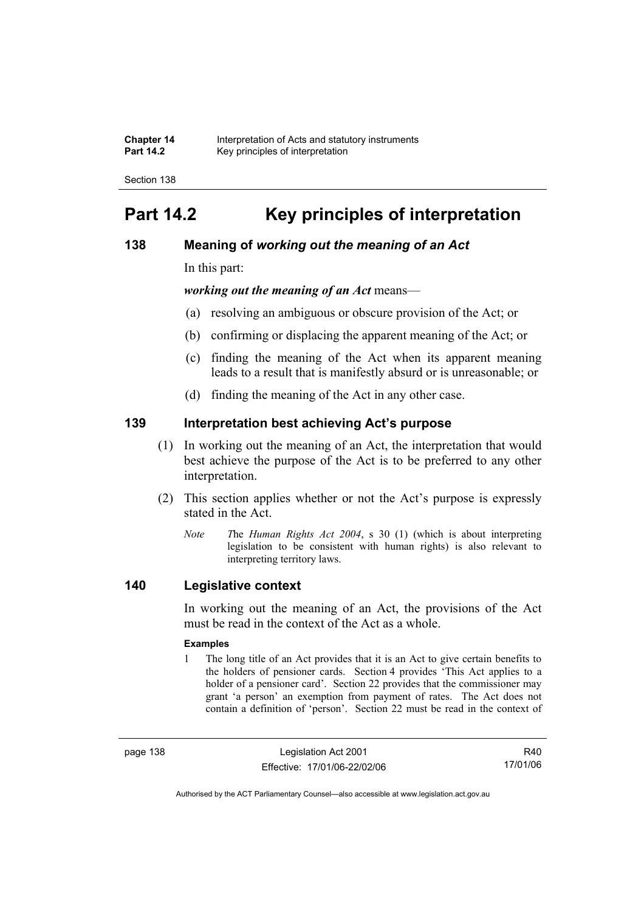# Part 14.2 Key principles of interpretation

## 138 Meaning of *working out the meaning of an Act*

In this part:

***working out the meaning of an Act*** means—

(a) resolving an ambiguous or obscure provision of the Act; or

(b) confirming or displacing the apparent meaning of the Act; or

(c) finding the meaning of the Act when its apparent meaning leads to a result that is manifestly absurd or is unreasonable; or

(d) finding the meaning of the Act in any other case.

## 139 Interpretation best achieving Act's purpose

(1) In working out the meaning of an Act, the interpretation that would best achieve the purpose of the Act is to be preferred to any other interpretation.

(2) This section applies whether or not the Act's purpose is expressly stated in the Act.

*Note* The *Human Rights Act 2004*, s 30 (1) (which is about interpreting legislation to be consistent with human rights) is also relevant to interpreting territory laws.

## 140 Legislative context

In working out the meaning of an Act, the provisions of the Act must be read in the context of the Act as a whole.

**Examples**

1 The long title of an Act provides that it is an Act to give certain benefits to the holders of pensioner cards. Section 4 provides 'This Act applies to a holder of a pensioner card'. Section 22 provides that the commissioner may grant 'a person' an exemption from payment of rates. The Act does not contain a definition of 'person'. Section 22 must be read in the context of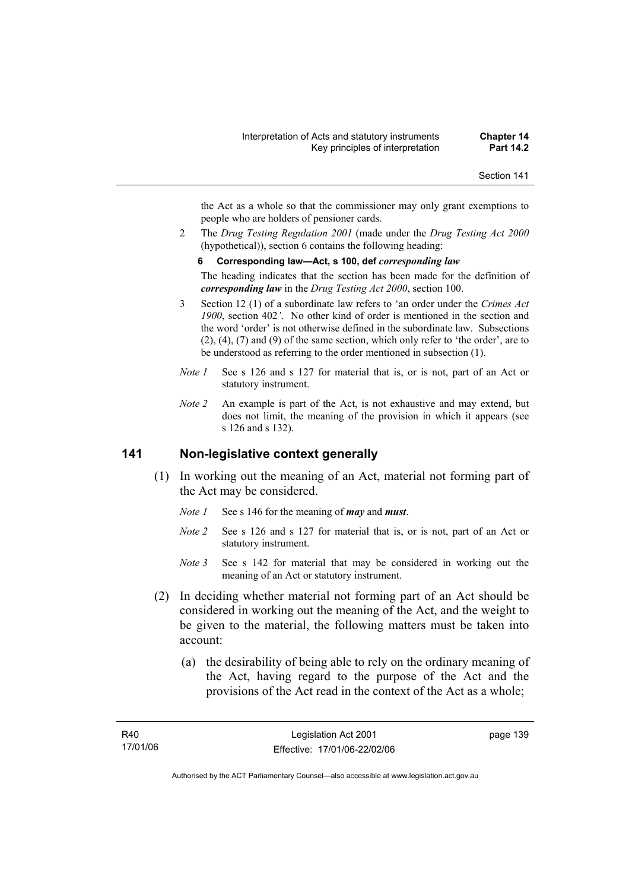the Act as a whole so that the commissioner may only grant exemptions to people who are holders of pensioner cards.

2 The *Drug Testing Regulation 2001* (made under the *Drug Testing Act 2000* (hypothetical)), section 6 contains the following heading:

**6 Corresponding law—Act, s 100, def *corresponding law***

The heading indicates that the section has been made for the definition of ***corresponding law*** in the *Drug Testing Act 2000*, section 100.

3 Section 12 (1) of a subordinate law refers to 'an order under the *Crimes Act 1900*, section 402*'*. No other kind of order is mentioned in the section and the word 'order' is not otherwise defined in the subordinate law. Subsections (2), (4), (7) and (9) of the same section, which only refer to 'the order', are to be understood as referring to the order mentioned in subsection (1).

*Note 1* See s 126 and s 127 for material that is, or is not, part of an Act or statutory instrument.

*Note 2* An example is part of the Act, is not exhaustive and may extend, but does not limit, the meaning of the provision in which it appears (see s 126 and s 132).

## 141 Non-legislative context generally

(1) In working out the meaning of an Act, material not forming part of the Act may be considered.

*Note 1* See s 146 for the meaning of ***may*** and ***must***.

*Note 2* See s 126 and s 127 for material that is, or is not, part of an Act or statutory instrument.

*Note 3* See s 142 for material that may be considered in working out the meaning of an Act or statutory instrument.

(2) In deciding whether material not forming part of an Act should be considered in working out the meaning of the Act, and the weight to be given to the material, the following matters must be taken into account:

(a) the desirability of being able to rely on the ordinary meaning of the Act, having regard to the purpose of the Act and the provisions of the Act read in the context of the Act as a whole;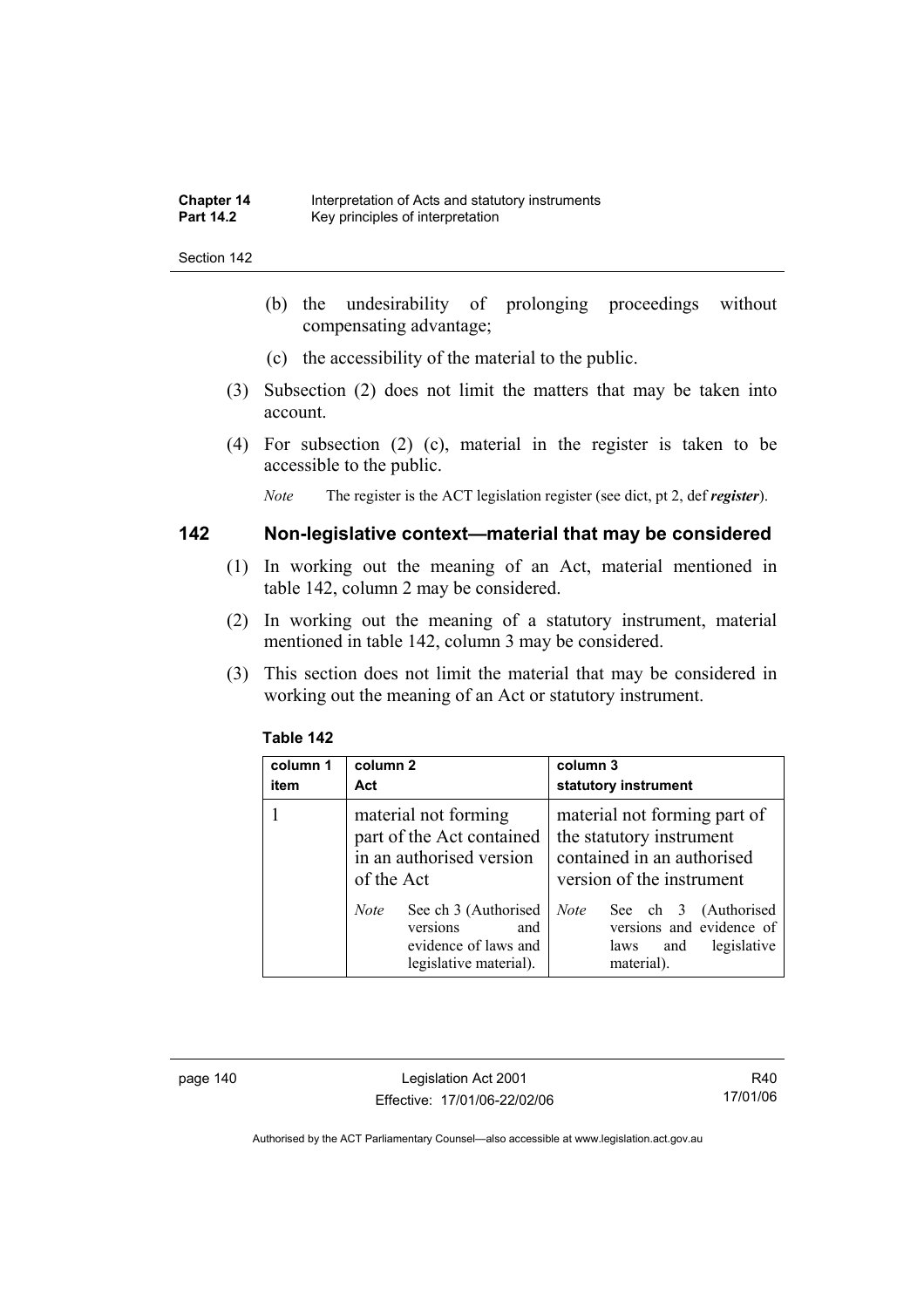(b) the undesirability of prolonging proceedings without compensating advantage;

(c) the accessibility of the material to the public.

(3) Subsection (2) does not limit the matters that may be taken into account.

(4) For subsection (2) (c), material in the register is taken to be accessible to the public.

*Note* The register is the ACT legislation register (see dict, pt 2, def ***register***).

## 142 Non-legislative context—material that may be considered

(1) In working out the meaning of an Act, material mentioned in table 142, column 2 may be considered.

(2) In working out the meaning of a statutory instrument, material mentioned in table 142, column 3 may be considered.

(3) This section does not limit the material that may be considered in working out the meaning of an Act or statutory instrument.

**Table 142**

| column 1 item | column 2 Act | column 3 statutory instrument |
|---|---|---|
| 1 | material not forming part of the Act contained in an authorised version of the Act<br><br>*Note* See ch 3 (Authorised versions and evidence of laws and legislative material). | material not forming part of the statutory instrument contained in an authorised version of the instrument<br><br>*Note* See ch 3 (Authorised versions and evidence of laws and legislative material). |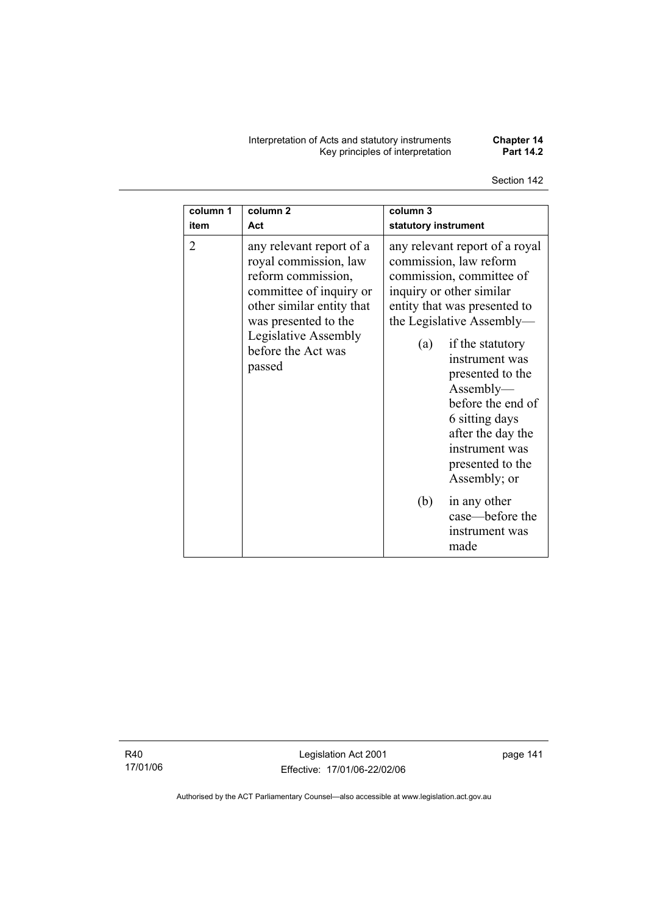| column 1 item | column 2 Act | column 3 statutory instrument |
| --- | --- | --- |
| 2 | any relevant report of a royal commission, law reform commission, committee of inquiry or other similar entity that was presented to the Legislative Assembly before the Act was passed | any relevant report of a royal commission, law reform commission, committee of inquiry or other similar entity that was presented to the Legislative Assembly—<br>(a) if the statutory instrument was presented to the Assembly—before the end of 6 sitting days after the day the instrument was presented to the Assembly; or<br>(b) in any other case—before the instrument was made |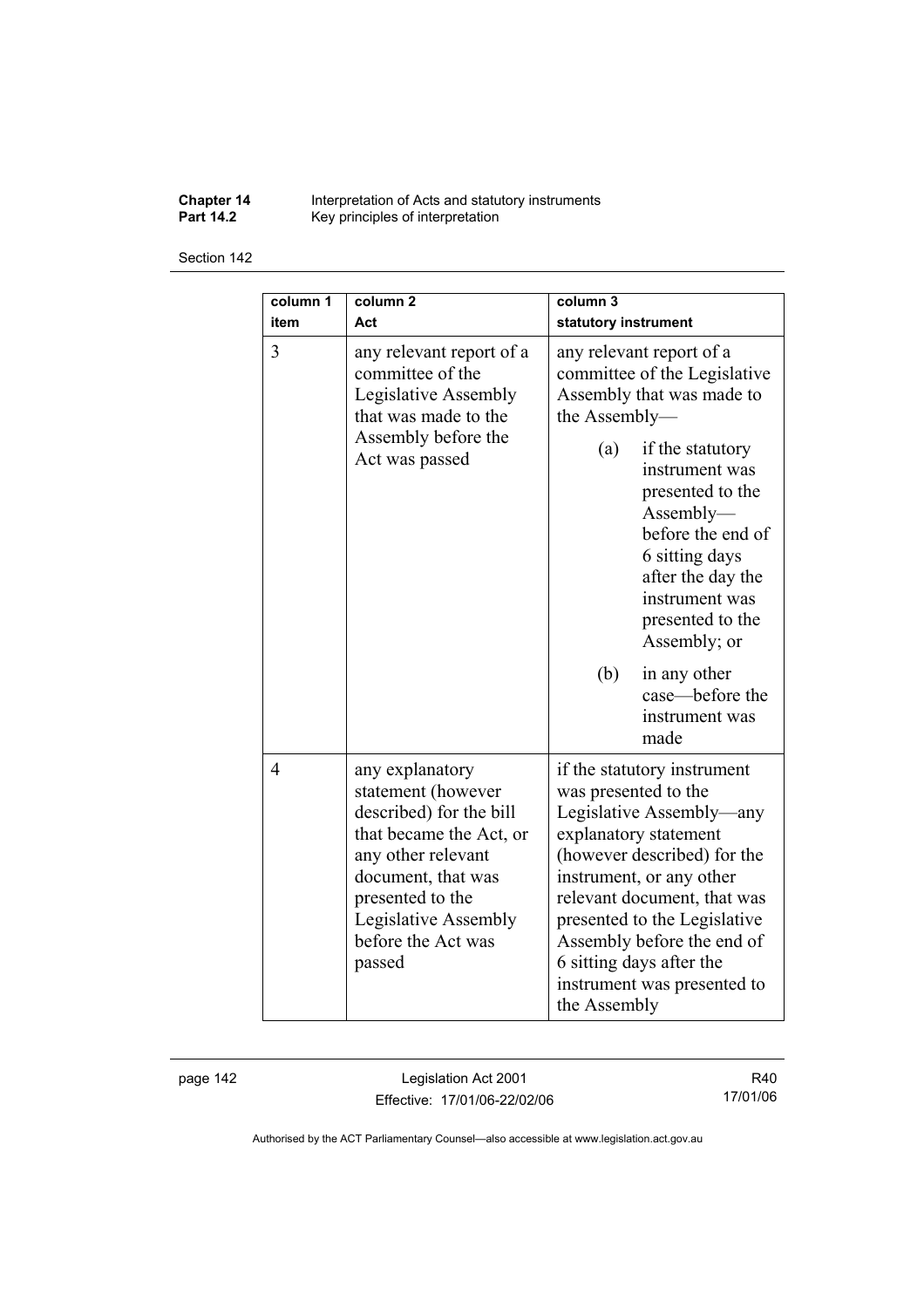| column 1 item | column 2 Act | column 3 statutory instrument |
| --- | --- | --- |
| 3 | any relevant report of a committee of the Legislative Assembly that was made to the Assembly before the Act was passed | any relevant report of a committee of the Legislative Assembly that was made to the Assembly— (a) if the statutory instrument was presented to the Assembly—before the end of 6 sitting days after the day the instrument was presented to the Assembly; or (b) in any other case—before the instrument was made |
| 4 | any explanatory statement (however described) for the bill that became the Act, or any other relevant document, that was presented to the Legislative Assembly before the Act was passed | if the statutory instrument was presented to the Legislative Assembly—any explanatory statement (however described) for the instrument, or any other relevant document, that was presented to the Legislative Assembly before the end of 6 sitting days after the instrument was presented to the Assembly |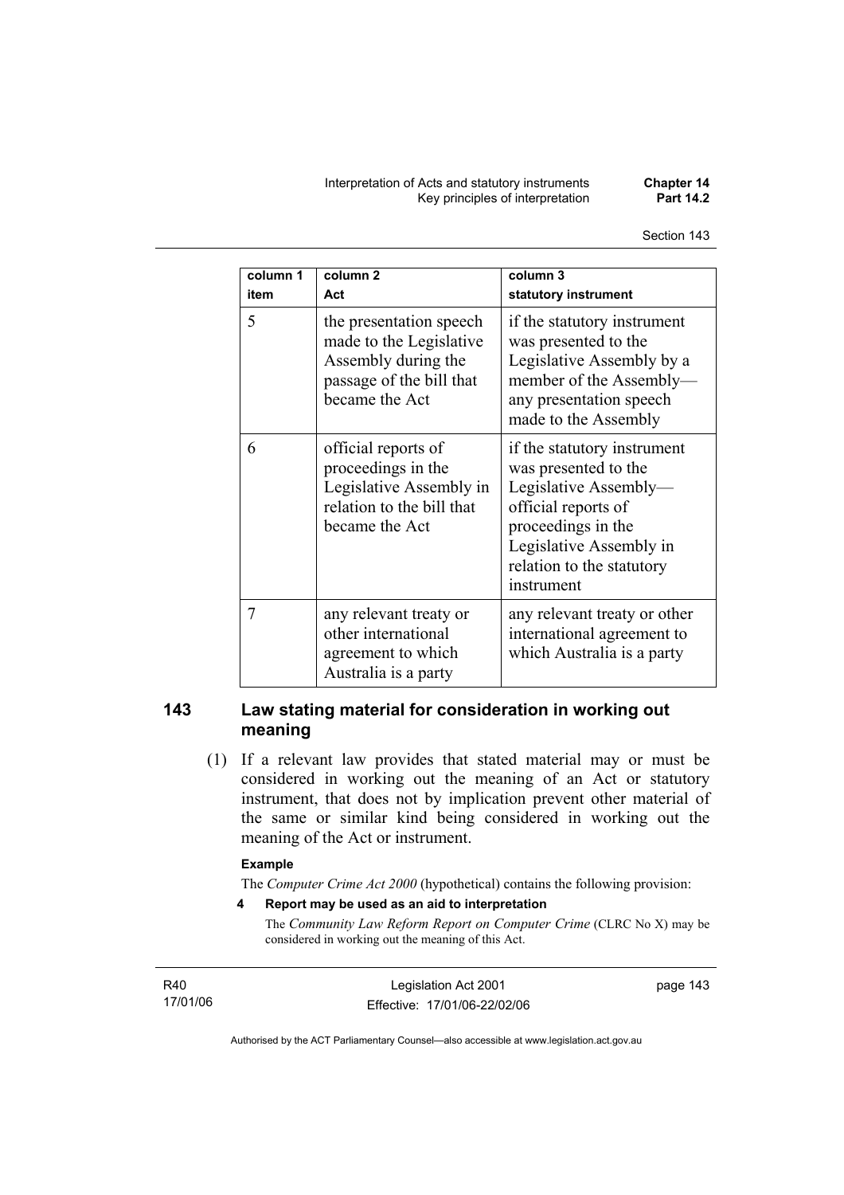| column 1 item | column 2 Act | column 3 statutory instrument |
| --- | --- | --- |
| 5 | the presentation speech made to the Legislative Assembly during the passage of the bill that became the Act | if the statutory instrument was presented to the Legislative Assembly by a member of the Assembly—any presentation speech made to the Assembly |
| 6 | official reports of proceedings in the Legislative Assembly in relation to the bill that became the Act | if the statutory instrument was presented to the Legislative Assembly—official reports of proceedings in the Legislative Assembly in relation to the statutory instrument |
| 7 | any relevant treaty or other international agreement to which Australia is a party | any relevant treaty or other international agreement to which Australia is a party |

## 143 Law stating material for consideration in working out meaning

(1) If a relevant law provides that stated material may or must be considered in working out the meaning of an Act or statutory instrument, that does not by implication prevent other material of the same or similar kind being considered in working out the meaning of the Act or instrument.

**Example**

The *Computer Crime Act 2000* (hypothetical) contains the following provision:

**4 Report may be used as an aid to interpretation**

The *Community Law Reform Report on Computer Crime* (CLRC No X) may be considered in working out the meaning of this Act.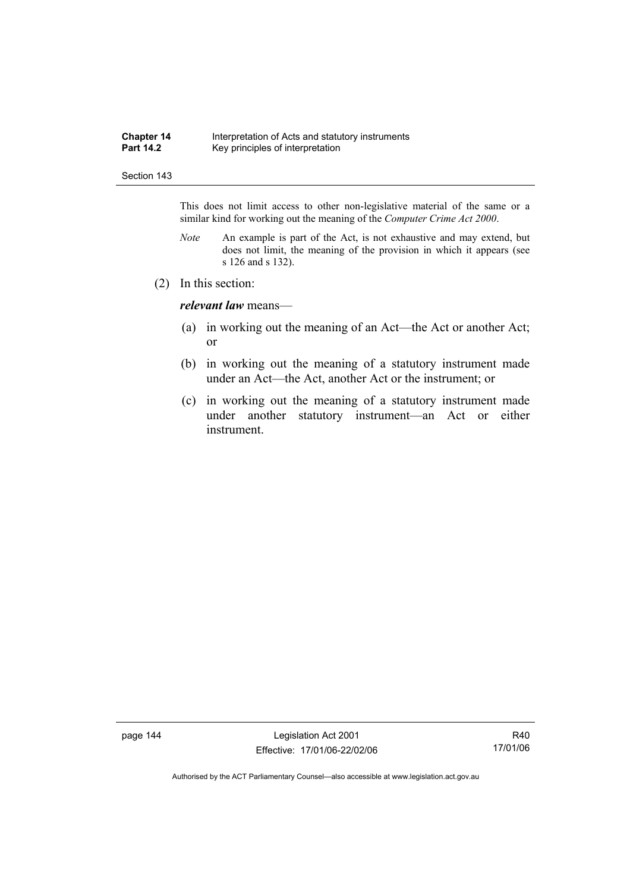This does not limit access to other non-legislative material of the same or a similar kind for working out the meaning of the *Computer Crime Act 2000*.

*Note* An example is part of the Act, is not exhaustive and may extend, but does not limit, the meaning of the provision in which it appears (see s 126 and s 132).

(2) In this section:

***relevant law*** means—

(a) in working out the meaning of an Act—the Act or another Act; or

(b) in working out the meaning of a statutory instrument made under an Act—the Act, another Act or the instrument; or

(c) in working out the meaning of a statutory instrument made under another statutory instrument—an Act or either instrument.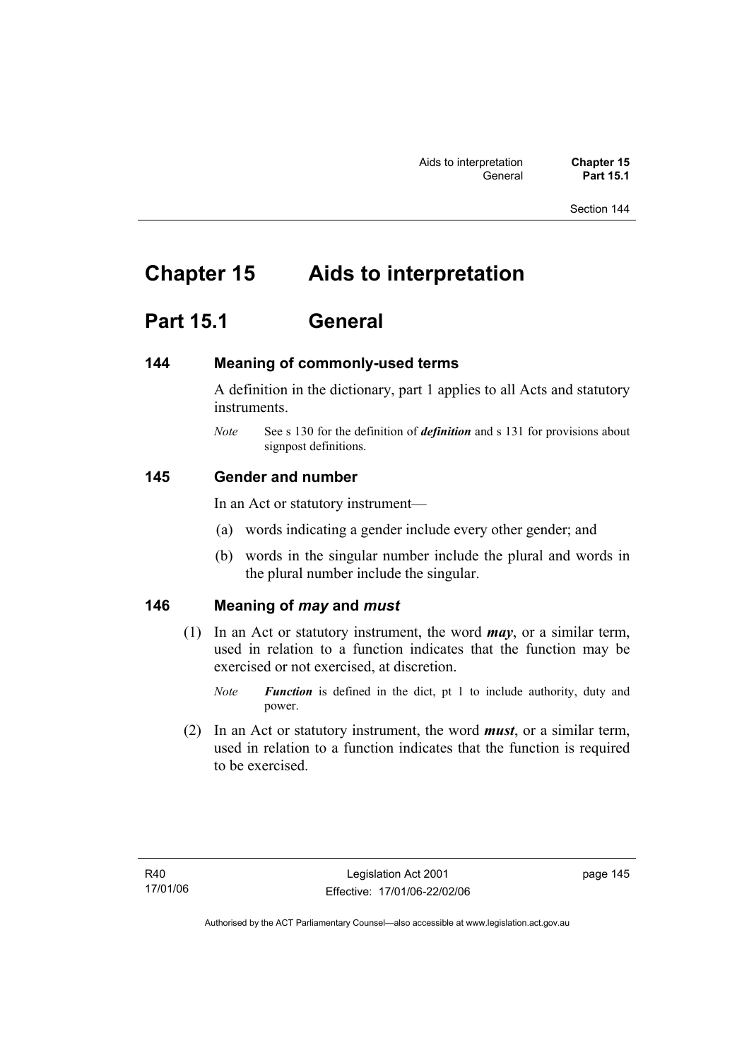# Chapter 15 Aids to interpretation

## Part 15.1 General

### 144 Meaning of commonly-used terms

A definition in the dictionary, part 1 applies to all Acts and statutory instruments.

*Note* See s 130 for the definition of ***definition*** and s 131 for provisions about signpost definitions.

### 145 Gender and number

In an Act or statutory instrument—

(a) words indicating a gender include every other gender; and

(b) words in the singular number include the plural and words in the plural number include the singular.

### 146 Meaning of *may* and *must*

(1) In an Act or statutory instrument, the word ***may***, or a similar term, used in relation to a function indicates that the function may be exercised or not exercised, at discretion.

*Note* ***Function*** is defined in the dict, pt 1 to include authority, duty and power.

(2) In an Act or statutory instrument, the word ***must***, or a similar term, used in relation to a function indicates that the function is required to be exercised.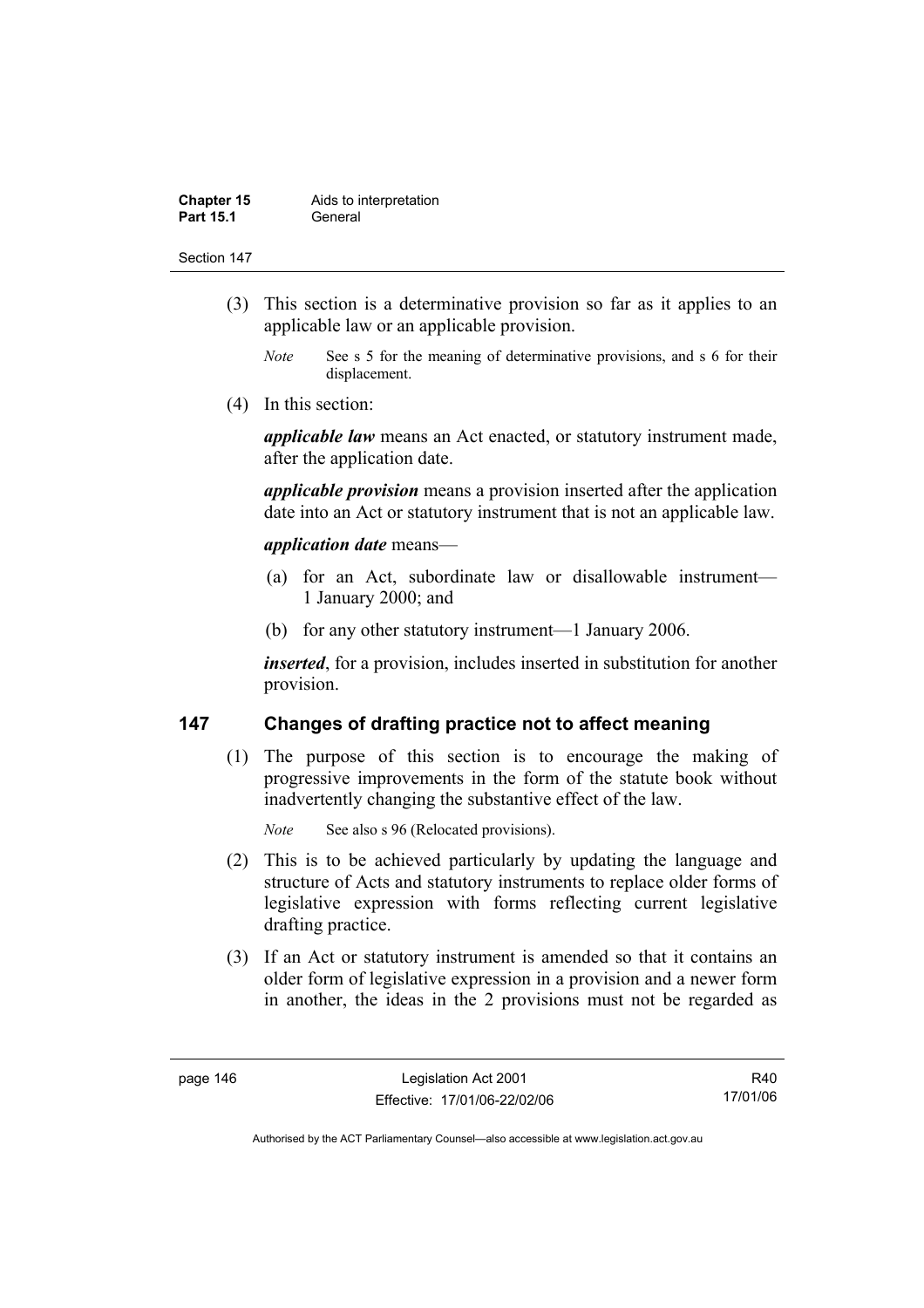(3) This section is a determinative provision so far as it applies to an applicable law or an applicable provision.

*Note* See s 5 for the meaning of determinative provisions, and s 6 for their displacement.

(4) In this section:

***applicable law*** means an Act enacted, or statutory instrument made, after the application date.

***applicable provision*** means a provision inserted after the application date into an Act or statutory instrument that is not an applicable law.

***application date*** means—

(a) for an Act, subordinate law or disallowable instrument—1 January 2000; and

(b) for any other statutory instrument—1 January 2006.

***inserted***, for a provision, includes inserted in substitution for another provision.

## 147 Changes of drafting practice not to affect meaning

(1) The purpose of this section is to encourage the making of progressive improvements in the form of the statute book without inadvertently changing the substantive effect of the law.

*Note* See also s 96 (Relocated provisions).

(2) This is to be achieved particularly by updating the language and structure of Acts and statutory instruments to replace older forms of legislative expression with forms reflecting current legislative drafting practice.

(3) If an Act or statutory instrument is amended so that it contains an older form of legislative expression in a provision and a newer form in another, the ideas in the 2 provisions must not be regarded as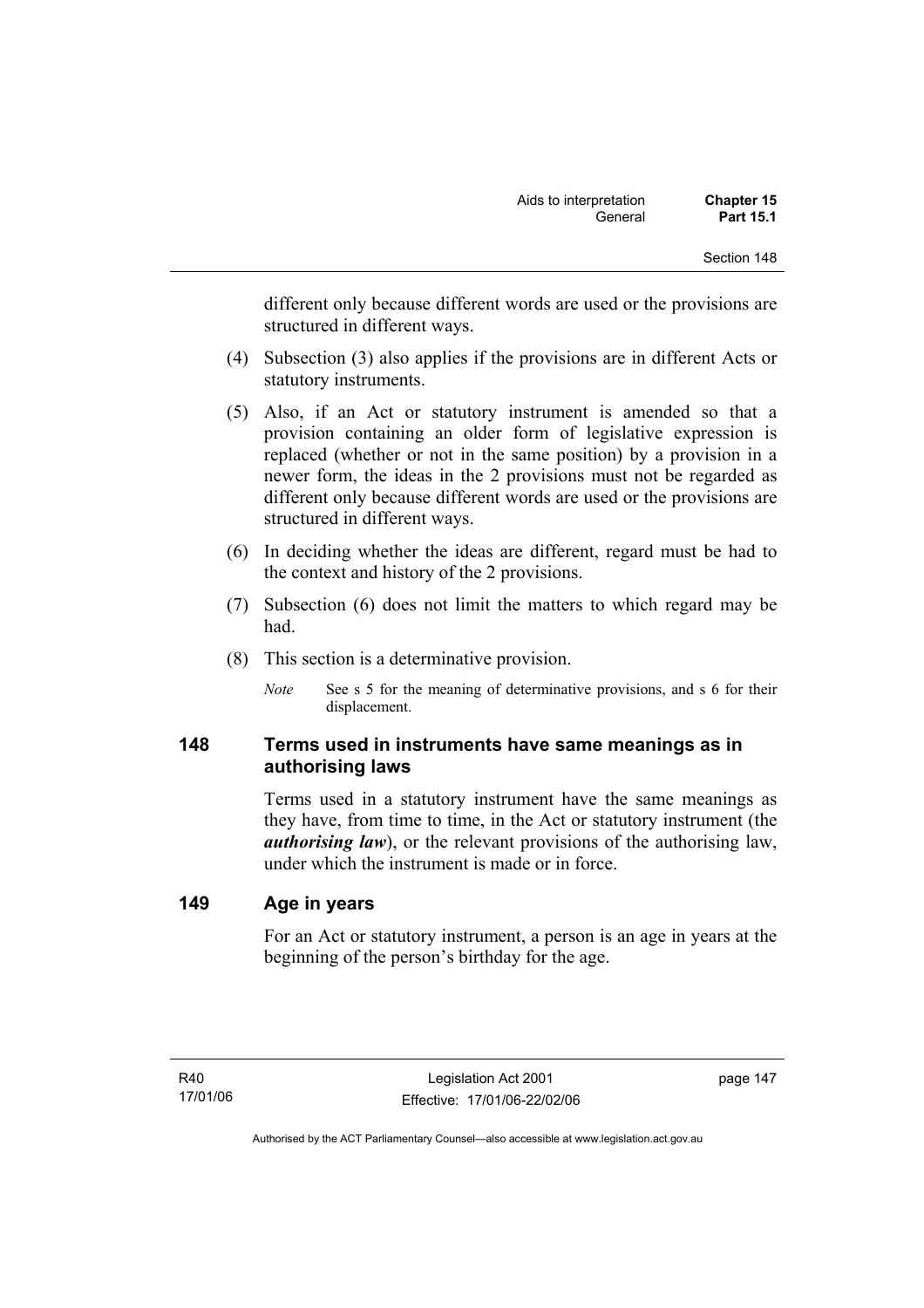different only because different words are used or the provisions are structured in different ways.

(4) Subsection (3) also applies if the provisions are in different Acts or statutory instruments.

(5) Also, if an Act or statutory instrument is amended so that a provision containing an older form of legislative expression is replaced (whether or not in the same position) by a provision in a newer form, the ideas in the 2 provisions must not be regarded as different only because different words are used or the provisions are structured in different ways.

(6) In deciding whether the ideas are different, regard must be had to the context and history of the 2 provisions.

(7) Subsection (6) does not limit the matters to which regard may be had.

(8) This section is a determinative provision.

*Note* See s 5 for the meaning of determinative provisions, and s 6 for their displacement.

### 148 Terms used in instruments have same meanings as in authorising laws

Terms used in a statutory instrument have the same meanings as they have, from time to time, in the Act or statutory instrument (the ***authorising law***), or the relevant provisions of the authorising law, under which the instrument is made or in force.

### 149 Age in years

For an Act or statutory instrument, a person is an age in years at the beginning of the person's birthday for the age.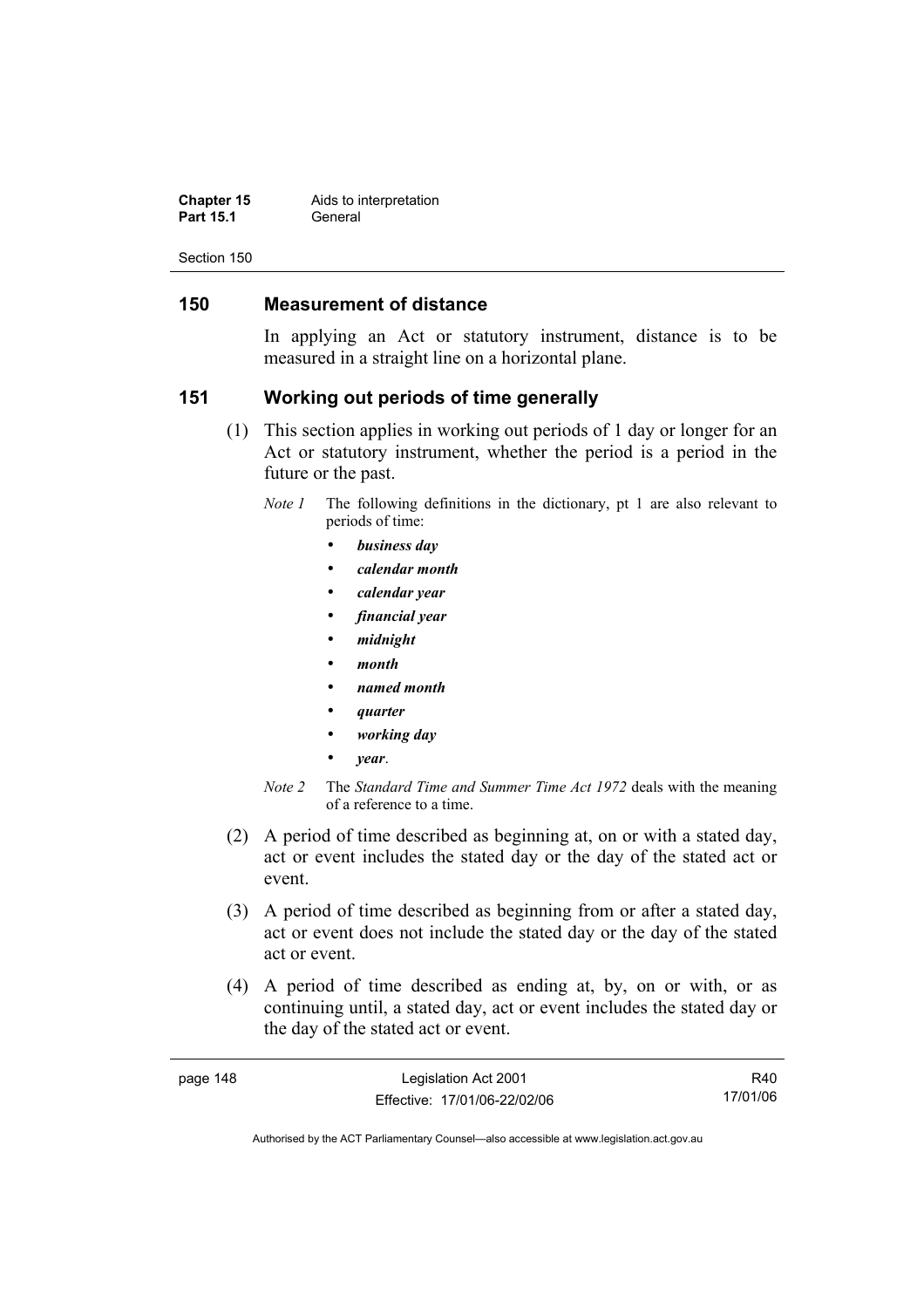## 150 Measurement of distance

In applying an Act or statutory instrument, distance is to be measured in a straight line on a horizontal plane.

## 151 Working out periods of time generally

(1) This section applies in working out periods of 1 day or longer for an Act or statutory instrument, whether the period is a period in the future or the past.

*Note 1* The following definitions in the dictionary, pt 1 are also relevant to periods of time:

- ***business day***
- ***calendar month***
- ***calendar year***
- ***financial year***
- ***midnight***
- ***month***
- ***named month***
- ***quarter***
- ***working day***
- ***year***.

*Note 2* The *Standard Time and Summer Time Act 1972* deals with the meaning of a reference to a time.

(2) A period of time described as beginning at, on or with a stated day, act or event includes the stated day or the day of the stated act or event.

(3) A period of time described as beginning from or after a stated day, act or event does not include the stated day or the day of the stated act or event.

(4) A period of time described as ending at, by, on or with, or as continuing until, a stated day, act or event includes the stated day or the day of the stated act or event.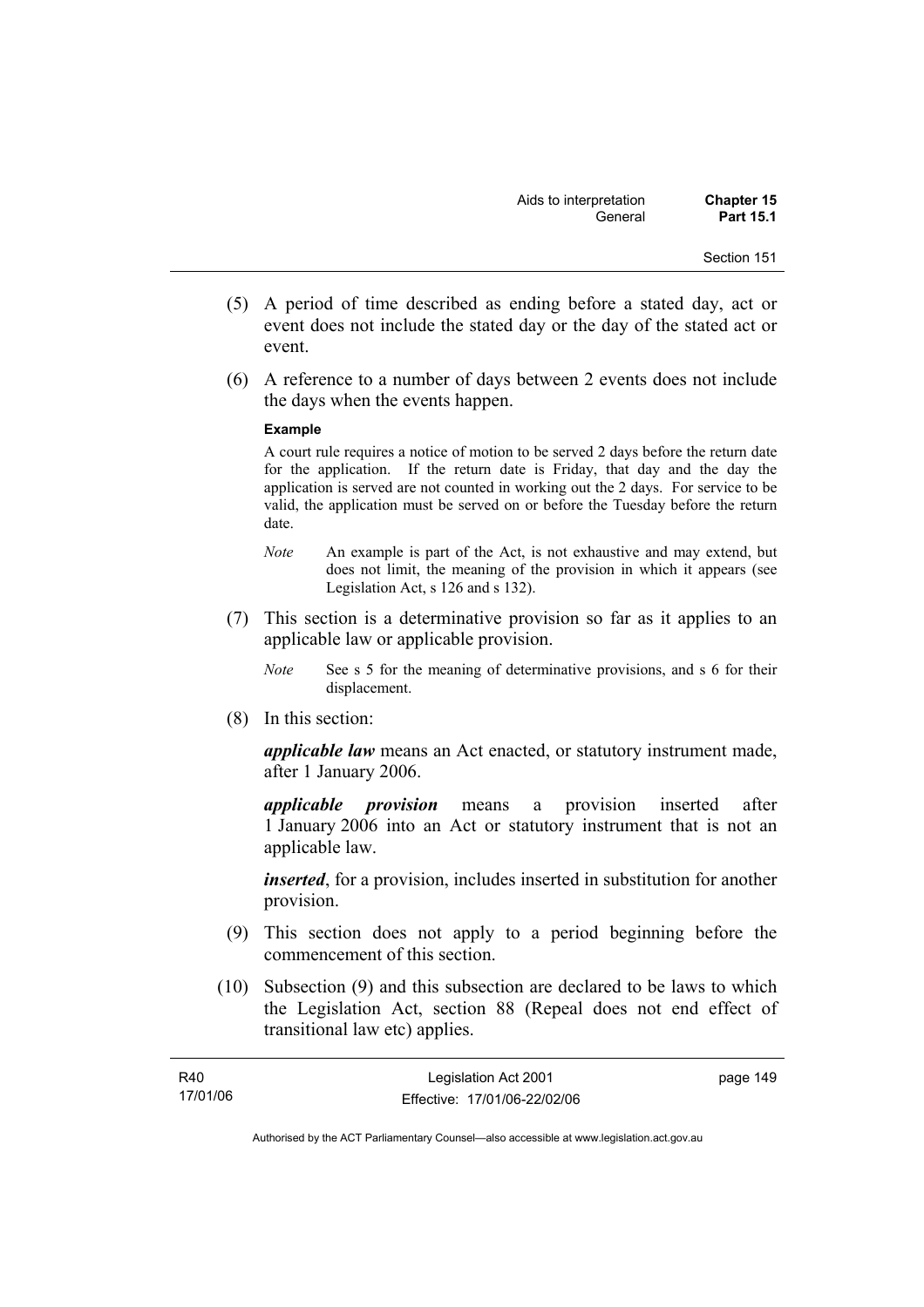(5) A period of time described as ending before a stated day, act or event does not include the stated day or the day of the stated act or event.

(6) A reference to a number of days between 2 events does not include the days when the events happen.

**Example**

A court rule requires a notice of motion to be served 2 days before the return date for the application. If the return date is Friday, that day and the day the application is served are not counted in working out the 2 days. For service to be valid, the application must be served on or before the Tuesday before the return date.

*Note* An example is part of the Act, is not exhaustive and may extend, but does not limit, the meaning of the provision in which it appears (see Legislation Act, s 126 and s 132).

(7) This section is a determinative provision so far as it applies to an applicable law or applicable provision.

*Note* See s 5 for the meaning of determinative provisions, and s 6 for their displacement.

(8) In this section:

***applicable law*** means an Act enacted, or statutory instrument made, after 1 January 2006.

***applicable provision*** means a provision inserted after 1 January 2006 into an Act or statutory instrument that is not an applicable law.

***inserted***, for a provision, includes inserted in substitution for another provision.

(9) This section does not apply to a period beginning before the commencement of this section.

(10) Subsection (9) and this subsection are declared to be laws to which the Legislation Act, section 88 (Repeal does not end effect of transitional law etc) applies.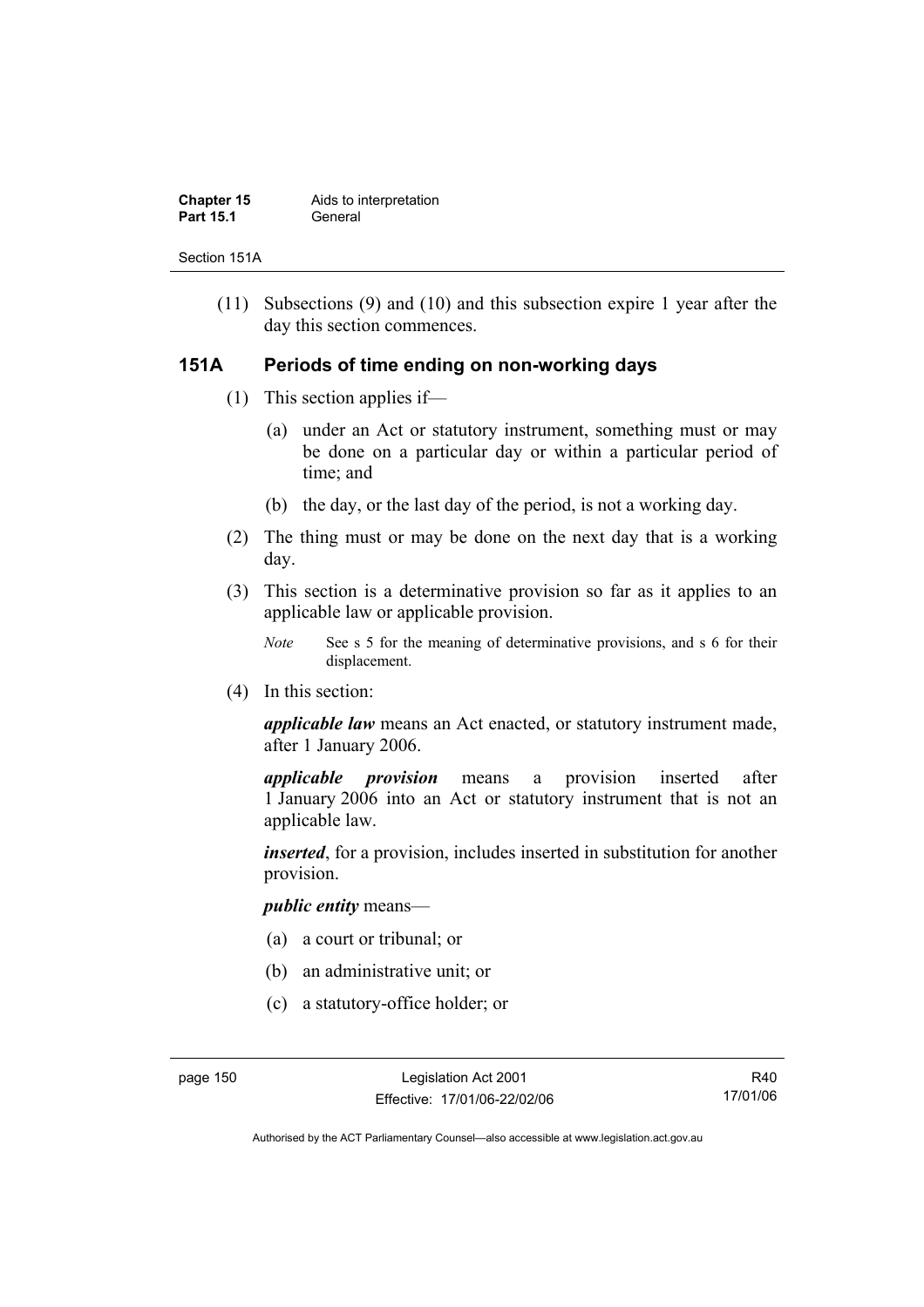(11) Subsections (9) and (10) and this subsection expire 1 year after the day this section commences.

## 151A Periods of time ending on non-working days

(1) This section applies if—

(a) under an Act or statutory instrument, something must or may be done on a particular day or within a particular period of time; and

(b) the day, or the last day of the period, is not a working day.

(2) The thing must or may be done on the next day that is a working day.

(3) This section is a determinative provision so far as it applies to an applicable law or applicable provision.

*Note* See s 5 for the meaning of determinative provisions, and s 6 for their displacement.

(4) In this section:

***applicable law*** means an Act enacted, or statutory instrument made, after 1 January 2006.

***applicable provision*** means a provision inserted after 1 January 2006 into an Act or statutory instrument that is not an applicable law.

***inserted***, for a provision, includes inserted in substitution for another provision.

***public entity*** means—

(a) a court or tribunal; or

(b) an administrative unit; or

(c) a statutory-office holder; or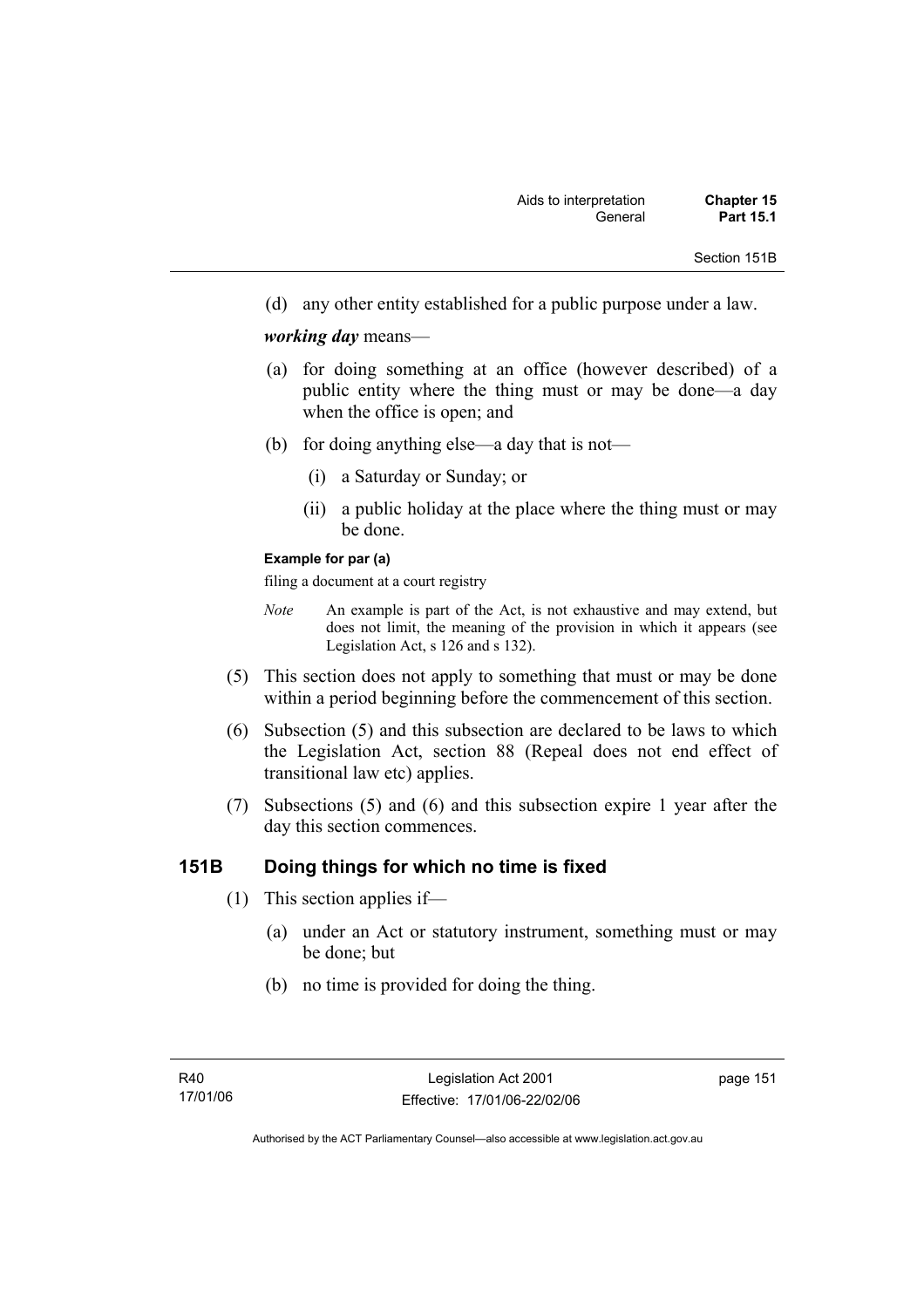(d) any other entity established for a public purpose under a law.

***working day*** means—

(a) for doing something at an office (however described) of a public entity where the thing must or may be done—a day when the office is open; and

(b) for doing anything else—a day that is not—

(i) a Saturday or Sunday; or

(ii) a public holiday at the place where the thing must or may be done.

**Example for par (a)**

filing a document at a court registry

*Note* An example is part of the Act, is not exhaustive and may extend, but does not limit, the meaning of the provision in which it appears (see Legislation Act, s 126 and s 132).

(5) This section does not apply to something that must or may be done within a period beginning before the commencement of this section.

(6) Subsection (5) and this subsection are declared to be laws to which the Legislation Act, section 88 (Repeal does not end effect of transitional law etc) applies.

(7) Subsections (5) and (6) and this subsection expire 1 year after the day this section commences.

## 151B Doing things for which no time is fixed

(1) This section applies if—

(a) under an Act or statutory instrument, something must or may be done; but

(b) no time is provided for doing the thing.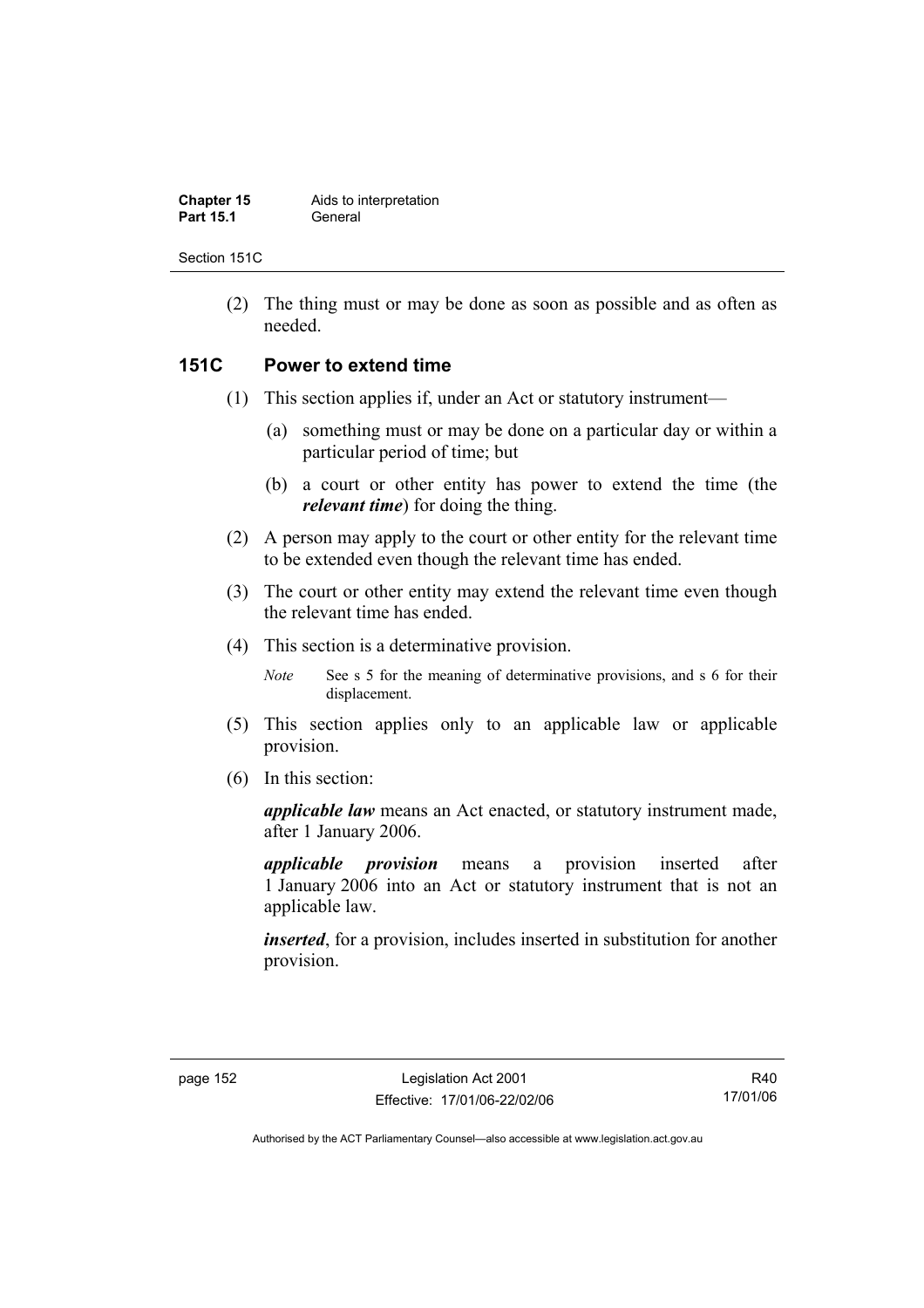(2) The thing must or may be done as soon as possible and as often as needed.

## 151C Power to extend time

(1) This section applies if, under an Act or statutory instrument—

(a) something must or may be done on a particular day or within a particular period of time; but

(b) a court or other entity has power to extend the time (the ***relevant time***) for doing the thing.

(2) A person may apply to the court or other entity for the relevant time to be extended even though the relevant time has ended.

(3) The court or other entity may extend the relevant time even though the relevant time has ended.

(4) This section is a determinative provision.

*Note* See s 5 for the meaning of determinative provisions, and s 6 for their displacement.

(5) This section applies only to an applicable law or applicable provision.

(6) In this section:

***applicable law*** means an Act enacted, or statutory instrument made, after 1 January 2006.

***applicable provision*** means a provision inserted after 1 January 2006 into an Act or statutory instrument that is not an applicable law.

***inserted***, for a provision, includes inserted in substitution for another provision.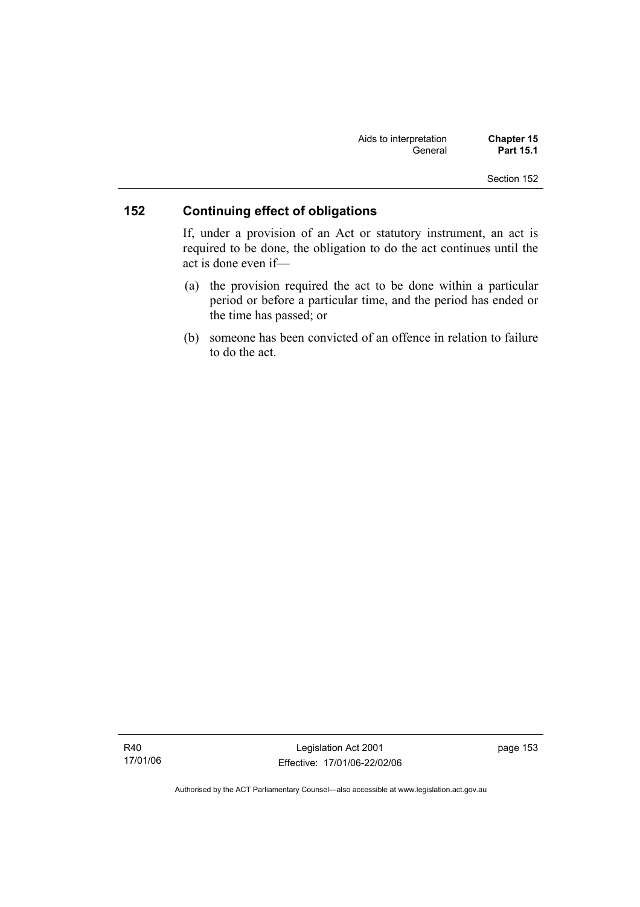## 152 Continuing effect of obligations

If, under a provision of an Act or statutory instrument, an act is required to be done, the obligation to do the act continues until the act is done even if—

(a) the provision required the act to be done within a particular period or before a particular time, and the period has ended or the time has passed; or

(b) someone has been convicted of an offence in relation to failure to do the act.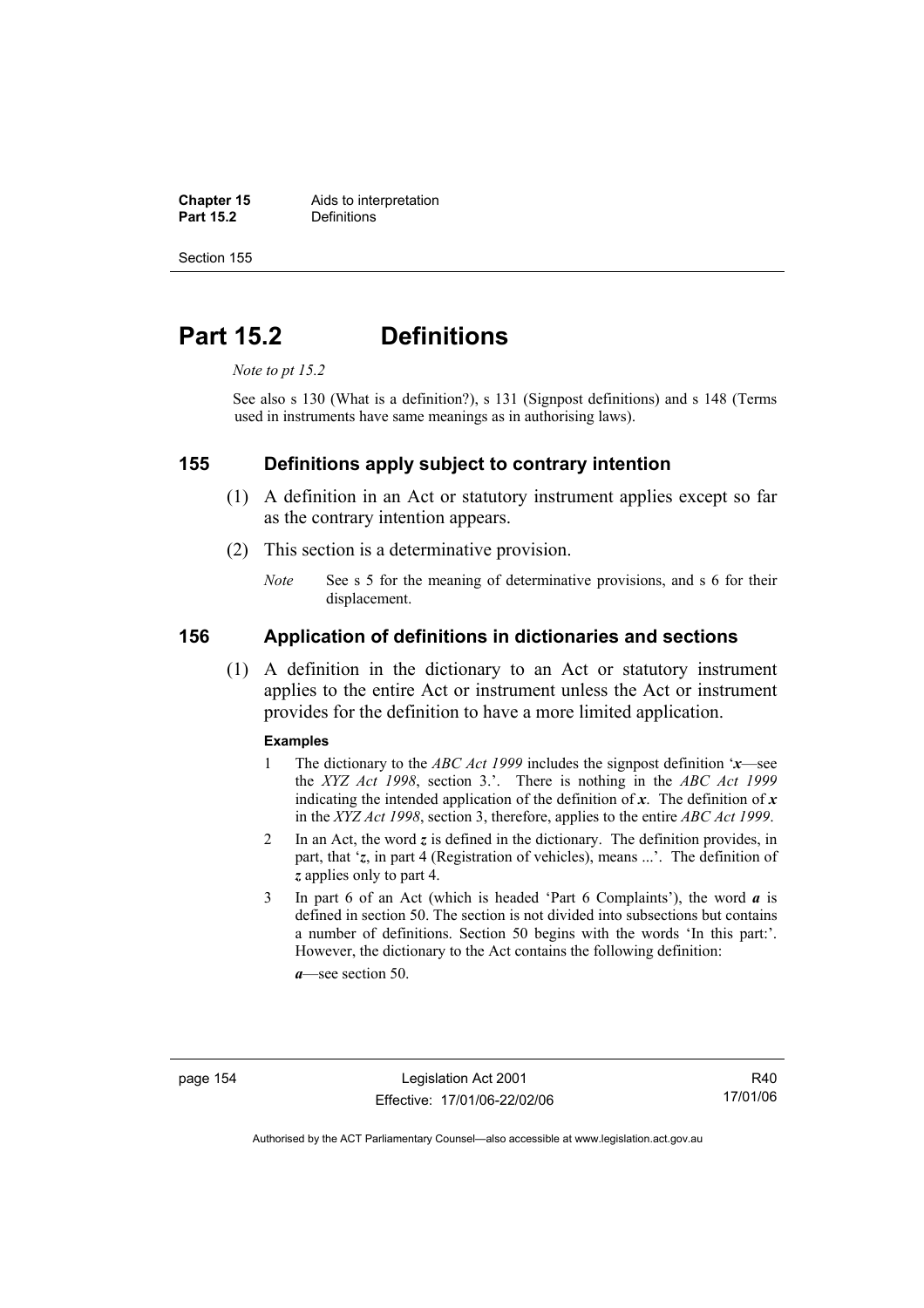# Part 15.2 Definitions

*Note to pt 15.2*

See also s 130 (What is a definition?), s 131 (Signpost definitions) and s 148 (Terms used in instruments have same meanings as in authorising laws).

## 155 Definitions apply subject to contrary intention

(1) A definition in an Act or statutory instrument applies except so far as the contrary intention appears.

(2) This section is a determinative provision.

*Note* See s 5 for the meaning of determinative provisions, and s 6 for their displacement.

## 156 Application of definitions in dictionaries and sections

(1) A definition in the dictionary to an Act or statutory instrument applies to the entire Act or instrument unless the Act or instrument provides for the definition to have a more limited application.

**Examples**

1 The dictionary to the *ABC Act 1999* includes the signpost definition '***x***—see the *XYZ Act 1998*, section 3.'. There is nothing in the *ABC Act 1999* indicating the intended application of the definition of ***x***. The definition of ***x*** in the *XYZ Act 1998*, section 3, therefore, applies to the entire *ABC Act 1999*.

2 In an Act, the word ***z*** is defined in the dictionary. The definition provides, in part, that '***z***, in part 4 (Registration of vehicles), means ...'. The definition of ***z*** applies only to part 4.

3 In part 6 of an Act (which is headed 'Part 6 Complaints'), the word ***a*** is defined in section 50. The section is not divided into subsections but contains a number of definitions. Section 50 begins with the words 'In this part:'. However, the dictionary to the Act contains the following definition:

***a***—see section 50.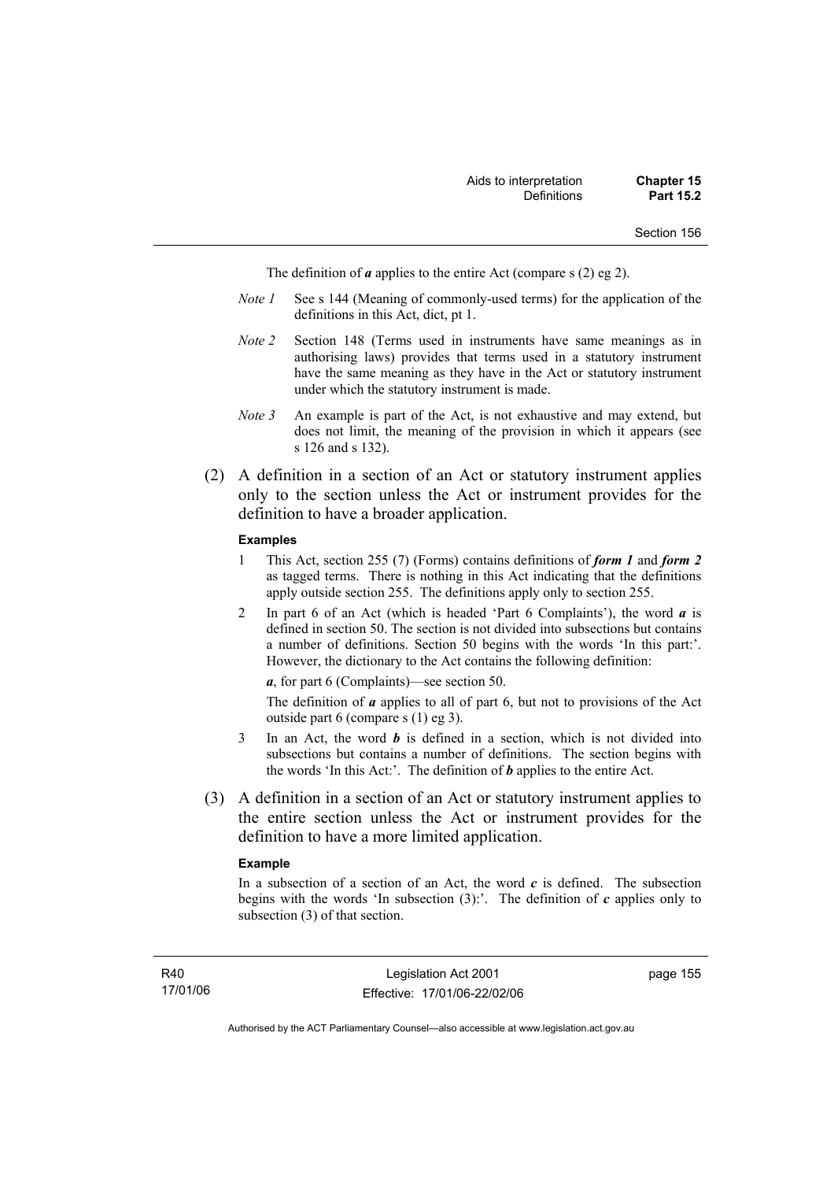The definition of ***a*** applies to the entire Act (compare s (2) eg 2).

*Note 1* See s 144 (Meaning of commonly-used terms) for the application of the definitions in this Act, dict, pt 1.

*Note 2* Section 148 (Terms used in instruments have same meanings as in authorising laws) provides that terms used in a statutory instrument have the same meaning as they have in the Act or statutory instrument under which the statutory instrument is made.

*Note 3* An example is part of the Act, is not exhaustive and may extend, but does not limit, the meaning of the provision in which it appears (see s 126 and s 132).

(2) A definition in a section of an Act or statutory instrument applies only to the section unless the Act or instrument provides for the definition to have a broader application.

**Examples**

1. This Act, section 255 (7) (Forms) contains definitions of ***form 1*** and ***form 2*** as tagged terms. There is nothing in this Act indicating that the definitions apply outside section 255. The definitions apply only to section 255.
2. In part 6 of an Act (which is headed 'Part 6 Complaints'), the word ***a*** is defined in section 50. The section is not divided into subsections but contains a number of definitions. Section 50 begins with the words 'In this part:'. However, the dictionary to the Act contains the following definition:

   ***a***, for part 6 (Complaints)—see section 50.

   The definition of ***a*** applies to all of part 6, but not to provisions of the Act outside part 6 (compare s (1) eg 3).
3. In an Act, the word ***b*** is defined in a section, which is not divided into subsections but contains a number of definitions. The section begins with the words 'In this Act:'. The definition of ***b*** applies to the entire Act.

(3) A definition in a section of an Act or statutory instrument applies to the entire section unless the Act or instrument provides for the definition to have a more limited application.

**Example**

In a subsection of a section of an Act, the word ***c*** is defined. The subsection begins with the words 'In subsection (3):'. The definition of ***c*** applies only to subsection (3) of that section.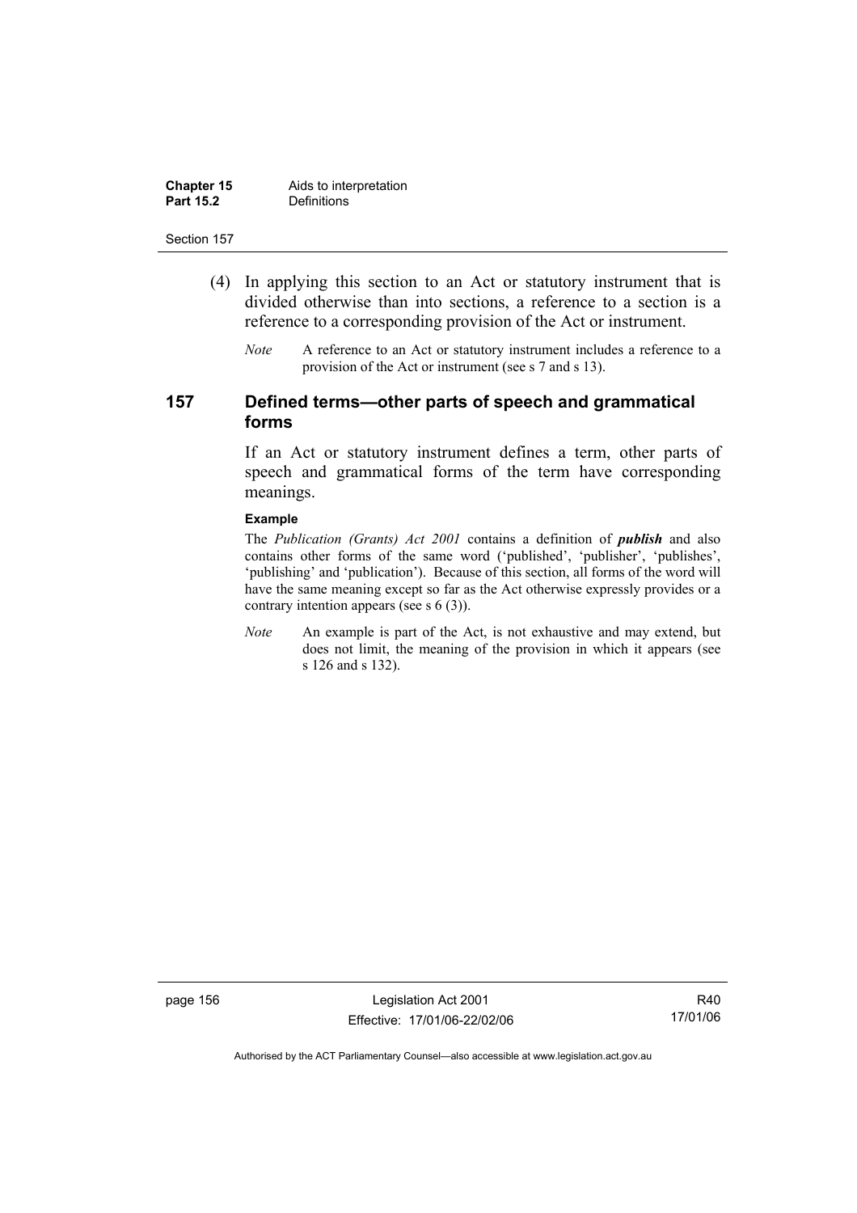(4) In applying this section to an Act or statutory instrument that is divided otherwise than into sections, a reference to a section is a reference to a corresponding provision of the Act or instrument.

*Note* A reference to an Act or statutory instrument includes a reference to a provision of the Act or instrument (see s 7 and s 13).

## 157 Defined terms—other parts of speech and grammatical forms

If an Act or statutory instrument defines a term, other parts of speech and grammatical forms of the term have corresponding meanings.

**Example**

The *Publication (Grants) Act 2001* contains a definition of ***publish*** and also contains other forms of the same word ('published', 'publisher', 'publishes', 'publishing' and 'publication'). Because of this section, all forms of the word will have the same meaning except so far as the Act otherwise expressly provides or a contrary intention appears (see s 6 (3)).

*Note* An example is part of the Act, is not exhaustive and may extend, but does not limit, the meaning of the provision in which it appears (see s 126 and s 132).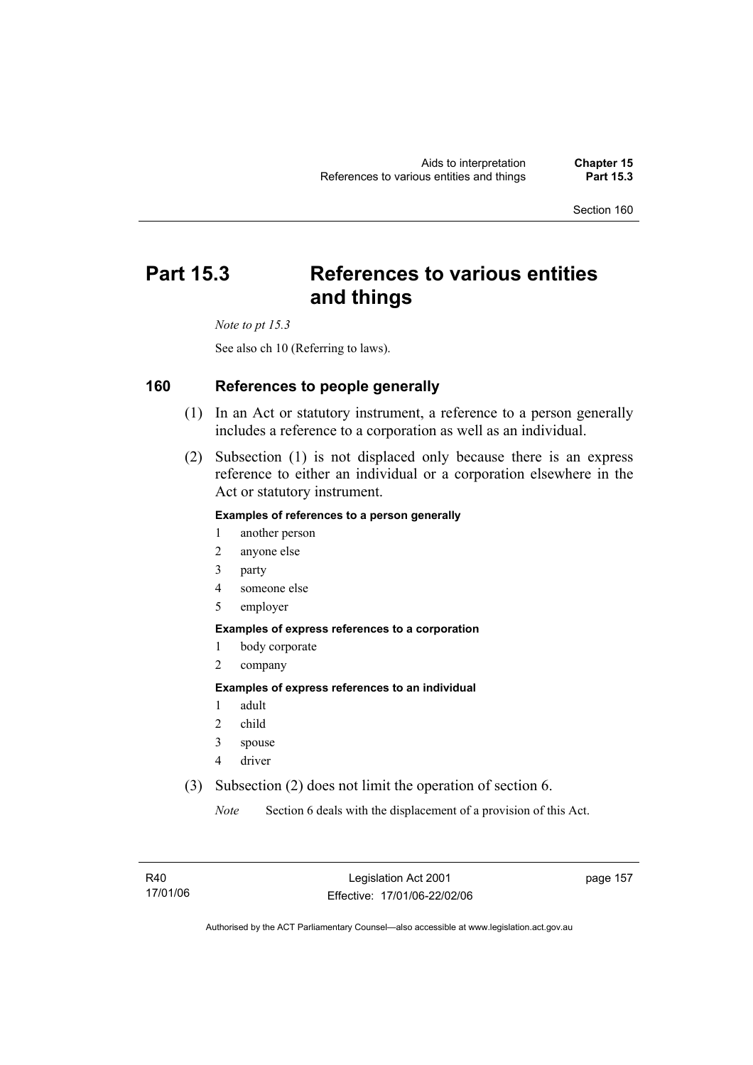# Part 15.3 References to various entities and things

*Note to pt 15.3*

See also ch 10 (Referring to laws).

## 160 References to people generally

(1) In an Act or statutory instrument, a reference to a person generally includes a reference to a corporation as well as an individual.

(2) Subsection (1) is not displaced only because there is an express reference to either an individual or a corporation elsewhere in the Act or statutory instrument.

**Examples of references to a person generally**

1 another person
2 anyone else
3 party
4 someone else
5 employer

**Examples of express references to a corporation**

1 body corporate
2 company

**Examples of express references to an individual**

1 adult
2 child
3 spouse
4 driver

(3) Subsection (2) does not limit the operation of section 6.

*Note* Section 6 deals with the displacement of a provision of this Act.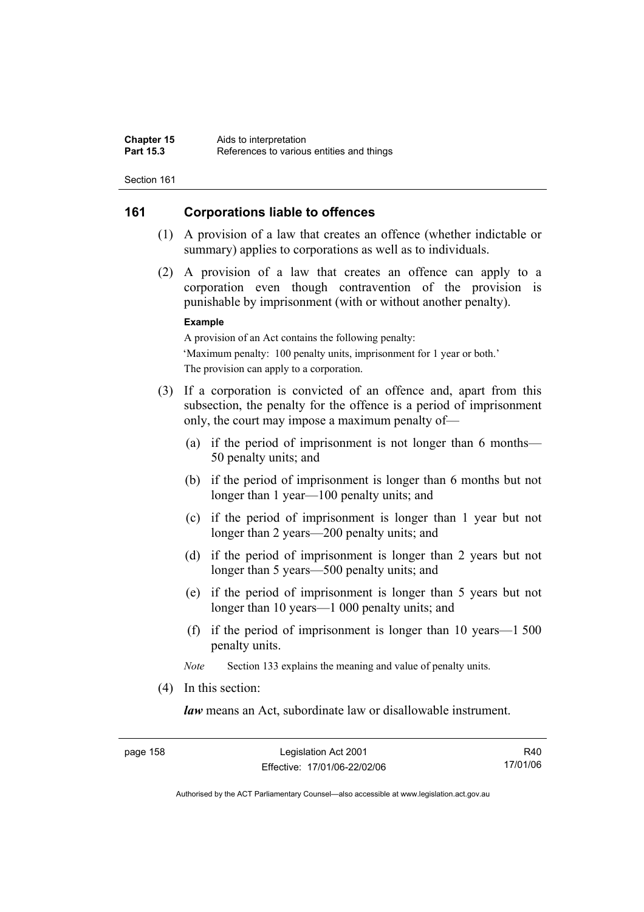## 161 Corporations liable to offences

(1) A provision of a law that creates an offence (whether indictable or summary) applies to corporations as well as to individuals.

(2) A provision of a law that creates an offence can apply to a corporation even though contravention of the provision is punishable by imprisonment (with or without another penalty).

**Example**

A provision of an Act contains the following penalty:

'Maximum penalty: 100 penalty units, imprisonment for 1 year or both.'

The provision can apply to a corporation.

(3) If a corporation is convicted of an offence and, apart from this subsection, the penalty for the offence is a period of imprisonment only, the court may impose a maximum penalty of—

(a) if the period of imprisonment is not longer than 6 months—50 penalty units; and

(b) if the period of imprisonment is longer than 6 months but not longer than 1 year—100 penalty units; and

(c) if the period of imprisonment is longer than 1 year but not longer than 2 years—200 penalty units; and

(d) if the period of imprisonment is longer than 2 years but not longer than 5 years—500 penalty units; and

(e) if the period of imprisonment is longer than 5 years but not longer than 10 years—1 000 penalty units; and

(f) if the period of imprisonment is longer than 10 years—1 500 penalty units.

*Note* Section 133 explains the meaning and value of penalty units.

(4) In this section:

***law*** means an Act, subordinate law or disallowable instrument.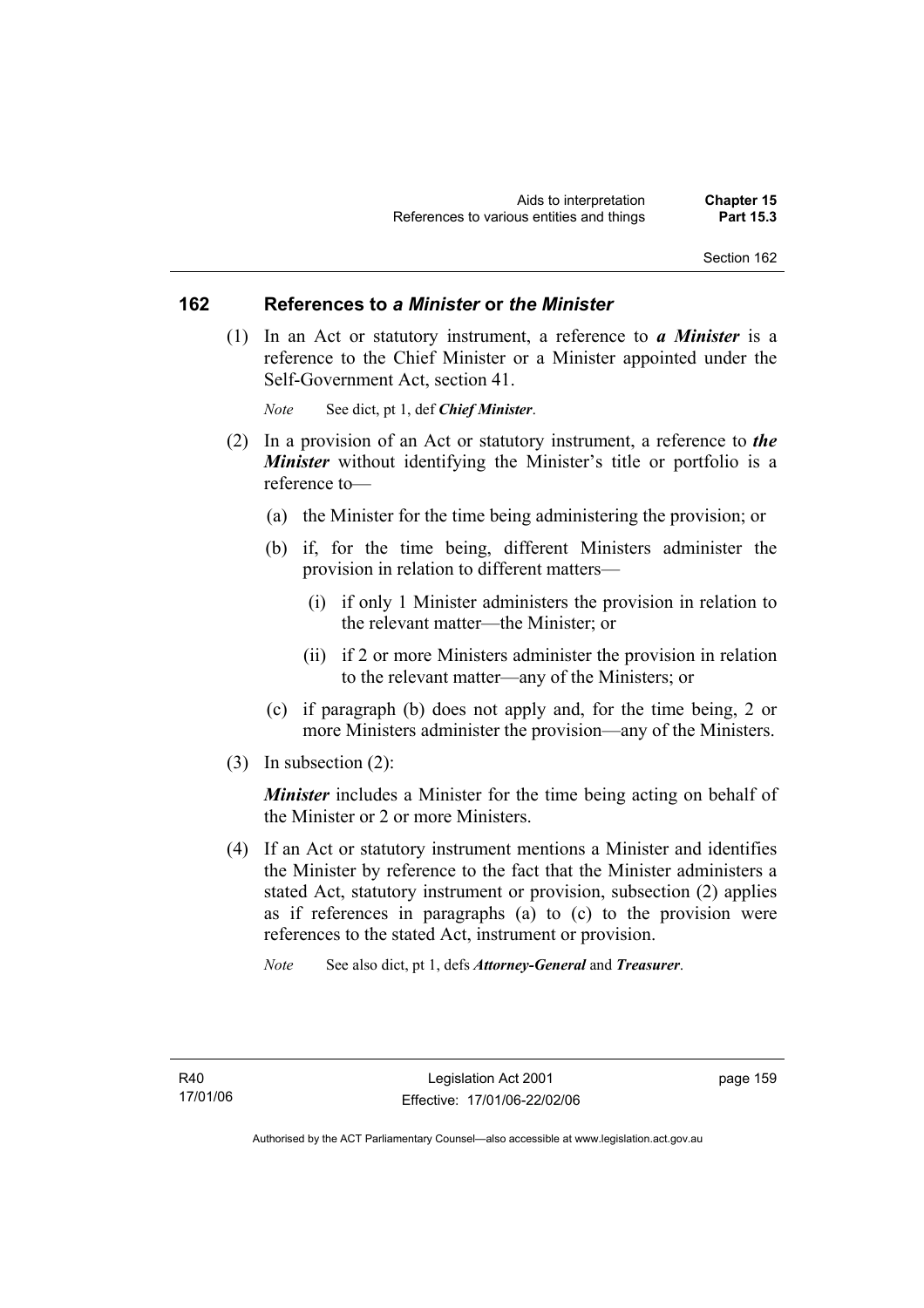## 162 References to *a Minister* or *the Minister*

(1) In an Act or statutory instrument, a reference to ***a Minister*** is a reference to the Chief Minister or a Minister appointed under the Self-Government Act, section 41.

*Note* See dict, pt 1, def ***Chief Minister***.

(2) In a provision of an Act or statutory instrument, a reference to ***the Minister*** without identifying the Minister's title or portfolio is a reference to—

(a) the Minister for the time being administering the provision; or

(b) if, for the time being, different Ministers administer the provision in relation to different matters—

(i) if only 1 Minister administers the provision in relation to the relevant matter—the Minister; or

(ii) if 2 or more Ministers administer the provision in relation to the relevant matter—any of the Ministers; or

(c) if paragraph (b) does not apply and, for the time being, 2 or more Ministers administer the provision—any of the Ministers.

(3) In subsection (2):

***Minister*** includes a Minister for the time being acting on behalf of the Minister or 2 or more Ministers.

(4) If an Act or statutory instrument mentions a Minister and identifies the Minister by reference to the fact that the Minister administers a stated Act, statutory instrument or provision, subsection (2) applies as if references in paragraphs (a) to (c) to the provision were references to the stated Act, instrument or provision.

*Note* See also dict, pt 1, defs ***Attorney-General*** and ***Treasurer***.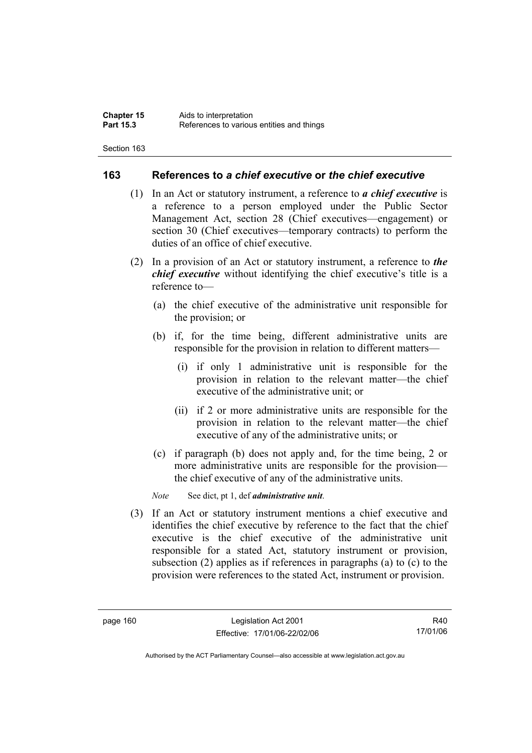## 163 References to *a chief executive* or *the chief executive*

(1) In an Act or statutory instrument, a reference to ***a chief executive*** is a reference to a person employed under the Public Sector Management Act, section 28 (Chief executives—engagement) or section 30 (Chief executives—temporary contracts) to perform the duties of an office of chief executive.

(2) In a provision of an Act or statutory instrument, a reference to ***the chief executive*** without identifying the chief executive's title is a reference to—

(a) the chief executive of the administrative unit responsible for the provision; or

(b) if, for the time being, different administrative units are responsible for the provision in relation to different matters—

(i) if only 1 administrative unit is responsible for the provision in relation to the relevant matter—the chief executive of the administrative unit; or

(ii) if 2 or more administrative units are responsible for the provision in relation to the relevant matter—the chief executive of any of the administrative units; or

(c) if paragraph (b) does not apply and, for the time being, 2 or more administrative units are responsible for the provision—the chief executive of any of the administrative units.

*Note* See dict, pt 1, def ***administrative unit***.

(3) If an Act or statutory instrument mentions a chief executive and identifies the chief executive by reference to the fact that the chief executive is the chief executive of the administrative unit responsible for a stated Act, statutory instrument or provision, subsection (2) applies as if references in paragraphs (a) to (c) to the provision were references to the stated Act, instrument or provision.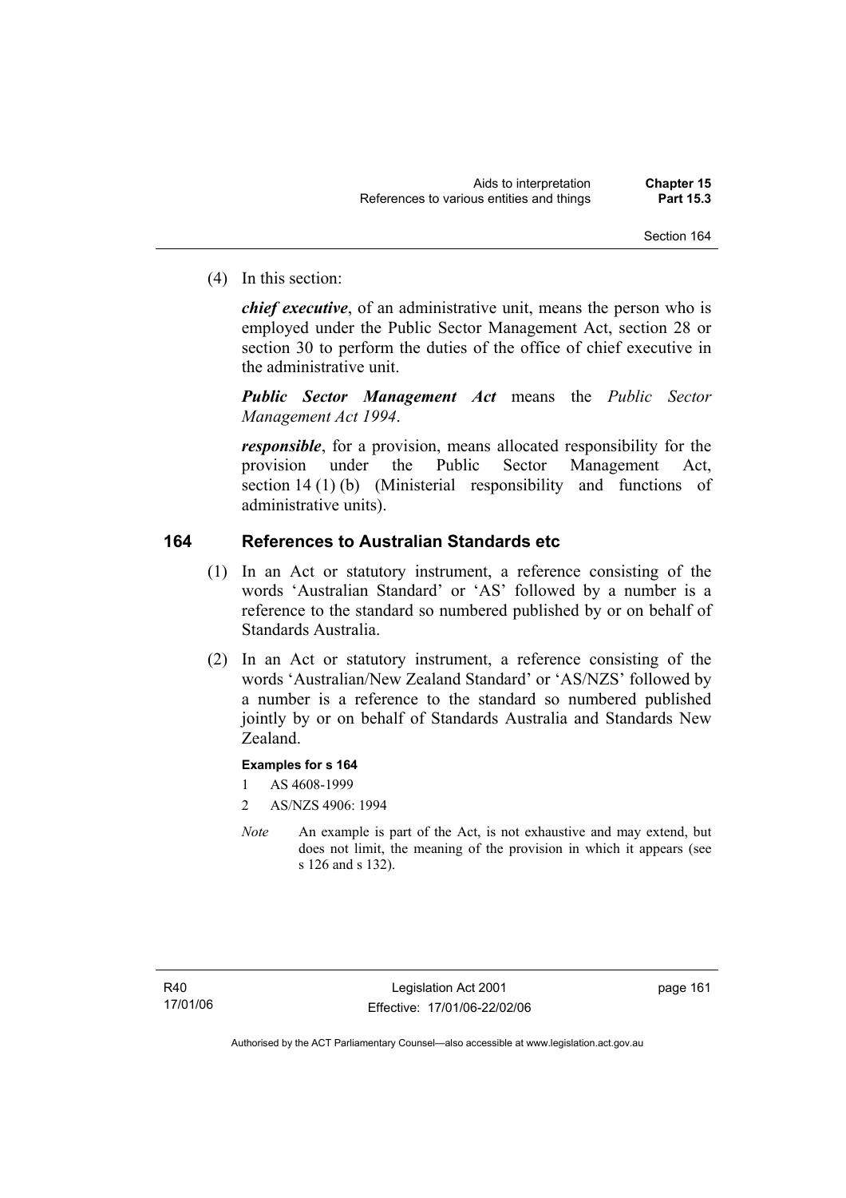(4) In this section:

*chief executive*, of an administrative unit, means the person who is employed under the Public Sector Management Act, section 28 or section 30 to perform the duties of the office of chief executive in the administrative unit.

***Public Sector Management Act*** means the *Public Sector Management Act 1994*.

***responsible***, for a provision, means allocated responsibility for the provision under the Public Sector Management Act, section 14 (1) (b) (Ministerial responsibility and functions of administrative units).

## 164 References to Australian Standards etc

(1) In an Act or statutory instrument, a reference consisting of the words 'Australian Standard' or 'AS' followed by a number is a reference to the standard so numbered published by or on behalf of Standards Australia.

(2) In an Act or statutory instrument, a reference consisting of the words 'Australian/New Zealand Standard' or 'AS/NZS' followed by a number is a reference to the standard so numbered published jointly by or on behalf of Standards Australia and Standards New Zealand.

**Examples for s 164**

1 AS 4608-1999

2 AS/NZS 4906: 1994

*Note* An example is part of the Act, is not exhaustive and may extend, but does not limit, the meaning of the provision in which it appears (see s 126 and s 132).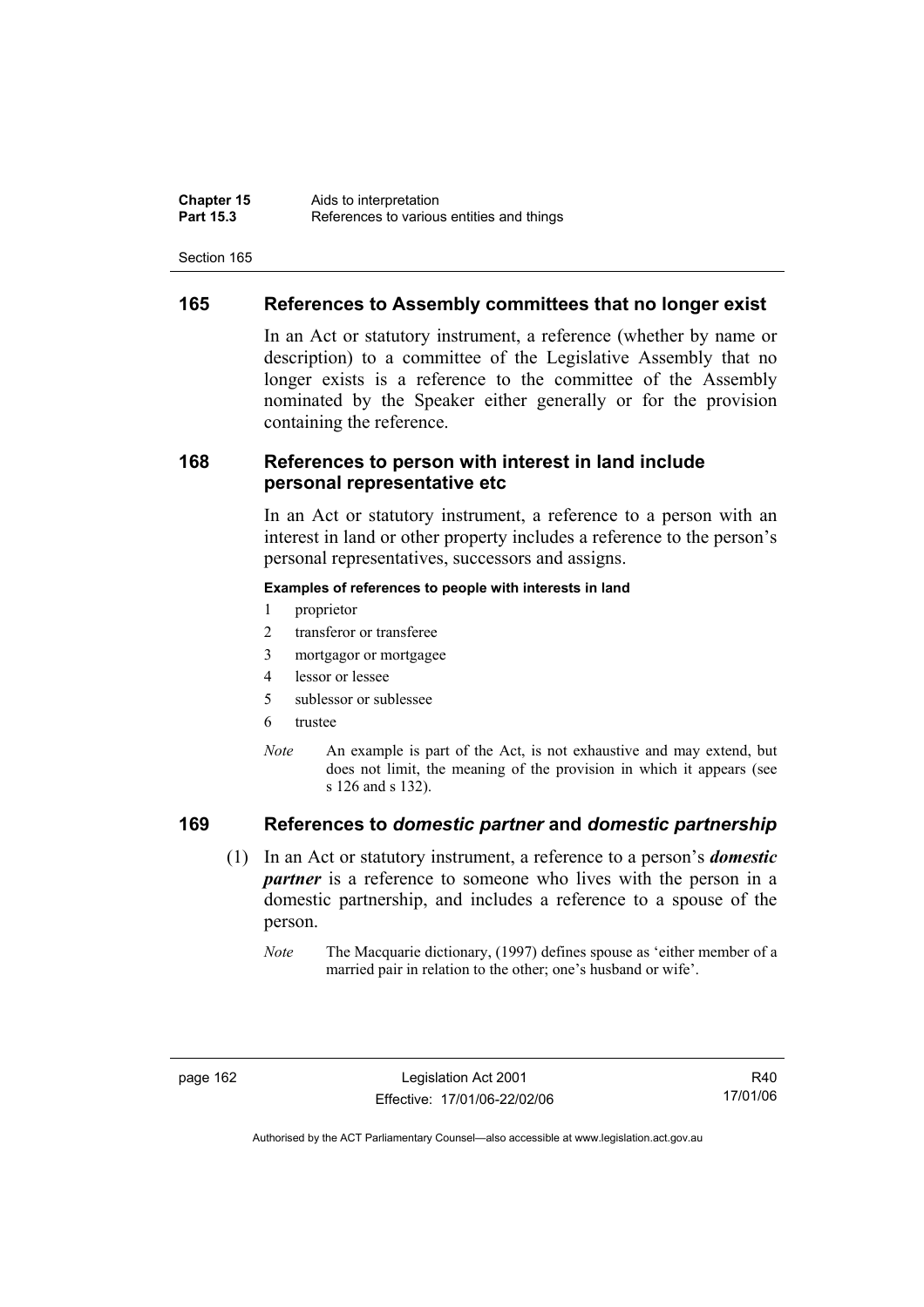## 165 References to Assembly committees that no longer exist

In an Act or statutory instrument, a reference (whether by name or description) to a committee of the Legislative Assembly that no longer exists is a reference to the committee of the Assembly nominated by the Speaker either generally or for the provision containing the reference.

## 168 References to person with interest in land include personal representative etc

In an Act or statutory instrument, a reference to a person with an interest in land or other property includes a reference to the person's personal representatives, successors and assigns.

**Examples of references to people with interests in land**

1 proprietor
2 transferor or transferee
3 mortgagor or mortgagee
4 lessor or lessee
5 sublessor or sublessee
6 trustee

*Note* An example is part of the Act, is not exhaustive and may extend, but does not limit, the meaning of the provision in which it appears (see s 126 and s 132).

## 169 References to *domestic partner* and *domestic partnership*

(1) In an Act or statutory instrument, a reference to a person's ***domestic partner*** is a reference to someone who lives with the person in a domestic partnership, and includes a reference to a spouse of the person.

*Note* The Macquarie dictionary, (1997) defines spouse as 'either member of a married pair in relation to the other; one's husband or wife'.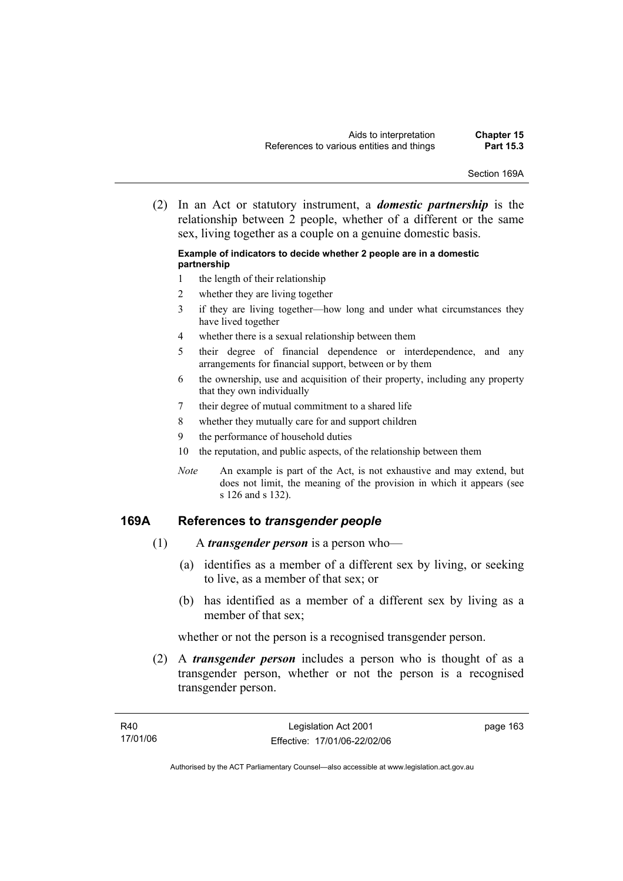(2) In an Act or statutory instrument, a ***domestic partnership*** is the relationship between 2 people, whether of a different or the same sex, living together as a couple on a genuine domestic basis.

**Example of indicators to decide whether 2 people are in a domestic partnership**

1 the length of their relationship
2 whether they are living together
3 if they are living together—how long and under what circumstances they have lived together
4 whether there is a sexual relationship between them
5 their degree of financial dependence or interdependence, and any arrangements for financial support, between or by them
6 the ownership, use and acquisition of their property, including any property that they own individually
7 their degree of mutual commitment to a shared life
8 whether they mutually care for and support children
9 the performance of household duties
10 the reputation, and public aspects, of the relationship between them

*Note* An example is part of the Act, is not exhaustive and may extend, but does not limit, the meaning of the provision in which it appears (see s 126 and s 132).

## 169A References to *transgender people*

(1) A ***transgender person*** is a person who—

(a) identifies as a member of a different sex by living, or seeking to live, as a member of that sex; or

(b) has identified as a member of a different sex by living as a member of that sex;

whether or not the person is a recognised transgender person.

(2) A ***transgender person*** includes a person who is thought of as a transgender person, whether or not the person is a recognised transgender person.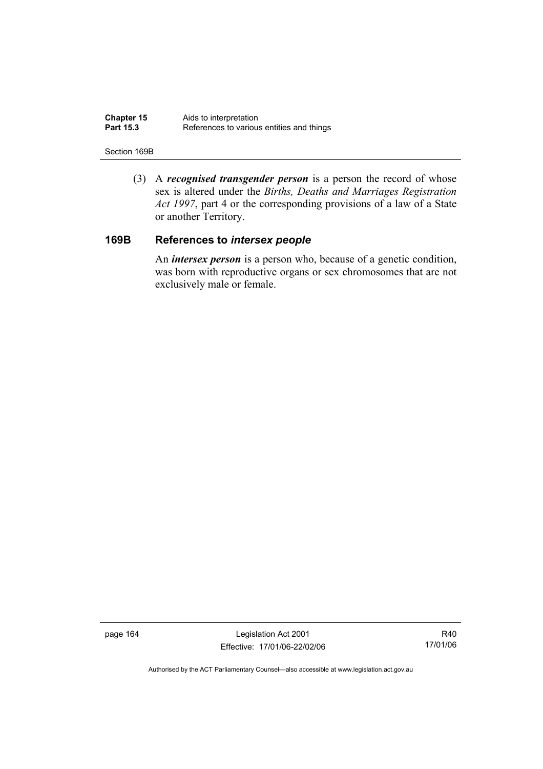(3) A ***recognised transgender person*** is a person the record of whose sex is altered under the *Births, Deaths and Marriages Registration Act 1997*, part 4 or the corresponding provisions of a law of a State or another Territory.

### 169B References to *intersex people*

An ***intersex person*** is a person who, because of a genetic condition, was born with reproductive organs or sex chromosomes that are not exclusively male or female.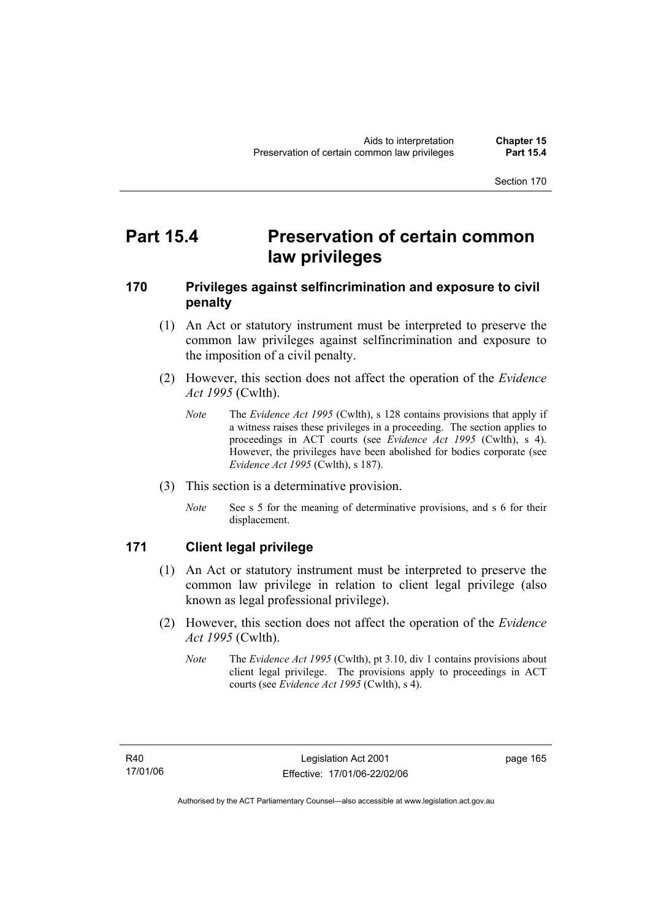# Part 15.4 Preservation of certain common law privileges

## 170 Privileges against selfincrimination and exposure to civil penalty

(1) An Act or statutory instrument must be interpreted to preserve the common law privileges against selfincrimination and exposure to the imposition of a civil penalty.

(2) However, this section does not affect the operation of the *Evidence Act 1995* (Cwlth).

*Note* The *Evidence Act 1995* (Cwlth), s 128 contains provisions that apply if a witness raises these privileges in a proceeding. The section applies to proceedings in ACT courts (see *Evidence Act 1995* (Cwlth), s 4). However, the privileges have been abolished for bodies corporate (see *Evidence Act 1995* (Cwlth), s 187).

(3) This section is a determinative provision.

*Note* See s 5 for the meaning of determinative provisions, and s 6 for their displacement.

## 171 Client legal privilege

(1) An Act or statutory instrument must be interpreted to preserve the common law privilege in relation to client legal privilege (also known as legal professional privilege).

(2) However, this section does not affect the operation of the *Evidence Act 1995* (Cwlth).

*Note* The *Evidence Act 1995* (Cwlth), pt 3.10, div 1 contains provisions about client legal privilege. The provisions apply to proceedings in ACT courts (see *Evidence Act 1995* (Cwlth), s 4).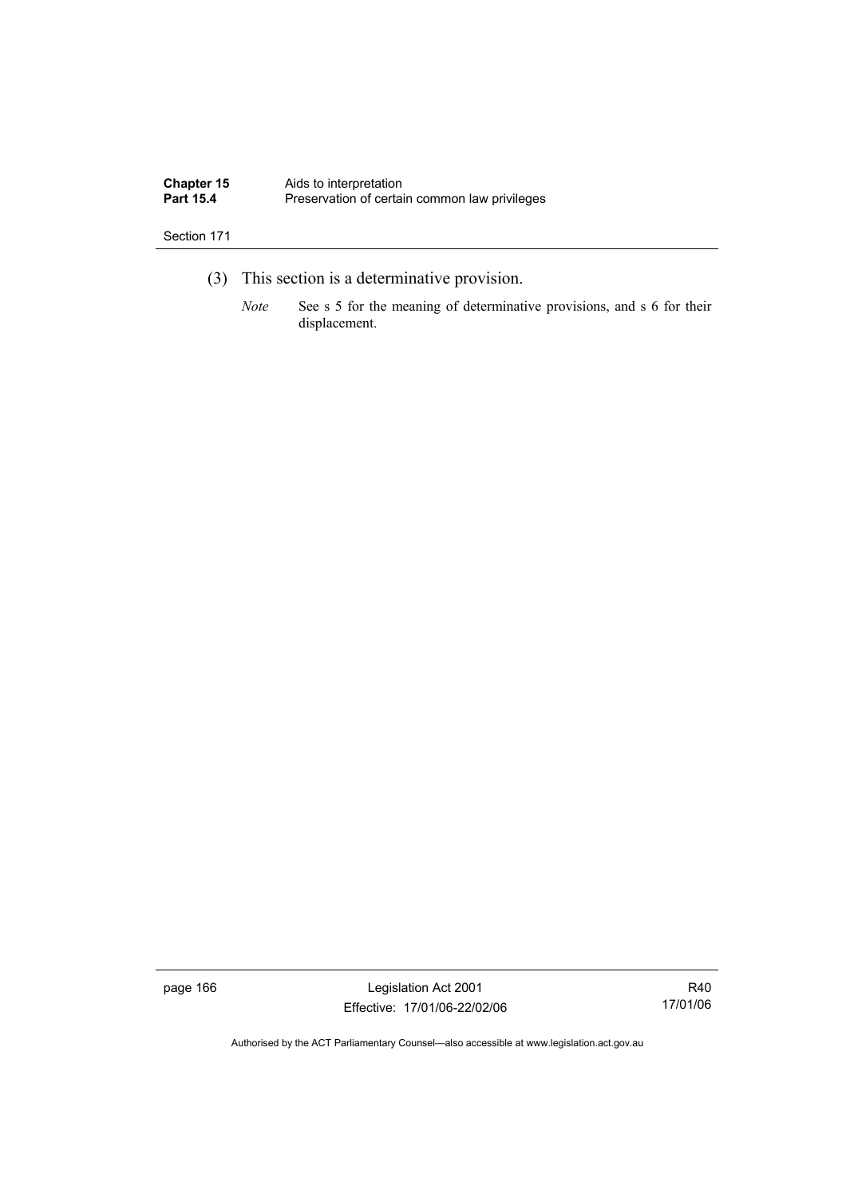(3) This section is a determinative provision.

*Note* See s 5 for the meaning of determinative provisions, and s 6 for their displacement.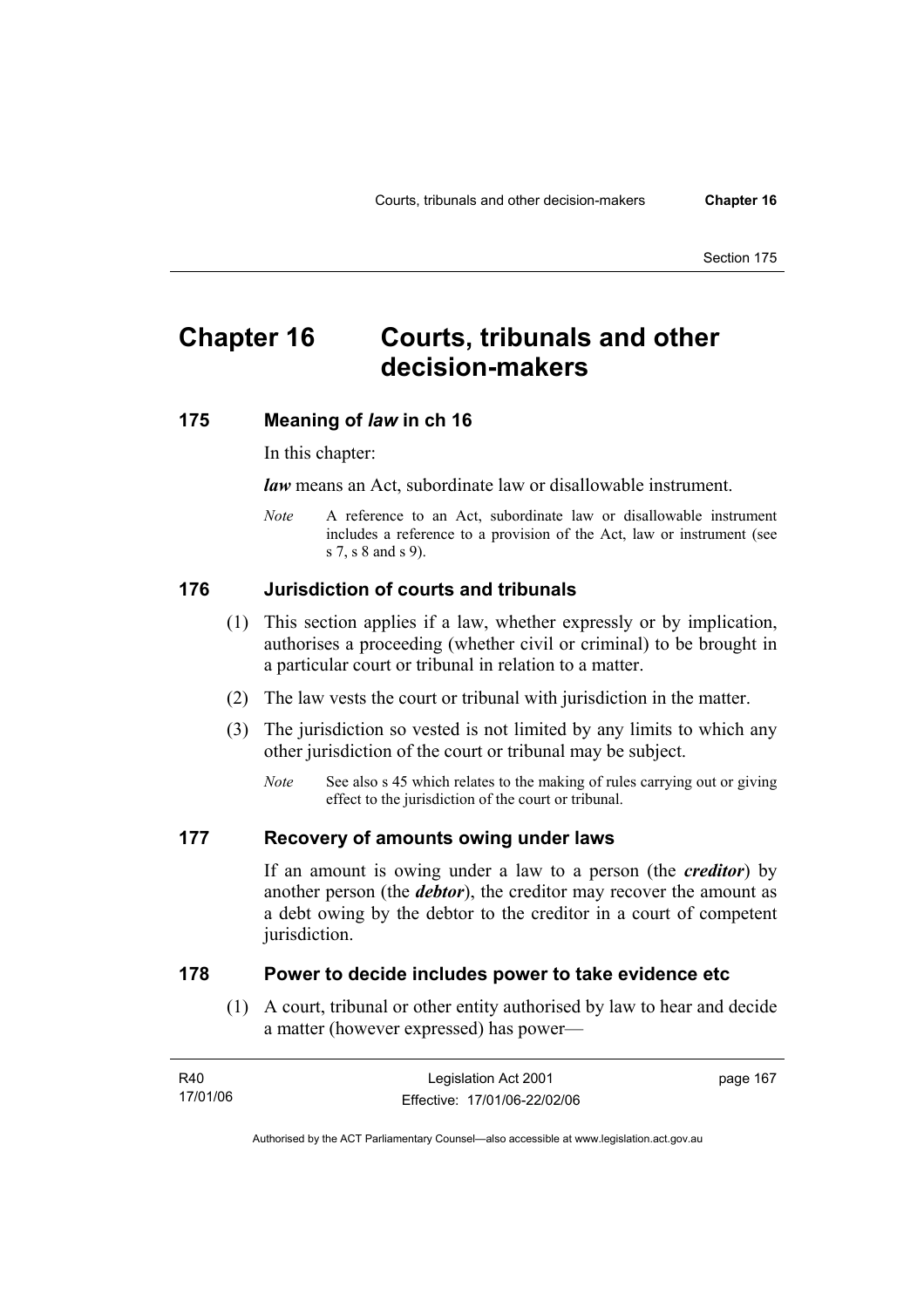# Chapter 16 Courts, tribunals and other decision-makers

## 175 Meaning of *law* in ch 16

In this chapter:

***law*** means an Act, subordinate law or disallowable instrument.

*Note* A reference to an Act, subordinate law or disallowable instrument includes a reference to a provision of the Act, law or instrument (see s 7, s 8 and s 9).

## 176 Jurisdiction of courts and tribunals

(1) This section applies if a law, whether expressly or by implication, authorises a proceeding (whether civil or criminal) to be brought in a particular court or tribunal in relation to a matter.

(2) The law vests the court or tribunal with jurisdiction in the matter.

(3) The jurisdiction so vested is not limited by any limits to which any other jurisdiction of the court or tribunal may be subject.

*Note* See also s 45 which relates to the making of rules carrying out or giving effect to the jurisdiction of the court or tribunal.

## 177 Recovery of amounts owing under laws

If an amount is owing under a law to a person (the ***creditor***) by another person (the ***debtor***), the creditor may recover the amount as a debt owing by the debtor to the creditor in a court of competent jurisdiction.

## 178 Power to decide includes power to take evidence etc

(1) A court, tribunal or other entity authorised by law to hear and decide a matter (however expressed) has power—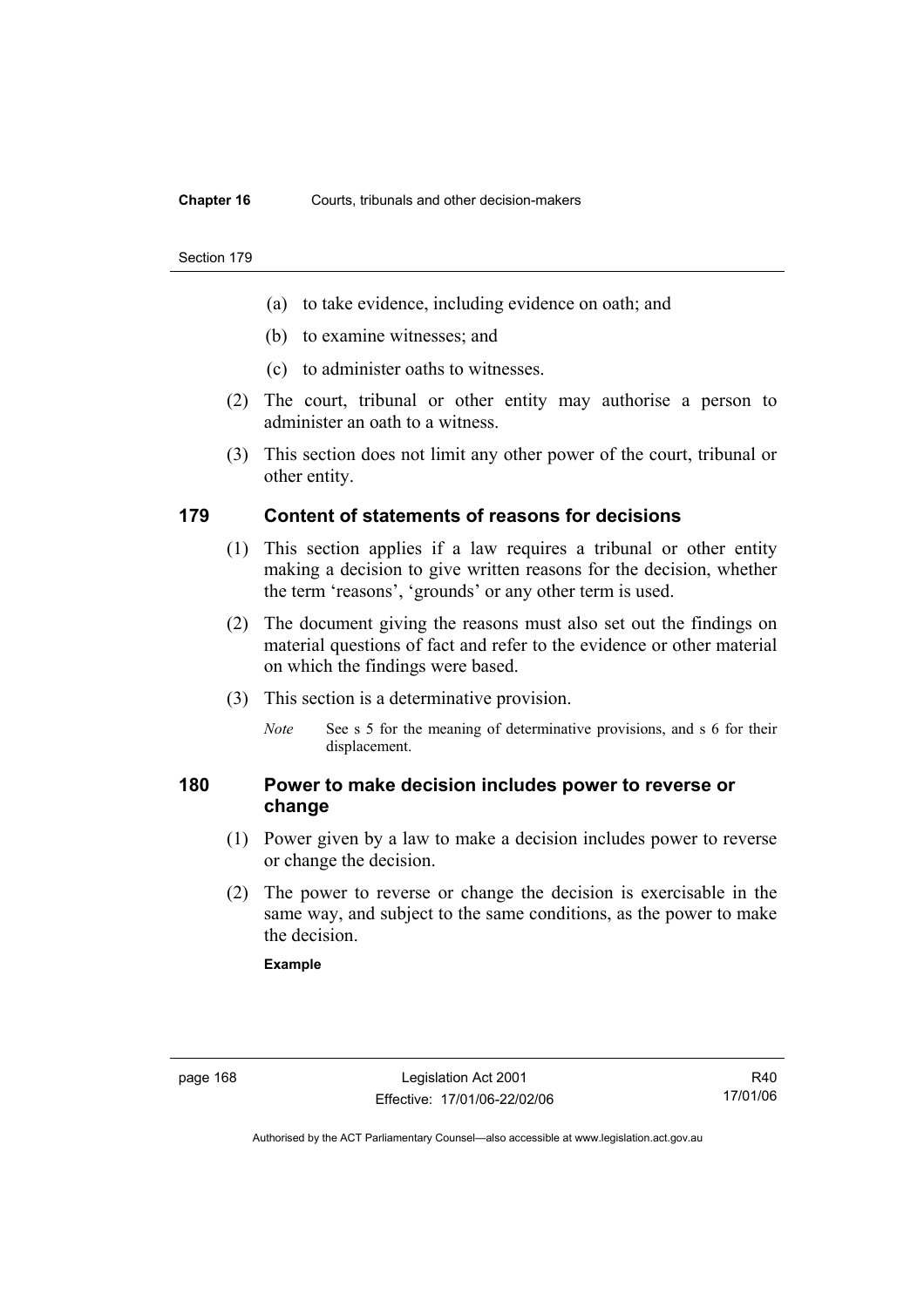(a) to take evidence, including evidence on oath; and

(b) to examine witnesses; and

(c) to administer oaths to witnesses.

(2) The court, tribunal or other entity may authorise a person to administer an oath to a witness.

(3) This section does not limit any other power of the court, tribunal or other entity.

## 179 Content of statements of reasons for decisions

(1) This section applies if a law requires a tribunal or other entity making a decision to give written reasons for the decision, whether the term 'reasons', 'grounds' or any other term is used.

(2) The document giving the reasons must also set out the findings on material questions of fact and refer to the evidence or other material on which the findings were based.

(3) This section is a determinative provision.

*Note* See s 5 for the meaning of determinative provisions, and s 6 for their displacement.

## 180 Power to make decision includes power to reverse or change

(1) Power given by a law to make a decision includes power to reverse or change the decision.

(2) The power to reverse or change the decision is exercisable in the same way, and subject to the same conditions, as the power to make the decision.

**Example**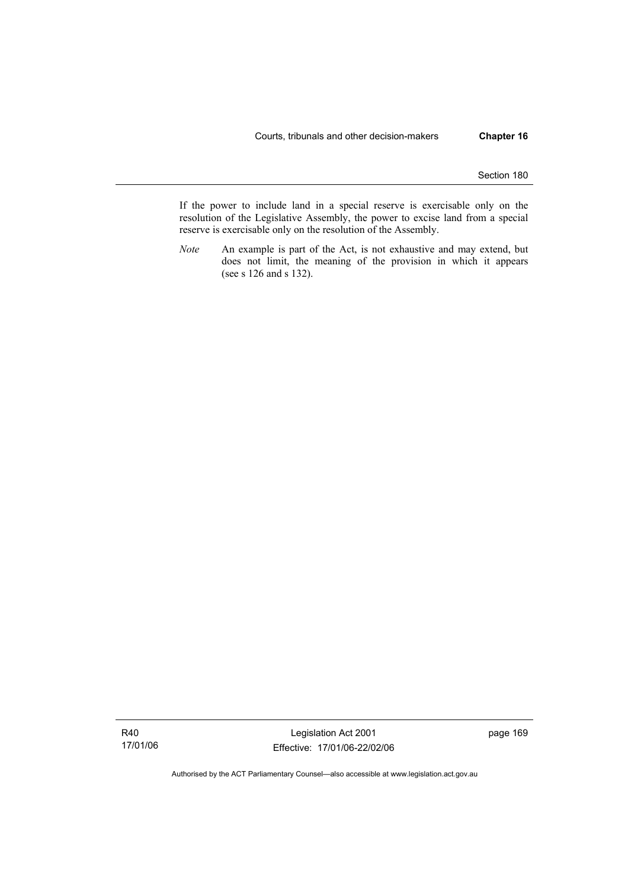If the power to include land in a special reserve is exercisable only on the resolution of the Legislative Assembly, the power to excise land from a special reserve is exercisable only on the resolution of the Assembly.

*Note* An example is part of the Act, is not exhaustive and may extend, but does not limit, the meaning of the provision in which it appears (see s 126 and s 132).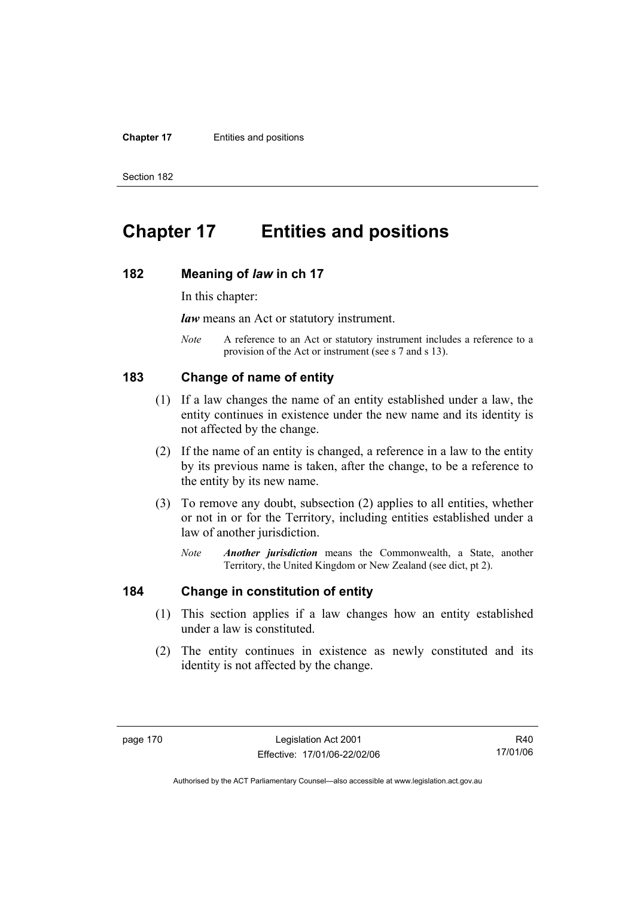# Chapter 17 Entities and positions

## 182 Meaning of *law* in ch 17

In this chapter:

***law*** means an Act or statutory instrument.

*Note* A reference to an Act or statutory instrument includes a reference to a provision of the Act or instrument (see s 7 and s 13).

## 183 Change of name of entity

(1) If a law changes the name of an entity established under a law, the entity continues in existence under the new name and its identity is not affected by the change.

(2) If the name of an entity is changed, a reference in a law to the entity by its previous name is taken, after the change, to be a reference to the entity by its new name.

(3) To remove any doubt, subsection (2) applies to all entities, whether or not in or for the Territory, including entities established under a law of another jurisdiction.

*Note* ***Another jurisdiction*** means the Commonwealth, a State, another Territory, the United Kingdom or New Zealand (see dict, pt 2).

## 184 Change in constitution of entity

(1) This section applies if a law changes how an entity established under a law is constituted.

(2) The entity continues in existence as newly constituted and its identity is not affected by the change.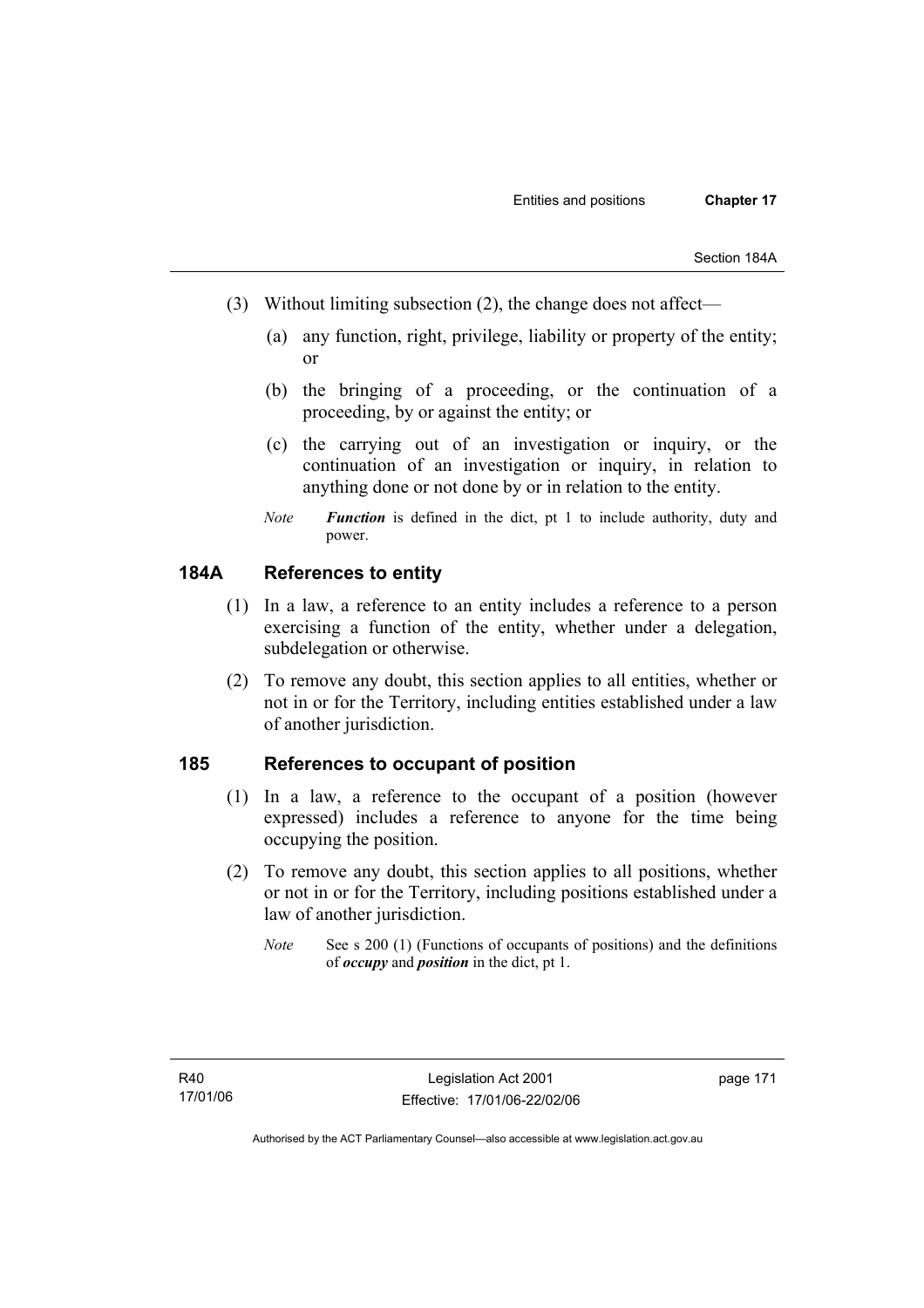(3) Without limiting subsection (2), the change does not affect—

(a) any function, right, privilege, liability or property of the entity; or

(b) the bringing of a proceeding, or the continuation of a proceeding, by or against the entity; or

(c) the carrying out of an investigation or inquiry, or the continuation of an investigation or inquiry, in relation to anything done or not done by or in relation to the entity.

*Note* ***Function*** is defined in the dict, pt 1 to include authority, duty and power.

## 184A References to entity

(1) In a law, a reference to an entity includes a reference to a person exercising a function of the entity, whether under a delegation, subdelegation or otherwise.

(2) To remove any doubt, this section applies to all entities, whether or not in or for the Territory, including entities established under a law of another jurisdiction.

## 185 References to occupant of position

(1) In a law, a reference to the occupant of a position (however expressed) includes a reference to anyone for the time being occupying the position.

(2) To remove any doubt, this section applies to all positions, whether or not in or for the Territory, including positions established under a law of another jurisdiction.

*Note* See s 200 (1) (Functions of occupants of positions) and the definitions of ***occupy*** and ***position*** in the dict, pt 1.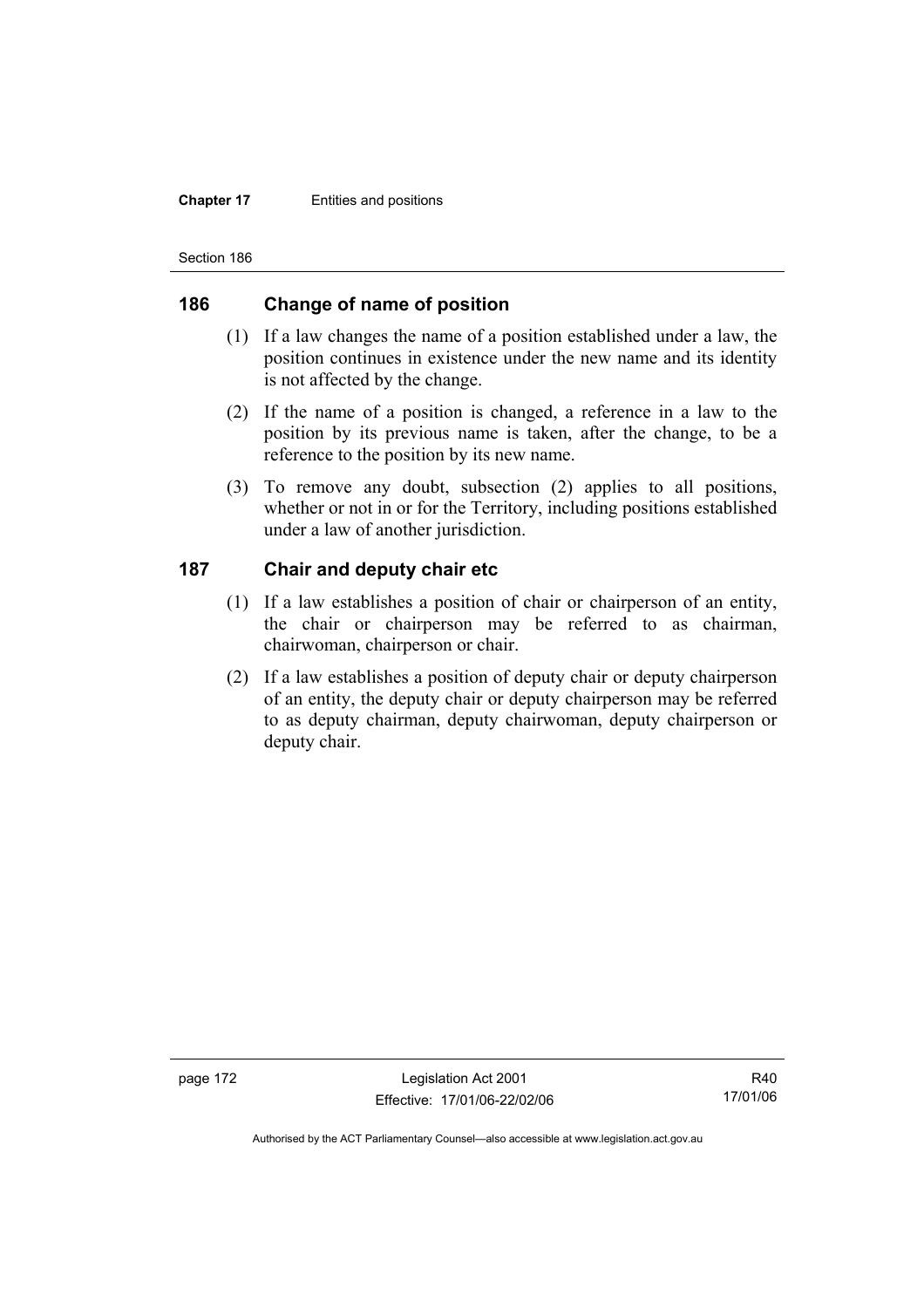## 186 Change of name of position

(1) If a law changes the name of a position established under a law, the position continues in existence under the new name and its identity is not affected by the change.

(2) If the name of a position is changed, a reference in a law to the position by its previous name is taken, after the change, to be a reference to the position by its new name.

(3) To remove any doubt, subsection (2) applies to all positions, whether or not in or for the Territory, including positions established under a law of another jurisdiction.

## 187 Chair and deputy chair etc

(1) If a law establishes a position of chair or chairperson of an entity, the chair or chairperson may be referred to as chairman, chairwoman, chairperson or chair.

(2) If a law establishes a position of deputy chair or deputy chairperson of an entity, the deputy chair or deputy chairperson may be referred to as deputy chairman, deputy chairwoman, deputy chairperson or deputy chair.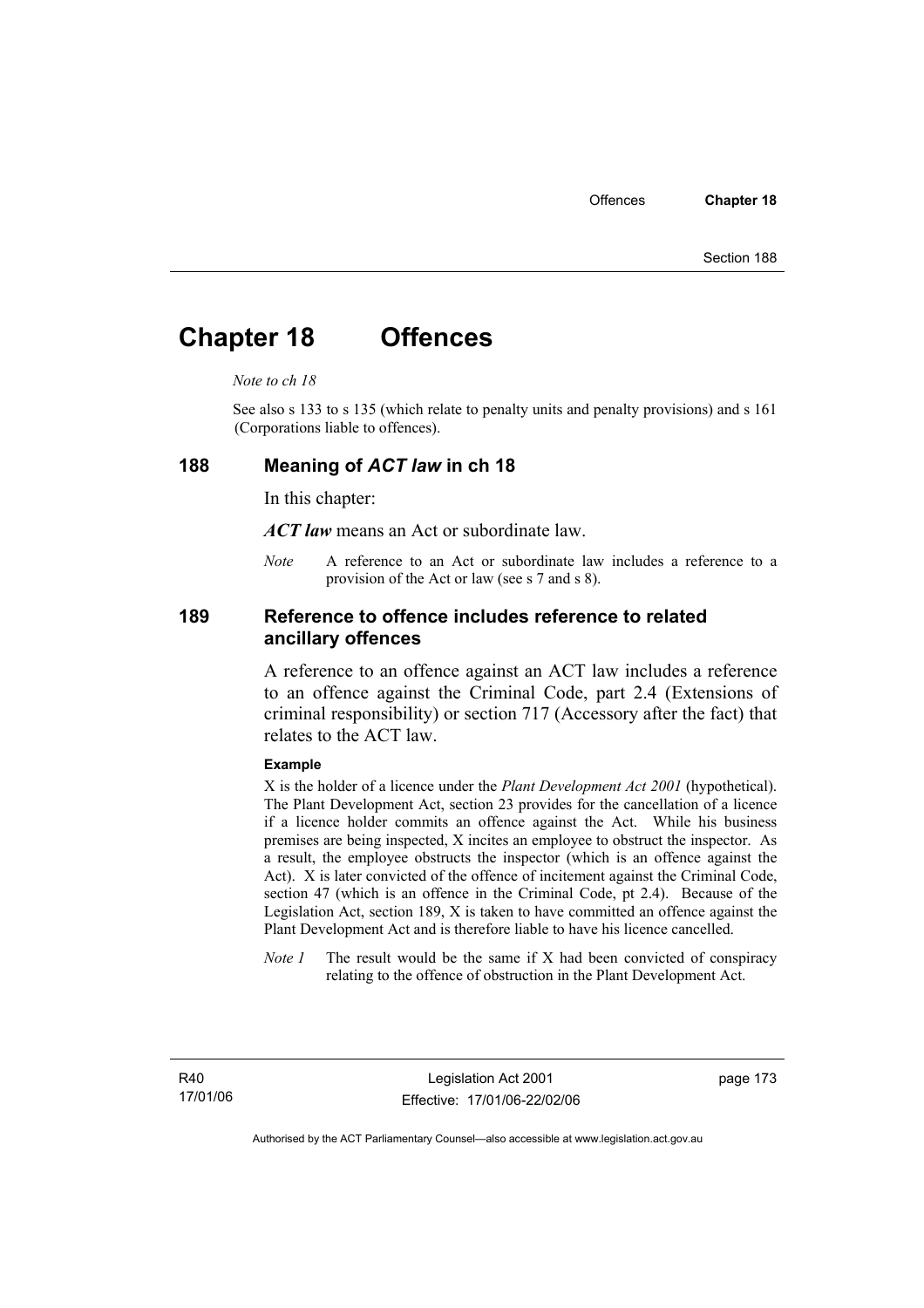# Chapter 18 Offences

*Note to ch 18*

See also s 133 to s 135 (which relate to penalty units and penalty provisions) and s 161 (Corporations liable to offences).

## 188 Meaning of *ACT law* in ch 18

In this chapter:

***ACT law*** means an Act or subordinate law.

*Note* A reference to an Act or subordinate law includes a reference to a provision of the Act or law (see s 7 and s 8).

## 189 Reference to offence includes reference to related ancillary offences

A reference to an offence against an ACT law includes a reference to an offence against the Criminal Code, part 2.4 (Extensions of criminal responsibility) or section 717 (Accessory after the fact) that relates to the ACT law.

**Example**

X is the holder of a licence under the *Plant Development Act 2001* (hypothetical). The Plant Development Act, section 23 provides for the cancellation of a licence if a licence holder commits an offence against the Act. While his business premises are being inspected, X incites an employee to obstruct the inspector. As a result, the employee obstructs the inspector (which is an offence against the Act). X is later convicted of the offence of incitement against the Criminal Code, section 47 (which is an offence in the Criminal Code, pt 2.4). Because of the Legislation Act, section 189, X is taken to have committed an offence against the Plant Development Act and is therefore liable to have his licence cancelled.

*Note 1* The result would be the same if X had been convicted of conspiracy relating to the offence of obstruction in the Plant Development Act.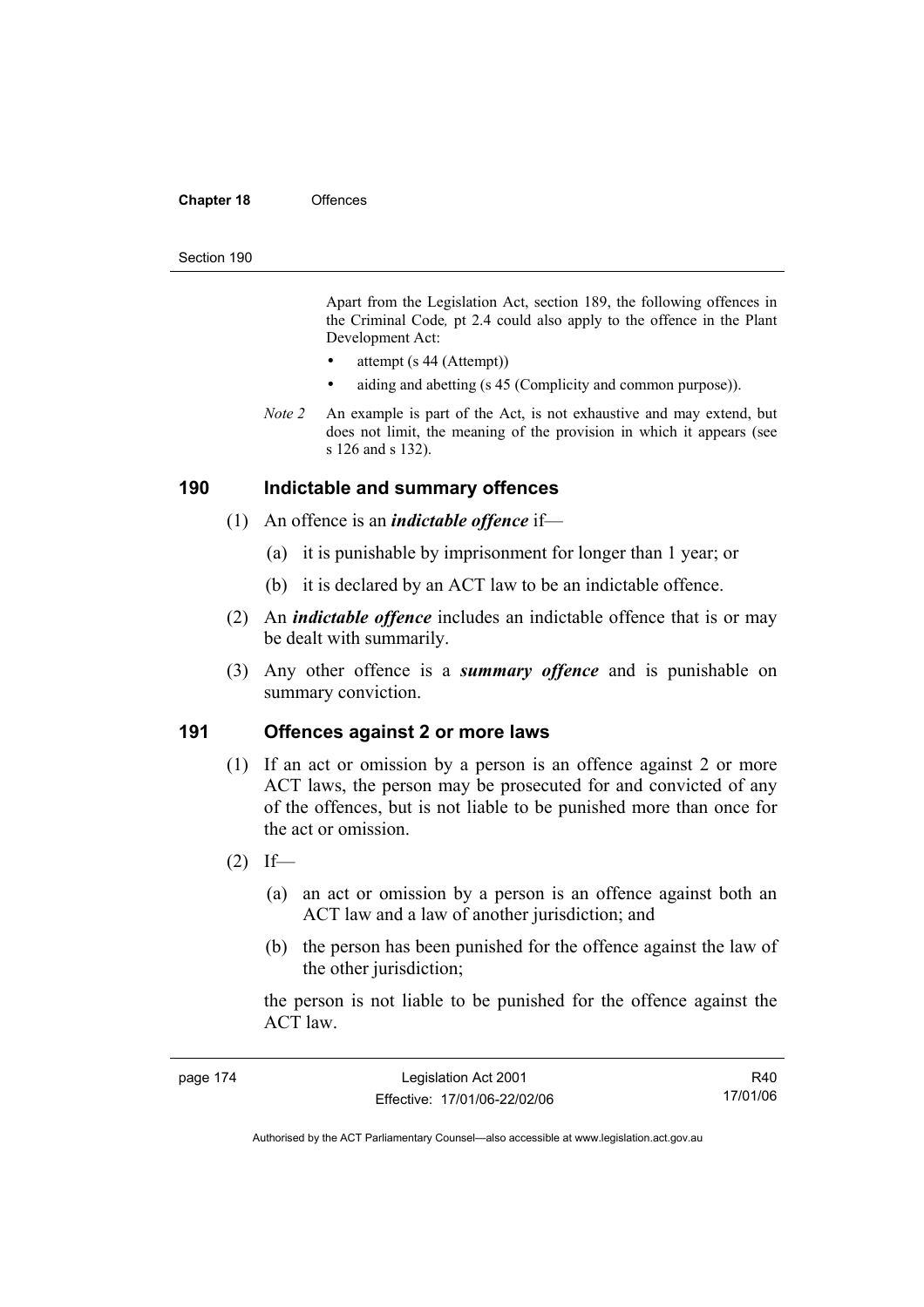Apart from the Legislation Act, section 189, the following offences in the Criminal Code*,* pt 2.4 could also apply to the offence in the Plant Development Act:

- attempt (s 44 (Attempt))
- aiding and abetting (s 45 (Complicity and common purpose)).

*Note 2* An example is part of the Act, is not exhaustive and may extend, but does not limit, the meaning of the provision in which it appears (see s 126 and s 132).

## 190 Indictable and summary offences

(1) An offence is an ***indictable offence*** if—

(a) it is punishable by imprisonment for longer than 1 year; or

(b) it is declared by an ACT law to be an indictable offence.

(2) An ***indictable offence*** includes an indictable offence that is or may be dealt with summarily.

(3) Any other offence is a ***summary offence*** and is punishable on summary conviction.

## 191 Offences against 2 or more laws

(1) If an act or omission by a person is an offence against 2 or more ACT laws, the person may be prosecuted for and convicted of any of the offences, but is not liable to be punished more than once for the act or omission.

(2) If—

(a) an act or omission by a person is an offence against both an ACT law and a law of another jurisdiction; and

(b) the person has been punished for the offence against the law of the other jurisdiction;

the person is not liable to be punished for the offence against the ACT law.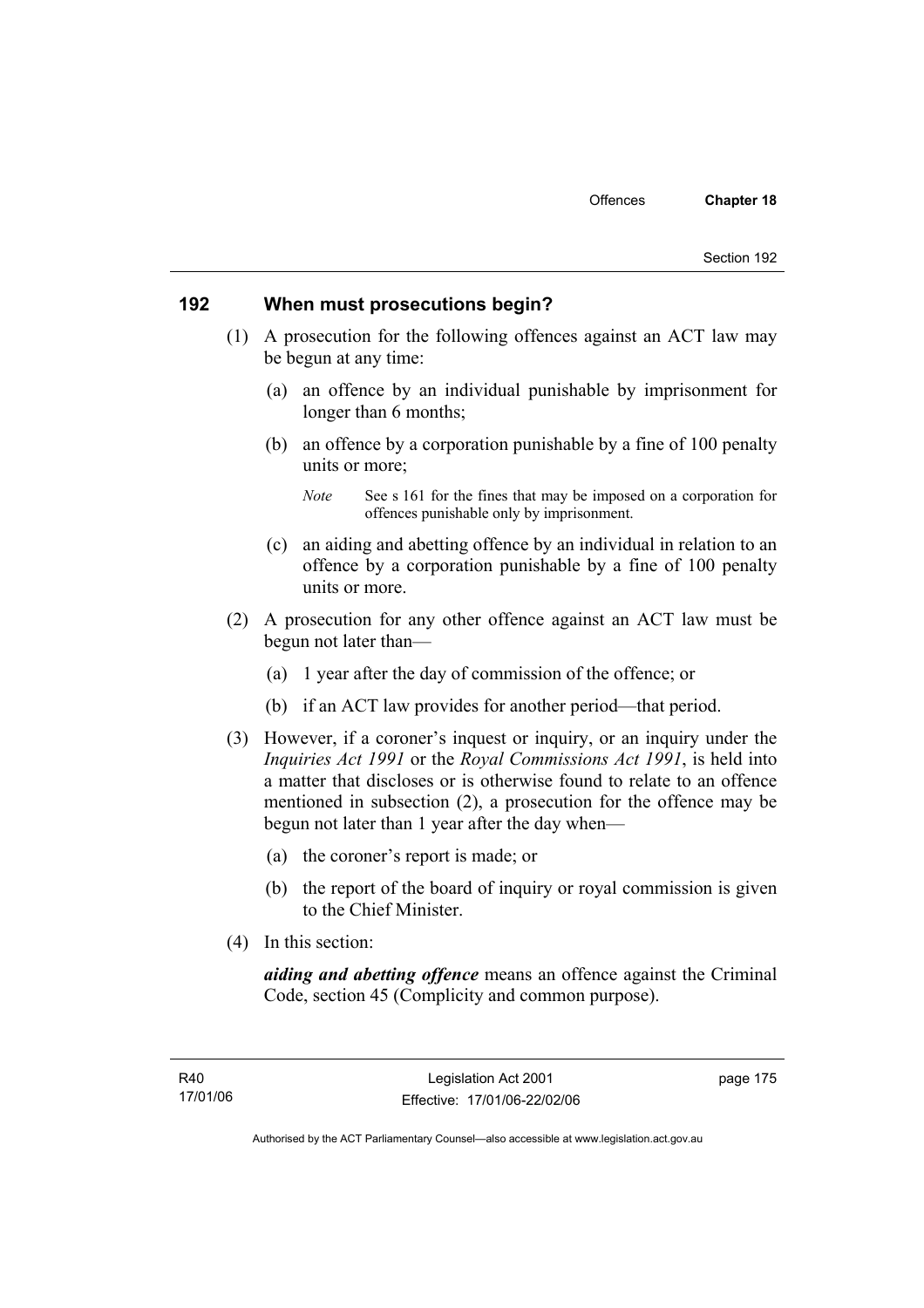## 192 When must prosecutions begin?

(1) A prosecution for the following offences against an ACT law may be begun at any time:

(a) an offence by an individual punishable by imprisonment for longer than 6 months;

(b) an offence by a corporation punishable by a fine of 100 penalty units or more;

*Note* See s 161 for the fines that may be imposed on a corporation for offences punishable only by imprisonment.

(c) an aiding and abetting offence by an individual in relation to an offence by a corporation punishable by a fine of 100 penalty units or more.

(2) A prosecution for any other offence against an ACT law must be begun not later than—

(a) 1 year after the day of commission of the offence; or

(b) if an ACT law provides for another period—that period.

(3) However, if a coroner's inquest or inquiry, or an inquiry under the *Inquiries Act 1991* or the *Royal Commissions Act 1991*, is held into a matter that discloses or is otherwise found to relate to an offence mentioned in subsection (2), a prosecution for the offence may be begun not later than 1 year after the day when—

(a) the coroner's report is made; or

(b) the report of the board of inquiry or royal commission is given to the Chief Minister.

(4) In this section:

***aiding and abetting offence*** means an offence against the Criminal Code, section 45 (Complicity and common purpose).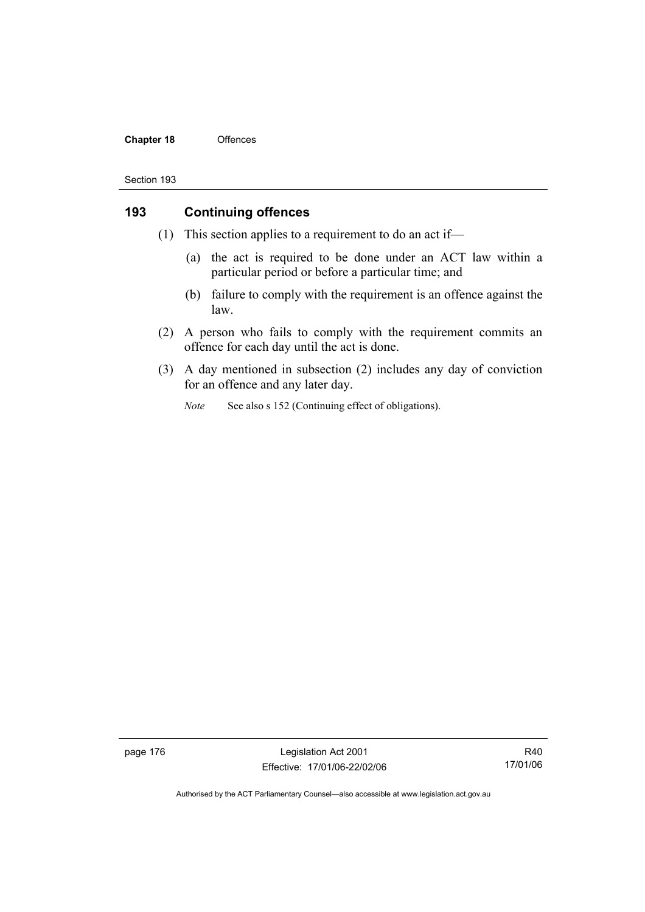## 193 Continuing offences

(1) This section applies to a requirement to do an act if—

(a) the act is required to be done under an ACT law within a particular period or before a particular time; and

(b) failure to comply with the requirement is an offence against the law.

(2) A person who fails to comply with the requirement commits an offence for each day until the act is done.

(3) A day mentioned in subsection (2) includes any day of conviction for an offence and any later day.

*Note* See also s 152 (Continuing effect of obligations).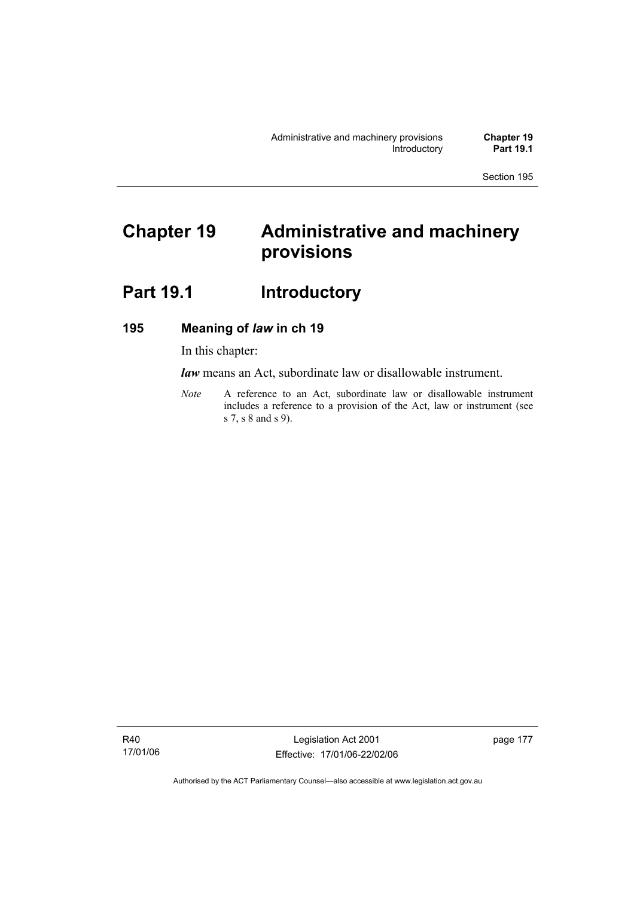# Chapter 19 Administrative and machinery provisions

## Part 19.1 Introductory

### 195 Meaning of *law* in ch 19

In this chapter:

***law*** means an Act, subordinate law or disallowable instrument.

*Note* A reference to an Act, subordinate law or disallowable instrument includes a reference to a provision of the Act, law or instrument (see s 7, s 8 and s 9).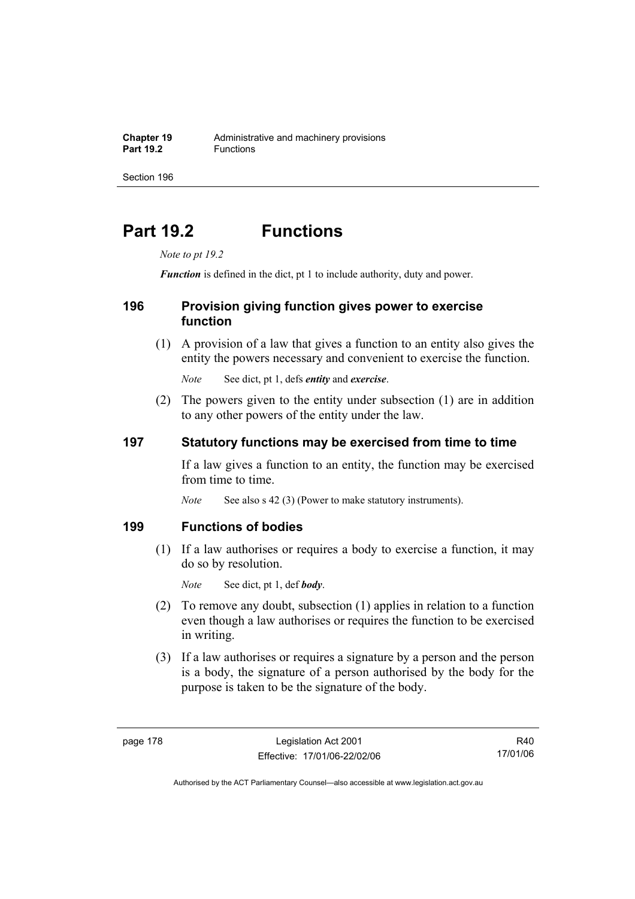# Part 19.2 Functions

*Note to pt 19.2*

***Function*** is defined in the dict, pt 1 to include authority, duty and power.

## 196 Provision giving function gives power to exercise function

(1) A provision of a law that gives a function to an entity also gives the entity the powers necessary and convenient to exercise the function.

*Note* See dict, pt 1, defs ***entity*** and ***exercise***.

(2) The powers given to the entity under subsection (1) are in addition to any other powers of the entity under the law.

## 197 Statutory functions may be exercised from time to time

If a law gives a function to an entity, the function may be exercised from time to time.

*Note* See also s 42 (3) (Power to make statutory instruments).

## 199 Functions of bodies

(1) If a law authorises or requires a body to exercise a function, it may do so by resolution.

*Note* See dict, pt 1, def ***body***.

(2) To remove any doubt, subsection (1) applies in relation to a function even though a law authorises or requires the function to be exercised in writing.

(3) If a law authorises or requires a signature by a person and the person is a body, the signature of a person authorised by the body for the purpose is taken to be the signature of the body.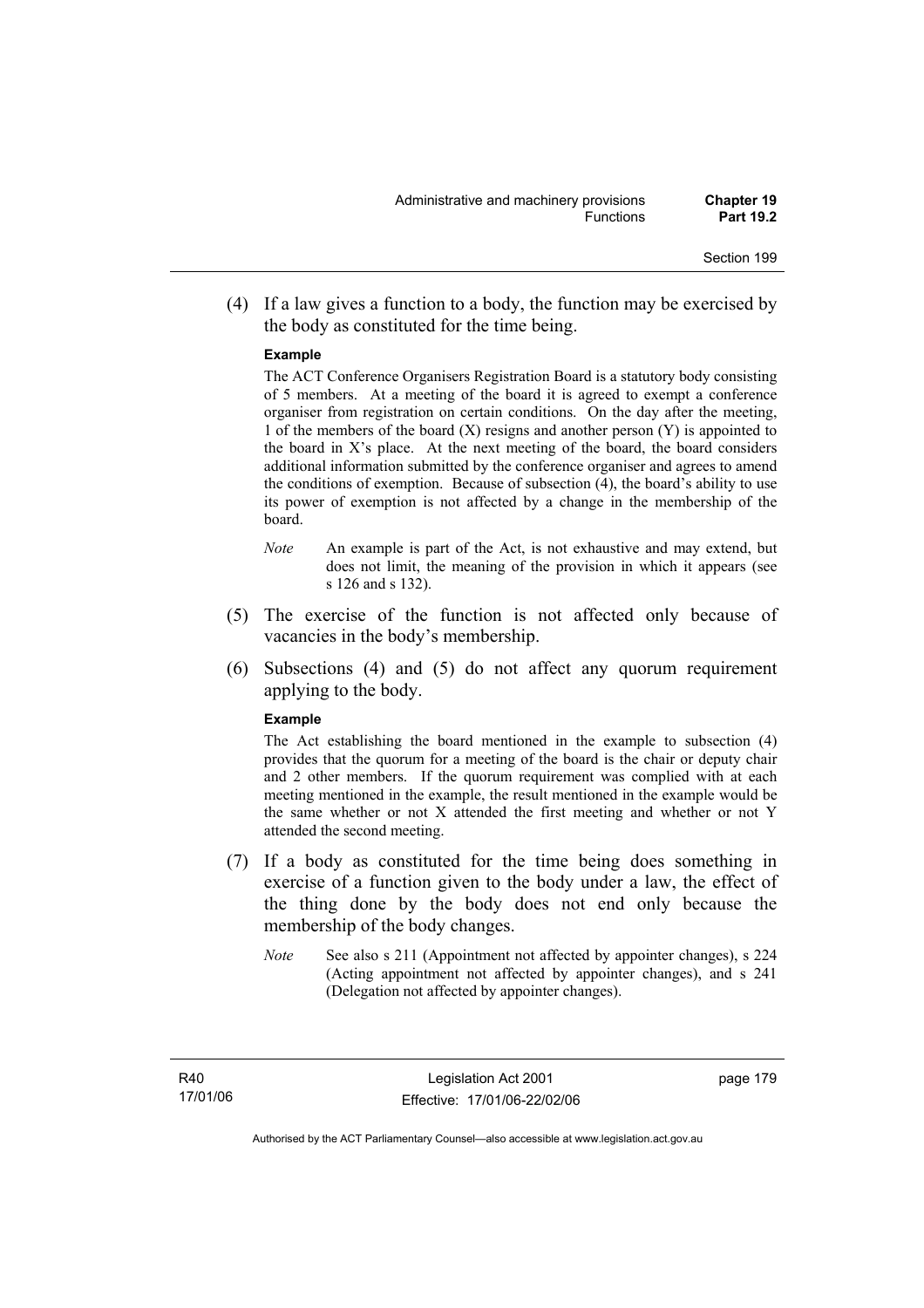(4) If a law gives a function to a body, the function may be exercised by the body as constituted for the time being.

**Example**

The ACT Conference Organisers Registration Board is a statutory body consisting of 5 members. At a meeting of the board it is agreed to exempt a conference organiser from registration on certain conditions. On the day after the meeting, 1 of the members of the board (X) resigns and another person (Y) is appointed to the board in X's place. At the next meeting of the board, the board considers additional information submitted by the conference organiser and agrees to amend the conditions of exemption. Because of subsection (4), the board's ability to use its power of exemption is not affected by a change in the membership of the board.

*Note* An example is part of the Act, is not exhaustive and may extend, but does not limit, the meaning of the provision in which it appears (see s 126 and s 132).

(5) The exercise of the function is not affected only because of vacancies in the body's membership.

(6) Subsections (4) and (5) do not affect any quorum requirement applying to the body.

**Example**

The Act establishing the board mentioned in the example to subsection (4) provides that the quorum for a meeting of the board is the chair or deputy chair and 2 other members. If the quorum requirement was complied with at each meeting mentioned in the example, the result mentioned in the example would be the same whether or not X attended the first meeting and whether or not Y attended the second meeting.

(7) If a body as constituted for the time being does something in exercise of a function given to the body under a law, the effect of the thing done by the body does not end only because the membership of the body changes.

*Note* See also s 211 (Appointment not affected by appointer changes), s 224 (Acting appointment not affected by appointer changes), and s 241 (Delegation not affected by appointer changes).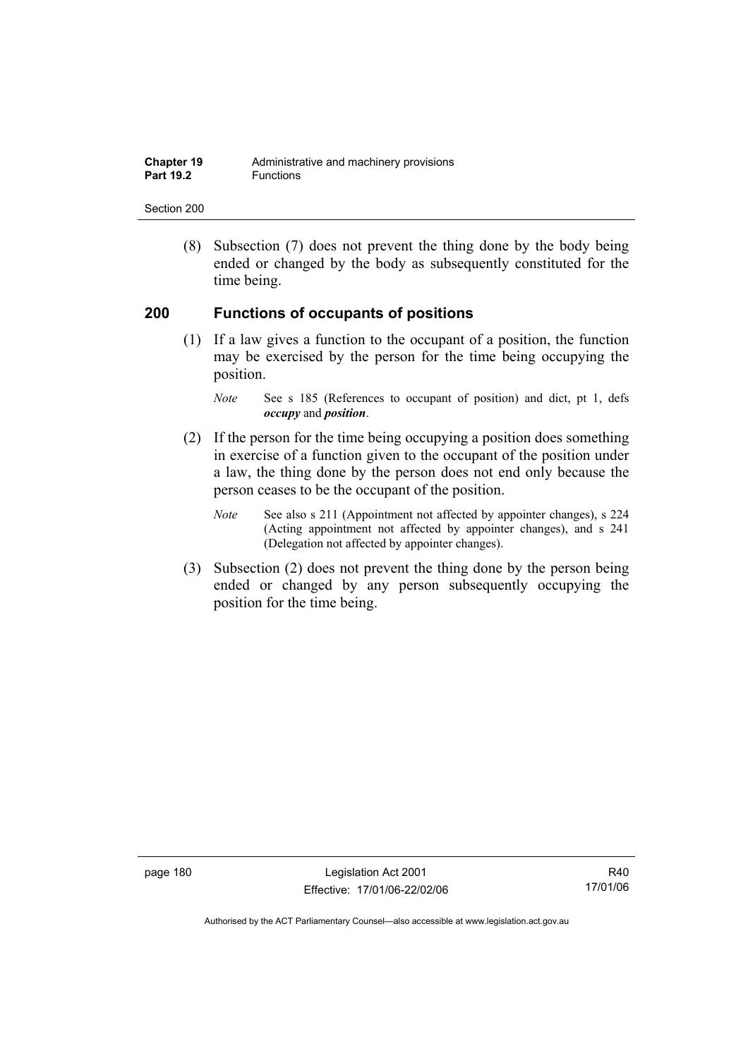(8) Subsection (7) does not prevent the thing done by the body being ended or changed by the body as subsequently constituted for the time being.

## 200 Functions of occupants of positions

(1) If a law gives a function to the occupant of a position, the function may be exercised by the person for the time being occupying the position.

*Note* See s 185 (References to occupant of position) and dict, pt 1, defs ***occupy*** and ***position***.

(2) If the person for the time being occupying a position does something in exercise of a function given to the occupant of the position under a law, the thing done by the person does not end only because the person ceases to be the occupant of the position.

*Note* See also s 211 (Appointment not affected by appointer changes), s 224 (Acting appointment not affected by appointer changes), and s 241 (Delegation not affected by appointer changes).

(3) Subsection (2) does not prevent the thing done by the person being ended or changed by any person subsequently occupying the position for the time being.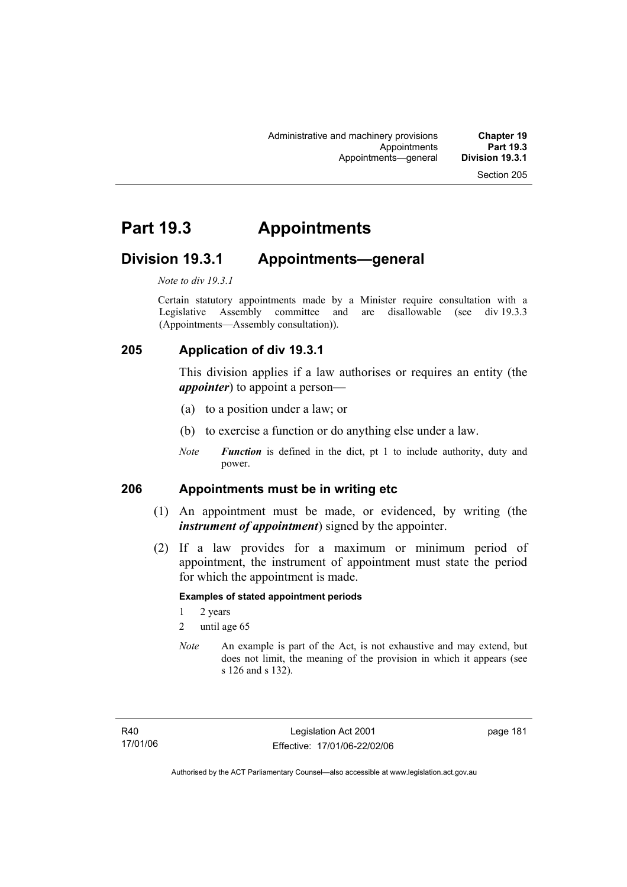# Part 19.3 Appointments

## Division 19.3.1 Appointments—general

*Note to div 19.3.1*

Certain statutory appointments made by a Minister require consultation with a Legislative Assembly committee and are disallowable (see div 19.3.3 (Appointments—Assembly consultation)).

### 205 Application of div 19.3.1

This division applies if a law authorises or requires an entity (the ***appointer***) to appoint a person—

(a) to a position under a law; or

(b) to exercise a function or do anything else under a law.

*Note* ***Function*** is defined in the dict, pt 1 to include authority, duty and power.

### 206 Appointments must be in writing etc

(1) An appointment must be made, or evidenced, by writing (the ***instrument of appointment***) signed by the appointer.

(2) If a law provides for a maximum or minimum period of appointment, the instrument of appointment must state the period for which the appointment is made.

**Examples of stated appointment periods**

1 2 years

2 until age 65

*Note* An example is part of the Act, is not exhaustive and may extend, but does not limit, the meaning of the provision in which it appears (see s 126 and s 132).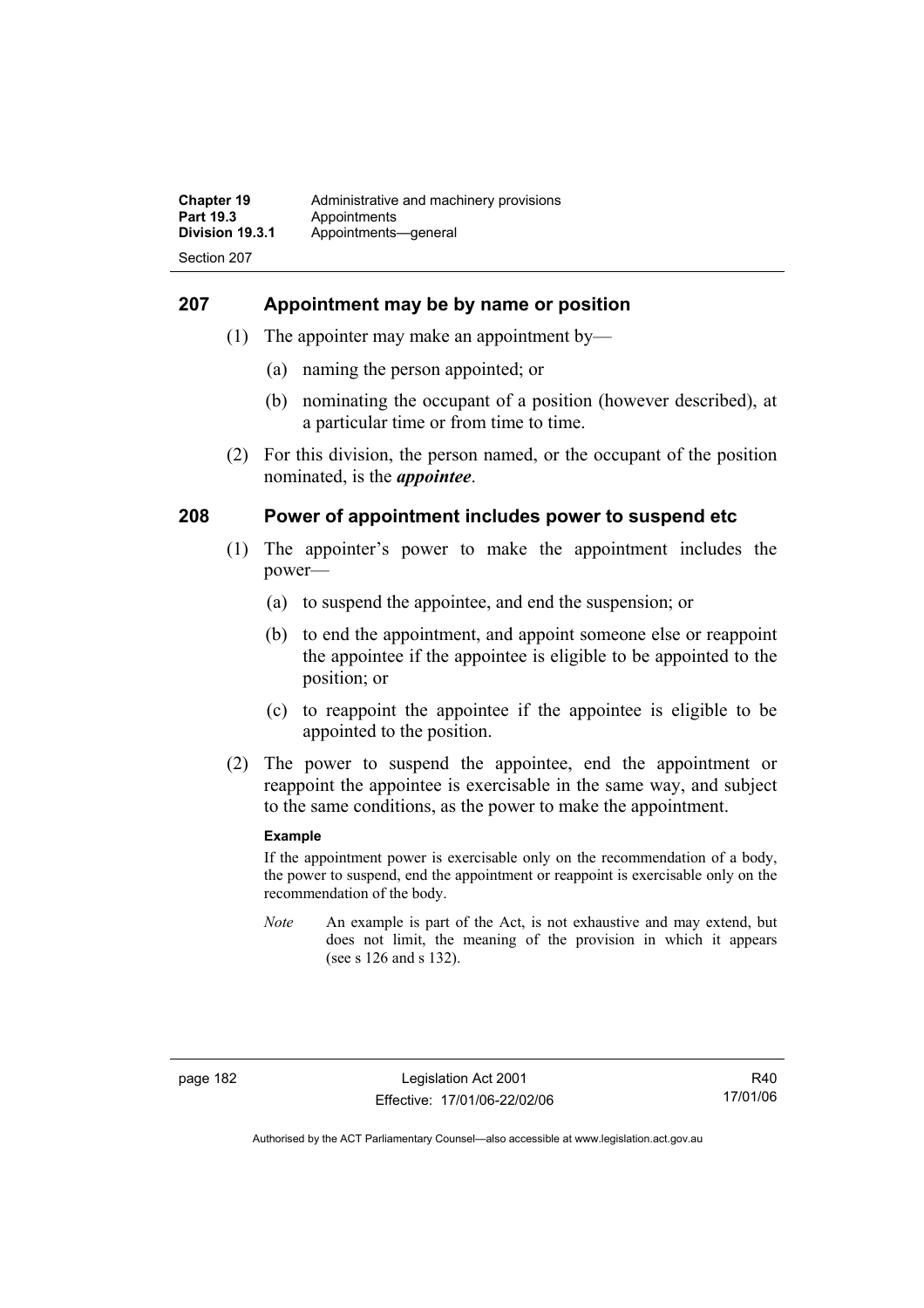## 207 Appointment may be by name or position

(1) The appointer may make an appointment by—

(a) naming the person appointed; or

(b) nominating the occupant of a position (however described), at a particular time or from time to time.

(2) For this division, the person named, or the occupant of the position nominated, is the ***appointee***.

## 208 Power of appointment includes power to suspend etc

(1) The appointer's power to make the appointment includes the power—

(a) to suspend the appointee, and end the suspension; or

(b) to end the appointment, and appoint someone else or reappoint the appointee if the appointee is eligible to be appointed to the position; or

(c) to reappoint the appointee if the appointee is eligible to be appointed to the position.

(2) The power to suspend the appointee, end the appointment or reappoint the appointee is exercisable in the same way, and subject to the same conditions, as the power to make the appointment.

**Example**

If the appointment power is exercisable only on the recommendation of a body, the power to suspend, end the appointment or reappoint is exercisable only on the recommendation of the body.

*Note* An example is part of the Act, is not exhaustive and may extend, but does not limit, the meaning of the provision in which it appears (see s 126 and s 132).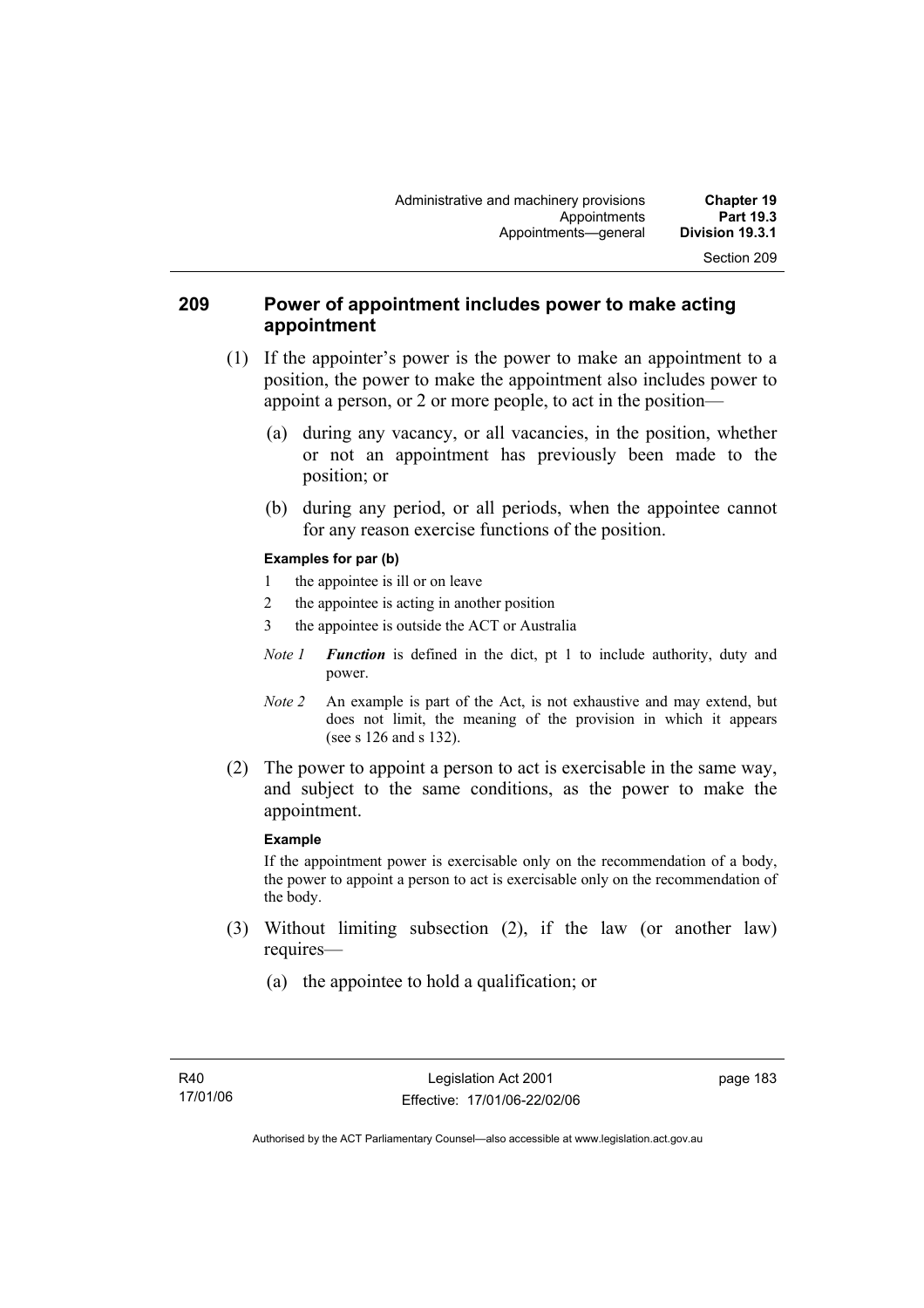## 209 Power of appointment includes power to make acting appointment

(1) If the appointer's power is the power to make an appointment to a position, the power to make the appointment also includes power to appoint a person, or 2 or more people, to act in the position—

(a) during any vacancy, or all vacancies, in the position, whether or not an appointment has previously been made to the position; or

(b) during any period, or all periods, when the appointee cannot for any reason exercise functions of the position.

**Examples for par (b)**

1 the appointee is ill or on leave

2 the appointee is acting in another position

3 the appointee is outside the ACT or Australia

*Note 1* ***Function*** is defined in the dict, pt 1 to include authority, duty and power.

*Note 2* An example is part of the Act, is not exhaustive and may extend, but does not limit, the meaning of the provision in which it appears (see s 126 and s 132).

(2) The power to appoint a person to act is exercisable in the same way, and subject to the same conditions, as the power to make the appointment.

**Example**

If the appointment power is exercisable only on the recommendation of a body, the power to appoint a person to act is exercisable only on the recommendation of the body.

(3) Without limiting subsection (2), if the law (or another law) requires—

(a) the appointee to hold a qualification; or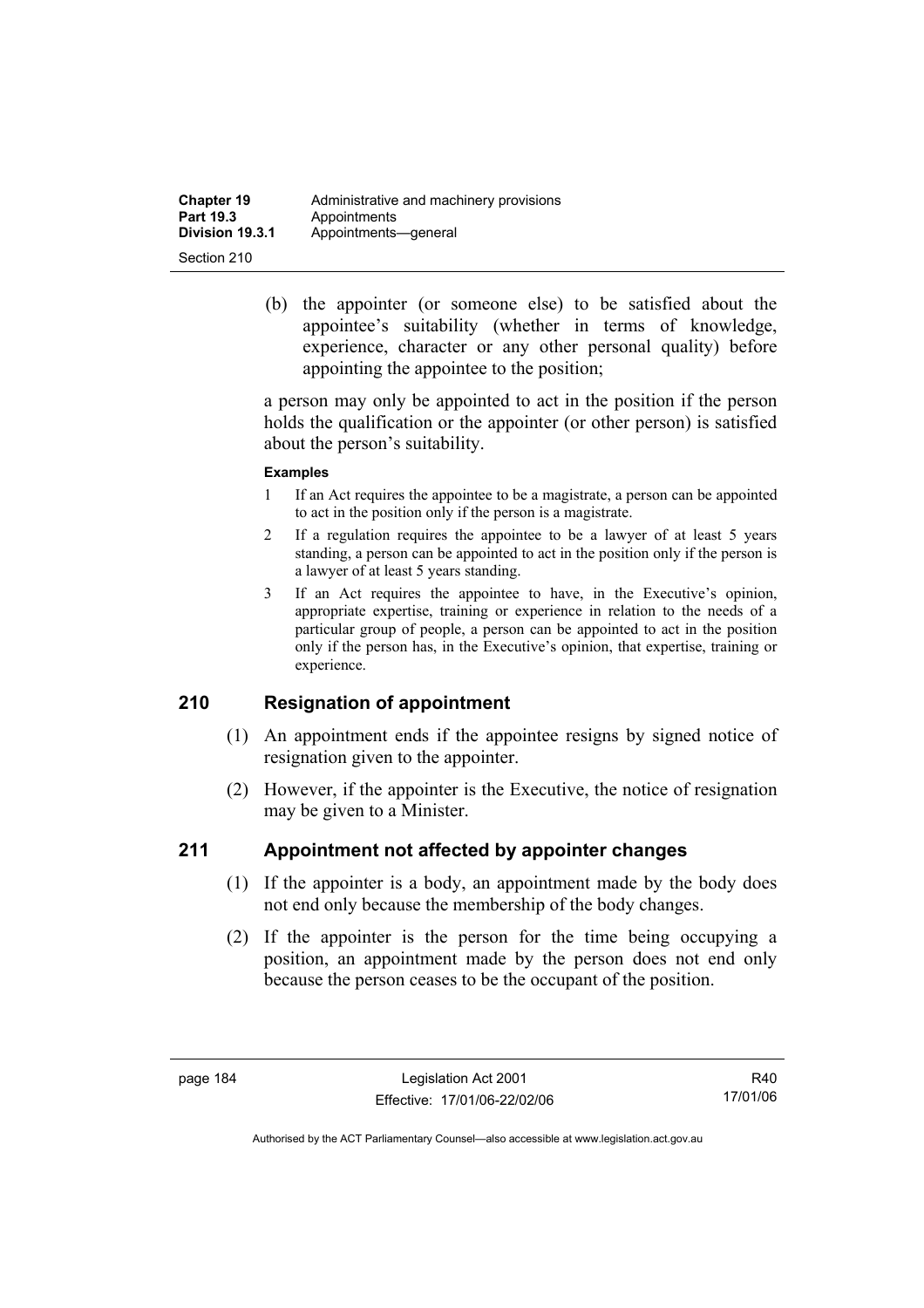(b) the appointer (or someone else) to be satisfied about the appointee's suitability (whether in terms of knowledge, experience, character or any other personal quality) before appointing the appointee to the position;

a person may only be appointed to act in the position if the person holds the qualification or the appointer (or other person) is satisfied about the person's suitability.

**Examples**

1 If an Act requires the appointee to be a magistrate, a person can be appointed to act in the position only if the person is a magistrate.

2 If a regulation requires the appointee to be a lawyer of at least 5 years standing, a person can be appointed to act in the position only if the person is a lawyer of at least 5 years standing.

3 If an Act requires the appointee to have, in the Executive's opinion, appropriate expertise, training or experience in relation to the needs of a particular group of people, a person can be appointed to act in the position only if the person has, in the Executive's opinion, that expertise, training or experience.

## 210 Resignation of appointment

(1) An appointment ends if the appointee resigns by signed notice of resignation given to the appointer.

(2) However, if the appointer is the Executive, the notice of resignation may be given to a Minister.

## 211 Appointment not affected by appointer changes

(1) If the appointer is a body, an appointment made by the body does not end only because the membership of the body changes.

(2) If the appointer is the person for the time being occupying a position, an appointment made by the person does not end only because the person ceases to be the occupant of the position.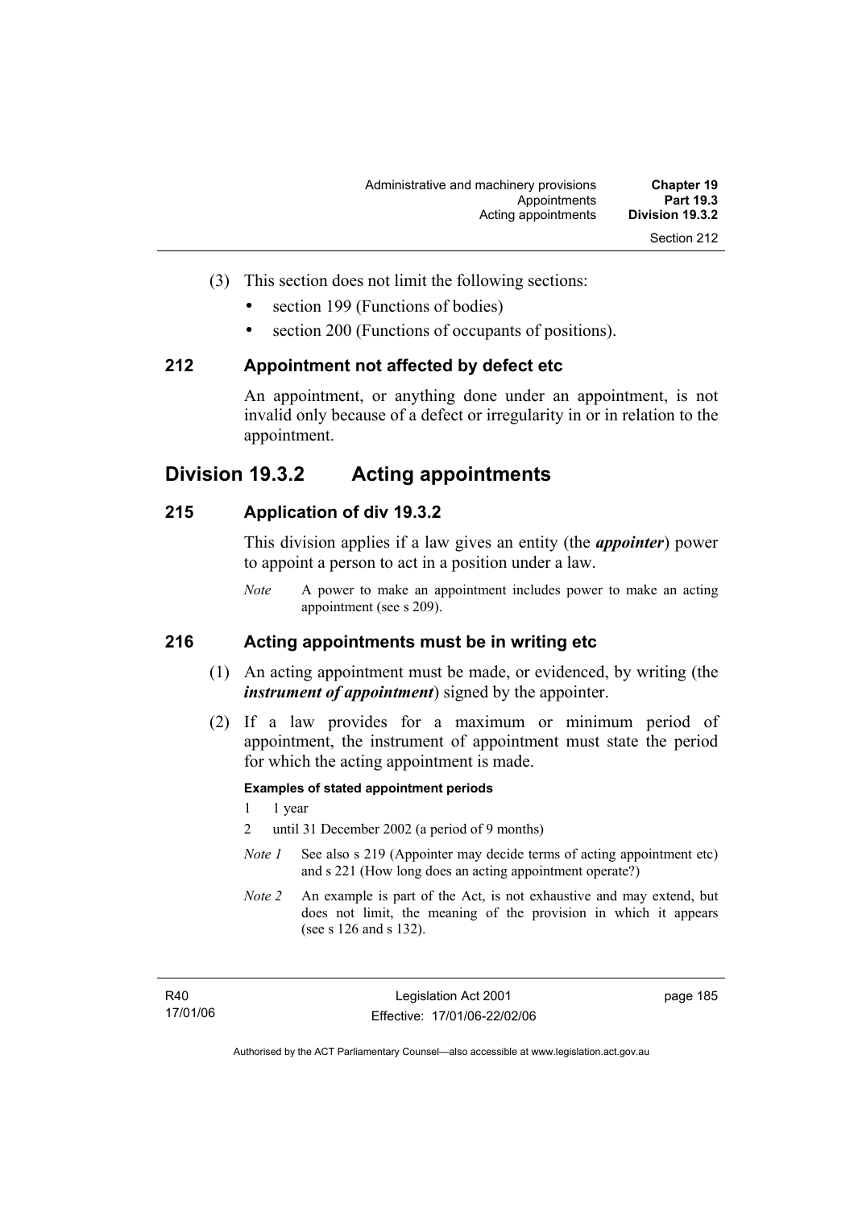(3) This section does not limit the following sections:

- section 199 (Functions of bodies)
- section 200 (Functions of occupants of positions).

### 212 Appointment not affected by defect etc

An appointment, or anything done under an appointment, is not invalid only because of a defect or irregularity in or in relation to the appointment.

## Division 19.3.2 Acting appointments

### 215 Application of div 19.3.2

This division applies if a law gives an entity (the ***appointer***) power to appoint a person to act in a position under a law.

*Note* A power to make an appointment includes power to make an acting appointment (see s 209).

### 216 Acting appointments must be in writing etc

(1) An acting appointment must be made, or evidenced, by writing (the ***instrument of appointment***) signed by the appointer.

(2) If a law provides for a maximum or minimum period of appointment, the instrument of appointment must state the period for which the acting appointment is made.

**Examples of stated appointment periods**

1 1 year

2 until 31 December 2002 (a period of 9 months)

*Note 1* See also s 219 (Appointer may decide terms of acting appointment etc) and s 221 (How long does an acting appointment operate?)

*Note 2* An example is part of the Act, is not exhaustive and may extend, but does not limit, the meaning of the provision in which it appears (see s 126 and s 132).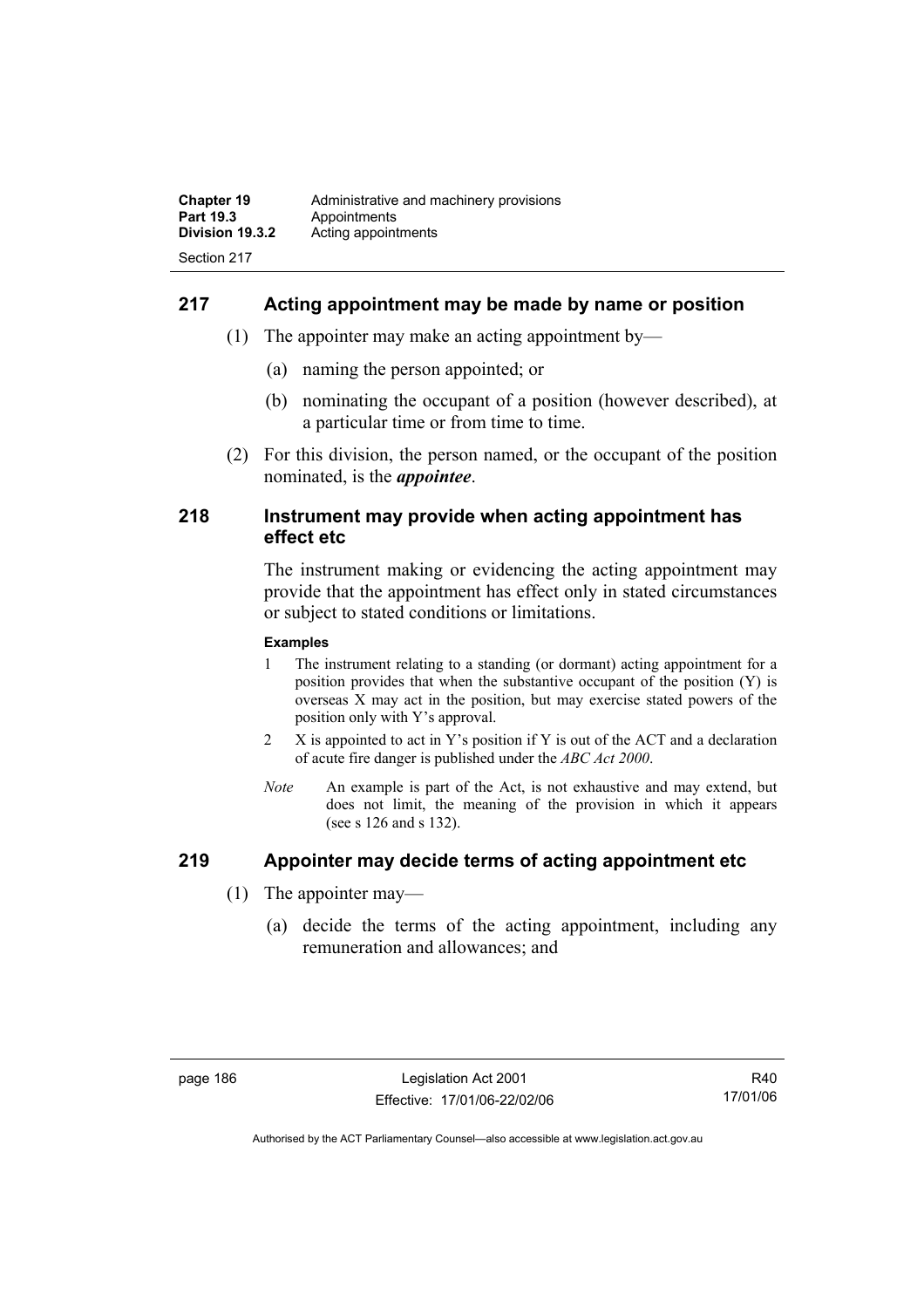## 217 Acting appointment may be made by name or position

(1) The appointer may make an acting appointment by—

(a) naming the person appointed; or

(b) nominating the occupant of a position (however described), at a particular time or from time to time.

(2) For this division, the person named, or the occupant of the position nominated, is the ***appointee***.

## 218 Instrument may provide when acting appointment has effect etc

The instrument making or evidencing the acting appointment may provide that the appointment has effect only in stated circumstances or subject to stated conditions or limitations.

**Examples**

1 The instrument relating to a standing (or dormant) acting appointment for a position provides that when the substantive occupant of the position (Y) is overseas X may act in the position, but may exercise stated powers of the position only with Y's approval.

2 X is appointed to act in Y's position if Y is out of the ACT and a declaration of acute fire danger is published under the *ABC Act 2000*.

*Note* An example is part of the Act, is not exhaustive and may extend, but does not limit, the meaning of the provision in which it appears (see s 126 and s 132).

## 219 Appointer may decide terms of acting appointment etc

(1) The appointer may—

(a) decide the terms of the acting appointment, including any remuneration and allowances; and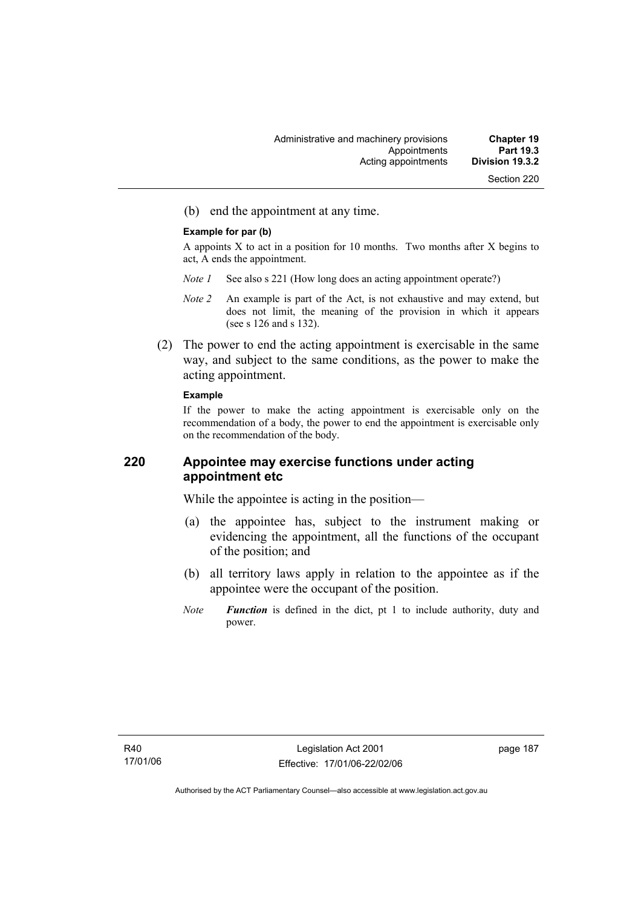(b) end the appointment at any time.

**Example for par (b)**

A appoints X to act in a position for 10 months. Two months after X begins to act, A ends the appointment.

*Note 1* See also s 221 (How long does an acting appointment operate?)

*Note 2* An example is part of the Act, is not exhaustive and may extend, but does not limit, the meaning of the provision in which it appears (see s 126 and s 132).

(2) The power to end the acting appointment is exercisable in the same way, and subject to the same conditions, as the power to make the acting appointment.

**Example**

If the power to make the acting appointment is exercisable only on the recommendation of a body, the power to end the appointment is exercisable only on the recommendation of the body.

## 220 Appointee may exercise functions under acting appointment etc

While the appointee is acting in the position—

(a) the appointee has, subject to the instrument making or evidencing the appointment, all the functions of the occupant of the position; and

(b) all territory laws apply in relation to the appointee as if the appointee were the occupant of the position.

*Note* ***Function*** is defined in the dict, pt 1 to include authority, duty and power.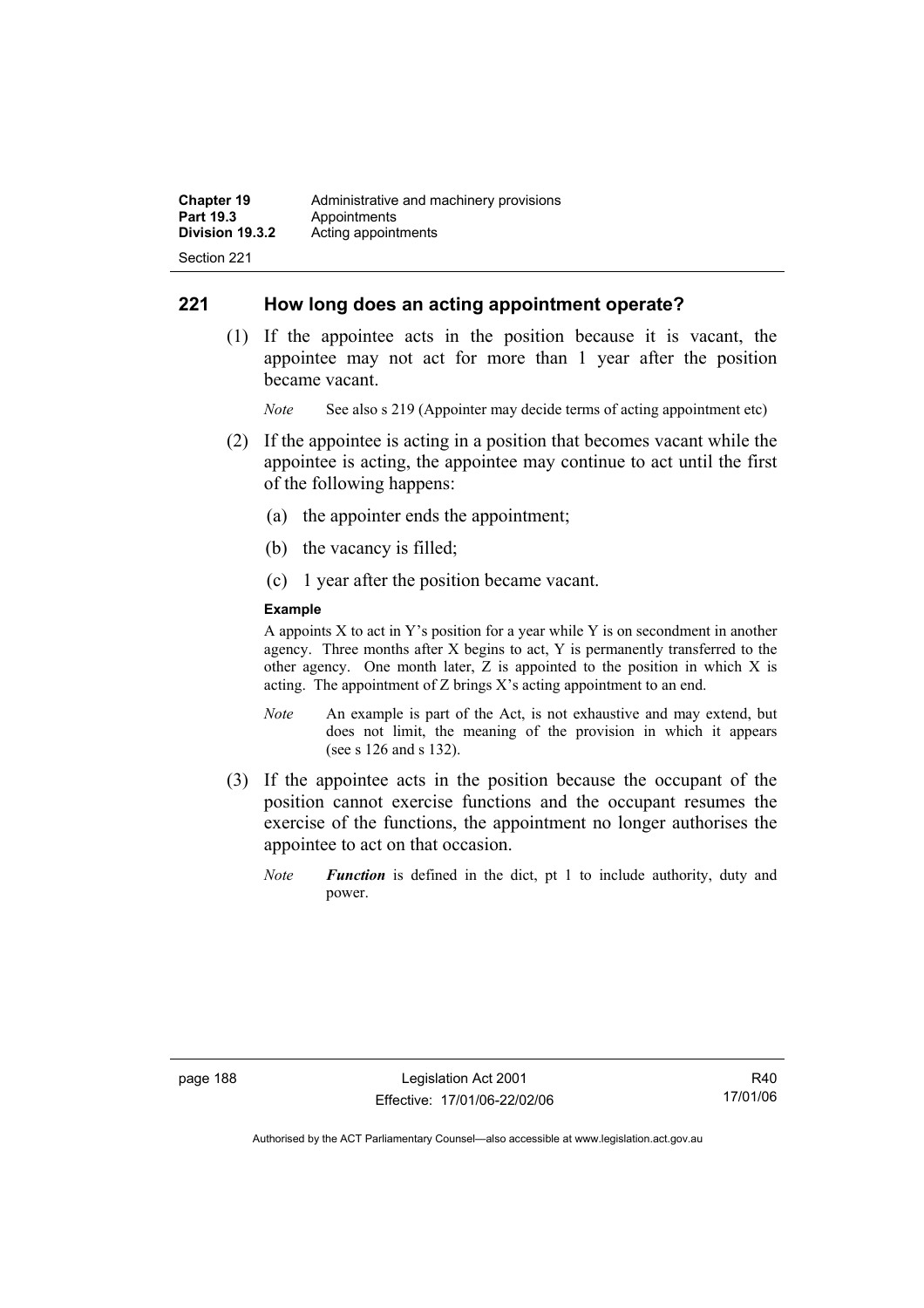## 221 How long does an acting appointment operate?

(1) If the appointee acts in the position because it is vacant, the appointee may not act for more than 1 year after the position became vacant.

*Note* See also s 219 (Appointer may decide terms of acting appointment etc)

(2) If the appointee is acting in a position that becomes vacant while the appointee is acting, the appointee may continue to act until the first of the following happens:

(a) the appointer ends the appointment;

(b) the vacancy is filled;

(c) 1 year after the position became vacant.

**Example**

A appoints X to act in Y's position for a year while Y is on secondment in another agency. Three months after X begins to act, Y is permanently transferred to the other agency. One month later, Z is appointed to the position in which X is acting. The appointment of Z brings X's acting appointment to an end.

*Note* An example is part of the Act, is not exhaustive and may extend, but does not limit, the meaning of the provision in which it appears (see s 126 and s 132).

(3) If the appointee acts in the position because the occupant of the position cannot exercise functions and the occupant resumes the exercise of the functions, the appointment no longer authorises the appointee to act on that occasion.

*Note* ***Function*** is defined in the dict, pt 1 to include authority, duty and power.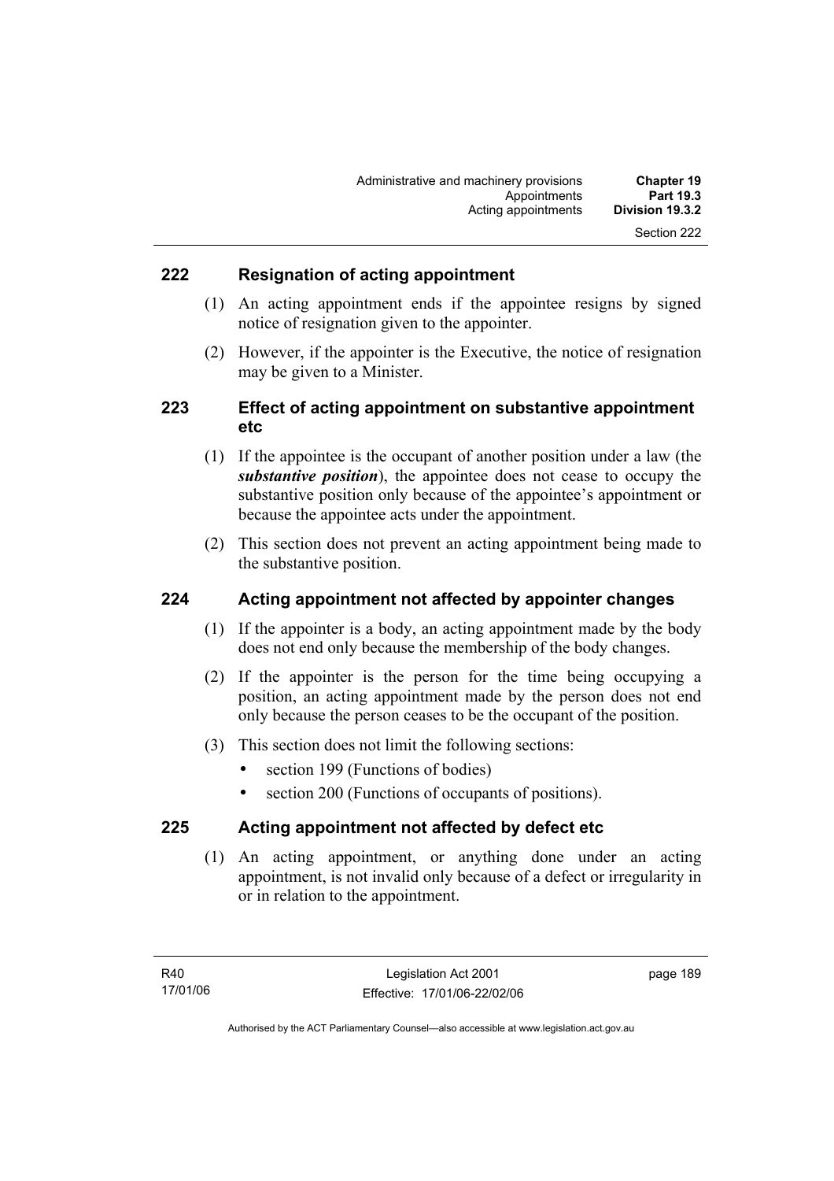## 222 Resignation of acting appointment

(1) An acting appointment ends if the appointee resigns by signed notice of resignation given to the appointer.

(2) However, if the appointer is the Executive, the notice of resignation may be given to a Minister.

## 223 Effect of acting appointment on substantive appointment etc

(1) If the appointee is the occupant of another position under a law (the ***substantive position***), the appointee does not cease to occupy the substantive position only because of the appointee's appointment or because the appointee acts under the appointment.

(2) This section does not prevent an acting appointment being made to the substantive position.

## 224 Acting appointment not affected by appointer changes

(1) If the appointer is a body, an acting appointment made by the body does not end only because the membership of the body changes.

(2) If the appointer is the person for the time being occupying a position, an acting appointment made by the person does not end only because the person ceases to be the occupant of the position.

(3) This section does not limit the following sections:

- section 199 (Functions of bodies)
- section 200 (Functions of occupants of positions).

## 225 Acting appointment not affected by defect etc

(1) An acting appointment, or anything done under an acting appointment, is not invalid only because of a defect or irregularity in or in relation to the appointment.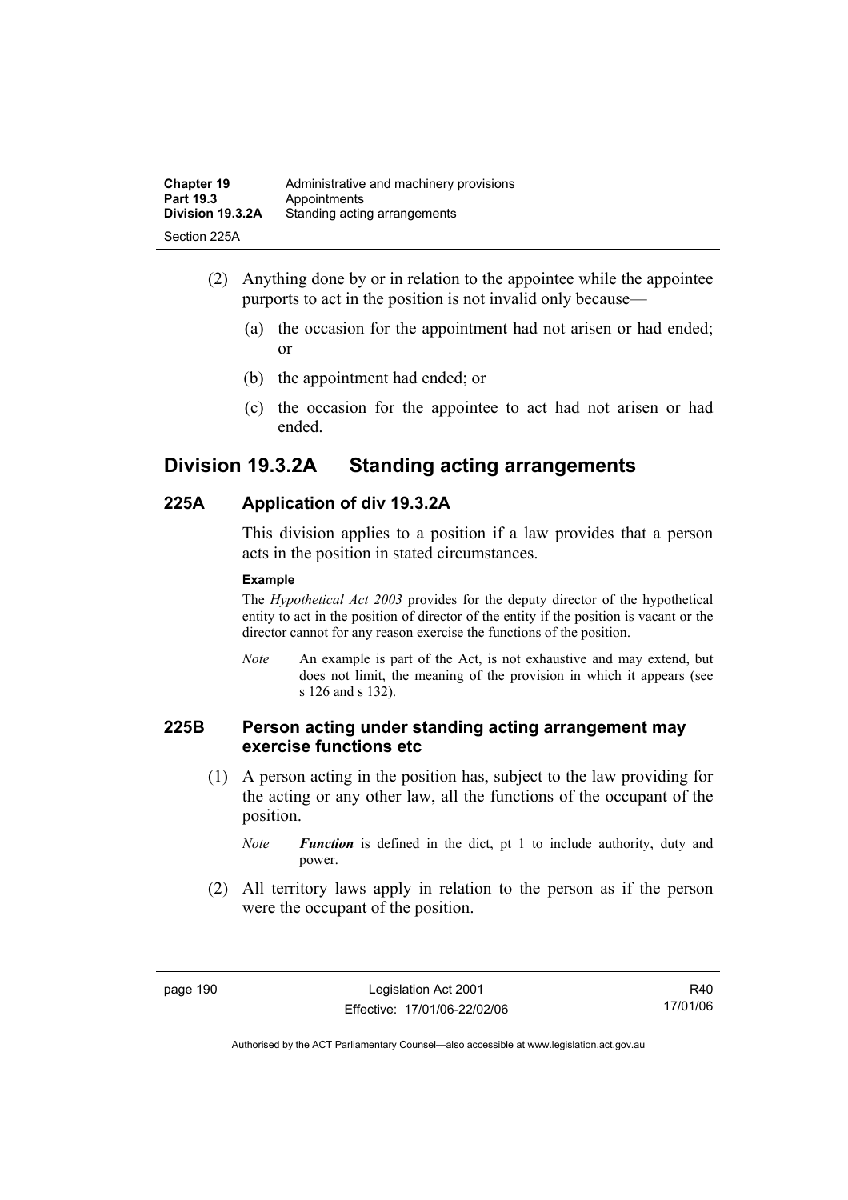(2) Anything done by or in relation to the appointee while the appointee purports to act in the position is not invalid only because—

(a) the occasion for the appointment had not arisen or had ended; or

(b) the appointment had ended; or

(c) the occasion for the appointee to act had not arisen or had ended.

## Division 19.3.2A Standing acting arrangements

### 225A Application of div 19.3.2A

This division applies to a position if a law provides that a person acts in the position in stated circumstances.

**Example**

The *Hypothetical Act 2003* provides for the deputy director of the hypothetical entity to act in the position of director of the entity if the position is vacant or the director cannot for any reason exercise the functions of the position.

*Note* An example is part of the Act, is not exhaustive and may extend, but does not limit, the meaning of the provision in which it appears (see s 126 and s 132).

### 225B Person acting under standing acting arrangement may exercise functions etc

(1) A person acting in the position has, subject to the law providing for the acting or any other law, all the functions of the occupant of the position.

*Note* ***Function*** is defined in the dict, pt 1 to include authority, duty and power.

(2) All territory laws apply in relation to the person as if the person were the occupant of the position.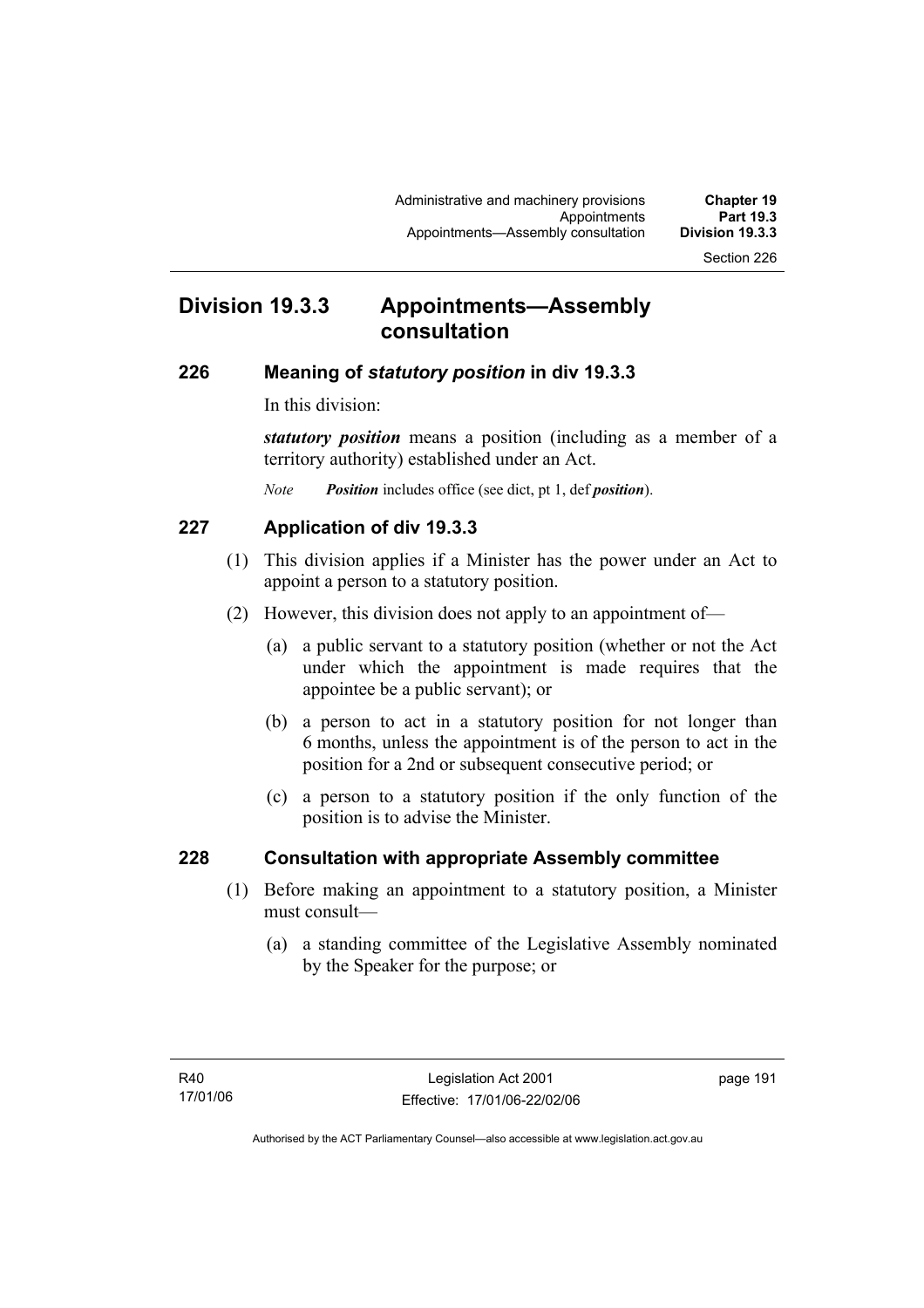## Division 19.3.3 Appointments—Assembly consultation

### 226 Meaning of *statutory position* in div 19.3.3

In this division:

***statutory position*** means a position (including as a member of a territory authority) established under an Act.

*Note* ***Position*** includes office (see dict, pt 1, def ***position***).

### 227 Application of div 19.3.3

(1) This division applies if a Minister has the power under an Act to appoint a person to a statutory position.

(2) However, this division does not apply to an appointment of—

(a) a public servant to a statutory position (whether or not the Act under which the appointment is made requires that the appointee be a public servant); or

(b) a person to act in a statutory position for not longer than 6 months, unless the appointment is of the person to act in the position for a 2nd or subsequent consecutive period; or

(c) a person to a statutory position if the only function of the position is to advise the Minister.

### 228 Consultation with appropriate Assembly committee

(1) Before making an appointment to a statutory position, a Minister must consult—

(a) a standing committee of the Legislative Assembly nominated by the Speaker for the purpose; or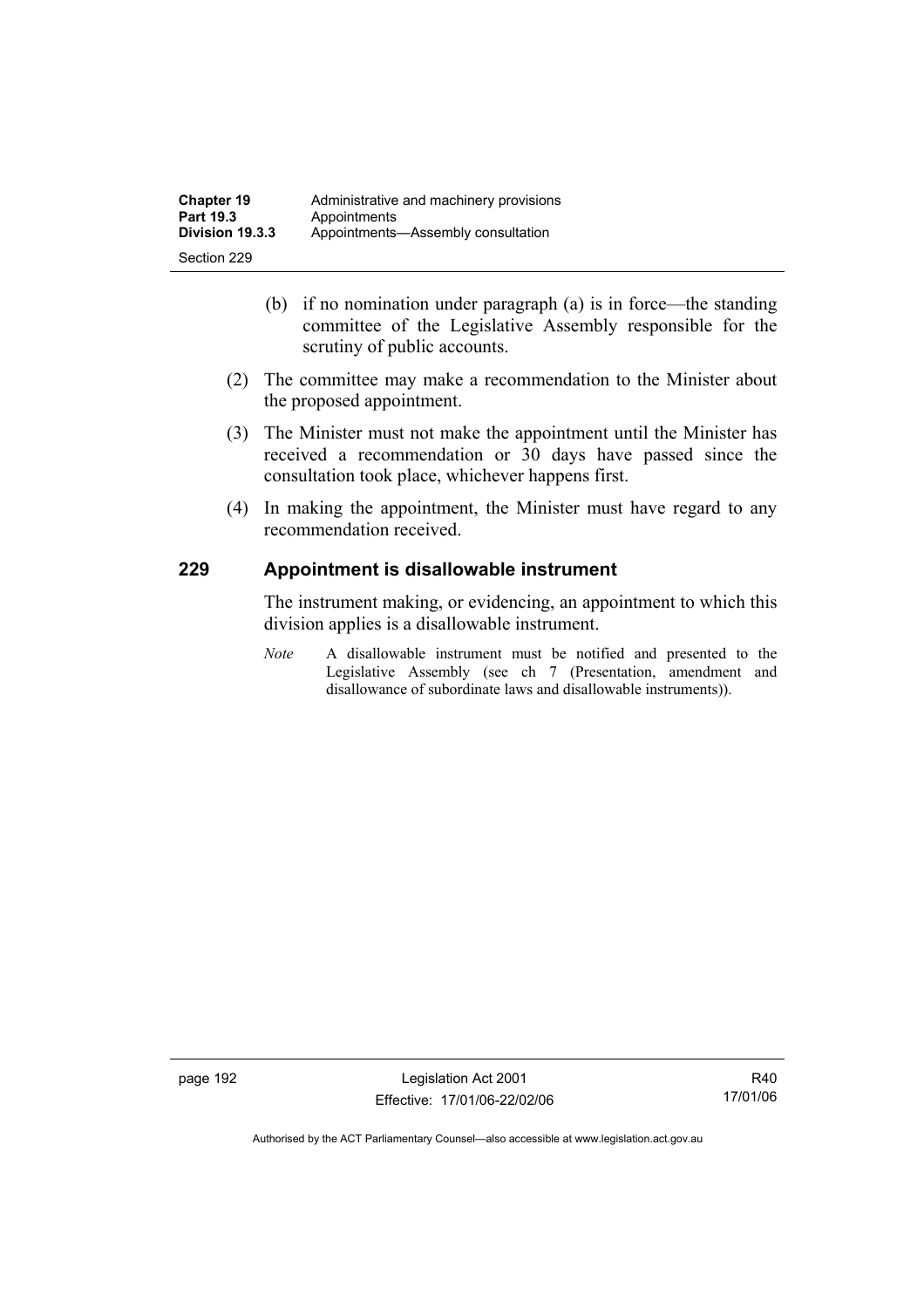(b) if no nomination under paragraph (a) is in force—the standing committee of the Legislative Assembly responsible for the scrutiny of public accounts.

(2) The committee may make a recommendation to the Minister about the proposed appointment.

(3) The Minister must not make the appointment until the Minister has received a recommendation or 30 days have passed since the consultation took place, whichever happens first.

(4) In making the appointment, the Minister must have regard to any recommendation received.

### 229 Appointment is disallowable instrument

The instrument making, or evidencing, an appointment to which this division applies is a disallowable instrument.

*Note* A disallowable instrument must be notified and presented to the Legislative Assembly (see ch 7 (Presentation, amendment and disallowance of subordinate laws and disallowable instruments)).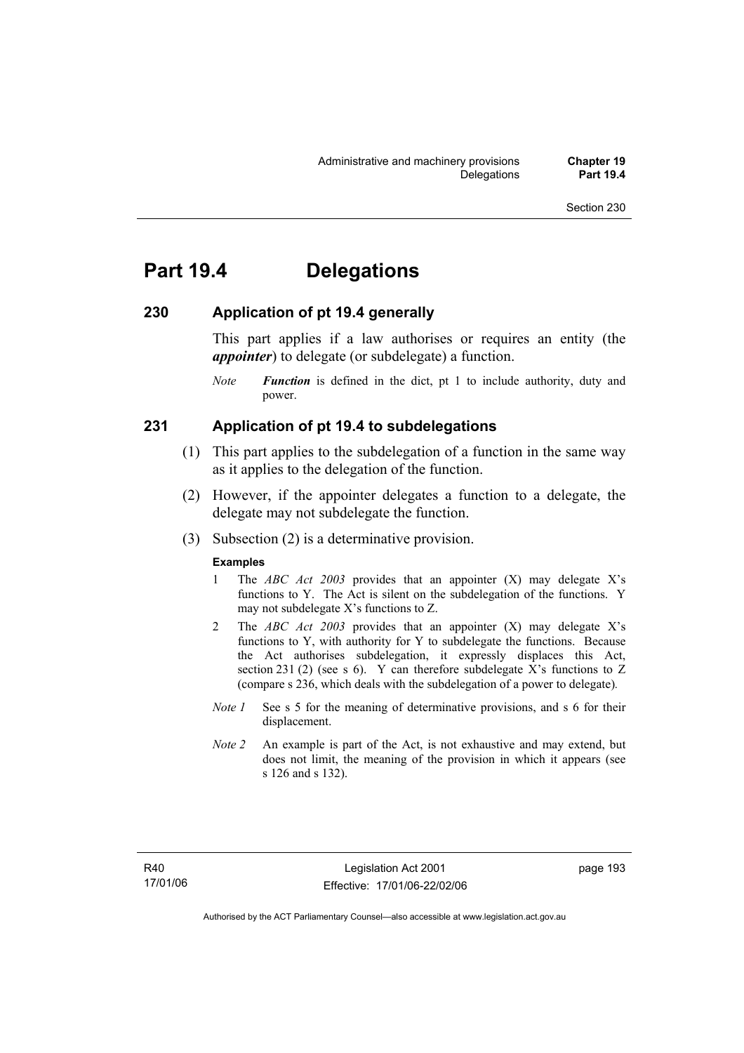# Part 19.4 Delegations

## 230 Application of pt 19.4 generally

This part applies if a law authorises or requires an entity (the ***appointer***) to delegate (or subdelegate) a function.

*Note* ***Function*** is defined in the dict, pt 1 to include authority, duty and power.

## 231 Application of pt 19.4 to subdelegations

(1) This part applies to the subdelegation of a function in the same way as it applies to the delegation of the function.

(2) However, if the appointer delegates a function to a delegate, the delegate may not subdelegate the function.

(3) Subsection (2) is a determinative provision.

**Examples**

1 The *ABC Act 2003* provides that an appointer (X) may delegate X's functions to Y. The Act is silent on the subdelegation of the functions. Y may not subdelegate X's functions to Z.

2 The *ABC Act 2003* provides that an appointer (X) may delegate X's functions to Y, with authority for Y to subdelegate the functions. Because the Act authorises subdelegation, it expressly displaces this Act, section 231 (2) (see s 6). Y can therefore subdelegate X's functions to Z (compare s 236, which deals with the subdelegation of a power to delegate).

*Note 1* See s 5 for the meaning of determinative provisions, and s 6 for their displacement.

*Note 2* An example is part of the Act, is not exhaustive and may extend, but does not limit, the meaning of the provision in which it appears (see s 126 and s 132).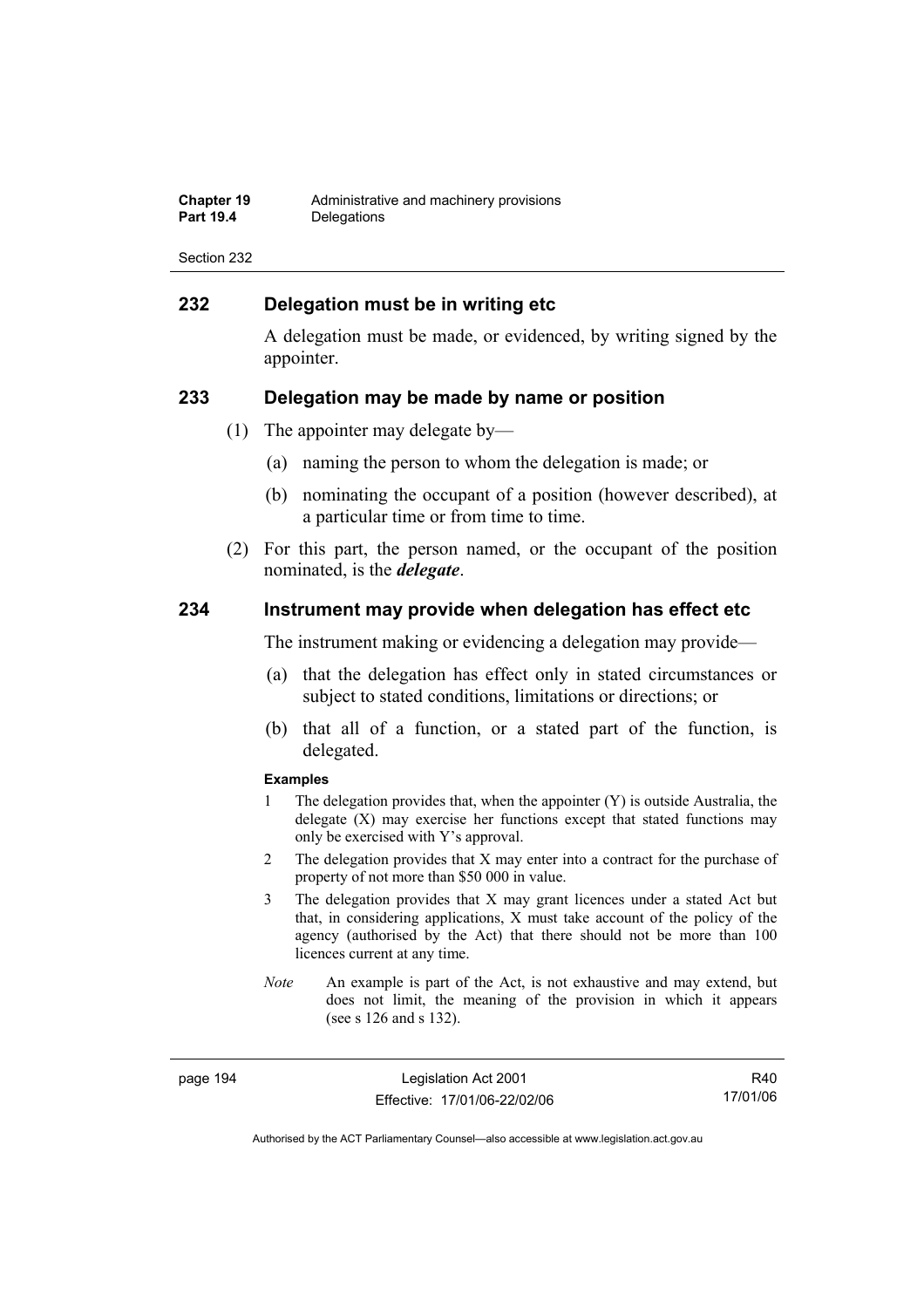## 232 Delegation must be in writing etc

A delegation must be made, or evidenced, by writing signed by the appointer.

## 233 Delegation may be made by name or position

(1) The appointer may delegate by—

(a) naming the person to whom the delegation is made; or

(b) nominating the occupant of a position (however described), at a particular time or from time to time.

(2) For this part, the person named, or the occupant of the position nominated, is the ***delegate***.

## 234 Instrument may provide when delegation has effect etc

The instrument making or evidencing a delegation may provide—

(a) that the delegation has effect only in stated circumstances or subject to stated conditions, limitations or directions; or

(b) that all of a function, or a stated part of the function, is delegated.

**Examples**

1 The delegation provides that, when the appointer (Y) is outside Australia, the delegate (X) may exercise her functions except that stated functions may only be exercised with Y's approval.

2 The delegation provides that X may enter into a contract for the purchase of property of not more than $50 000 in value.

3 The delegation provides that X may grant licences under a stated Act but that, in considering applications, X must take account of the policy of the agency (authorised by the Act) that there should not be more than 100 licences current at any time.

*Note* An example is part of the Act, is not exhaustive and may extend, but does not limit, the meaning of the provision in which it appears (see s 126 and s 132).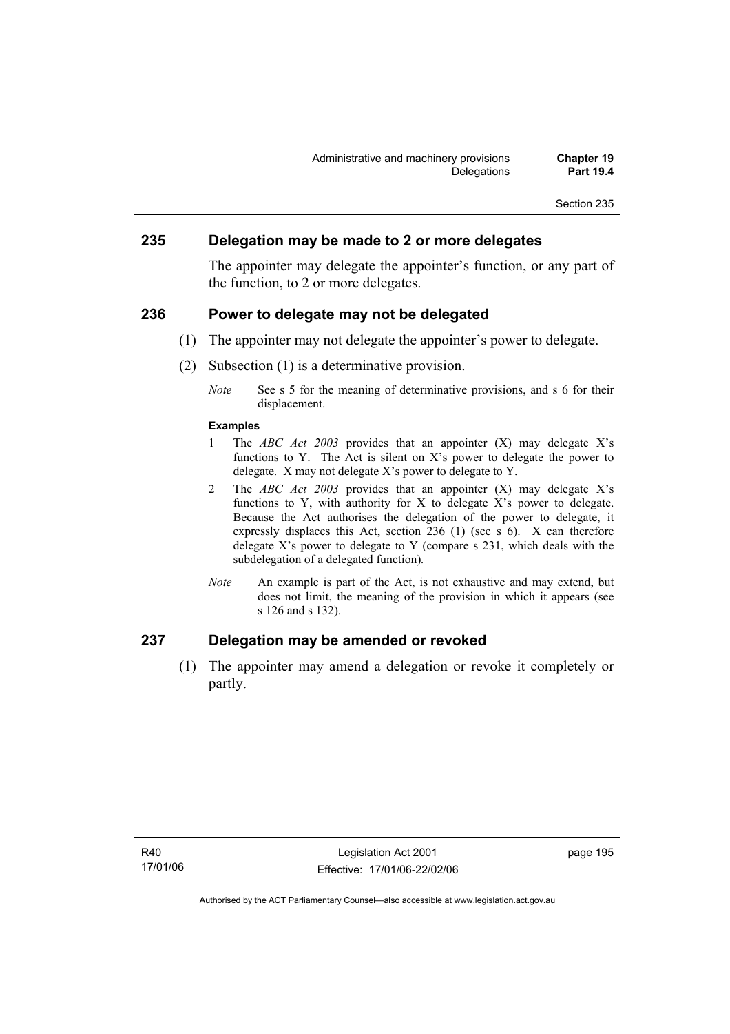## 235 Delegation may be made to 2 or more delegates

The appointer may delegate the appointer's function, or any part of the function, to 2 or more delegates.

## 236 Power to delegate may not be delegated

(1) The appointer may not delegate the appointer's power to delegate.

(2) Subsection (1) is a determinative provision.

*Note* See s 5 for the meaning of determinative provisions, and s 6 for their displacement.

**Examples**

1 The *ABC Act 2003* provides that an appointer (X) may delegate X's functions to Y. The Act is silent on X's power to delegate the power to delegate. X may not delegate X's power to delegate to Y.

2 The *ABC Act 2003* provides that an appointer (X) may delegate X's functions to Y, with authority for X to delegate X's power to delegate. Because the Act authorises the delegation of the power to delegate, it expressly displaces this Act, section 236 (1) (see s 6). X can therefore delegate X's power to delegate to Y (compare s 231, which deals with the subdelegation of a delegated function).

*Note* An example is part of the Act, is not exhaustive and may extend, but does not limit, the meaning of the provision in which it appears (see s 126 and s 132).

## 237 Delegation may be amended or revoked

(1) The appointer may amend a delegation or revoke it completely or partly.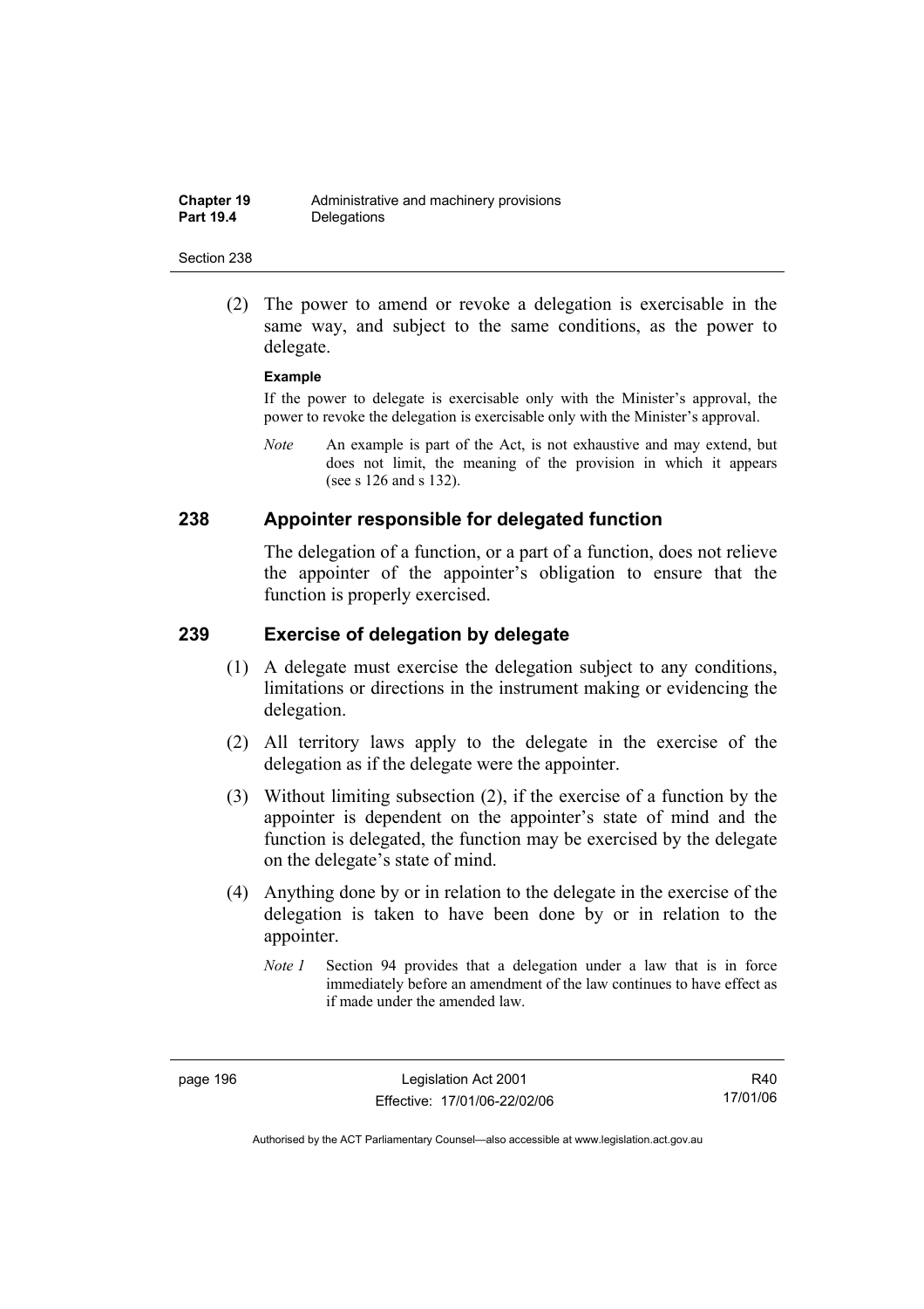(2) The power to amend or revoke a delegation is exercisable in the same way, and subject to the same conditions, as the power to delegate.

**Example**

If the power to delegate is exercisable only with the Minister's approval, the power to revoke the delegation is exercisable only with the Minister's approval.

*Note* An example is part of the Act, is not exhaustive and may extend, but does not limit, the meaning of the provision in which it appears (see s 126 and s 132).

## 238 Appointer responsible for delegated function

The delegation of a function, or a part of a function, does not relieve the appointer of the appointer's obligation to ensure that the function is properly exercised.

## 239 Exercise of delegation by delegate

(1) A delegate must exercise the delegation subject to any conditions, limitations or directions in the instrument making or evidencing the delegation.

(2) All territory laws apply to the delegate in the exercise of the delegation as if the delegate were the appointer.

(3) Without limiting subsection (2), if the exercise of a function by the appointer is dependent on the appointer's state of mind and the function is delegated, the function may be exercised by the delegate on the delegate's state of mind.

(4) Anything done by or in relation to the delegate in the exercise of the delegation is taken to have been done by or in relation to the appointer.

*Note 1* Section 94 provides that a delegation under a law that is in force immediately before an amendment of the law continues to have effect as if made under the amended law.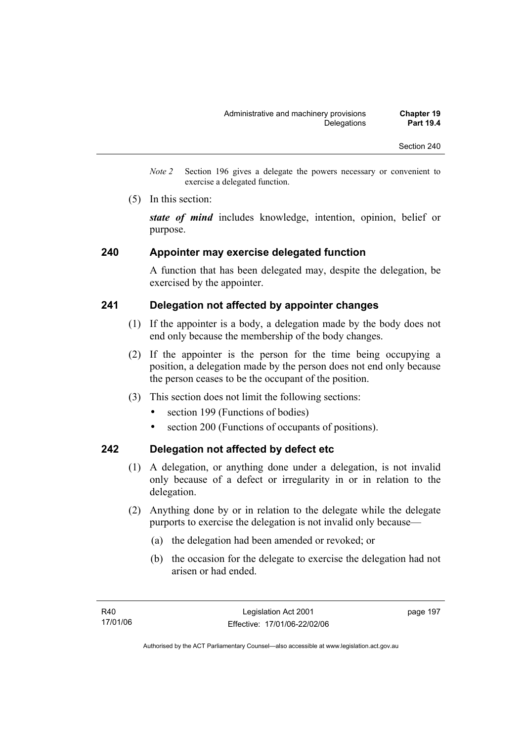*Note 2* Section 196 gives a delegate the powers necessary or convenient to exercise a delegated function.

(5) In this section:

***state of mind*** includes knowledge, intention, opinion, belief or purpose.

## 240 Appointer may exercise delegated function

A function that has been delegated may, despite the delegation, be exercised by the appointer.

## 241 Delegation not affected by appointer changes

(1) If the appointer is a body, a delegation made by the body does not end only because the membership of the body changes.

(2) If the appointer is the person for the time being occupying a position, a delegation made by the person does not end only because the person ceases to be the occupant of the position.

(3) This section does not limit the following sections:

- section 199 (Functions of bodies)
- section 200 (Functions of occupants of positions).

## 242 Delegation not affected by defect etc

(1) A delegation, or anything done under a delegation, is not invalid only because of a defect or irregularity in or in relation to the delegation.

(2) Anything done by or in relation to the delegate while the delegate purports to exercise the delegation is not invalid only because—

(a) the delegation had been amended or revoked; or

(b) the occasion for the delegate to exercise the delegation had not arisen or had ended.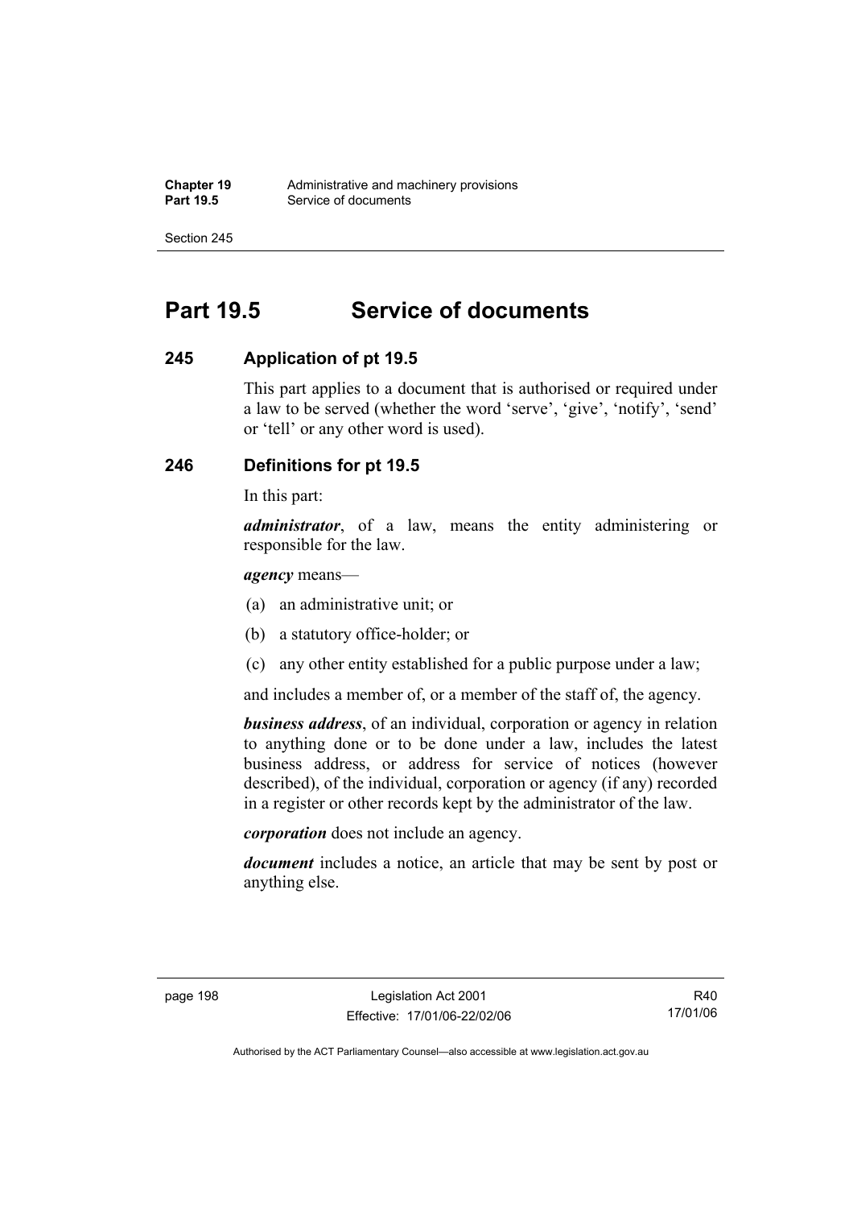# Part 19.5 Service of documents

## 245 Application of pt 19.5

This part applies to a document that is authorised or required under a law to be served (whether the word 'serve', 'give', 'notify', 'send' or 'tell' or any other word is used).

## 246 Definitions for pt 19.5

In this part:

***administrator***, of a law, means the entity administering or responsible for the law.

***agency*** means—

(a) an administrative unit; or

(b) a statutory office-holder; or

(c) any other entity established for a public purpose under a law;

and includes a member of, or a member of the staff of, the agency.

***business address***, of an individual, corporation or agency in relation to anything done or to be done under a law, includes the latest business address, or address for service of notices (however described), of the individual, corporation or agency (if any) recorded in a register or other records kept by the administrator of the law.

***corporation*** does not include an agency.

***document*** includes a notice, an article that may be sent by post or anything else.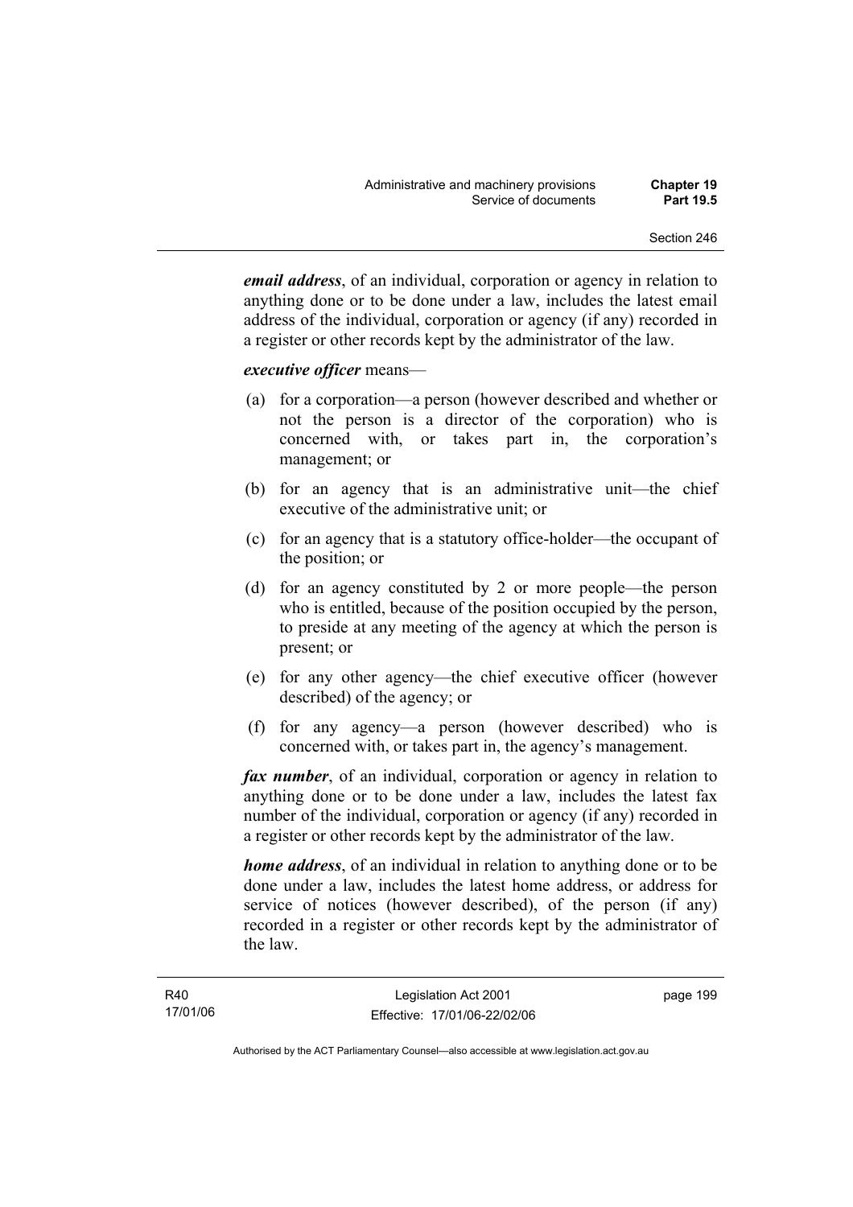***email address***, of an individual, corporation or agency in relation to anything done or to be done under a law, includes the latest email address of the individual, corporation or agency (if any) recorded in a register or other records kept by the administrator of the law.

***executive officer*** means—

(a) for a corporation—a person (however described and whether or not the person is a director of the corporation) who is concerned with, or takes part in, the corporation's management; or

(b) for an agency that is an administrative unit—the chief executive of the administrative unit; or

(c) for an agency that is a statutory office-holder—the occupant of the position; or

(d) for an agency constituted by 2 or more people—the person who is entitled, because of the position occupied by the person, to preside at any meeting of the agency at which the person is present; or

(e) for any other agency—the chief executive officer (however described) of the agency; or

(f) for any agency—a person (however described) who is concerned with, or takes part in, the agency's management.

***fax number***, of an individual, corporation or agency in relation to anything done or to be done under a law, includes the latest fax number of the individual, corporation or agency (if any) recorded in a register or other records kept by the administrator of the law.

***home address***, of an individual in relation to anything done or to be done under a law, includes the latest home address, or address for service of notices (however described), of the person (if any) recorded in a register or other records kept by the administrator of the law.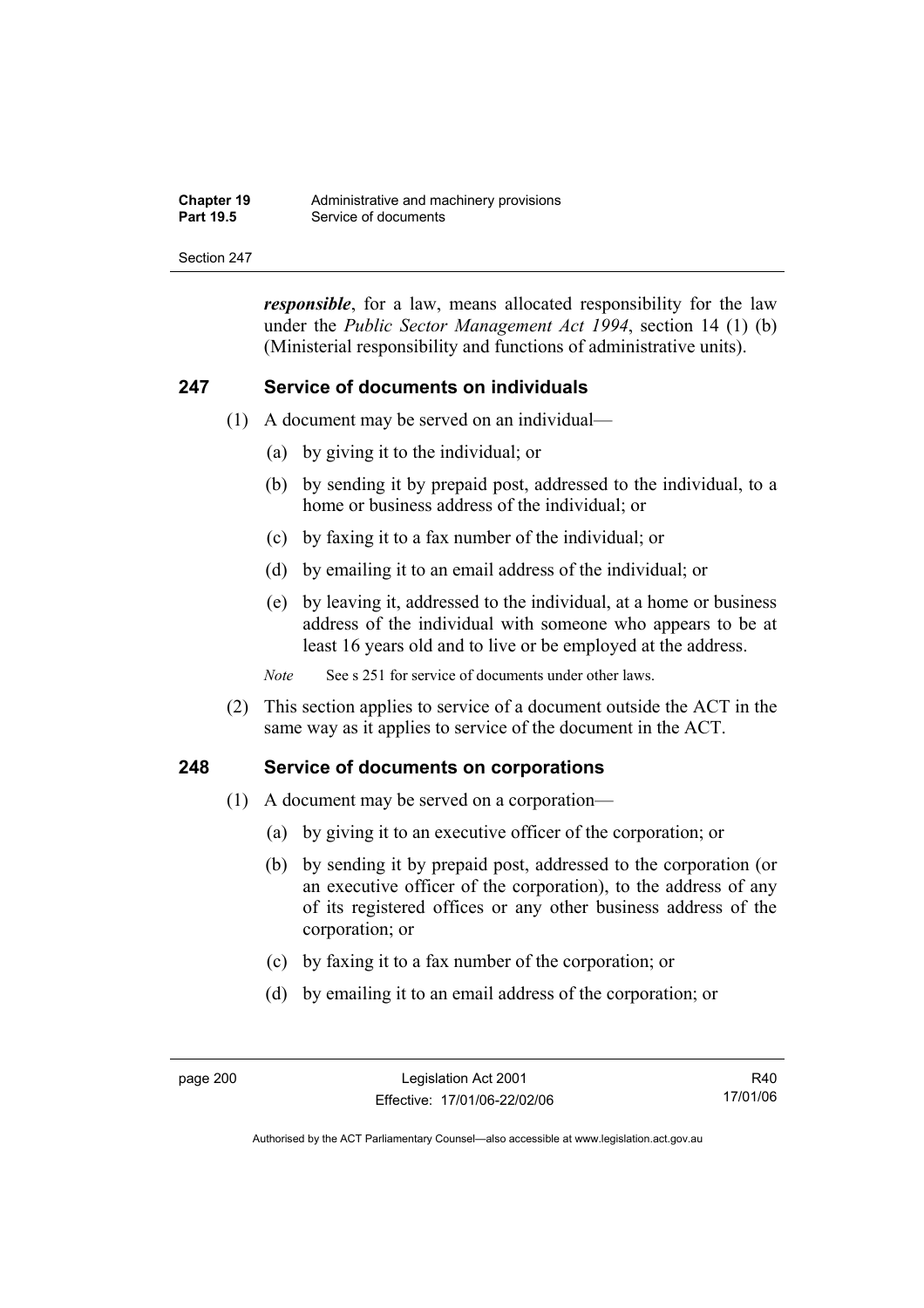***responsible***, for a law, means allocated responsibility for the law under the *Public Sector Management Act 1994*, section 14 (1) (b) (Ministerial responsibility and functions of administrative units).

## 247 Service of documents on individuals

(1) A document may be served on an individual—

(a) by giving it to the individual; or

(b) by sending it by prepaid post, addressed to the individual, to a home or business address of the individual; or

(c) by faxing it to a fax number of the individual; or

(d) by emailing it to an email address of the individual; or

(e) by leaving it, addressed to the individual, at a home or business address of the individual with someone who appears to be at least 16 years old and to live or be employed at the address.

*Note* See s 251 for service of documents under other laws.

(2) This section applies to service of a document outside the ACT in the same way as it applies to service of the document in the ACT.

## 248 Service of documents on corporations

(1) A document may be served on a corporation—

(a) by giving it to an executive officer of the corporation; or

(b) by sending it by prepaid post, addressed to the corporation (or an executive officer of the corporation), to the address of any of its registered offices or any other business address of the corporation; or

(c) by faxing it to a fax number of the corporation; or

(d) by emailing it to an email address of the corporation; or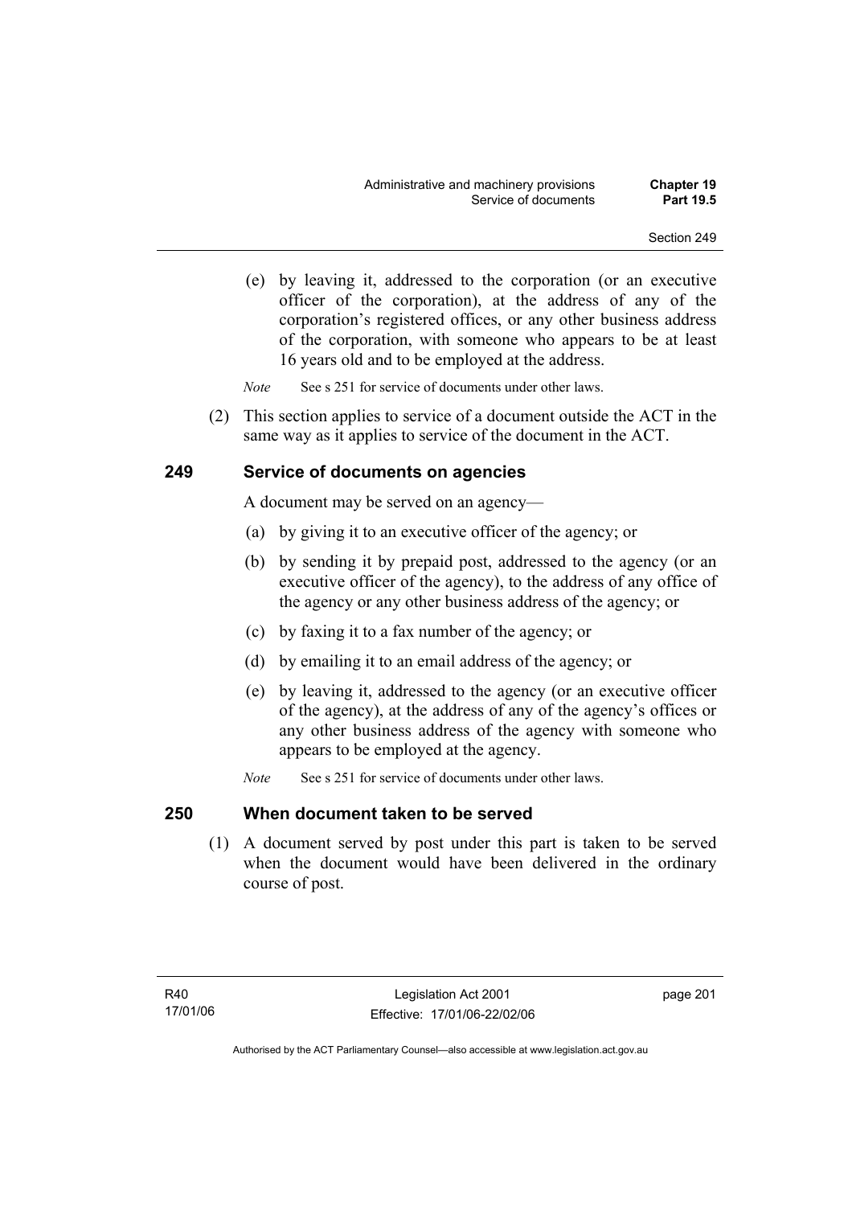(e) by leaving it, addressed to the corporation (or an executive officer of the corporation), at the address of any of the corporation's registered offices, or any other business address of the corporation, with someone who appears to be at least 16 years old and to be employed at the address.

*Note* See s 251 for service of documents under other laws.

(2) This section applies to service of a document outside the ACT in the same way as it applies to service of the document in the ACT.

### 249 Service of documents on agencies

A document may be served on an agency—

(a) by giving it to an executive officer of the agency; or

(b) by sending it by prepaid post, addressed to the agency (or an executive officer of the agency), to the address of any office of the agency or any other business address of the agency; or

(c) by faxing it to a fax number of the agency; or

(d) by emailing it to an email address of the agency; or

(e) by leaving it, addressed to the agency (or an executive officer of the agency), at the address of any of the agency's offices or any other business address of the agency with someone who appears to be employed at the agency.

*Note* See s 251 for service of documents under other laws.

### 250 When document taken to be served

(1) A document served by post under this part is taken to be served when the document would have been delivered in the ordinary course of post.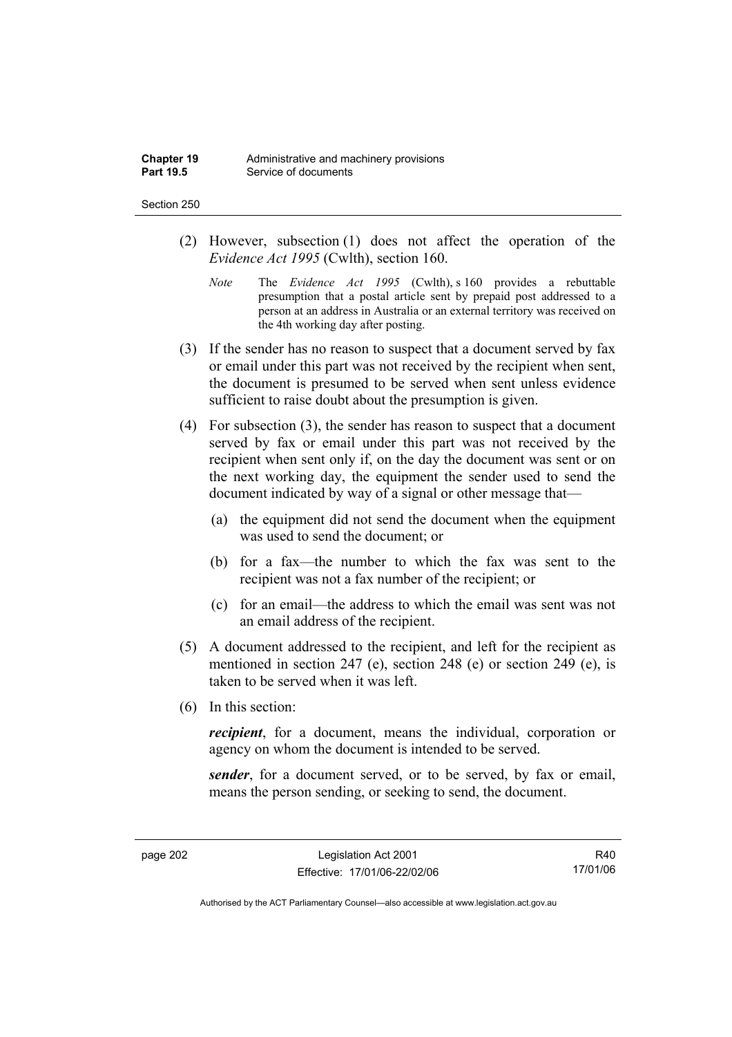(2) However, subsection (1) does not affect the operation of the *Evidence Act 1995* (Cwlth), section 160.

*Note* The *Evidence Act 1995* (Cwlth), s 160 provides a rebuttable presumption that a postal article sent by prepaid post addressed to a person at an address in Australia or an external territory was received on the 4th working day after posting.

(3) If the sender has no reason to suspect that a document served by fax or email under this part was not received by the recipient when sent, the document is presumed to be served when sent unless evidence sufficient to raise doubt about the presumption is given.

(4) For subsection (3), the sender has reason to suspect that a document served by fax or email under this part was not received by the recipient when sent only if, on the day the document was sent or on the next working day, the equipment the sender used to send the document indicated by way of a signal or other message that—

(a) the equipment did not send the document when the equipment was used to send the document; or

(b) for a fax—the number to which the fax was sent to the recipient was not a fax number of the recipient; or

(c) for an email—the address to which the email was sent was not an email address of the recipient.

(5) A document addressed to the recipient, and left for the recipient as mentioned in section 247 (e), section 248 (e) or section 249 (e), is taken to be served when it was left.

(6) In this section:

***recipient***, for a document, means the individual, corporation or agency on whom the document is intended to be served.

***sender***, for a document served, or to be served, by fax or email, means the person sending, or seeking to send, the document.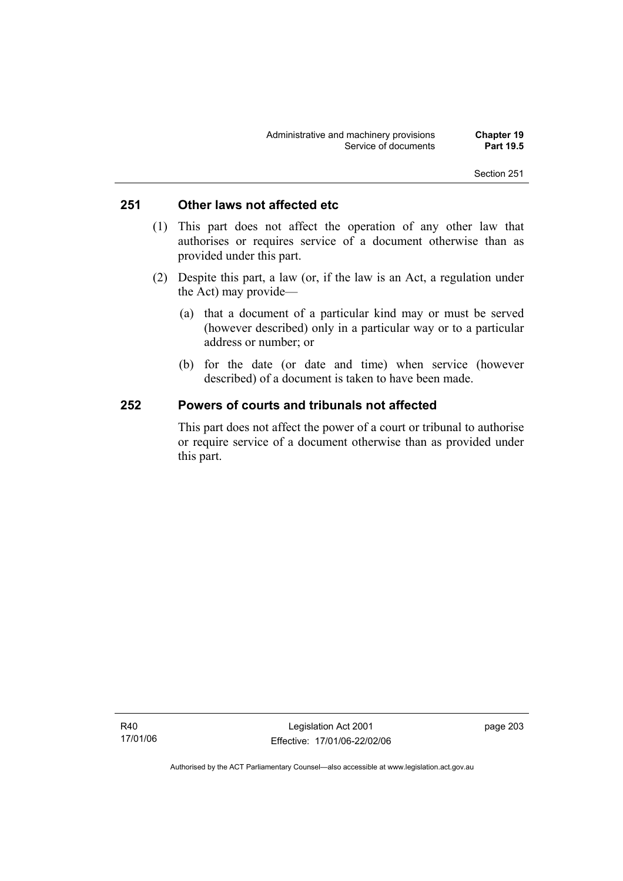## 251 Other laws not affected etc

(1) This part does not affect the operation of any other law that authorises or requires service of a document otherwise than as provided under this part.

(2) Despite this part, a law (or, if the law is an Act, a regulation under the Act) may provide—

(a) that a document of a particular kind may or must be served (however described) only in a particular way or to a particular address or number; or

(b) for the date (or date and time) when service (however described) of a document is taken to have been made.

## 252 Powers of courts and tribunals not affected

This part does not affect the power of a court or tribunal to authorise or require service of a document otherwise than as provided under this part.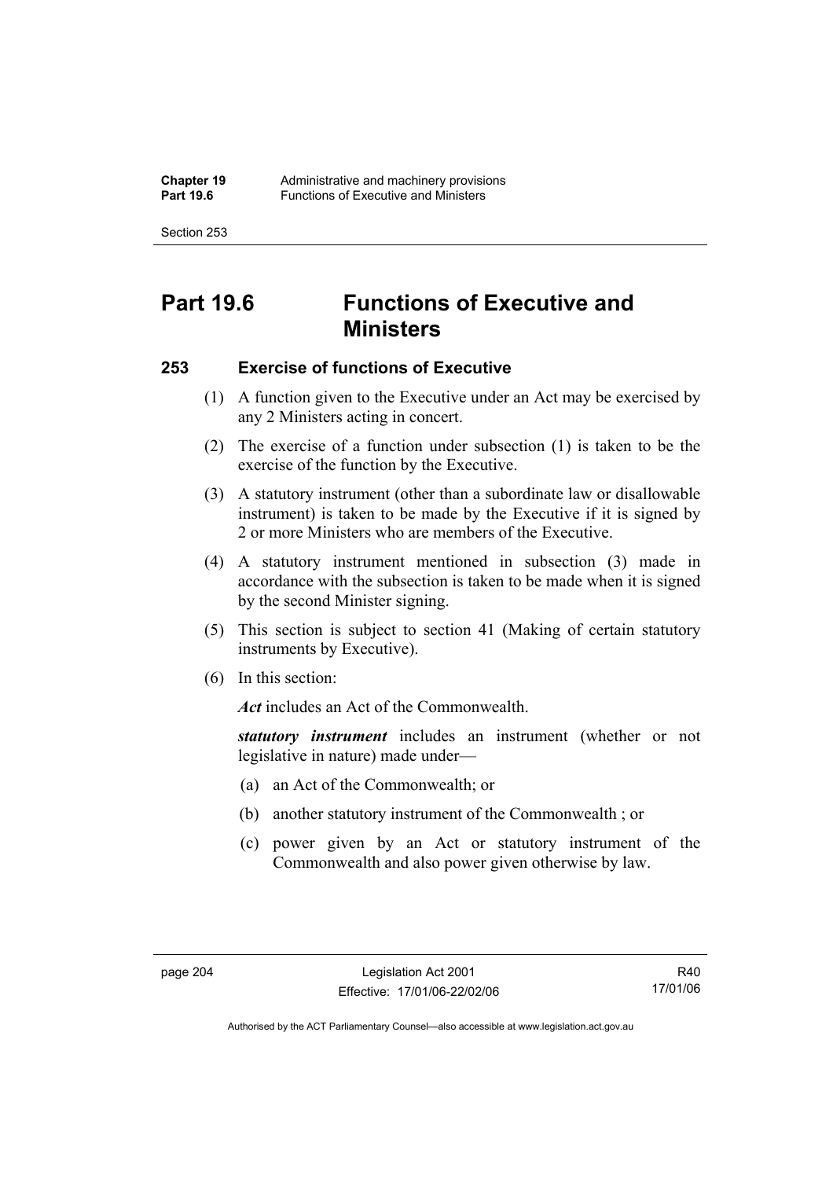# Part 19.6 Functions of Executive and Ministers

## 253 Exercise of functions of Executive

(1) A function given to the Executive under an Act may be exercised by any 2 Ministers acting in concert.

(2) The exercise of a function under subsection (1) is taken to be the exercise of the function by the Executive.

(3) A statutory instrument (other than a subordinate law or disallowable instrument) is taken to be made by the Executive if it is signed by 2 or more Ministers who are members of the Executive.

(4) A statutory instrument mentioned in subsection (3) made in accordance with the subsection is taken to be made when it is signed by the second Minister signing.

(5) This section is subject to section 41 (Making of certain statutory instruments by Executive).

(6) In this section:

***Act*** includes an Act of the Commonwealth.

***statutory instrument*** includes an instrument (whether or not legislative in nature) made under—

(a) an Act of the Commonwealth; or

(b) another statutory instrument of the Commonwealth ; or

(c) power given by an Act or statutory instrument of the Commonwealth and also power given otherwise by law.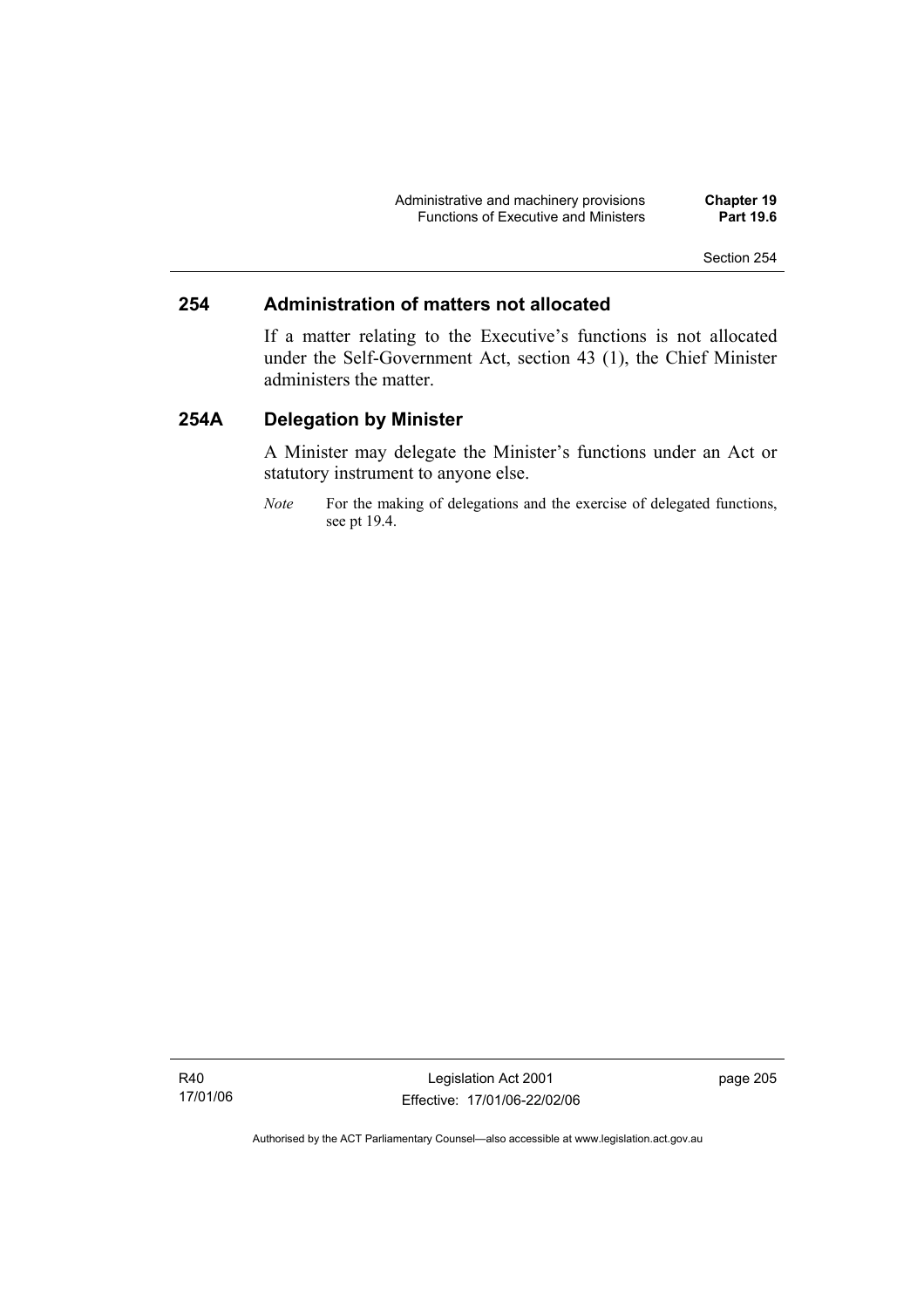## 254 Administration of matters not allocated

If a matter relating to the Executive's functions is not allocated under the Self-Government Act, section 43 (1), the Chief Minister administers the matter.

## 254A Delegation by Minister

A Minister may delegate the Minister's functions under an Act or statutory instrument to anyone else.

*Note* For the making of delegations and the exercise of delegated functions, see pt 19.4.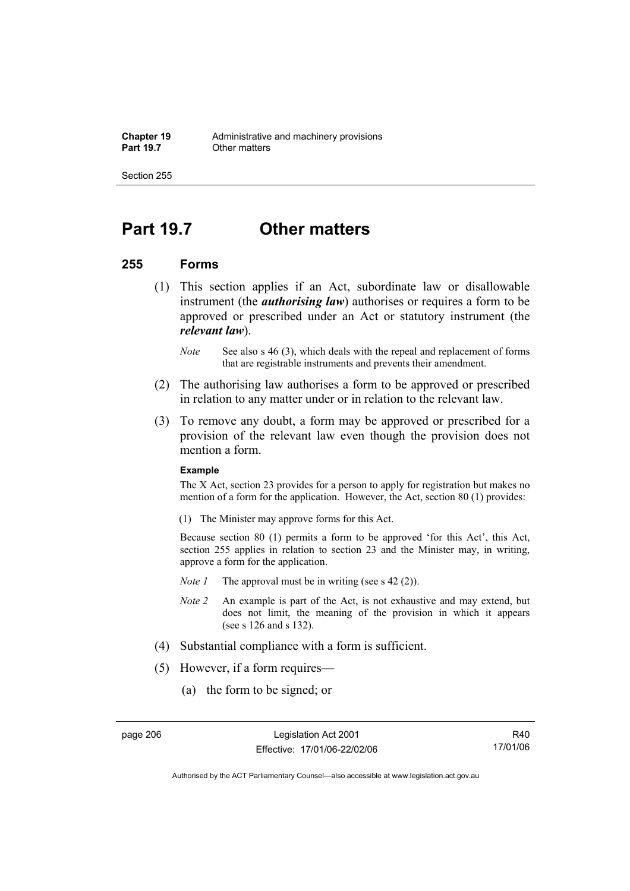# Part 19.7 Other matters

## 255 Forms

(1) This section applies if an Act, subordinate law or disallowable instrument (the ***authorising law***) authorises or requires a form to be approved or prescribed under an Act or statutory instrument (the ***relevant law***).

*Note* See also s 46 (3), which deals with the repeal and replacement of forms that are registrable instruments and prevents their amendment.

(2) The authorising law authorises a form to be approved or prescribed in relation to any matter under or in relation to the relevant law.

(3) To remove any doubt, a form may be approved or prescribed for a provision of the relevant law even though the provision does not mention a form.

**Example**

The X Act, section 23 provides for a person to apply for registration but makes no mention of a form for the application. However, the Act, section 80 (1) provides:

(1) The Minister may approve forms for this Act.

Because section 80 (1) permits a form to be approved 'for this Act', this Act, section 255 applies in relation to section 23 and the Minister may, in writing, approve a form for the application.

*Note 1* The approval must be in writing (see s 42 (2)).

*Note 2* An example is part of the Act, is not exhaustive and may extend, but does not limit, the meaning of the provision in which it appears (see s 126 and s 132).

(4) Substantial compliance with a form is sufficient.

(5) However, if a form requires—

(a) the form to be signed; or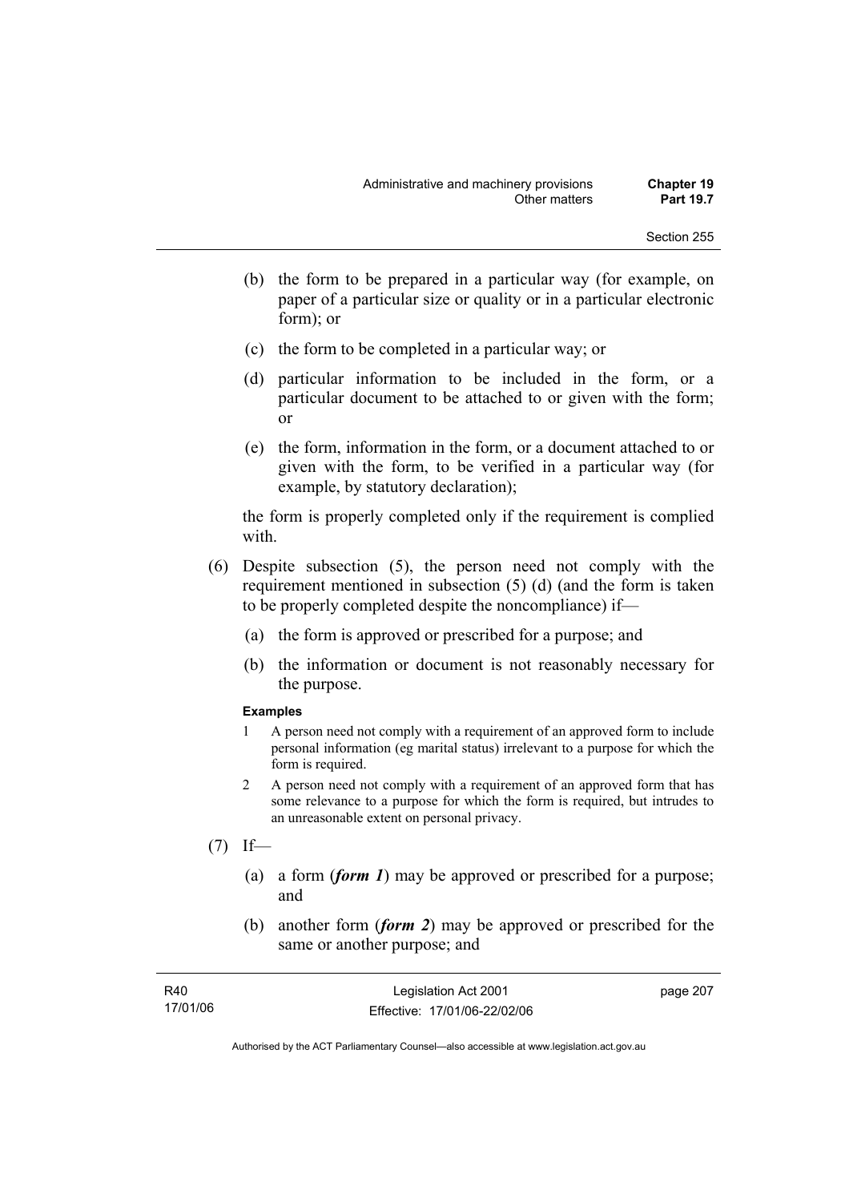(b) the form to be prepared in a particular way (for example, on paper of a particular size or quality or in a particular electronic form); or

(c) the form to be completed in a particular way; or

(d) particular information to be included in the form, or a particular document to be attached to or given with the form; or

(e) the form, information in the form, or a document attached to or given with the form, to be verified in a particular way (for example, by statutory declaration);

the form is properly completed only if the requirement is complied with.

(6) Despite subsection (5), the person need not comply with the requirement mentioned in subsection (5) (d) (and the form is taken to be properly completed despite the noncompliance) if—

(a) the form is approved or prescribed for a purpose; and

(b) the information or document is not reasonably necessary for the purpose.

**Examples**

1 A person need not comply with a requirement of an approved form to include personal information (eg marital status) irrelevant to a purpose for which the form is required.

2 A person need not comply with a requirement of an approved form that has some relevance to a purpose for which the form is required, but intrudes to an unreasonable extent on personal privacy.

(7) If—

(a) a form (***form 1***) may be approved or prescribed for a purpose; and

(b) another form (***form 2***) may be approved or prescribed for the same or another purpose; and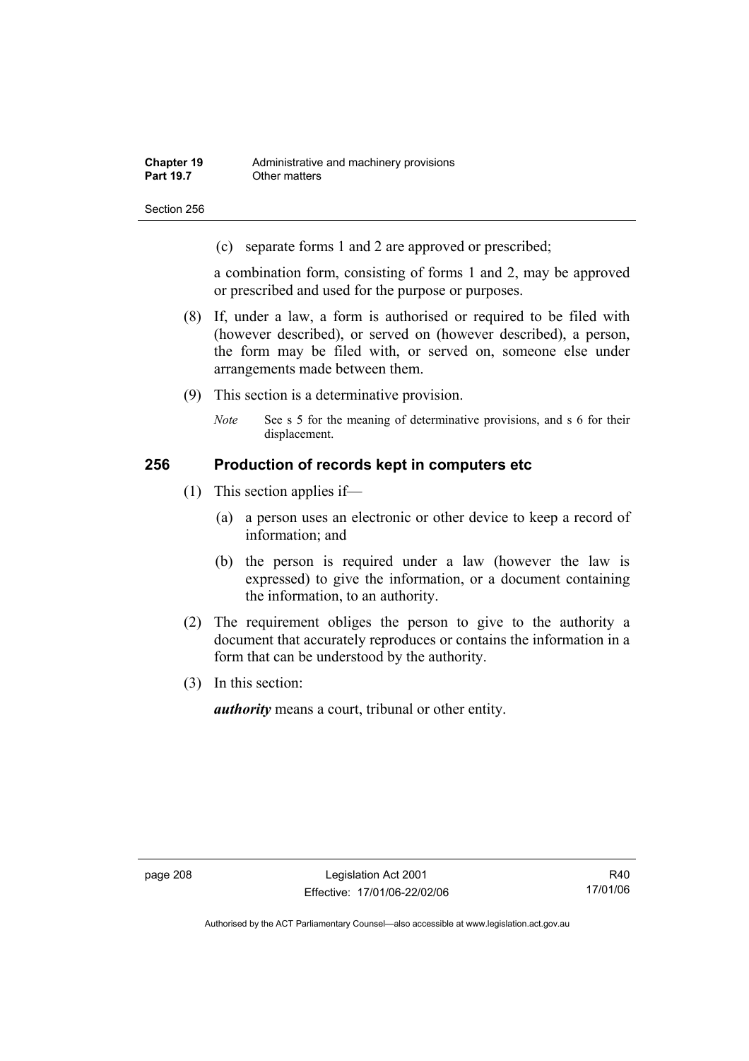(c) separate forms 1 and 2 are approved or prescribed;

a combination form, consisting of forms 1 and 2, may be approved or prescribed and used for the purpose or purposes.

(8) If, under a law, a form is authorised or required to be filed with (however described), or served on (however described), a person, the form may be filed with, or served on, someone else under arrangements made between them.

(9) This section is a determinative provision.

*Note* See s 5 for the meaning of determinative provisions, and s 6 for their displacement.

### 256 Production of records kept in computers etc

(1) This section applies if—

(a) a person uses an electronic or other device to keep a record of information; and

(b) the person is required under a law (however the law is expressed) to give the information, or a document containing the information, to an authority.

(2) The requirement obliges the person to give to the authority a document that accurately reproduces or contains the information in a form that can be understood by the authority.

(3) In this section:

***authority*** means a court, tribunal or other entity.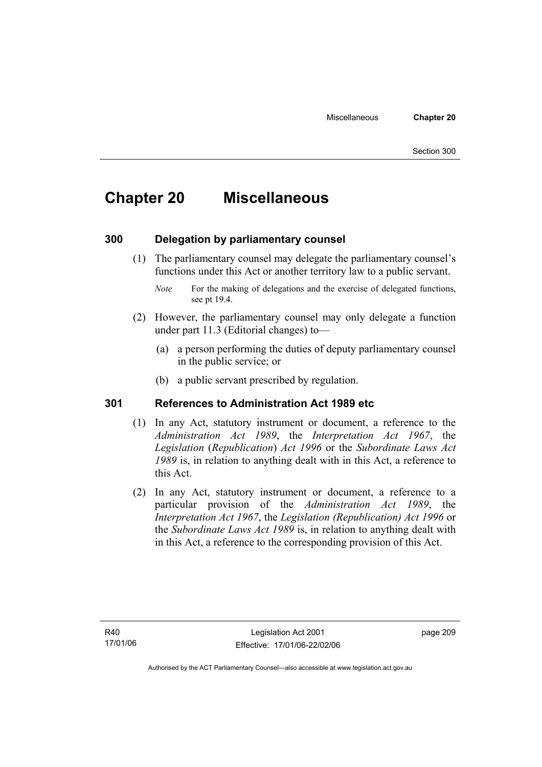# Chapter 20 Miscellaneous

## 300 Delegation by parliamentary counsel

(1) The parliamentary counsel may delegate the parliamentary counsel's functions under this Act or another territory law to a public servant.

*Note* For the making of delegations and the exercise of delegated functions, see pt 19.4.

(2) However, the parliamentary counsel may only delegate a function under part 11.3 (Editorial changes) to—

(a) a person performing the duties of deputy parliamentary counsel in the public service; or

(b) a public servant prescribed by regulation.

## 301 References to Administration Act 1989 etc

(1) In any Act, statutory instrument or document, a reference to the *Administration Act 1989*, the *Interpretation Act 1967*, the *Legislation* (*Republication*) *Act 1996* or the *Subordinate Laws Act 1989* is, in relation to anything dealt with in this Act, a reference to this Act.

(2) In any Act, statutory instrument or document, a reference to a particular provision of the *Administration Act 1989*, the *Interpretation Act 1967*, the *Legislation (Republication) Act 1996* or the *Subordinate Laws Act 1989* is, in relation to anything dealt with in this Act, a reference to the corresponding provision of this Act.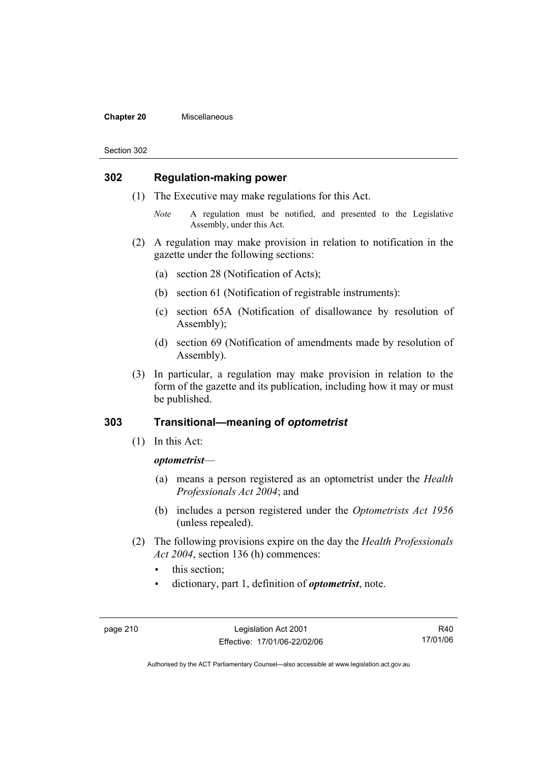## 302 Regulation-making power

(1) The Executive may make regulations for this Act.

*Note* A regulation must be notified, and presented to the Legislative Assembly, under this Act.

(2) A regulation may make provision in relation to notification in the gazette under the following sections:

(a) section 28 (Notification of Acts);

(b) section 61 (Notification of registrable instruments):

(c) section 65A (Notification of disallowance by resolution of Assembly);

(d) section 69 (Notification of amendments made by resolution of Assembly).

(3) In particular, a regulation may make provision in relation to the form of the gazette and its publication, including how it may or must be published.

## 303 Transitional—meaning of *optometrist*

(1) In this Act:

***optometrist***—

(a) means a person registered as an optometrist under the *Health Professionals Act 2004*; and

(b) includes a person registered under the *Optometrists Act 1956* (unless repealed).

(2) The following provisions expire on the day the *Health Professionals Act 2004*, section 136 (h) commences:

- this section;
- dictionary, part 1, definition of ***optometrist***, note.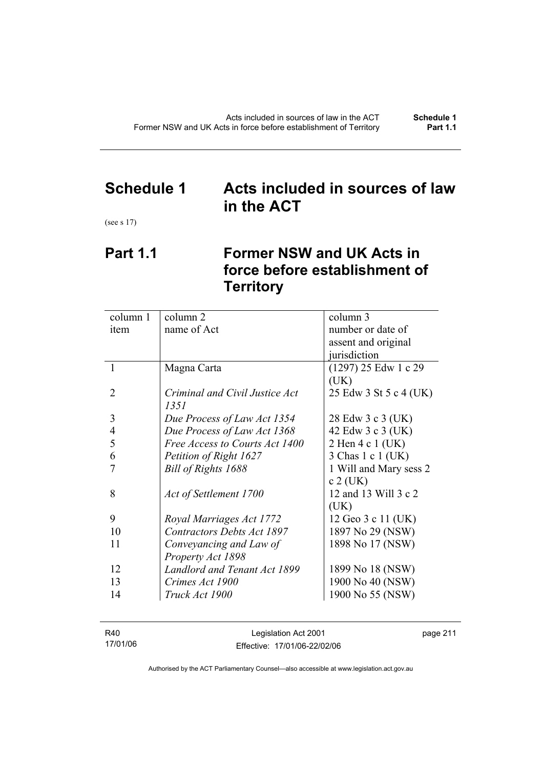# Schedule 1 Acts included in sources of law in the ACT

(see s 17)

## Part 1.1 Former NSW and UK Acts in force before establishment of Territory

| column 1<br>item | column 2<br>name of Act | column 3<br>number or date of assent and original jurisdiction |
|---|---|---|
| 1 | Magna Carta | (1297) 25 Edw 1 c 29 (UK) |
| 2 | *Criminal and Civil Justice Act 1351* | 25 Edw 3 St 5 c 4 (UK) |
| 3 | *Due Process of Law Act 1354* | 28 Edw 3 c 3 (UK) |
| 4 | *Due Process of Law Act 1368* | 42 Edw 3 c 3 (UK) |
| 5 | *Free Access to Courts Act 1400* | 2 Hen 4 c 1 (UK) |
| 6 | *Petition of Right 1627* | 3 Chas 1 c 1 (UK) |
| 7 | *Bill of Rights 1688* | 1 Will and Mary sess 2 c 2 (UK) |
| 8 | *Act of Settlement 1700* | 12 and 13 Will 3 c 2 (UK) |
| 9 | *Royal Marriages Act 1772* | 12 Geo 3 c 11 (UK) |
| 10 | *Contractors Debts Act 1897* | 1897 No 29 (NSW) |
| 11 | *Conveyancing and Law of Property Act 1898* | 1898 No 17 (NSW) |
| 12 | *Landlord and Tenant Act 1899* | 1899 No 18 (NSW) |
| 13 | *Crimes Act 1900* | 1900 No 40 (NSW) |
| 14 | *Truck Act 1900* | 1900 No 55 (NSW) |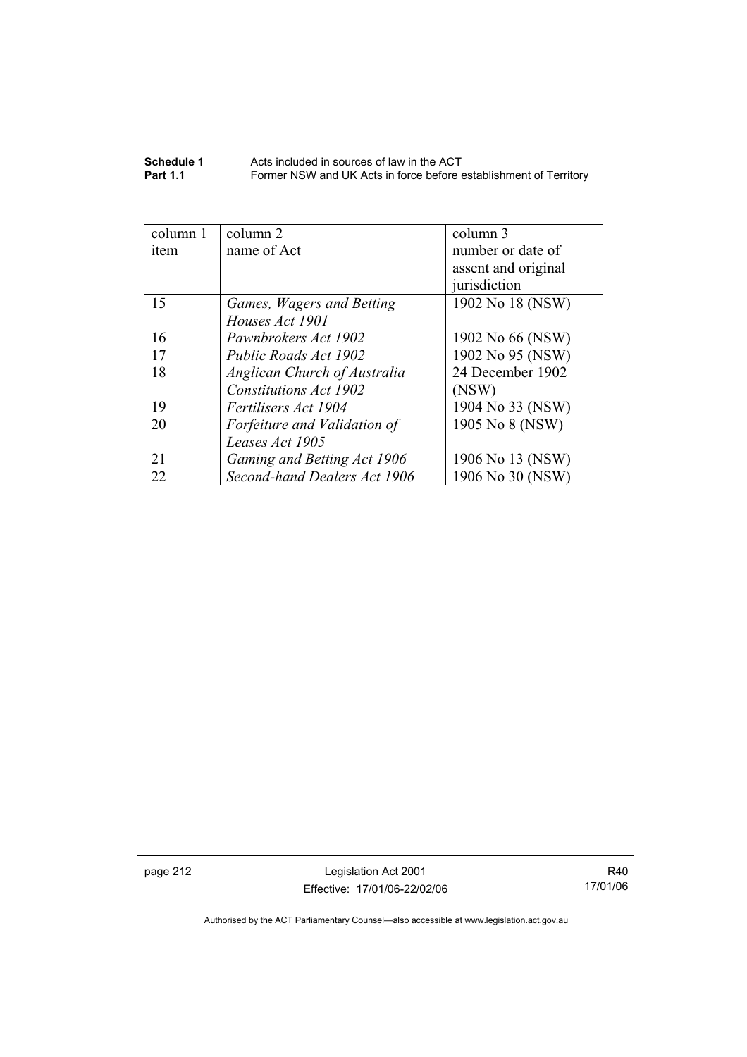| column 1 item | column 2 name of Act | column 3 number or date of assent and original jurisdiction |
|---|---|---|
| 15 | *Games, Wagers and Betting Houses Act 1901* | 1902 No 18 (NSW) |
| 16 | *Pawnbrokers Act 1902* | 1902 No 66 (NSW) |
| 17 | *Public Roads Act 1902* | 1902 No 95 (NSW) |
| 18 | *Anglican Church of Australia Constitutions Act 1902* | 24 December 1902 (NSW) |
| 19 | *Fertilisers Act 1904* | 1904 No 33 (NSW) |
| 20 | *Forfeiture and Validation of Leases Act 1905* | 1905 No 8 (NSW) |
| 21 | *Gaming and Betting Act 1906* | 1906 No 13 (NSW) |
| 22 | *Second-hand Dealers Act 1906* | 1906 No 30 (NSW) |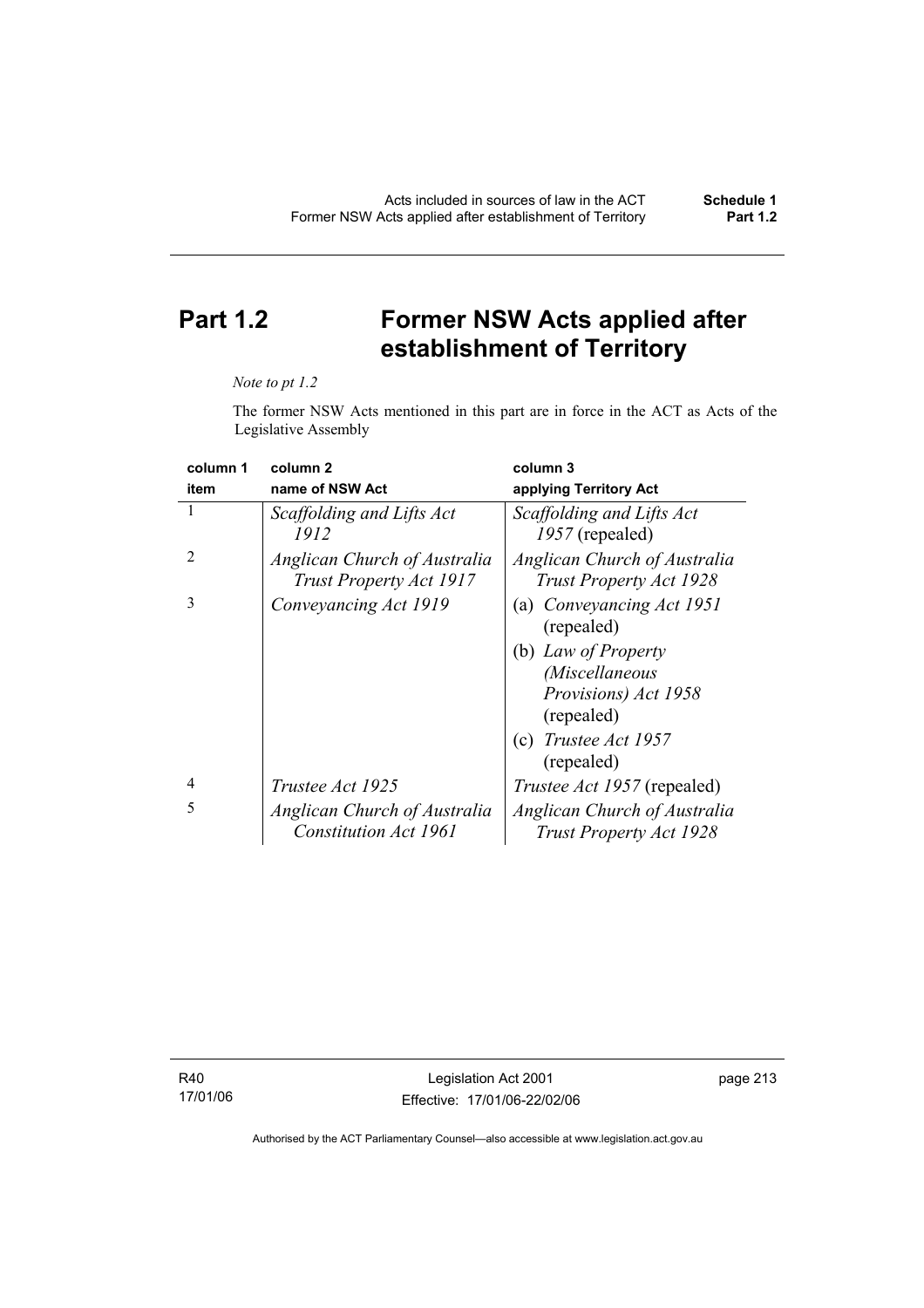# Part 1.2 Former NSW Acts applied after establishment of Territory

*Note to pt 1.2*

The former NSW Acts mentioned in this part are in force in the ACT as Acts of the Legislative Assembly

| column 1<br>item | column 2<br>name of NSW Act | column 3<br>applying Territory Act |
|---|---|---|
| 1 | *Scaffolding and Lifts Act 1912* | *Scaffolding and Lifts Act 1957* (repealed) |
| 2 | *Anglican Church of Australia Trust Property Act 1917* | *Anglican Church of Australia Trust Property Act 1928* |
| 3 | *Conveyancing Act 1919* | (a) *Conveyancing Act 1951* (repealed)<br>(b) *Law of Property (Miscellaneous Provisions) Act 1958* (repealed)<br>(c) *Trustee Act 1957* (repealed) |
| 4 | *Trustee Act 1925* | *Trustee Act 1957* (repealed) |
| 5 | *Anglican Church of Australia Constitution Act 1961* | *Anglican Church of Australia Trust Property Act 1928* |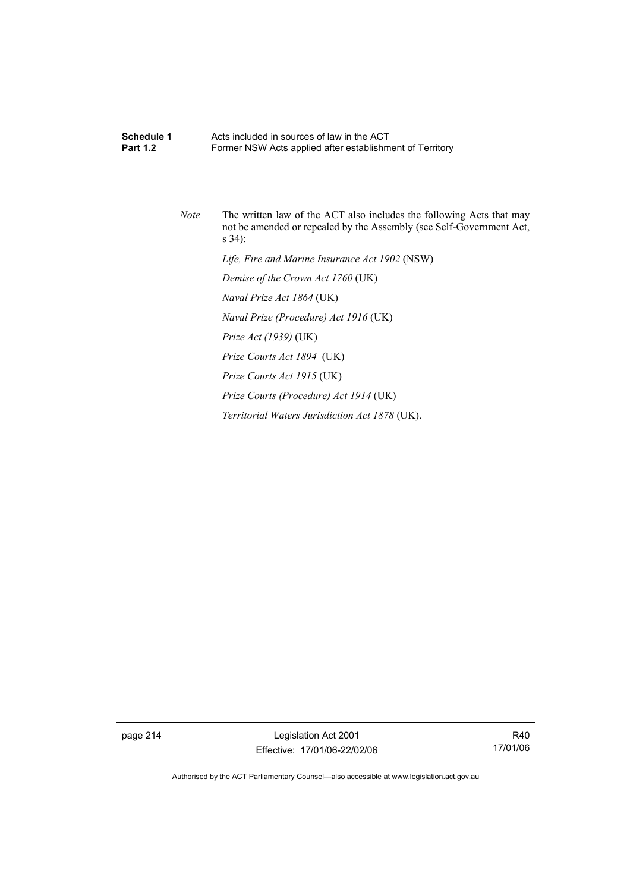*Note* The written law of the ACT also includes the following Acts that may not be amended or repealed by the Assembly (see Self-Government Act, s 34):

*Life, Fire and Marine Insurance Act 1902* (NSW)

*Demise of the Crown Act 1760* (UK)

*Naval Prize Act 1864* (UK)

*Naval Prize (Procedure) Act 1916* (UK)

*Prize Act (1939)* (UK)

*Prize Courts Act 1894* (UK)

*Prize Courts Act 1915* (UK)

*Prize Courts (Procedure) Act 1914* (UK)

*Territorial Waters Jurisdiction Act 1878* (UK).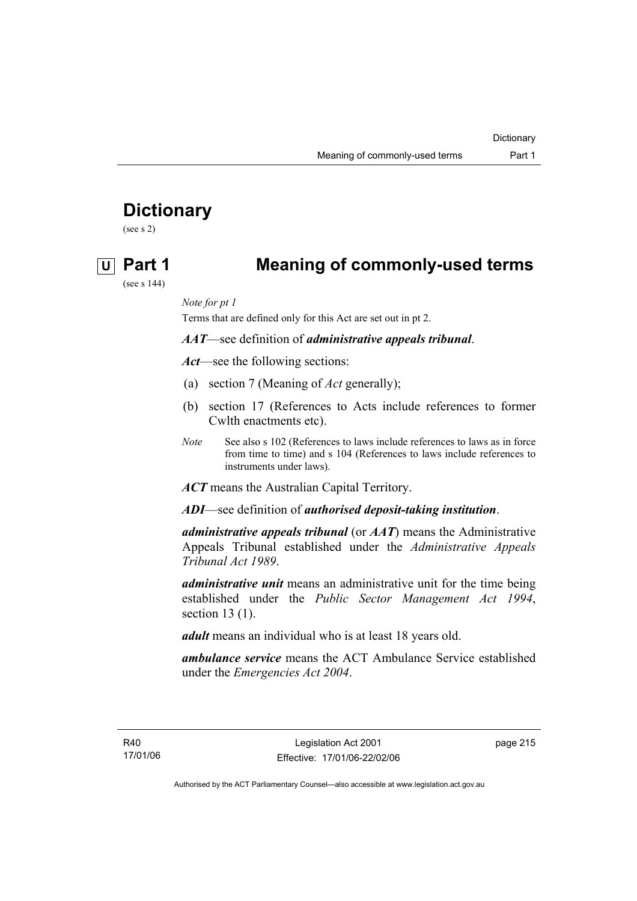# Dictionary

(see s 2)

## U Part 1 Meaning of commonly-used terms

(see s 144)

*Note for pt 1*

Terms that are defined only for this Act are set out in pt 2.

***AAT***—see definition of ***administrative appeals tribunal***.

***Act***—see the following sections:

(a) section 7 (Meaning of *Act* generally);

(b) section 17 (References to Acts include references to former Cwlth enactments etc).

*Note* See also s 102 (References to laws include references to laws as in force from time to time) and s 104 (References to laws include references to instruments under laws).

***ACT*** means the Australian Capital Territory.

***ADI***—see definition of ***authorised deposit-taking institution***.

***administrative appeals tribunal*** (or ***AAT***) means the Administrative Appeals Tribunal established under the *Administrative Appeals Tribunal Act 1989*.

***administrative unit*** means an administrative unit for the time being established under the *Public Sector Management Act 1994*, section 13 (1).

***adult*** means an individual who is at least 18 years old.

***ambulance service*** means the ACT Ambulance Service established under the *Emergencies Act 2004*.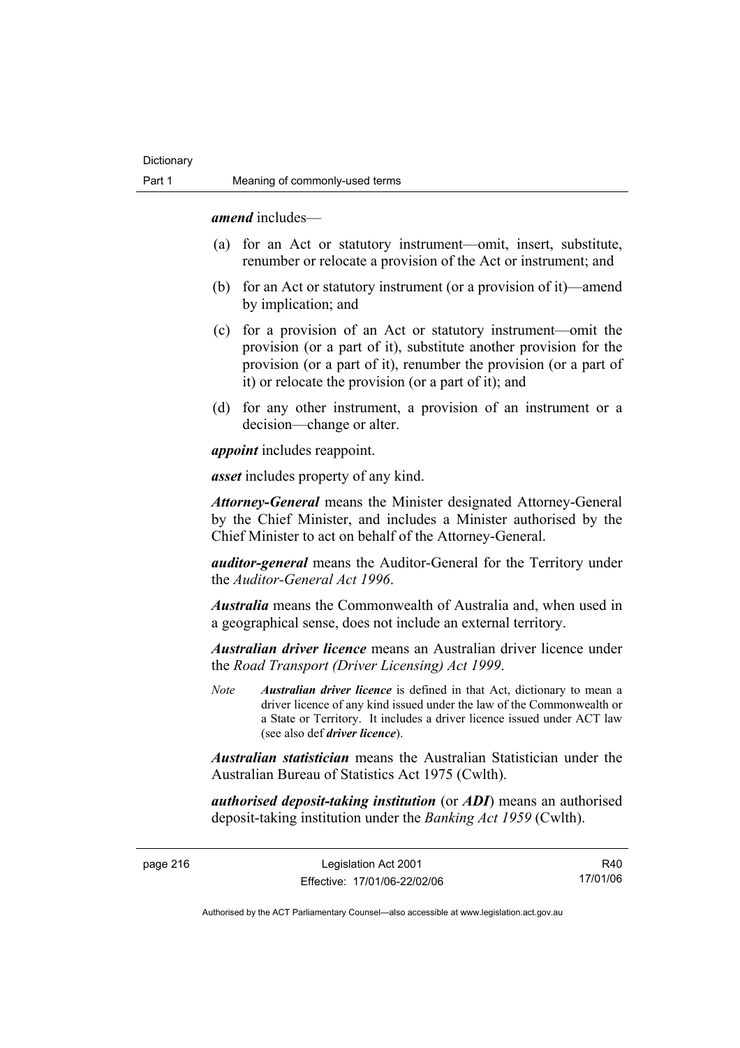***amend*** includes—

(a) for an Act or statutory instrument—omit, insert, substitute, renumber or relocate a provision of the Act or instrument; and

(b) for an Act or statutory instrument (or a provision of it)—amend by implication; and

(c) for a provision of an Act or statutory instrument—omit the provision (or a part of it), substitute another provision for the provision (or a part of it), renumber the provision (or a part of it) or relocate the provision (or a part of it); and

(d) for any other instrument, a provision of an instrument or a decision—change or alter.

***appoint*** includes reappoint.

***asset*** includes property of any kind.

***Attorney-General*** means the Minister designated Attorney-General by the Chief Minister, and includes a Minister authorised by the Chief Minister to act on behalf of the Attorney-General.

***auditor-general*** means the Auditor-General for the Territory under the *Auditor-General Act 1996*.

***Australia*** means the Commonwealth of Australia and, when used in a geographical sense, does not include an external territory.

***Australian driver licence*** means an Australian driver licence under the *Road Transport (Driver Licensing) Act 1999*.

*Note* ***Australian driver licence*** is defined in that Act, dictionary to mean a driver licence of any kind issued under the law of the Commonwealth or a State or Territory. It includes a driver licence issued under ACT law (see also def ***driver licence***).

***Australian statistician*** means the Australian Statistician under the Australian Bureau of Statistics Act 1975 (Cwlth).

***authorised deposit-taking institution*** (or ***ADI***) means an authorised deposit-taking institution under the *Banking Act 1959* (Cwlth).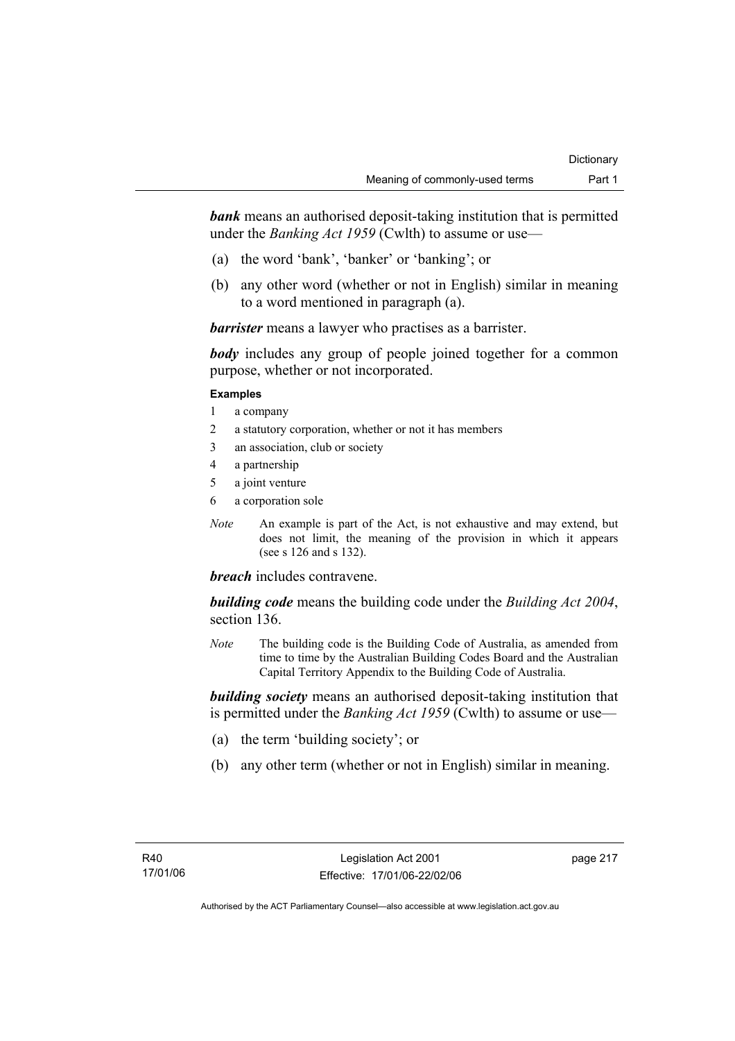***bank*** means an authorised deposit-taking institution that is permitted under the *Banking Act 1959* (Cwlth) to assume or use—

(a) the word 'bank', 'banker' or 'banking'; or

(b) any other word (whether or not in English) similar in meaning to a word mentioned in paragraph (a).

***barrister*** means a lawyer who practises as a barrister.

***body*** includes any group of people joined together for a common purpose, whether or not incorporated.

**Examples**

1 a company

2 a statutory corporation, whether or not it has members

3 an association, club or society

4 a partnership

5 a joint venture

6 a corporation sole

*Note* An example is part of the Act, is not exhaustive and may extend, but does not limit, the meaning of the provision in which it appears (see s 126 and s 132).

***breach*** includes contravene.

***building code*** means the building code under the *Building Act 2004*, section 136.

*Note* The building code is the Building Code of Australia, as amended from time to time by the Australian Building Codes Board and the Australian Capital Territory Appendix to the Building Code of Australia.

***building society*** means an authorised deposit-taking institution that is permitted under the *Banking Act 1959* (Cwlth) to assume or use—

(a) the term 'building society'; or

(b) any other term (whether or not in English) similar in meaning.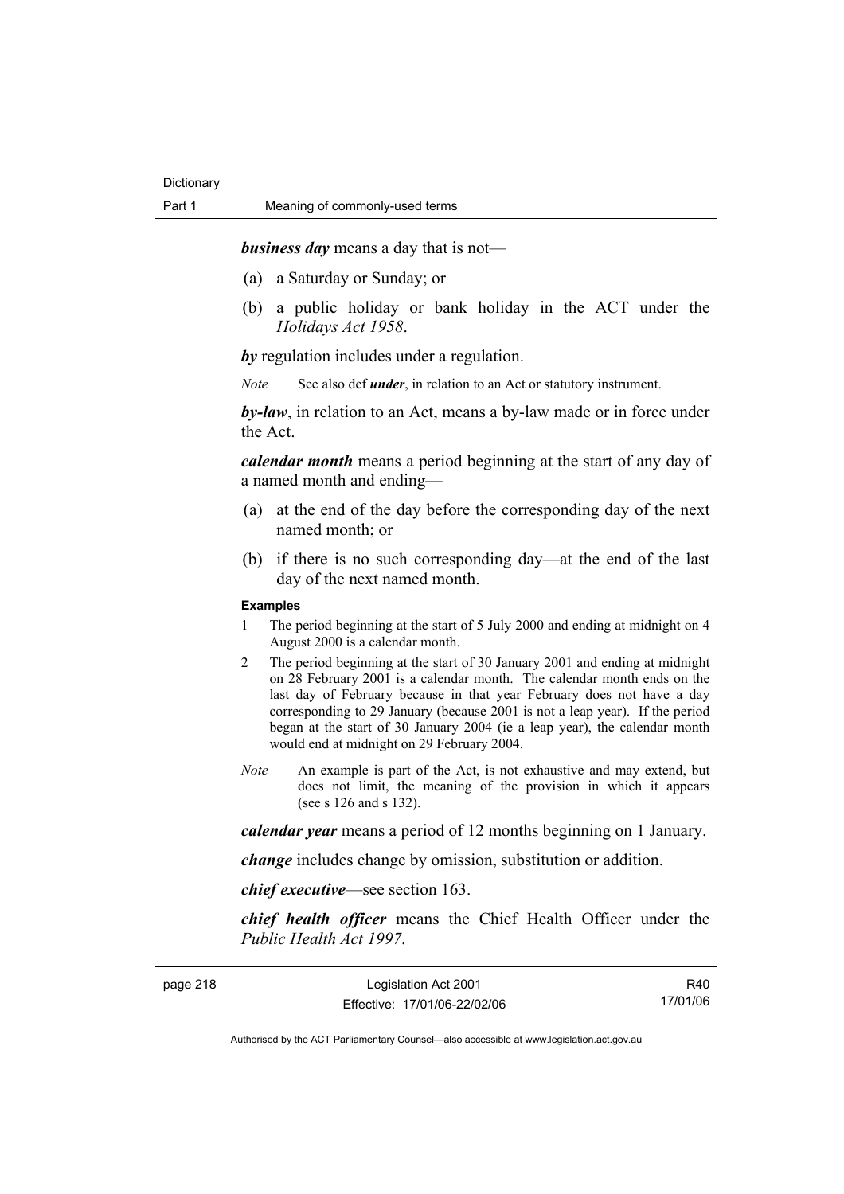***business day*** means a day that is not—

(a) a Saturday or Sunday; or

(b) a public holiday or bank holiday in the ACT under the *Holidays Act 1958*.

***by*** regulation includes under a regulation.

*Note* See also def ***under***, in relation to an Act or statutory instrument.

***by-law***, in relation to an Act, means a by-law made or in force under the Act.

***calendar month*** means a period beginning at the start of any day of a named month and ending—

(a) at the end of the day before the corresponding day of the next named month; or

(b) if there is no such corresponding day—at the end of the last day of the next named month.

**Examples**

1 The period beginning at the start of 5 July 2000 and ending at midnight on 4 August 2000 is a calendar month.

2 The period beginning at the start of 30 January 2001 and ending at midnight on 28 February 2001 is a calendar month. The calendar month ends on the last day of February because in that year February does not have a day corresponding to 29 January (because 2001 is not a leap year). If the period began at the start of 30 January 2004 (ie a leap year), the calendar month would end at midnight on 29 February 2004.

*Note* An example is part of the Act, is not exhaustive and may extend, but does not limit, the meaning of the provision in which it appears (see s 126 and s 132).

***calendar year*** means a period of 12 months beginning on 1 January.

***change*** includes change by omission, substitution or addition.

***chief executive***—see section 163.

***chief health officer*** means the Chief Health Officer under the *Public Health Act 1997*.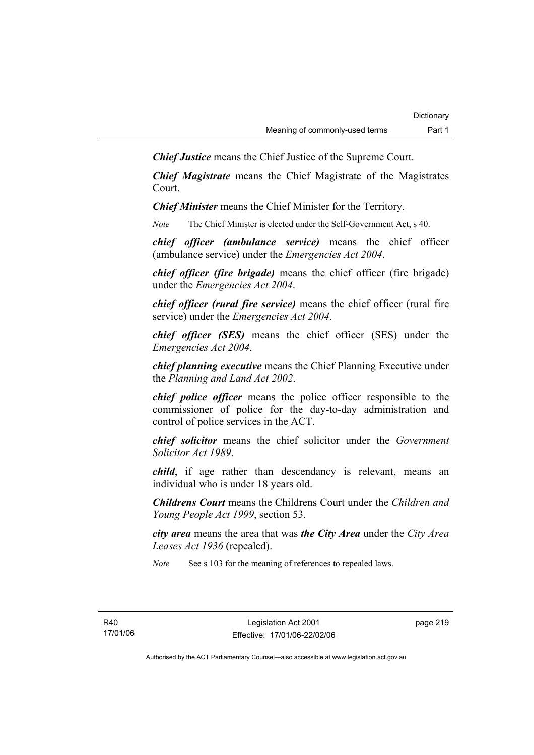***Chief Justice*** means the Chief Justice of the Supreme Court.

***Chief Magistrate*** means the Chief Magistrate of the Magistrates Court.

***Chief Minister*** means the Chief Minister for the Territory.

*Note* The Chief Minister is elected under the Self-Government Act, s 40.

***chief officer (ambulance service)*** means the chief officer (ambulance service) under the *Emergencies Act 2004*.

***chief officer (fire brigade)*** means the chief officer (fire brigade) under the *Emergencies Act 2004*.

***chief officer (rural fire service)*** means the chief officer (rural fire service) under the *Emergencies Act 2004*.

***chief officer (SES)*** means the chief officer (SES) under the *Emergencies Act 2004*.

***chief planning executive*** means the Chief Planning Executive under the *Planning and Land Act 2002*.

***chief police officer*** means the police officer responsible to the commissioner of police for the day-to-day administration and control of police services in the ACT.

***chief solicitor*** means the chief solicitor under the *Government Solicitor Act 1989*.

***child***, if age rather than descendancy is relevant, means an individual who is under 18 years old.

***Childrens Court*** means the Childrens Court under the *Children and Young People Act 1999*, section 53.

***city area*** means the area that was ***the City Area*** under the *City Area Leases Act 1936* (repealed).

*Note* See s 103 for the meaning of references to repealed laws.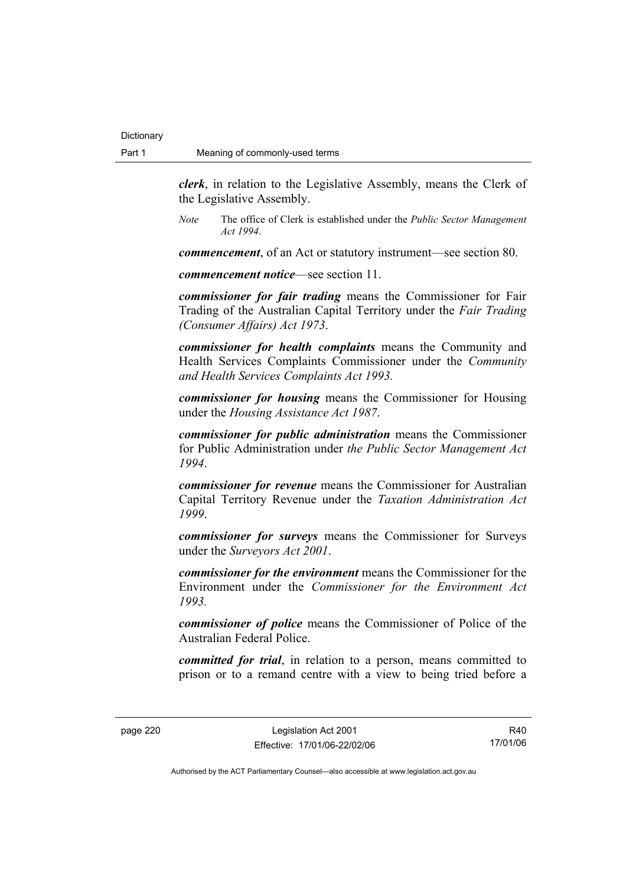***clerk***, in relation to the Legislative Assembly, means the Clerk of the Legislative Assembly.

*Note* The office of Clerk is established under the *Public Sector Management Act 1994*.

***commencement***, of an Act or statutory instrument—see section 80.

***commencement notice***—see section 11.

***commissioner for fair trading*** means the Commissioner for Fair Trading of the Australian Capital Territory under the *Fair Trading (Consumer Affairs) Act 1973*.

***commissioner for health complaints*** means the Community and Health Services Complaints Commissioner under the *Community and Health Services Complaints Act 1993.*

***commissioner for housing*** means the Commissioner for Housing under the *Housing Assistance Act 1987*.

***commissioner for public administration*** means the Commissioner for Public Administration under *the Public Sector Management Act 1994*.

***commissioner for revenue*** means the Commissioner for Australian Capital Territory Revenue under the *Taxation Administration Act 1999*.

***commissioner for surveys*** means the Commissioner for Surveys under the *Surveyors Act 2001*.

***commissioner for the environment*** means the Commissioner for the Environment under the *Commissioner for the Environment Act 1993.*

***commissioner of police*** means the Commissioner of Police of the Australian Federal Police.

***committed for trial***, in relation to a person, means committed to prison or to a remand centre with a view to being tried before a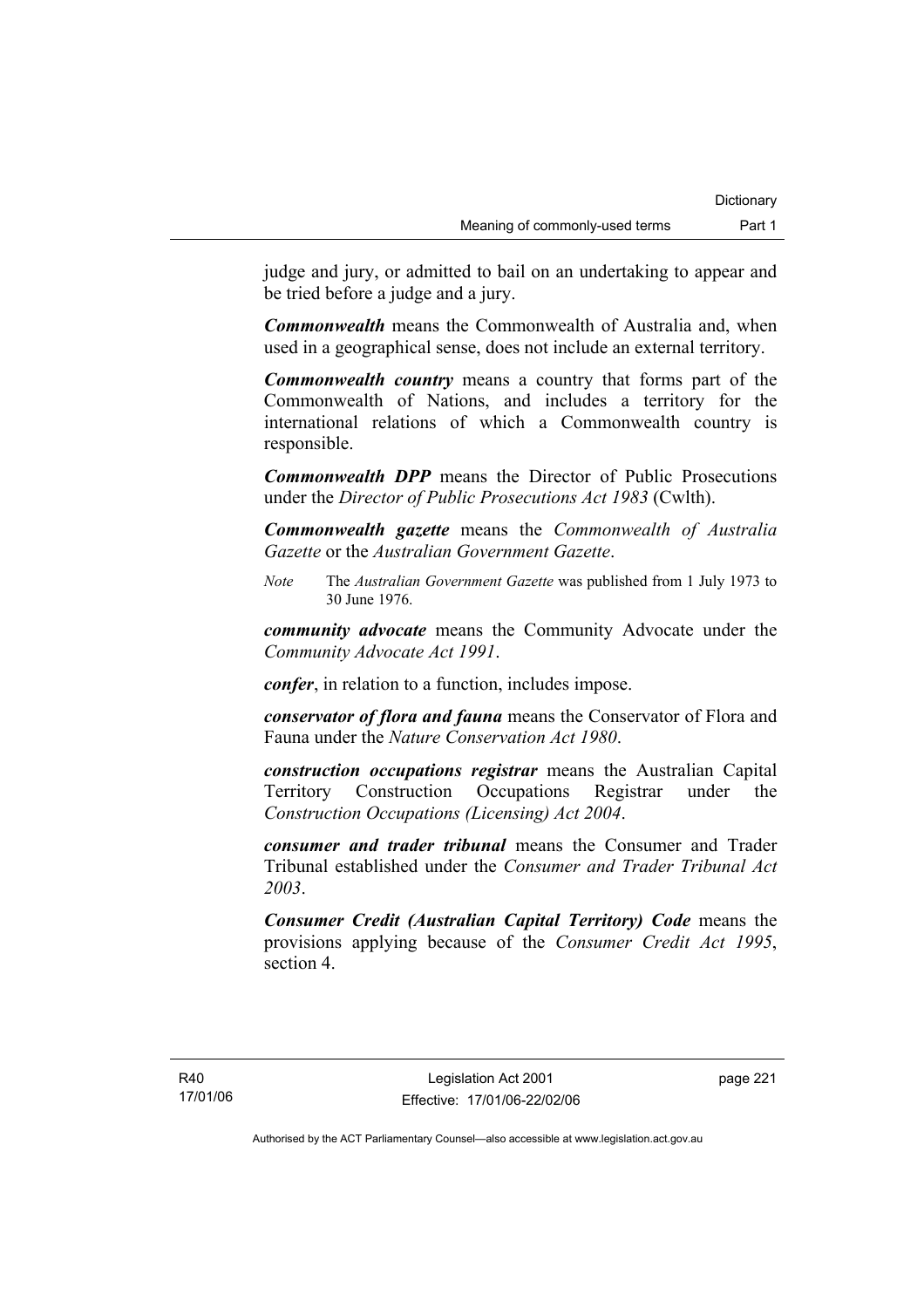judge and jury, or admitted to bail on an undertaking to appear and be tried before a judge and a jury.

***Commonwealth*** means the Commonwealth of Australia and, when used in a geographical sense, does not include an external territory.

***Commonwealth country*** means a country that forms part of the Commonwealth of Nations, and includes a territory for the international relations of which a Commonwealth country is responsible.

***Commonwealth DPP*** means the Director of Public Prosecutions under the *Director of Public Prosecutions Act 1983* (Cwlth).

***Commonwealth gazette*** means the *Commonwealth of Australia Gazette* or the *Australian Government Gazette*.

*Note* The *Australian Government Gazette* was published from 1 July 1973 to 30 June 1976.

***community advocate*** means the Community Advocate under the *Community Advocate Act 1991*.

***confer***, in relation to a function, includes impose.

***conservator of flora and fauna*** means the Conservator of Flora and Fauna under the *Nature Conservation Act 1980*.

***construction occupations registrar*** means the Australian Capital Territory Construction Occupations Registrar under the *Construction Occupations (Licensing) Act 2004*.

***consumer and trader tribunal*** means the Consumer and Trader Tribunal established under the *Consumer and Trader Tribunal Act 2003*.

***Consumer Credit (Australian Capital Territory) Code*** means the provisions applying because of the *Consumer Credit Act 1995*, section 4.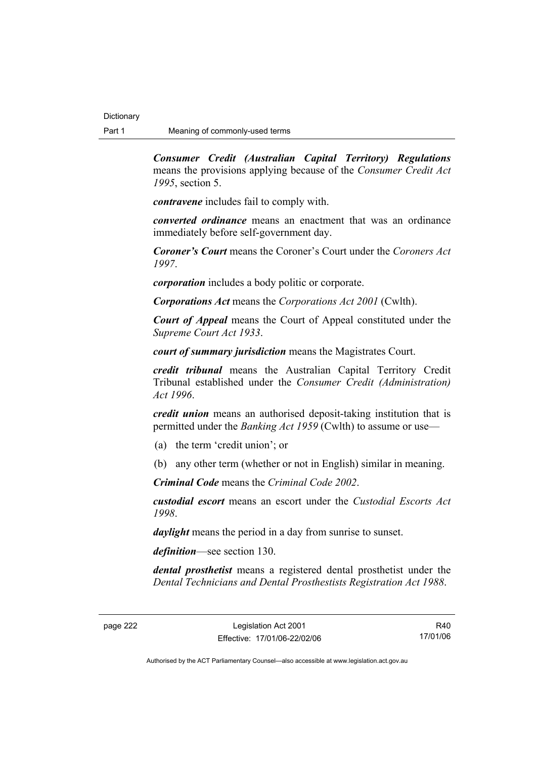***Consumer Credit (Australian Capital Territory) Regulations*** means the provisions applying because of the *Consumer Credit Act 1995*, section 5.

***contravene*** includes fail to comply with.

***converted ordinance*** means an enactment that was an ordinance immediately before self-government day.

***Coroner's Court*** means the Coroner's Court under the *Coroners Act 1997*.

***corporation*** includes a body politic or corporate.

***Corporations Act*** means the *Corporations Act 2001* (Cwlth).

***Court of Appeal*** means the Court of Appeal constituted under the *Supreme Court Act 1933*.

***court of summary jurisdiction*** means the Magistrates Court.

***credit tribunal*** means the Australian Capital Territory Credit Tribunal established under the *Consumer Credit (Administration) Act 1996*.

***credit union*** means an authorised deposit-taking institution that is permitted under the *Banking Act 1959* (Cwlth) to assume or use—

(a) the term 'credit union'; or

(b) any other term (whether or not in English) similar in meaning.

***Criminal Code*** means the *Criminal Code 2002*.

***custodial escort*** means an escort under the *Custodial Escorts Act 1998*.

***daylight*** means the period in a day from sunrise to sunset.

***definition***—see section 130.

***dental prosthetist*** means a registered dental prosthetist under the *Dental Technicians and Dental Prosthestists Registration Act 1988*.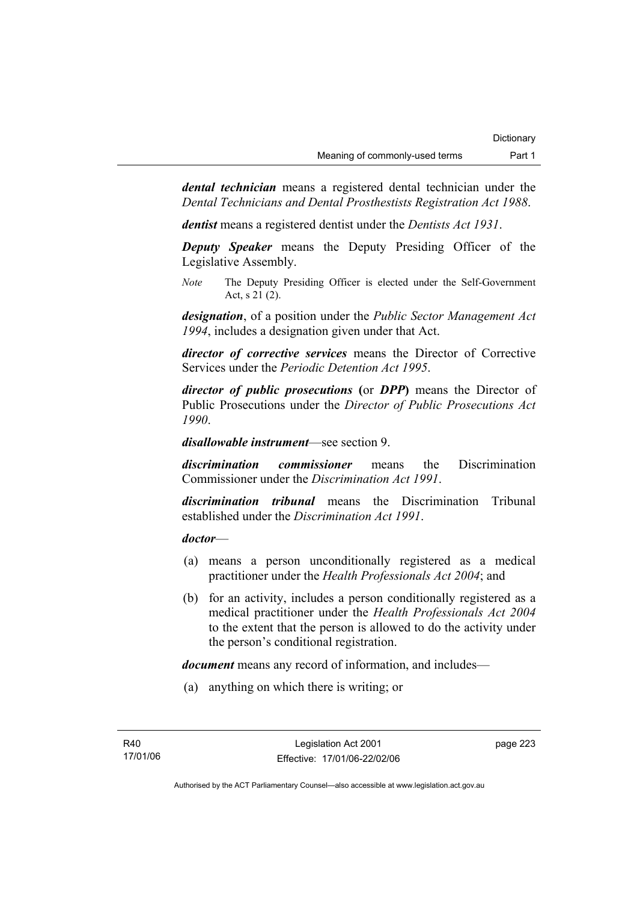***dental technician*** means a registered dental technician under the *Dental Technicians and Dental Prosthestists Registration Act 1988*.

***dentist*** means a registered dentist under the *Dentists Act 1931*.

***Deputy Speaker*** means the Deputy Presiding Officer of the Legislative Assembly.

*Note* The Deputy Presiding Officer is elected under the Self-Government Act, s 21 (2).

***designation***, of a position under the *Public Sector Management Act 1994*, includes a designation given under that Act.

***director of corrective services*** means the Director of Corrective Services under the *Periodic Detention Act 1995*.

***director of public prosecutions*** **(**or ***DPP*****)** means the Director of Public Prosecutions under the *Director of Public Prosecutions Act 1990*.

***disallowable instrument***—see section 9.

***discrimination commissioner*** means the Discrimination Commissioner under the *Discrimination Act 1991*.

***discrimination tribunal*** means the Discrimination Tribunal established under the *Discrimination Act 1991*.

***doctor***—

(a) means a person unconditionally registered as a medical practitioner under the *Health Professionals Act 2004*; and

(b) for an activity, includes a person conditionally registered as a medical practitioner under the *Health Professionals Act 2004* to the extent that the person is allowed to do the activity under the person's conditional registration.

***document*** means any record of information, and includes—

(a) anything on which there is writing; or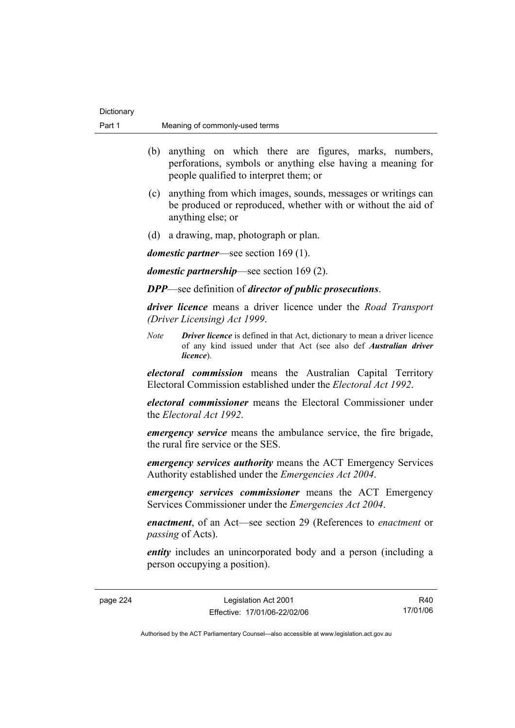(b) anything on which there are figures, marks, numbers, perforations, symbols or anything else having a meaning for people qualified to interpret them; or

(c) anything from which images, sounds, messages or writings can be produced or reproduced, whether with or without the aid of anything else; or

(d) a drawing, map, photograph or plan.

***domestic partner***—see section 169 (1).

***domestic partnership***—see section 169 (2).

***DPP***—see definition of ***director of public prosecutions***.

***driver licence*** means a driver licence under the *Road Transport (Driver Licensing) Act 1999*.

*Note* ***Driver licence*** is defined in that Act, dictionary to mean a driver licence of any kind issued under that Act (see also def ***Australian driver licence***).

***electoral commission*** means the Australian Capital Territory Electoral Commission established under the *Electoral Act 1992*.

***electoral commissioner*** means the Electoral Commissioner under the *Electoral Act 1992*.

***emergency service*** means the ambulance service, the fire brigade, the rural fire service or the SES.

***emergency services authority*** means the ACT Emergency Services Authority established under the *Emergencies Act 2004*.

***emergency services commissioner*** means the ACT Emergency Services Commissioner under the *Emergencies Act 2004*.

***enactment***, of an Act—see section 29 (References to *enactment* or *passing* of Acts).

***entity*** includes an unincorporated body and a person (including a person occupying a position).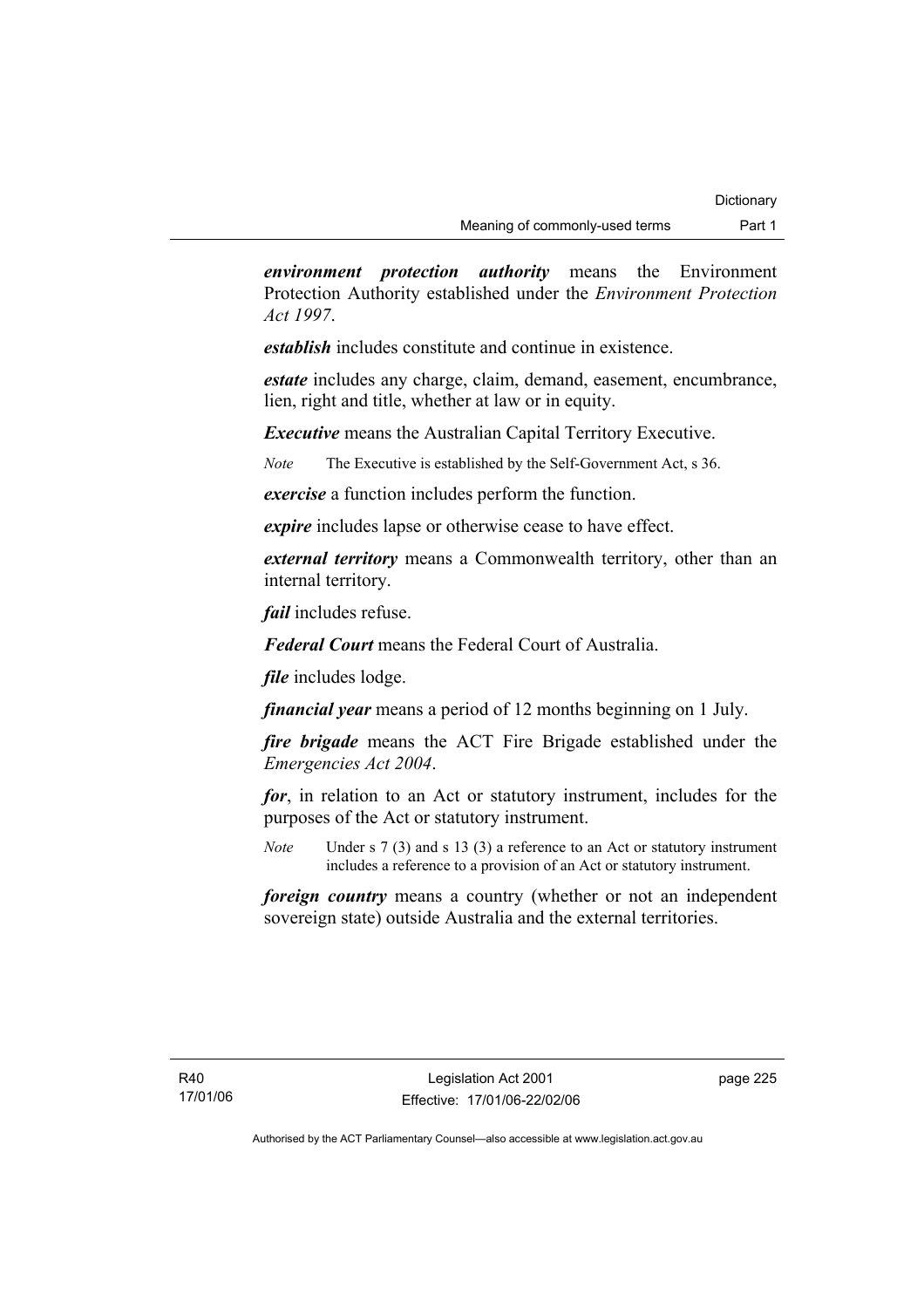***environment protection authority*** means the Environment Protection Authority established under the *Environment Protection Act 1997*.

***establish*** includes constitute and continue in existence.

***estate*** includes any charge, claim, demand, easement, encumbrance, lien, right and title, whether at law or in equity.

***Executive*** means the Australian Capital Territory Executive.

*Note* The Executive is established by the Self-Government Act, s 36.

***exercise*** a function includes perform the function.

***expire*** includes lapse or otherwise cease to have effect.

***external territory*** means a Commonwealth territory, other than an internal territory.

***fail*** includes refuse.

***Federal Court*** means the Federal Court of Australia.

***file*** includes lodge.

***financial year*** means a period of 12 months beginning on 1 July.

***fire brigade*** means the ACT Fire Brigade established under the *Emergencies Act 2004*.

***for***, in relation to an Act or statutory instrument, includes for the purposes of the Act or statutory instrument.

*Note* Under s 7 (3) and s 13 (3) a reference to an Act or statutory instrument includes a reference to a provision of an Act or statutory instrument.

***foreign country*** means a country (whether or not an independent sovereign state) outside Australia and the external territories.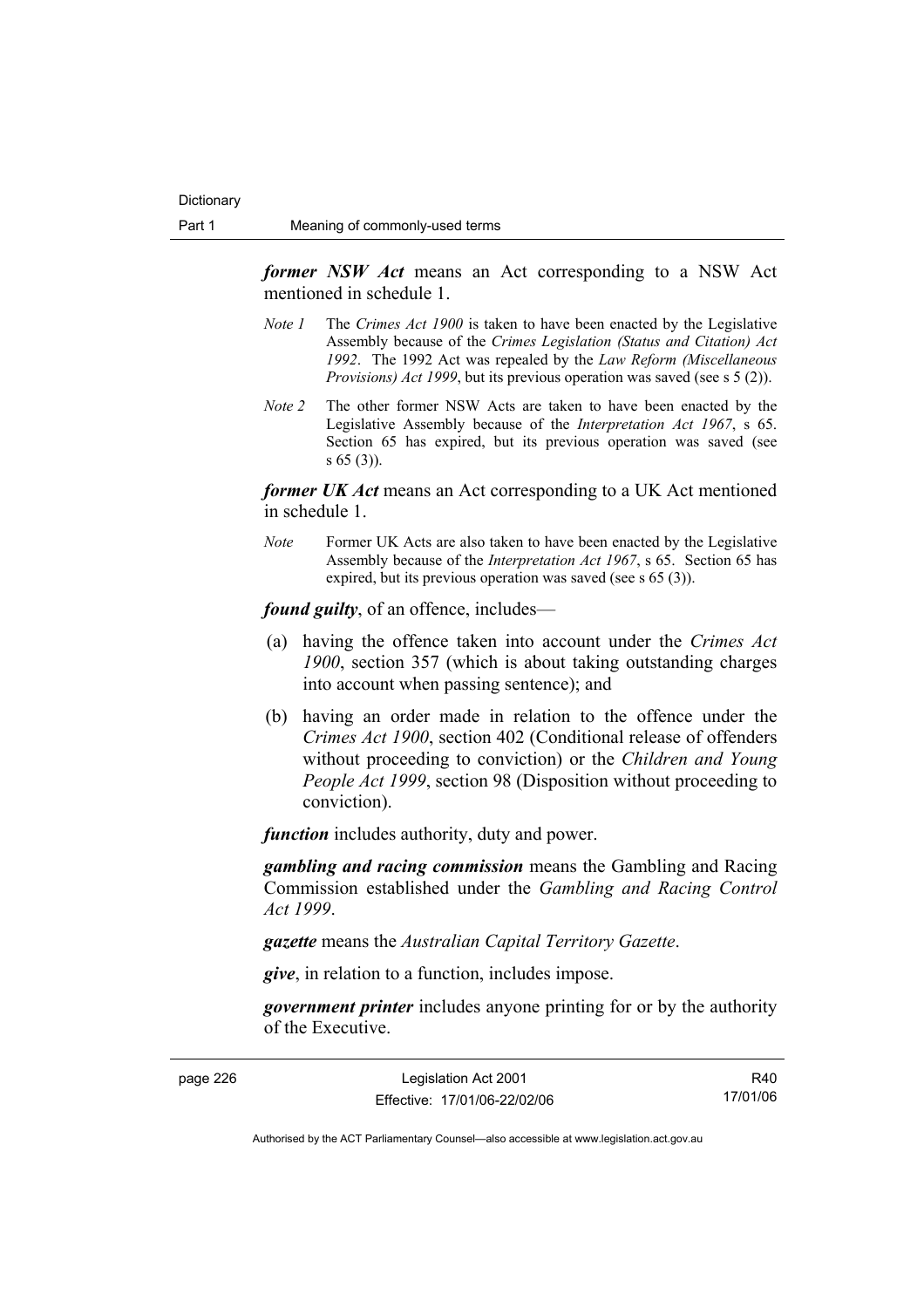***former NSW Act*** means an Act corresponding to a NSW Act mentioned in schedule 1.

*Note 1* The *Crimes Act 1900* is taken to have been enacted by the Legislative Assembly because of the *Crimes Legislation (Status and Citation) Act 1992*. The 1992 Act was repealed by the *Law Reform (Miscellaneous Provisions) Act 1999*, but its previous operation was saved (see s 5 (2)).

*Note 2* The other former NSW Acts are taken to have been enacted by the Legislative Assembly because of the *Interpretation Act 1967*, s 65. Section 65 has expired, but its previous operation was saved (see s 65 (3)).

***former UK Act*** means an Act corresponding to a UK Act mentioned in schedule 1.

*Note* Former UK Acts are also taken to have been enacted by the Legislative Assembly because of the *Interpretation Act 1967*, s 65. Section 65 has expired, but its previous operation was saved (see s 65 (3)).

***found guilty***, of an offence, includes—

(a) having the offence taken into account under the *Crimes Act 1900*, section 357 (which is about taking outstanding charges into account when passing sentence); and

(b) having an order made in relation to the offence under the *Crimes Act 1900*, section 402 (Conditional release of offenders without proceeding to conviction) or the *Children and Young People Act 1999*, section 98 (Disposition without proceeding to conviction).

***function*** includes authority, duty and power.

***gambling and racing commission*** means the Gambling and Racing Commission established under the *Gambling and Racing Control Act 1999*.

***gazette*** means the *Australian Capital Territory Gazette*.

***give***, in relation to a function, includes impose.

***government printer*** includes anyone printing for or by the authority of the Executive.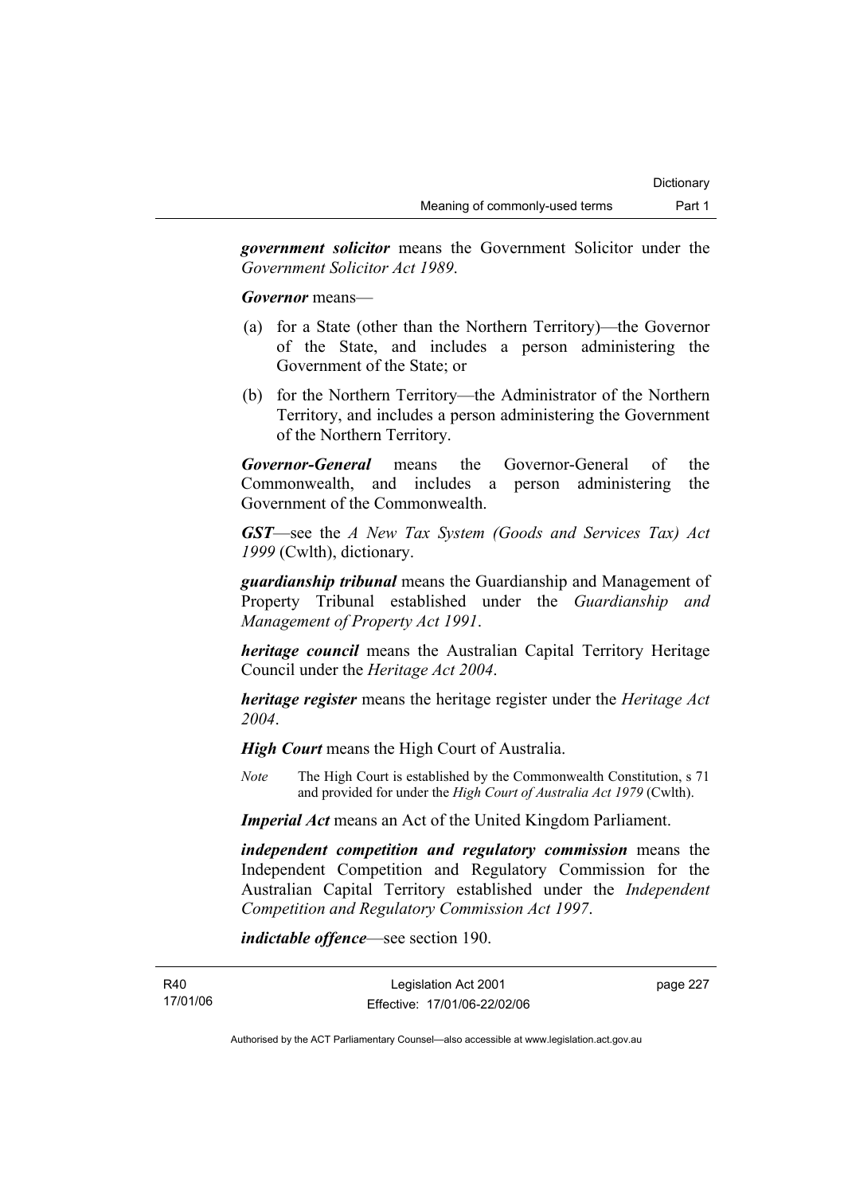***government solicitor*** means the Government Solicitor under the *Government Solicitor Act 1989*.

***Governor*** means—

(a) for a State (other than the Northern Territory)—the Governor of the State, and includes a person administering the Government of the State; or

(b) for the Northern Territory—the Administrator of the Northern Territory, and includes a person administering the Government of the Northern Territory.

***Governor-General*** means the Governor-General of the Commonwealth, and includes a person administering the Government of the Commonwealth.

***GST***—see the *A New Tax System (Goods and Services Tax) Act 1999* (Cwlth), dictionary.

***guardianship tribunal*** means the Guardianship and Management of Property Tribunal established under the *Guardianship and Management of Property Act 1991*.

***heritage council*** means the Australian Capital Territory Heritage Council under the *Heritage Act 2004*.

***heritage register*** means the heritage register under the *Heritage Act 2004*.

***High Court*** means the High Court of Australia.

*Note* The High Court is established by the Commonwealth Constitution, s 71 and provided for under the *High Court of Australia Act 1979* (Cwlth).

***Imperial Act*** means an Act of the United Kingdom Parliament.

***independent competition and regulatory commission*** means the Independent Competition and Regulatory Commission for the Australian Capital Territory established under the *Independent Competition and Regulatory Commission Act 1997*.

***indictable offence***—see section 190.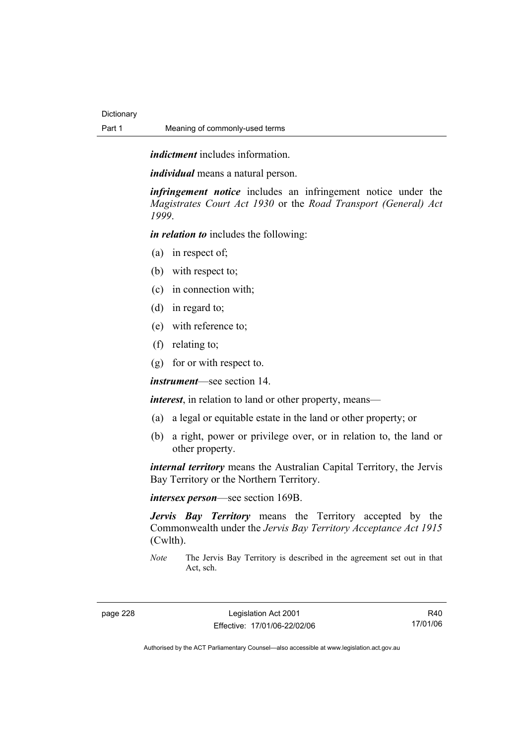***indictment*** includes information.

***individual*** means a natural person.

***infringement notice*** includes an infringement notice under the *Magistrates Court Act 1930* or the *Road Transport (General) Act 1999*.

***in relation to*** includes the following:

(a) in respect of;

(b) with respect to;

(c) in connection with;

(d) in regard to;

(e) with reference to;

(f) relating to;

(g) for or with respect to.

***instrument***—see section 14.

***interest***, in relation to land or other property, means—

(a) a legal or equitable estate in the land or other property; or

(b) a right, power or privilege over, or in relation to, the land or other property.

***internal territory*** means the Australian Capital Territory, the Jervis Bay Territory or the Northern Territory.

***intersex person***—see section 169B.

***Jervis Bay Territory*** means the Territory accepted by the Commonwealth under the *Jervis Bay Territory Acceptance Act 1915* (Cwlth).

*Note* The Jervis Bay Territory is described in the agreement set out in that Act, sch.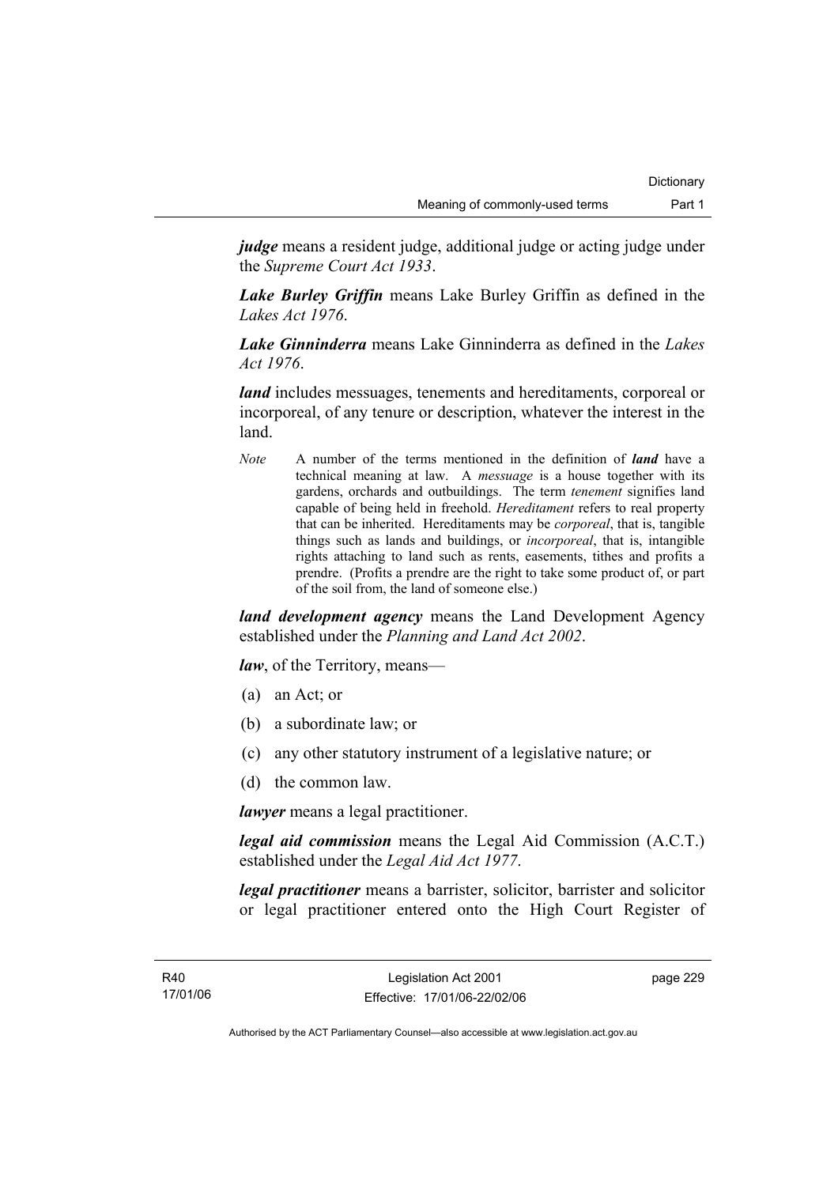***judge*** means a resident judge, additional judge or acting judge under the *Supreme Court Act 1933*.

***Lake Burley Griffin*** means Lake Burley Griffin as defined in the *Lakes Act 1976*.

***Lake Ginninderra*** means Lake Ginninderra as defined in the *Lakes Act 1976*.

***land*** includes messuages, tenements and hereditaments, corporeal or incorporeal, of any tenure or description, whatever the interest in the land.

*Note* A number of the terms mentioned in the definition of ***land*** have a technical meaning at law. A *messuage* is a house together with its gardens, orchards and outbuildings. The term *tenement* signifies land capable of being held in freehold. *Hereditament* refers to real property that can be inherited. Hereditaments may be *corporeal*, that is, tangible things such as lands and buildings, or *incorporeal*, that is, intangible rights attaching to land such as rents, easements, tithes and profits a prendre. (Profits a prendre are the right to take some product of, or part of the soil from, the land of someone else.)

***land development agency*** means the Land Development Agency established under the *Planning and Land Act 2002*.

***law***, of the Territory, means—

(a) an Act; or

(b) a subordinate law; or

(c) any other statutory instrument of a legislative nature; or

(d) the common law.

***lawyer*** means a legal practitioner.

***legal aid commission*** means the Legal Aid Commission (A.C.T.) established under the *Legal Aid Act 1977*.

***legal practitioner*** means a barrister, solicitor, barrister and solicitor or legal practitioner entered onto the High Court Register of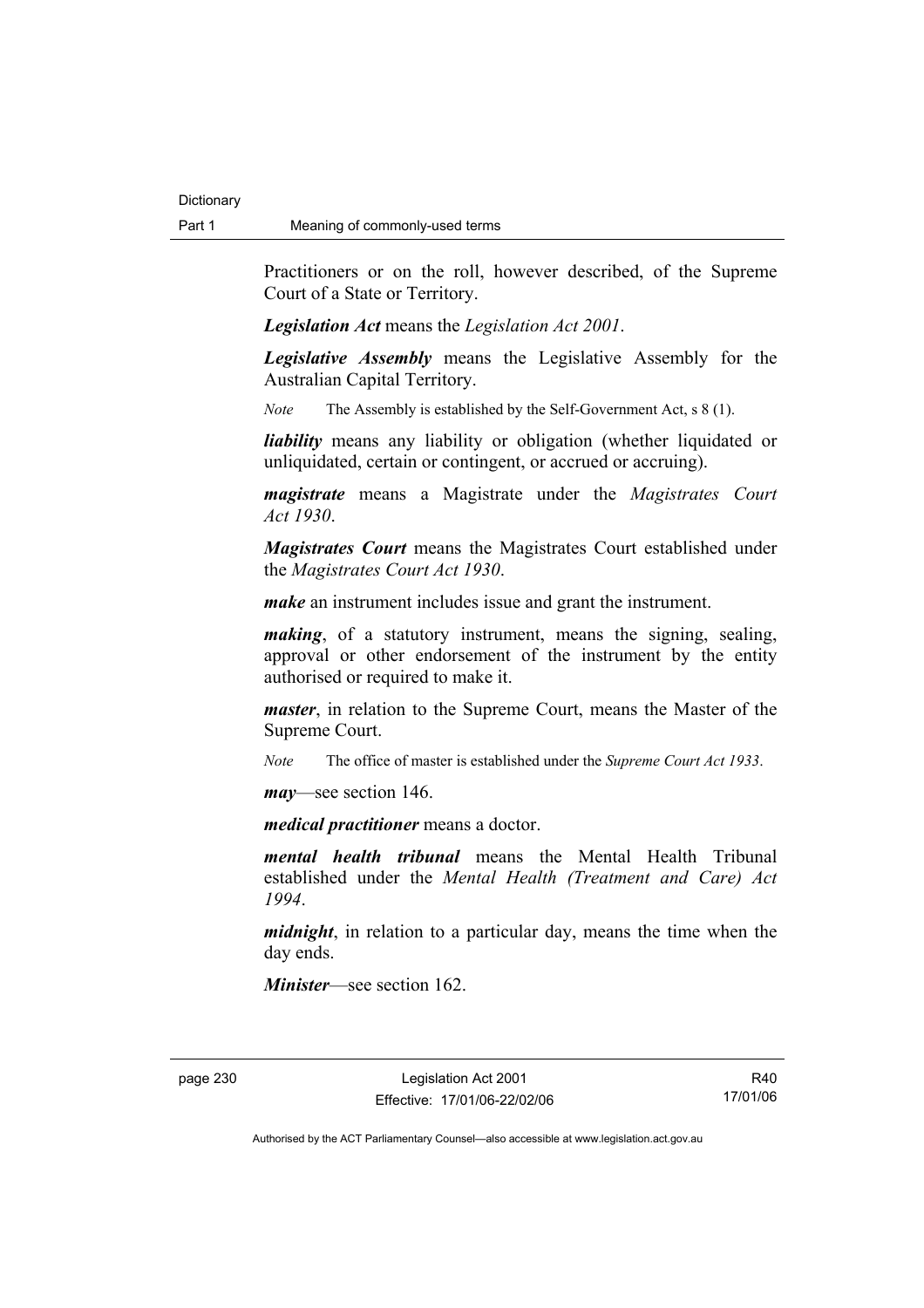Practitioners or on the roll, however described, of the Supreme Court of a State or Territory.

***Legislation Act*** means the *Legislation Act 2001*.

***Legislative Assembly*** means the Legislative Assembly for the Australian Capital Territory.

*Note* The Assembly is established by the Self-Government Act, s 8 (1).

***liability*** means any liability or obligation (whether liquidated or unliquidated, certain or contingent, or accrued or accruing).

***magistrate*** means a Magistrate under the *Magistrates Court Act 1930*.

***Magistrates Court*** means the Magistrates Court established under the *Magistrates Court Act 1930*.

***make*** an instrument includes issue and grant the instrument.

***making***, of a statutory instrument, means the signing, sealing, approval or other endorsement of the instrument by the entity authorised or required to make it.

***master***, in relation to the Supreme Court, means the Master of the Supreme Court.

*Note* The office of master is established under the *Supreme Court Act 1933*.

***may***—see section 146.

***medical practitioner*** means a doctor.

***mental health tribunal*** means the Mental Health Tribunal established under the *Mental Health (Treatment and Care) Act 1994*.

***midnight***, in relation to a particular day, means the time when the day ends.

***Minister***—see section 162.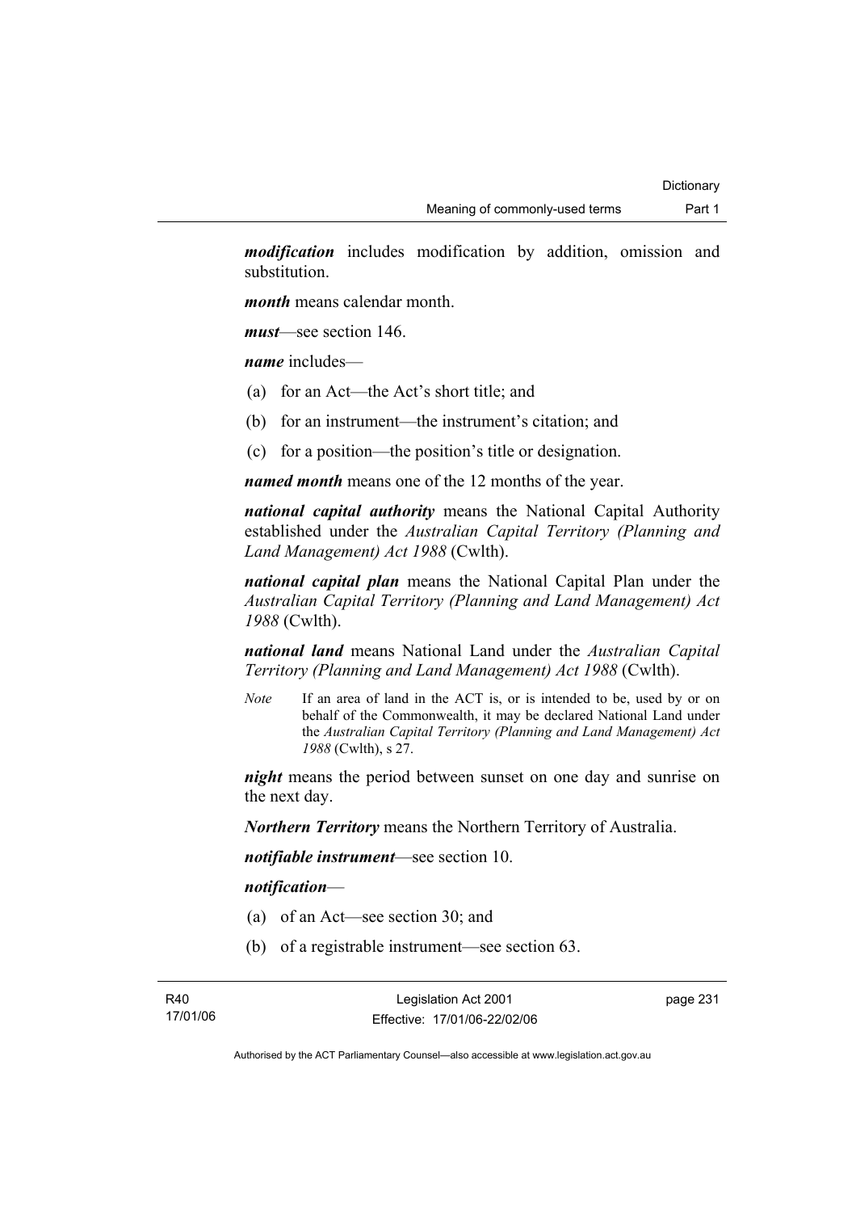***modification*** includes modification by addition, omission and substitution.

***month*** means calendar month.

***must***—see section 146.

***name*** includes—

(a) for an Act—the Act's short title; and

(b) for an instrument—the instrument's citation; and

(c) for a position—the position's title or designation.

***named month*** means one of the 12 months of the year.

***national capital authority*** means the National Capital Authority established under the *Australian Capital Territory (Planning and Land Management) Act 1988* (Cwlth).

***national capital plan*** means the National Capital Plan under the *Australian Capital Territory (Planning and Land Management) Act 1988* (Cwlth).

***national land*** means National Land under the *Australian Capital Territory (Planning and Land Management) Act 1988* (Cwlth).

*Note* If an area of land in the ACT is, or is intended to be, used by or on behalf of the Commonwealth, it may be declared National Land under the *Australian Capital Territory (Planning and Land Management) Act 1988* (Cwlth), s 27.

***night*** means the period between sunset on one day and sunrise on the next day.

***Northern Territory*** means the Northern Territory of Australia.

***notifiable instrument***—see section 10.

***notification***—

(a) of an Act—see section 30; and

(b) of a registrable instrument—see section 63.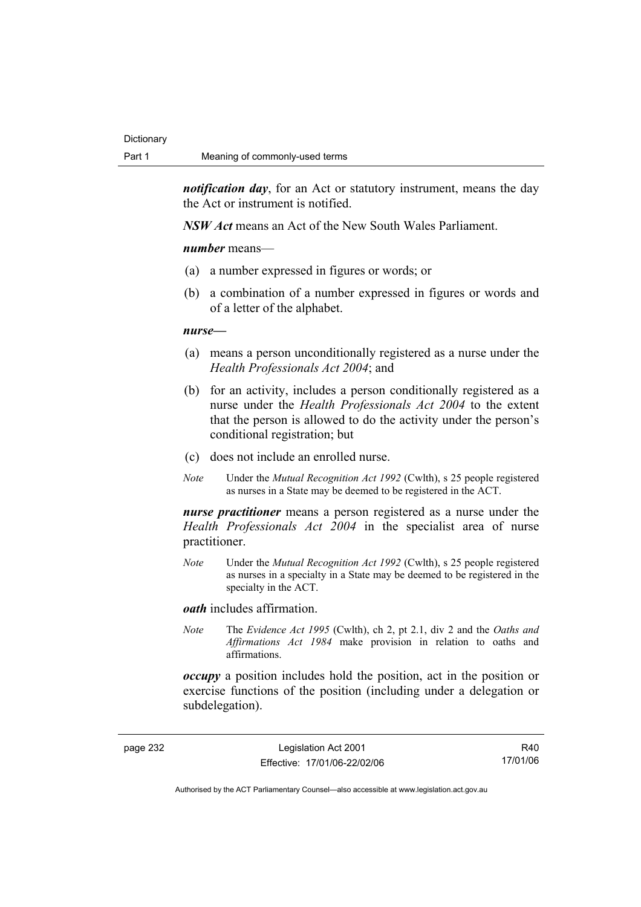***notification day***, for an Act or statutory instrument, means the day the Act or instrument is notified.

***NSW Act*** means an Act of the New South Wales Parliament.

***number*** means—

(a) a number expressed in figures or words; or

(b) a combination of a number expressed in figures or words and of a letter of the alphabet.

***nurse—***

(a) means a person unconditionally registered as a nurse under the *Health Professionals Act 2004*; and

(b) for an activity, includes a person conditionally registered as a nurse under the *Health Professionals Act 2004* to the extent that the person is allowed to do the activity under the person's conditional registration; but

(c) does not include an enrolled nurse.

*Note* Under the *Mutual Recognition Act 1992* (Cwlth), s 25 people registered as nurses in a State may be deemed to be registered in the ACT.

***nurse practitioner*** means a person registered as a nurse under the *Health Professionals Act 2004* in the specialist area of nurse practitioner.

*Note* Under the *Mutual Recognition Act 1992* (Cwlth), s 25 people registered as nurses in a specialty in a State may be deemed to be registered in the specialty in the ACT.

***oath*** includes affirmation.

*Note* The *Evidence Act 1995* (Cwlth), ch 2, pt 2.1, div 2 and the *Oaths and Affirmations Act 1984* make provision in relation to oaths and affirmations.

***occupy*** a position includes hold the position, act in the position or exercise functions of the position (including under a delegation or subdelegation).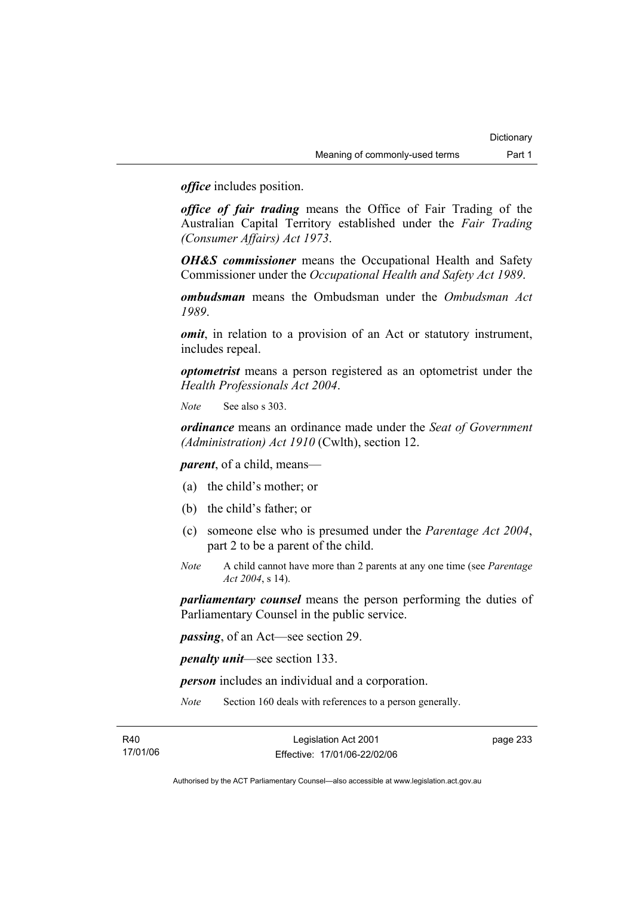***office*** includes position.

***office of fair trading*** means the Office of Fair Trading of the Australian Capital Territory established under the *Fair Trading (Consumer Affairs) Act 1973*.

***OH&S commissioner*** means the Occupational Health and Safety Commissioner under the *Occupational Health and Safety Act 1989*.

***ombudsman*** means the Ombudsman under the *Ombudsman Act 1989*.

***omit***, in relation to a provision of an Act or statutory instrument, includes repeal.

***optometrist*** means a person registered as an optometrist under the *Health Professionals Act 2004*.

*Note* See also s 303.

***ordinance*** means an ordinance made under the *Seat of Government (Administration) Act 1910* (Cwlth), section 12.

***parent***, of a child, means—

(a) the child's mother; or

(b) the child's father; or

(c) someone else who is presumed under the *Parentage Act 2004*, part 2 to be a parent of the child.

*Note* A child cannot have more than 2 parents at any one time (see *Parentage Act 2004*, s 14).

***parliamentary counsel*** means the person performing the duties of Parliamentary Counsel in the public service.

***passing***, of an Act—see section 29.

***penalty unit***—see section 133.

***person*** includes an individual and a corporation.

*Note* Section 160 deals with references to a person generally.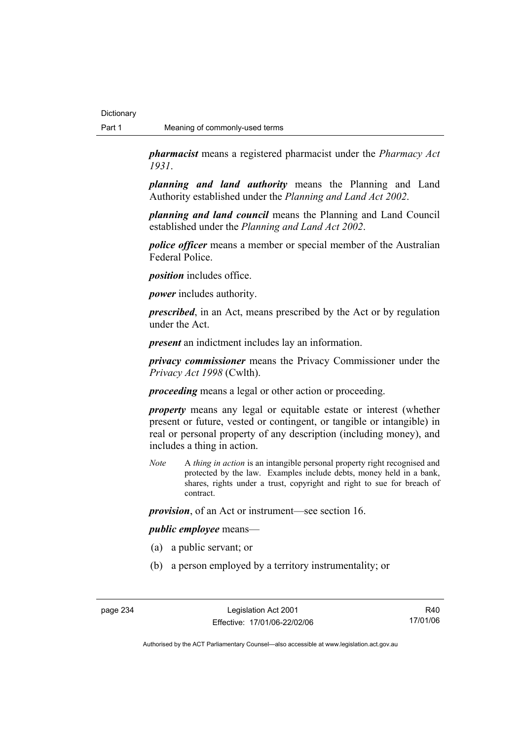***pharmacist*** means a registered pharmacist under the *Pharmacy Act 1931*.

***planning and land authority*** means the Planning and Land Authority established under the *Planning and Land Act 2002*.

***planning and land council*** means the Planning and Land Council established under the *Planning and Land Act 2002*.

***police officer*** means a member or special member of the Australian Federal Police.

***position*** includes office.

***power*** includes authority.

***prescribed***, in an Act, means prescribed by the Act or by regulation under the Act.

***present*** an indictment includes lay an information.

***privacy commissioner*** means the Privacy Commissioner under the *Privacy Act 1998* (Cwlth).

***proceeding*** means a legal or other action or proceeding.

***property*** means any legal or equitable estate or interest (whether present or future, vested or contingent, or tangible or intangible) in real or personal property of any description (including money), and includes a thing in action.

*Note* A *thing in action* is an intangible personal property right recognised and protected by the law. Examples include debts, money held in a bank, shares, rights under a trust, copyright and right to sue for breach of contract.

***provision***, of an Act or instrument—see section 16.

***public employee*** means—

(a) a public servant; or

(b) a person employed by a territory instrumentality; or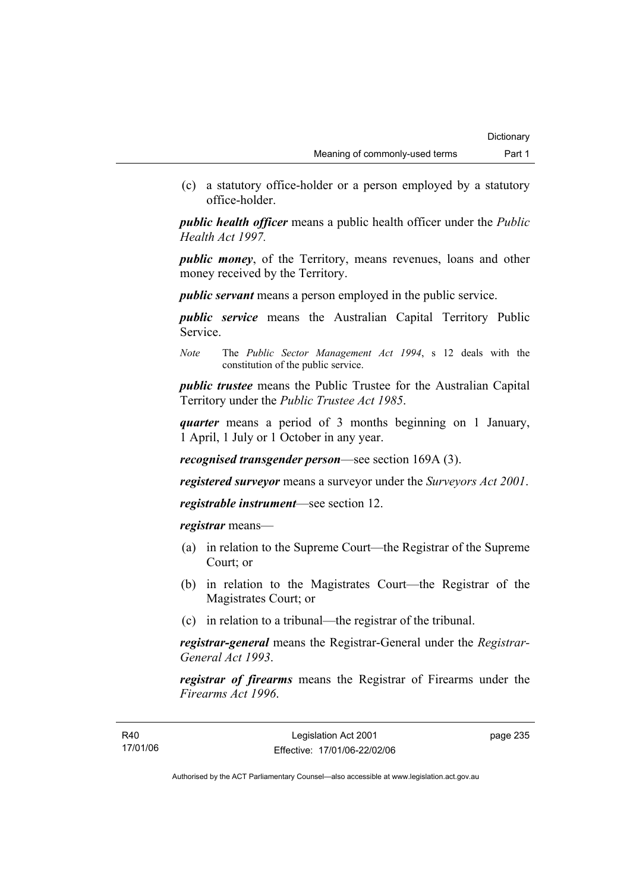(c) a statutory office-holder or a person employed by a statutory office-holder.

***public health officer*** means a public health officer under the *Public Health Act 1997.*

***public money***, of the Territory, means revenues, loans and other money received by the Territory.

***public servant*** means a person employed in the public service.

***public service*** means the Australian Capital Territory Public Service.

*Note* The *Public Sector Management Act 1994*, s 12 deals with the constitution of the public service.

***public trustee*** means the Public Trustee for the Australian Capital Territory under the *Public Trustee Act 1985*.

***quarter*** means a period of 3 months beginning on 1 January, 1 April, 1 July or 1 October in any year.

***recognised transgender person***—see section 169A (3).

***registered surveyor*** means a surveyor under the *Surveyors Act 2001*.

***registrable instrument***—see section 12.

***registrar*** means—

(a) in relation to the Supreme Court—the Registrar of the Supreme Court; or

(b) in relation to the Magistrates Court—the Registrar of the Magistrates Court; or

(c) in relation to a tribunal—the registrar of the tribunal.

***registrar-general*** means the Registrar-General under the *Registrar-General Act 1993*.

***registrar of firearms*** means the Registrar of Firearms under the *Firearms Act 1996*.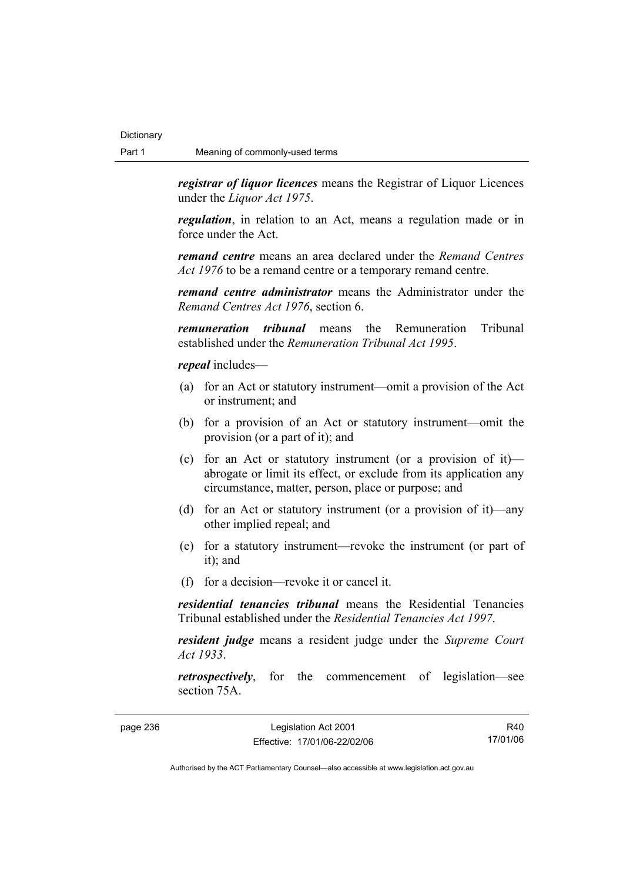***registrar of liquor licences*** means the Registrar of Liquor Licences under the *Liquor Act 1975*.

***regulation***, in relation to an Act, means a regulation made or in force under the Act.

***remand centre*** means an area declared under the *Remand Centres Act 1976* to be a remand centre or a temporary remand centre.

***remand centre administrator*** means the Administrator under the *Remand Centres Act 1976*, section 6.

***remuneration tribunal*** means the Remuneration Tribunal established under the *Remuneration Tribunal Act 1995*.

***repeal*** includes—

(a) for an Act or statutory instrument—omit a provision of the Act or instrument; and

(b) for a provision of an Act or statutory instrument—omit the provision (or a part of it); and

(c) for an Act or statutory instrument (or a provision of it)—abrogate or limit its effect, or exclude from its application any circumstance, matter, person, place or purpose; and

(d) for an Act or statutory instrument (or a provision of it)—any other implied repeal; and

(e) for a statutory instrument—revoke the instrument (or part of it); and

(f) for a decision—revoke it or cancel it.

***residential tenancies tribunal*** means the Residential Tenancies Tribunal established under the *Residential Tenancies Act 1997*.

***resident judge*** means a resident judge under the *Supreme Court Act 1933*.

***retrospectively***, for the commencement of legislation—see section 75A.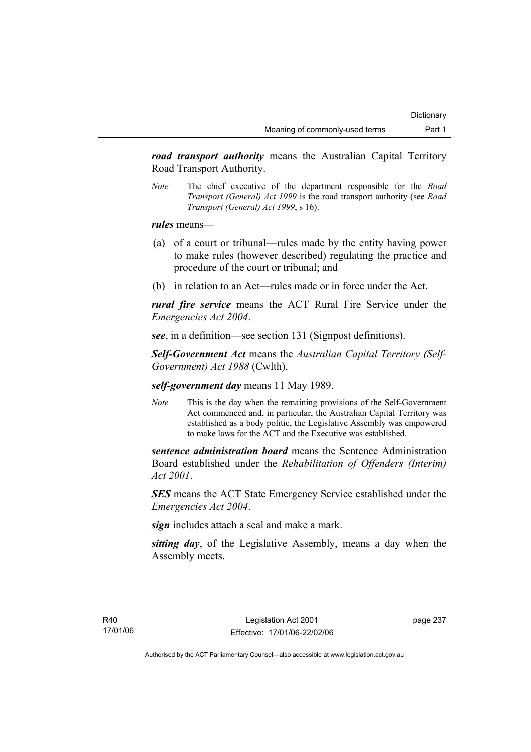***road transport authority*** means the Australian Capital Territory Road Transport Authority.

*Note* The chief executive of the department responsible for the *Road Transport (General) Act 1999* is the road transport authority (see *Road Transport (General) Act 1999*, s 16).

***rules*** means—

(a) of a court or tribunal—rules made by the entity having power to make rules (however described) regulating the practice and procedure of the court or tribunal; and

(b) in relation to an Act—rules made or in force under the Act.

***rural fire service*** means the ACT Rural Fire Service under the *Emergencies Act 2004*.

***see***, in a definition—see section 131 (Signpost definitions).

***Self-Government Act*** means the *Australian Capital Territory (Self-Government) Act 1988* (Cwlth).

***self-government day*** means 11 May 1989.

*Note* This is the day when the remaining provisions of the Self-Government Act commenced and, in particular, the Australian Capital Territory was established as a body politic, the Legislative Assembly was empowered to make laws for the ACT and the Executive was established.

***sentence administration board*** means the Sentence Administration Board established under the *Rehabilitation of Offenders (Interim) Act 2001*.

***SES*** means the ACT State Emergency Service established under the *Emergencies Act 2004*.

***sign*** includes attach a seal and make a mark.

***sitting day***, of the Legislative Assembly, means a day when the Assembly meets.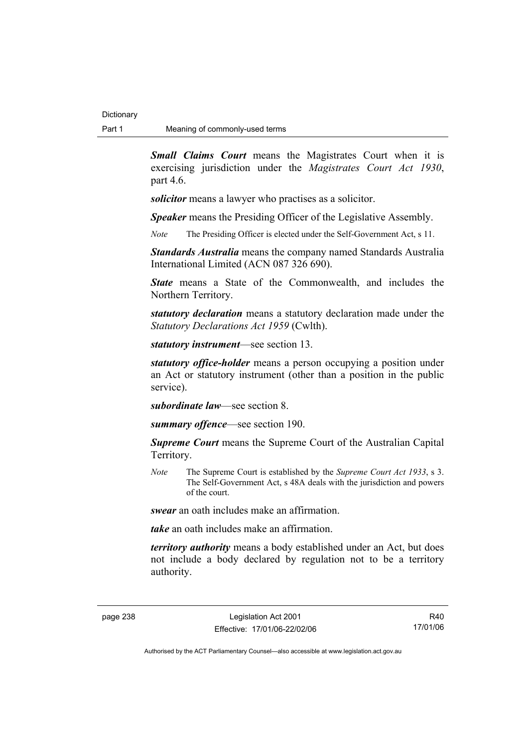***Small Claims Court*** means the Magistrates Court when it is exercising jurisdiction under the *Magistrates Court Act 1930*, part 4.6.

***solicitor*** means a lawyer who practises as a solicitor.

***Speaker*** means the Presiding Officer of the Legislative Assembly.

*Note* The Presiding Officer is elected under the Self-Government Act, s 11.

***Standards Australia*** means the company named Standards Australia International Limited (ACN 087 326 690).

***State*** means a State of the Commonwealth, and includes the Northern Territory.

***statutory declaration*** means a statutory declaration made under the *Statutory Declarations Act 1959* (Cwlth).

***statutory instrument***—see section 13.

***statutory office-holder*** means a person occupying a position under an Act or statutory instrument (other than a position in the public service).

***subordinate law***—see section 8.

***summary offence***—see section 190.

***Supreme Court*** means the Supreme Court of the Australian Capital Territory.

*Note* The Supreme Court is established by the *Supreme Court Act 1933*, s 3. The Self-Government Act, s 48A deals with the jurisdiction and powers of the court.

***swear*** an oath includes make an affirmation.

***take*** an oath includes make an affirmation.

***territory authority*** means a body established under an Act, but does not include a body declared by regulation not to be a territory authority.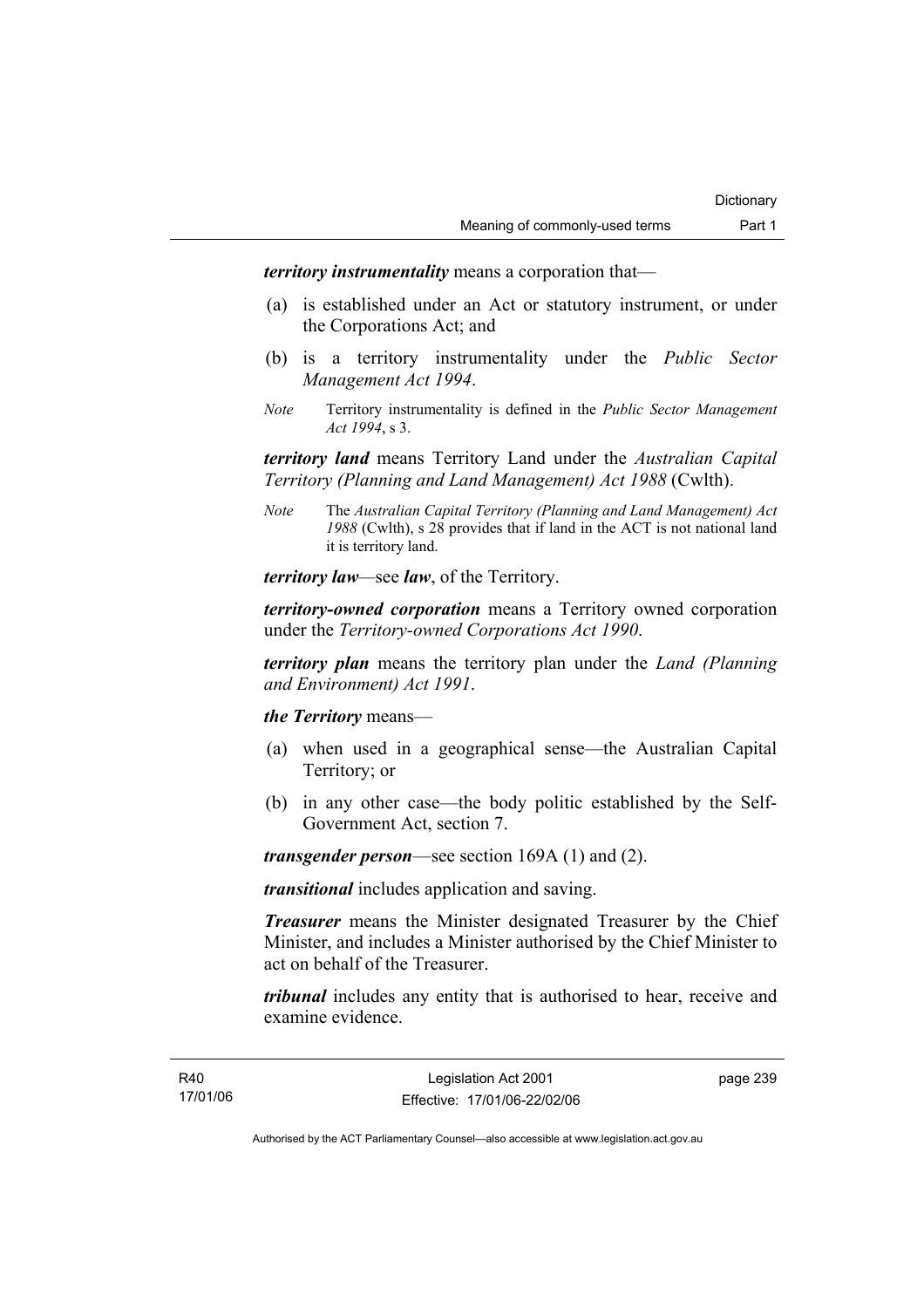***territory instrumentality*** means a corporation that—

(a) is established under an Act or statutory instrument, or under the Corporations Act; and

(b) is a territory instrumentality under the *Public Sector Management Act 1994*.

*Note* Territory instrumentality is defined in the *Public Sector Management Act 1994*, s 3.

***territory land*** means Territory Land under the *Australian Capital Territory (Planning and Land Management) Act 1988* (Cwlth).

*Note* The *Australian Capital Territory (Planning and Land Management) Act 1988* (Cwlth), s 28 provides that if land in the ACT is not national land it is territory land.

***territory law***—see ***law***, of the Territory.

***territory-owned corporation*** means a Territory owned corporation under the *Territory-owned Corporations Act 1990*.

***territory plan*** means the territory plan under the *Land (Planning and Environment) Act 1991*.

***the Territory*** means—

(a) when used in a geographical sense—the Australian Capital Territory; or

(b) in any other case—the body politic established by the Self-Government Act, section 7.

***transgender person***—see section 169A (1) and (2).

***transitional*** includes application and saving.

***Treasurer*** means the Minister designated Treasurer by the Chief Minister, and includes a Minister authorised by the Chief Minister to act on behalf of the Treasurer.

***tribunal*** includes any entity that is authorised to hear, receive and examine evidence.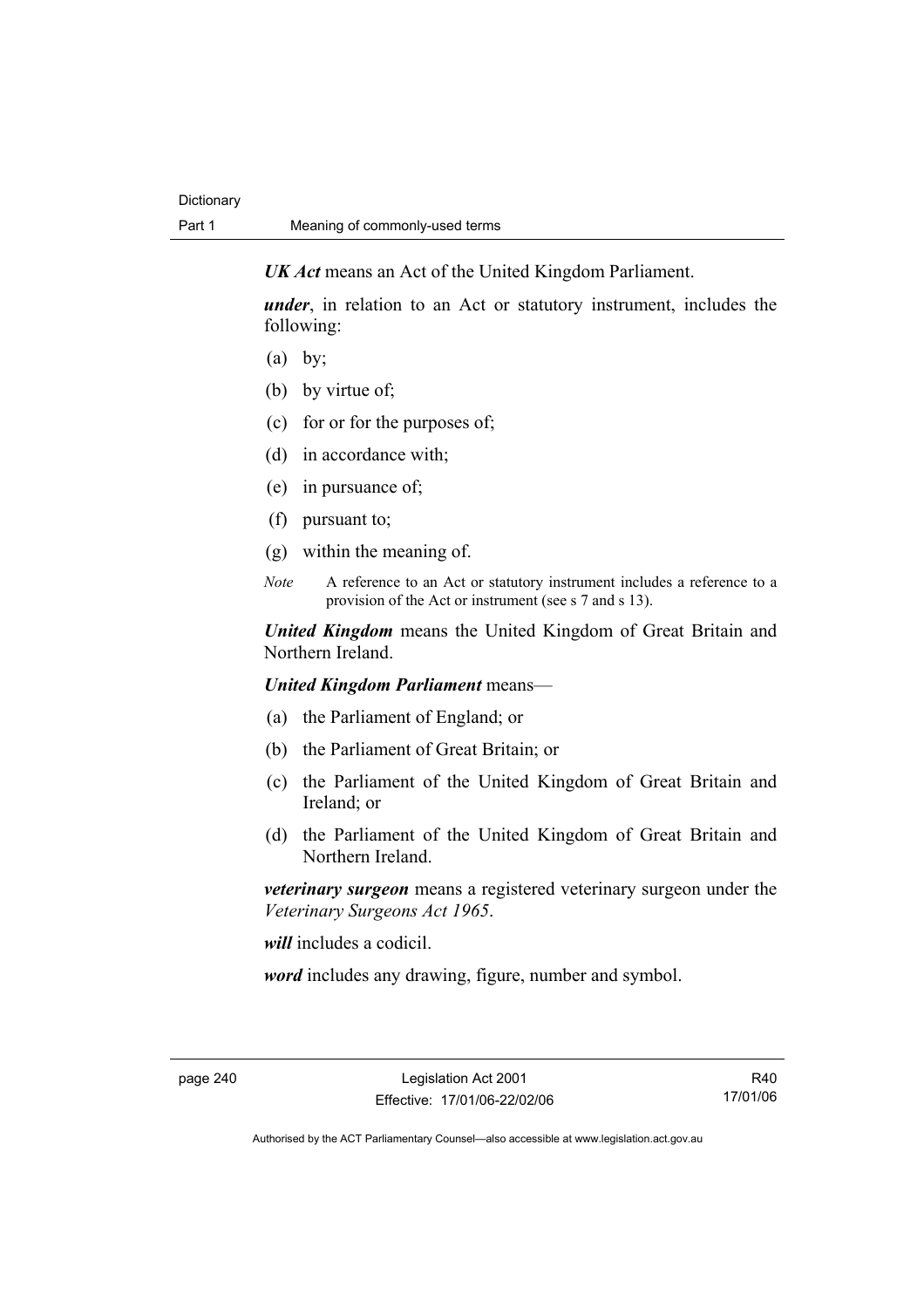***UK Act*** means an Act of the United Kingdom Parliament.

***under***, in relation to an Act or statutory instrument, includes the following:

(a) by;

(b) by virtue of;

(c) for or for the purposes of;

(d) in accordance with;

(e) in pursuance of;

(f) pursuant to;

(g) within the meaning of.

*Note* A reference to an Act or statutory instrument includes a reference to a provision of the Act or instrument (see s 7 and s 13).

***United Kingdom*** means the United Kingdom of Great Britain and Northern Ireland.

***United Kingdom Parliament*** means—

(a) the Parliament of England; or

(b) the Parliament of Great Britain; or

(c) the Parliament of the United Kingdom of Great Britain and Ireland; or

(d) the Parliament of the United Kingdom of Great Britain and Northern Ireland.

***veterinary surgeon*** means a registered veterinary surgeon under the *Veterinary Surgeons Act 1965*.

***will*** includes a codicil.

***word*** includes any drawing, figure, number and symbol.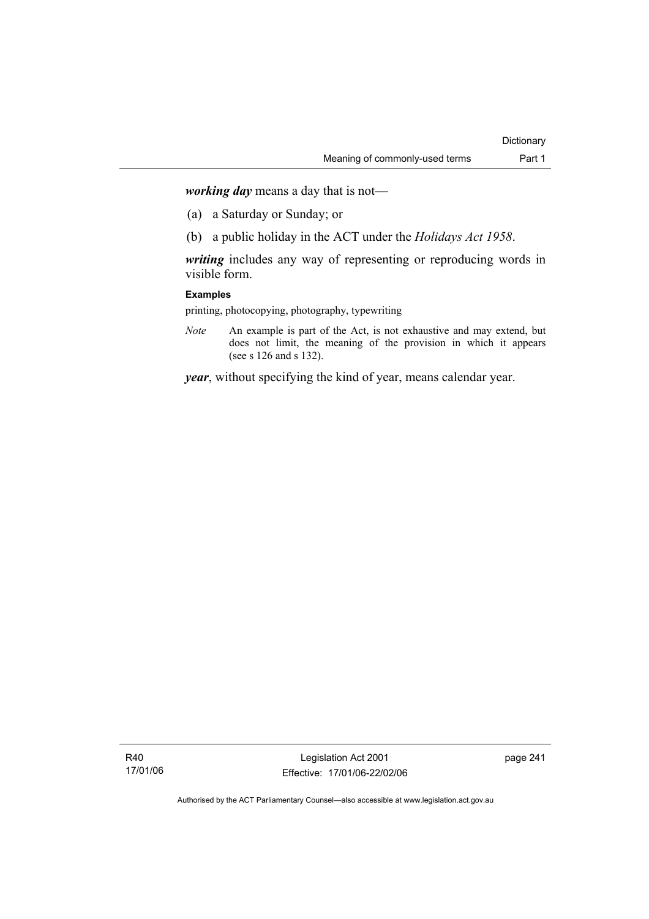***working day*** means a day that is not—

(a) a Saturday or Sunday; or

(b) a public holiday in the ACT under the *Holidays Act 1958*.

***writing*** includes any way of representing or reproducing words in visible form.

**Examples**

printing, photocopying, photography, typewriting

*Note* An example is part of the Act, is not exhaustive and may extend, but does not limit, the meaning of the provision in which it appears (see s 126 and s 132).

***year***, without specifying the kind of year, means calendar year.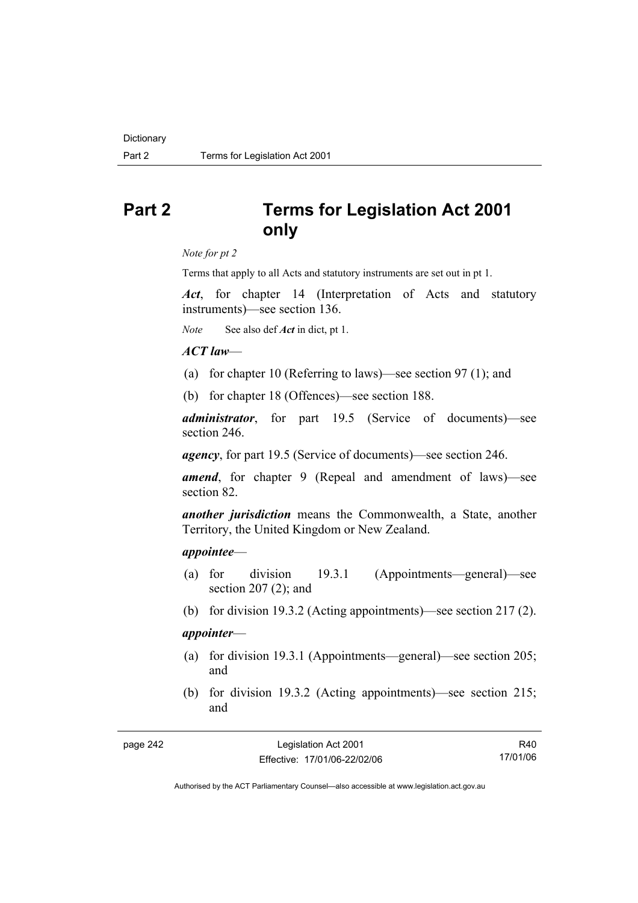# Part 2 Terms for Legislation Act 2001 only

*Note for pt 2*

Terms that apply to all Acts and statutory instruments are set out in pt 1.

***Act***, for chapter 14 (Interpretation of Acts and statutory instruments)—see section 136.

*Note* See also def ***Act*** in dict, pt 1.

***ACT law***—

(a) for chapter 10 (Referring to laws)—see section 97 (1); and

(b) for chapter 18 (Offences)—see section 188.

***administrator***, for part 19.5 (Service of documents)—see section 246.

***agency***, for part 19.5 (Service of documents)—see section 246.

***amend***, for chapter 9 (Repeal and amendment of laws)—see section 82.

***another jurisdiction*** means the Commonwealth, a State, another Territory, the United Kingdom or New Zealand.

***appointee***—

(a) for division 19.3.1 (Appointments—general)—see section 207 (2); and

(b) for division 19.3.2 (Acting appointments)—see section 217 (2).

***appointer***—

(a) for division 19.3.1 (Appointments—general)—see section 205; and

(b) for division 19.3.2 (Acting appointments)—see section 215; and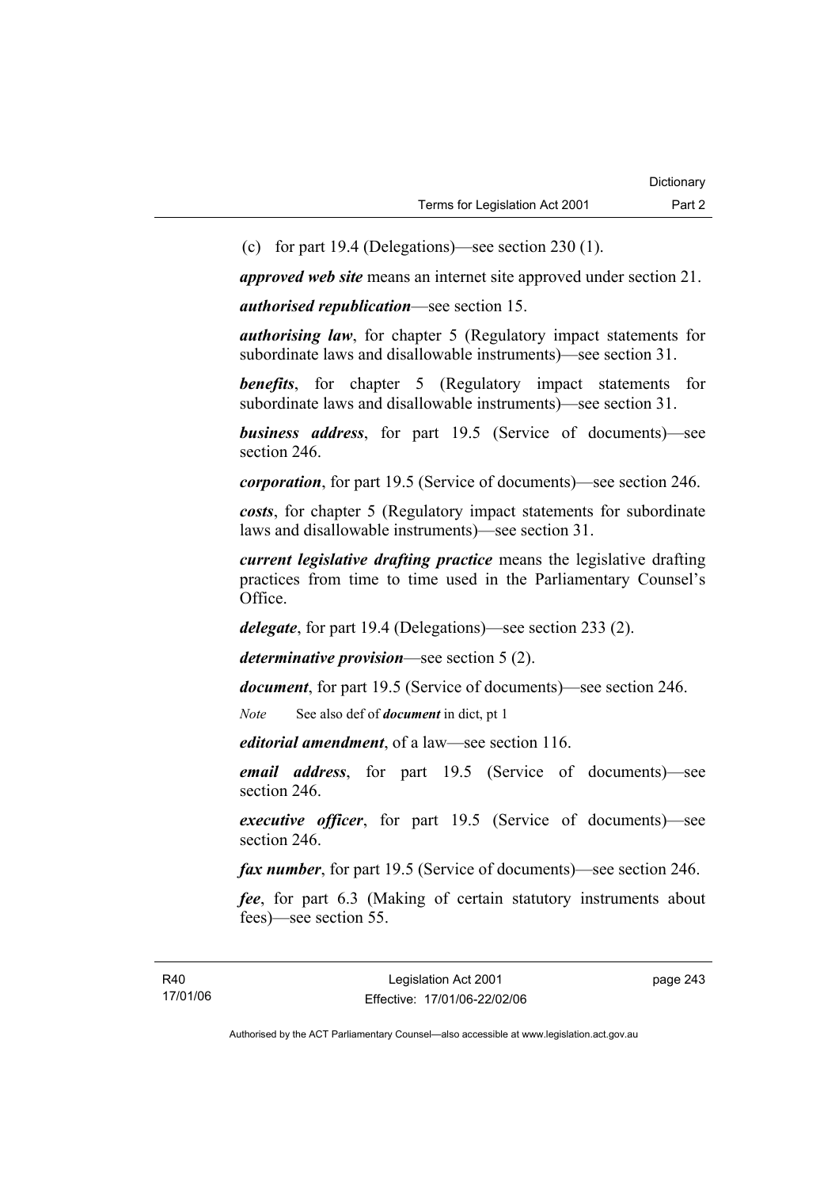(c) for part 19.4 (Delegations)—see section 230 (1).

***approved web site*** means an internet site approved under section 21.

***authorised republication***—see section 15.

***authorising law***, for chapter 5 (Regulatory impact statements for subordinate laws and disallowable instruments)—see section 31.

***benefits***, for chapter 5 (Regulatory impact statements for subordinate laws and disallowable instruments)—see section 31.

***business address***, for part 19.5 (Service of documents)—see section 246.

***corporation***, for part 19.5 (Service of documents)—see section 246.

***costs***, for chapter 5 (Regulatory impact statements for subordinate laws and disallowable instruments)—see section 31.

***current legislative drafting practice*** means the legislative drafting practices from time to time used in the Parliamentary Counsel's Office.

***delegate***, for part 19.4 (Delegations)—see section 233 (2).

***determinative provision***—see section 5 (2).

***document***, for part 19.5 (Service of documents)—see section 246.

*Note* See also def of ***document*** in dict, pt 1

***editorial amendment***, of a law—see section 116.

***email address***, for part 19.5 (Service of documents)—see section 246.

***executive officer***, for part 19.5 (Service of documents)—see section 246.

***fax number***, for part 19.5 (Service of documents)—see section 246.

***fee***, for part 6.3 (Making of certain statutory instruments about fees)—see section 55.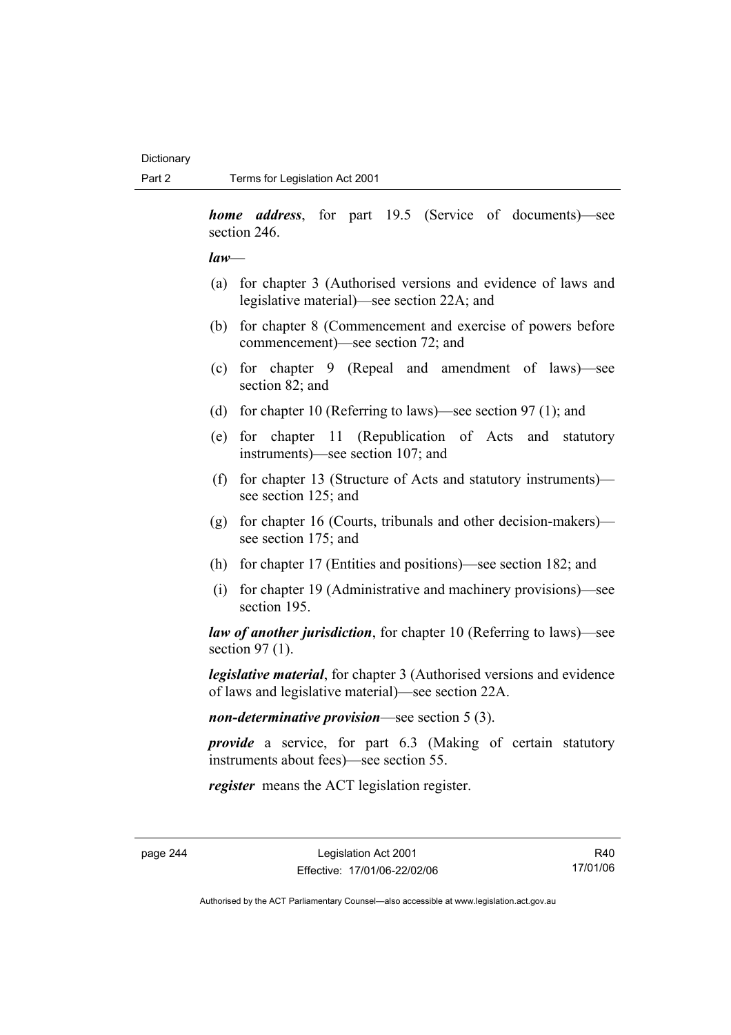***home address***, for part 19.5 (Service of documents)—see section 246.

***law***—

(a) for chapter 3 (Authorised versions and evidence of laws and legislative material)—see section 22A; and

(b) for chapter 8 (Commencement and exercise of powers before commencement)—see section 72; and

(c) for chapter 9 (Repeal and amendment of laws)—see section 82; and

(d) for chapter 10 (Referring to laws)—see section 97 (1); and

(e) for chapter 11 (Republication of Acts and statutory instruments)—see section 107; and

(f) for chapter 13 (Structure of Acts and statutory instruments)—see section 125; and

(g) for chapter 16 (Courts, tribunals and other decision-makers)—see section 175; and

(h) for chapter 17 (Entities and positions)—see section 182; and

(i) for chapter 19 (Administrative and machinery provisions)—see section 195.

***law of another jurisdiction***, for chapter 10 (Referring to laws)—see section 97 (1).

***legislative material***, for chapter 3 (Authorised versions and evidence of laws and legislative material)—see section 22A.

***non-determinative provision***—see section 5 (3).

***provide*** a service, for part 6.3 (Making of certain statutory instruments about fees)—see section 55.

***register*** means the ACT legislation register.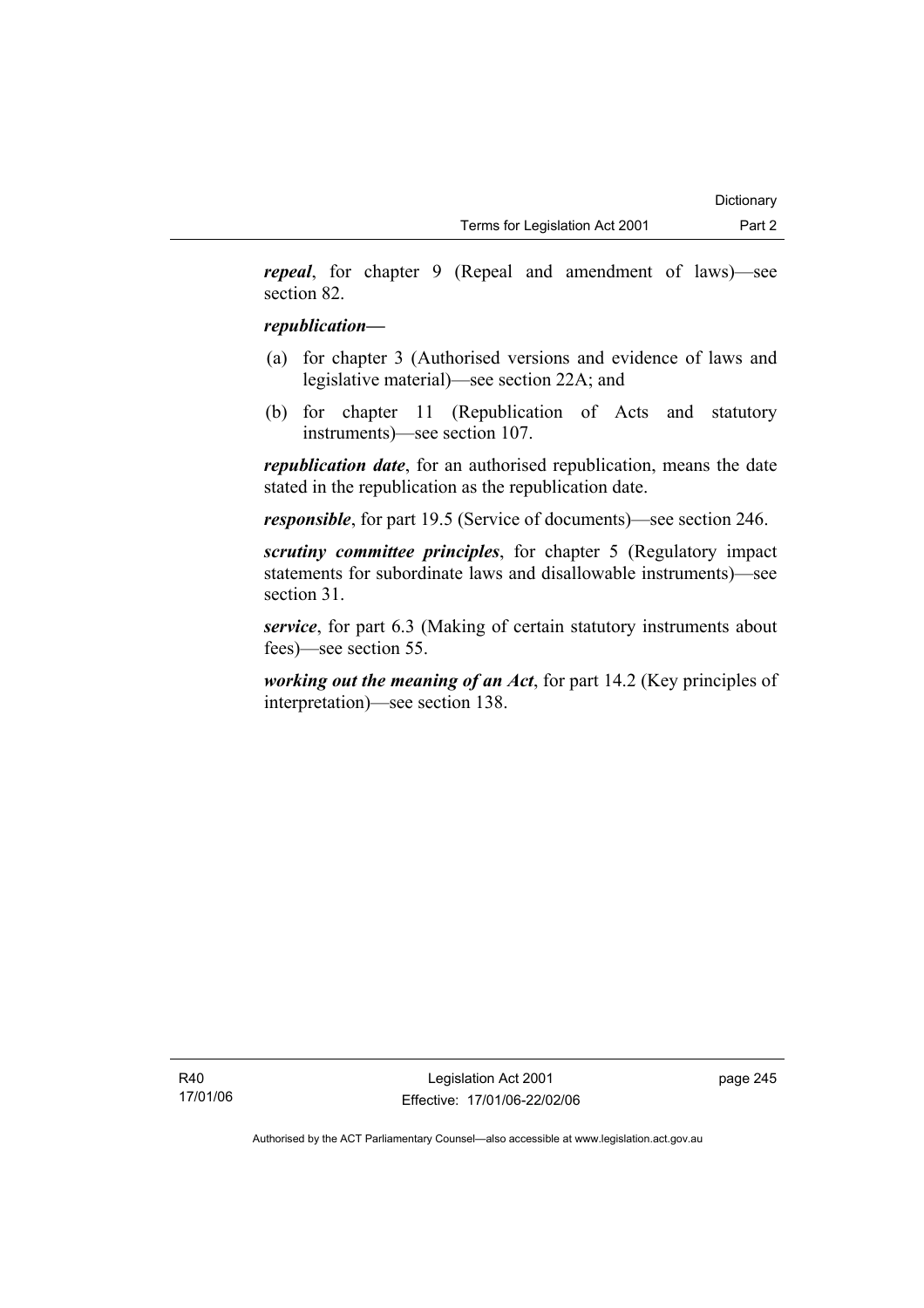***repeal***, for chapter 9 (Repeal and amendment of laws)—see section 82.

***republication—***

(a) for chapter 3 (Authorised versions and evidence of laws and legislative material)—see section 22A; and

(b) for chapter 11 (Republication of Acts and statutory instruments)—see section 107.

***republication date***, for an authorised republication, means the date stated in the republication as the republication date.

***responsible***, for part 19.5 (Service of documents)—see section 246.

***scrutiny committee principles***, for chapter 5 (Regulatory impact statements for subordinate laws and disallowable instruments)—see section 31.

***service***, for part 6.3 (Making of certain statutory instruments about fees)—see section 55.

***working out the meaning of an Act***, for part 14.2 (Key principles of interpretation)—see section 138.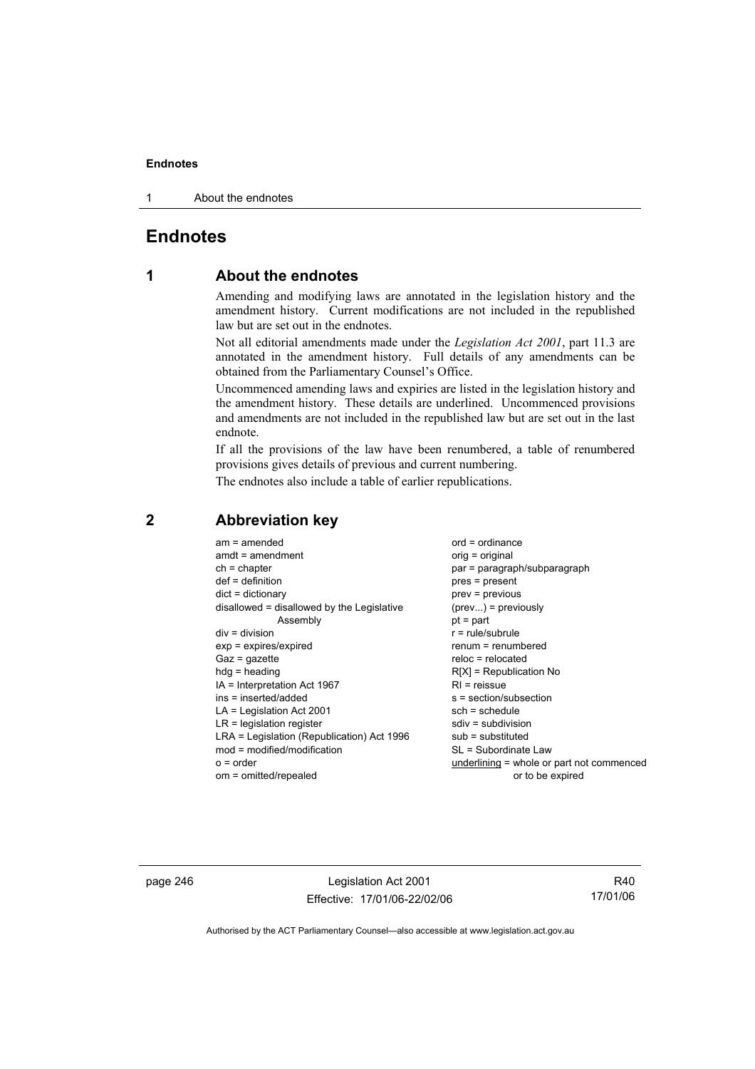# Endnotes

## 1 About the endnotes

Amending and modifying laws are annotated in the legislation history and the amendment history. Current modifications are not included in the republished law but are set out in the endnotes.

Not all editorial amendments made under the *Legislation Act 2001*, part 11.3 are annotated in the amendment history. Full details of any amendments can be obtained from the Parliamentary Counsel's Office.

Uncommenced amending laws and expiries are listed in the legislation history and the amendment history. These details are underlined. Uncommenced provisions and amendments are not included in the republished law but are set out in the last endnote.

If all the provisions of the law have been renumbered, a table of renumbered provisions gives details of previous and current numbering.

The endnotes also include a table of earlier republications.

## 2 Abbreviation key

am = amended
amdt = amendment
ch = chapter
def = definition
dict = dictionary
disallowed = disallowed by the Legislative Assembly
div = division
exp = expires/expired
Gaz = gazette
hdg = heading
IA = Interpretation Act 1967
ins = inserted/added
LA = Legislation Act 2001
LR = legislation register
LRA = Legislation (Republication) Act 1996
mod = modified/modification
o = order
om = omitted/repealed
ord = ordinance
orig = original
par = paragraph/subparagraph
pres = present
prev = previous
(prev...) = previously
pt = part
r = rule/subrule
renum = renumbered
reloc = relocated
R[X] = Republication No
RI = reissue
s = section/subsection
sch = schedule
sdiv = subdivision
sub = substituted
SL = Subordinate Law
underlining = whole or part not commenced or to be expired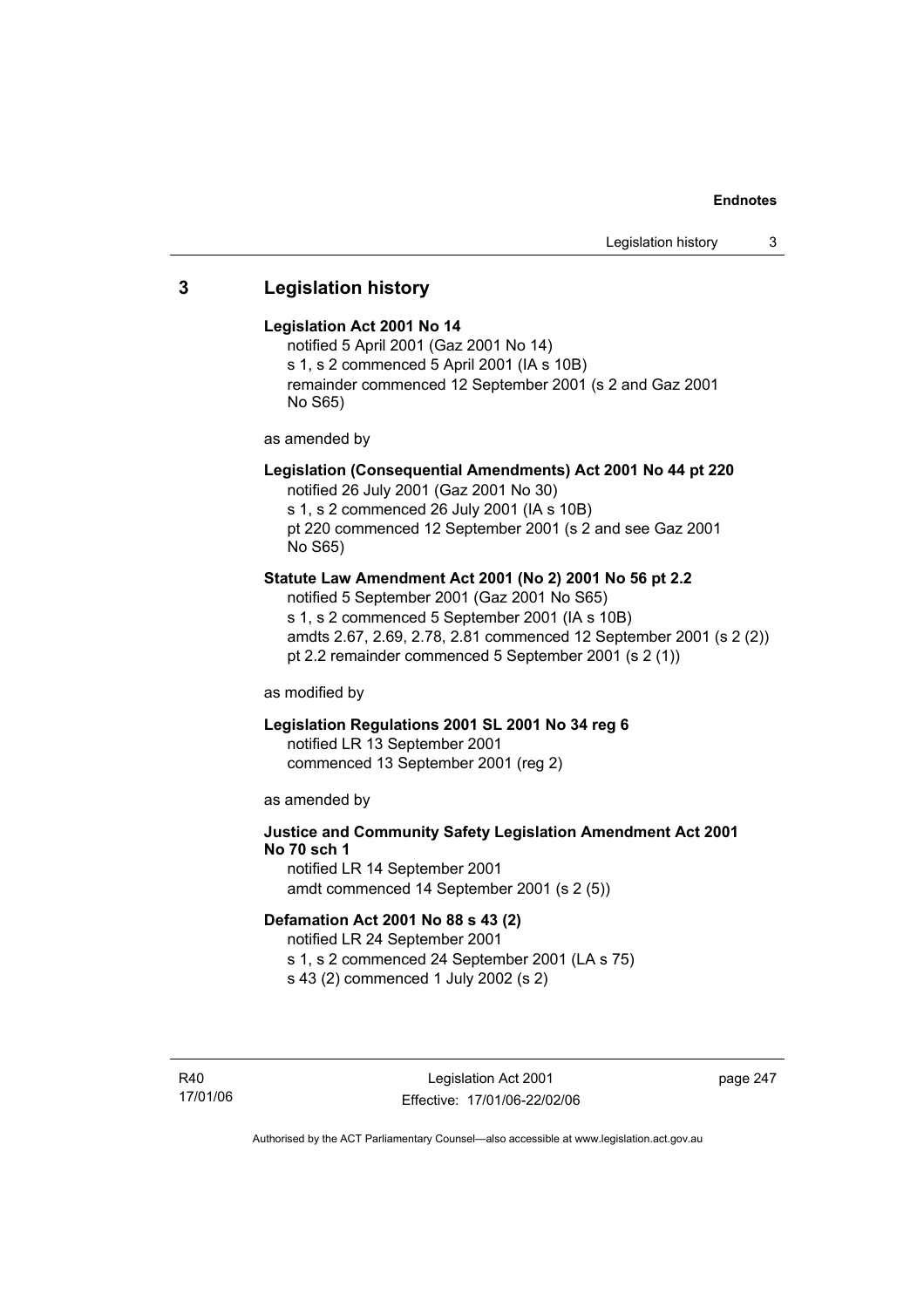## 3 Legislation history

**Legislation Act 2001 No 14**

notified 5 April 2001 (Gaz 2001 No 14)
s 1, s 2 commenced 5 April 2001 (IA s 10B)
remainder commenced 12 September 2001 (s 2 and Gaz 2001 No S65)

as amended by

**Legislation (Consequential Amendments) Act 2001 No 44 pt 220**

notified 26 July 2001 (Gaz 2001 No 30)
s 1, s 2 commenced 26 July 2001 (IA s 10B)
pt 220 commenced 12 September 2001 (s 2 and see Gaz 2001 No S65)

**Statute Law Amendment Act 2001 (No 2) 2001 No 56 pt 2.2**

notified 5 September 2001 (Gaz 2001 No S65)
s 1, s 2 commenced 5 September 2001 (IA s 10B)
amdts 2.67, 2.69, 2.78, 2.81 commenced 12 September 2001 (s 2 (2))
pt 2.2 remainder commenced 5 September 2001 (s 2 (1))

as modified by

**Legislation Regulations 2001 SL 2001 No 34 reg 6**

notified LR 13 September 2001
commenced 13 September 2001 (reg 2)

as amended by

**Justice and Community Safety Legislation Amendment Act 2001 No 70 sch 1**

notified LR 14 September 2001
amdt commenced 14 September 2001 (s 2 (5))

**Defamation Act 2001 No 88 s 43 (2)**

notified LR 24 September 2001
s 1, s 2 commenced 24 September 2001 (LA s 75)
s 43 (2) commenced 1 July 2002 (s 2)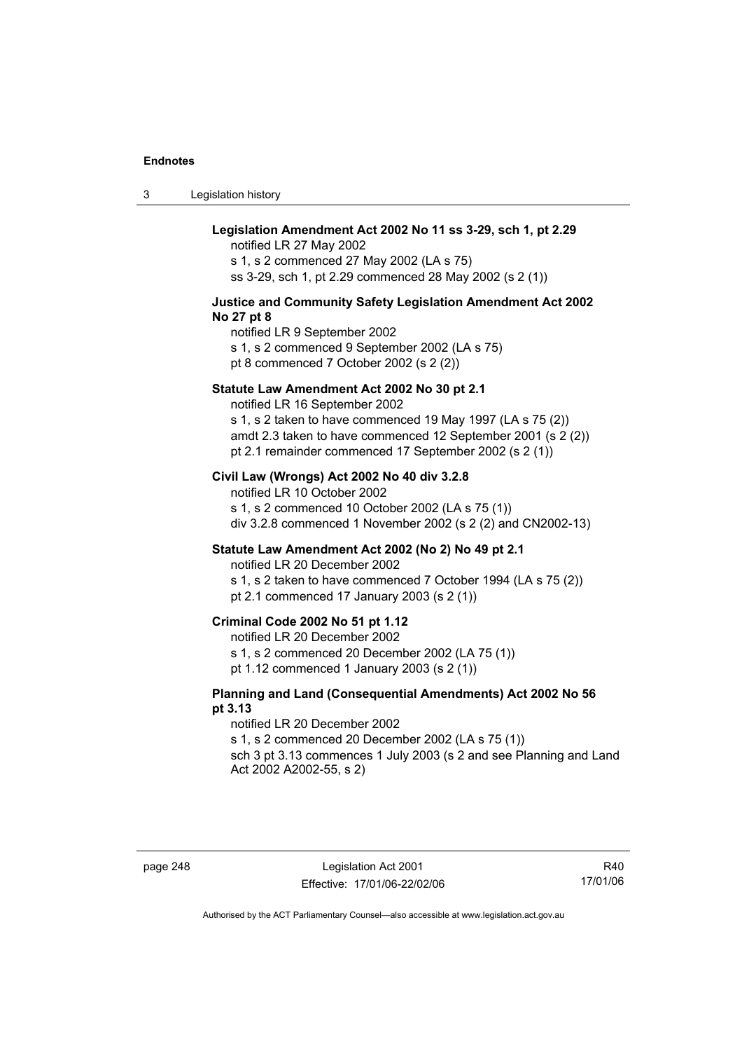**Legislation Amendment Act 2002 No 11 ss 3-29, sch 1, pt 2.29**

notified LR 27 May 2002
s 1, s 2 commenced 27 May 2002 (LA s 75)
ss 3-29, sch 1, pt 2.29 commenced 28 May 2002 (s 2 (1))

**Justice and Community Safety Legislation Amendment Act 2002 No 27 pt 8**

notified LR 9 September 2002
s 1, s 2 commenced 9 September 2002 (LA s 75)
pt 8 commenced 7 October 2002 (s 2 (2))

**Statute Law Amendment Act 2002 No 30 pt 2.1**

notified LR 16 September 2002
s 1, s 2 taken to have commenced 19 May 1997 (LA s 75 (2))
amdt 2.3 taken to have commenced 12 September 2001 (s 2 (2))
pt 2.1 remainder commenced 17 September 2002 (s 2 (1))

**Civil Law (Wrongs) Act 2002 No 40 div 3.2.8**

notified LR 10 October 2002
s 1, s 2 commenced 10 October 2002 (LA s 75 (1))
div 3.2.8 commenced 1 November 2002 (s 2 (2) and CN2002-13)

**Statute Law Amendment Act 2002 (No 2) No 49 pt 2.1**

notified LR 20 December 2002
s 1, s 2 taken to have commenced 7 October 1994 (LA s 75 (2))
pt 2.1 commenced 17 January 2003 (s 2 (1))

**Criminal Code 2002 No 51 pt 1.12**

notified LR 20 December 2002
s 1, s 2 commenced 20 December 2002 (LA 75 (1))
pt 1.12 commenced 1 January 2003 (s 2 (1))

**Planning and Land (Consequential Amendments) Act 2002 No 56 pt 3.13**

notified LR 20 December 2002
s 1, s 2 commenced 20 December 2002 (LA s 75 (1))
sch 3 pt 3.13 commences 1 July 2003 (s 2 and see Planning and Land Act 2002 A2002-55, s 2)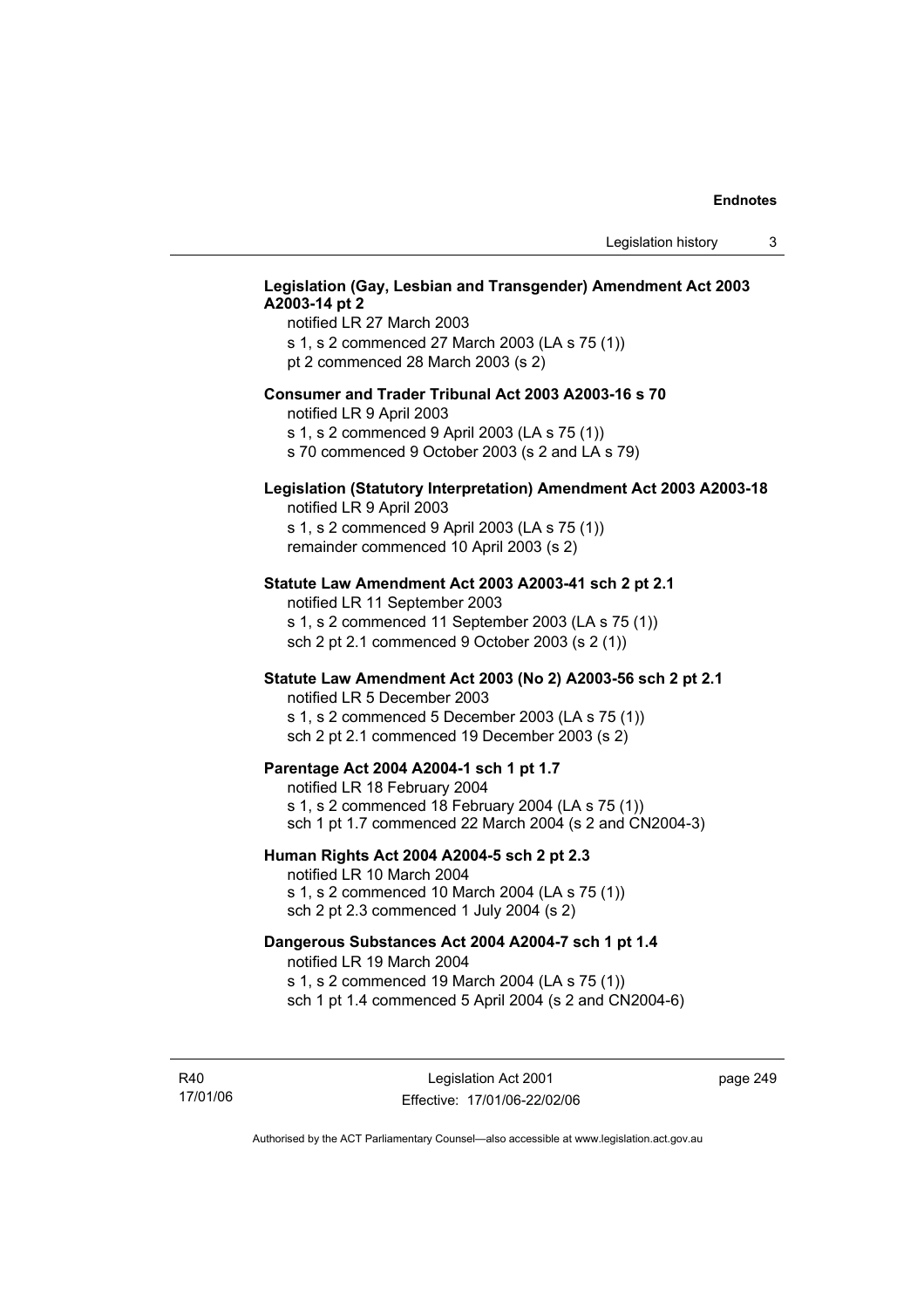**Legislation (Gay, Lesbian and Transgender) Amendment Act 2003 A2003-14 pt 2**

notified LR 27 March 2003
s 1, s 2 commenced 27 March 2003 (LA s 75 (1))
pt 2 commenced 28 March 2003 (s 2)

**Consumer and Trader Tribunal Act 2003 A2003-16 s 70**

notified LR 9 April 2003
s 1, s 2 commenced 9 April 2003 (LA s 75 (1))
s 70 commenced 9 October 2003 (s 2 and LA s 79)

**Legislation (Statutory Interpretation) Amendment Act 2003 A2003-18**

notified LR 9 April 2003
s 1, s 2 commenced 9 April 2003 (LA s 75 (1))
remainder commenced 10 April 2003 (s 2)

**Statute Law Amendment Act 2003 A2003-41 sch 2 pt 2.1**

notified LR 11 September 2003
s 1, s 2 commenced 11 September 2003 (LA s 75 (1))
sch 2 pt 2.1 commenced 9 October 2003 (s 2 (1))

**Statute Law Amendment Act 2003 (No 2) A2003-56 sch 2 pt 2.1**

notified LR 5 December 2003
s 1, s 2 commenced 5 December 2003 (LA s 75 (1))
sch 2 pt 2.1 commenced 19 December 2003 (s 2)

**Parentage Act 2004 A2004-1 sch 1 pt 1.7**

notified LR 18 February 2004
s 1, s 2 commenced 18 February 2004 (LA s 75 (1))
sch 1 pt 1.7 commenced 22 March 2004 (s 2 and CN2004-3)

**Human Rights Act 2004 A2004-5 sch 2 pt 2.3**

notified LR 10 March 2004
s 1, s 2 commenced 10 March 2004 (LA s 75 (1))
sch 2 pt 2.3 commenced 1 July 2004 (s 2)

**Dangerous Substances Act 2004 A2004-7 sch 1 pt 1.4**

notified LR 19 March 2004
s 1, s 2 commenced 19 March 2004 (LA s 75 (1))
sch 1 pt 1.4 commenced 5 April 2004 (s 2 and CN2004-6)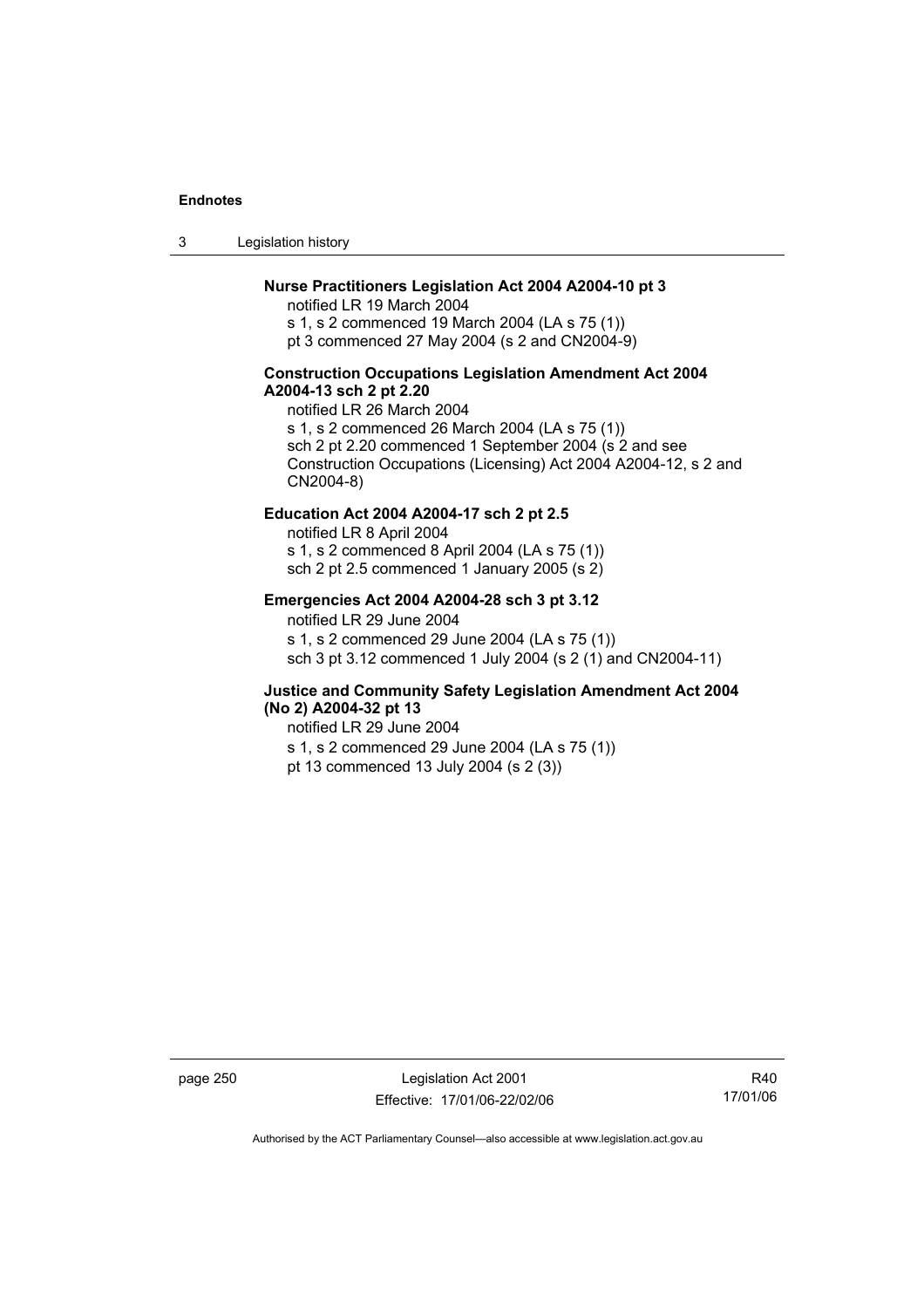**Nurse Practitioners Legislation Act 2004 A2004-10 pt 3**

notified LR 19 March 2004

s 1, s 2 commenced 19 March 2004 (LA s 75 (1))

pt 3 commenced 27 May 2004 (s 2 and CN2004-9)

**Construction Occupations Legislation Amendment Act 2004 A2004-13 sch 2 pt 2.20**

notified LR 26 March 2004

s 1, s 2 commenced 26 March 2004 (LA s 75 (1))

sch 2 pt 2.20 commenced 1 September 2004 (s 2 and see Construction Occupations (Licensing) Act 2004 A2004-12, s 2 and CN2004-8)

**Education Act 2004 A2004-17 sch 2 pt 2.5**

notified LR 8 April 2004

s 1, s 2 commenced 8 April 2004 (LA s 75 (1))

sch 2 pt 2.5 commenced 1 January 2005 (s 2)

**Emergencies Act 2004 A2004-28 sch 3 pt 3.12**

notified LR 29 June 2004

s 1, s 2 commenced 29 June 2004 (LA s 75 (1))

sch 3 pt 3.12 commenced 1 July 2004 (s 2 (1) and CN2004-11)

**Justice and Community Safety Legislation Amendment Act 2004 (No 2) A2004-32 pt 13**

notified LR 29 June 2004

s 1, s 2 commenced 29 June 2004 (LA s 75 (1))

pt 13 commenced 13 July 2004 (s 2 (3))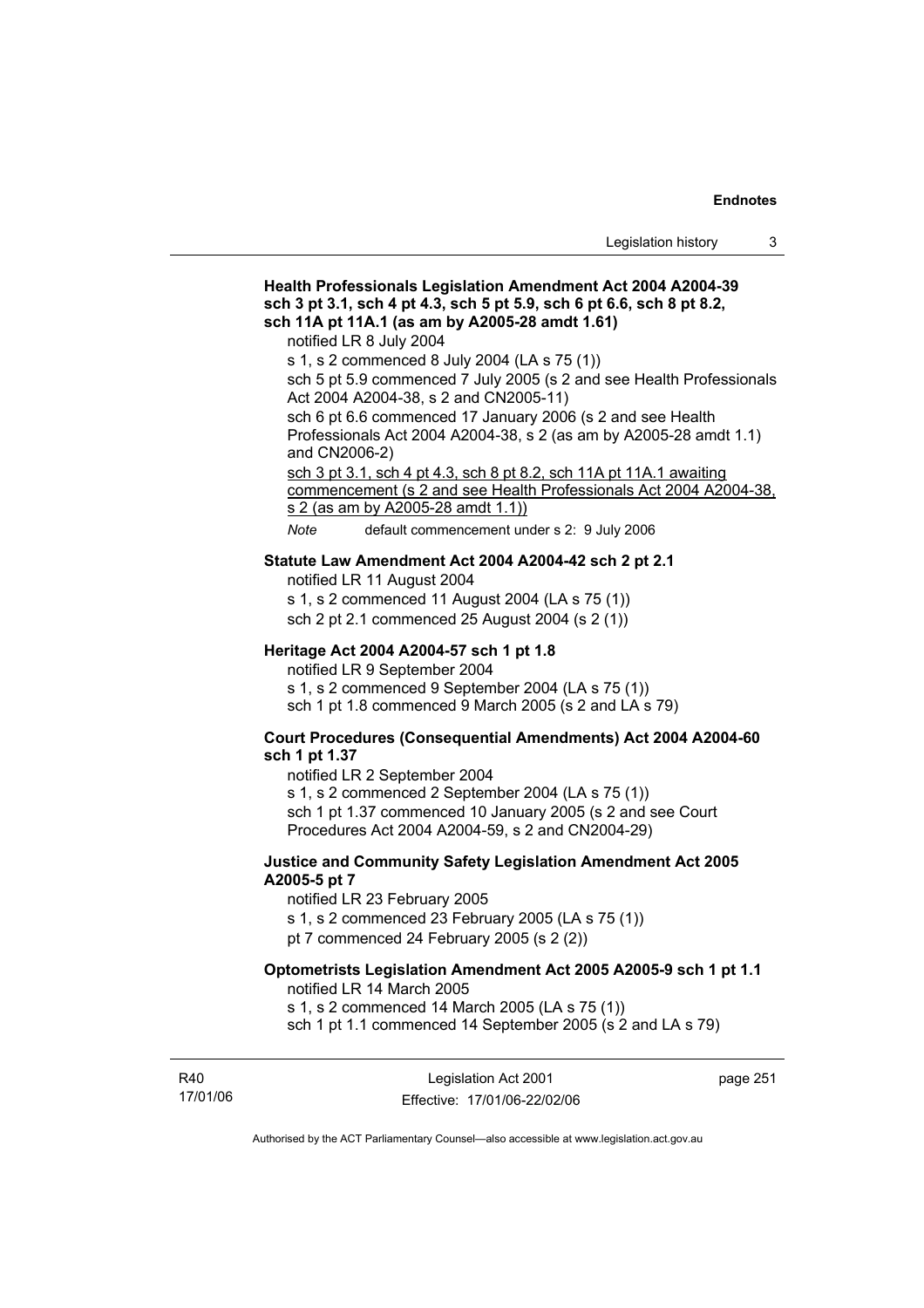**Health Professionals Legislation Amendment Act 2004 A2004-39 sch 3 pt 3.1, sch 4 pt 4.3, sch 5 pt 5.9, sch 6 pt 6.6, sch 8 pt 8.2, sch 11A pt 11A.1 (as am by A2005-28 amdt 1.61)**

notified LR 8 July 2004

s 1, s 2 commenced 8 July 2004 (LA s 75 (1))

sch 5 pt 5.9 commenced 7 July 2005 (s 2 and see Health Professionals Act 2004 A2004-38, s 2 and CN2005-11)

sch 6 pt 6.6 commenced 17 January 2006 (s 2 and see Health Professionals Act 2004 A2004-38, s 2 (as am by A2005-28 amdt 1.1) and CN2006-2)

<u>sch 3 pt 3.1, sch 4 pt 4.3, sch 8 pt 8.2, sch 11A pt 11A.1 awaiting commencement (s 2 and see Health Professionals Act 2004 A2004-38, s 2 (as am by A2005-28 amdt 1.1))</u>

*Note* default commencement under s 2: 9 July 2006

**Statute Law Amendment Act 2004 A2004-42 sch 2 pt 2.1**

notified LR 11 August 2004

s 1, s 2 commenced 11 August 2004 (LA s 75 (1))

sch 2 pt 2.1 commenced 25 August 2004 (s 2 (1))

**Heritage Act 2004 A2004-57 sch 1 pt 1.8**

notified LR 9 September 2004

s 1, s 2 commenced 9 September 2004 (LA s 75 (1))

sch 1 pt 1.8 commenced 9 March 2005 (s 2 and LA s 79)

**Court Procedures (Consequential Amendments) Act 2004 A2004-60 sch 1 pt 1.37**

notified LR 2 September 2004

s 1, s 2 commenced 2 September 2004 (LA s 75 (1))

sch 1 pt 1.37 commenced 10 January 2005 (s 2 and see Court Procedures Act 2004 A2004-59, s 2 and CN2004-29)

**Justice and Community Safety Legislation Amendment Act 2005 A2005-5 pt 7**

notified LR 23 February 2005

s 1, s 2 commenced 23 February 2005 (LA s 75 (1))

pt 7 commenced 24 February 2005 (s 2 (2))

**Optometrists Legislation Amendment Act 2005 A2005-9 sch 1 pt 1.1**

notified LR 14 March 2005

s 1, s 2 commenced 14 March 2005 (LA s 75 (1))

sch 1 pt 1.1 commenced 14 September 2005 (s 2 and LA s 79)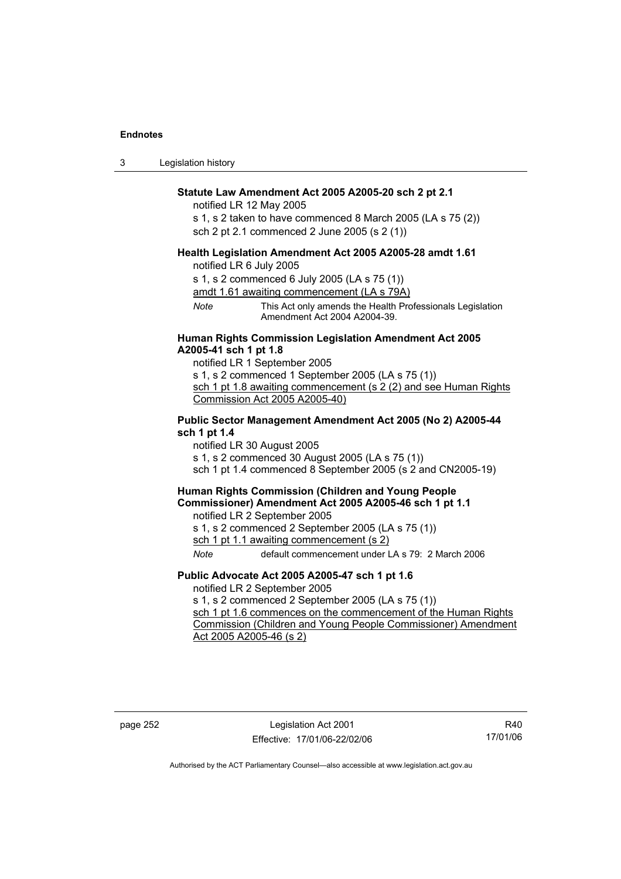**Statute Law Amendment Act 2005 A2005-20 sch 2 pt 2.1**

notified LR 12 May 2005

s 1, s 2 taken to have commenced 8 March 2005 (LA s 75 (2))

sch 2 pt 2.1 commenced 2 June 2005 (s 2 (1))

**Health Legislation Amendment Act 2005 A2005-28 amdt 1.61**

notified LR 6 July 2005

s 1, s 2 commenced 6 July 2005 (LA s 75 (1))

amdt 1.61 awaiting commencement (LA s 79A)

*Note* This Act only amends the Health Professionals Legislation Amendment Act 2004 A2004-39.

**Human Rights Commission Legislation Amendment Act 2005 A2005-41 sch 1 pt 1.8**

notified LR 1 September 2005

s 1, s 2 commenced 1 September 2005 (LA s 75 (1))

sch 1 pt 1.8 awaiting commencement (s 2 (2) and see Human Rights Commission Act 2005 A2005-40)

**Public Sector Management Amendment Act 2005 (No 2) A2005-44 sch 1 pt 1.4**

notified LR 30 August 2005

s 1, s 2 commenced 30 August 2005 (LA s 75 (1))

sch 1 pt 1.4 commenced 8 September 2005 (s 2 and CN2005-19)

**Human Rights Commission (Children and Young People Commissioner) Amendment Act 2005 A2005-46 sch 1 pt 1.1**

notified LR 2 September 2005

s 1, s 2 commenced 2 September 2005 (LA s 75 (1))

sch 1 pt 1.1 awaiting commencement (s 2)

*Note* default commencement under LA s 79: 2 March 2006

**Public Advocate Act 2005 A2005-47 sch 1 pt 1.6**

notified LR 2 September 2005

s 1, s 2 commenced 2 September 2005 (LA s 75 (1))

sch 1 pt 1.6 commences on the commencement of the Human Rights Commission (Children and Young People Commissioner) Amendment Act 2005 A2005-46 (s 2)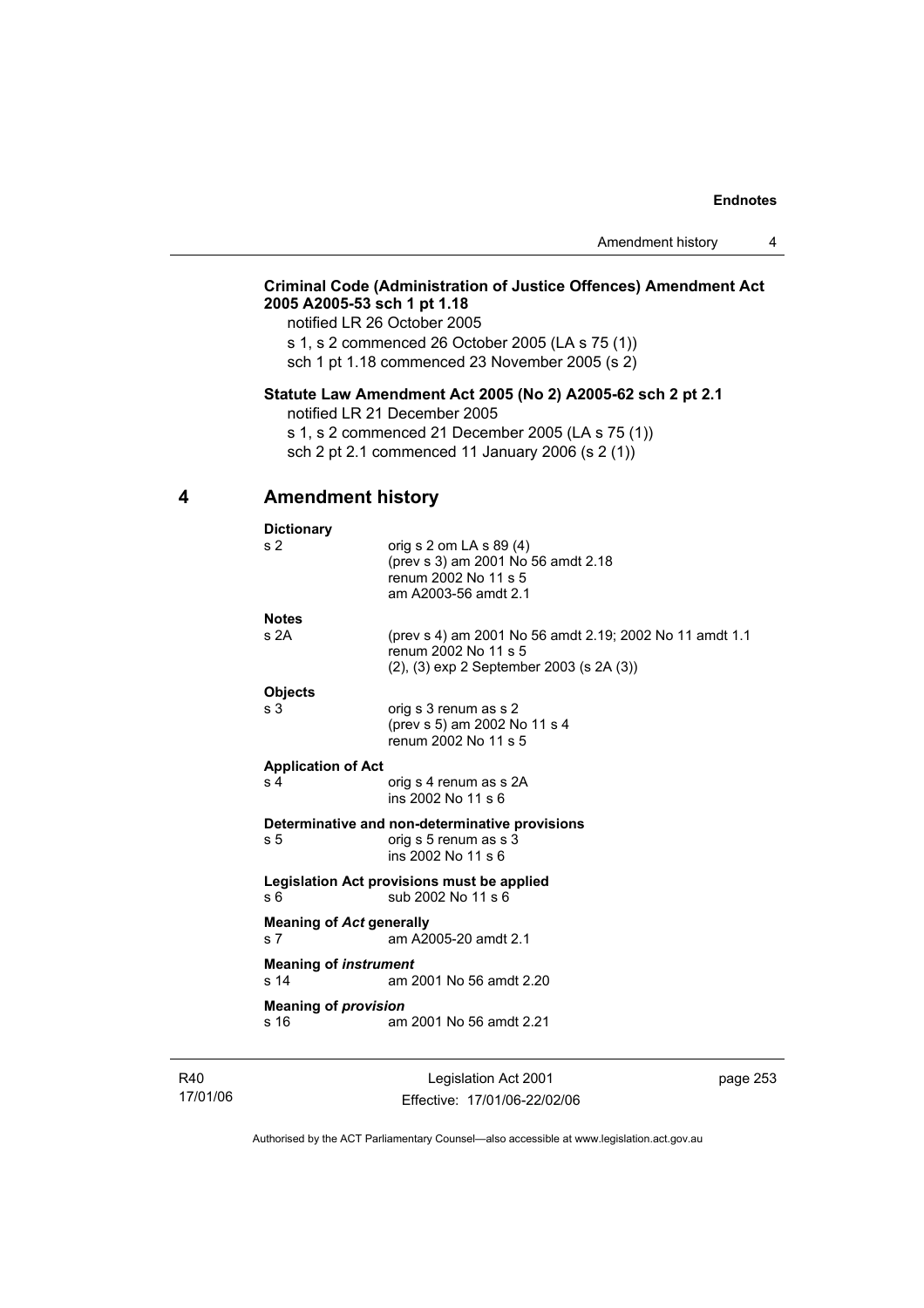**Criminal Code (Administration of Justice Offences) Amendment Act 2005 A2005-53 sch 1 pt 1.18**

notified LR 26 October 2005

s 1, s 2 commenced 26 October 2005 (LA s 75 (1))

sch 1 pt 1.18 commenced 23 November 2005 (s 2)

**Statute Law Amendment Act 2005 (No 2) A2005-62 sch 2 pt 2.1**

notified LR 21 December 2005

s 1, s 2 commenced 21 December 2005 (LA s 75 (1))

sch 2 pt 2.1 commenced 11 January 2006 (s 2 (1))

## 4 Amendment history

**Dictionary**

s 2 — orig s 2 om LA s 89 (4)
(prev s 3) am 2001 No 56 amdt 2.18
renum 2002 No 11 s 5
am A2003-56 amdt 2.1

**Notes**

s 2A — (prev s 4) am 2001 No 56 amdt 2.19; 2002 No 11 amdt 1.1
renum 2002 No 11 s 5
(2), (3) exp 2 September 2003 (s 2A (3))

**Objects**

s 3 — orig s 3 renum as s 2
(prev s 5) am 2002 No 11 s 4
renum 2002 No 11 s 5

**Application of Act**

s 4 — orig s 4 renum as s 2A
ins 2002 No 11 s 6

**Determinative and non-determinative provisions**

s 5 — orig s 5 renum as s 3
ins 2002 No 11 s 6

**Legislation Act provisions must be applied**

s 6 — sub 2002 No 11 s 6

**Meaning of *Act* generally**

s 7 — am A2005-20 amdt 2.1

**Meaning of *instrument***

s 14 — am 2001 No 56 amdt 2.20

**Meaning of *provision***

s 16 — am 2001 No 56 amdt 2.21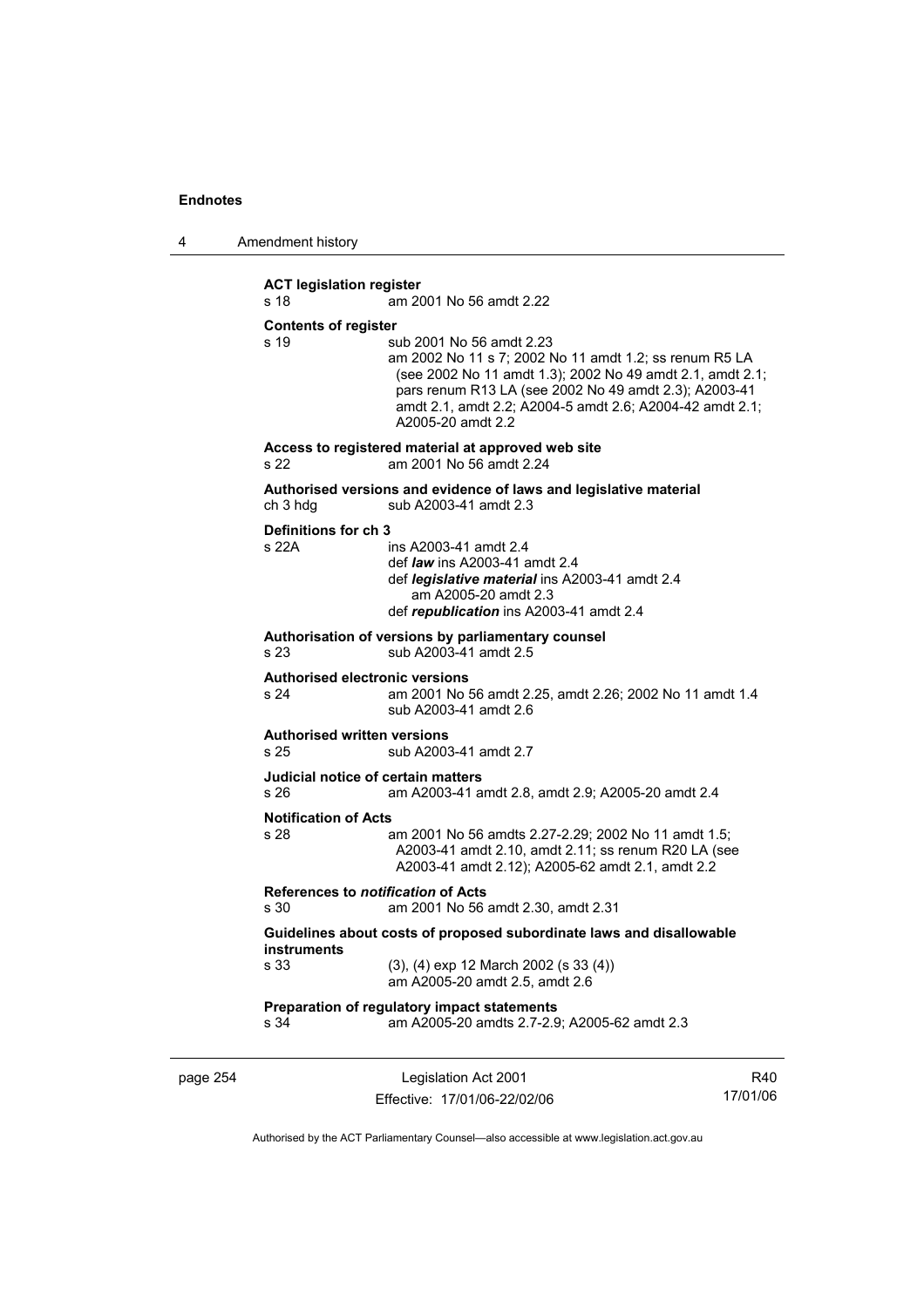**ACT legislation register**

s 18 am 2001 No 56 amdt 2.22

**Contents of register**

s 19 sub 2001 No 56 amdt 2.23
am 2002 No 11 s 7; 2002 No 11 amdt 1.2; ss renum R5 LA (see 2002 No 11 amdt 1.3); 2002 No 49 amdt 2.1, amdt 2.1; pars renum R13 LA (see 2002 No 49 amdt 2.3); A2003-41 amdt 2.1, amdt 2.2; A2004-5 amdt 2.6; A2004-42 amdt 2.1; A2005-20 amdt 2.2

**Access to registered material at approved web site**

s 22 am 2001 No 56 amdt 2.24

**Authorised versions and evidence of laws and legislative material**

ch 3 hdg sub A2003-41 amdt 2.3

**Definitions for ch 3**

s 22A ins A2003-41 amdt 2.4
def ***law*** ins A2003-41 amdt 2.4
def ***legislative material*** ins A2003-41 amdt 2.4
am A2005-20 amdt 2.3
def ***republication*** ins A2003-41 amdt 2.4

**Authorisation of versions by parliamentary counsel**

s 23 sub A2003-41 amdt 2.5

**Authorised electronic versions**

s 24 am 2001 No 56 amdt 2.25, amdt 2.26; 2002 No 11 amdt 1.4
sub A2003-41 amdt 2.6

**Authorised written versions**

s 25 sub A2003-41 amdt 2.7

**Judicial notice of certain matters**

s 26 am A2003-41 amdt 2.8, amdt 2.9; A2005-20 amdt 2.4

**Notification of Acts**

s 28 am 2001 No 56 amdts 2.27-2.29; 2002 No 11 amdt 1.5; A2003-41 amdt 2.10, amdt 2.11; ss renum R20 LA (see A2003-41 amdt 2.12); A2005-62 amdt 2.1, amdt 2.2

**References to *notification* of Acts**

s 30 am 2001 No 56 amdt 2.30, amdt 2.31

**Guidelines about costs of proposed subordinate laws and disallowable instruments**

s 33 (3), (4) exp 12 March 2002 (s 33 (4))
am A2005-20 amdt 2.5, amdt 2.6

**Preparation of regulatory impact statements**

s 34 am A2005-20 amdts 2.7-2.9; A2005-62 amdt 2.3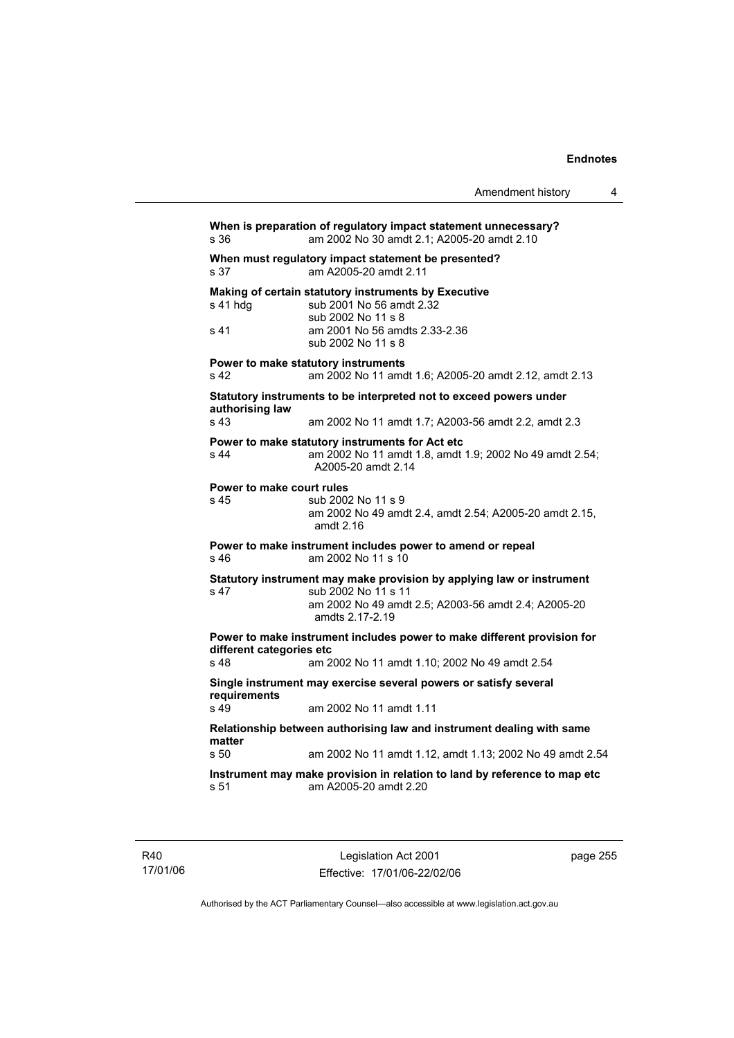**When is preparation of regulatory impact statement unnecessary?**

s 36 am 2002 No 30 amdt 2.1; A2005-20 amdt 2.10

**When must regulatory impact statement be presented?**

s 37 am A2005-20 amdt 2.11

**Making of certain statutory instruments by Executive**

s 41 hdg sub 2001 No 56 amdt 2.32
sub 2002 No 11 s 8

s 41 am 2001 No 56 amdts 2.33-2.36
sub 2002 No 11 s 8

**Power to make statutory instruments**

s 42 am 2002 No 11 amdt 1.6; A2005-20 amdt 2.12, amdt 2.13

**Statutory instruments to be interpreted not to exceed powers under authorising law**

s 43 am 2002 No 11 amdt 1.7; A2003-56 amdt 2.2, amdt 2.3

**Power to make statutory instruments for Act etc**

s 44 am 2002 No 11 amdt 1.8, amdt 1.9; 2002 No 49 amdt 2.54; A2005-20 amdt 2.14

**Power to make court rules**

s 45 sub 2002 No 11 s 9
am 2002 No 49 amdt 2.4, amdt 2.54; A2005-20 amdt 2.15, amdt 2.16

**Power to make instrument includes power to amend or repeal**

s 46 am 2002 No 11 s 10

**Statutory instrument may make provision by applying law or instrument**

s 47 sub 2002 No 11 s 11
am 2002 No 49 amdt 2.5; A2003-56 amdt 2.4; A2005-20 amdts 2.17-2.19

**Power to make instrument includes power to make different provision for different categories etc**

s 48 am 2002 No 11 amdt 1.10; 2002 No 49 amdt 2.54

**Single instrument may exercise several powers or satisfy several requirements**

s 49 am 2002 No 11 amdt 1.11

**Relationship between authorising law and instrument dealing with same matter**

s 50 am 2002 No 11 amdt 1.12, amdt 1.13; 2002 No 49 amdt 2.54

**Instrument may make provision in relation to land by reference to map etc**

s 51 am A2005-20 amdt 2.20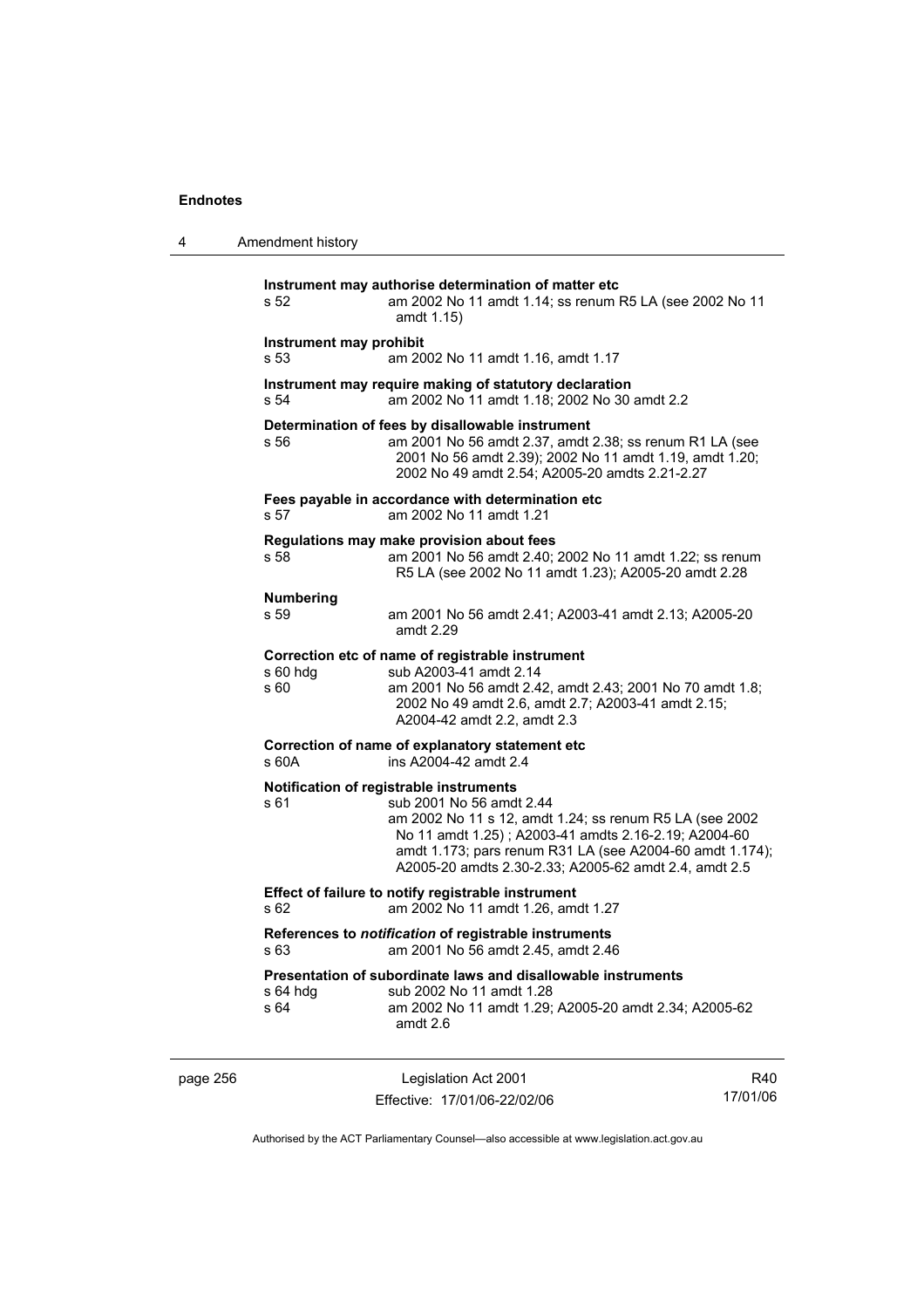**Instrument may authorise determination of matter etc**

s 52 am 2002 No 11 amdt 1.14; ss renum R5 LA (see 2002 No 11 amdt 1.15)

**Instrument may prohibit**

s 53 am 2002 No 11 amdt 1.16, amdt 1.17

**Instrument may require making of statutory declaration**

s 54 am 2002 No 11 amdt 1.18; 2002 No 30 amdt 2.2

**Determination of fees by disallowable instrument**

s 56 am 2001 No 56 amdt 2.37, amdt 2.38; ss renum R1 LA (see 2001 No 56 amdt 2.39); 2002 No 11 amdt 1.19, amdt 1.20; 2002 No 49 amdt 2.54; A2005-20 amdts 2.21-2.27

**Fees payable in accordance with determination etc**

s 57 am 2002 No 11 amdt 1.21

**Regulations may make provision about fees**

s 58 am 2001 No 56 amdt 2.40; 2002 No 11 amdt 1.22; ss renum R5 LA (see 2002 No 11 amdt 1.23); A2005-20 amdt 2.28

**Numbering**

s 59 am 2001 No 56 amdt 2.41; A2003-41 amdt 2.13; A2005-20 amdt 2.29

**Correction etc of name of registrable instrument**

s 60 hdg sub A2003-41 amdt 2.14

s 60 am 2001 No 56 amdt 2.42, amdt 2.43; 2001 No 70 amdt 1.8; 2002 No 49 amdt 2.6, amdt 2.7; A2003-41 amdt 2.15; A2004-42 amdt 2.2, amdt 2.3

**Correction of name of explanatory statement etc**

s 60A ins A2004-42 amdt 2.4

**Notification of registrable instruments**

s 61 sub 2001 No 56 amdt 2.44
am 2002 No 11 s 12, amdt 1.24; ss renum R5 LA (see 2002 No 11 amdt 1.25) ; A2003-41 amdts 2.16-2.19; A2004-60 amdt 1.173; pars renum R31 LA (see A2004-60 amdt 1.174); A2005-20 amdts 2.30-2.33; A2005-62 amdt 2.4, amdt 2.5

**Effect of failure to notify registrable instrument**

s 62 am 2002 No 11 amdt 1.26, amdt 1.27

**References to *notification* of registrable instruments**

s 63 am 2001 No 56 amdt 2.45, amdt 2.46

**Presentation of subordinate laws and disallowable instruments**

s 64 hdg sub 2002 No 11 amdt 1.28

s 64 am 2002 No 11 amdt 1.29; A2005-20 amdt 2.34; A2005-62 amdt 2.6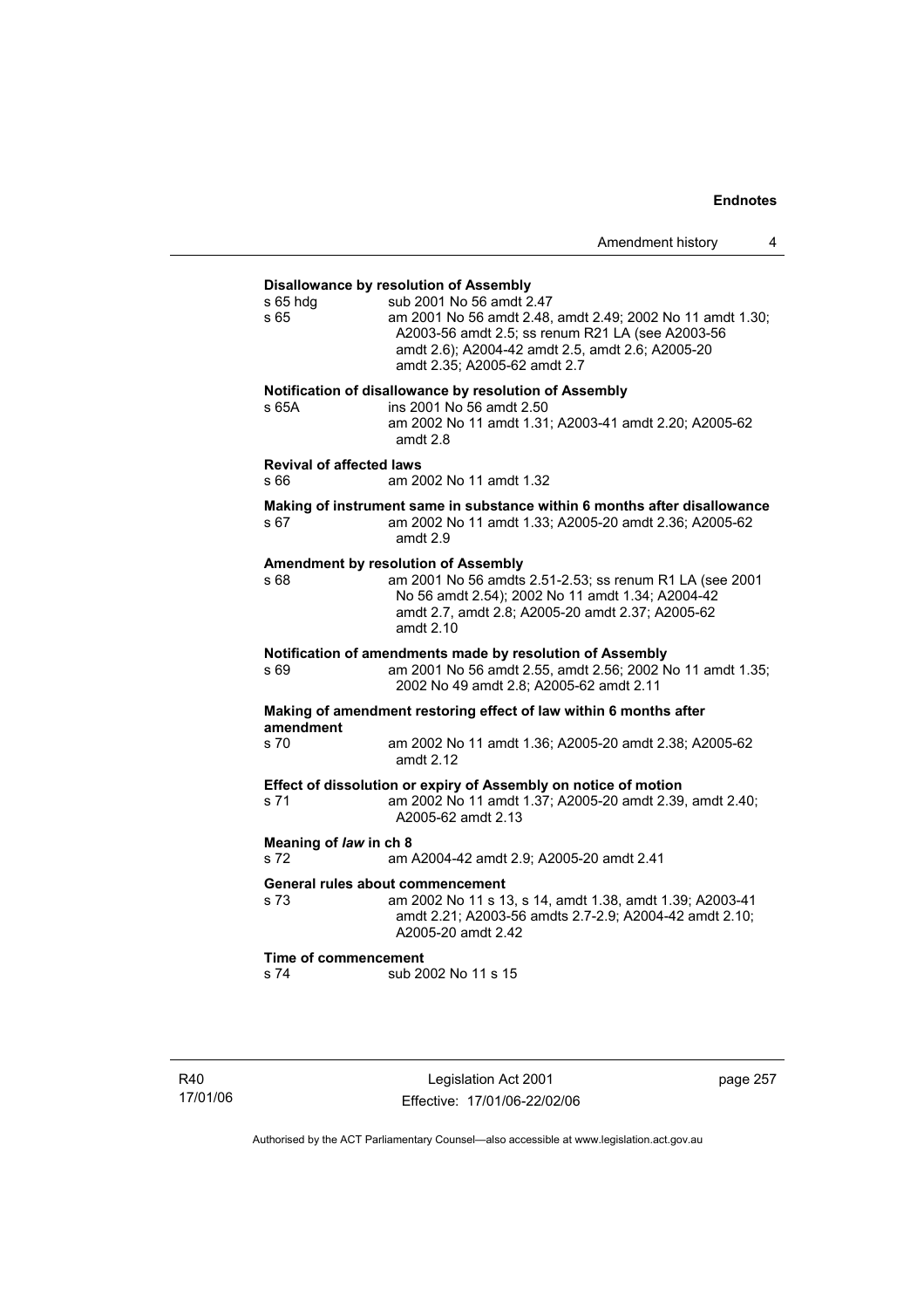**Disallowance by resolution of Assembly**

s 65 hdg sub 2001 No 56 amdt 2.47

s 65 am 2001 No 56 amdt 2.48, amdt 2.49; 2002 No 11 amdt 1.30; A2003-56 amdt 2.5; ss renum R21 LA (see A2003-56 amdt 2.6); A2004-42 amdt 2.5, amdt 2.6; A2005-20 amdt 2.35; A2005-62 amdt 2.7

**Notification of disallowance by resolution of Assembly**

s 65A ins 2001 No 56 amdt 2.50
am 2002 No 11 amdt 1.31; A2003-41 amdt 2.20; A2005-62 amdt 2.8

**Revival of affected laws**

s 66 am 2002 No 11 amdt 1.32

**Making of instrument same in substance within 6 months after disallowance**

s 67 am 2002 No 11 amdt 1.33; A2005-20 amdt 2.36; A2005-62 amdt 2.9

**Amendment by resolution of Assembly**

s 68 am 2001 No 56 amdts 2.51-2.53; ss renum R1 LA (see 2001 No 56 amdt 2.54); 2002 No 11 amdt 1.34; A2004-42 amdt 2.7, amdt 2.8; A2005-20 amdt 2.37; A2005-62 amdt 2.10

**Notification of amendments made by resolution of Assembly**

s 69 am 2001 No 56 amdt 2.55, amdt 2.56; 2002 No 11 amdt 1.35; 2002 No 49 amdt 2.8; A2005-62 amdt 2.11

**Making of amendment restoring effect of law within 6 months after amendment**

s 70 am 2002 No 11 amdt 1.36; A2005-20 amdt 2.38; A2005-62 amdt 2.12

**Effect of dissolution or expiry of Assembly on notice of motion**

s 71 am 2002 No 11 amdt 1.37; A2005-20 amdt 2.39, amdt 2.40; A2005-62 amdt 2.13

**Meaning of *law* in ch 8**

s 72 am A2004-42 amdt 2.9; A2005-20 amdt 2.41

**General rules about commencement**

s 73 am 2002 No 11 s 13, s 14, amdt 1.38, amdt 1.39; A2003-41 amdt 2.21; A2003-56 amdts 2.7-2.9; A2004-42 amdt 2.10; A2005-20 amdt 2.42

**Time of commencement**

s 74 sub 2002 No 11 s 15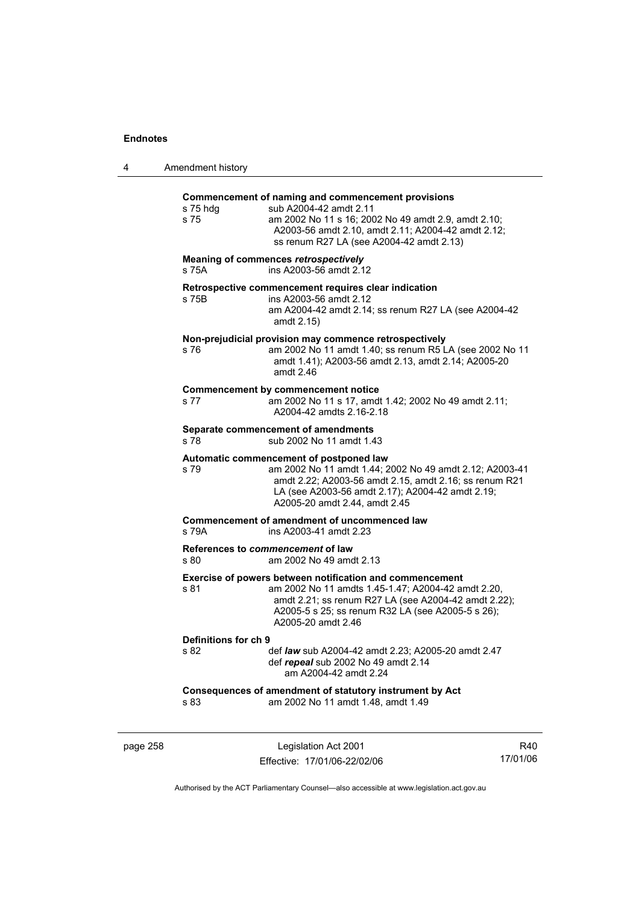**Commencement of naming and commencement provisions**
s 75 hdg sub A2004-42 amdt 2.11
s 75 am 2002 No 11 s 16; 2002 No 49 amdt 2.9, amdt 2.10; A2003-56 amdt 2.10, amdt 2.11; A2004-42 amdt 2.12; ss renum R27 LA (see A2004-42 amdt 2.13)

**Meaning of commences *retrospectively***
s 75A ins A2003-56 amdt 2.12

**Retrospective commencement requires clear indication**
s 75B ins A2003-56 amdt 2.12
am A2004-42 amdt 2.14; ss renum R27 LA (see A2004-42 amdt 2.15)

**Non-prejudicial provision may commence retrospectively**
s 76 am 2002 No 11 amdt 1.40; ss renum R5 LA (see 2002 No 11 amdt 1.41); A2003-56 amdt 2.13, amdt 2.14; A2005-20 amdt 2.46

**Commencement by commencement notice**
s 77 am 2002 No 11 s 17, amdt 1.42; 2002 No 49 amdt 2.11; A2004-42 amdts 2.16-2.18

**Separate commencement of amendments**
s 78 sub 2002 No 11 amdt 1.43

**Automatic commencement of postponed law**
s 79 am 2002 No 11 amdt 1.44; 2002 No 49 amdt 2.12; A2003-41 amdt 2.22; A2003-56 amdt 2.15, amdt 2.16; ss renum R21 LA (see A2003-56 amdt 2.17); A2004-42 amdt 2.19; A2005-20 amdt 2.44, amdt 2.45

**Commencement of amendment of uncommenced law**
s 79A ins A2003-41 amdt 2.23

**References to *commencement* of law**
s 80 am 2002 No 49 amdt 2.13

**Exercise of powers between notification and commencement**
s 81 am 2002 No 11 amdts 1.45-1.47; A2004-42 amdt 2.20, amdt 2.21; ss renum R27 LA (see A2004-42 amdt 2.22); A2005-5 s 25; ss renum R32 LA (see A2005-5 s 26); A2005-20 amdt 2.46

**Definitions for ch 9**
s 82 def ***law*** sub A2004-42 amdt 2.23; A2005-20 amdt 2.47
def ***repeal*** sub 2002 No 49 amdt 2.14
am A2004-42 amdt 2.24

**Consequences of amendment of statutory instrument by Act**
s 83 am 2002 No 11 amdt 1.48, amdt 1.49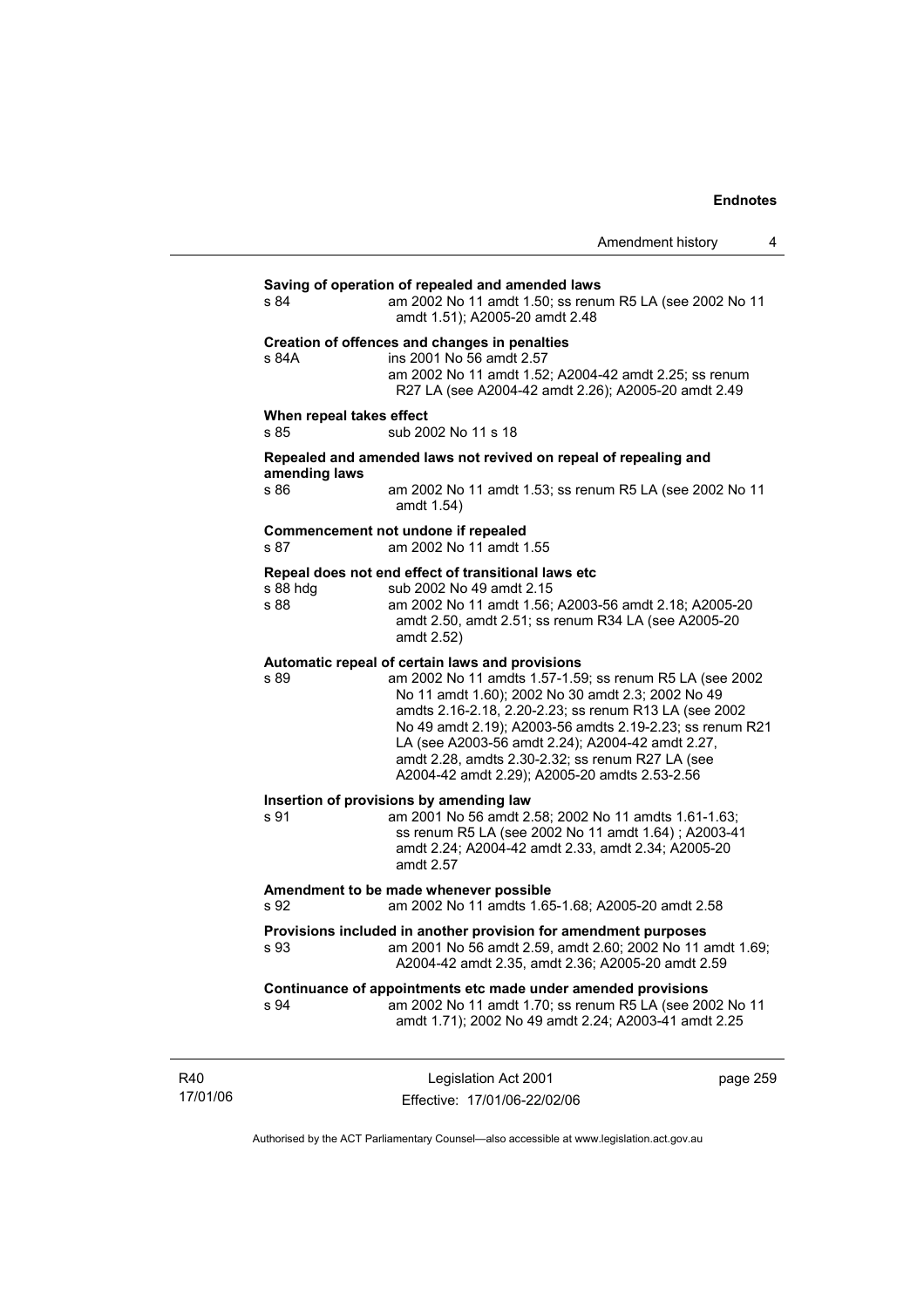**Saving of operation of repealed and amended laws**
s 84 am 2002 No 11 amdt 1.50; ss renum R5 LA (see 2002 No 11 amdt 1.51); A2005-20 amdt 2.48

**Creation of offences and changes in penalties**
s 84A ins 2001 No 56 amdt 2.57
am 2002 No 11 amdt 1.52; A2004-42 amdt 2.25; ss renum R27 LA (see A2004-42 amdt 2.26); A2005-20 amdt 2.49

**When repeal takes effect**
s 85 sub 2002 No 11 s 18

**Repealed and amended laws not revived on repeal of repealing and amending laws**
s 86 am 2002 No 11 amdt 1.53; ss renum R5 LA (see 2002 No 11 amdt 1.54)

**Commencement not undone if repealed**
s 87 am 2002 No 11 amdt 1.55

**Repeal does not end effect of transitional laws etc**
s 88 hdg sub 2002 No 49 amdt 2.15
s 88 am 2002 No 11 amdt 1.56; A2003-56 amdt 2.18; A2005-20 amdt 2.50, amdt 2.51; ss renum R34 LA (see A2005-20 amdt 2.52)

**Automatic repeal of certain laws and provisions**
s 89 am 2002 No 11 amdts 1.57-1.59; ss renum R5 LA (see 2002 No 11 amdt 1.60); 2002 No 30 amdt 2.3; 2002 No 49 amdts 2.16-2.18, 2.20-2.23; ss renum R13 LA (see 2002 No 49 amdt 2.19); A2003-56 amdts 2.19-2.23; ss renum R21 LA (see A2003-56 amdt 2.24); A2004-42 amdt 2.27, amdt 2.28, amdts 2.30-2.32; ss renum R27 LA (see A2004-42 amdt 2.29); A2005-20 amdts 2.53-2.56

**Insertion of provisions by amending law**
s 91 am 2001 No 56 amdt 2.58; 2002 No 11 amdts 1.61-1.63; ss renum R5 LA (see 2002 No 11 amdt 1.64) ; A2003-41 amdt 2.24; A2004-42 amdt 2.33, amdt 2.34; A2005-20 amdt 2.57

**Amendment to be made whenever possible**
s 92 am 2002 No 11 amdts 1.65-1.68; A2005-20 amdt 2.58

**Provisions included in another provision for amendment purposes**
s 93 am 2001 No 56 amdt 2.59, amdt 2.60; 2002 No 11 amdt 1.69; A2004-42 amdt 2.35, amdt 2.36; A2005-20 amdt 2.59

**Continuance of appointments etc made under amended provisions**
s 94 am 2002 No 11 amdt 1.70; ss renum R5 LA (see 2002 No 11 amdt 1.71); 2002 No 49 amdt 2.24; A2003-41 amdt 2.25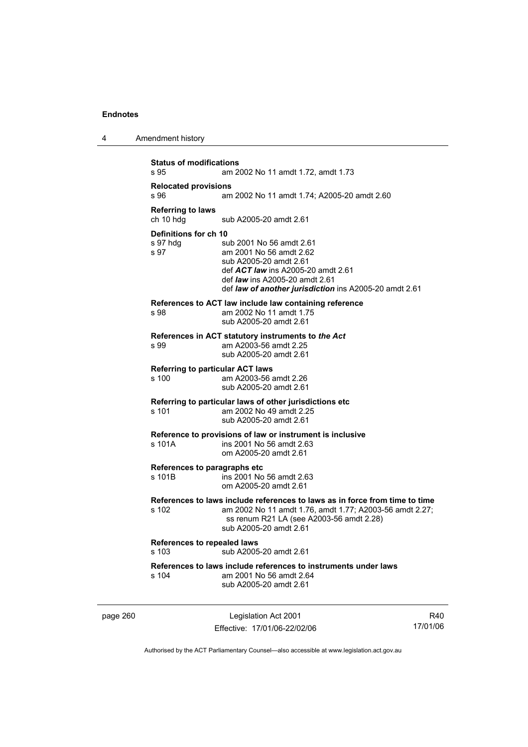**Status of modifications**
s 95 am 2002 No 11 amdt 1.72, amdt 1.73

**Relocated provisions**
s 96 am 2002 No 11 amdt 1.74; A2005-20 amdt 2.60

**Referring to laws**
ch 10 hdg sub A2005-20 amdt 2.61

**Definitions for ch 10**
s 97 hdg sub 2001 No 56 amdt 2.61
s 97 am 2001 No 56 amdt 2.62
sub A2005-20 amdt 2.61
def ***ACT law*** ins A2005-20 amdt 2.61
def ***law*** ins A2005-20 amdt 2.61
def ***law of another jurisdiction*** ins A2005-20 amdt 2.61

**References to ACT law include law containing reference**
s 98 am 2002 No 11 amdt 1.75
sub A2005-20 amdt 2.61

**References in ACT statutory instruments to *the Act***
s 99 am A2003-56 amdt 2.25
sub A2005-20 amdt 2.61

**Referring to particular ACT laws**
s 100 am A2003-56 amdt 2.26
sub A2005-20 amdt 2.61

**Referring to particular laws of other jurisdictions etc**
s 101 am 2002 No 49 amdt 2.25
sub A2005-20 amdt 2.61

**Reference to provisions of law or instrument is inclusive**
s 101A ins 2001 No 56 amdt 2.63
om A2005-20 amdt 2.61

**References to paragraphs etc**
s 101B ins 2001 No 56 amdt 2.63
om A2005-20 amdt 2.61

**References to laws include references to laws as in force from time to time**
s 102 am 2002 No 11 amdt 1.76, amdt 1.77; A2003-56 amdt 2.27; ss renum R21 LA (see A2003-56 amdt 2.28)
sub A2005-20 amdt 2.61

**References to repealed laws**
s 103 sub A2005-20 amdt 2.61

**References to laws include references to instruments under laws**
s 104 am 2001 No 56 amdt 2.64
sub A2005-20 amdt 2.61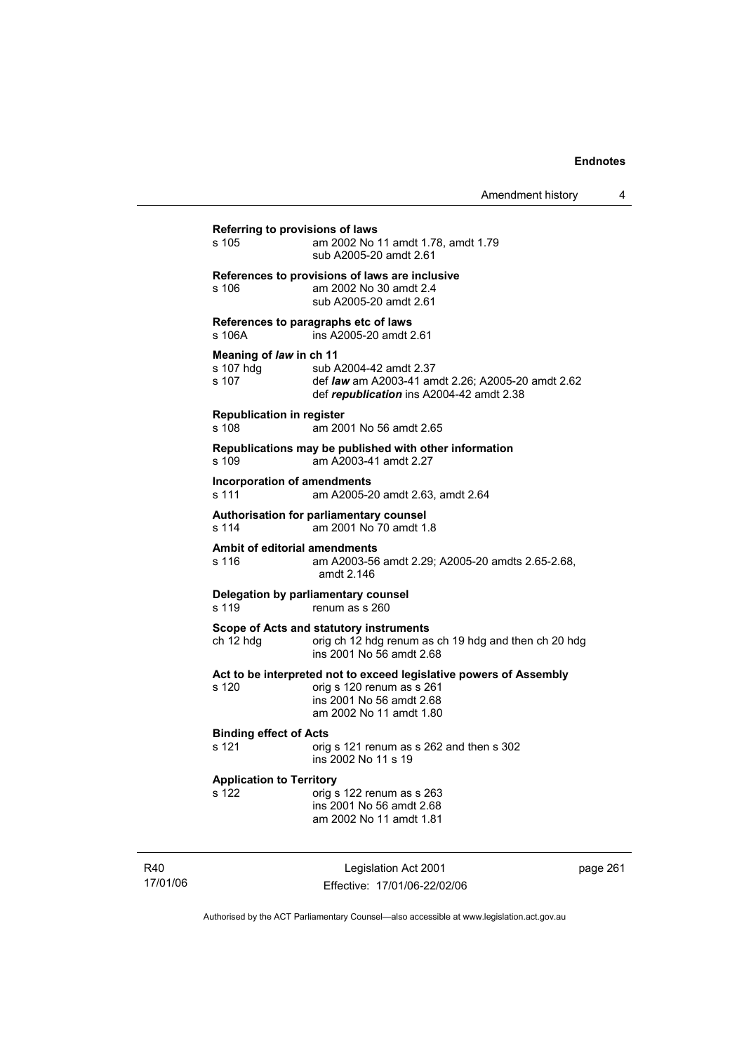**Referring to provisions of laws**

s 105 am 2002 No 11 amdt 1.78, amdt 1.79
sub A2005-20 amdt 2.61

**References to provisions of laws are inclusive**

s 106 am 2002 No 30 amdt 2.4
sub A2005-20 amdt 2.61

**References to paragraphs etc of laws**

s 106A ins A2005-20 amdt 2.61

**Meaning of *law* in ch 11**

s 107 hdg sub A2004-42 amdt 2.37
s 107 def ***law*** am A2003-41 amdt 2.26; A2005-20 amdt 2.62
def ***republication*** ins A2004-42 amdt 2.38

**Republication in register**

s 108 am 2001 No 56 amdt 2.65

**Republications may be published with other information**

s 109 am A2003-41 amdt 2.27

**Incorporation of amendments**

s 111 am A2005-20 amdt 2.63, amdt 2.64

**Authorisation for parliamentary counsel**

s 114 am 2001 No 70 amdt 1.8

**Ambit of editorial amendments**

s 116 am A2003-56 amdt 2.29; A2005-20 amdts 2.65-2.68, amdt 2.146

**Delegation by parliamentary counsel**

s 119 renum as s 260

**Scope of Acts and statutory instruments**

ch 12 hdg orig ch 12 hdg renum as ch 19 hdg and then ch 20 hdg
ins 2001 No 56 amdt 2.68

**Act to be interpreted not to exceed legislative powers of Assembly**

s 120 orig s 120 renum as s 261
ins 2001 No 56 amdt 2.68
am 2002 No 11 amdt 1.80

**Binding effect of Acts**

s 121 orig s 121 renum as s 262 and then s 302
ins 2002 No 11 s 19

**Application to Territory**

s 122 orig s 122 renum as s 263
ins 2001 No 56 amdt 2.68
am 2002 No 11 amdt 1.81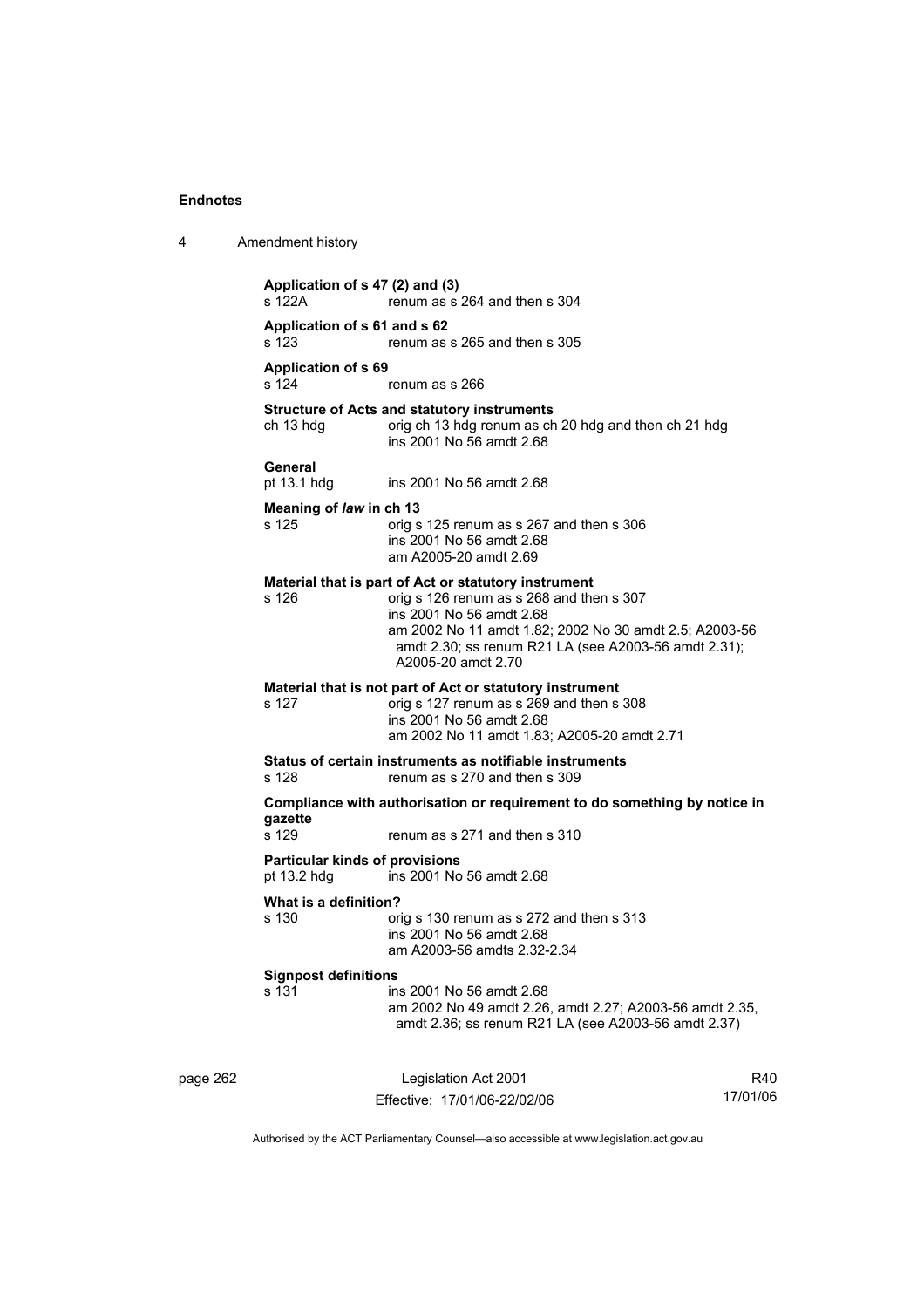**Application of s 47 (2) and (3)**
s 122A renum as s 264 and then s 304

**Application of s 61 and s 62**
s 123 renum as s 265 and then s 305

**Application of s 69**
s 124 renum as s 266

**Structure of Acts and statutory instruments**
ch 13 hdg orig ch 13 hdg renum as ch 20 hdg and then ch 21 hdg
ins 2001 No 56 amdt 2.68

**General**
pt 13.1 hdg ins 2001 No 56 amdt 2.68

**Meaning of *law* in ch 13**
s 125 orig s 125 renum as s 267 and then s 306
ins 2001 No 56 amdt 2.68
am A2005-20 amdt 2.69

**Material that is part of Act or statutory instrument**
s 126 orig s 126 renum as s 268 and then s 307
ins 2001 No 56 amdt 2.68
am 2002 No 11 amdt 1.82; 2002 No 30 amdt 2.5; A2003-56 amdt 2.30; ss renum R21 LA (see A2003-56 amdt 2.31); A2005-20 amdt 2.70

**Material that is not part of Act or statutory instrument**
s 127 orig s 127 renum as s 269 and then s 308
ins 2001 No 56 amdt 2.68
am 2002 No 11 amdt 1.83; A2005-20 amdt 2.71

**Status of certain instruments as notifiable instruments**
s 128 renum as s 270 and then s 309

**Compliance with authorisation or requirement to do something by notice in gazette**
s 129 renum as s 271 and then s 310

**Particular kinds of provisions**
pt 13.2 hdg ins 2001 No 56 amdt 2.68

**What is a definition?**
s 130 orig s 130 renum as s 272 and then s 313
ins 2001 No 56 amdt 2.68
am A2003-56 amdts 2.32-2.34

**Signpost definitions**
s 131 ins 2001 No 56 amdt 2.68
am 2002 No 49 amdt 2.26, amdt 2.27; A2003-56 amdt 2.35, amdt 2.36; ss renum R21 LA (see A2003-56 amdt 2.37)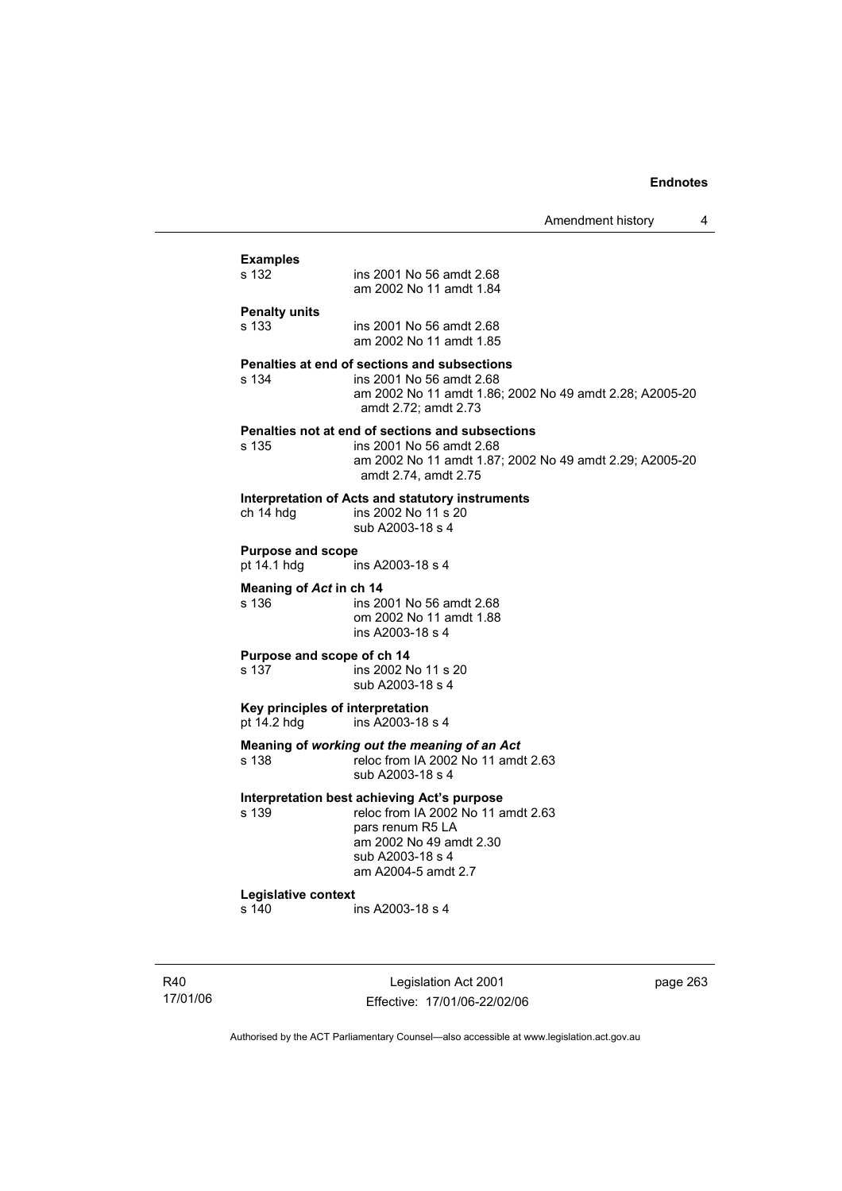**Examples**

| | |
|---|---|
| s 132 | ins 2001 No 56 amdt 2.68<br>am 2002 No 11 amdt 1.84 |

**Penalty units**

| | |
|---|---|
| s 133 | ins 2001 No 56 amdt 2.68<br>am 2002 No 11 amdt 1.85 |

**Penalties at end of sections and subsections**

| | |
|---|---|
| s 134 | ins 2001 No 56 amdt 2.68<br>am 2002 No 11 amdt 1.86; 2002 No 49 amdt 2.28; A2005-20 amdt 2.72; amdt 2.73 |

**Penalties not at end of sections and subsections**

| | |
|---|---|
| s 135 | ins 2001 No 56 amdt 2.68<br>am 2002 No 11 amdt 1.87; 2002 No 49 amdt 2.29; A2005-20 amdt 2.74, amdt 2.75 |

**Interpretation of Acts and statutory instruments**

| | |
|---|---|
| ch 14 hdg | ins 2002 No 11 s 20<br>sub A2003-18 s 4 |

**Purpose and scope**

| | |
|---|---|
| pt 14.1 hdg | ins A2003-18 s 4 |

**Meaning of *Act* in ch 14**

| | |
|---|---|
| s 136 | ins 2001 No 56 amdt 2.68<br>om 2002 No 11 amdt 1.88<br>ins A2003-18 s 4 |

**Purpose and scope of ch 14**

| | |
|---|---|
| s 137 | ins 2002 No 11 s 20<br>sub A2003-18 s 4 |

**Key principles of interpretation**

| | |
|---|---|
| pt 14.2 hdg | ins A2003-18 s 4 |

**Meaning of *working out the meaning of an Act***

| | |
|---|---|
| s 138 | reloc from IA 2002 No 11 amdt 2.63<br>sub A2003-18 s 4 |

**Interpretation best achieving Act's purpose**

| | |
|---|---|
| s 139 | reloc from IA 2002 No 11 amdt 2.63<br>pars renum R5 LA<br>am 2002 No 49 amdt 2.30<br>sub A2003-18 s 4<br>am A2004-5 amdt 2.7 |

**Legislative context**

| | |
|---|---|
| s 140 | ins A2003-18 s 4 |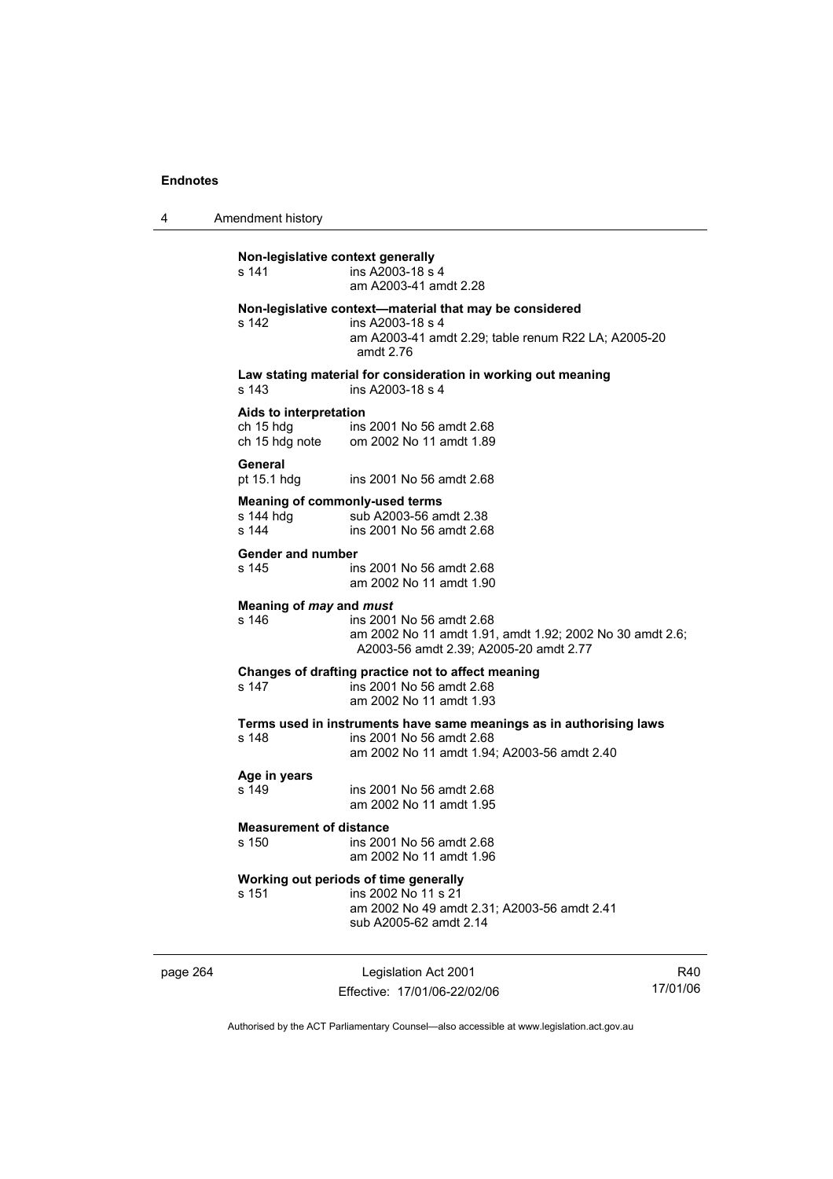**Non-legislative context generally**

s 141 ins A2003-18 s 4
am A2003-41 amdt 2.28

**Non-legislative context—material that may be considered**

s 142 ins A2003-18 s 4
am A2003-41 amdt 2.29; table renum R22 LA; A2005-20 amdt 2.76

**Law stating material for consideration in working out meaning**

s 143 ins A2003-18 s 4

**Aids to interpretation**

ch 15 hdg ins 2001 No 56 amdt 2.68
ch 15 hdg note om 2002 No 11 amdt 1.89

**General**

pt 15.1 hdg ins 2001 No 56 amdt 2.68

**Meaning of commonly-used terms**

s 144 hdg sub A2003-56 amdt 2.38
s 144 ins 2001 No 56 amdt 2.68

**Gender and number**

s 145 ins 2001 No 56 amdt 2.68
am 2002 No 11 amdt 1.90

**Meaning of *may* and *must***

s 146 ins 2001 No 56 amdt 2.68
am 2002 No 11 amdt 1.91, amdt 1.92; 2002 No 30 amdt 2.6; A2003-56 amdt 2.39; A2005-20 amdt 2.77

**Changes of drafting practice not to affect meaning**

s 147 ins 2001 No 56 amdt 2.68
am 2002 No 11 amdt 1.93

**Terms used in instruments have same meanings as in authorising laws**

s 148 ins 2001 No 56 amdt 2.68
am 2002 No 11 amdt 1.94; A2003-56 amdt 2.40

**Age in years**

s 149 ins 2001 No 56 amdt 2.68
am 2002 No 11 amdt 1.95

**Measurement of distance**

s 150 ins 2001 No 56 amdt 2.68
am 2002 No 11 amdt 1.96

**Working out periods of time generally**

s 151 ins 2002 No 11 s 21
am 2002 No 49 amdt 2.31; A2003-56 amdt 2.41
sub A2005-62 amdt 2.14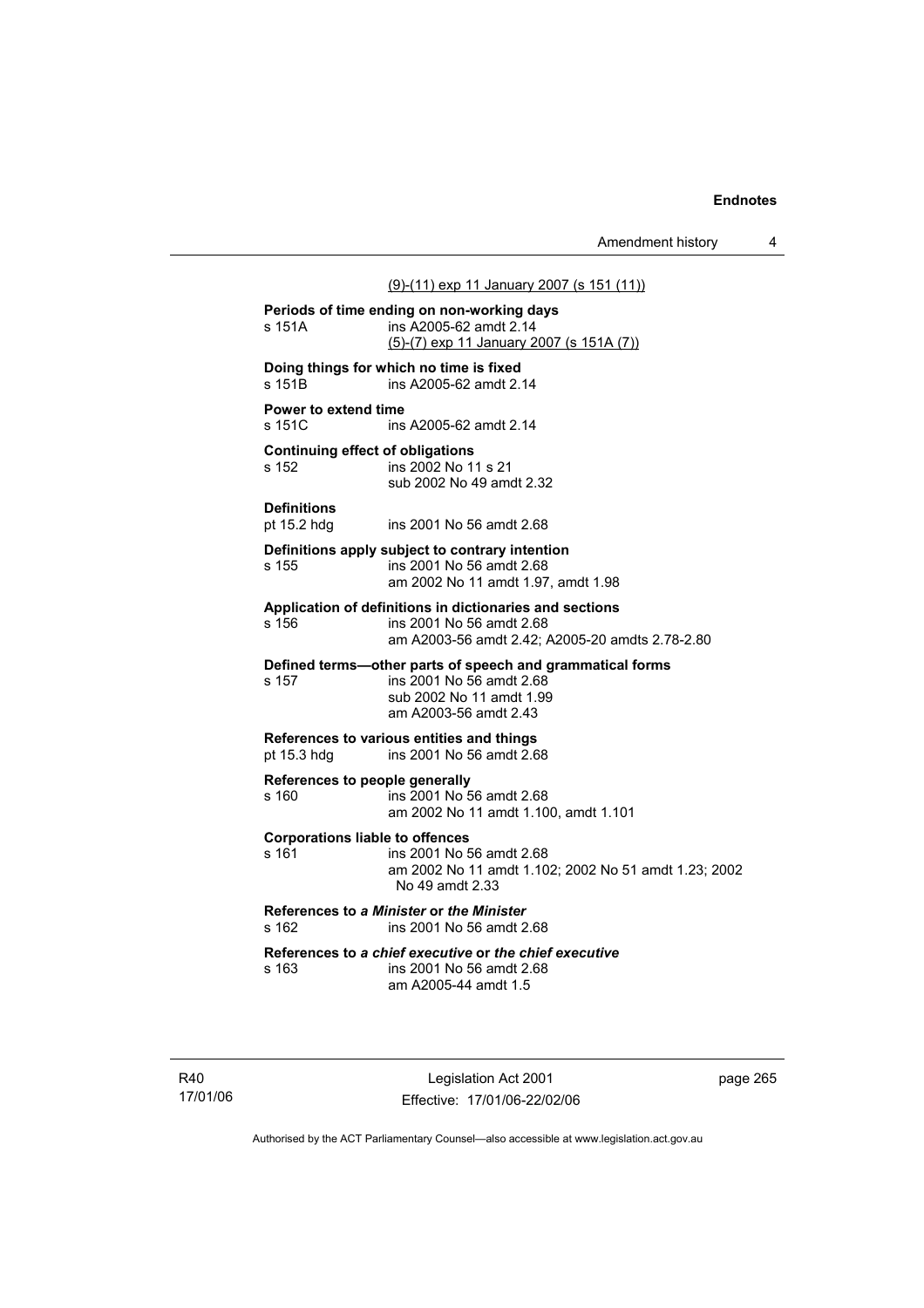(9)-(11) exp 11 January 2007 (s 151 (11))

**Periods of time ending on non-working days**

s 151A ins A2005-62 amdt 2.14
(5)-(7) exp 11 January 2007 (s 151A (7))

**Doing things for which no time is fixed**

s 151B ins A2005-62 amdt 2.14

**Power to extend time**

s 151C ins A2005-62 amdt 2.14

**Continuing effect of obligations**

s 152 ins 2002 No 11 s 21
sub 2002 No 49 amdt 2.32

**Definitions**

pt 15.2 hdg ins 2001 No 56 amdt 2.68

**Definitions apply subject to contrary intention**

s 155 ins 2001 No 56 amdt 2.68
am 2002 No 11 amdt 1.97, amdt 1.98

**Application of definitions in dictionaries and sections**

s 156 ins 2001 No 56 amdt 2.68
am A2003-56 amdt 2.42; A2005-20 amdts 2.78-2.80

**Defined terms—other parts of speech and grammatical forms**

s 157 ins 2001 No 56 amdt 2.68
sub 2002 No 11 amdt 1.99
am A2003-56 amdt 2.43

**References to various entities and things**

pt 15.3 hdg ins 2001 No 56 amdt 2.68

**References to people generally**

s 160 ins 2001 No 56 amdt 2.68
am 2002 No 11 amdt 1.100, amdt 1.101

**Corporations liable to offences**

s 161 ins 2001 No 56 amdt 2.68
am 2002 No 11 amdt 1.102; 2002 No 51 amdt 1.23; 2002 No 49 amdt 2.33

**References to *a Minister* or *the Minister***

s 162 ins 2001 No 56 amdt 2.68

**References to *a chief executive* or *the chief executive***

s 163 ins 2001 No 56 amdt 2.68
am A2005-44 amdt 1.5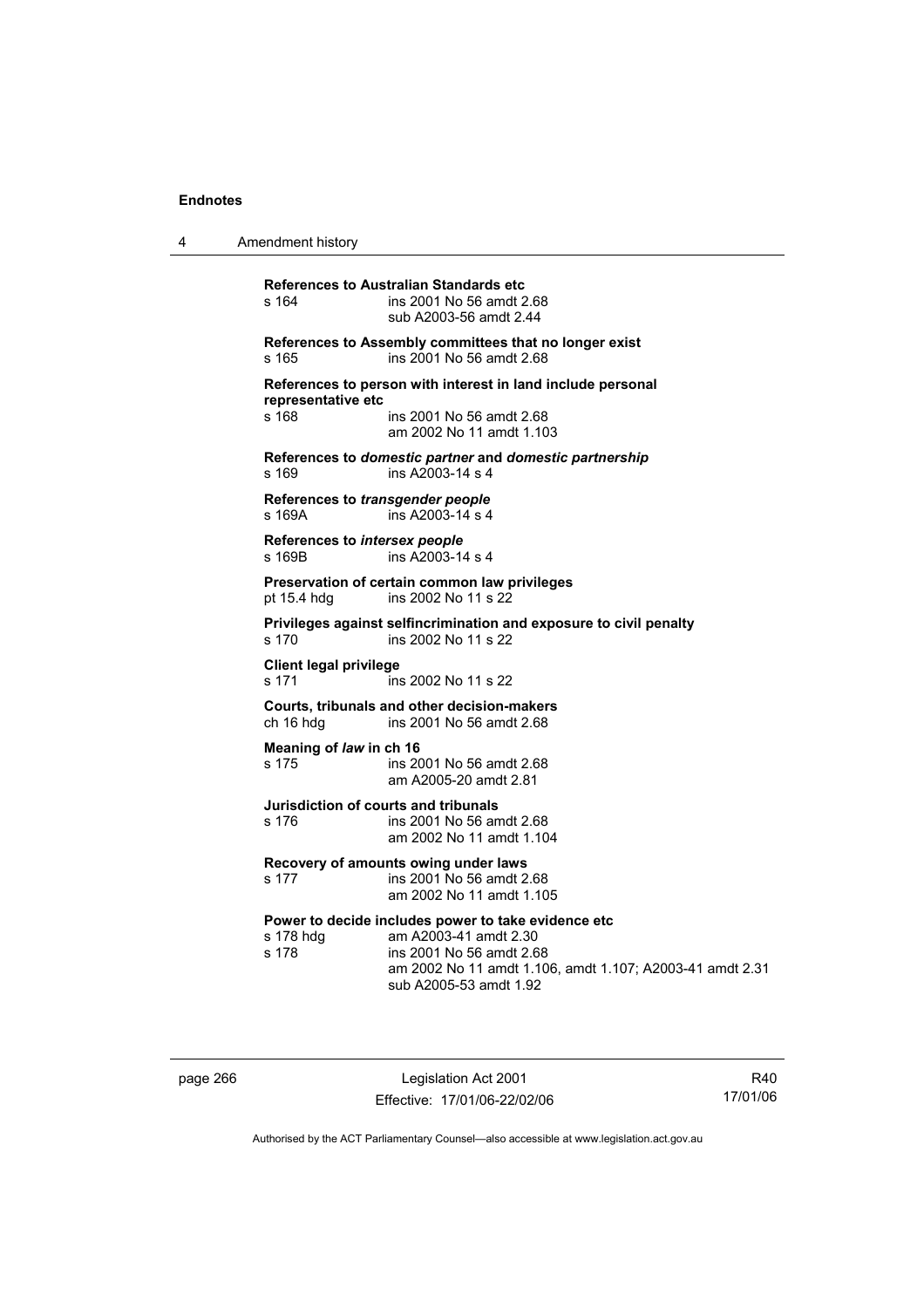**References to Australian Standards etc**

s 164 ins 2001 No 56 amdt 2.68
sub A2003-56 amdt 2.44

**References to Assembly committees that no longer exist**

s 165 ins 2001 No 56 amdt 2.68

**References to person with interest in land include personal representative etc**

s 168 ins 2001 No 56 amdt 2.68
am 2002 No 11 amdt 1.103

**References to *domestic partner* and *domestic partnership***

s 169 ins A2003-14 s 4

**References to *transgender people***

s 169A ins A2003-14 s 4

**References to *intersex people***

s 169B ins A2003-14 s 4

**Preservation of certain common law privileges**

pt 15.4 hdg ins 2002 No 11 s 22

**Privileges against selfincrimination and exposure to civil penalty**

s 170 ins 2002 No 11 s 22

**Client legal privilege**

s 171 ins 2002 No 11 s 22

**Courts, tribunals and other decision-makers**

ch 16 hdg ins 2001 No 56 amdt 2.68

**Meaning of *law* in ch 16**

s 175 ins 2001 No 56 amdt 2.68
am A2005-20 amdt 2.81

**Jurisdiction of courts and tribunals**

s 176 ins 2001 No 56 amdt 2.68
am 2002 No 11 amdt 1.104

**Recovery of amounts owing under laws**

s 177 ins 2001 No 56 amdt 2.68
am 2002 No 11 amdt 1.105

**Power to decide includes power to take evidence etc**

s 178 hdg am A2003-41 amdt 2.30
s 178 ins 2001 No 56 amdt 2.68
am 2002 No 11 amdt 1.106, amdt 1.107; A2003-41 amdt 2.31
sub A2005-53 amdt 1.92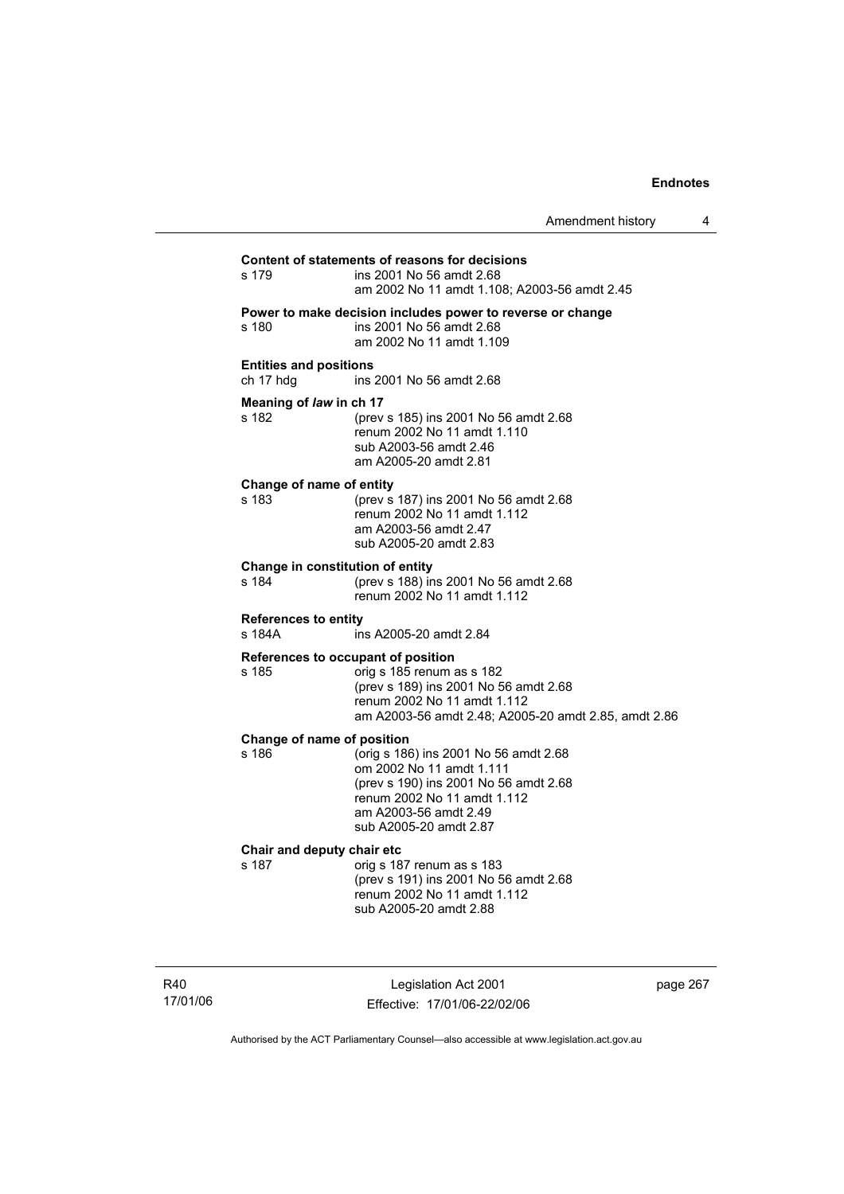**Content of statements of reasons for decisions**

s 179 ins 2001 No 56 amdt 2.68
am 2002 No 11 amdt 1.108; A2003-56 amdt 2.45

**Power to make decision includes power to reverse or change**

s 180 ins 2001 No 56 amdt 2.68
am 2002 No 11 amdt 1.109

**Entities and positions**

ch 17 hdg ins 2001 No 56 amdt 2.68

**Meaning of *law* in ch 17**

s 182 (prev s 185) ins 2001 No 56 amdt 2.68
renum 2002 No 11 amdt 1.110
sub A2003-56 amdt 2.46
am A2005-20 amdt 2.81

**Change of name of entity**

s 183 (prev s 187) ins 2001 No 56 amdt 2.68
renum 2002 No 11 amdt 1.112
am A2003-56 amdt 2.47
sub A2005-20 amdt 2.83

**Change in constitution of entity**

s 184 (prev s 188) ins 2001 No 56 amdt 2.68
renum 2002 No 11 amdt 1.112

**References to entity**

s 184A ins A2005-20 amdt 2.84

**References to occupant of position**

s 185 orig s 185 renum as s 182
(prev s 189) ins 2001 No 56 amdt 2.68
renum 2002 No 11 amdt 1.112
am A2003-56 amdt 2.48; A2005-20 amdt 2.85, amdt 2.86

**Change of name of position**

s 186 (orig s 186) ins 2001 No 56 amdt 2.68
om 2002 No 11 amdt 1.111
(prev s 190) ins 2001 No 56 amdt 2.68
renum 2002 No 11 amdt 1.112
am A2003-56 amdt 2.49
sub A2005-20 amdt 2.87

**Chair and deputy chair etc**

s 187 orig s 187 renum as s 183
(prev s 191) ins 2001 No 56 amdt 2.68
renum 2002 No 11 amdt 1.112
sub A2005-20 amdt 2.88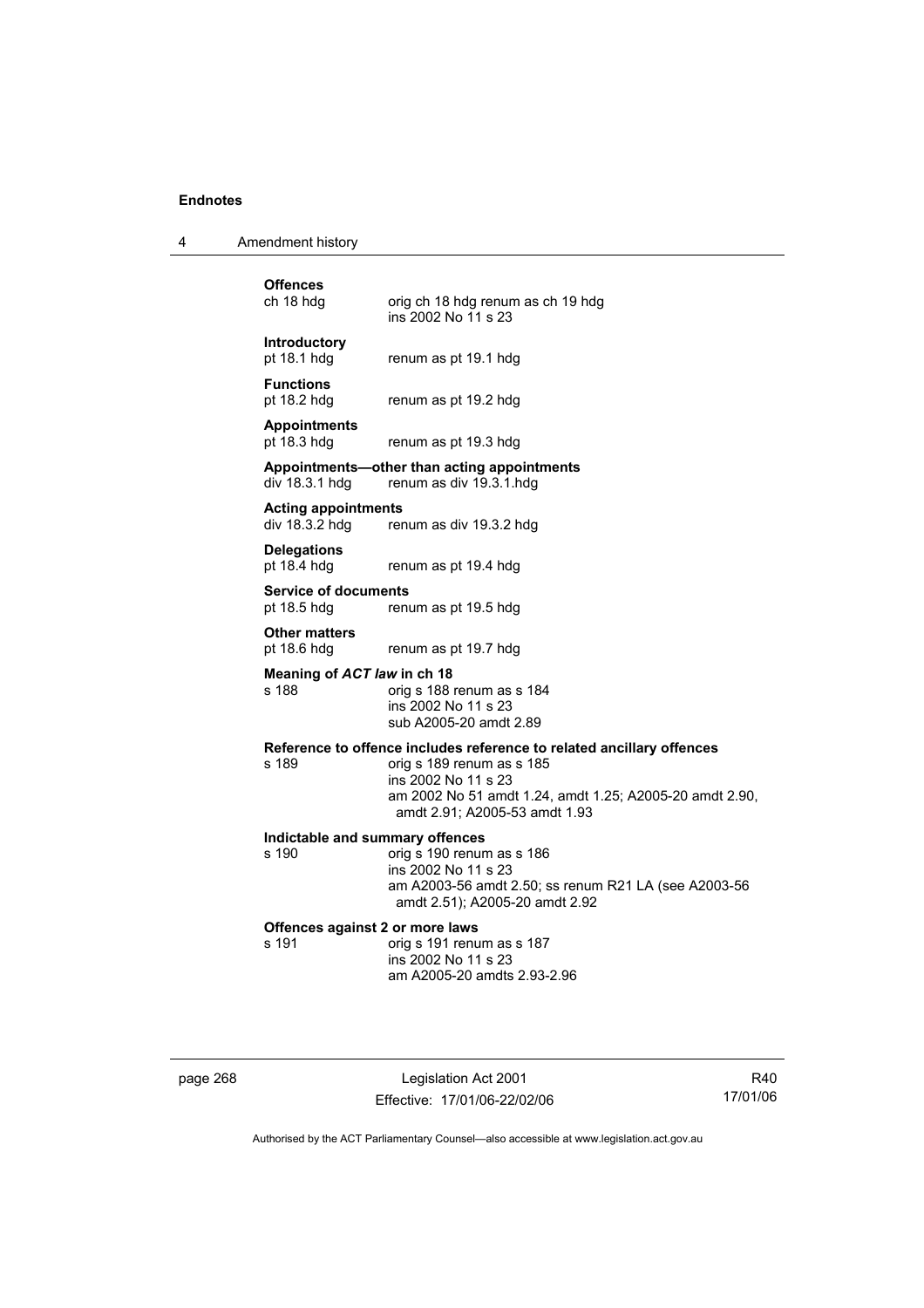**Offences**

ch 18 hdg — orig ch 18 hdg renum as ch 19 hdg
ins 2002 No 11 s 23

**Introductory**

pt 18.1 hdg — renum as pt 19.1 hdg

**Functions**

pt 18.2 hdg — renum as pt 19.2 hdg

**Appointments**

pt 18.3 hdg — renum as pt 19.3 hdg

**Appointments—other than acting appointments**

div 18.3.1 hdg — renum as div 19.3.1.hdg

**Acting appointments**

div 18.3.2 hdg — renum as div 19.3.2 hdg

**Delegations**

pt 18.4 hdg — renum as pt 19.4 hdg

**Service of documents**

pt 18.5 hdg — renum as pt 19.5 hdg

**Other matters**

pt 18.6 hdg — renum as pt 19.7 hdg

**Meaning of *ACT law* in ch 18**

s 188 — orig s 188 renum as s 184
ins 2002 No 11 s 23
sub A2005-20 amdt 2.89

**Reference to offence includes reference to related ancillary offences**

s 189 — orig s 189 renum as s 185
ins 2002 No 11 s 23
am 2002 No 51 amdt 1.24, amdt 1.25; A2005-20 amdt 2.90, amdt 2.91; A2005-53 amdt 1.93

**Indictable and summary offences**

s 190 — orig s 190 renum as s 186
ins 2002 No 11 s 23
am A2003-56 amdt 2.50; ss renum R21 LA (see A2003-56 amdt 2.51); A2005-20 amdt 2.92

**Offences against 2 or more laws**

s 191 — orig s 191 renum as s 187
ins 2002 No 11 s 23
am A2005-20 amdts 2.93-2.96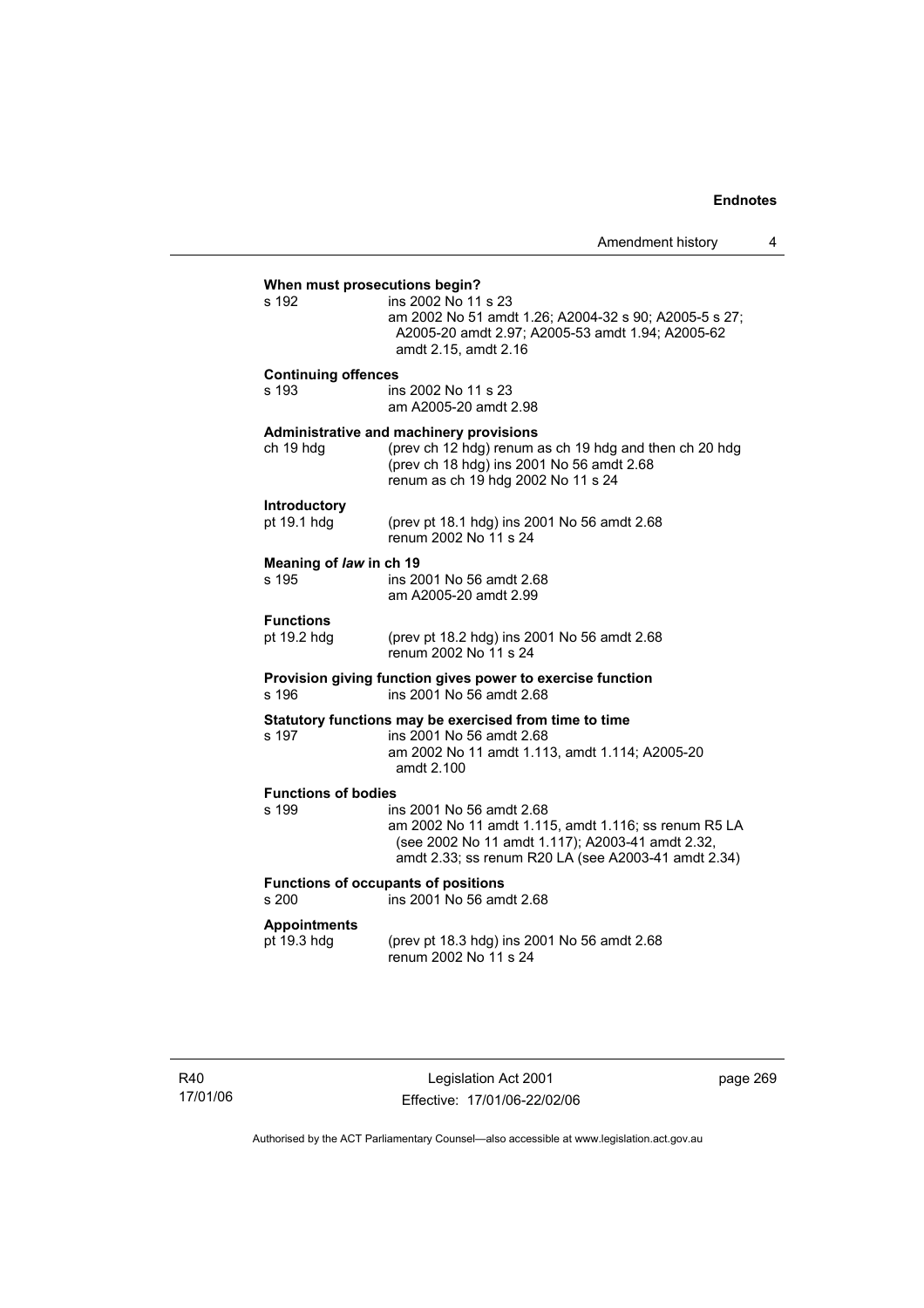**When must prosecutions begin?**

s 192 ins 2002 No 11 s 23
am 2002 No 51 amdt 1.26; A2004-32 s 90; A2005-5 s 27; A2005-20 amdt 2.97; A2005-53 amdt 1.94; A2005-62 amdt 2.15, amdt 2.16

**Continuing offences**

s 193 ins 2002 No 11 s 23
am A2005-20 amdt 2.98

**Administrative and machinery provisions**

ch 19 hdg (prev ch 12 hdg) renum as ch 19 hdg and then ch 20 hdg (prev ch 18 hdg) ins 2001 No 56 amdt 2.68
renum as ch 19 hdg 2002 No 11 s 24

**Introductory**

pt 19.1 hdg (prev pt 18.1 hdg) ins 2001 No 56 amdt 2.68
renum 2002 No 11 s 24

**Meaning of *law* in ch 19**

s 195 ins 2001 No 56 amdt 2.68
am A2005-20 amdt 2.99

**Functions**

pt 19.2 hdg (prev pt 18.2 hdg) ins 2001 No 56 amdt 2.68
renum 2002 No 11 s 24

**Provision giving function gives power to exercise function**

s 196 ins 2001 No 56 amdt 2.68

**Statutory functions may be exercised from time to time**

s 197 ins 2001 No 56 amdt 2.68
am 2002 No 11 amdt 1.113, amdt 1.114; A2005-20 amdt 2.100

**Functions of bodies**

s 199 ins 2001 No 56 amdt 2.68
am 2002 No 11 amdt 1.115, amdt 1.116; ss renum R5 LA (see 2002 No 11 amdt 1.117); A2003-41 amdt 2.32, amdt 2.33; ss renum R20 LA (see A2003-41 amdt 2.34)

**Functions of occupants of positions**

s 200 ins 2001 No 56 amdt 2.68

**Appointments**

pt 19.3 hdg (prev pt 18.3 hdg) ins 2001 No 56 amdt 2.68
renum 2002 No 11 s 24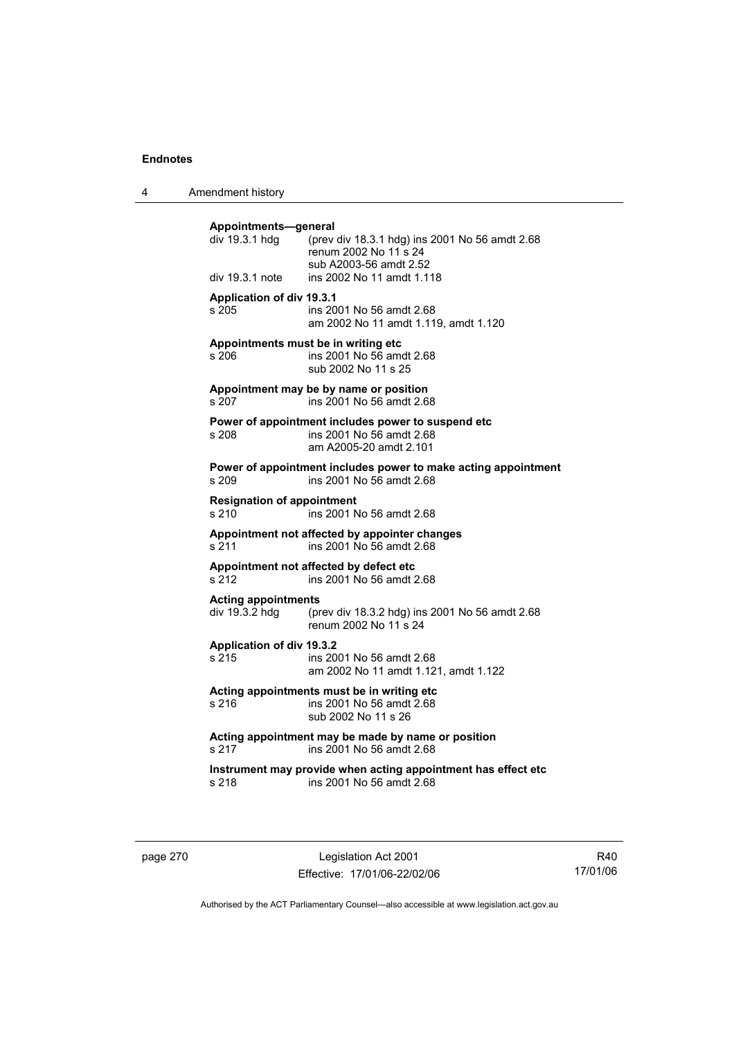**Appointments—general**

div 19.3.1 hdg (prev div 18.3.1 hdg) ins 2001 No 56 amdt 2.68
renum 2002 No 11 s 24
sub A2003-56 amdt 2.52

div 19.3.1 note ins 2002 No 11 amdt 1.118

**Application of div 19.3.1**

s 205 ins 2001 No 56 amdt 2.68
am 2002 No 11 amdt 1.119, amdt 1.120

**Appointments must be in writing etc**

s 206 ins 2001 No 56 amdt 2.68
sub 2002 No 11 s 25

**Appointment may be by name or position**

s 207 ins 2001 No 56 amdt 2.68

**Power of appointment includes power to suspend etc**

s 208 ins 2001 No 56 amdt 2.68
am A2005-20 amdt 2.101

**Power of appointment includes power to make acting appointment**

s 209 ins 2001 No 56 amdt 2.68

**Resignation of appointment**

s 210 ins 2001 No 56 amdt 2.68

**Appointment not affected by appointer changes**

s 211 ins 2001 No 56 amdt 2.68

**Appointment not affected by defect etc**

s 212 ins 2001 No 56 amdt 2.68

**Acting appointments**

div 19.3.2 hdg (prev div 18.3.2 hdg) ins 2001 No 56 amdt 2.68
renum 2002 No 11 s 24

**Application of div 19.3.2**

s 215 ins 2001 No 56 amdt 2.68
am 2002 No 11 amdt 1.121, amdt 1.122

**Acting appointments must be in writing etc**

s 216 ins 2001 No 56 amdt 2.68
sub 2002 No 11 s 26

**Acting appointment may be made by name or position**

s 217 ins 2001 No 56 amdt 2.68

**Instrument may provide when acting appointment has effect etc**

s 218 ins 2001 No 56 amdt 2.68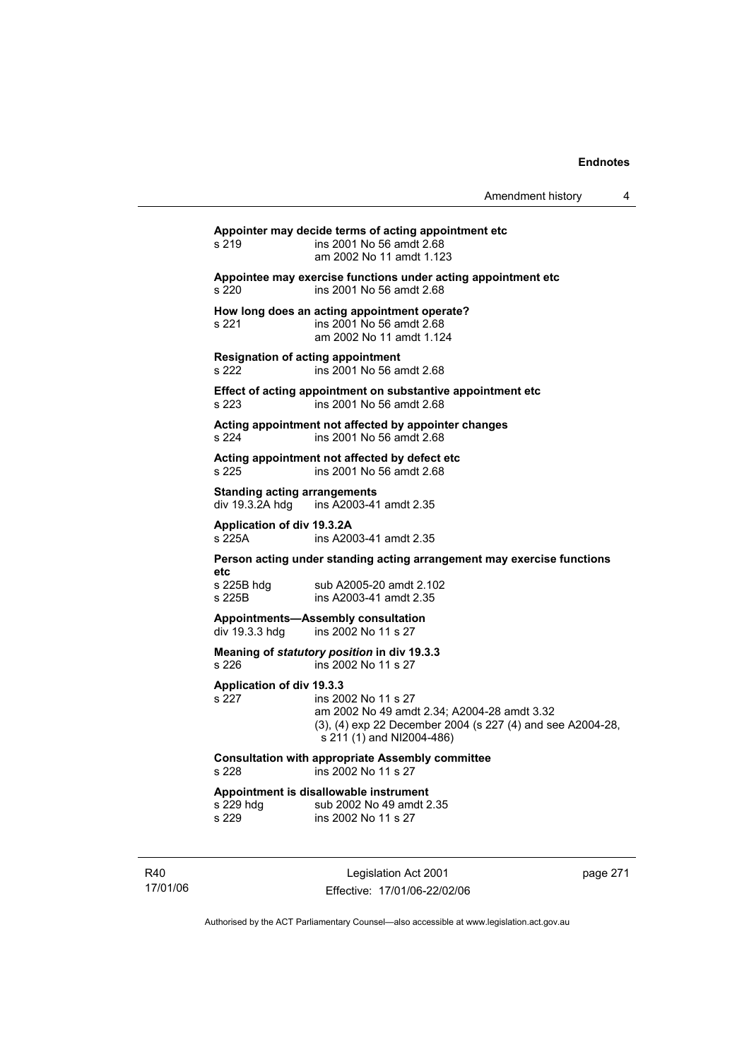**Appointer may decide terms of acting appointment etc**

s 219 ins 2001 No 56 amdt 2.68
am 2002 No 11 amdt 1.123

**Appointee may exercise functions under acting appointment etc**

s 220 ins 2001 No 56 amdt 2.68

**How long does an acting appointment operate?**

s 221 ins 2001 No 56 amdt 2.68
am 2002 No 11 amdt 1.124

**Resignation of acting appointment**

s 222 ins 2001 No 56 amdt 2.68

**Effect of acting appointment on substantive appointment etc**

s 223 ins 2001 No 56 amdt 2.68

**Acting appointment not affected by appointer changes**

s 224 ins 2001 No 56 amdt 2.68

**Acting appointment not affected by defect etc**

s 225 ins 2001 No 56 amdt 2.68

**Standing acting arrangements**

div 19.3.2A hdg ins A2003-41 amdt 2.35

**Application of div 19.3.2A**

s 225A ins A2003-41 amdt 2.35

**Person acting under standing acting arrangement may exercise functions etc**

s 225B hdg sub A2005-20 amdt 2.102
s 225B ins A2003-41 amdt 2.35

**Appointments—Assembly consultation**

div 19.3.3 hdg ins 2002 No 11 s 27

**Meaning of *statutory position* in div 19.3.3**

s 226 ins 2002 No 11 s 27

**Application of div 19.3.3**

s 227 ins 2002 No 11 s 27
am 2002 No 49 amdt 2.34; A2004-28 amdt 3.32
(3), (4) exp 22 December 2004 (s 227 (4) and see A2004-28, s 211 (1) and NI2004-486)

**Consultation with appropriate Assembly committee**

s 228 ins 2002 No 11 s 27

**Appointment is disallowable instrument**

s 229 hdg sub 2002 No 49 amdt 2.35
s 229 ins 2002 No 11 s 27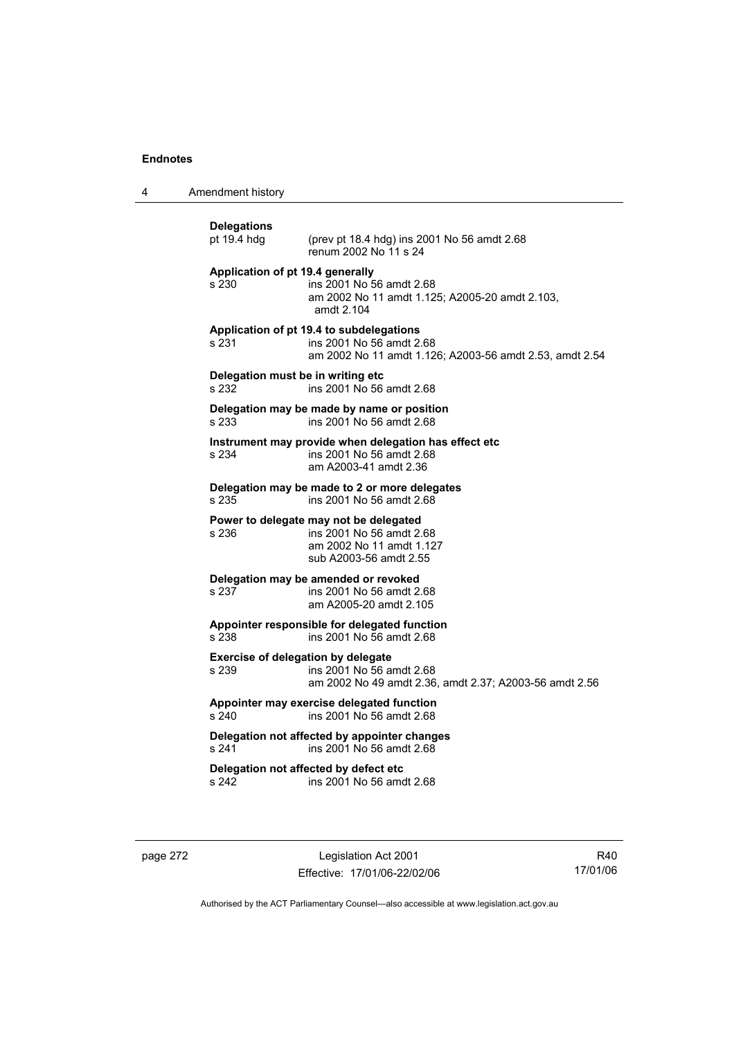**Delegations**
pt 19.4 hdg (prev pt 18.4 hdg) ins 2001 No 56 amdt 2.68
renum 2002 No 11 s 24

**Application of pt 19.4 generally**
s 230 ins 2001 No 56 amdt 2.68
am 2002 No 11 amdt 1.125; A2005-20 amdt 2.103, amdt 2.104

**Application of pt 19.4 to subdelegations**
s 231 ins 2001 No 56 amdt 2.68
am 2002 No 11 amdt 1.126; A2003-56 amdt 2.53, amdt 2.54

**Delegation must be in writing etc**
s 232 ins 2001 No 56 amdt 2.68

**Delegation may be made by name or position**
s 233 ins 2001 No 56 amdt 2.68

**Instrument may provide when delegation has effect etc**
s 234 ins 2001 No 56 amdt 2.68
am A2003-41 amdt 2.36

**Delegation may be made to 2 or more delegates**
s 235 ins 2001 No 56 amdt 2.68

**Power to delegate may not be delegated**
s 236 ins 2001 No 56 amdt 2.68
am 2002 No 11 amdt 1.127
sub A2003-56 amdt 2.55

**Delegation may be amended or revoked**
s 237 ins 2001 No 56 amdt 2.68
am A2005-20 amdt 2.105

**Appointer responsible for delegated function**
s 238 ins 2001 No 56 amdt 2.68

**Exercise of delegation by delegate**
s 239 ins 2001 No 56 amdt 2.68
am 2002 No 49 amdt 2.36, amdt 2.37; A2003-56 amdt 2.56

**Appointer may exercise delegated function**
s 240 ins 2001 No 56 amdt 2.68

**Delegation not affected by appointer changes**
s 241 ins 2001 No 56 amdt 2.68

**Delegation not affected by defect etc**
s 242 ins 2001 No 56 amdt 2.68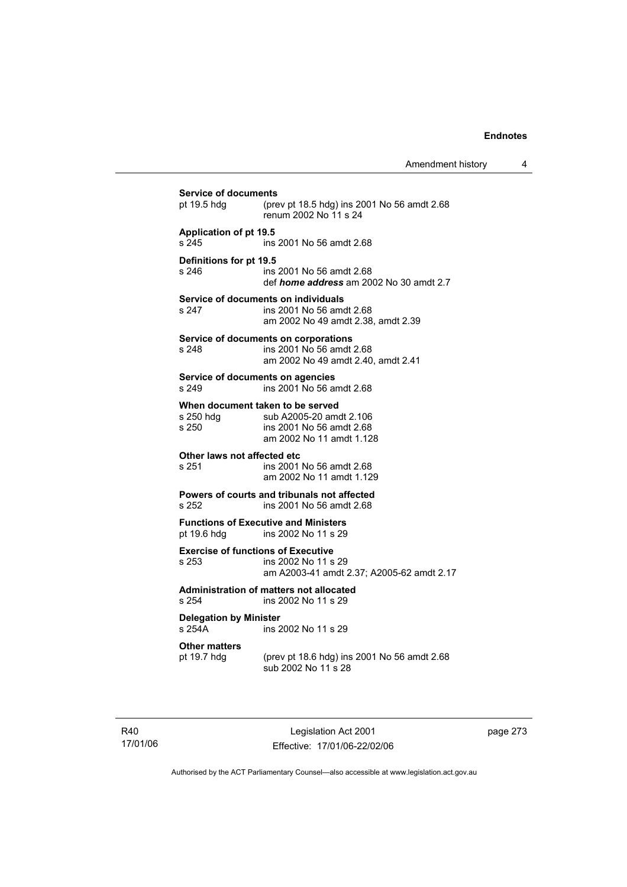**Service of documents**

pt 19.5 hdg (prev pt 18.5 hdg) ins 2001 No 56 amdt 2.68
renum 2002 No 11 s 24

**Application of pt 19.5**

s 245 ins 2001 No 56 amdt 2.68

**Definitions for pt 19.5**

s 246 ins 2001 No 56 amdt 2.68
def ***home address*** am 2002 No 30 amdt 2.7

**Service of documents on individuals**

s 247 ins 2001 No 56 amdt 2.68
am 2002 No 49 amdt 2.38, amdt 2.39

**Service of documents on corporations**

s 248 ins 2001 No 56 amdt 2.68
am 2002 No 49 amdt 2.40, amdt 2.41

**Service of documents on agencies**

s 249 ins 2001 No 56 amdt 2.68

**When document taken to be served**

s 250 hdg sub A2005-20 amdt 2.106
s 250 ins 2001 No 56 amdt 2.68
am 2002 No 11 amdt 1.128

**Other laws not affected etc**

s 251 ins 2001 No 56 amdt 2.68
am 2002 No 11 amdt 1.129

**Powers of courts and tribunals not affected**

s 252 ins 2001 No 56 amdt 2.68

**Functions of Executive and Ministers**

pt 19.6 hdg ins 2002 No 11 s 29

**Exercise of functions of Executive**

s 253 ins 2002 No 11 s 29
am A2003-41 amdt 2.37; A2005-62 amdt 2.17

**Administration of matters not allocated**

s 254 ins 2002 No 11 s 29

**Delegation by Minister**

s 254A ins 2002 No 11 s 29

**Other matters**

pt 19.7 hdg (prev pt 18.6 hdg) ins 2001 No 56 amdt 2.68
sub 2002 No 11 s 28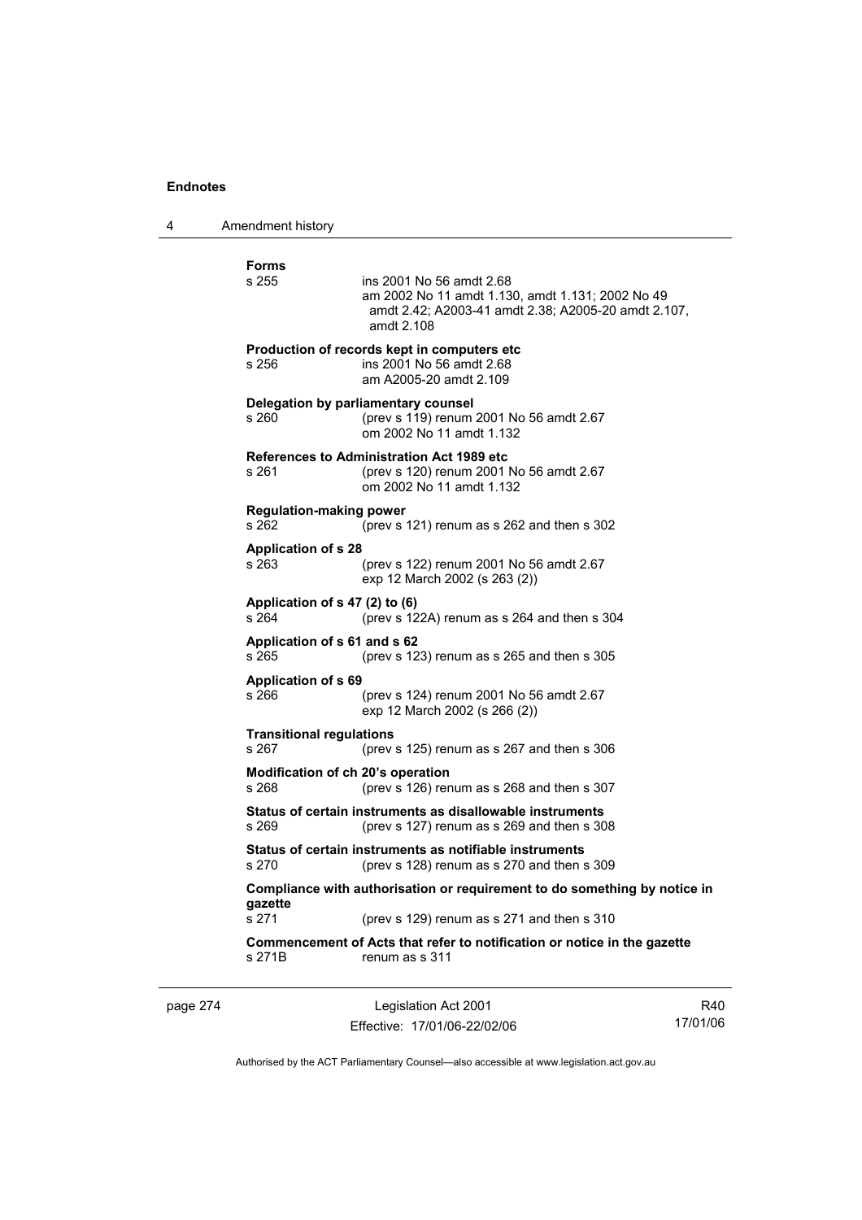**Forms**

s 255 ins 2001 No 56 amdt 2.68
am 2002 No 11 amdt 1.130, amdt 1.131; 2002 No 49 amdt 2.42; A2003-41 amdt 2.38; A2005-20 amdt 2.107, amdt 2.108

**Production of records kept in computers etc**

s 256 ins 2001 No 56 amdt 2.68
am A2005-20 amdt 2.109

**Delegation by parliamentary counsel**

s 260 (prev s 119) renum 2001 No 56 amdt 2.67
om 2002 No 11 amdt 1.132

**References to Administration Act 1989 etc**

s 261 (prev s 120) renum 2001 No 56 amdt 2.67
om 2002 No 11 amdt 1.132

**Regulation-making power**

s 262 (prev s 121) renum as s 262 and then s 302

**Application of s 28**

s 263 (prev s 122) renum 2001 No 56 amdt 2.67
exp 12 March 2002 (s 263 (2))

**Application of s 47 (2) to (6)**

s 264 (prev s 122A) renum as s 264 and then s 304

**Application of s 61 and s 62**

s 265 (prev s 123) renum as s 265 and then s 305

**Application of s 69**

s 266 (prev s 124) renum 2001 No 56 amdt 2.67
exp 12 March 2002 (s 266 (2))

**Transitional regulations**

s 267 (prev s 125) renum as s 267 and then s 306

**Modification of ch 20's operation**

s 268 (prev s 126) renum as s 268 and then s 307

**Status of certain instruments as disallowable instruments**

s 269 (prev s 127) renum as s 269 and then s 308

**Status of certain instruments as notifiable instruments**

s 270 (prev s 128) renum as s 270 and then s 309

**Compliance with authorisation or requirement to do something by notice in gazette**

s 271 (prev s 129) renum as s 271 and then s 310

**Commencement of Acts that refer to notification or notice in the gazette**

s 271B renum as s 311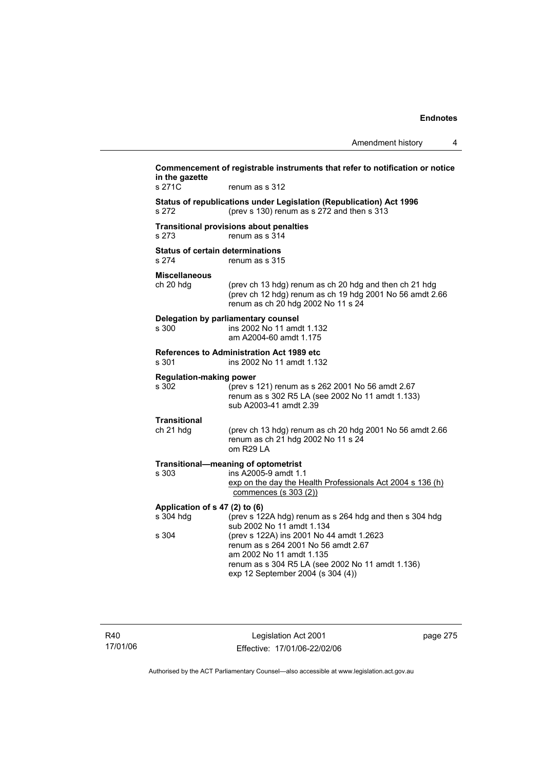**Commencement of registrable instruments that refer to notification or notice in the gazette**

s 271C renum as s 312

**Status of republications under Legislation (Republication) Act 1996**

s 272 (prev s 130) renum as s 272 and then s 313

**Transitional provisions about penalties**

s 273 renum as s 314

**Status of certain determinations**

s 274 renum as s 315

**Miscellaneous**

ch 20 hdg (prev ch 13 hdg) renum as ch 20 hdg and then ch 21 hdg
(prev ch 12 hdg) renum as ch 19 hdg 2001 No 56 amdt 2.66
renum as ch 20 hdg 2002 No 11 s 24

**Delegation by parliamentary counsel**

s 300 ins 2002 No 11 amdt 1.132
am A2004-60 amdt 1.175

**References to Administration Act 1989 etc**

s 301 ins 2002 No 11 amdt 1.132

**Regulation-making power**

s 302 (prev s 121) renum as s 262 2001 No 56 amdt 2.67
renum as s 302 R5 LA (see 2002 No 11 amdt 1.133)
sub A2003-41 amdt 2.39

**Transitional**

ch 21 hdg (prev ch 13 hdg) renum as ch 20 hdg 2001 No 56 amdt 2.66
renum as ch 21 hdg 2002 No 11 s 24
om R29 LA

**Transitional—meaning of optometrist**

s 303 ins A2005-9 amdt 1.1
exp on the day the Health Professionals Act 2004 s 136 (h) commences (s 303 (2))

**Application of s 47 (2) to (6)**

s 304 hdg (prev s 122A hdg) renum as s 264 hdg and then s 304 hdg
sub 2002 No 11 amdt 1.134

s 304 (prev s 122A) ins 2001 No 44 amdt 1.2623
renum as s 264 2001 No 56 amdt 2.67
am 2002 No 11 amdt 1.135
renum as s 304 R5 LA (see 2002 No 11 amdt 1.136)
exp 12 September 2004 (s 304 (4))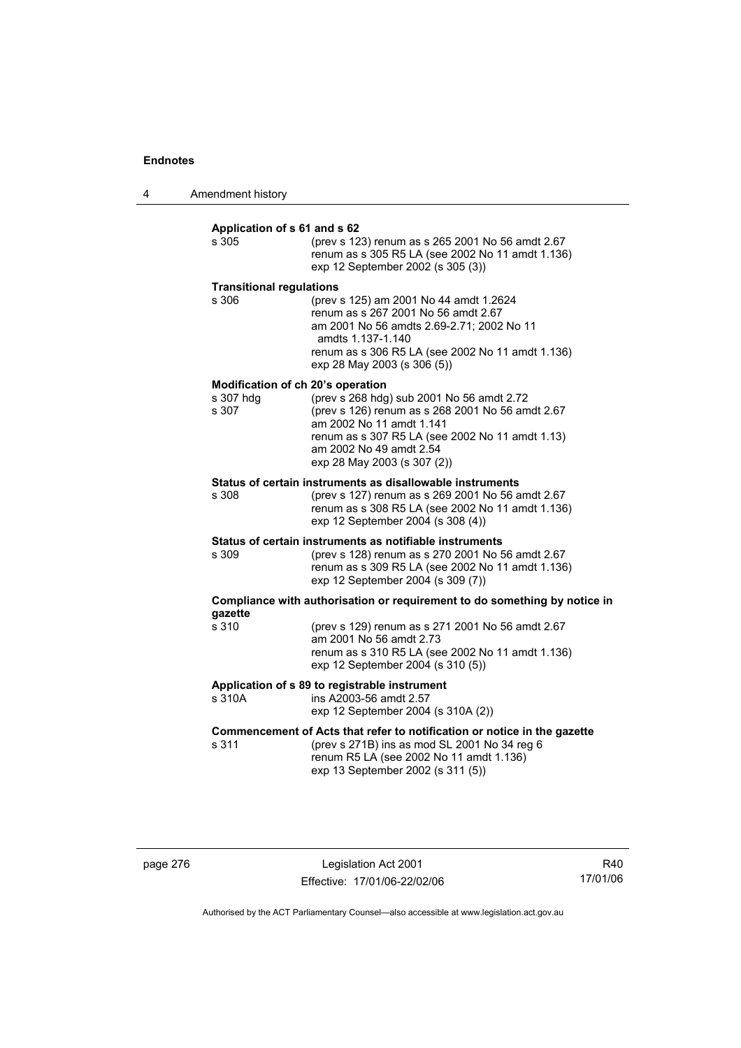**Application of s 61 and s 62**

s 305 (prev s 123) renum as s 265 2001 No 56 amdt 2.67
renum as s 305 R5 LA (see 2002 No 11 amdt 1.136)
exp 12 September 2002 (s 305 (3))

**Transitional regulations**

s 306 (prev s 125) am 2001 No 44 amdt 1.2624
renum as s 267 2001 No 56 amdt 2.67
am 2001 No 56 amdts 2.69-2.71; 2002 No 11 amdts 1.137-1.140
renum as s 306 R5 LA (see 2002 No 11 amdt 1.136)
exp 28 May 2003 (s 306 (5))

**Modification of ch 20's operation**

s 307 hdg (prev s 268 hdg) sub 2001 No 56 amdt 2.72
s 307 (prev s 126) renum as s 268 2001 No 56 amdt 2.67
am 2002 No 11 amdt 1.141
renum as s 307 R5 LA (see 2002 No 11 amdt 1.13)
am 2002 No 49 amdt 2.54
exp 28 May 2003 (s 307 (2))

**Status of certain instruments as disallowable instruments**

s 308 (prev s 127) renum as s 269 2001 No 56 amdt 2.67
renum as s 308 R5 LA (see 2002 No 11 amdt 1.136)
exp 12 September 2004 (s 308 (4))

**Status of certain instruments as notifiable instruments**

s 309 (prev s 128) renum as s 270 2001 No 56 amdt 2.67
renum as s 309 R5 LA (see 2002 No 11 amdt 1.136)
exp 12 September 2004 (s 309 (7))

**Compliance with authorisation or requirement to do something by notice in gazette**

s 310 (prev s 129) renum as s 271 2001 No 56 amdt 2.67
am 2001 No 56 amdt 2.73
renum as s 310 R5 LA (see 2002 No 11 amdt 1.136)
exp 12 September 2004 (s 310 (5))

**Application of s 89 to registrable instrument**

s 310A ins A2003-56 amdt 2.57
exp 12 September 2004 (s 310A (2))

**Commencement of Acts that refer to notification or notice in the gazette**

s 311 (prev s 271B) ins as mod SL 2001 No 34 reg 6
renum R5 LA (see 2002 No 11 amdt 1.136)
exp 13 September 2002 (s 311 (5))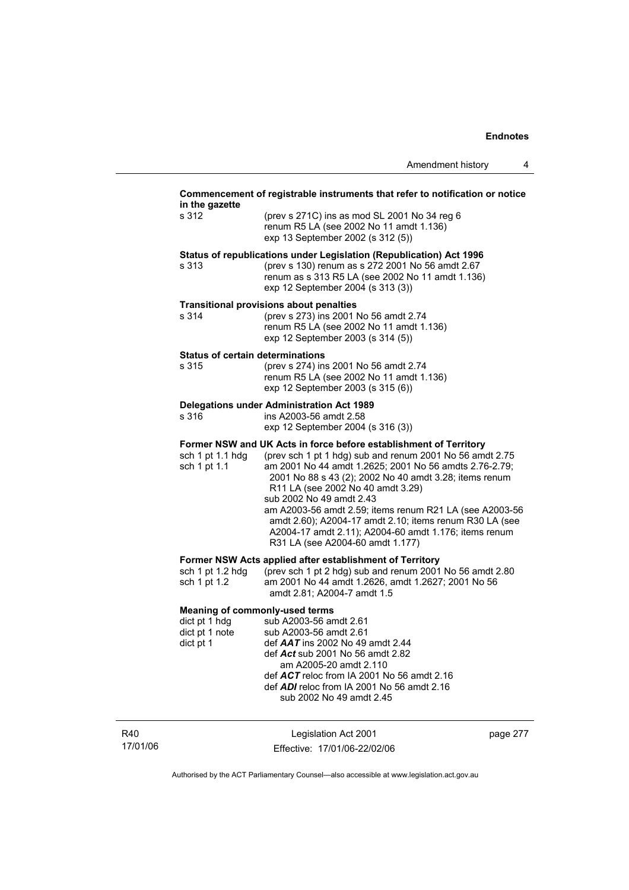**Commencement of registrable instruments that refer to notification or notice in the gazette**

s 312 (prev s 271C) ins as mod SL 2001 No 34 reg 6
renum R5 LA (see 2002 No 11 amdt 1.136)
exp 13 September 2002 (s 312 (5))

**Status of republications under Legislation (Republication) Act 1996**

s 313 (prev s 130) renum as s 272 2001 No 56 amdt 2.67
renum as s 313 R5 LA (see 2002 No 11 amdt 1.136)
exp 12 September 2004 (s 313 (3))

**Transitional provisions about penalties**

s 314 (prev s 273) ins 2001 No 56 amdt 2.74
renum R5 LA (see 2002 No 11 amdt 1.136)
exp 12 September 2003 (s 314 (5))

**Status of certain determinations**

s 315 (prev s 274) ins 2001 No 56 amdt 2.74
renum R5 LA (see 2002 No 11 amdt 1.136)
exp 12 September 2003 (s 315 (6))

**Delegations under Administration Act 1989**

s 316 ins A2003-56 amdt 2.58
exp 12 September 2004 (s 316 (3))

**Former NSW and UK Acts in force before establishment of Territory**

sch 1 pt 1.1 hdg (prev sch 1 pt 1 hdg) sub and renum 2001 No 56 amdt 2.75

sch 1 pt 1.1 am 2001 No 44 amdt 1.2625; 2001 No 56 amdts 2.76-2.79; 2001 No 88 s 43 (2); 2002 No 40 amdt 3.28; items renum R11 LA (see 2002 No 40 amdt 3.29)
sub 2002 No 49 amdt 2.43
am A2003-56 amdt 2.59; items renum R21 LA (see A2003-56 amdt 2.60); A2004-17 amdt 2.10; items renum R30 LA (see A2004-17 amdt 2.11); A2004-60 amdt 1.176; items renum R31 LA (see A2004-60 amdt 1.177)

**Former NSW Acts applied after establishment of Territory**

sch 1 pt 1.2 hdg (prev sch 1 pt 2 hdg) sub and renum 2001 No 56 amdt 2.80

sch 1 pt 1.2 am 2001 No 44 amdt 1.2626, amdt 1.2627; 2001 No 56 amdt 2.81; A2004-7 amdt 1.5

**Meaning of commonly-used terms**

dict pt 1 hdg sub A2003-56 amdt 2.61

dict pt 1 note sub A2003-56 amdt 2.61

dict pt 1 def ***AAT*** ins 2002 No 49 amdt 2.44
def ***Act*** sub 2001 No 56 amdt 2.82
am A2005-20 amdt 2.110
def ***ACT*** reloc from IA 2001 No 56 amdt 2.16
def ***ADI*** reloc from IA 2001 No 56 amdt 2.16
sub 2002 No 49 amdt 2.45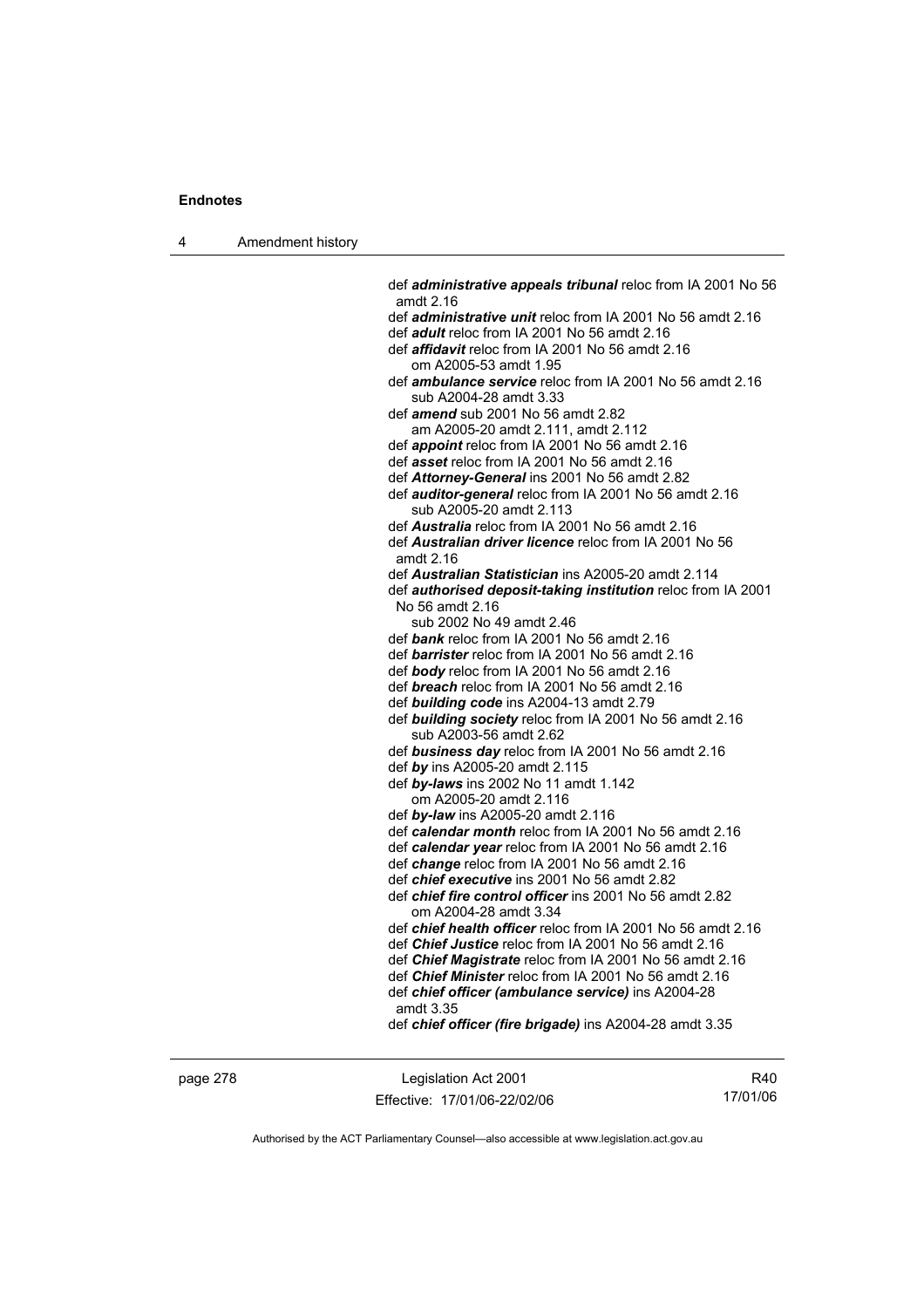def ***administrative appeals tribunal*** reloc from IA 2001 No 56 amdt 2.16

def ***administrative unit*** reloc from IA 2001 No 56 amdt 2.16

def ***adult*** reloc from IA 2001 No 56 amdt 2.16

def ***affidavit*** reloc from IA 2001 No 56 amdt 2.16
om A2005-53 amdt 1.95

def ***ambulance service*** reloc from IA 2001 No 56 amdt 2.16
sub A2004-28 amdt 3.33

def ***amend*** sub 2001 No 56 amdt 2.82
am A2005-20 amdt 2.111, amdt 2.112

def ***appoint*** reloc from IA 2001 No 56 amdt 2.16

def ***asset*** reloc from IA 2001 No 56 amdt 2.16

def ***Attorney-General*** ins 2001 No 56 amdt 2.82

def ***auditor-general*** reloc from IA 2001 No 56 amdt 2.16
sub A2005-20 amdt 2.113

def ***Australia*** reloc from IA 2001 No 56 amdt 2.16

def ***Australian driver licence*** reloc from IA 2001 No 56 amdt 2.16

def ***Australian Statistician*** ins A2005-20 amdt 2.114

def ***authorised deposit-taking institution*** reloc from IA 2001 No 56 amdt 2.16
sub 2002 No 49 amdt 2.46

def ***bank*** reloc from IA 2001 No 56 amdt 2.16

def ***barrister*** reloc from IA 2001 No 56 amdt 2.16

def ***body*** reloc from IA 2001 No 56 amdt 2.16

def ***breach*** reloc from IA 2001 No 56 amdt 2.16

def ***building code*** ins A2004-13 amdt 2.79

def ***building society*** reloc from IA 2001 No 56 amdt 2.16
sub A2003-56 amdt 2.62

def ***business day*** reloc from IA 2001 No 56 amdt 2.16

def ***by*** ins A2005-20 amdt 2.115

def ***by-laws*** ins 2002 No 11 amdt 1.142
om A2005-20 amdt 2.116

def ***by-law*** ins A2005-20 amdt 2.116

def ***calendar month*** reloc from IA 2001 No 56 amdt 2.16

def ***calendar year*** reloc from IA 2001 No 56 amdt 2.16

def ***change*** reloc from IA 2001 No 56 amdt 2.16

def ***chief executive*** ins 2001 No 56 amdt 2.82

def ***chief fire control officer*** ins 2001 No 56 amdt 2.82
om A2004-28 amdt 3.34

def ***chief health officer*** reloc from IA 2001 No 56 amdt 2.16

def ***Chief Justice*** reloc from IA 2001 No 56 amdt 2.16

def ***Chief Magistrate*** reloc from IA 2001 No 56 amdt 2.16

def ***Chief Minister*** reloc from IA 2001 No 56 amdt 2.16

def ***chief officer (ambulance service)*** ins A2004-28 amdt 3.35

def ***chief officer (fire brigade)*** ins A2004-28 amdt 3.35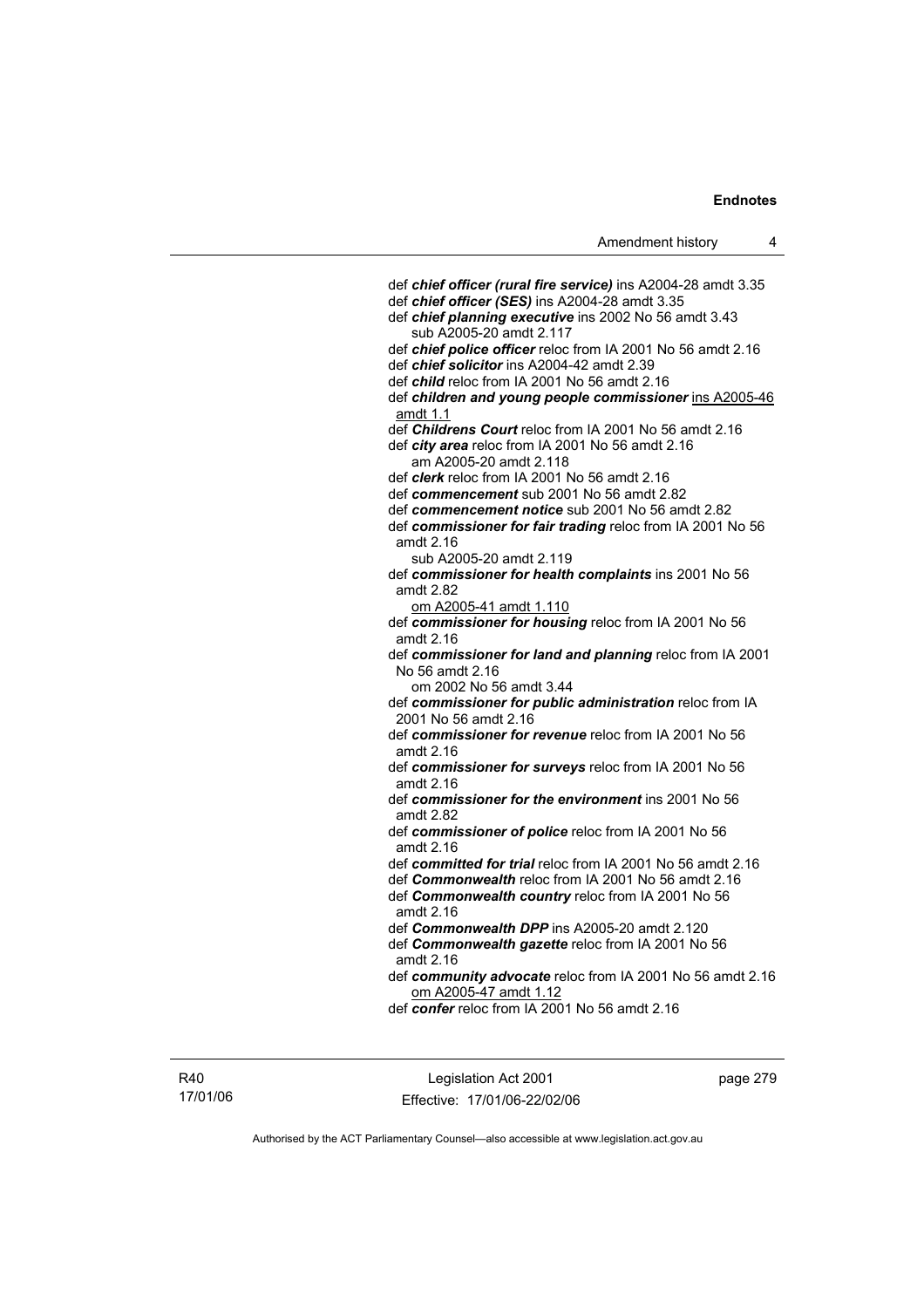def ***chief officer (rural fire service)*** ins A2004-28 amdt 3.35

def ***chief officer (SES)*** ins A2004-28 amdt 3.35

def ***chief planning executive*** ins 2002 No 56 amdt 3.43
    sub A2005-20 amdt 2.117

def ***chief police officer*** reloc from IA 2001 No 56 amdt 2.16

def ***chief solicitor*** ins A2004-42 amdt 2.39

def ***child*** reloc from IA 2001 No 56 amdt 2.16

def ***children and young people commissioner*** ins A2005-46 amdt 1.1

def ***Childrens Court*** reloc from IA 2001 No 56 amdt 2.16

def ***city area*** reloc from IA 2001 No 56 amdt 2.16
    am A2005-20 amdt 2.118

def ***clerk*** reloc from IA 2001 No 56 amdt 2.16

def ***commencement*** sub 2001 No 56 amdt 2.82

def ***commencement notice*** sub 2001 No 56 amdt 2.82

def ***commissioner for fair trading*** reloc from IA 2001 No 56 amdt 2.16
    sub A2005-20 amdt 2.119

def ***commissioner for health complaints*** ins 2001 No 56 amdt 2.82
    om A2005-41 amdt 1.110

def ***commissioner for housing*** reloc from IA 2001 No 56 amdt 2.16

def ***commissioner for land and planning*** reloc from IA 2001 No 56 amdt 2.16
    om 2002 No 56 amdt 3.44

def ***commissioner for public administration*** reloc from IA 2001 No 56 amdt 2.16

def ***commissioner for revenue*** reloc from IA 2001 No 56 amdt 2.16

def ***commissioner for surveys*** reloc from IA 2001 No 56 amdt 2.16

def ***commissioner for the environment*** ins 2001 No 56 amdt 2.82

def ***commissioner of police*** reloc from IA 2001 No 56 amdt 2.16

def ***committed for trial*** reloc from IA 2001 No 56 amdt 2.16

def ***Commonwealth*** reloc from IA 2001 No 56 amdt 2.16

def ***Commonwealth country*** reloc from IA 2001 No 56 amdt 2.16

def ***Commonwealth DPP*** ins A2005-20 amdt 2.120

def ***Commonwealth gazette*** reloc from IA 2001 No 56 amdt 2.16

def ***community advocate*** reloc from IA 2001 No 56 amdt 2.16
    om A2005-47 amdt 1.12

def ***confer*** reloc from IA 2001 No 56 amdt 2.16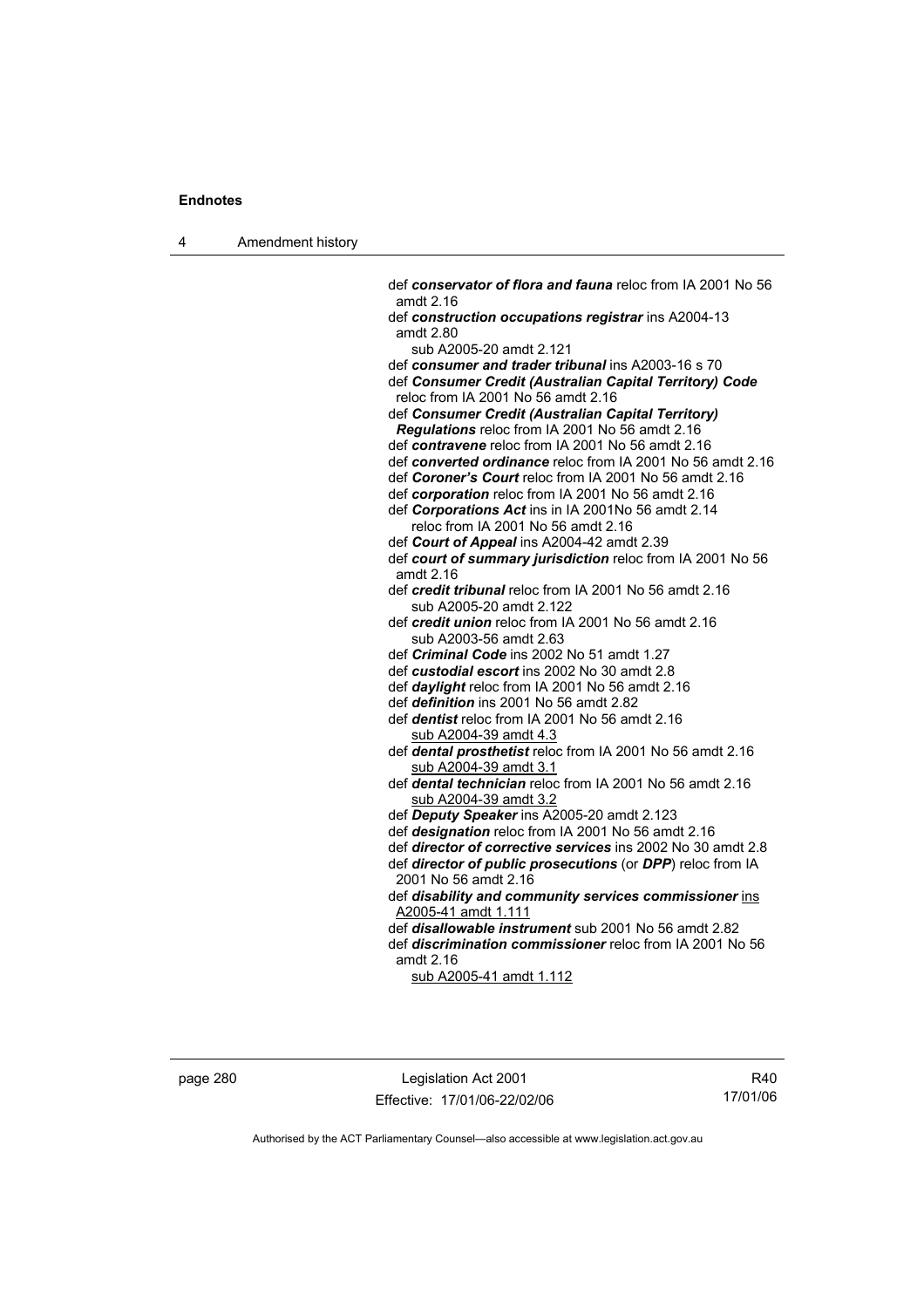def ***conservator of flora and fauna*** reloc from IA 2001 No 56 amdt 2.16

def ***construction occupations registrar*** ins A2004-13 amdt 2.80
  sub A2005-20 amdt 2.121

def ***consumer and trader tribunal*** ins A2003-16 s 70

def ***Consumer Credit (Australian Capital Territory) Code*** reloc from IA 2001 No 56 amdt 2.16

def ***Consumer Credit (Australian Capital Territory) Regulations*** reloc from IA 2001 No 56 amdt 2.16

def ***contravene*** reloc from IA 2001 No 56 amdt 2.16

def ***converted ordinance*** reloc from IA 2001 No 56 amdt 2.16

def ***Coroner's Court*** reloc from IA 2001 No 56 amdt 2.16

def ***corporation*** reloc from IA 2001 No 56 amdt 2.16

def ***Corporations Act*** ins in IA 2001No 56 amdt 2.14
  reloc from IA 2001 No 56 amdt 2.16

def ***Court of Appeal*** ins A2004-42 amdt 2.39

def ***court of summary jurisdiction*** reloc from IA 2001 No 56 amdt 2.16

def ***credit tribunal*** reloc from IA 2001 No 56 amdt 2.16
  sub A2005-20 amdt 2.122

def ***credit union*** reloc from IA 2001 No 56 amdt 2.16
  sub A2003-56 amdt 2.63

def ***Criminal Code*** ins 2002 No 51 amdt 1.27

def ***custodial escort*** ins 2002 No 30 amdt 2.8

def ***daylight*** reloc from IA 2001 No 56 amdt 2.16

def ***definition*** ins 2001 No 56 amdt 2.82

def ***dentist*** reloc from IA 2001 No 56 amdt 2.16
  sub A2004-39 amdt 4.3

def ***dental prosthetist*** reloc from IA 2001 No 56 amdt 2.16
  sub A2004-39 amdt 3.1

def ***dental technician*** reloc from IA 2001 No 56 amdt 2.16
  sub A2004-39 amdt 3.2

def ***Deputy Speaker*** ins A2005-20 amdt 2.123

def ***designation*** reloc from IA 2001 No 56 amdt 2.16

def ***director of corrective services*** ins 2002 No 30 amdt 2.8

def ***director of public prosecutions*** (or ***DPP***) reloc from IA 2001 No 56 amdt 2.16

def ***disability and community services commissioner*** ins A2005-41 amdt 1.111

def ***disallowable instrument*** sub 2001 No 56 amdt 2.82

def ***discrimination commissioner*** reloc from IA 2001 No 56 amdt 2.16
  sub A2005-41 amdt 1.112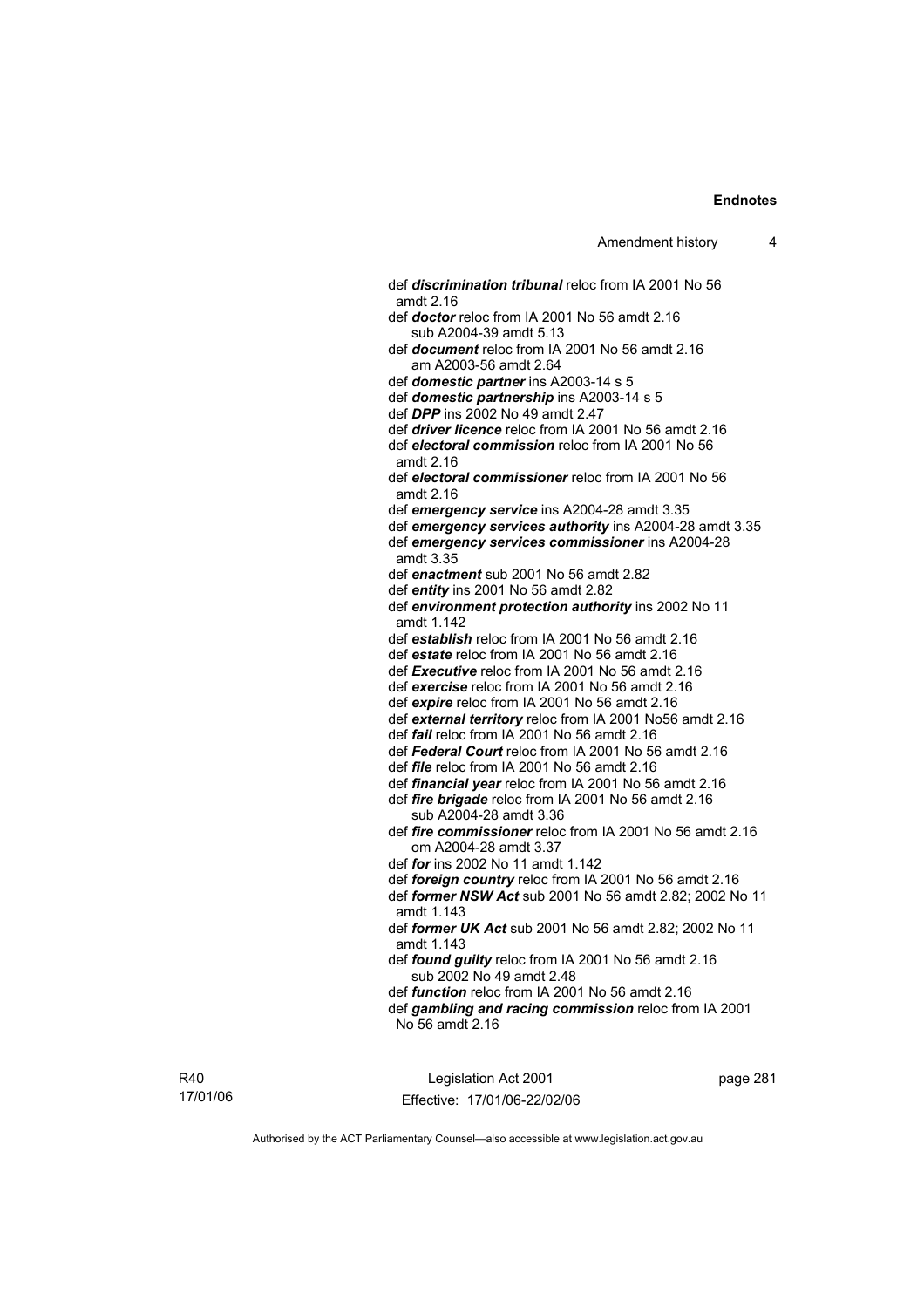def ***discrimination tribunal*** reloc from IA 2001 No 56 amdt 2.16

def ***doctor*** reloc from IA 2001 No 56 amdt 2.16
sub A2004-39 amdt 5.13

def ***document*** reloc from IA 2001 No 56 amdt 2.16
am A2003-56 amdt 2.64

def ***domestic partner*** ins A2003-14 s 5

def ***domestic partnership*** ins A2003-14 s 5

def ***DPP*** ins 2002 No 49 amdt 2.47

def ***driver licence*** reloc from IA 2001 No 56 amdt 2.16

def ***electoral commission*** reloc from IA 2001 No 56 amdt 2.16

def ***electoral commissioner*** reloc from IA 2001 No 56 amdt 2.16

def ***emergency service*** ins A2004-28 amdt 3.35

def ***emergency services authority*** ins A2004-28 amdt 3.35

def ***emergency services commissioner*** ins A2004-28 amdt 3.35

def ***enactment*** sub 2001 No 56 amdt 2.82

def ***entity*** ins 2001 No 56 amdt 2.82

def ***environment protection authority*** ins 2002 No 11 amdt 1.142

def ***establish*** reloc from IA 2001 No 56 amdt 2.16

def ***estate*** reloc from IA 2001 No 56 amdt 2.16

def ***Executive*** reloc from IA 2001 No 56 amdt 2.16

def ***exercise*** reloc from IA 2001 No 56 amdt 2.16

def ***expire*** reloc from IA 2001 No 56 amdt 2.16

def ***external territory*** reloc from IA 2001 No56 amdt 2.16

def ***fail*** reloc from IA 2001 No 56 amdt 2.16

def ***Federal Court*** reloc from IA 2001 No 56 amdt 2.16

def ***file*** reloc from IA 2001 No 56 amdt 2.16

def ***financial year*** reloc from IA 2001 No 56 amdt 2.16

def ***fire brigade*** reloc from IA 2001 No 56 amdt 2.16
sub A2004-28 amdt 3.36

def ***fire commissioner*** reloc from IA 2001 No 56 amdt 2.16
om A2004-28 amdt 3.37

def ***for*** ins 2002 No 11 amdt 1.142

def ***foreign country*** reloc from IA 2001 No 56 amdt 2.16

def ***former NSW Act*** sub 2001 No 56 amdt 2.82; 2002 No 11 amdt 1.143

def ***former UK Act*** sub 2001 No 56 amdt 2.82; 2002 No 11 amdt 1.143

def ***found guilty*** reloc from IA 2001 No 56 amdt 2.16
sub 2002 No 49 amdt 2.48

def ***function*** reloc from IA 2001 No 56 amdt 2.16

def ***gambling and racing commission*** reloc from IA 2001 No 56 amdt 2.16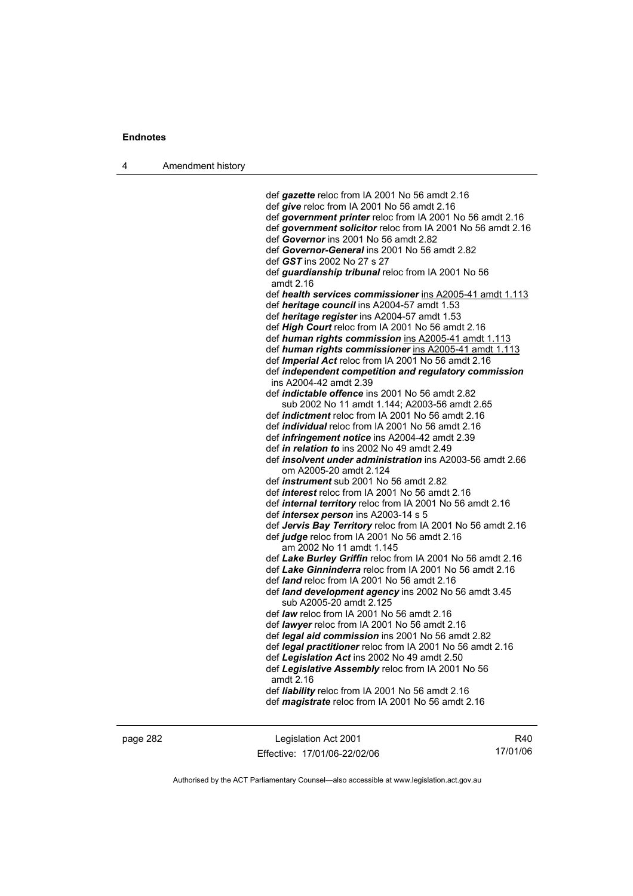def ***gazette*** reloc from IA 2001 No 56 amdt 2.16
def ***give*** reloc from IA 2001 No 56 amdt 2.16
def ***government printer*** reloc from IA 2001 No 56 amdt 2.16
def ***government solicitor*** reloc from IA 2001 No 56 amdt 2.16
def ***Governor*** ins 2001 No 56 amdt 2.82
def ***Governor-General*** ins 2001 No 56 amdt 2.82
def ***GST*** ins 2002 No 27 s 27
def ***guardianship tribunal*** reloc from IA 2001 No 56 amdt 2.16
def ***health services commissioner*** ins A2005-41 amdt 1.113
def ***heritage council*** ins A2004-57 amdt 1.53
def ***heritage register*** ins A2004-57 amdt 1.53
def ***High Court*** reloc from IA 2001 No 56 amdt 2.16
def ***human rights commission*** ins A2005-41 amdt 1.113
def ***human rights commissioner*** ins A2005-41 amdt 1.113
def ***Imperial Act*** reloc from IA 2001 No 56 amdt 2.16
def ***independent competition and regulatory commission*** ins A2004-42 amdt 2.39
def ***indictable offence*** ins 2001 No 56 amdt 2.82
  sub 2002 No 11 amdt 1.144; A2003-56 amdt 2.65
def ***indictment*** reloc from IA 2001 No 56 amdt 2.16
def ***individual*** reloc from IA 2001 No 56 amdt 2.16
def ***infringement notice*** ins A2004-42 amdt 2.39
def ***in relation to*** ins 2002 No 49 amdt 2.49
def ***insolvent under administration*** ins A2003-56 amdt 2.66
  om A2005-20 amdt 2.124
def ***instrument*** sub 2001 No 56 amdt 2.82
def ***interest*** reloc from IA 2001 No 56 amdt 2.16
def ***internal territory*** reloc from IA 2001 No 56 amdt 2.16
def ***intersex person*** ins A2003-14 s 5
def ***Jervis Bay Territory*** reloc from IA 2001 No 56 amdt 2.16
def ***judge*** reloc from IA 2001 No 56 amdt 2.16
  am 2002 No 11 amdt 1.145
def ***Lake Burley Griffin*** reloc from IA 2001 No 56 amdt 2.16
def ***Lake Ginninderra*** reloc from IA 2001 No 56 amdt 2.16
def ***land*** reloc from IA 2001 No 56 amdt 2.16
def ***land development agency*** ins 2002 No 56 amdt 3.45
  sub A2005-20 amdt 2.125
def ***law*** reloc from IA 2001 No 56 amdt 2.16
def ***lawyer*** reloc from IA 2001 No 56 amdt 2.16
def ***legal aid commission*** ins 2001 No 56 amdt 2.82
def ***legal practitioner*** reloc from IA 2001 No 56 amdt 2.16
def ***Legislation Act*** ins 2002 No 49 amdt 2.50
def ***Legislative Assembly*** reloc from IA 2001 No 56 amdt 2.16
def ***liability*** reloc from IA 2001 No 56 amdt 2.16
def ***magistrate*** reloc from IA 2001 No 56 amdt 2.16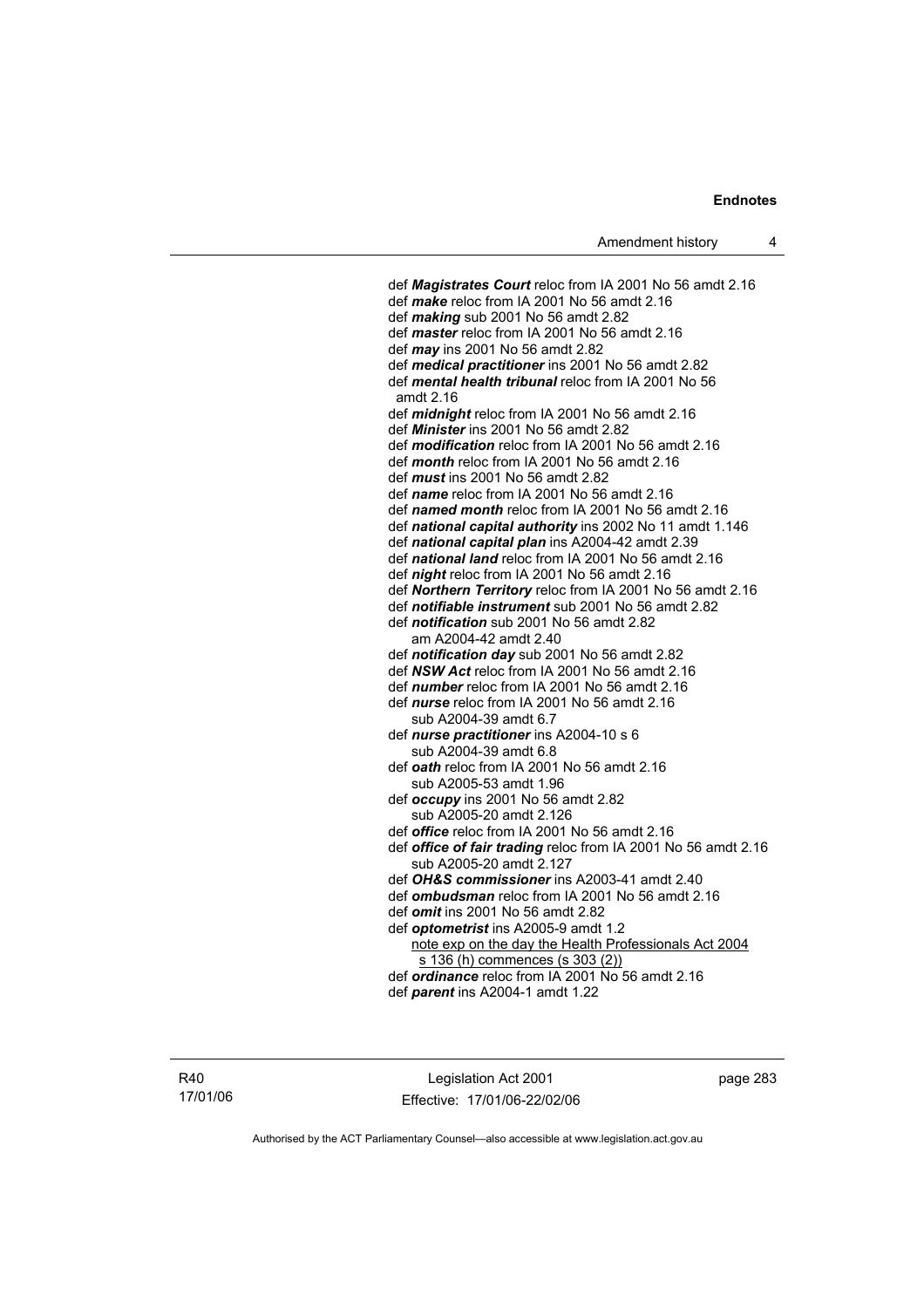def ***Magistrates Court*** reloc from IA 2001 No 56 amdt 2.16
def ***make*** reloc from IA 2001 No 56 amdt 2.16
def ***making*** sub 2001 No 56 amdt 2.82
def ***master*** reloc from IA 2001 No 56 amdt 2.16
def ***may*** ins 2001 No 56 amdt 2.82
def ***medical practitioner*** ins 2001 No 56 amdt 2.82
def ***mental health tribunal*** reloc from IA 2001 No 56 amdt 2.16
def ***midnight*** reloc from IA 2001 No 56 amdt 2.16
def ***Minister*** ins 2001 No 56 amdt 2.82
def ***modification*** reloc from IA 2001 No 56 amdt 2.16
def ***month*** reloc from IA 2001 No 56 amdt 2.16
def ***must*** ins 2001 No 56 amdt 2.82
def ***name*** reloc from IA 2001 No 56 amdt 2.16
def ***named month*** reloc from IA 2001 No 56 amdt 2.16
def ***national capital authority*** ins 2002 No 11 amdt 1.146
def ***national capital plan*** ins A2004-42 amdt 2.39
def ***national land*** reloc from IA 2001 No 56 amdt 2.16
def ***night*** reloc from IA 2001 No 56 amdt 2.16
def ***Northern Territory*** reloc from IA 2001 No 56 amdt 2.16
def ***notifiable instrument*** sub 2001 No 56 amdt 2.82
def ***notification*** sub 2001 No 56 amdt 2.82
am A2004-42 amdt 2.40
def ***notification day*** sub 2001 No 56 amdt 2.82
def ***NSW Act*** reloc from IA 2001 No 56 amdt 2.16
def ***number*** reloc from IA 2001 No 56 amdt 2.16
def ***nurse*** reloc from IA 2001 No 56 amdt 2.16
sub A2004-39 amdt 6.7
def ***nurse practitioner*** ins A2004-10 s 6
sub A2004-39 amdt 6.8
def ***oath*** reloc from IA 2001 No 56 amdt 2.16
sub A2005-53 amdt 1.96
def ***occupy*** ins 2001 No 56 amdt 2.82
sub A2005-20 amdt 2.126
def ***office*** reloc from IA 2001 No 56 amdt 2.16
def ***office of fair trading*** reloc from IA 2001 No 56 amdt 2.16
sub A2005-20 amdt 2.127
def ***OH&S commissioner*** ins A2003-41 amdt 2.40
def ***ombudsman*** reloc from IA 2001 No 56 amdt 2.16
def ***omit*** ins 2001 No 56 amdt 2.82
def ***optometrist*** ins A2005-9 amdt 1.2
note exp on the day the Health Professionals Act 2004 s 136 (h) commences (s 303 (2))
def ***ordinance*** reloc from IA 2001 No 56 amdt 2.16
def ***parent*** ins A2004-1 amdt 1.22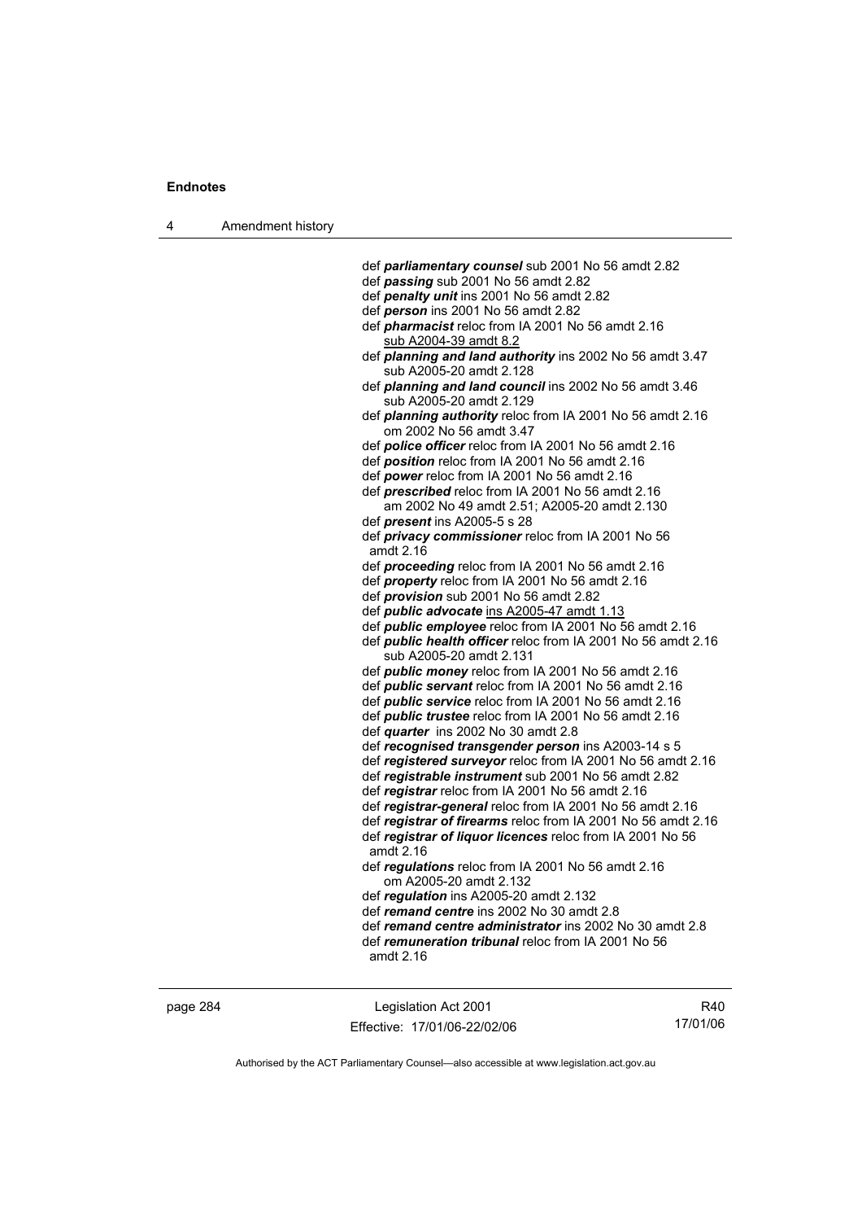def ***parliamentary counsel*** sub 2001 No 56 amdt 2.82
def ***passing*** sub 2001 No 56 amdt 2.82
def ***penalty unit*** ins 2001 No 56 amdt 2.82
def ***person*** ins 2001 No 56 amdt 2.82
def ***pharmacist*** reloc from IA 2001 No 56 amdt 2.16
  sub A2004-39 amdt 8.2
def ***planning and land authority*** ins 2002 No 56 amdt 3.47
  sub A2005-20 amdt 2.128
def ***planning and land council*** ins 2002 No 56 amdt 3.46
  sub A2005-20 amdt 2.129
def ***planning authority*** reloc from IA 2001 No 56 amdt 2.16
  om 2002 No 56 amdt 3.47
def ***police officer*** reloc from IA 2001 No 56 amdt 2.16
def ***position*** reloc from IA 2001 No 56 amdt 2.16
def ***power*** reloc from IA 2001 No 56 amdt 2.16
def ***prescribed*** reloc from IA 2001 No 56 amdt 2.16
  am 2002 No 49 amdt 2.51; A2005-20 amdt 2.130
def ***present*** ins A2005-5 s 28
def ***privacy commissioner*** reloc from IA 2001 No 56 amdt 2.16
def ***proceeding*** reloc from IA 2001 No 56 amdt 2.16
def ***property*** reloc from IA 2001 No 56 amdt 2.16
def ***provision*** sub 2001 No 56 amdt 2.82
def ***public advocate*** ins A2005-47 amdt 1.13
def ***public employee*** reloc from IA 2001 No 56 amdt 2.16
def ***public health officer*** reloc from IA 2001 No 56 amdt 2.16
  sub A2005-20 amdt 2.131
def ***public money*** reloc from IA 2001 No 56 amdt 2.16
def ***public servant*** reloc from IA 2001 No 56 amdt 2.16
def ***public service*** reloc from IA 2001 No 56 amdt 2.16
def ***public trustee*** reloc from IA 2001 No 56 amdt 2.16
def ***quarter*** ins 2002 No 30 amdt 2.8
def ***recognised transgender person*** ins A2003-14 s 5
def ***registered surveyor*** reloc from IA 2001 No 56 amdt 2.16
def ***registrable instrument*** sub 2001 No 56 amdt 2.82
def ***registrar*** reloc from IA 2001 No 56 amdt 2.16
def ***registrar-general*** reloc from IA 2001 No 56 amdt 2.16
def ***registrar of firearms*** reloc from IA 2001 No 56 amdt 2.16
def ***registrar of liquor licences*** reloc from IA 2001 No 56 amdt 2.16
def ***regulations*** reloc from IA 2001 No 56 amdt 2.16
  om A2005-20 amdt 2.132
def ***regulation*** ins A2005-20 amdt 2.132
def ***remand centre*** ins 2002 No 30 amdt 2.8
def ***remand centre administrator*** ins 2002 No 30 amdt 2.8
def ***remuneration tribunal*** reloc from IA 2001 No 56 amdt 2.16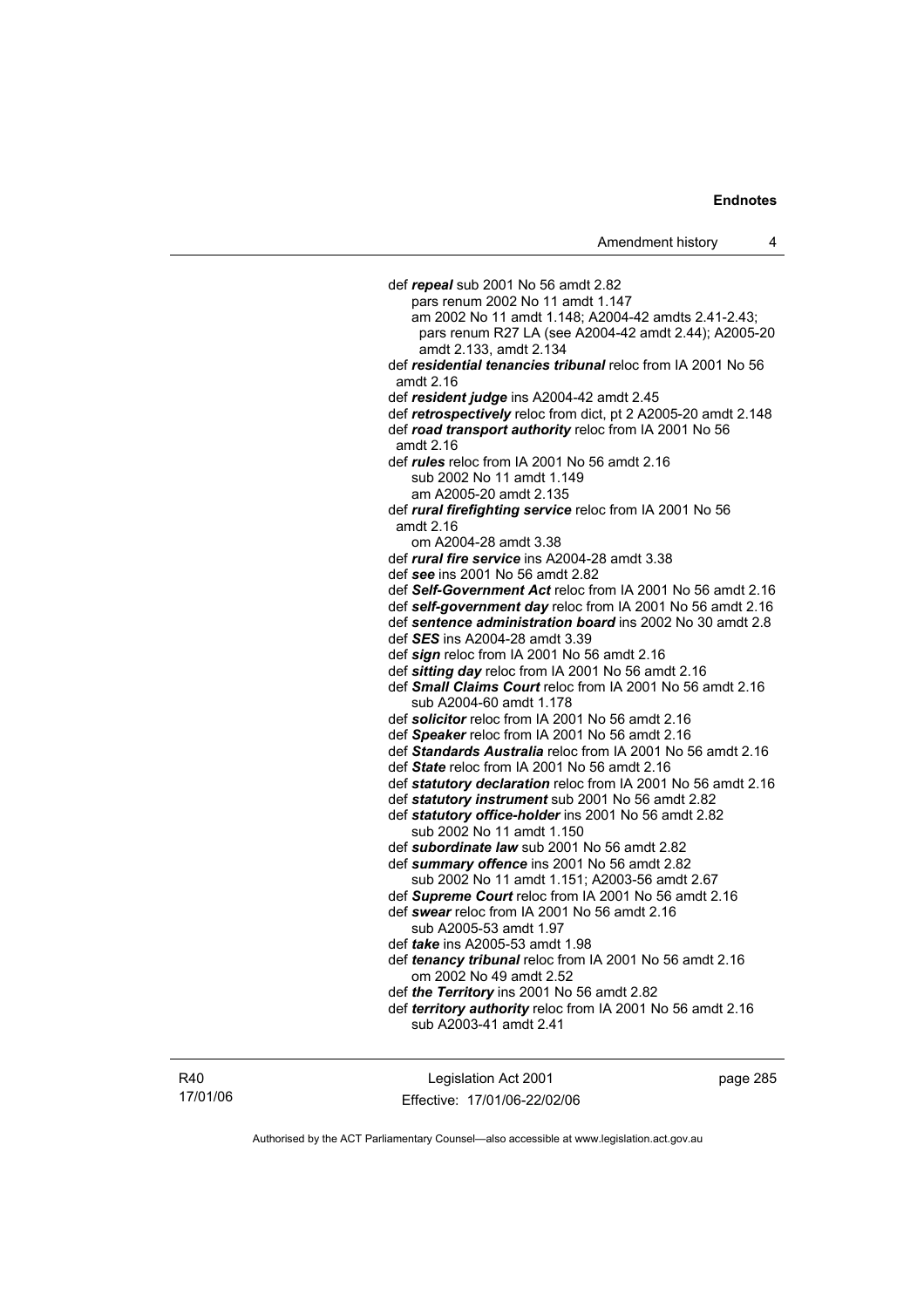def ***repeal*** sub 2001 No 56 amdt 2.82
pars renum 2002 No 11 amdt 1.147
am 2002 No 11 amdt 1.148; A2004-42 amdts 2.41-2.43; pars renum R27 LA (see A2004-42 amdt 2.44); A2005-20 amdt 2.133, amdt 2.134

def ***residential tenancies tribunal*** reloc from IA 2001 No 56 amdt 2.16

def ***resident judge*** ins A2004-42 amdt 2.45

def ***retrospectively*** reloc from dict, pt 2 A2005-20 amdt 2.148

def ***road transport authority*** reloc from IA 2001 No 56 amdt 2.16

def ***rules*** reloc from IA 2001 No 56 amdt 2.16
sub 2002 No 11 amdt 1.149
am A2005-20 amdt 2.135

def ***rural firefighting service*** reloc from IA 2001 No 56 amdt 2.16
om A2004-28 amdt 3.38

def ***rural fire service*** ins A2004-28 amdt 3.38

def ***see*** ins 2001 No 56 amdt 2.82

def ***Self-Government Act*** reloc from IA 2001 No 56 amdt 2.16

def ***self-government day*** reloc from IA 2001 No 56 amdt 2.16

def ***sentence administration board*** ins 2002 No 30 amdt 2.8

def ***SES*** ins A2004-28 amdt 3.39

def ***sign*** reloc from IA 2001 No 56 amdt 2.16

def ***sitting day*** reloc from IA 2001 No 56 amdt 2.16

def ***Small Claims Court*** reloc from IA 2001 No 56 amdt 2.16
sub A2004-60 amdt 1.178

def ***solicitor*** reloc from IA 2001 No 56 amdt 2.16

def ***Speaker*** reloc from IA 2001 No 56 amdt 2.16

def ***Standards Australia*** reloc from IA 2001 No 56 amdt 2.16

def ***State*** reloc from IA 2001 No 56 amdt 2.16

def ***statutory declaration*** reloc from IA 2001 No 56 amdt 2.16

def ***statutory instrument*** sub 2001 No 56 amdt 2.82

def ***statutory office-holder*** ins 2001 No 56 amdt 2.82
sub 2002 No 11 amdt 1.150

def ***subordinate law*** sub 2001 No 56 amdt 2.82

def ***summary offence*** ins 2001 No 56 amdt 2.82
sub 2002 No 11 amdt 1.151; A2003-56 amdt 2.67

def ***Supreme Court*** reloc from IA 2001 No 56 amdt 2.16

def ***swear*** reloc from IA 2001 No 56 amdt 2.16
sub A2005-53 amdt 1.97

def ***take*** ins A2005-53 amdt 1.98

def ***tenancy tribunal*** reloc from IA 2001 No 56 amdt 2.16
om 2002 No 49 amdt 2.52

def ***the Territory*** ins 2001 No 56 amdt 2.82

def ***territory authority*** reloc from IA 2001 No 56 amdt 2.16
sub A2003-41 amdt 2.41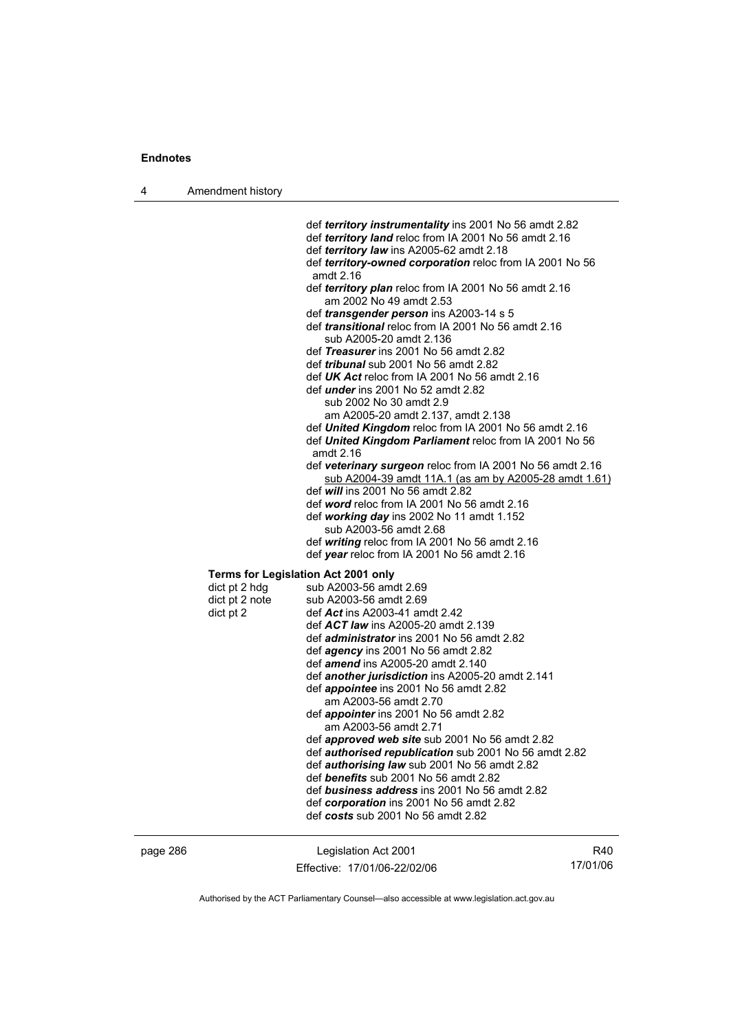def ***territory instrumentality*** ins 2001 No 56 amdt 2.82
def ***territory land*** reloc from IA 2001 No 56 amdt 2.16
def ***territory law*** ins A2005-62 amdt 2.18
def ***territory-owned corporation*** reloc from IA 2001 No 56 amdt 2.16
def ***territory plan*** reloc from IA 2001 No 56 amdt 2.16
am 2002 No 49 amdt 2.53
def ***transgender person*** ins A2003-14 s 5
def ***transitional*** reloc from IA 2001 No 56 amdt 2.16
sub A2005-20 amdt 2.136
def ***Treasurer*** ins 2001 No 56 amdt 2.82
def ***tribunal*** sub 2001 No 56 amdt 2.82
def ***UK Act*** reloc from IA 2001 No 56 amdt 2.16
def ***under*** ins 2001 No 52 amdt 2.82
sub 2002 No 30 amdt 2.9
am A2005-20 amdt 2.137, amdt 2.138
def ***United Kingdom*** reloc from IA 2001 No 56 amdt 2.16
def ***United Kingdom Parliament*** reloc from IA 2001 No 56 amdt 2.16
def ***veterinary surgeon*** reloc from IA 2001 No 56 amdt 2.16
sub A2004-39 amdt 11A.1 (as am by A2005-28 amdt 1.61)
def ***will*** ins 2001 No 56 amdt 2.82
def ***word*** reloc from IA 2001 No 56 amdt 2.16
def ***working day*** ins 2002 No 11 amdt 1.152
sub A2003-56 amdt 2.68
def ***writing*** reloc from IA 2001 No 56 amdt 2.16
def ***year*** reloc from IA 2001 No 56 amdt 2.16

**Terms for Legislation Act 2001 only**

dict pt 2 hdg sub A2003-56 amdt 2.69
dict pt 2 note sub A2003-56 amdt 2.69
dict pt 2 def ***Act*** ins A2003-41 amdt 2.42
def ***ACT law*** ins A2005-20 amdt 2.139
def ***administrator*** ins 2001 No 56 amdt 2.82
def ***agency*** ins 2001 No 56 amdt 2.82
def ***amend*** ins A2005-20 amdt 2.140
def ***another jurisdiction*** ins A2005-20 amdt 2.141
def ***appointee*** ins 2001 No 56 amdt 2.82
am A2003-56 amdt 2.70
def ***appointer*** ins 2001 No 56 amdt 2.82
am A2003-56 amdt 2.71
def ***approved web site*** sub 2001 No 56 amdt 2.82
def ***authorised republication*** sub 2001 No 56 amdt 2.82
def ***authorising law*** sub 2001 No 56 amdt 2.82
def ***benefits*** sub 2001 No 56 amdt 2.82
def ***business address*** ins 2001 No 56 amdt 2.82
def ***corporation*** ins 2001 No 56 amdt 2.82
def ***costs*** sub 2001 No 56 amdt 2.82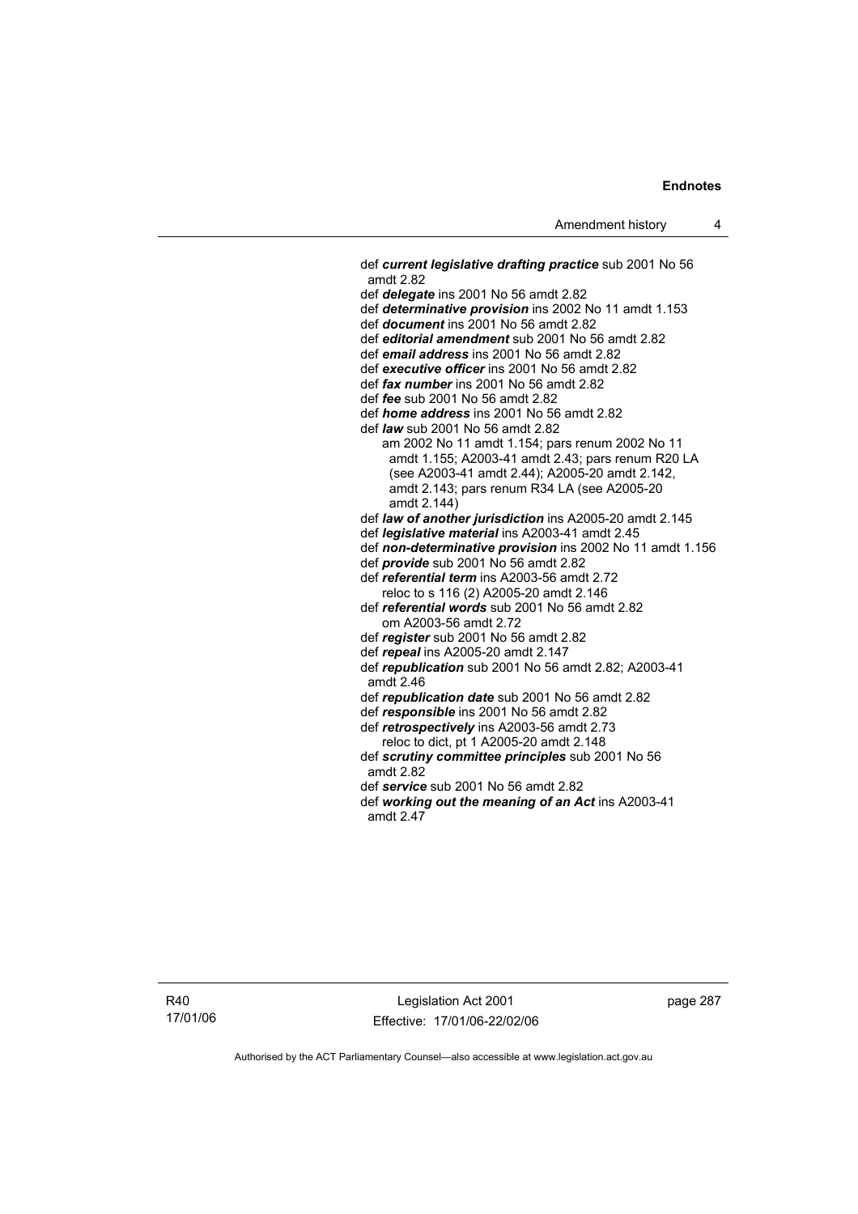def ***current legislative drafting practice*** sub 2001 No 56 amdt 2.82
def ***delegate*** ins 2001 No 56 amdt 2.82
def ***determinative provision*** ins 2002 No 11 amdt 1.153
def ***document*** ins 2001 No 56 amdt 2.82
def ***editorial amendment*** sub 2001 No 56 amdt 2.82
def ***email address*** ins 2001 No 56 amdt 2.82
def ***executive officer*** ins 2001 No 56 amdt 2.82
def ***fax number*** ins 2001 No 56 amdt 2.82
def ***fee*** sub 2001 No 56 amdt 2.82
def ***home address*** ins 2001 No 56 amdt 2.82
def ***law*** sub 2001 No 56 amdt 2.82
am 2002 No 11 amdt 1.154; pars renum 2002 No 11 amdt 1.155; A2003-41 amdt 2.43; pars renum R20 LA (see A2003-41 amdt 2.44); A2005-20 amdt 2.142, amdt 2.143; pars renum R34 LA (see A2005-20 amdt 2.144)
def ***law of another jurisdiction*** ins A2005-20 amdt 2.145
def ***legislative material*** ins A2003-41 amdt 2.45
def ***non-determinative provision*** ins 2002 No 11 amdt 1.156
def ***provide*** sub 2001 No 56 amdt 2.82
def ***referential term*** ins A2003-56 amdt 2.72
reloc to s 116 (2) A2005-20 amdt 2.146
def ***referential words*** sub 2001 No 56 amdt 2.82
om A2003-56 amdt 2.72
def ***register*** sub 2001 No 56 amdt 2.82
def ***repeal*** ins A2005-20 amdt 2.147
def ***republication*** sub 2001 No 56 amdt 2.82; A2003-41 amdt 2.46
def ***republication date*** sub 2001 No 56 amdt 2.82
def ***responsible*** ins 2001 No 56 amdt 2.82
def ***retrospectively*** ins A2003-56 amdt 2.73
reloc to dict, pt 1 A2005-20 amdt 2.148
def ***scrutiny committee principles*** sub 2001 No 56 amdt 2.82
def ***service*** sub 2001 No 56 amdt 2.82
def ***working out the meaning of an Act*** ins A2003-41 amdt 2.47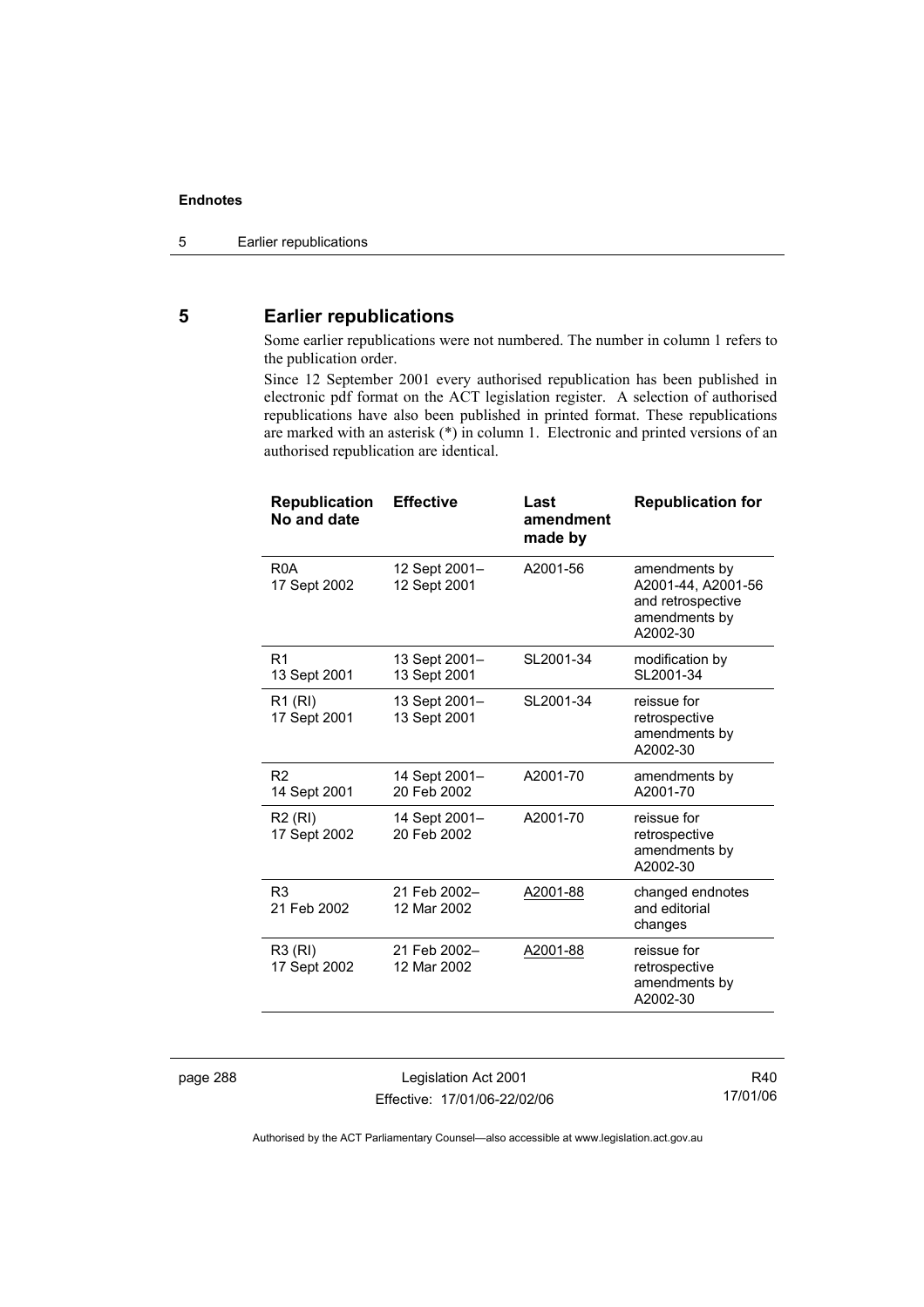## 5 Earlier republications

Some earlier republications were not numbered. The number in column 1 refers to the publication order.

Since 12 September 2001 every authorised republication has been published in electronic pdf format on the ACT legislation register. A selection of authorised republications have also been published in printed format. These republications are marked with an asterisk (*) in column 1. Electronic and printed versions of an authorised republication are identical.

| Republication No and date | Effective | Last amendment made by | Republication for |
|---|---|---|---|
| R0A 17 Sept 2002 | 12 Sept 2001– 12 Sept 2001 | A2001-56 | amendments by A2001-44, A2001-56 and retrospective amendments by A2002-30 |
| R1 13 Sept 2001 | 13 Sept 2001– 13 Sept 2001 | SL2001-34 | modification by SL2001-34 |
| R1 (RI) 17 Sept 2001 | 13 Sept 2001– 13 Sept 2001 | SL2001-34 | reissue for retrospective amendments by A2002-30 |
| R2 14 Sept 2001 | 14 Sept 2001– 20 Feb 2002 | A2001-70 | amendments by A2001-70 |
| R2 (RI) 17 Sept 2002 | 14 Sept 2001– 20 Feb 2002 | A2001-70 | reissue for retrospective amendments by A2002-30 |
| R3 21 Feb 2002 | 21 Feb 2002– 12 Mar 2002 | A2001-88 | changed endnotes and editorial changes |
| R3 (RI) 17 Sept 2002 | 21 Feb 2002– 12 Mar 2002 | A2001-88 | reissue for retrospective amendments by A2002-30 |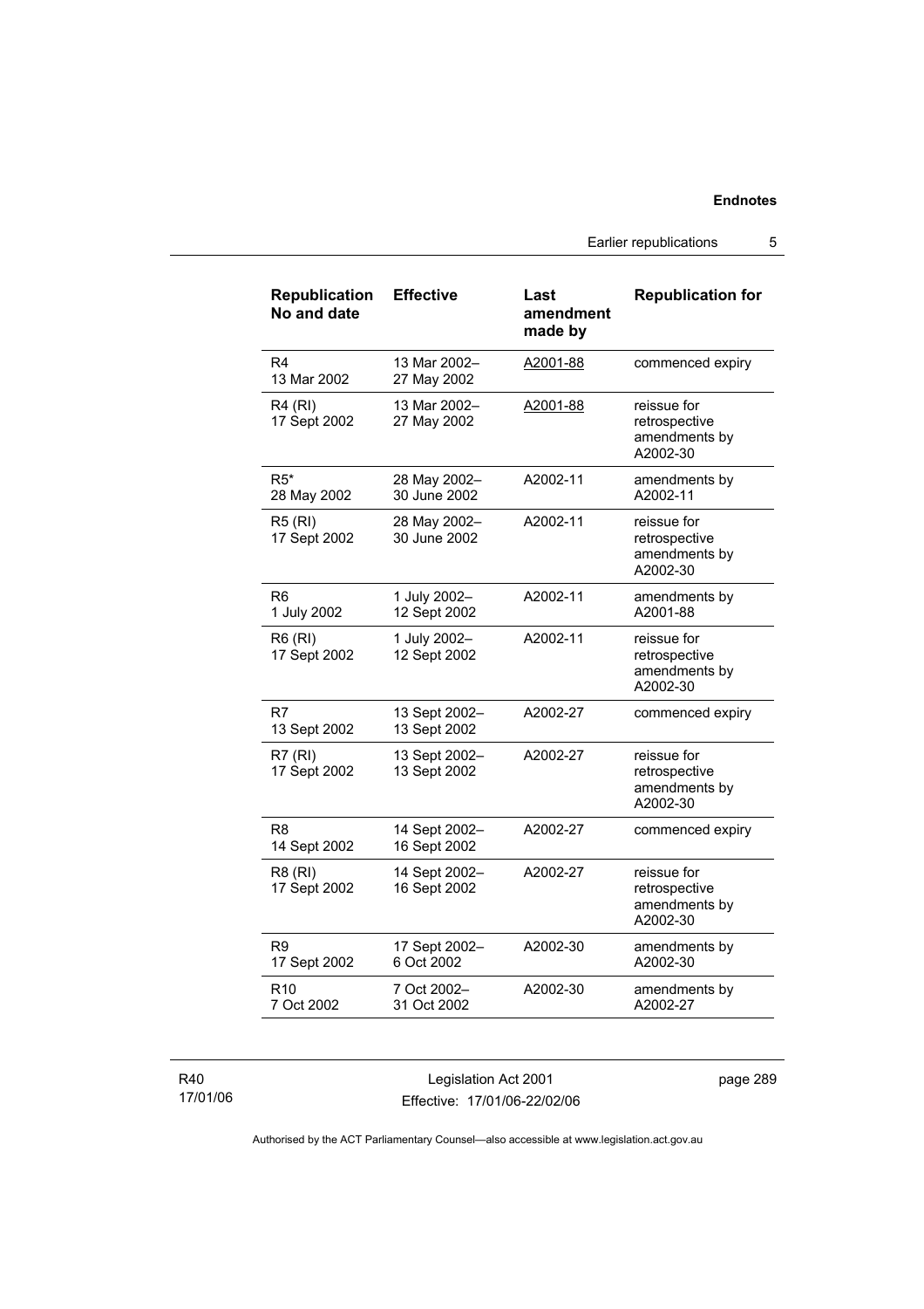| Republication No and date | Effective | Last amendment made by | Republication for |
|---|---|---|---|
| R4<br>13 Mar 2002 | 13 Mar 2002–<br>27 May 2002 | A2001-88 | commenced expiry |
| R4 (RI)<br>17 Sept 2002 | 13 Mar 2002–<br>27 May 2002 | A2001-88 | reissue for retrospective amendments by A2002-30 |
| R5*<br>28 May 2002 | 28 May 2002–<br>30 June 2002 | A2002-11 | amendments by A2002-11 |
| R5 (RI)<br>17 Sept 2002 | 28 May 2002–<br>30 June 2002 | A2002-11 | reissue for retrospective amendments by A2002-30 |
| R6<br>1 July 2002 | 1 July 2002–<br>12 Sept 2002 | A2002-11 | amendments by A2001-88 |
| R6 (RI)<br>17 Sept 2002 | 1 July 2002–<br>12 Sept 2002 | A2002-11 | reissue for retrospective amendments by A2002-30 |
| R7<br>13 Sept 2002 | 13 Sept 2002–<br>13 Sept 2002 | A2002-27 | commenced expiry |
| R7 (RI)<br>17 Sept 2002 | 13 Sept 2002–<br>13 Sept 2002 | A2002-27 | reissue for retrospective amendments by A2002-30 |
| R8<br>14 Sept 2002 | 14 Sept 2002–<br>16 Sept 2002 | A2002-27 | commenced expiry |
| R8 (RI)<br>17 Sept 2002 | 14 Sept 2002–<br>16 Sept 2002 | A2002-27 | reissue for retrospective amendments by A2002-30 |
| R9<br>17 Sept 2002 | 17 Sept 2002–<br>6 Oct 2002 | A2002-30 | amendments by A2002-30 |
| R10<br>7 Oct 2002 | 7 Oct 2002–<br>31 Oct 2002 | A2002-30 | amendments by A2002-27 |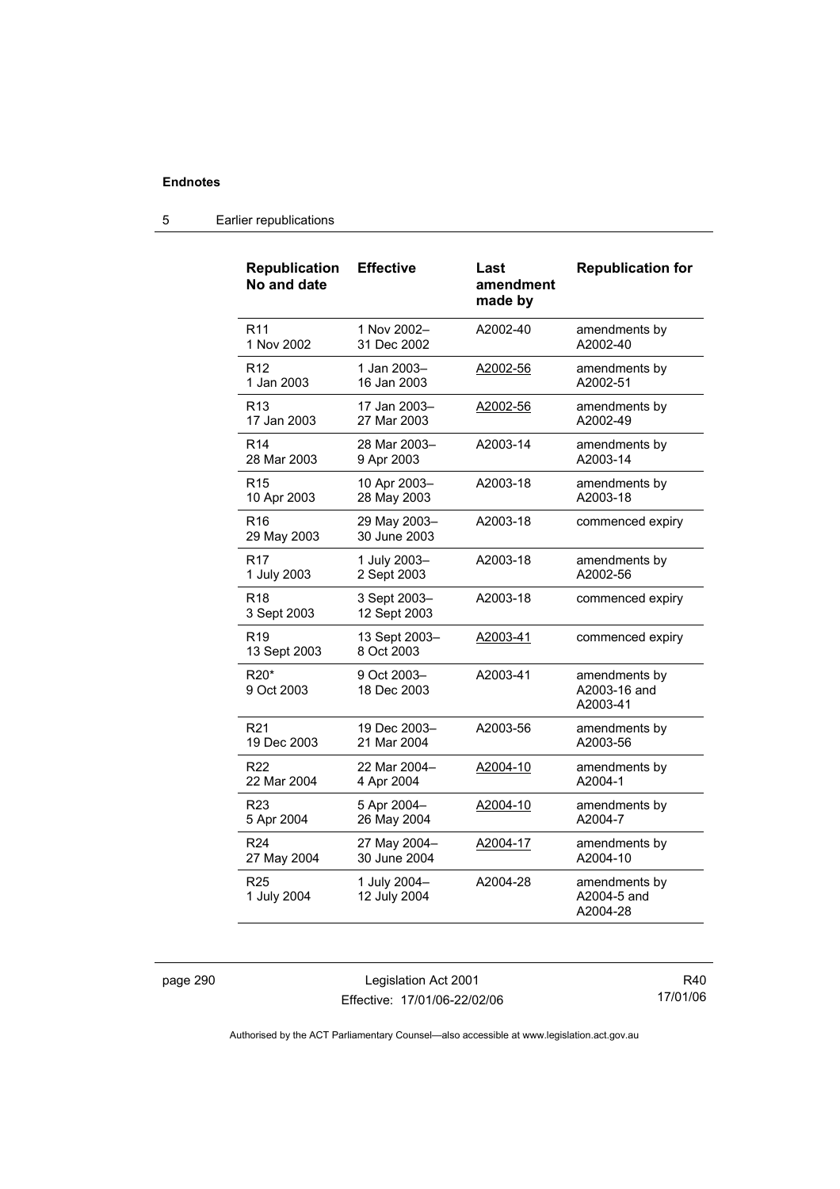| Republication No and date | Effective | Last amendment made by | Republication for |
|---|---|---|---|
| R11 1 Nov 2002 | 1 Nov 2002– 31 Dec 2002 | A2002-40 | amendments by A2002-40 |
| R12 1 Jan 2003 | 1 Jan 2003– 16 Jan 2003 | A2002-56 | amendments by A2002-51 |
| R13 17 Jan 2003 | 17 Jan 2003– 27 Mar 2003 | A2002-56 | amendments by A2002-49 |
| R14 28 Mar 2003 | 28 Mar 2003– 9 Apr 2003 | A2003-14 | amendments by A2003-14 |
| R15 10 Apr 2003 | 10 Apr 2003– 28 May 2003 | A2003-18 | amendments by A2003-18 |
| R16 29 May 2003 | 29 May 2003– 30 June 2003 | A2003-18 | commenced expiry |
| R17 1 July 2003 | 1 July 2003– 2 Sept 2003 | A2003-18 | amendments by A2002-56 |
| R18 3 Sept 2003 | 3 Sept 2003– 12 Sept 2003 | A2003-18 | commenced expiry |
| R19 13 Sept 2003 | 13 Sept 2003– 8 Oct 2003 | A2003-41 | commenced expiry |
| R20* 9 Oct 2003 | 9 Oct 2003– 18 Dec 2003 | A2003-41 | amendments by A2003-16 and A2003-41 |
| R21 19 Dec 2003 | 19 Dec 2003– 21 Mar 2004 | A2003-56 | amendments by A2003-56 |
| R22 22 Mar 2004 | 22 Mar 2004– 4 Apr 2004 | A2004-10 | amendments by A2004-1 |
| R23 5 Apr 2004 | 5 Apr 2004– 26 May 2004 | A2004-10 | amendments by A2004-7 |
| R24 27 May 2004 | 27 May 2004– 30 June 2004 | A2004-17 | amendments by A2004-10 |
| R25 1 July 2004 | 1 July 2004– 12 July 2004 | A2004-28 | amendments by A2004-5 and A2004-28 |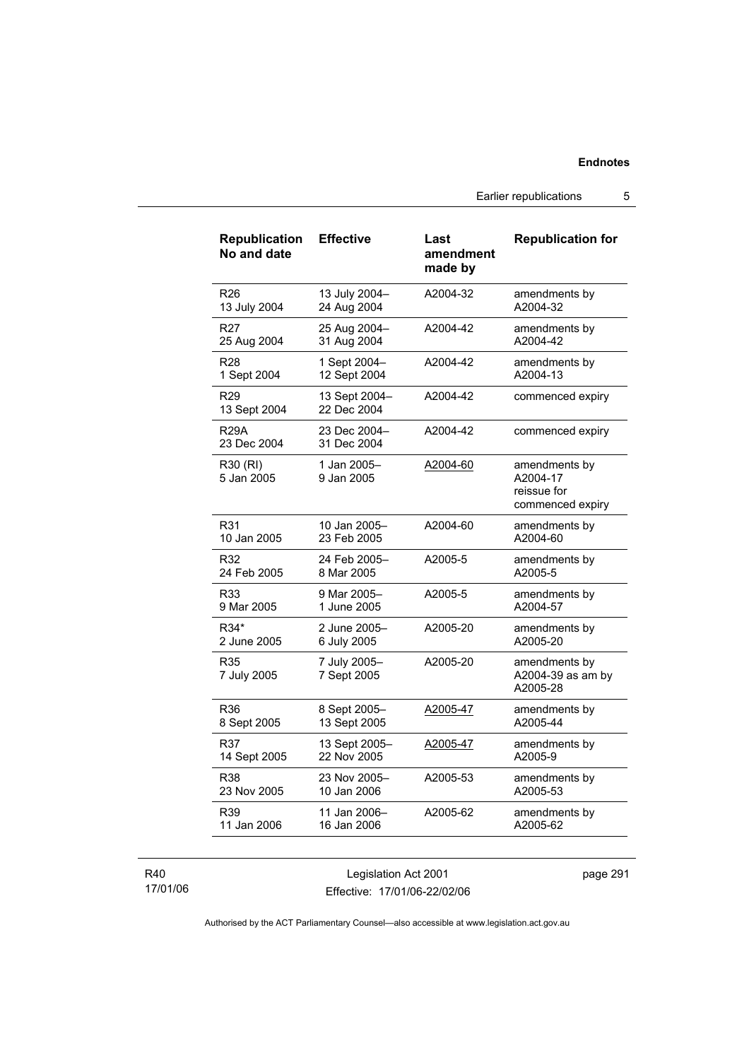| Republication No and date | Effective | Last amendment made by | Republication for |
|---|---|---|---|
| R26<br>13 July 2004 | 13 July 2004–<br>24 Aug 2004 | A2004-32 | amendments by A2004-32 |
| R27<br>25 Aug 2004 | 25 Aug 2004–<br>31 Aug 2004 | A2004-42 | amendments by A2004-42 |
| R28<br>1 Sept 2004 | 1 Sept 2004–<br>12 Sept 2004 | A2004-42 | amendments by A2004-13 |
| R29<br>13 Sept 2004 | 13 Sept 2004–<br>22 Dec 2004 | A2004-42 | commenced expiry |
| R29A<br>23 Dec 2004 | 23 Dec 2004–<br>31 Dec 2004 | A2004-42 | commenced expiry |
| R30 (RI)<br>5 Jan 2005 | 1 Jan 2005–<br>9 Jan 2005 | A2004-60 | amendments by A2004-17<br>reissue for commenced expiry |
| R31<br>10 Jan 2005 | 10 Jan 2005–<br>23 Feb 2005 | A2004-60 | amendments by A2004-60 |
| R32<br>24 Feb 2005 | 24 Feb 2005–<br>8 Mar 2005 | A2005-5 | amendments by A2005-5 |
| R33<br>9 Mar 2005 | 9 Mar 2005–<br>1 June 2005 | A2005-5 | amendments by A2004-57 |
| R34*<br>2 June 2005 | 2 June 2005–<br>6 July 2005 | A2005-20 | amendments by A2005-20 |
| R35<br>7 July 2005 | 7 July 2005–<br>7 Sept 2005 | A2005-20 | amendments by A2004-39 as am by A2005-28 |
| R36<br>8 Sept 2005 | 8 Sept 2005–<br>13 Sept 2005 | A2005-47 | amendments by A2005-44 |
| R37<br>14 Sept 2005 | 13 Sept 2005–<br>22 Nov 2005 | A2005-47 | amendments by A2005-9 |
| R38<br>23 Nov 2005 | 23 Nov 2005–<br>10 Jan 2006 | A2005-53 | amendments by A2005-53 |
| R39<br>11 Jan 2006 | 11 Jan 2006–<br>16 Jan 2006 | A2005-62 | amendments by A2005-62 |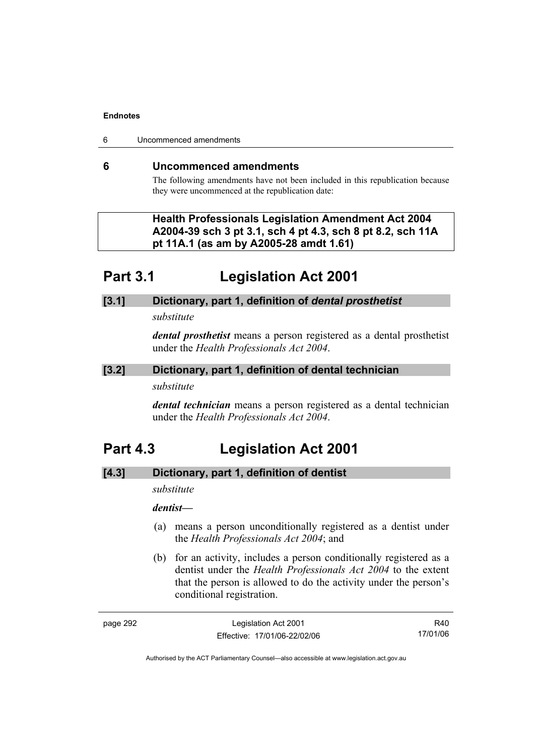## 6 Uncommenced amendments

The following amendments have not been included in this republication because they were uncommenced at the republication date:

**Health Professionals Legislation Amendment Act 2004 A2004-39 sch 3 pt 3.1, sch 4 pt 4.3, sch 8 pt 8.2, sch 11A pt 11A.1 (as am by A2005-28 amdt 1.61)**

# Part 3.1 Legislation Act 2001

### [3.1] Dictionary, part 1, definition of *dental prosthetist*

*substitute*

***dental prosthetist*** means a person registered as a dental prosthetist under the *Health Professionals Act 2004*.

### [3.2] Dictionary, part 1, definition of dental technician

*substitute*

***dental technician*** means a person registered as a dental technician under the *Health Professionals Act 2004*.

# Part 4.3 Legislation Act 2001

### [4.3] Dictionary, part 1, definition of dentist

*substitute*

***dentist***—

(a) means a person unconditionally registered as a dentist under the *Health Professionals Act 2004*; and

(b) for an activity, includes a person conditionally registered as a dentist under the *Health Professionals Act 2004* to the extent that the person is allowed to do the activity under the person's conditional registration.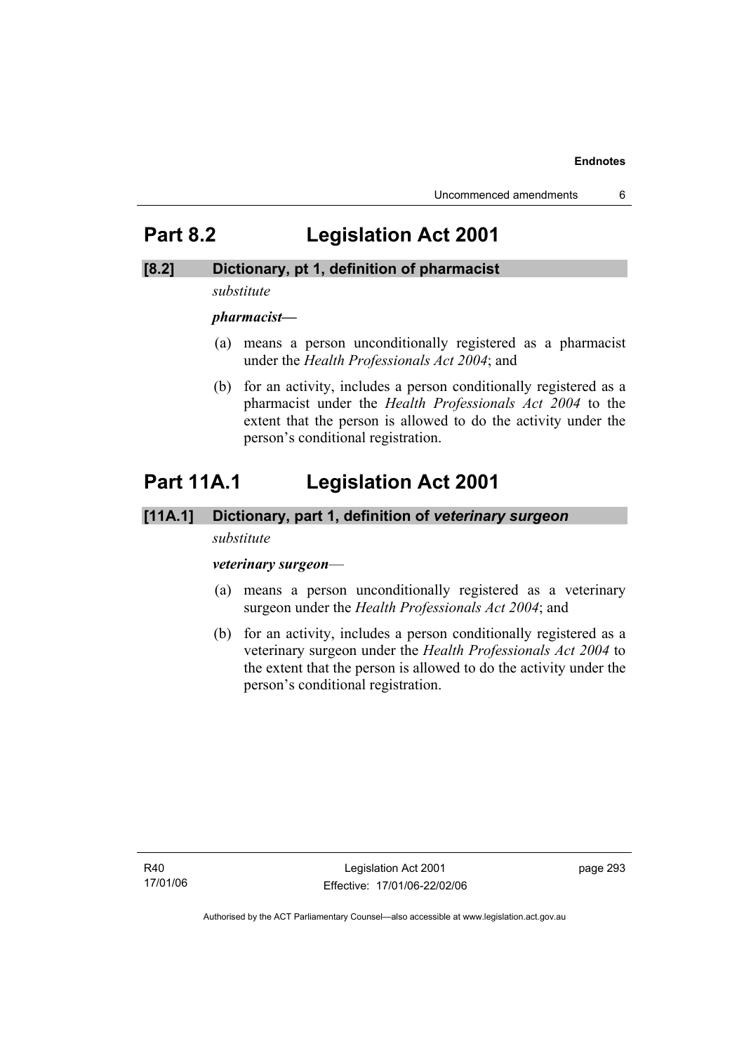## Part 8.2 Legislation Act 2001

### [8.2] Dictionary, pt 1, definition of pharmacist

*substitute*

***pharmacist***—

(a) means a person unconditionally registered as a pharmacist under the *Health Professionals Act 2004*; and

(b) for an activity, includes a person conditionally registered as a pharmacist under the *Health Professionals Act 2004* to the extent that the person is allowed to do the activity under the person's conditional registration.

## Part 11A.1 Legislation Act 2001

### [11A.1] Dictionary, part 1, definition of *veterinary surgeon*

*substitute*

***veterinary surgeon***—

(a) means a person unconditionally registered as a veterinary surgeon under the *Health Professionals Act 2004*; and

(b) for an activity, includes a person conditionally registered as a veterinary surgeon under the *Health Professionals Act 2004* to the extent that the person is allowed to do the activity under the person's conditional registration.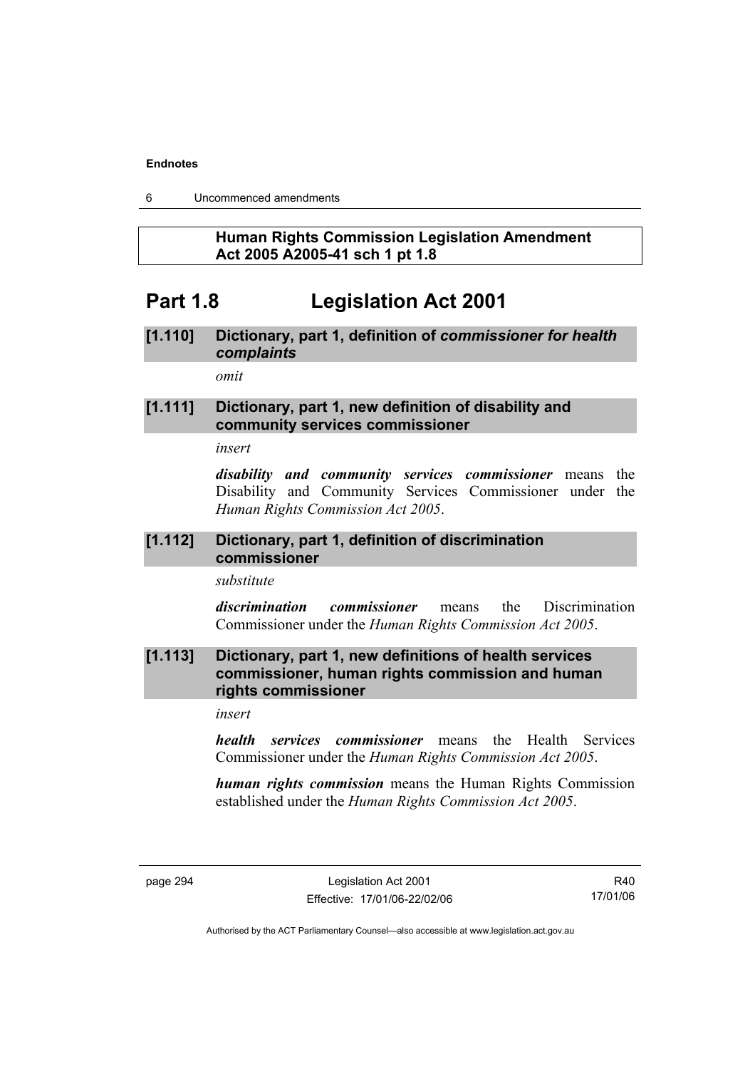**Human Rights Commission Legislation Amendment Act 2005 A2005-41 sch 1 pt 1.8**

# Part 1.8 Legislation Act 2001

### [1.110] Dictionary, part 1, definition of *commissioner for health complaints*

*omit*

### [1.111] Dictionary, part 1, new definition of disability and community services commissioner

*insert*

***disability and community services commissioner*** means the Disability and Community Services Commissioner under the *Human Rights Commission Act 2005*.

### [1.112] Dictionary, part 1, definition of discrimination commissioner

*substitute*

***discrimination commissioner*** means the Discrimination Commissioner under the *Human Rights Commission Act 2005*.

### [1.113] Dictionary, part 1, new definitions of health services commissioner, human rights commission and human rights commissioner

*insert*

***health services commissioner*** means the Health Services Commissioner under the *Human Rights Commission Act 2005*.

***human rights commission*** means the Human Rights Commission established under the *Human Rights Commission Act 2005*.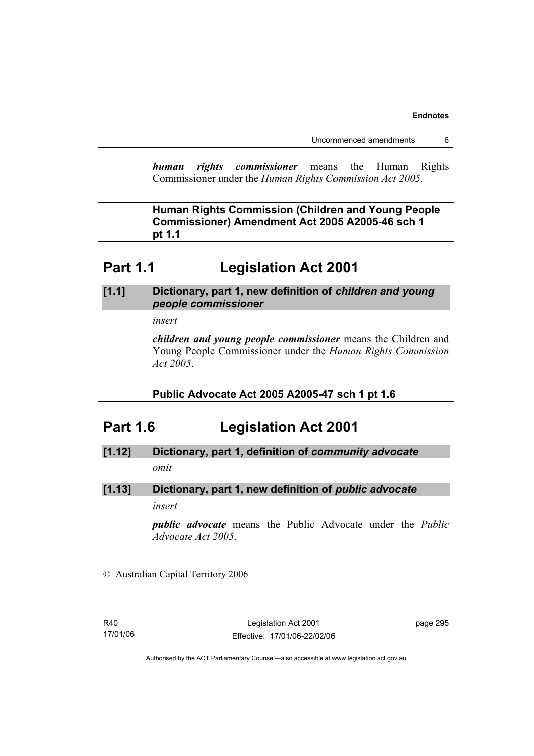***human rights commissioner*** means the Human Rights Commissioner under the *Human Rights Commission Act 2005*.

**Human Rights Commission (Children and Young People Commissioner) Amendment Act 2005 A2005-46 sch 1 pt 1.1**

## Part 1.1 Legislation Act 2001

### [1.1] Dictionary, part 1, new definition of *children and young people commissioner*

*insert*

***children and young people commissioner*** means the Children and Young People Commissioner under the *Human Rights Commission Act 2005*.

**Public Advocate Act 2005 A2005-47 sch 1 pt 1.6**

## Part 1.6 Legislation Act 2001

### [1.12] Dictionary, part 1, definition of *community advocate*

*omit*

### [1.13] Dictionary, part 1, new definition of *public advocate*

*insert*

***public advocate*** means the Public Advocate under the *Public Advocate Act 2005*.

© Australian Capital Territory 2006